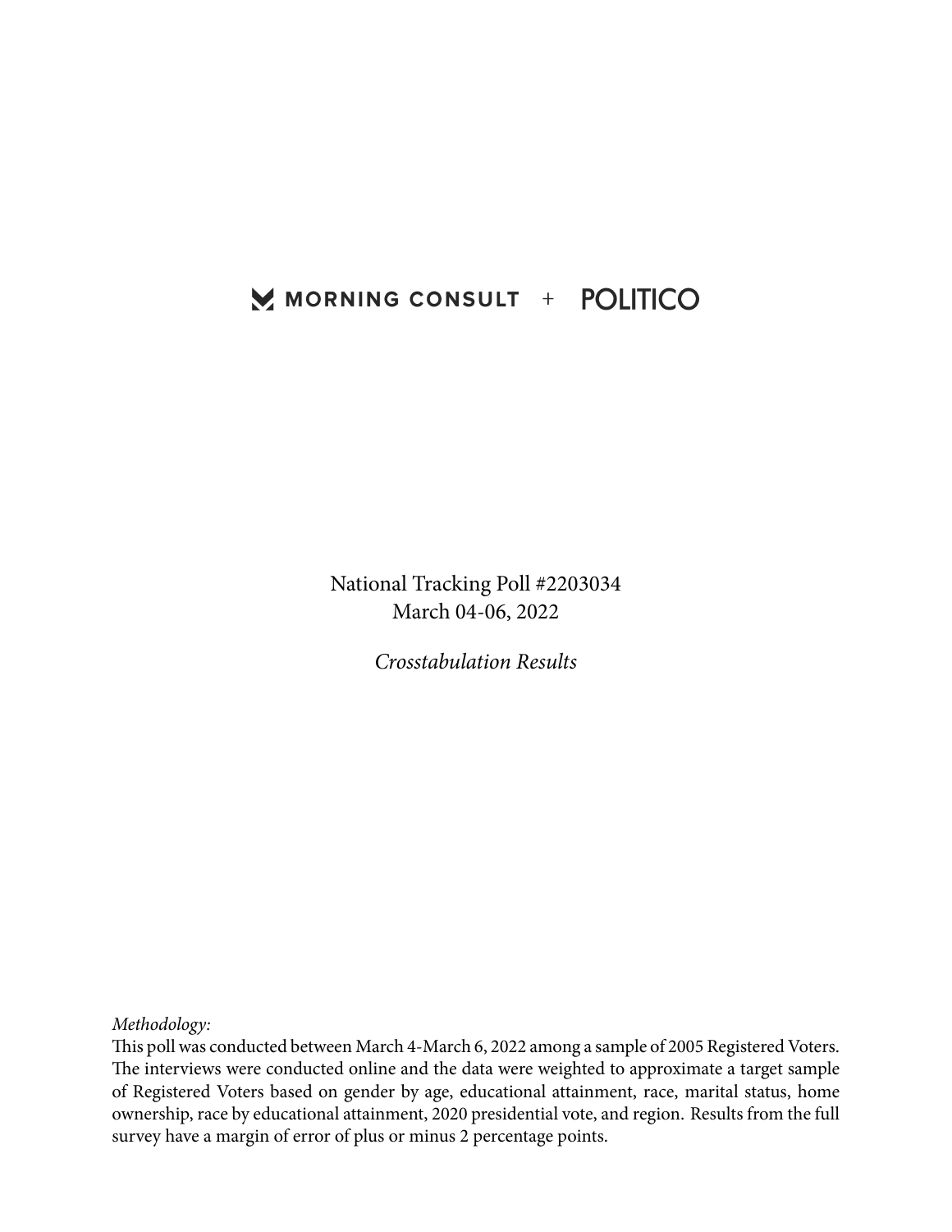MORNING CONSULT + POLITICO

National Tracking Poll #2203034
March 04-06, 2022

*Crosstabulation Results*

*Methodology:*
This poll was conducted between March 4-March 6, 2022 among a sample of 2005 Registered Voters. The interviews were conducted online and the data were weighted to approximate a target sample of Registered Voters based on gender by age, educational attainment, race, marital status, home ownership, race by educational attainment, 2020 presidential vote, and region. Results from the full survey have a margin of error of plus or minus 2 percentage points.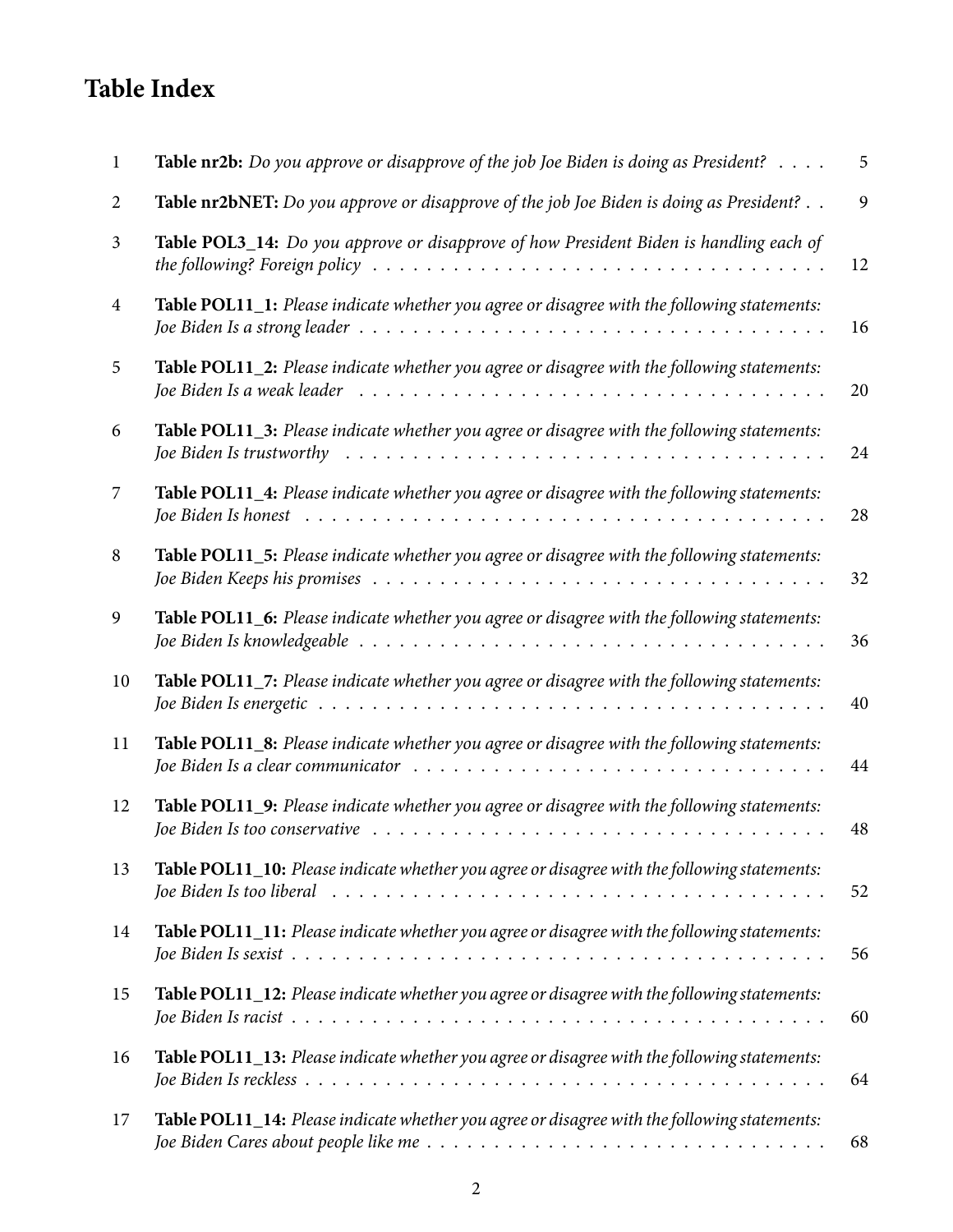# Table Index

| | | |
|---|---|---|
| 1 | **Table nr2b:** *Do you approve or disapprove of the job Joe Biden is doing as President?* | 5 |
| 2 | **Table nr2bNET:** *Do you approve or disapprove of the job Joe Biden is doing as President?* | 9 |
| 3 | **Table POL3_14:** *Do you approve or disapprove of how President Biden is handling each of the following? Foreign policy* | 12 |
| 4 | **Table POL11_1:** *Please indicate whether you agree or disagree with the following statements: Joe Biden Is a strong leader* | 16 |
| 5 | **Table POL11_2:** *Please indicate whether you agree or disagree with the following statements: Joe Biden Is a weak leader* | 20 |
| 6 | **Table POL11_3:** *Please indicate whether you agree or disagree with the following statements: Joe Biden Is trustworthy* | 24 |
| 7 | **Table POL11_4:** *Please indicate whether you agree or disagree with the following statements: Joe Biden Is honest* | 28 |
| 8 | **Table POL11_5:** *Please indicate whether you agree or disagree with the following statements: Joe Biden Keeps his promises* | 32 |
| 9 | **Table POL11_6:** *Please indicate whether you agree or disagree with the following statements: Joe Biden Is knowledgeable* | 36 |
| 10 | **Table POL11_7:** *Please indicate whether you agree or disagree with the following statements: Joe Biden Is energetic* | 40 |
| 11 | **Table POL11_8:** *Please indicate whether you agree or disagree with the following statements: Joe Biden Is a clear communicator* | 44 |
| 12 | **Table POL11_9:** *Please indicate whether you agree or disagree with the following statements: Joe Biden Is too conservative* | 48 |
| 13 | **Table POL11_10:** *Please indicate whether you agree or disagree with the following statements: Joe Biden Is too liberal* | 52 |
| 14 | **Table POL11_11:** *Please indicate whether you agree or disagree with the following statements: Joe Biden Is sexist* | 56 |
| 15 | **Table POL11_12:** *Please indicate whether you agree or disagree with the following statements: Joe Biden Is racist* | 60 |
| 16 | **Table POL11_13:** *Please indicate whether you agree or disagree with the following statements: Joe Biden Is reckless* | 64 |
| 17 | **Table POL11_14:** *Please indicate whether you agree or disagree with the following statements: Joe Biden Cares about people like me* | 68 |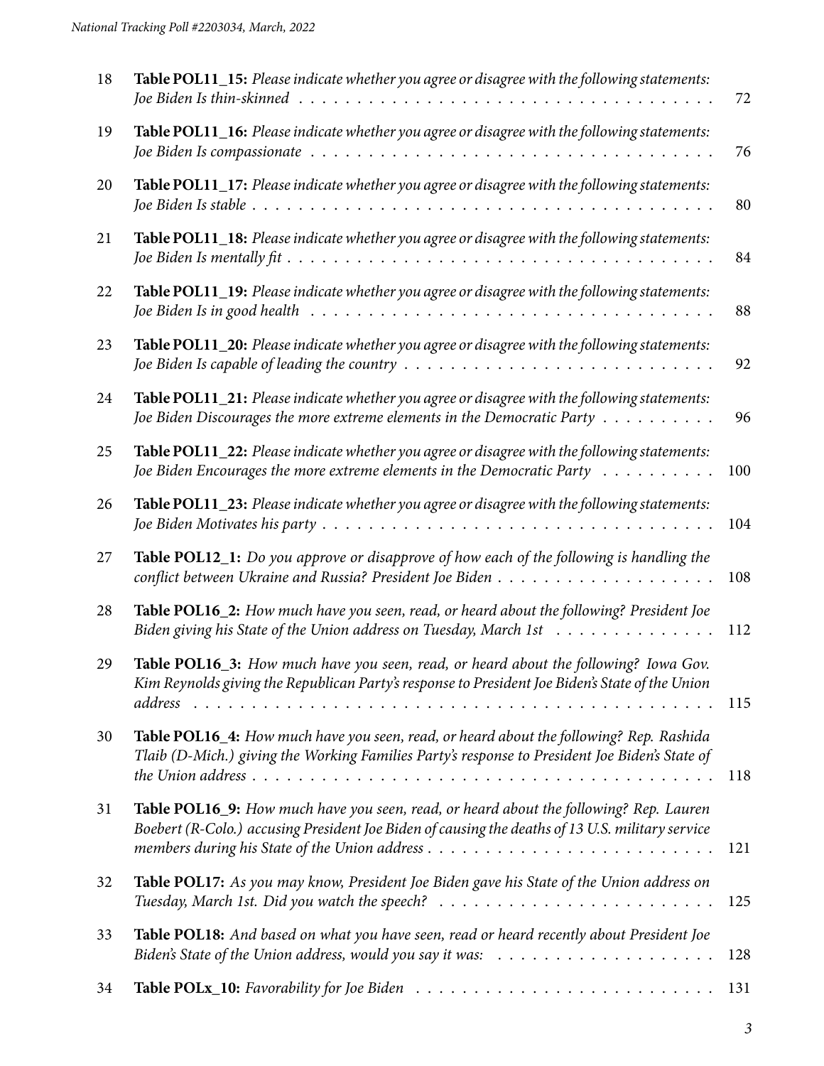| | | |
|---|---|---|
| 18 | **Table POL11_15:** *Please indicate whether you agree or disagree with the following statements: Joe Biden Is thin-skinned* | 72 |
| 19 | **Table POL11_16:** *Please indicate whether you agree or disagree with the following statements: Joe Biden Is compassionate* | 76 |
| 20 | **Table POL11_17:** *Please indicate whether you agree or disagree with the following statements: Joe Biden Is stable* | 80 |
| 21 | **Table POL11_18:** *Please indicate whether you agree or disagree with the following statements: Joe Biden Is mentally fit* | 84 |
| 22 | **Table POL11_19:** *Please indicate whether you agree or disagree with the following statements: Joe Biden Is in good health* | 88 |
| 23 | **Table POL11_20:** *Please indicate whether you agree or disagree with the following statements: Joe Biden Is capable of leading the country* | 92 |
| 24 | **Table POL11_21:** *Please indicate whether you agree or disagree with the following statements: Joe Biden Discourages the more extreme elements in the Democratic Party* | 96 |
| 25 | **Table POL11_22:** *Please indicate whether you agree or disagree with the following statements: Joe Biden Encourages the more extreme elements in the Democratic Party* | 100 |
| 26 | **Table POL11_23:** *Please indicate whether you agree or disagree with the following statements: Joe Biden Motivates his party* | 104 |
| 27 | **Table POL12_1:** *Do you approve or disapprove of how each of the following is handling the conflict between Ukraine and Russia? President Joe Biden* | 108 |
| 28 | **Table POL16_2:** *How much have you seen, read, or heard about the following? President Joe Biden giving his State of the Union address on Tuesday, March 1st* | 112 |
| 29 | **Table POL16_3:** *How much have you seen, read, or heard about the following? Iowa Gov. Kim Reynolds giving the Republican Party's response to President Joe Biden's State of the Union address* | 115 |
| 30 | **Table POL16_4:** *How much have you seen, read, or heard about the following? Rep. Rashida Tlaib (D-Mich.) giving the Working Families Party's response to President Joe Biden's State of the Union address* | 118 |
| 31 | **Table POL16_9:** *How much have you seen, read, or heard about the following? Rep. Lauren Boebert (R-Colo.) accusing President Joe Biden of causing the deaths of 13 U.S. military service members during his State of the Union address* | 121 |
| 32 | **Table POL17:** *As you may know, President Joe Biden gave his State of the Union address on Tuesday, March 1st. Did you watch the speech?* | 125 |
| 33 | **Table POL18:** *And based on what you have seen, read or heard recently about President Joe Biden's State of the Union address, would you say it was:* | 128 |
| 34 | **Table POLx_10:** *Favorability for Joe Biden* | 131 |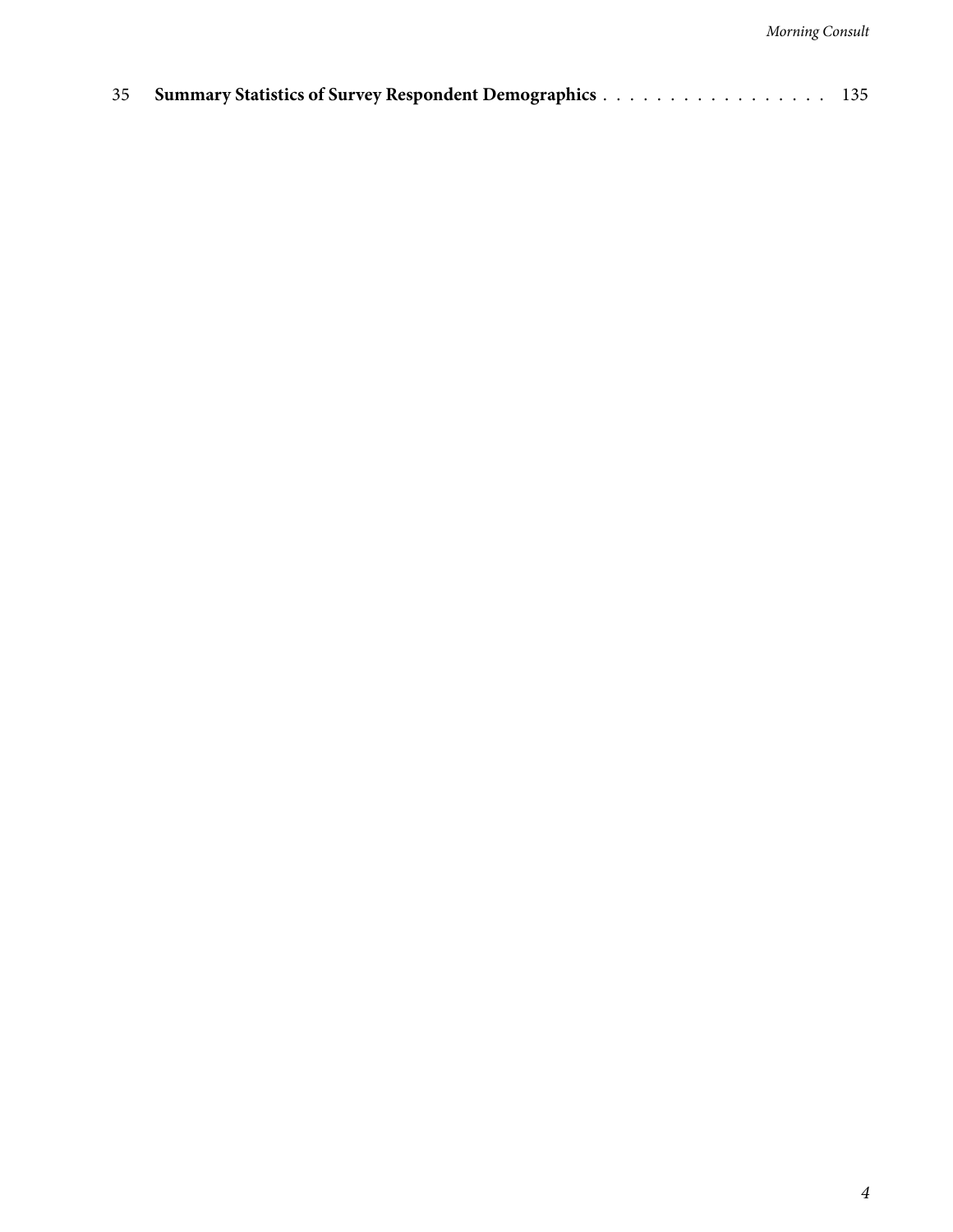35 **Summary Statistics of Survey Respondent Demographics** . . . . . . . . . . . . . . . . . 135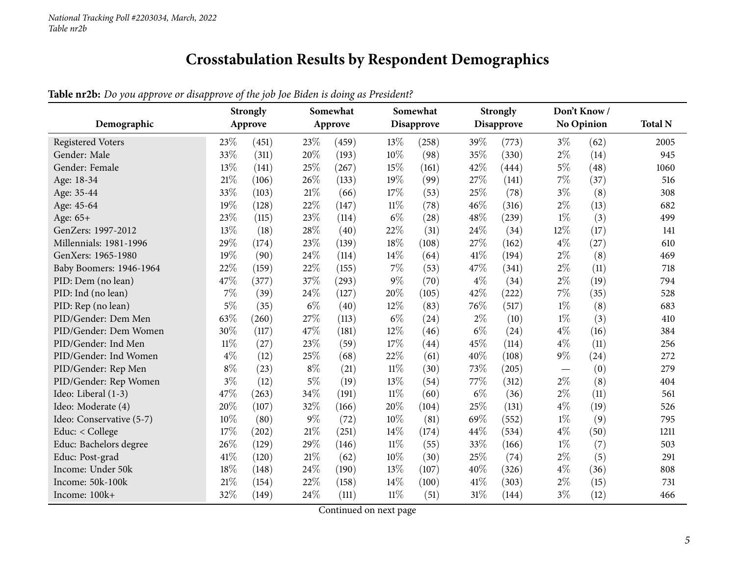*National Tracking Poll #2203034, March, 2022*
*Table nr2b*

# Crosstabulation Results by Respondent Demographics

**Table nr2b:** *Do you approve or disapprove of the job Joe Biden is doing as President?*

| Demographic | Strongly Approve | | Somewhat Approve | | Somewhat Disapprove | | Strongly Disapprove | | Don't Know / No Opinion | | Total N |
|---|---|---|---|---|---|---|---|---|---|---|---|
| Registered Voters | 23% | (451) | 23% | (459) | 13% | (258) | 39% | (773) | 3% | (62) | 2005 |
| Gender: Male | 33% | (311) | 20% | (193) | 10% | (98) | 35% | (330) | 2% | (14) | 945 |
| Gender: Female | 13% | (141) | 25% | (267) | 15% | (161) | 42% | (444) | 5% | (48) | 1060 |
| Age: 18-34 | 21% | (106) | 26% | (133) | 19% | (99) | 27% | (141) | 7% | (37) | 516 |
| Age: 35-44 | 33% | (103) | 21% | (66) | 17% | (53) | 25% | (78) | 3% | (8) | 308 |
| Age: 45-64 | 19% | (128) | 22% | (147) | 11% | (78) | 46% | (316) | 2% | (13) | 682 |
| Age: 65+ | 23% | (115) | 23% | (114) | 6% | (28) | 48% | (239) | 1% | (3) | 499 |
| GenZers: 1997-2012 | 13% | (18) | 28% | (40) | 22% | (31) | 24% | (34) | 12% | (17) | 141 |
| Millennials: 1981-1996 | 29% | (174) | 23% | (139) | 18% | (108) | 27% | (162) | 4% | (27) | 610 |
| GenXers: 1965-1980 | 19% | (90) | 24% | (114) | 14% | (64) | 41% | (194) | 2% | (8) | 469 |
| Baby Boomers: 1946-1964 | 22% | (159) | 22% | (155) | 7% | (53) | 47% | (341) | 2% | (11) | 718 |
| PID: Dem (no lean) | 47% | (377) | 37% | (293) | 9% | (70) | 4% | (34) | 2% | (19) | 794 |
| PID: Ind (no lean) | 7% | (39) | 24% | (127) | 20% | (105) | 42% | (222) | 7% | (35) | 528 |
| PID: Rep (no lean) | 5% | (35) | 6% | (40) | 12% | (83) | 76% | (517) | 1% | (8) | 683 |
| PID/Gender: Dem Men | 63% | (260) | 27% | (113) | 6% | (24) | 2% | (10) | 1% | (3) | 410 |
| PID/Gender: Dem Women | 30% | (117) | 47% | (181) | 12% | (46) | 6% | (24) | 4% | (16) | 384 |
| PID/Gender: Ind Men | 11% | (27) | 23% | (59) | 17% | (44) | 45% | (114) | 4% | (11) | 256 |
| PID/Gender: Ind Women | 4% | (12) | 25% | (68) | 22% | (61) | 40% | (108) | 9% | (24) | 272 |
| PID/Gender: Rep Men | 8% | (23) | 8% | (21) | 11% | (30) | 73% | (205) | — | (0) | 279 |
| PID/Gender: Rep Women | 3% | (12) | 5% | (19) | 13% | (54) | 77% | (312) | 2% | (8) | 404 |
| Ideo: Liberal (1-3) | 47% | (263) | 34% | (191) | 11% | (60) | 6% | (36) | 2% | (11) | 561 |
| Ideo: Moderate (4) | 20% | (107) | 32% | (166) | 20% | (104) | 25% | (131) | 4% | (19) | 526 |
| Ideo: Conservative (5-7) | 10% | (80) | 9% | (72) | 10% | (81) | 69% | (552) | 1% | (9) | 795 |
| Educ: < College | 17% | (202) | 21% | (251) | 14% | (174) | 44% | (534) | 4% | (50) | 1211 |
| Educ: Bachelors degree | 26% | (129) | 29% | (146) | 11% | (55) | 33% | (166) | 1% | (7) | 503 |
| Educ: Post-grad | 41% | (120) | 21% | (62) | 10% | (30) | 25% | (74) | 2% | (5) | 291 |
| Income: Under 50k | 18% | (148) | 24% | (190) | 13% | (107) | 40% | (326) | 4% | (36) | 808 |
| Income: 50k-100k | 21% | (154) | 22% | (158) | 14% | (100) | 41% | (303) | 2% | (15) | 731 |
| Income: 100k+ | 32% | (149) | 24% | (111) | 11% | (51) | 31% | (144) | 3% | (12) | 466 |

Continued on next page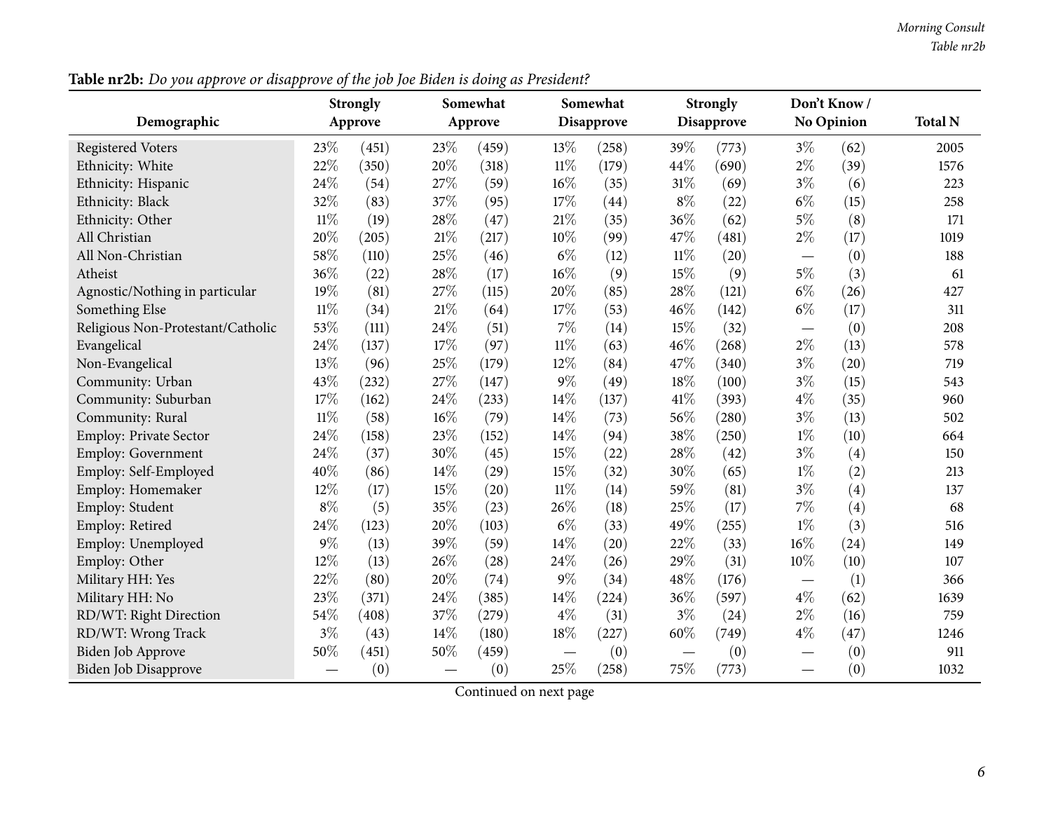**Table nr2b:** *Do you approve or disapprove of the job Joe Biden is doing as President?*

| Demographic | Strongly Approve | | Somewhat Approve | | Somewhat Disapprove | | Strongly Disapprove | | Don't Know / No Opinion | | Total N |
|---|---|---|---|---|---|---|---|---|---|---|---|
| Registered Voters | 23% | (451) | 23% | (459) | 13% | (258) | 39% | (773) | 3% | (62) | 2005 |
| Ethnicity: White | 22% | (350) | 20% | (318) | 11% | (179) | 44% | (690) | 2% | (39) | 1576 |
| Ethnicity: Hispanic | 24% | (54) | 27% | (59) | 16% | (35) | 31% | (69) | 3% | (6) | 223 |
| Ethnicity: Black | 32% | (83) | 37% | (95) | 17% | (44) | 8% | (22) | 6% | (15) | 258 |
| Ethnicity: Other | 11% | (19) | 28% | (47) | 21% | (35) | 36% | (62) | 5% | (8) | 171 |
| All Christian | 20% | (205) | 21% | (217) | 10% | (99) | 47% | (481) | 2% | (17) | 1019 |
| All Non-Christian | 58% | (110) | 25% | (46) | 6% | (12) | 11% | (20) | — | (0) | 188 |
| Atheist | 36% | (22) | 28% | (17) | 16% | (9) | 15% | (9) | 5% | (3) | 61 |
| Agnostic/Nothing in particular | 19% | (81) | 27% | (115) | 20% | (85) | 28% | (121) | 6% | (26) | 427 |
| Something Else | 11% | (34) | 21% | (64) | 17% | (53) | 46% | (142) | 6% | (17) | 311 |
| Religious Non-Protestant/Catholic | 53% | (111) | 24% | (51) | 7% | (14) | 15% | (32) | — | (0) | 208 |
| Evangelical | 24% | (137) | 17% | (97) | 11% | (63) | 46% | (268) | 2% | (13) | 578 |
| Non-Evangelical | 13% | (96) | 25% | (179) | 12% | (84) | 47% | (340) | 3% | (20) | 719 |
| Community: Urban | 43% | (232) | 27% | (147) | 9% | (49) | 18% | (100) | 3% | (15) | 543 |
| Community: Suburban | 17% | (162) | 24% | (233) | 14% | (137) | 41% | (393) | 4% | (35) | 960 |
| Community: Rural | 11% | (58) | 16% | (79) | 14% | (73) | 56% | (280) | 3% | (13) | 502 |
| Employ: Private Sector | 24% | (158) | 23% | (152) | 14% | (94) | 38% | (250) | 1% | (10) | 664 |
| Employ: Government | 24% | (37) | 30% | (45) | 15% | (22) | 28% | (42) | 3% | (4) | 150 |
| Employ: Self-Employed | 40% | (86) | 14% | (29) | 15% | (32) | 30% | (65) | 1% | (2) | 213 |
| Employ: Homemaker | 12% | (17) | 15% | (20) | 11% | (14) | 59% | (81) | 3% | (4) | 137 |
| Employ: Student | 8% | (5) | 35% | (23) | 26% | (18) | 25% | (17) | 7% | (4) | 68 |
| Employ: Retired | 24% | (123) | 20% | (103) | 6% | (33) | 49% | (255) | 1% | (3) | 516 |
| Employ: Unemployed | 9% | (13) | 39% | (59) | 14% | (20) | 22% | (33) | 16% | (24) | 149 |
| Employ: Other | 12% | (13) | 26% | (28) | 24% | (26) | 29% | (31) | 10% | (10) | 107 |
| Military HH: Yes | 22% | (80) | 20% | (74) | 9% | (34) | 48% | (176) | — | (1) | 366 |
| Military HH: No | 23% | (371) | 24% | (385) | 14% | (224) | 36% | (597) | 4% | (62) | 1639 |
| RD/WT: Right Direction | 54% | (408) | 37% | (279) | 4% | (31) | 3% | (24) | 2% | (16) | 759 |
| RD/WT: Wrong Track | 3% | (43) | 14% | (180) | 18% | (227) | 60% | (749) | 4% | (47) | 1246 |
| Biden Job Approve | 50% | (451) | 50% | (459) | — | (0) | — | (0) | — | (0) | 911 |
| Biden Job Disapprove | — | (0) | — | (0) | 25% | (258) | 75% | (773) | — | (0) | 1032 |

Continued on next page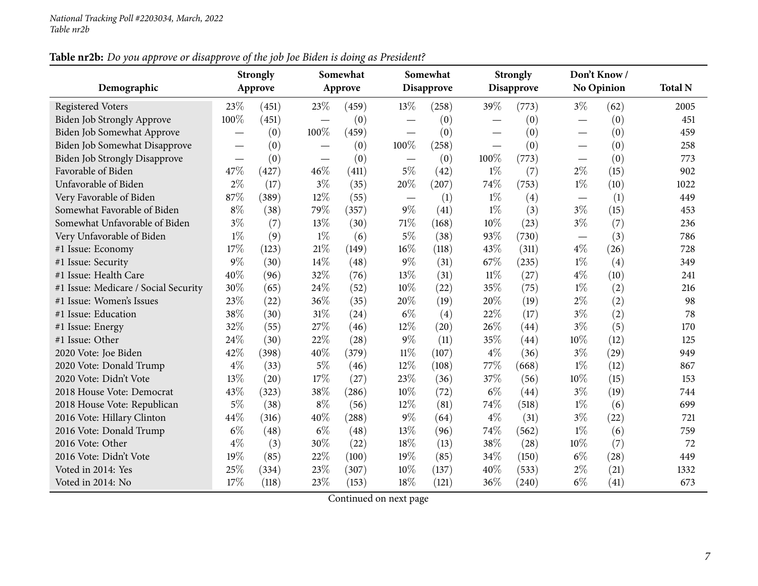**Table nr2b:** *Do you approve or disapprove of the job Joe Biden is doing as President?*

| Demographic | Strongly Approve | | Somewhat Approve | | Somewhat Disapprove | | Strongly Disapprove | | Don't Know / No Opinion | | Total N |
|---|---|---|---|---|---|---|---|---|---|---|---|
| Registered Voters | 23% | (451) | 23% | (459) | 13% | (258) | 39% | (773) | 3% | (62) | 2005 |
| Biden Job Strongly Approve | 100% | (451) | — | (0) | — | (0) | — | (0) | — | (0) | 451 |
| Biden Job Somewhat Approve | — | (0) | 100% | (459) | — | (0) | — | (0) | — | (0) | 459 |
| Biden Job Somewhat Disapprove | — | (0) | — | (0) | 100% | (258) | — | (0) | — | (0) | 258 |
| Biden Job Strongly Disapprove | — | (0) | — | (0) | — | (0) | 100% | (773) | — | (0) | 773 |
| Favorable of Biden | 47% | (427) | 46% | (411) | 5% | (42) | 1% | (7) | 2% | (15) | 902 |
| Unfavorable of Biden | 2% | (17) | 3% | (35) | 20% | (207) | 74% | (753) | 1% | (10) | 1022 |
| Very Favorable of Biden | 87% | (389) | 12% | (55) | — | (1) | 1% | (4) | — | (1) | 449 |
| Somewhat Favorable of Biden | 8% | (38) | 79% | (357) | 9% | (41) | 1% | (3) | 3% | (15) | 453 |
| Somewhat Unfavorable of Biden | 3% | (7) | 13% | (30) | 71% | (168) | 10% | (23) | 3% | (7) | 236 |
| Very Unfavorable of Biden | 1% | (9) | 1% | (6) | 5% | (38) | 93% | (730) | — | (3) | 786 |
| #1 Issue: Economy | 17% | (123) | 21% | (149) | 16% | (118) | 43% | (311) | 4% | (26) | 728 |
| #1 Issue: Security | 9% | (30) | 14% | (48) | 9% | (31) | 67% | (235) | 1% | (4) | 349 |
| #1 Issue: Health Care | 40% | (96) | 32% | (76) | 13% | (31) | 11% | (27) | 4% | (10) | 241 |
| #1 Issue: Medicare / Social Security | 30% | (65) | 24% | (52) | 10% | (22) | 35% | (75) | 1% | (2) | 216 |
| #1 Issue: Women's Issues | 23% | (22) | 36% | (35) | 20% | (19) | 20% | (19) | 2% | (2) | 98 |
| #1 Issue: Education | 38% | (30) | 31% | (24) | 6% | (4) | 22% | (17) | 3% | (2) | 78 |
| #1 Issue: Energy | 32% | (55) | 27% | (46) | 12% | (20) | 26% | (44) | 3% | (5) | 170 |
| #1 Issue: Other | 24% | (30) | 22% | (28) | 9% | (11) | 35% | (44) | 10% | (12) | 125 |
| 2020 Vote: Joe Biden | 42% | (398) | 40% | (379) | 11% | (107) | 4% | (36) | 3% | (29) | 949 |
| 2020 Vote: Donald Trump | 4% | (33) | 5% | (46) | 12% | (108) | 77% | (668) | 1% | (12) | 867 |
| 2020 Vote: Didn't Vote | 13% | (20) | 17% | (27) | 23% | (36) | 37% | (56) | 10% | (15) | 153 |
| 2018 House Vote: Democrat | 43% | (323) | 38% | (286) | 10% | (72) | 6% | (44) | 3% | (19) | 744 |
| 2018 House Vote: Republican | 5% | (38) | 8% | (56) | 12% | (81) | 74% | (518) | 1% | (6) | 699 |
| 2016 Vote: Hillary Clinton | 44% | (316) | 40% | (288) | 9% | (64) | 4% | (31) | 3% | (22) | 721 |
| 2016 Vote: Donald Trump | 6% | (48) | 6% | (48) | 13% | (96) | 74% | (562) | 1% | (6) | 759 |
| 2016 Vote: Other | 4% | (3) | 30% | (22) | 18% | (13) | 38% | (28) | 10% | (7) | 72 |
| 2016 Vote: Didn't Vote | 19% | (85) | 22% | (100) | 19% | (85) | 34% | (150) | 6% | (28) | 449 |
| Voted in 2014: Yes | 25% | (334) | 23% | (307) | 10% | (137) | 40% | (533) | 2% | (21) | 1332 |
| Voted in 2014: No | 17% | (118) | 23% | (153) | 18% | (121) | 36% | (240) | 6% | (41) | 673 |

Continued on next page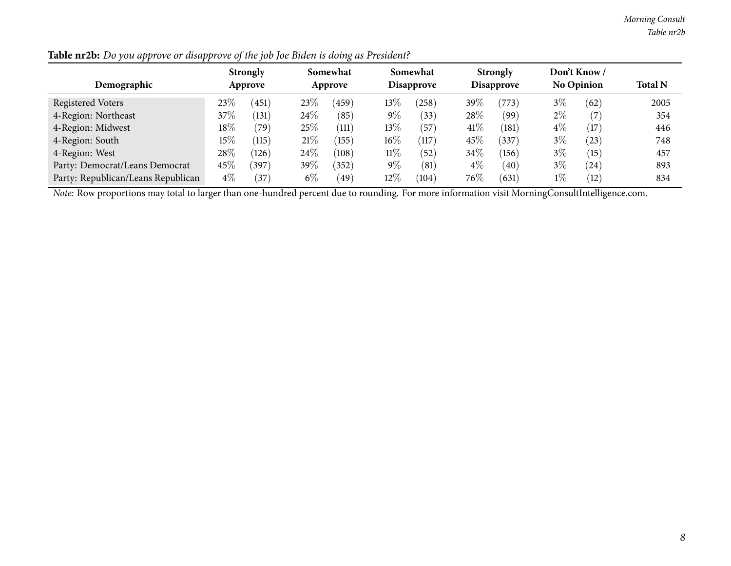**Table nr2b:** *Do you approve or disapprove of the job Joe Biden is doing as President?*

| Demographic | Strongly Approve | | Somewhat Approve | | Somewhat Disapprove | | Strongly Disapprove | | Don't Know / No Opinion | | Total N |
|---|---|---|---|---|---|---|---|---|---|---|---|
| Registered Voters | 23% | (451) | 23% | (459) | 13% | (258) | 39% | (773) | 3% | (62) | 2005 |
| 4-Region: Northeast | 37% | (131) | 24% | (85) | 9% | (33) | 28% | (99) | 2% | (7) | 354 |
| 4-Region: Midwest | 18% | (79) | 25% | (111) | 13% | (57) | 41% | (181) | 4% | (17) | 446 |
| 4-Region: South | 15% | (115) | 21% | (155) | 16% | (117) | 45% | (337) | 3% | (23) | 748 |
| 4-Region: West | 28% | (126) | 24% | (108) | 11% | (52) | 34% | (156) | 3% | (15) | 457 |
| Party: Democrat/Leans Democrat | 45% | (397) | 39% | (352) | 9% | (81) | 4% | (40) | 3% | (24) | 893 |
| Party: Republican/Leans Republican | 4% | (37) | 6% | (49) | 12% | (104) | 76% | (631) | 1% | (12) | 834 |

*Note:* Row proportions may total to larger than one-hundred percent due to rounding. For more information visit MorningConsultIntelligence.com.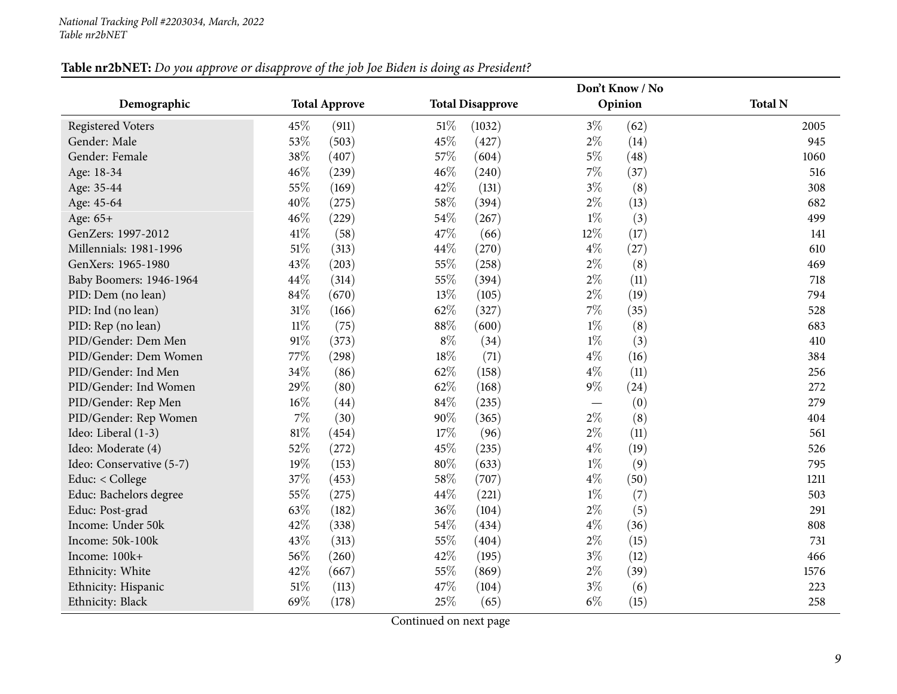**Table nr2bNET:** *Do you approve or disapprove of the job Joe Biden is doing as President?*

| Demographic | Total Approve | | Total Disapprove | | Don't Know / No Opinion | | Total N |
|---|---|---|---|---|---|---|---|
| Registered Voters | 45% | (911) | 51% | (1032) | 3% | (62) | 2005 |
| Gender: Male | 53% | (503) | 45% | (427) | 2% | (14) | 945 |
| Gender: Female | 38% | (407) | 57% | (604) | 5% | (48) | 1060 |
| Age: 18-34 | 46% | (239) | 46% | (240) | 7% | (37) | 516 |
| Age: 35-44 | 55% | (169) | 42% | (131) | 3% | (8) | 308 |
| Age: 45-64 | 40% | (275) | 58% | (394) | 2% | (13) | 682 |
| Age: 65+ | 46% | (229) | 54% | (267) | 1% | (3) | 499 |
| GenZers: 1997-2012 | 41% | (58) | 47% | (66) | 12% | (17) | 141 |
| Millennials: 1981-1996 | 51% | (313) | 44% | (270) | 4% | (27) | 610 |
| GenXers: 1965-1980 | 43% | (203) | 55% | (258) | 2% | (8) | 469 |
| Baby Boomers: 1946-1964 | 44% | (314) | 55% | (394) | 2% | (11) | 718 |
| PID: Dem (no lean) | 84% | (670) | 13% | (105) | 2% | (19) | 794 |
| PID: Ind (no lean) | 31% | (166) | 62% | (327) | 7% | (35) | 528 |
| PID: Rep (no lean) | 11% | (75) | 88% | (600) | 1% | (8) | 683 |
| PID/Gender: Dem Men | 91% | (373) | 8% | (34) | 1% | (3) | 410 |
| PID/Gender: Dem Women | 77% | (298) | 18% | (71) | 4% | (16) | 384 |
| PID/Gender: Ind Men | 34% | (86) | 62% | (158) | 4% | (11) | 256 |
| PID/Gender: Ind Women | 29% | (80) | 62% | (168) | 9% | (24) | 272 |
| PID/Gender: Rep Men | 16% | (44) | 84% | (235) | — | (0) | 279 |
| PID/Gender: Rep Women | 7% | (30) | 90% | (365) | 2% | (8) | 404 |
| Ideo: Liberal (1-3) | 81% | (454) | 17% | (96) | 2% | (11) | 561 |
| Ideo: Moderate (4) | 52% | (272) | 45% | (235) | 4% | (19) | 526 |
| Ideo: Conservative (5-7) | 19% | (153) | 80% | (633) | 1% | (9) | 795 |
| Educ: < College | 37% | (453) | 58% | (707) | 4% | (50) | 1211 |
| Educ: Bachelors degree | 55% | (275) | 44% | (221) | 1% | (7) | 503 |
| Educ: Post-grad | 63% | (182) | 36% | (104) | 2% | (5) | 291 |
| Income: Under 50k | 42% | (338) | 54% | (434) | 4% | (36) | 808 |
| Income: 50k-100k | 43% | (313) | 55% | (404) | 2% | (15) | 731 |
| Income: 100k+ | 56% | (260) | 42% | (195) | 3% | (12) | 466 |
| Ethnicity: White | 42% | (667) | 55% | (869) | 2% | (39) | 1576 |
| Ethnicity: Hispanic | 51% | (113) | 47% | (104) | 3% | (6) | 223 |
| Ethnicity: Black | 69% | (178) | 25% | (65) | 6% | (15) | 258 |

Continued on next page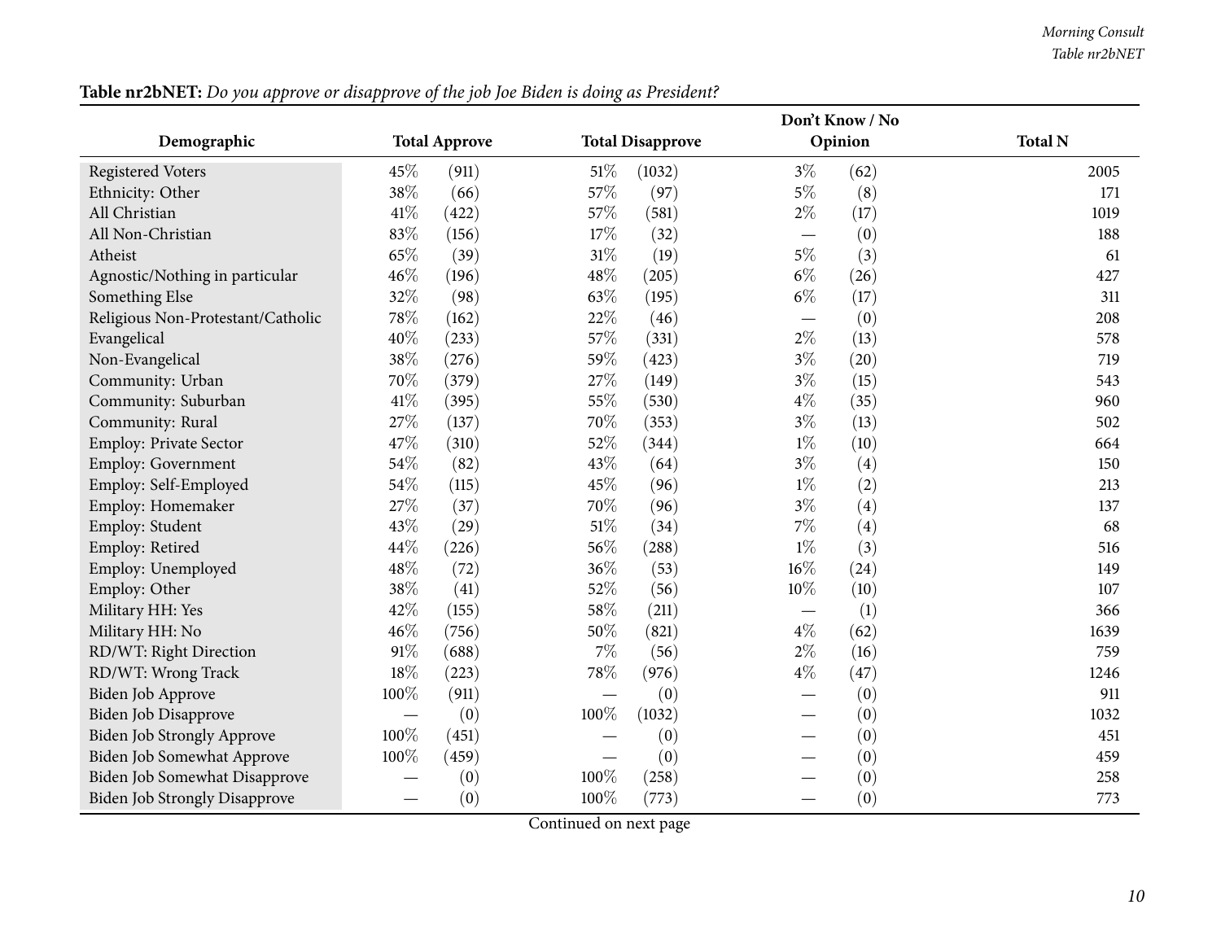**Table nr2bNET:** *Do you approve or disapprove of the job Joe Biden is doing as President?*

| Demographic | Total Approve | | Total Disapprove | | Don't Know / No Opinion | | Total N |
|---|---|---|---|---|---|---|---|
| Registered Voters | 45% | (911) | 51% | (1032) | 3% | (62) | 2005 |
| Ethnicity: Other | 38% | (66) | 57% | (97) | 5% | (8) | 171 |
| All Christian | 41% | (422) | 57% | (581) | 2% | (17) | 1019 |
| All Non-Christian | 83% | (156) | 17% | (32) | — | (0) | 188 |
| Atheist | 65% | (39) | 31% | (19) | 5% | (3) | 61 |
| Agnostic/Nothing in particular | 46% | (196) | 48% | (205) | 6% | (26) | 427 |
| Something Else | 32% | (98) | 63% | (195) | 6% | (17) | 311 |
| Religious Non-Protestant/Catholic | 78% | (162) | 22% | (46) | — | (0) | 208 |
| Evangelical | 40% | (233) | 57% | (331) | 2% | (13) | 578 |
| Non-Evangelical | 38% | (276) | 59% | (423) | 3% | (20) | 719 |
| Community: Urban | 70% | (379) | 27% | (149) | 3% | (15) | 543 |
| Community: Suburban | 41% | (395) | 55% | (530) | 4% | (35) | 960 |
| Community: Rural | 27% | (137) | 70% | (353) | 3% | (13) | 502 |
| Employ: Private Sector | 47% | (310) | 52% | (344) | 1% | (10) | 664 |
| Employ: Government | 54% | (82) | 43% | (64) | 3% | (4) | 150 |
| Employ: Self-Employed | 54% | (115) | 45% | (96) | 1% | (2) | 213 |
| Employ: Homemaker | 27% | (37) | 70% | (96) | 3% | (4) | 137 |
| Employ: Student | 43% | (29) | 51% | (34) | 7% | (4) | 68 |
| Employ: Retired | 44% | (226) | 56% | (288) | 1% | (3) | 516 |
| Employ: Unemployed | 48% | (72) | 36% | (53) | 16% | (24) | 149 |
| Employ: Other | 38% | (41) | 52% | (56) | 10% | (10) | 107 |
| Military HH: Yes | 42% | (155) | 58% | (211) | — | (1) | 366 |
| Military HH: No | 46% | (756) | 50% | (821) | 4% | (62) | 1639 |
| RD/WT: Right Direction | 91% | (688) | 7% | (56) | 2% | (16) | 759 |
| RD/WT: Wrong Track | 18% | (223) | 78% | (976) | 4% | (47) | 1246 |
| Biden Job Approve | 100% | (911) | — | (0) | — | (0) | 911 |
| Biden Job Disapprove | — | (0) | 100% | (1032) | — | (0) | 1032 |
| Biden Job Strongly Approve | 100% | (451) | — | (0) | — | (0) | 451 |
| Biden Job Somewhat Approve | 100% | (459) | — | (0) | — | (0) | 459 |
| Biden Job Somewhat Disapprove | — | (0) | 100% | (258) | — | (0) | 258 |
| Biden Job Strongly Disapprove | — | (0) | 100% | (773) | — | (0) | 773 |

Continued on next page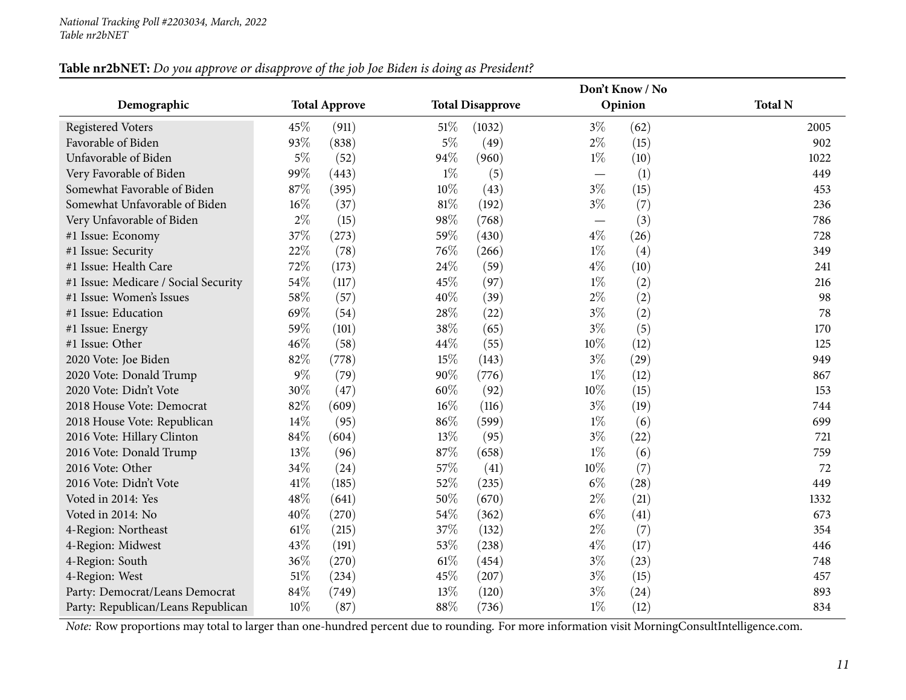**Table nr2bNET:** *Do you approve or disapprove of the job Joe Biden is doing as President?*

| Demographic | Total Approve | | Total Disapprove | | Don't Know / No Opinion | | Total N |
|---|---|---|---|---|---|---|---|
| Registered Voters | 45% | (911) | 51% | (1032) | 3% | (62) | 2005 |
| Favorable of Biden | 93% | (838) | 5% | (49) | 2% | (15) | 902 |
| Unfavorable of Biden | 5% | (52) | 94% | (960) | 1% | (10) | 1022 |
| Very Favorable of Biden | 99% | (443) | 1% | (5) | — | (1) | 449 |
| Somewhat Favorable of Biden | 87% | (395) | 10% | (43) | 3% | (15) | 453 |
| Somewhat Unfavorable of Biden | 16% | (37) | 81% | (192) | 3% | (7) | 236 |
| Very Unfavorable of Biden | 2% | (15) | 98% | (768) | — | (3) | 786 |
| #1 Issue: Economy | 37% | (273) | 59% | (430) | 4% | (26) | 728 |
| #1 Issue: Security | 22% | (78) | 76% | (266) | 1% | (4) | 349 |
| #1 Issue: Health Care | 72% | (173) | 24% | (59) | 4% | (10) | 241 |
| #1 Issue: Medicare / Social Security | 54% | (117) | 45% | (97) | 1% | (2) | 216 |
| #1 Issue: Women's Issues | 58% | (57) | 40% | (39) | 2% | (2) | 98 |
| #1 Issue: Education | 69% | (54) | 28% | (22) | 3% | (2) | 78 |
| #1 Issue: Energy | 59% | (101) | 38% | (65) | 3% | (5) | 170 |
| #1 Issue: Other | 46% | (58) | 44% | (55) | 10% | (12) | 125 |
| 2020 Vote: Joe Biden | 82% | (778) | 15% | (143) | 3% | (29) | 949 |
| 2020 Vote: Donald Trump | 9% | (79) | 90% | (776) | 1% | (12) | 867 |
| 2020 Vote: Didn't Vote | 30% | (47) | 60% | (92) | 10% | (15) | 153 |
| 2018 House Vote: Democrat | 82% | (609) | 16% | (116) | 3% | (19) | 744 |
| 2018 House Vote: Republican | 14% | (95) | 86% | (599) | 1% | (6) | 699 |
| 2016 Vote: Hillary Clinton | 84% | (604) | 13% | (95) | 3% | (22) | 721 |
| 2016 Vote: Donald Trump | 13% | (96) | 87% | (658) | 1% | (6) | 759 |
| 2016 Vote: Other | 34% | (24) | 57% | (41) | 10% | (7) | 72 |
| 2016 Vote: Didn't Vote | 41% | (185) | 52% | (235) | 6% | (28) | 449 |
| Voted in 2014: Yes | 48% | (641) | 50% | (670) | 2% | (21) | 1332 |
| Voted in 2014: No | 40% | (270) | 54% | (362) | 6% | (41) | 673 |
| 4-Region: Northeast | 61% | (215) | 37% | (132) | 2% | (7) | 354 |
| 4-Region: Midwest | 43% | (191) | 53% | (238) | 4% | (17) | 446 |
| 4-Region: South | 36% | (270) | 61% | (454) | 3% | (23) | 748 |
| 4-Region: West | 51% | (234) | 45% | (207) | 3% | (15) | 457 |
| Party: Democrat/Leans Democrat | 84% | (749) | 13% | (120) | 3% | (24) | 893 |
| Party: Republican/Leans Republican | 10% | (87) | 88% | (736) | 1% | (12) | 834 |

*Note:* Row proportions may total to larger than one-hundred percent due to rounding. For more information visit MorningConsultIntelligence.com.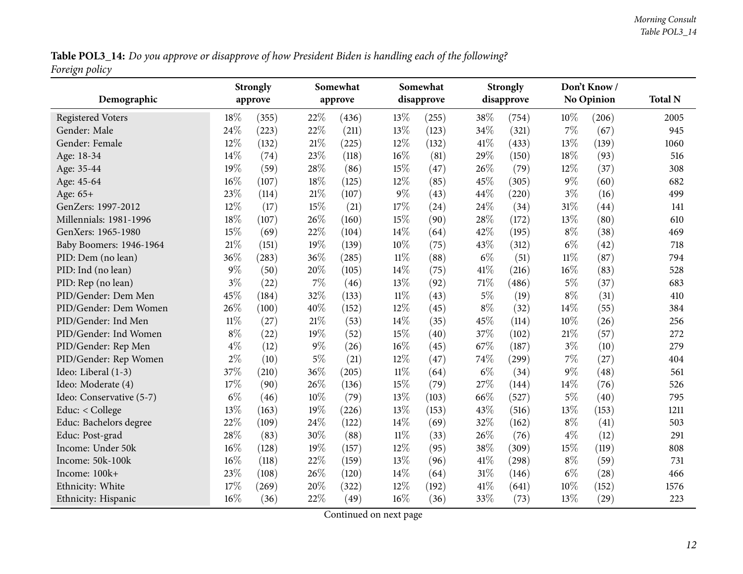**Table POL3_14:** *Do you approve or disapprove of how President Biden is handling each of the following? Foreign policy*

| Demographic | Strongly approve | | Somewhat approve | | Somewhat disapprove | | Strongly disapprove | | Don't Know / No Opinion | | Total N |
|---|---|---|---|---|---|---|---|---|---|---|---|
| Registered Voters | 18% | (355) | 22% | (436) | 13% | (255) | 38% | (754) | 10% | (206) | 2005 |
| Gender: Male | 24% | (223) | 22% | (211) | 13% | (123) | 34% | (321) | 7% | (67) | 945 |
| Gender: Female | 12% | (132) | 21% | (225) | 12% | (132) | 41% | (433) | 13% | (139) | 1060 |
| Age: 18-34 | 14% | (74) | 23% | (118) | 16% | (81) | 29% | (150) | 18% | (93) | 516 |
| Age: 35-44 | 19% | (59) | 28% | (86) | 15% | (47) | 26% | (79) | 12% | (37) | 308 |
| Age: 45-64 | 16% | (107) | 18% | (125) | 12% | (85) | 45% | (305) | 9% | (60) | 682 |
| Age: 65+ | 23% | (114) | 21% | (107) | 9% | (43) | 44% | (220) | 3% | (16) | 499 |
| GenZers: 1997-2012 | 12% | (17) | 15% | (21) | 17% | (24) | 24% | (34) | 31% | (44) | 141 |
| Millennials: 1981-1996 | 18% | (107) | 26% | (160) | 15% | (90) | 28% | (172) | 13% | (80) | 610 |
| GenXers: 1965-1980 | 15% | (69) | 22% | (104) | 14% | (64) | 42% | (195) | 8% | (38) | 469 |
| Baby Boomers: 1946-1964 | 21% | (151) | 19% | (139) | 10% | (75) | 43% | (312) | 6% | (42) | 718 |
| PID: Dem (no lean) | 36% | (283) | 36% | (285) | 11% | (88) | 6% | (51) | 11% | (87) | 794 |
| PID: Ind (no lean) | 9% | (50) | 20% | (105) | 14% | (75) | 41% | (216) | 16% | (83) | 528 |
| PID: Rep (no lean) | 3% | (22) | 7% | (46) | 13% | (92) | 71% | (486) | 5% | (37) | 683 |
| PID/Gender: Dem Men | 45% | (184) | 32% | (133) | 11% | (43) | 5% | (19) | 8% | (31) | 410 |
| PID/Gender: Dem Women | 26% | (100) | 40% | (152) | 12% | (45) | 8% | (32) | 14% | (55) | 384 |
| PID/Gender: Ind Men | 11% | (27) | 21% | (53) | 14% | (35) | 45% | (114) | 10% | (26) | 256 |
| PID/Gender: Ind Women | 8% | (22) | 19% | (52) | 15% | (40) | 37% | (102) | 21% | (57) | 272 |
| PID/Gender: Rep Men | 4% | (12) | 9% | (26) | 16% | (45) | 67% | (187) | 3% | (10) | 279 |
| PID/Gender: Rep Women | 2% | (10) | 5% | (21) | 12% | (47) | 74% | (299) | 7% | (27) | 404 |
| Ideo: Liberal (1-3) | 37% | (210) | 36% | (205) | 11% | (64) | 6% | (34) | 9% | (48) | 561 |
| Ideo: Moderate (4) | 17% | (90) | 26% | (136) | 15% | (79) | 27% | (144) | 14% | (76) | 526 |
| Ideo: Conservative (5-7) | 6% | (46) | 10% | (79) | 13% | (103) | 66% | (527) | 5% | (40) | 795 |
| Educ: < College | 13% | (163) | 19% | (226) | 13% | (153) | 43% | (516) | 13% | (153) | 1211 |
| Educ: Bachelors degree | 22% | (109) | 24% | (122) | 14% | (69) | 32% | (162) | 8% | (41) | 503 |
| Educ: Post-grad | 28% | (83) | 30% | (88) | 11% | (33) | 26% | (76) | 4% | (12) | 291 |
| Income: Under 50k | 16% | (128) | 19% | (157) | 12% | (95) | 38% | (309) | 15% | (119) | 808 |
| Income: 50k-100k | 16% | (118) | 22% | (159) | 13% | (96) | 41% | (298) | 8% | (59) | 731 |
| Income: 100k+ | 23% | (108) | 26% | (120) | 14% | (64) | 31% | (146) | 6% | (28) | 466 |
| Ethnicity: White | 17% | (269) | 20% | (322) | 12% | (192) | 41% | (641) | 10% | (152) | 1576 |
| Ethnicity: Hispanic | 16% | (36) | 22% | (49) | 16% | (36) | 33% | (73) | 13% | (29) | 223 |

Continued on next page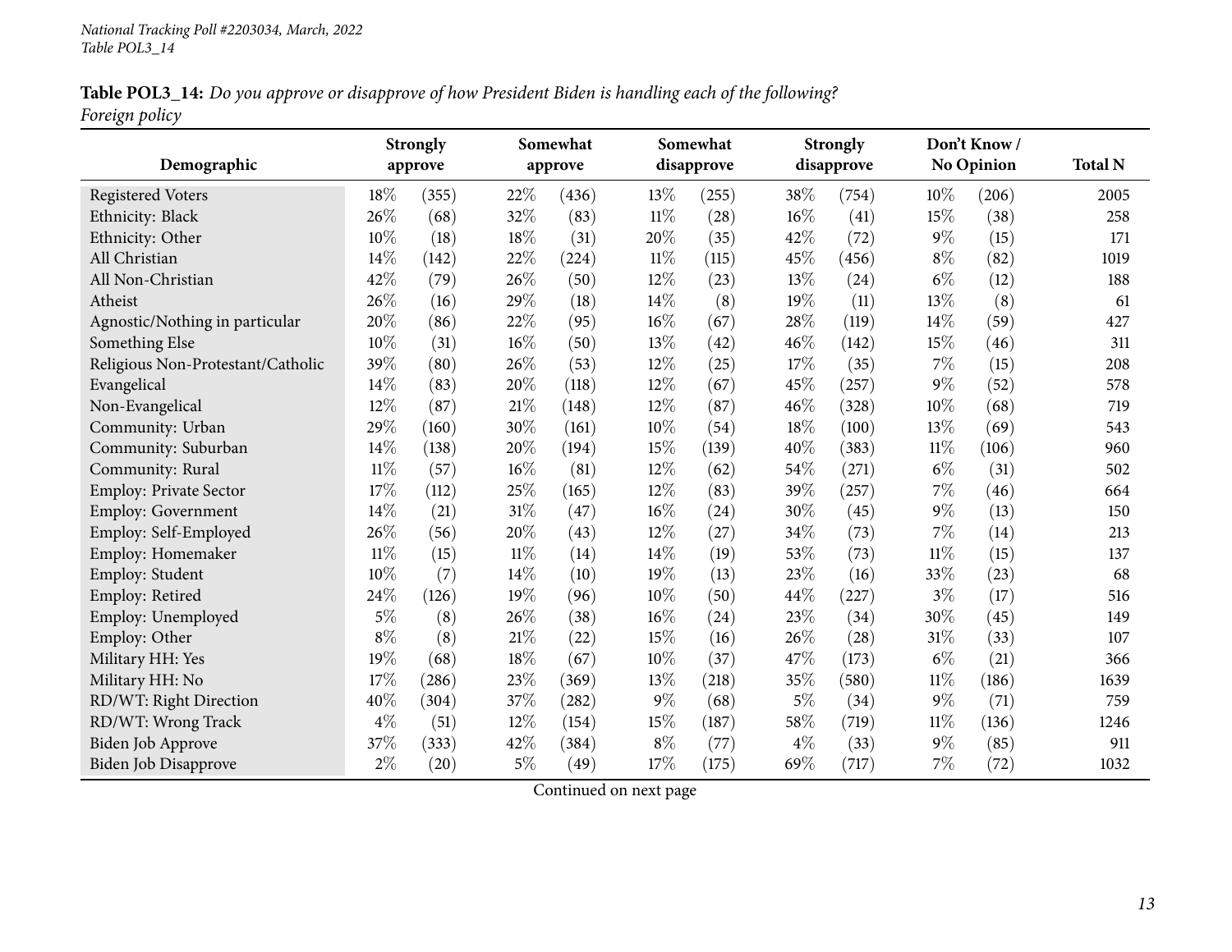National Tracking Poll #2203034, March, 2022
Table POL3_14

**Table POL3_14:** *Do you approve or disapprove of how President Biden is handling each of the following? Foreign policy*

| Demographic | Strongly approve | | Somewhat approve | | Somewhat disapprove | | Strongly disapprove | | Don't Know / No Opinion | | Total N |
|---|---|---|---|---|---|---|---|---|---|---|---|
| Registered Voters | 18% | (355) | 22% | (436) | 13% | (255) | 38% | (754) | 10% | (206) | 2005 |
| Ethnicity: Black | 26% | (68) | 32% | (83) | 11% | (28) | 16% | (41) | 15% | (38) | 258 |
| Ethnicity: Other | 10% | (18) | 18% | (31) | 20% | (35) | 42% | (72) | 9% | (15) | 171 |
| All Christian | 14% | (142) | 22% | (224) | 11% | (115) | 45% | (456) | 8% | (82) | 1019 |
| All Non-Christian | 42% | (79) | 26% | (50) | 12% | (23) | 13% | (24) | 6% | (12) | 188 |
| Atheist | 26% | (16) | 29% | (18) | 14% | (8) | 19% | (11) | 13% | (8) | 61 |
| Agnostic/Nothing in particular | 20% | (86) | 22% | (95) | 16% | (67) | 28% | (119) | 14% | (59) | 427 |
| Something Else | 10% | (31) | 16% | (50) | 13% | (42) | 46% | (142) | 15% | (46) | 311 |
| Religious Non-Protestant/Catholic | 39% | (80) | 26% | (53) | 12% | (25) | 17% | (35) | 7% | (15) | 208 |
| Evangelical | 14% | (83) | 20% | (118) | 12% | (67) | 45% | (257) | 9% | (52) | 578 |
| Non-Evangelical | 12% | (87) | 21% | (148) | 12% | (87) | 46% | (328) | 10% | (68) | 719 |
| Community: Urban | 29% | (160) | 30% | (161) | 10% | (54) | 18% | (100) | 13% | (69) | 543 |
| Community: Suburban | 14% | (138) | 20% | (194) | 15% | (139) | 40% | (383) | 11% | (106) | 960 |
| Community: Rural | 11% | (57) | 16% | (81) | 12% | (62) | 54% | (271) | 6% | (31) | 502 |
| Employ: Private Sector | 17% | (112) | 25% | (165) | 12% | (83) | 39% | (257) | 7% | (46) | 664 |
| Employ: Government | 14% | (21) | 31% | (47) | 16% | (24) | 30% | (45) | 9% | (13) | 150 |
| Employ: Self-Employed | 26% | (56) | 20% | (43) | 12% | (27) | 34% | (73) | 7% | (14) | 213 |
| Employ: Homemaker | 11% | (15) | 11% | (14) | 14% | (19) | 53% | (73) | 11% | (15) | 137 |
| Employ: Student | 10% | (7) | 14% | (10) | 19% | (13) | 23% | (16) | 33% | (23) | 68 |
| Employ: Retired | 24% | (126) | 19% | (96) | 10% | (50) | 44% | (227) | 3% | (17) | 516 |
| Employ: Unemployed | 5% | (8) | 26% | (38) | 16% | (24) | 23% | (34) | 30% | (45) | 149 |
| Employ: Other | 8% | (8) | 21% | (22) | 15% | (16) | 26% | (28) | 31% | (33) | 107 |
| Military HH: Yes | 19% | (68) | 18% | (67) | 10% | (37) | 47% | (173) | 6% | (21) | 366 |
| Military HH: No | 17% | (286) | 23% | (369) | 13% | (218) | 35% | (580) | 11% | (186) | 1639 |
| RD/WT: Right Direction | 40% | (304) | 37% | (282) | 9% | (68) | 5% | (34) | 9% | (71) | 759 |
| RD/WT: Wrong Track | 4% | (51) | 12% | (154) | 15% | (187) | 58% | (719) | 11% | (136) | 1246 |
| Biden Job Approve | 37% | (333) | 42% | (384) | 8% | (77) | 4% | (33) | 9% | (85) | 911 |
| Biden Job Disapprove | 2% | (20) | 5% | (49) | 17% | (175) | 69% | (717) | 7% | (72) | 1032 |

Continued on next page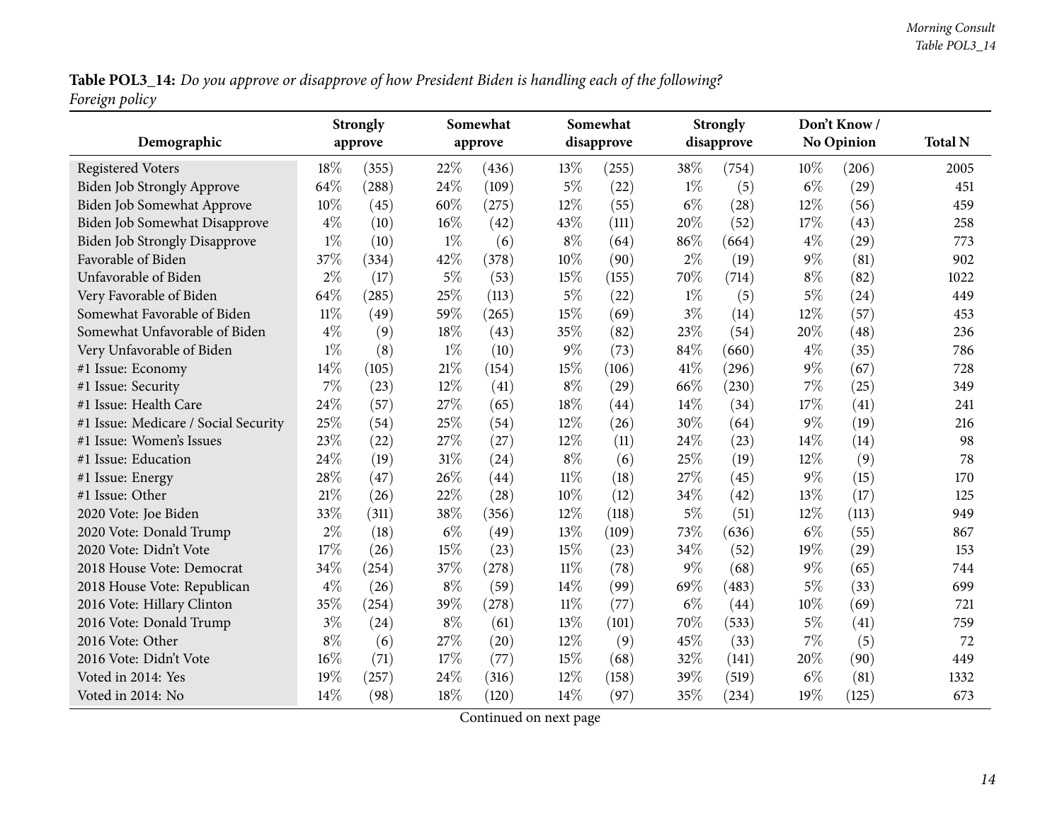**Table POL3_14:** *Do you approve or disapprove of how President Biden is handling each of the following?*
*Foreign policy*

| Demographic | Strongly approve | | Somewhat approve | | Somewhat disapprove | | Strongly disapprove | | Don't Know / No Opinion | | Total N |
|---|---|---|---|---|---|---|---|---|---|---|---|
| Registered Voters | 18% | (355) | 22% | (436) | 13% | (255) | 38% | (754) | 10% | (206) | 2005 |
| Biden Job Strongly Approve | 64% | (288) | 24% | (109) | 5% | (22) | 1% | (5) | 6% | (29) | 451 |
| Biden Job Somewhat Approve | 10% | (45) | 60% | (275) | 12% | (55) | 6% | (28) | 12% | (56) | 459 |
| Biden Job Somewhat Disapprove | 4% | (10) | 16% | (42) | 43% | (111) | 20% | (52) | 17% | (43) | 258 |
| Biden Job Strongly Disapprove | 1% | (10) | 1% | (6) | 8% | (64) | 86% | (664) | 4% | (29) | 773 |
| Favorable of Biden | 37% | (334) | 42% | (378) | 10% | (90) | 2% | (19) | 9% | (81) | 902 |
| Unfavorable of Biden | 2% | (17) | 5% | (53) | 15% | (155) | 70% | (714) | 8% | (82) | 1022 |
| Very Favorable of Biden | 64% | (285) | 25% | (113) | 5% | (22) | 1% | (5) | 5% | (24) | 449 |
| Somewhat Favorable of Biden | 11% | (49) | 59% | (265) | 15% | (69) | 3% | (14) | 12% | (57) | 453 |
| Somewhat Unfavorable of Biden | 4% | (9) | 18% | (43) | 35% | (82) | 23% | (54) | 20% | (48) | 236 |
| Very Unfavorable of Biden | 1% | (8) | 1% | (10) | 9% | (73) | 84% | (660) | 4% | (35) | 786 |
| #1 Issue: Economy | 14% | (105) | 21% | (154) | 15% | (106) | 41% | (296) | 9% | (67) | 728 |
| #1 Issue: Security | 7% | (23) | 12% | (41) | 8% | (29) | 66% | (230) | 7% | (25) | 349 |
| #1 Issue: Health Care | 24% | (57) | 27% | (65) | 18% | (44) | 14% | (34) | 17% | (41) | 241 |
| #1 Issue: Medicare / Social Security | 25% | (54) | 25% | (54) | 12% | (26) | 30% | (64) | 9% | (19) | 216 |
| #1 Issue: Women's Issues | 23% | (22) | 27% | (27) | 12% | (11) | 24% | (23) | 14% | (14) | 98 |
| #1 Issue: Education | 24% | (19) | 31% | (24) | 8% | (6) | 25% | (19) | 12% | (9) | 78 |
| #1 Issue: Energy | 28% | (47) | 26% | (44) | 11% | (18) | 27% | (45) | 9% | (15) | 170 |
| #1 Issue: Other | 21% | (26) | 22% | (28) | 10% | (12) | 34% | (42) | 13% | (17) | 125 |
| 2020 Vote: Joe Biden | 33% | (311) | 38% | (356) | 12% | (118) | 5% | (51) | 12% | (113) | 949 |
| 2020 Vote: Donald Trump | 2% | (18) | 6% | (49) | 13% | (109) | 73% | (636) | 6% | (55) | 867 |
| 2020 Vote: Didn't Vote | 17% | (26) | 15% | (23) | 15% | (23) | 34% | (52) | 19% | (29) | 153 |
| 2018 House Vote: Democrat | 34% | (254) | 37% | (278) | 11% | (78) | 9% | (68) | 9% | (65) | 744 |
| 2018 House Vote: Republican | 4% | (26) | 8% | (59) | 14% | (99) | 69% | (483) | 5% | (33) | 699 |
| 2016 Vote: Hillary Clinton | 35% | (254) | 39% | (278) | 11% | (77) | 6% | (44) | 10% | (69) | 721 |
| 2016 Vote: Donald Trump | 3% | (24) | 8% | (61) | 13% | (101) | 70% | (533) | 5% | (41) | 759 |
| 2016 Vote: Other | 8% | (6) | 27% | (20) | 12% | (9) | 45% | (33) | 7% | (5) | 72 |
| 2016 Vote: Didn't Vote | 16% | (71) | 17% | (77) | 15% | (68) | 32% | (141) | 20% | (90) | 449 |
| Voted in 2014: Yes | 19% | (257) | 24% | (316) | 12% | (158) | 39% | (519) | 6% | (81) | 1332 |
| Voted in 2014: No | 14% | (98) | 18% | (120) | 14% | (97) | 35% | (234) | 19% | (125) | 673 |

Continued on next page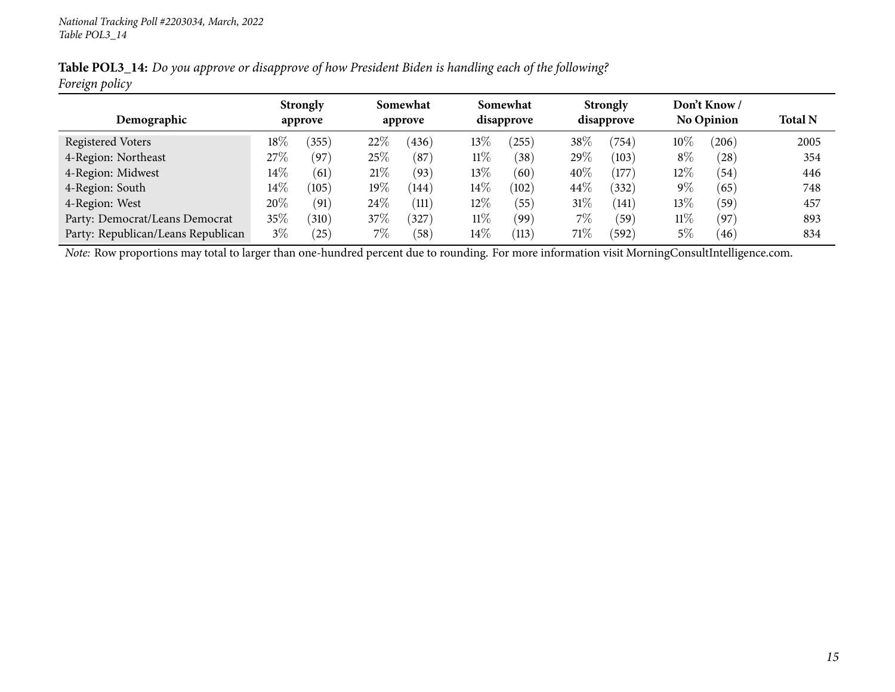*National Tracking Poll #2203034, March, 2022*
*Table POL3_14*

**Table POL3_14:** *Do you approve or disapprove of how President Biden is handling each of the following?*
*Foreign policy*

| Demographic | Strongly approve | | Somewhat approve | | Somewhat disapprove | | Strongly disapprove | | Don't Know / No Opinion | | Total N |
|---|---|---|---|---|---|---|---|---|---|---|---|
| Registered Voters | 18% | (355) | 22% | (436) | 13% | (255) | 38% | (754) | 10% | (206) | 2005 |
| 4-Region: Northeast | 27% | (97) | 25% | (87) | 11% | (38) | 29% | (103) | 8% | (28) | 354 |
| 4-Region: Midwest | 14% | (61) | 21% | (93) | 13% | (60) | 40% | (177) | 12% | (54) | 446 |
| 4-Region: South | 14% | (105) | 19% | (144) | 14% | (102) | 44% | (332) | 9% | (65) | 748 |
| 4-Region: West | 20% | (91) | 24% | (111) | 12% | (55) | 31% | (141) | 13% | (59) | 457 |
| Party: Democrat/Leans Democrat | 35% | (310) | 37% | (327) | 11% | (99) | 7% | (59) | 11% | (97) | 893 |
| Party: Republican/Leans Republican | 3% | (25) | 7% | (58) | 14% | (113) | 71% | (592) | 5% | (46) | 834 |

*Note:* Row proportions may total to larger than one-hundred percent due to rounding. For more information visit MorningConsultIntelligence.com.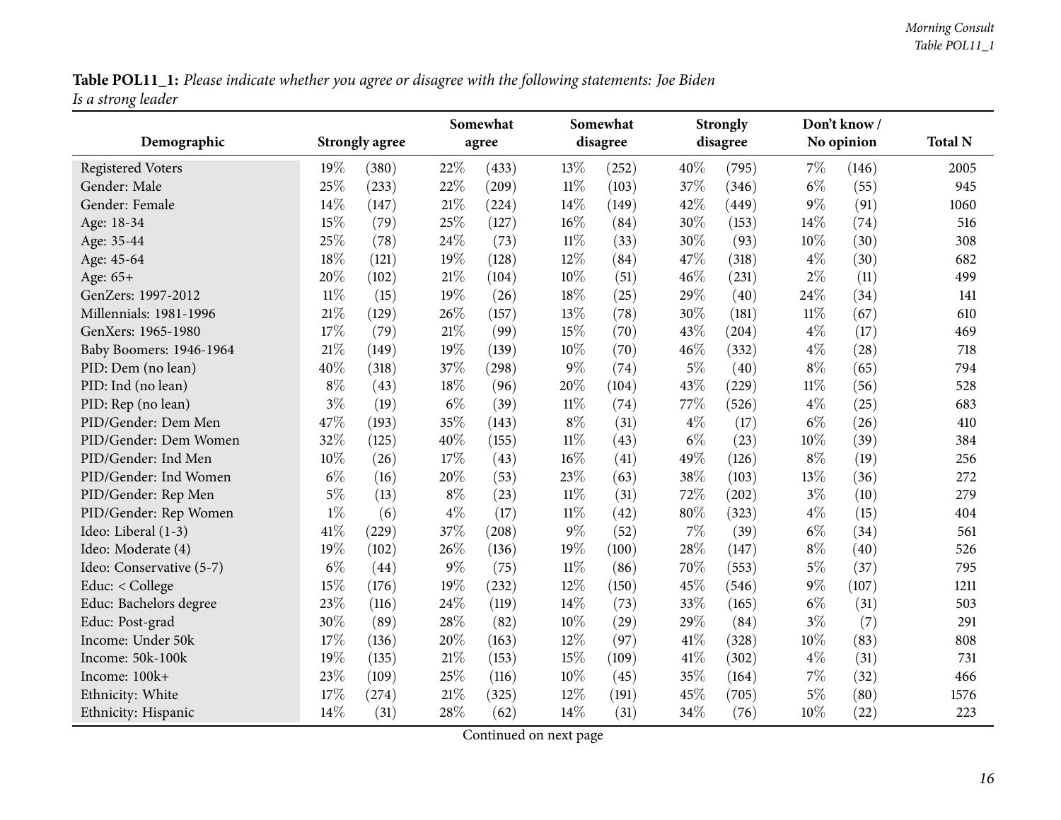**Table POL11_1:** *Please indicate whether you agree or disagree with the following statements: Joe Biden Is a strong leader*

| Demographic | Strongly agree | | Somewhat agree | | Somewhat disagree | | Strongly disagree | | Don't know / No opinion | | Total N |
|---|---|---|---|---|---|---|---|---|---|---|---|
| Registered Voters | 19% | (380) | 22% | (433) | 13% | (252) | 40% | (795) | 7% | (146) | 2005 |
| Gender: Male | 25% | (233) | 22% | (209) | 11% | (103) | 37% | (346) | 6% | (55) | 945 |
| Gender: Female | 14% | (147) | 21% | (224) | 14% | (149) | 42% | (449) | 9% | (91) | 1060 |
| Age: 18-34 | 15% | (79) | 25% | (127) | 16% | (84) | 30% | (153) | 14% | (74) | 516 |
| Age: 35-44 | 25% | (78) | 24% | (73) | 11% | (33) | 30% | (93) | 10% | (30) | 308 |
| Age: 45-64 | 18% | (121) | 19% | (128) | 12% | (84) | 47% | (318) | 4% | (30) | 682 |
| Age: 65+ | 20% | (102) | 21% | (104) | 10% | (51) | 46% | (231) | 2% | (11) | 499 |
| GenZers: 1997-2012 | 11% | (15) | 19% | (26) | 18% | (25) | 29% | (40) | 24% | (34) | 141 |
| Millennials: 1981-1996 | 21% | (129) | 26% | (157) | 13% | (78) | 30% | (181) | 11% | (67) | 610 |
| GenXers: 1965-1980 | 17% | (79) | 21% | (99) | 15% | (70) | 43% | (204) | 4% | (17) | 469 |
| Baby Boomers: 1946-1964 | 21% | (149) | 19% | (139) | 10% | (70) | 46% | (332) | 4% | (28) | 718 |
| PID: Dem (no lean) | 40% | (318) | 37% | (298) | 9% | (74) | 5% | (40) | 8% | (65) | 794 |
| PID: Ind (no lean) | 8% | (43) | 18% | (96) | 20% | (104) | 43% | (229) | 11% | (56) | 528 |
| PID: Rep (no lean) | 3% | (19) | 6% | (39) | 11% | (74) | 77% | (526) | 4% | (25) | 683 |
| PID/Gender: Dem Men | 47% | (193) | 35% | (143) | 8% | (31) | 4% | (17) | 6% | (26) | 410 |
| PID/Gender: Dem Women | 32% | (125) | 40% | (155) | 11% | (43) | 6% | (23) | 10% | (39) | 384 |
| PID/Gender: Ind Men | 10% | (26) | 17% | (43) | 16% | (41) | 49% | (126) | 8% | (19) | 256 |
| PID/Gender: Ind Women | 6% | (16) | 20% | (53) | 23% | (63) | 38% | (103) | 13% | (36) | 272 |
| PID/Gender: Rep Men | 5% | (13) | 8% | (23) | 11% | (31) | 72% | (202) | 3% | (10) | 279 |
| PID/Gender: Rep Women | 1% | (6) | 4% | (17) | 11% | (42) | 80% | (323) | 4% | (15) | 404 |
| Ideo: Liberal (1-3) | 41% | (229) | 37% | (208) | 9% | (52) | 7% | (39) | 6% | (34) | 561 |
| Ideo: Moderate (4) | 19% | (102) | 26% | (136) | 19% | (100) | 28% | (147) | 8% | (40) | 526 |
| Ideo: Conservative (5-7) | 6% | (44) | 9% | (75) | 11% | (86) | 70% | (553) | 5% | (37) | 795 |
| Educ: < College | 15% | (176) | 19% | (232) | 12% | (150) | 45% | (546) | 9% | (107) | 1211 |
| Educ: Bachelors degree | 23% | (116) | 24% | (119) | 14% | (73) | 33% | (165) | 6% | (31) | 503 |
| Educ: Post-grad | 30% | (89) | 28% | (82) | 10% | (29) | 29% | (84) | 3% | (7) | 291 |
| Income: Under 50k | 17% | (136) | 20% | (163) | 12% | (97) | 41% | (328) | 10% | (83) | 808 |
| Income: 50k-100k | 19% | (135) | 21% | (153) | 15% | (109) | 41% | (302) | 4% | (31) | 731 |
| Income: 100k+ | 23% | (109) | 25% | (116) | 10% | (45) | 35% | (164) | 7% | (32) | 466 |
| Ethnicity: White | 17% | (274) | 21% | (325) | 12% | (191) | 45% | (705) | 5% | (80) | 1576 |
| Ethnicity: Hispanic | 14% | (31) | 28% | (62) | 14% | (31) | 34% | (76) | 10% | (22) | 223 |

Continued on next page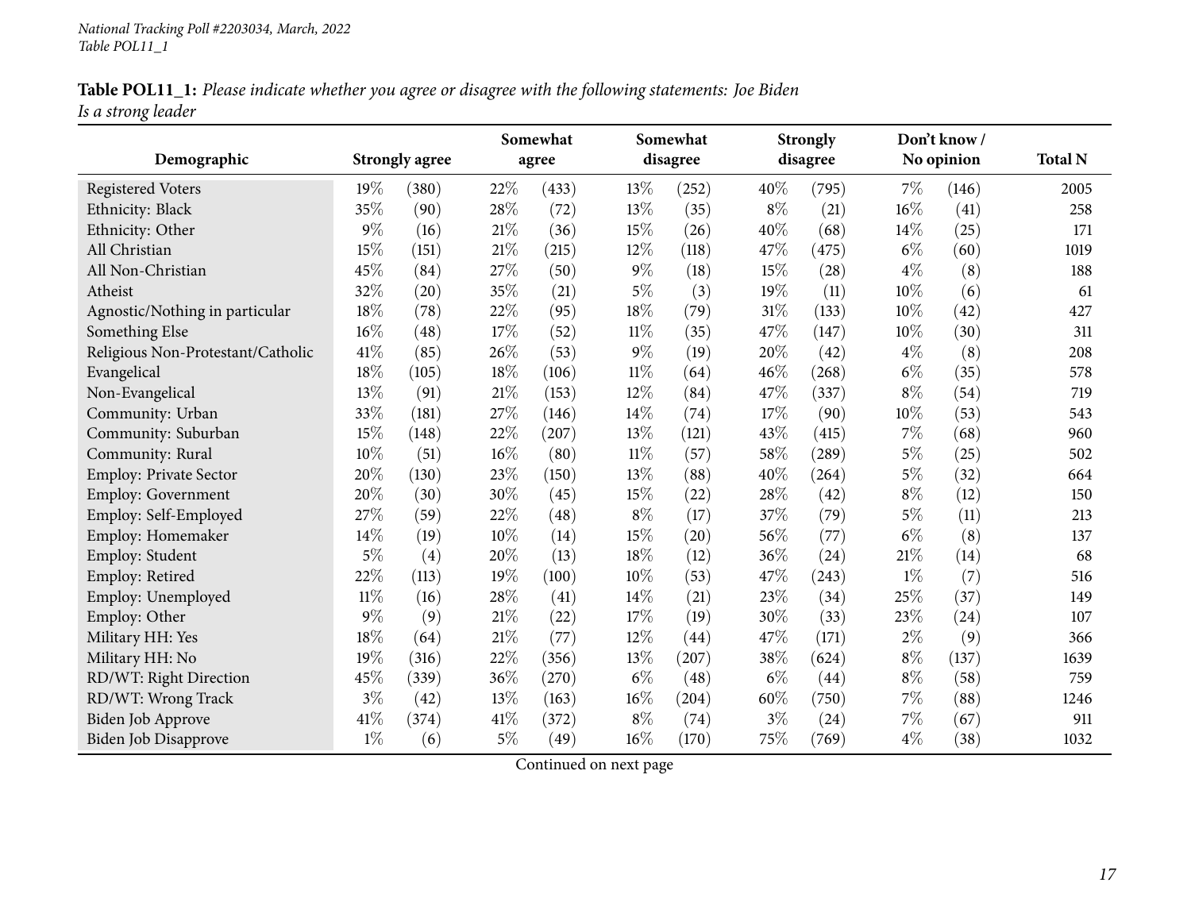**Table POL11_1:** *Please indicate whether you agree or disagree with the following statements: Joe Biden Is a strong leader*

| Demographic | Strongly agree | | Somewhat agree | | Somewhat disagree | | Strongly disagree | | Don't know / No opinion | | Total N |
|---|---|---|---|---|---|---|---|---|---|---|---|
| Registered Voters | 19% | (380) | 22% | (433) | 13% | (252) | 40% | (795) | 7% | (146) | 2005 |
| Ethnicity: Black | 35% | (90) | 28% | (72) | 13% | (35) | 8% | (21) | 16% | (41) | 258 |
| Ethnicity: Other | 9% | (16) | 21% | (36) | 15% | (26) | 40% | (68) | 14% | (25) | 171 |
| All Christian | 15% | (151) | 21% | (215) | 12% | (118) | 47% | (475) | 6% | (60) | 1019 |
| All Non-Christian | 45% | (84) | 27% | (50) | 9% | (18) | 15% | (28) | 4% | (8) | 188 |
| Atheist | 32% | (20) | 35% | (21) | 5% | (3) | 19% | (11) | 10% | (6) | 61 |
| Agnostic/Nothing in particular | 18% | (78) | 22% | (95) | 18% | (79) | 31% | (133) | 10% | (42) | 427 |
| Something Else | 16% | (48) | 17% | (52) | 11% | (35) | 47% | (147) | 10% | (30) | 311 |
| Religious Non-Protestant/Catholic | 41% | (85) | 26% | (53) | 9% | (19) | 20% | (42) | 4% | (8) | 208 |
| Evangelical | 18% | (105) | 18% | (106) | 11% | (64) | 46% | (268) | 6% | (35) | 578 |
| Non-Evangelical | 13% | (91) | 21% | (153) | 12% | (84) | 47% | (337) | 8% | (54) | 719 |
| Community: Urban | 33% | (181) | 27% | (146) | 14% | (74) | 17% | (90) | 10% | (53) | 543 |
| Community: Suburban | 15% | (148) | 22% | (207) | 13% | (121) | 43% | (415) | 7% | (68) | 960 |
| Community: Rural | 10% | (51) | 16% | (80) | 11% | (57) | 58% | (289) | 5% | (25) | 502 |
| Employ: Private Sector | 20% | (130) | 23% | (150) | 13% | (88) | 40% | (264) | 5% | (32) | 664 |
| Employ: Government | 20% | (30) | 30% | (45) | 15% | (22) | 28% | (42) | 8% | (12) | 150 |
| Employ: Self-Employed | 27% | (59) | 22% | (48) | 8% | (17) | 37% | (79) | 5% | (11) | 213 |
| Employ: Homemaker | 14% | (19) | 10% | (14) | 15% | (20) | 56% | (77) | 6% | (8) | 137 |
| Employ: Student | 5% | (4) | 20% | (13) | 18% | (12) | 36% | (24) | 21% | (14) | 68 |
| Employ: Retired | 22% | (113) | 19% | (100) | 10% | (53) | 47% | (243) | 1% | (7) | 516 |
| Employ: Unemployed | 11% | (16) | 28% | (41) | 14% | (21) | 23% | (34) | 25% | (37) | 149 |
| Employ: Other | 9% | (9) | 21% | (22) | 17% | (19) | 30% | (33) | 23% | (24) | 107 |
| Military HH: Yes | 18% | (64) | 21% | (77) | 12% | (44) | 47% | (171) | 2% | (9) | 366 |
| Military HH: No | 19% | (316) | 22% | (356) | 13% | (207) | 38% | (624) | 8% | (137) | 1639 |
| RD/WT: Right Direction | 45% | (339) | 36% | (270) | 6% | (48) | 6% | (44) | 8% | (58) | 759 |
| RD/WT: Wrong Track | 3% | (42) | 13% | (163) | 16% | (204) | 60% | (750) | 7% | (88) | 1246 |
| Biden Job Approve | 41% | (374) | 41% | (372) | 8% | (74) | 3% | (24) | 7% | (67) | 911 |
| Biden Job Disapprove | 1% | (6) | 5% | (49) | 16% | (170) | 75% | (769) | 4% | (38) | 1032 |

Continued on next page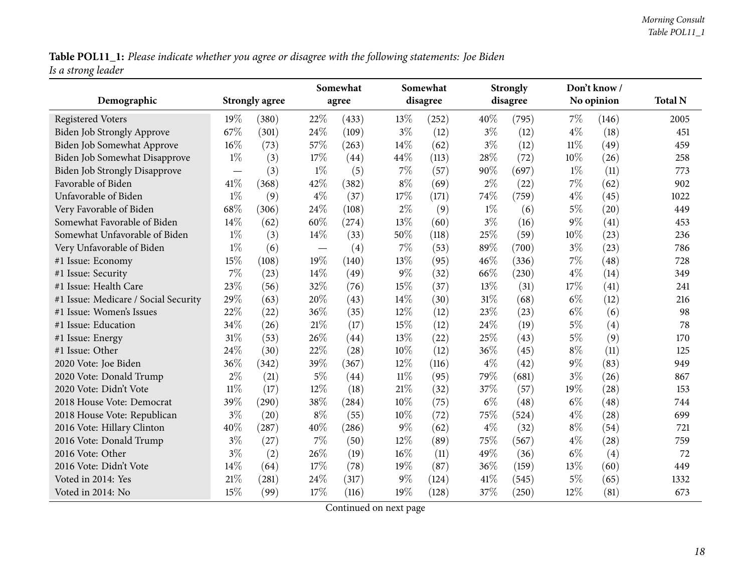**Table POL11_1:** *Please indicate whether you agree or disagree with the following statements: Joe Biden Is a strong leader*

| Demographic | Strongly agree | | Somewhat agree | | Somewhat disagree | | Strongly disagree | | Don't know / No opinion | | Total N |
|---|---|---|---|---|---|---|---|---|---|---|---|
| Registered Voters | 19% | (380) | 22% | (433) | 13% | (252) | 40% | (795) | 7% | (146) | 2005 |
| Biden Job Strongly Approve | 67% | (301) | 24% | (109) | 3% | (12) | 3% | (12) | 4% | (18) | 451 |
| Biden Job Somewhat Approve | 16% | (73) | 57% | (263) | 14% | (62) | 3% | (12) | 11% | (49) | 459 |
| Biden Job Somewhat Disapprove | 1% | (3) | 17% | (44) | 44% | (113) | 28% | (72) | 10% | (26) | 258 |
| Biden Job Strongly Disapprove | — | (3) | 1% | (5) | 7% | (57) | 90% | (697) | 1% | (11) | 773 |
| Favorable of Biden | 41% | (368) | 42% | (382) | 8% | (69) | 2% | (22) | 7% | (62) | 902 |
| Unfavorable of Biden | 1% | (9) | 4% | (37) | 17% | (171) | 74% | (759) | 4% | (45) | 1022 |
| Very Favorable of Biden | 68% | (306) | 24% | (108) | 2% | (9) | 1% | (6) | 5% | (20) | 449 |
| Somewhat Favorable of Biden | 14% | (62) | 60% | (274) | 13% | (60) | 3% | (16) | 9% | (41) | 453 |
| Somewhat Unfavorable of Biden | 1% | (3) | 14% | (33) | 50% | (118) | 25% | (59) | 10% | (23) | 236 |
| Very Unfavorable of Biden | 1% | (6) | — | (4) | 7% | (53) | 89% | (700) | 3% | (23) | 786 |
| #1 Issue: Economy | 15% | (108) | 19% | (140) | 13% | (95) | 46% | (336) | 7% | (48) | 728 |
| #1 Issue: Security | 7% | (23) | 14% | (49) | 9% | (32) | 66% | (230) | 4% | (14) | 349 |
| #1 Issue: Health Care | 23% | (56) | 32% | (76) | 15% | (37) | 13% | (31) | 17% | (41) | 241 |
| #1 Issue: Medicare / Social Security | 29% | (63) | 20% | (43) | 14% | (30) | 31% | (68) | 6% | (12) | 216 |
| #1 Issue: Women's Issues | 22% | (22) | 36% | (35) | 12% | (12) | 23% | (23) | 6% | (6) | 98 |
| #1 Issue: Education | 34% | (26) | 21% | (17) | 15% | (12) | 24% | (19) | 5% | (4) | 78 |
| #1 Issue: Energy | 31% | (53) | 26% | (44) | 13% | (22) | 25% | (43) | 5% | (9) | 170 |
| #1 Issue: Other | 24% | (30) | 22% | (28) | 10% | (12) | 36% | (45) | 8% | (11) | 125 |
| 2020 Vote: Joe Biden | 36% | (342) | 39% | (367) | 12% | (116) | 4% | (42) | 9% | (83) | 949 |
| 2020 Vote: Donald Trump | 2% | (21) | 5% | (44) | 11% | (95) | 79% | (681) | 3% | (26) | 867 |
| 2020 Vote: Didn't Vote | 11% | (17) | 12% | (18) | 21% | (32) | 37% | (57) | 19% | (28) | 153 |
| 2018 House Vote: Democrat | 39% | (290) | 38% | (284) | 10% | (75) | 6% | (48) | 6% | (48) | 744 |
| 2018 House Vote: Republican | 3% | (20) | 8% | (55) | 10% | (72) | 75% | (524) | 4% | (28) | 699 |
| 2016 Vote: Hillary Clinton | 40% | (287) | 40% | (286) | 9% | (62) | 4% | (32) | 8% | (54) | 721 |
| 2016 Vote: Donald Trump | 3% | (27) | 7% | (50) | 12% | (89) | 75% | (567) | 4% | (28) | 759 |
| 2016 Vote: Other | 3% | (2) | 26% | (19) | 16% | (11) | 49% | (36) | 6% | (4) | 72 |
| 2016 Vote: Didn't Vote | 14% | (64) | 17% | (78) | 19% | (87) | 36% | (159) | 13% | (60) | 449 |
| Voted in 2014: Yes | 21% | (281) | 24% | (317) | 9% | (124) | 41% | (545) | 5% | (65) | 1332 |
| Voted in 2014: No | 15% | (99) | 17% | (116) | 19% | (128) | 37% | (250) | 12% | (81) | 673 |

Continued on next page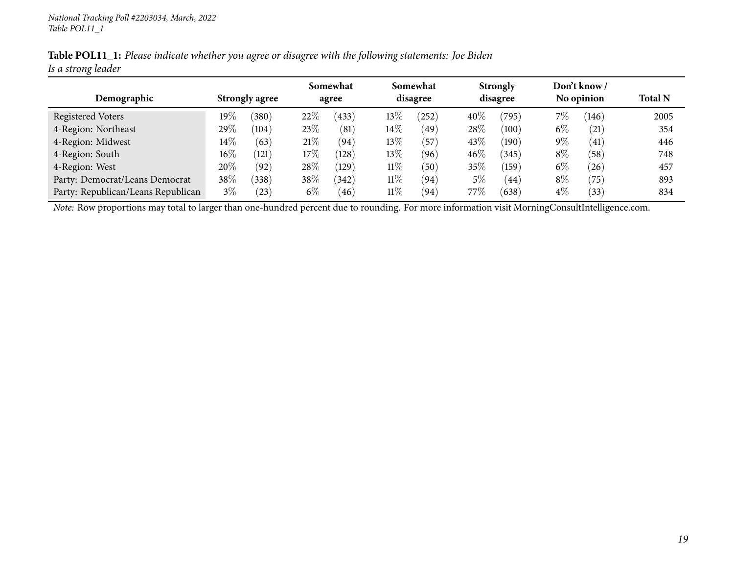**Table POL11_1:** *Please indicate whether you agree or disagree with the following statements: Joe Biden Is a strong leader*

| Demographic | Strongly agree | | Somewhat agree | | Somewhat disagree | | Strongly disagree | | Don't know / No opinion | | Total N |
|---|---|---|---|---|---|---|---|---|---|---|---|
| Registered Voters | 19% | (380) | 22% | (433) | 13% | (252) | 40% | (795) | 7% | (146) | 2005 |
| 4-Region: Northeast | 29% | (104) | 23% | (81) | 14% | (49) | 28% | (100) | 6% | (21) | 354 |
| 4-Region: Midwest | 14% | (63) | 21% | (94) | 13% | (57) | 43% | (190) | 9% | (41) | 446 |
| 4-Region: South | 16% | (121) | 17% | (128) | 13% | (96) | 46% | (345) | 8% | (58) | 748 |
| 4-Region: West | 20% | (92) | 28% | (129) | 11% | (50) | 35% | (159) | 6% | (26) | 457 |
| Party: Democrat/Leans Democrat | 38% | (338) | 38% | (342) | 11% | (94) | 5% | (44) | 8% | (75) | 893 |
| Party: Republican/Leans Republican | 3% | (23) | 6% | (46) | 11% | (94) | 77% | (638) | 4% | (33) | 834 |

*Note:* Row proportions may total to larger than one-hundred percent due to rounding. For more information visit MorningConsultIntelligence.com.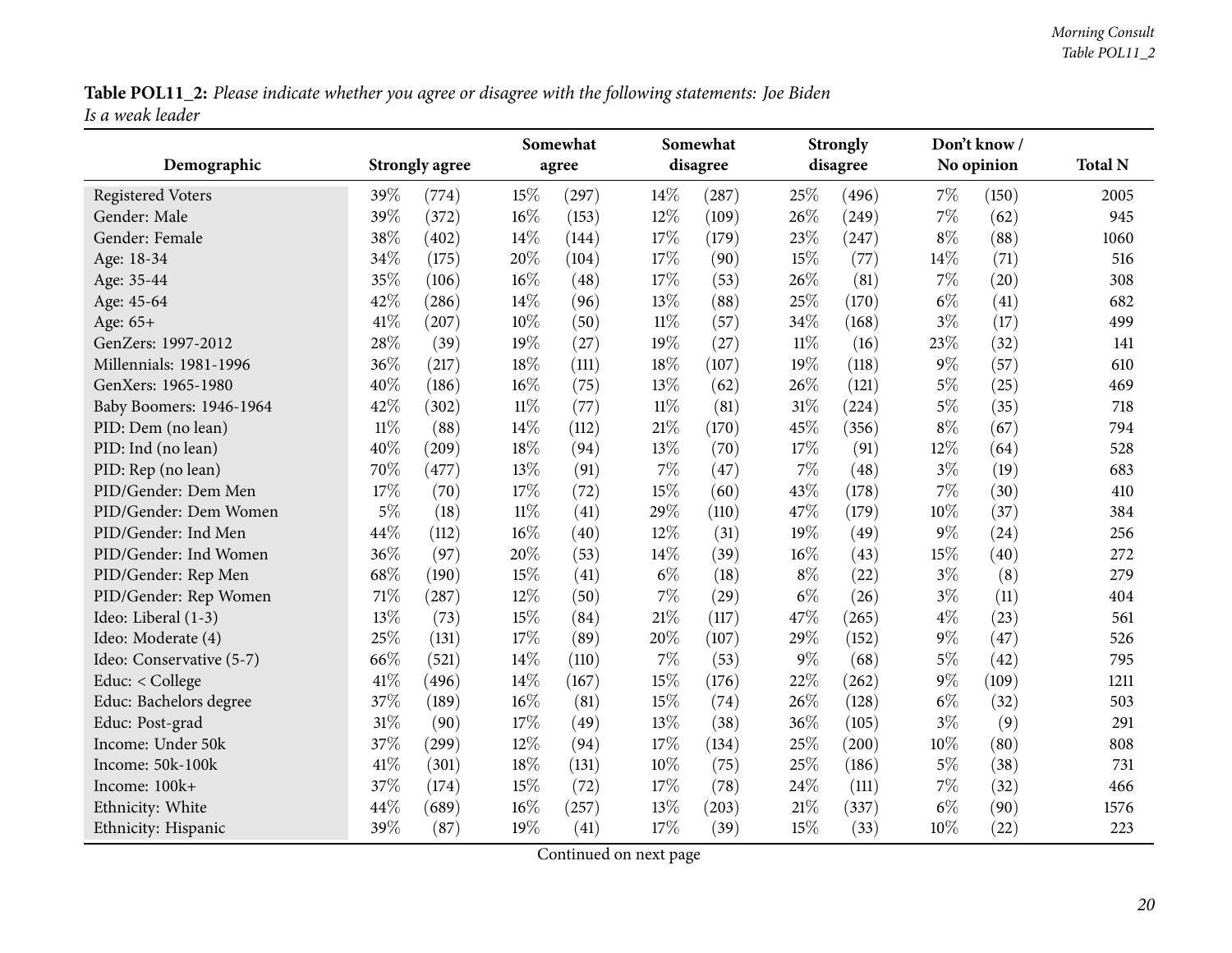**Table POL11_2:** *Please indicate whether you agree or disagree with the following statements: Joe Biden Is a weak leader*

| Demographic | Strongly agree | | Somewhat agree | | Somewhat disagree | | Strongly disagree | | Don't know / No opinion | | Total N |
|---|---|---|---|---|---|---|---|---|---|---|---|
| Registered Voters | 39% | (774) | 15% | (297) | 14% | (287) | 25% | (496) | 7% | (150) | 2005 |
| Gender: Male | 39% | (372) | 16% | (153) | 12% | (109) | 26% | (249) | 7% | (62) | 945 |
| Gender: Female | 38% | (402) | 14% | (144) | 17% | (179) | 23% | (247) | 8% | (88) | 1060 |
| Age: 18-34 | 34% | (175) | 20% | (104) | 17% | (90) | 15% | (77) | 14% | (71) | 516 |
| Age: 35-44 | 35% | (106) | 16% | (48) | 17% | (53) | 26% | (81) | 7% | (20) | 308 |
| Age: 45-64 | 42% | (286) | 14% | (96) | 13% | (88) | 25% | (170) | 6% | (41) | 682 |
| Age: 65+ | 41% | (207) | 10% | (50) | 11% | (57) | 34% | (168) | 3% | (17) | 499 |
| GenZers: 1997-2012 | 28% | (39) | 19% | (27) | 19% | (27) | 11% | (16) | 23% | (32) | 141 |
| Millennials: 1981-1996 | 36% | (217) | 18% | (111) | 18% | (107) | 19% | (118) | 9% | (57) | 610 |
| GenXers: 1965-1980 | 40% | (186) | 16% | (75) | 13% | (62) | 26% | (121) | 5% | (25) | 469 |
| Baby Boomers: 1946-1964 | 42% | (302) | 11% | (77) | 11% | (81) | 31% | (224) | 5% | (35) | 718 |
| PID: Dem (no lean) | 11% | (88) | 14% | (112) | 21% | (170) | 45% | (356) | 8% | (67) | 794 |
| PID: Ind (no lean) | 40% | (209) | 18% | (94) | 13% | (70) | 17% | (91) | 12% | (64) | 528 |
| PID: Rep (no lean) | 70% | (477) | 13% | (91) | 7% | (47) | 7% | (48) | 3% | (19) | 683 |
| PID/Gender: Dem Men | 17% | (70) | 17% | (72) | 15% | (60) | 43% | (178) | 7% | (30) | 410 |
| PID/Gender: Dem Women | 5% | (18) | 11% | (41) | 29% | (110) | 47% | (179) | 10% | (37) | 384 |
| PID/Gender: Ind Men | 44% | (112) | 16% | (40) | 12% | (31) | 19% | (49) | 9% | (24) | 256 |
| PID/Gender: Ind Women | 36% | (97) | 20% | (53) | 14% | (39) | 16% | (43) | 15% | (40) | 272 |
| PID/Gender: Rep Men | 68% | (190) | 15% | (41) | 6% | (18) | 8% | (22) | 3% | (8) | 279 |
| PID/Gender: Rep Women | 71% | (287) | 12% | (50) | 7% | (29) | 6% | (26) | 3% | (11) | 404 |
| Ideo: Liberal (1-3) | 13% | (73) | 15% | (84) | 21% | (117) | 47% | (265) | 4% | (23) | 561 |
| Ideo: Moderate (4) | 25% | (131) | 17% | (89) | 20% | (107) | 29% | (152) | 9% | (47) | 526 |
| Ideo: Conservative (5-7) | 66% | (521) | 14% | (110) | 7% | (53) | 9% | (68) | 5% | (42) | 795 |
| Educ: < College | 41% | (496) | 14% | (167) | 15% | (176) | 22% | (262) | 9% | (109) | 1211 |
| Educ: Bachelors degree | 37% | (189) | 16% | (81) | 15% | (74) | 26% | (128) | 6% | (32) | 503 |
| Educ: Post-grad | 31% | (90) | 17% | (49) | 13% | (38) | 36% | (105) | 3% | (9) | 291 |
| Income: Under 50k | 37% | (299) | 12% | (94) | 17% | (134) | 25% | (200) | 10% | (80) | 808 |
| Income: 50k-100k | 41% | (301) | 18% | (131) | 10% | (75) | 25% | (186) | 5% | (38) | 731 |
| Income: 100k+ | 37% | (174) | 15% | (72) | 17% | (78) | 24% | (111) | 7% | (32) | 466 |
| Ethnicity: White | 44% | (689) | 16% | (257) | 13% | (203) | 21% | (337) | 6% | (90) | 1576 |
| Ethnicity: Hispanic | 39% | (87) | 19% | (41) | 17% | (39) | 15% | (33) | 10% | (22) | 223 |

Continued on next page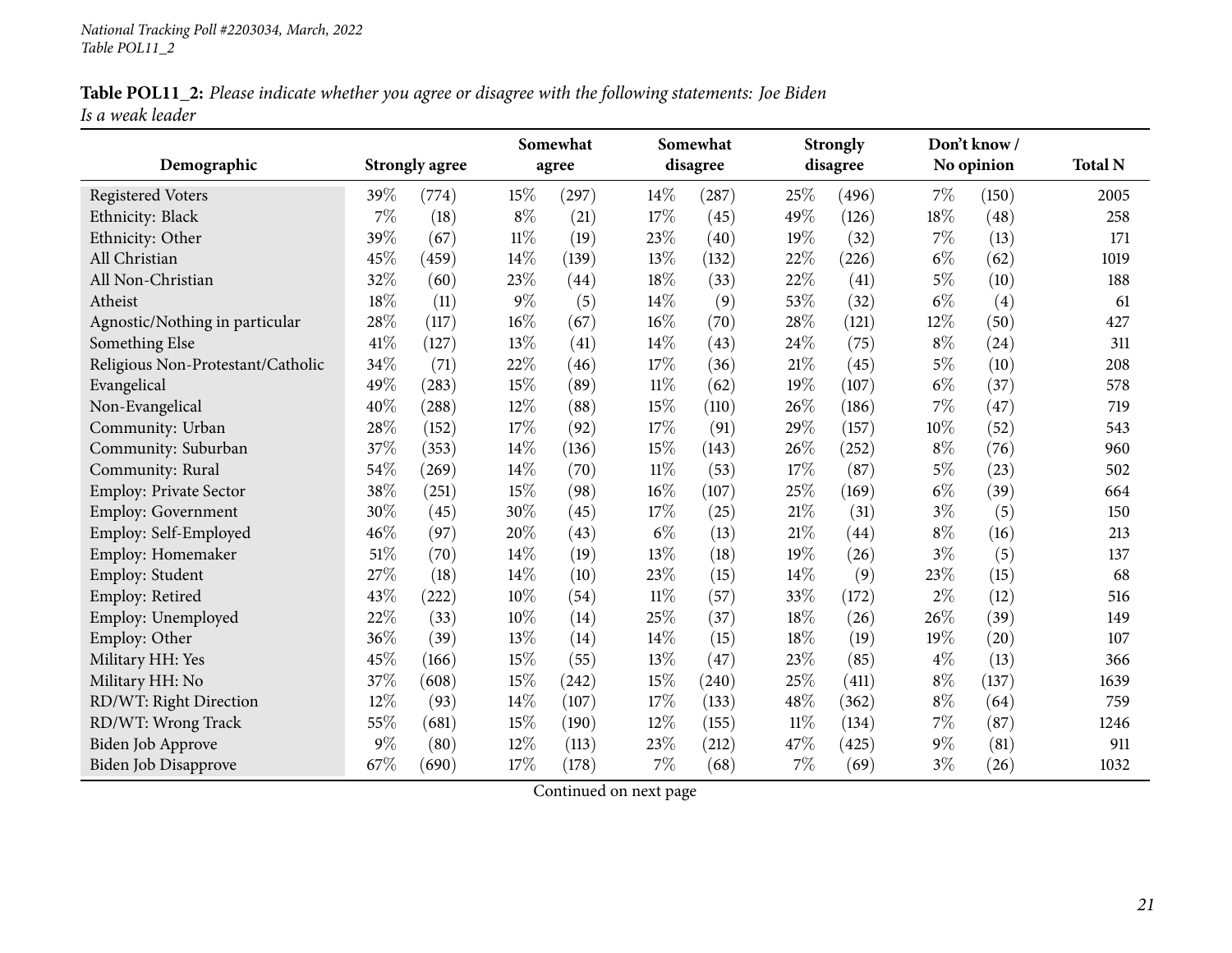**Table POL11_2:** *Please indicate whether you agree or disagree with the following statements: Joe Biden Is a weak leader*

| Demographic | Strongly agree | | Somewhat agree | | Somewhat disagree | | Strongly disagree | | Don't know / No opinion | | Total N |
|---|---|---|---|---|---|---|---|---|---|---|---|
| Registered Voters | 39% | (774) | 15% | (297) | 14% | (287) | 25% | (496) | 7% | (150) | 2005 |
| Ethnicity: Black | 7% | (18) | 8% | (21) | 17% | (45) | 49% | (126) | 18% | (48) | 258 |
| Ethnicity: Other | 39% | (67) | 11% | (19) | 23% | (40) | 19% | (32) | 7% | (13) | 171 |
| All Christian | 45% | (459) | 14% | (139) | 13% | (132) | 22% | (226) | 6% | (62) | 1019 |
| All Non-Christian | 32% | (60) | 23% | (44) | 18% | (33) | 22% | (41) | 5% | (10) | 188 |
| Atheist | 18% | (11) | 9% | (5) | 14% | (9) | 53% | (32) | 6% | (4) | 61 |
| Agnostic/Nothing in particular | 28% | (117) | 16% | (67) | 16% | (70) | 28% | (121) | 12% | (50) | 427 |
| Something Else | 41% | (127) | 13% | (41) | 14% | (43) | 24% | (75) | 8% | (24) | 311 |
| Religious Non-Protestant/Catholic | 34% | (71) | 22% | (46) | 17% | (36) | 21% | (45) | 5% | (10) | 208 |
| Evangelical | 49% | (283) | 15% | (89) | 11% | (62) | 19% | (107) | 6% | (37) | 578 |
| Non-Evangelical | 40% | (288) | 12% | (88) | 15% | (110) | 26% | (186) | 7% | (47) | 719 |
| Community: Urban | 28% | (152) | 17% | (92) | 17% | (91) | 29% | (157) | 10% | (52) | 543 |
| Community: Suburban | 37% | (353) | 14% | (136) | 15% | (143) | 26% | (252) | 8% | (76) | 960 |
| Community: Rural | 54% | (269) | 14% | (70) | 11% | (53) | 17% | (87) | 5% | (23) | 502 |
| Employ: Private Sector | 38% | (251) | 15% | (98) | 16% | (107) | 25% | (169) | 6% | (39) | 664 |
| Employ: Government | 30% | (45) | 30% | (45) | 17% | (25) | 21% | (31) | 3% | (5) | 150 |
| Employ: Self-Employed | 46% | (97) | 20% | (43) | 6% | (13) | 21% | (44) | 8% | (16) | 213 |
| Employ: Homemaker | 51% | (70) | 14% | (19) | 13% | (18) | 19% | (26) | 3% | (5) | 137 |
| Employ: Student | 27% | (18) | 14% | (10) | 23% | (15) | 14% | (9) | 23% | (15) | 68 |
| Employ: Retired | 43% | (222) | 10% | (54) | 11% | (57) | 33% | (172) | 2% | (12) | 516 |
| Employ: Unemployed | 22% | (33) | 10% | (14) | 25% | (37) | 18% | (26) | 26% | (39) | 149 |
| Employ: Other | 36% | (39) | 13% | (14) | 14% | (15) | 18% | (19) | 19% | (20) | 107 |
| Military HH: Yes | 45% | (166) | 15% | (55) | 13% | (47) | 23% | (85) | 4% | (13) | 366 |
| Military HH: No | 37% | (608) | 15% | (242) | 15% | (240) | 25% | (411) | 8% | (137) | 1639 |
| RD/WT: Right Direction | 12% | (93) | 14% | (107) | 17% | (133) | 48% | (362) | 8% | (64) | 759 |
| RD/WT: Wrong Track | 55% | (681) | 15% | (190) | 12% | (155) | 11% | (134) | 7% | (87) | 1246 |
| Biden Job Approve | 9% | (80) | 12% | (113) | 23% | (212) | 47% | (425) | 9% | (81) | 911 |
| Biden Job Disapprove | 67% | (690) | 17% | (178) | 7% | (68) | 7% | (69) | 3% | (26) | 1032 |

Continued on next page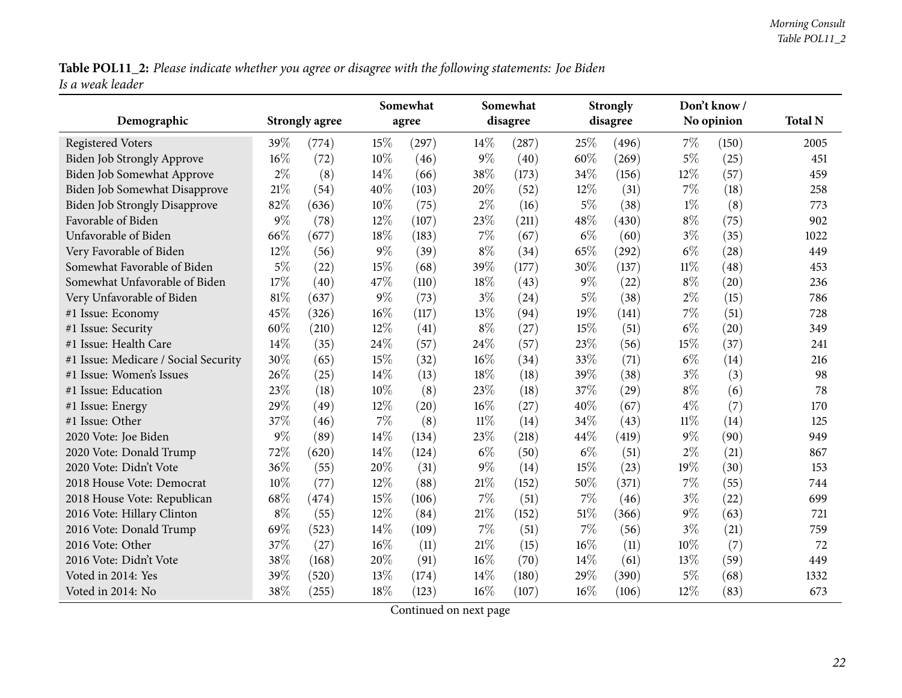**Table POL11_2:** *Please indicate whether you agree or disagree with the following statements: Joe Biden Is a weak leader*

| Demographic | Strongly agree | | Somewhat agree | | Somewhat disagree | | Strongly disagree | | Don't know / No opinion | | Total N |
|---|---|---|---|---|---|---|---|---|---|---|---|
| Registered Voters | 39% | (774) | 15% | (297) | 14% | (287) | 25% | (496) | 7% | (150) | 2005 |
| Biden Job Strongly Approve | 16% | (72) | 10% | (46) | 9% | (40) | 60% | (269) | 5% | (25) | 451 |
| Biden Job Somewhat Approve | 2% | (8) | 14% | (66) | 38% | (173) | 34% | (156) | 12% | (57) | 459 |
| Biden Job Somewhat Disapprove | 21% | (54) | 40% | (103) | 20% | (52) | 12% | (31) | 7% | (18) | 258 |
| Biden Job Strongly Disapprove | 82% | (636) | 10% | (75) | 2% | (16) | 5% | (38) | 1% | (8) | 773 |
| Favorable of Biden | 9% | (78) | 12% | (107) | 23% | (211) | 48% | (430) | 8% | (75) | 902 |
| Unfavorable of Biden | 66% | (677) | 18% | (183) | 7% | (67) | 6% | (60) | 3% | (35) | 1022 |
| Very Favorable of Biden | 12% | (56) | 9% | (39) | 8% | (34) | 65% | (292) | 6% | (28) | 449 |
| Somewhat Favorable of Biden | 5% | (22) | 15% | (68) | 39% | (177) | 30% | (137) | 11% | (48) | 453 |
| Somewhat Unfavorable of Biden | 17% | (40) | 47% | (110) | 18% | (43) | 9% | (22) | 8% | (20) | 236 |
| Very Unfavorable of Biden | 81% | (637) | 9% | (73) | 3% | (24) | 5% | (38) | 2% | (15) | 786 |
| #1 Issue: Economy | 45% | (326) | 16% | (117) | 13% | (94) | 19% | (141) | 7% | (51) | 728 |
| #1 Issue: Security | 60% | (210) | 12% | (41) | 8% | (27) | 15% | (51) | 6% | (20) | 349 |
| #1 Issue: Health Care | 14% | (35) | 24% | (57) | 24% | (57) | 23% | (56) | 15% | (37) | 241 |
| #1 Issue: Medicare / Social Security | 30% | (65) | 15% | (32) | 16% | (34) | 33% | (71) | 6% | (14) | 216 |
| #1 Issue: Women's Issues | 26% | (25) | 14% | (13) | 18% | (18) | 39% | (38) | 3% | (3) | 98 |
| #1 Issue: Education | 23% | (18) | 10% | (8) | 23% | (18) | 37% | (29) | 8% | (6) | 78 |
| #1 Issue: Energy | 29% | (49) | 12% | (20) | 16% | (27) | 40% | (67) | 4% | (7) | 170 |
| #1 Issue: Other | 37% | (46) | 7% | (8) | 11% | (14) | 34% | (43) | 11% | (14) | 125 |
| 2020 Vote: Joe Biden | 9% | (89) | 14% | (134) | 23% | (218) | 44% | (419) | 9% | (90) | 949 |
| 2020 Vote: Donald Trump | 72% | (620) | 14% | (124) | 6% | (50) | 6% | (51) | 2% | (21) | 867 |
| 2020 Vote: Didn't Vote | 36% | (55) | 20% | (31) | 9% | (14) | 15% | (23) | 19% | (30) | 153 |
| 2018 House Vote: Democrat | 10% | (77) | 12% | (88) | 21% | (152) | 50% | (371) | 7% | (55) | 744 |
| 2018 House Vote: Republican | 68% | (474) | 15% | (106) | 7% | (51) | 7% | (46) | 3% | (22) | 699 |
| 2016 Vote: Hillary Clinton | 8% | (55) | 12% | (84) | 21% | (152) | 51% | (366) | 9% | (63) | 721 |
| 2016 Vote: Donald Trump | 69% | (523) | 14% | (109) | 7% | (51) | 7% | (56) | 3% | (21) | 759 |
| 2016 Vote: Other | 37% | (27) | 16% | (11) | 21% | (15) | 16% | (11) | 10% | (7) | 72 |
| 2016 Vote: Didn't Vote | 38% | (168) | 20% | (91) | 16% | (70) | 14% | (61) | 13% | (59) | 449 |
| Voted in 2014: Yes | 39% | (520) | 13% | (174) | 14% | (180) | 29% | (390) | 5% | (68) | 1332 |
| Voted in 2014: No | 38% | (255) | 18% | (123) | 16% | (107) | 16% | (106) | 12% | (83) | 673 |

Continued on next page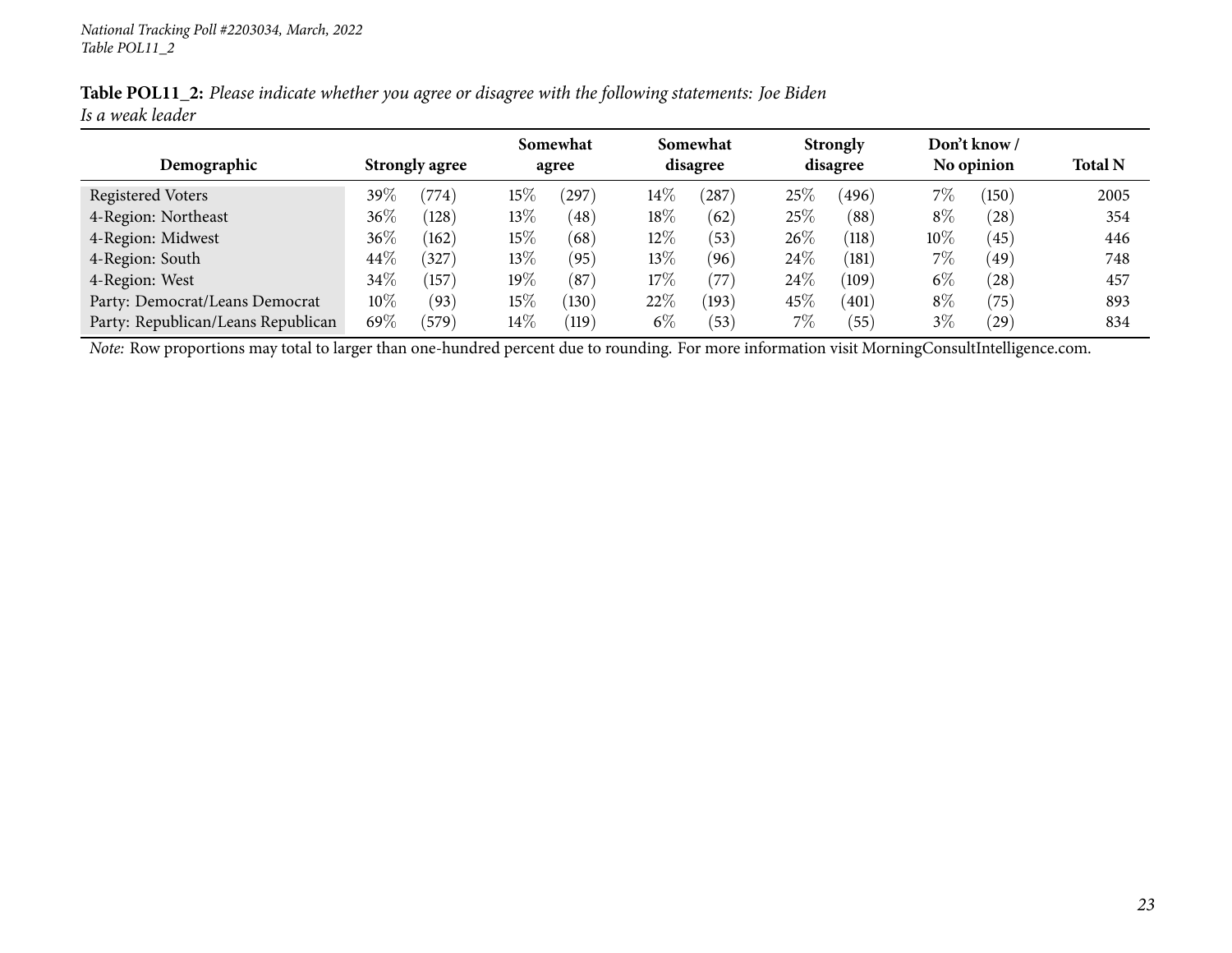*National Tracking Poll #2203034, March, 2022*
*Table POL11_2*

**Table POL11_2:** *Please indicate whether you agree or disagree with the following statements: Joe Biden Is a weak leader*

| Demographic | Strongly agree | | Somewhat agree | | Somewhat disagree | | Strongly disagree | | Don't know / No opinion | | Total N |
|---|---|---|---|---|---|---|---|---|---|---|---|
| Registered Voters | 39% | (774) | 15% | (297) | 14% | (287) | 25% | (496) | 7% | (150) | 2005 |
| 4-Region: Northeast | 36% | (128) | 13% | (48) | 18% | (62) | 25% | (88) | 8% | (28) | 354 |
| 4-Region: Midwest | 36% | (162) | 15% | (68) | 12% | (53) | 26% | (118) | 10% | (45) | 446 |
| 4-Region: South | 44% | (327) | 13% | (95) | 13% | (96) | 24% | (181) | 7% | (49) | 748 |
| 4-Region: West | 34% | (157) | 19% | (87) | 17% | (77) | 24% | (109) | 6% | (28) | 457 |
| Party: Democrat/Leans Democrat | 10% | (93) | 15% | (130) | 22% | (193) | 45% | (401) | 8% | (75) | 893 |
| Party: Republican/Leans Republican | 69% | (579) | 14% | (119) | 6% | (53) | 7% | (55) | 3% | (29) | 834 |

*Note:* Row proportions may total to larger than one-hundred percent due to rounding. For more information visit MorningConsultIntelligence.com.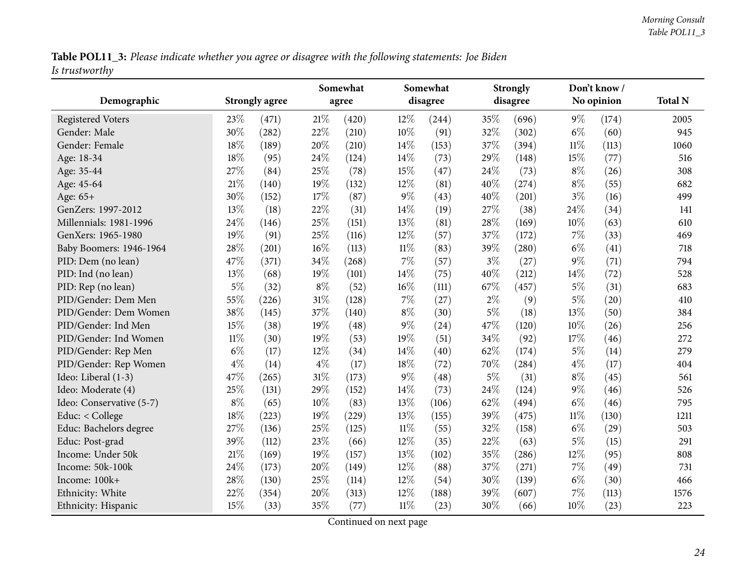**Table POL11_3:** *Please indicate whether you agree or disagree with the following statements: Joe Biden Is trustworthy*

| Demographic | Strongly agree | | Somewhat agree | | Somewhat disagree | | Strongly disagree | | Don't know / No opinion | | Total N |
|---|---|---|---|---|---|---|---|---|---|---|---|
| Registered Voters | 23% | (471) | 21% | (420) | 12% | (244) | 35% | (696) | 9% | (174) | 2005 |
| Gender: Male | 30% | (282) | 22% | (210) | 10% | (91) | 32% | (302) | 6% | (60) | 945 |
| Gender: Female | 18% | (189) | 20% | (210) | 14% | (153) | 37% | (394) | 11% | (113) | 1060 |
| Age: 18-34 | 18% | (95) | 24% | (124) | 14% | (73) | 29% | (148) | 15% | (77) | 516 |
| Age: 35-44 | 27% | (84) | 25% | (78) | 15% | (47) | 24% | (73) | 8% | (26) | 308 |
| Age: 45-64 | 21% | (140) | 19% | (132) | 12% | (81) | 40% | (274) | 8% | (55) | 682 |
| Age: 65+ | 30% | (152) | 17% | (87) | 9% | (43) | 40% | (201) | 3% | (16) | 499 |
| GenZers: 1997-2012 | 13% | (18) | 22% | (31) | 14% | (19) | 27% | (38) | 24% | (34) | 141 |
| Millennials: 1981-1996 | 24% | (146) | 25% | (151) | 13% | (81) | 28% | (169) | 10% | (63) | 610 |
| GenXers: 1965-1980 | 19% | (91) | 25% | (116) | 12% | (57) | 37% | (172) | 7% | (33) | 469 |
| Baby Boomers: 1946-1964 | 28% | (201) | 16% | (113) | 11% | (83) | 39% | (280) | 6% | (41) | 718 |
| PID: Dem (no lean) | 47% | (371) | 34% | (268) | 7% | (57) | 3% | (27) | 9% | (71) | 794 |
| PID: Ind (no lean) | 13% | (68) | 19% | (101) | 14% | (75) | 40% | (212) | 14% | (72) | 528 |
| PID: Rep (no lean) | 5% | (32) | 8% | (52) | 16% | (111) | 67% | (457) | 5% | (31) | 683 |
| PID/Gender: Dem Men | 55% | (226) | 31% | (128) | 7% | (27) | 2% | (9) | 5% | (20) | 410 |
| PID/Gender: Dem Women | 38% | (145) | 37% | (140) | 8% | (30) | 5% | (18) | 13% | (50) | 384 |
| PID/Gender: Ind Men | 15% | (38) | 19% | (48) | 9% | (24) | 47% | (120) | 10% | (26) | 256 |
| PID/Gender: Ind Women | 11% | (30) | 19% | (53) | 19% | (51) | 34% | (92) | 17% | (46) | 272 |
| PID/Gender: Rep Men | 6% | (17) | 12% | (34) | 14% | (40) | 62% | (174) | 5% | (14) | 279 |
| PID/Gender: Rep Women | 4% | (14) | 4% | (17) | 18% | (72) | 70% | (284) | 4% | (17) | 404 |
| Ideo: Liberal (1-3) | 47% | (265) | 31% | (173) | 9% | (48) | 5% | (31) | 8% | (45) | 561 |
| Ideo: Moderate (4) | 25% | (131) | 29% | (152) | 14% | (73) | 24% | (124) | 9% | (46) | 526 |
| Ideo: Conservative (5-7) | 8% | (65) | 10% | (83) | 13% | (106) | 62% | (494) | 6% | (46) | 795 |
| Educ: < College | 18% | (223) | 19% | (229) | 13% | (155) | 39% | (475) | 11% | (130) | 1211 |
| Educ: Bachelors degree | 27% | (136) | 25% | (125) | 11% | (55) | 32% | (158) | 6% | (29) | 503 |
| Educ: Post-grad | 39% | (112) | 23% | (66) | 12% | (35) | 22% | (63) | 5% | (15) | 291 |
| Income: Under 50k | 21% | (169) | 19% | (157) | 13% | (102) | 35% | (286) | 12% | (95) | 808 |
| Income: 50k-100k | 24% | (173) | 20% | (149) | 12% | (88) | 37% | (271) | 7% | (49) | 731 |
| Income: 100k+ | 28% | (130) | 25% | (114) | 12% | (54) | 30% | (139) | 6% | (30) | 466 |
| Ethnicity: White | 22% | (354) | 20% | (313) | 12% | (188) | 39% | (607) | 7% | (113) | 1576 |
| Ethnicity: Hispanic | 15% | (33) | 35% | (77) | 11% | (23) | 30% | (66) | 10% | (23) | 223 |

Continued on next page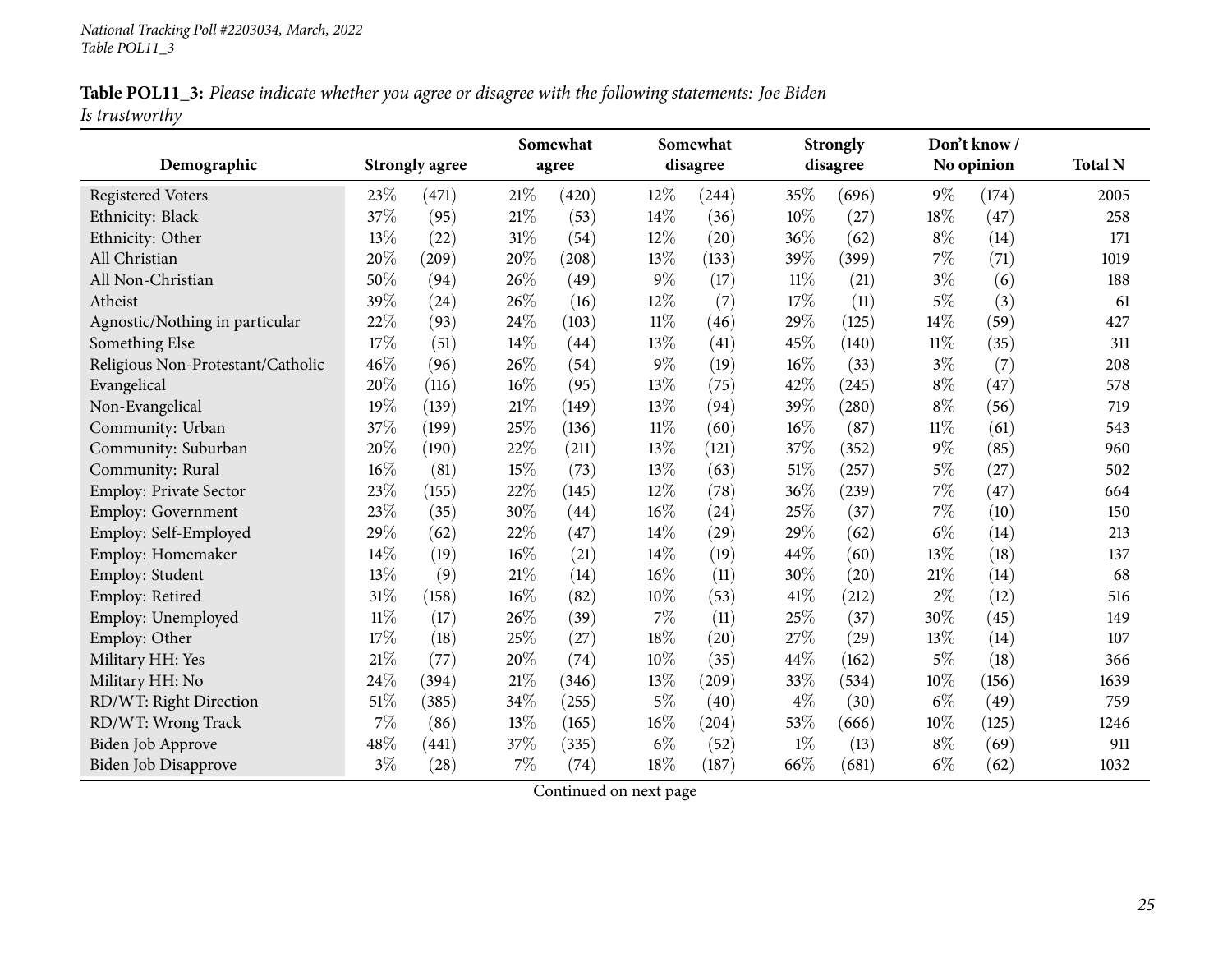**Table POL11_3:** *Please indicate whether you agree or disagree with the following statements: Joe Biden Is trustworthy*

| Demographic | Strongly agree | | Somewhat agree | | Somewhat disagree | | Strongly disagree | | Don't know / No opinion | | Total N |
|---|---|---|---|---|---|---|---|---|---|---|---|
| Registered Voters | 23% | (471) | 21% | (420) | 12% | (244) | 35% | (696) | 9% | (174) | 2005 |
| Ethnicity: Black | 37% | (95) | 21% | (53) | 14% | (36) | 10% | (27) | 18% | (47) | 258 |
| Ethnicity: Other | 13% | (22) | 31% | (54) | 12% | (20) | 36% | (62) | 8% | (14) | 171 |
| All Christian | 20% | (209) | 20% | (208) | 13% | (133) | 39% | (399) | 7% | (71) | 1019 |
| All Non-Christian | 50% | (94) | 26% | (49) | 9% | (17) | 11% | (21) | 3% | (6) | 188 |
| Atheist | 39% | (24) | 26% | (16) | 12% | (7) | 17% | (11) | 5% | (3) | 61 |
| Agnostic/Nothing in particular | 22% | (93) | 24% | (103) | 11% | (46) | 29% | (125) | 14% | (59) | 427 |
| Something Else | 17% | (51) | 14% | (44) | 13% | (41) | 45% | (140) | 11% | (35) | 311 |
| Religious Non-Protestant/Catholic | 46% | (96) | 26% | (54) | 9% | (19) | 16% | (33) | 3% | (7) | 208 |
| Evangelical | 20% | (116) | 16% | (95) | 13% | (75) | 42% | (245) | 8% | (47) | 578 |
| Non-Evangelical | 19% | (139) | 21% | (149) | 13% | (94) | 39% | (280) | 8% | (56) | 719 |
| Community: Urban | 37% | (199) | 25% | (136) | 11% | (60) | 16% | (87) | 11% | (61) | 543 |
| Community: Suburban | 20% | (190) | 22% | (211) | 13% | (121) | 37% | (352) | 9% | (85) | 960 |
| Community: Rural | 16% | (81) | 15% | (73) | 13% | (63) | 51% | (257) | 5% | (27) | 502 |
| Employ: Private Sector | 23% | (155) | 22% | (145) | 12% | (78) | 36% | (239) | 7% | (47) | 664 |
| Employ: Government | 23% | (35) | 30% | (44) | 16% | (24) | 25% | (37) | 7% | (10) | 150 |
| Employ: Self-Employed | 29% | (62) | 22% | (47) | 14% | (29) | 29% | (62) | 6% | (14) | 213 |
| Employ: Homemaker | 14% | (19) | 16% | (21) | 14% | (19) | 44% | (60) | 13% | (18) | 137 |
| Employ: Student | 13% | (9) | 21% | (14) | 16% | (11) | 30% | (20) | 21% | (14) | 68 |
| Employ: Retired | 31% | (158) | 16% | (82) | 10% | (53) | 41% | (212) | 2% | (12) | 516 |
| Employ: Unemployed | 11% | (17) | 26% | (39) | 7% | (11) | 25% | (37) | 30% | (45) | 149 |
| Employ: Other | 17% | (18) | 25% | (27) | 18% | (20) | 27% | (29) | 13% | (14) | 107 |
| Military HH: Yes | 21% | (77) | 20% | (74) | 10% | (35) | 44% | (162) | 5% | (18) | 366 |
| Military HH: No | 24% | (394) | 21% | (346) | 13% | (209) | 33% | (534) | 10% | (156) | 1639 |
| RD/WT: Right Direction | 51% | (385) | 34% | (255) | 5% | (40) | 4% | (30) | 6% | (49) | 759 |
| RD/WT: Wrong Track | 7% | (86) | 13% | (165) | 16% | (204) | 53% | (666) | 10% | (125) | 1246 |
| Biden Job Approve | 48% | (441) | 37% | (335) | 6% | (52) | 1% | (13) | 8% | (69) | 911 |
| Biden Job Disapprove | 3% | (28) | 7% | (74) | 18% | (187) | 66% | (681) | 6% | (62) | 1032 |

Continued on next page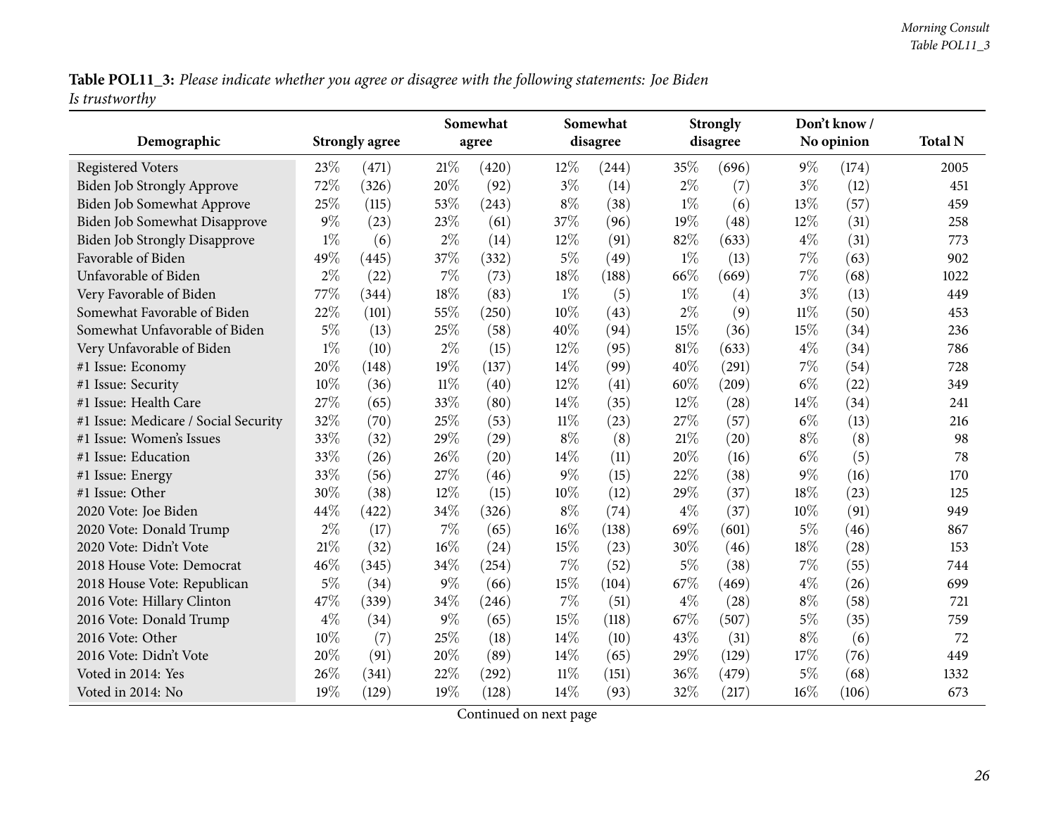**Table POL11_3:** *Please indicate whether you agree or disagree with the following statements: Joe Biden Is trustworthy*

| Demographic | Strongly agree | | Somewhat agree | | Somewhat disagree | | Strongly disagree | | Don't know / No opinion | | Total N |
|---|---|---|---|---|---|---|---|---|---|---|---|
| Registered Voters | 23% | (471) | 21% | (420) | 12% | (244) | 35% | (696) | 9% | (174) | 2005 |
| Biden Job Strongly Approve | 72% | (326) | 20% | (92) | 3% | (14) | 2% | (7) | 3% | (12) | 451 |
| Biden Job Somewhat Approve | 25% | (115) | 53% | (243) | 8% | (38) | 1% | (6) | 13% | (57) | 459 |
| Biden Job Somewhat Disapprove | 9% | (23) | 23% | (61) | 37% | (96) | 19% | (48) | 12% | (31) | 258 |
| Biden Job Strongly Disapprove | 1% | (6) | 2% | (14) | 12% | (91) | 82% | (633) | 4% | (31) | 773 |
| Favorable of Biden | 49% | (445) | 37% | (332) | 5% | (49) | 1% | (13) | 7% | (63) | 902 |
| Unfavorable of Biden | 2% | (22) | 7% | (73) | 18% | (188) | 66% | (669) | 7% | (68) | 1022 |
| Very Favorable of Biden | 77% | (344) | 18% | (83) | 1% | (5) | 1% | (4) | 3% | (13) | 449 |
| Somewhat Favorable of Biden | 22% | (101) | 55% | (250) | 10% | (43) | 2% | (9) | 11% | (50) | 453 |
| Somewhat Unfavorable of Biden | 5% | (13) | 25% | (58) | 40% | (94) | 15% | (36) | 15% | (34) | 236 |
| Very Unfavorable of Biden | 1% | (10) | 2% | (15) | 12% | (95) | 81% | (633) | 4% | (34) | 786 |
| #1 Issue: Economy | 20% | (148) | 19% | (137) | 14% | (99) | 40% | (291) | 7% | (54) | 728 |
| #1 Issue: Security | 10% | (36) | 11% | (40) | 12% | (41) | 60% | (209) | 6% | (22) | 349 |
| #1 Issue: Health Care | 27% | (65) | 33% | (80) | 14% | (35) | 12% | (28) | 14% | (34) | 241 |
| #1 Issue: Medicare / Social Security | 32% | (70) | 25% | (53) | 11% | (23) | 27% | (57) | 6% | (13) | 216 |
| #1 Issue: Women's Issues | 33% | (32) | 29% | (29) | 8% | (8) | 21% | (20) | 8% | (8) | 98 |
| #1 Issue: Education | 33% | (26) | 26% | (20) | 14% | (11) | 20% | (16) | 6% | (5) | 78 |
| #1 Issue: Energy | 33% | (56) | 27% | (46) | 9% | (15) | 22% | (38) | 9% | (16) | 170 |
| #1 Issue: Other | 30% | (38) | 12% | (15) | 10% | (12) | 29% | (37) | 18% | (23) | 125 |
| 2020 Vote: Joe Biden | 44% | (422) | 34% | (326) | 8% | (74) | 4% | (37) | 10% | (91) | 949 |
| 2020 Vote: Donald Trump | 2% | (17) | 7% | (65) | 16% | (138) | 69% | (601) | 5% | (46) | 867 |
| 2020 Vote: Didn't Vote | 21% | (32) | 16% | (24) | 15% | (23) | 30% | (46) | 18% | (28) | 153 |
| 2018 House Vote: Democrat | 46% | (345) | 34% | (254) | 7% | (52) | 5% | (38) | 7% | (55) | 744 |
| 2018 House Vote: Republican | 5% | (34) | 9% | (66) | 15% | (104) | 67% | (469) | 4% | (26) | 699 |
| 2016 Vote: Hillary Clinton | 47% | (339) | 34% | (246) | 7% | (51) | 4% | (28) | 8% | (58) | 721 |
| 2016 Vote: Donald Trump | 4% | (34) | 9% | (65) | 15% | (118) | 67% | (507) | 5% | (35) | 759 |
| 2016 Vote: Other | 10% | (7) | 25% | (18) | 14% | (10) | 43% | (31) | 8% | (6) | 72 |
| 2016 Vote: Didn't Vote | 20% | (91) | 20% | (89) | 14% | (65) | 29% | (129) | 17% | (76) | 449 |
| Voted in 2014: Yes | 26% | (341) | 22% | (292) | 11% | (151) | 36% | (479) | 5% | (68) | 1332 |
| Voted in 2014: No | 19% | (129) | 19% | (128) | 14% | (93) | 32% | (217) | 16% | (106) | 673 |

Continued on next page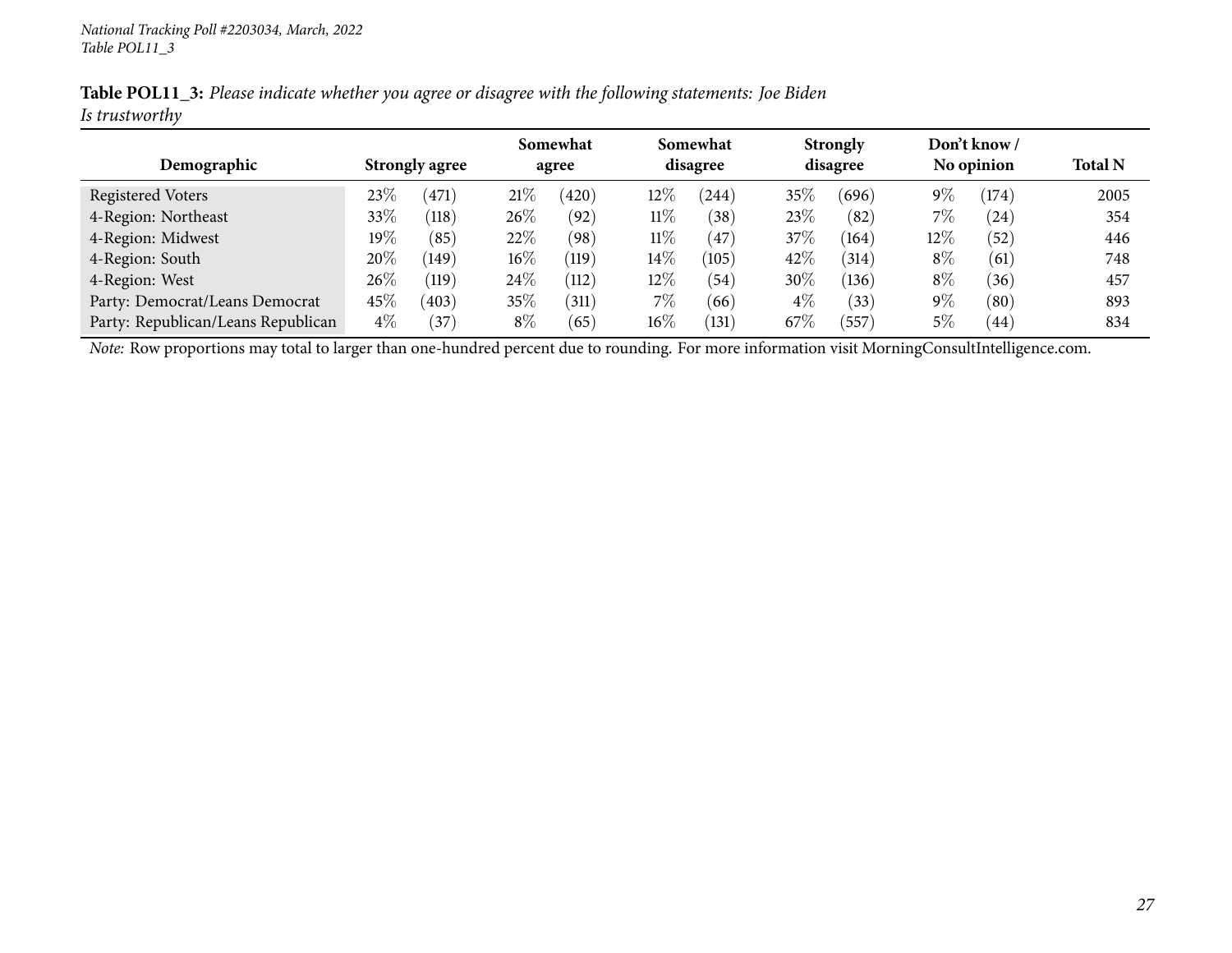*National Tracking Poll #2203034, March, 2022*
*Table POL11_3*

**Table POL11_3:** *Please indicate whether you agree or disagree with the following statements: Joe Biden Is trustworthy*

| Demographic | Strongly agree | | Somewhat agree | | Somewhat disagree | | Strongly disagree | | Don't know / No opinion | | Total N |
|---|---|---|---|---|---|---|---|---|---|---|---|
| Registered Voters | 23% | (471) | 21% | (420) | 12% | (244) | 35% | (696) | 9% | (174) | 2005 |
| 4-Region: Northeast | 33% | (118) | 26% | (92) | 11% | (38) | 23% | (82) | 7% | (24) | 354 |
| 4-Region: Midwest | 19% | (85) | 22% | (98) | 11% | (47) | 37% | (164) | 12% | (52) | 446 |
| 4-Region: South | 20% | (149) | 16% | (119) | 14% | (105) | 42% | (314) | 8% | (61) | 748 |
| 4-Region: West | 26% | (119) | 24% | (112) | 12% | (54) | 30% | (136) | 8% | (36) | 457 |
| Party: Democrat/Leans Democrat | 45% | (403) | 35% | (311) | 7% | (66) | 4% | (33) | 9% | (80) | 893 |
| Party: Republican/Leans Republican | 4% | (37) | 8% | (65) | 16% | (131) | 67% | (557) | 5% | (44) | 834 |

*Note:* Row proportions may total to larger than one-hundred percent due to rounding. For more information visit MorningConsultIntelligence.com.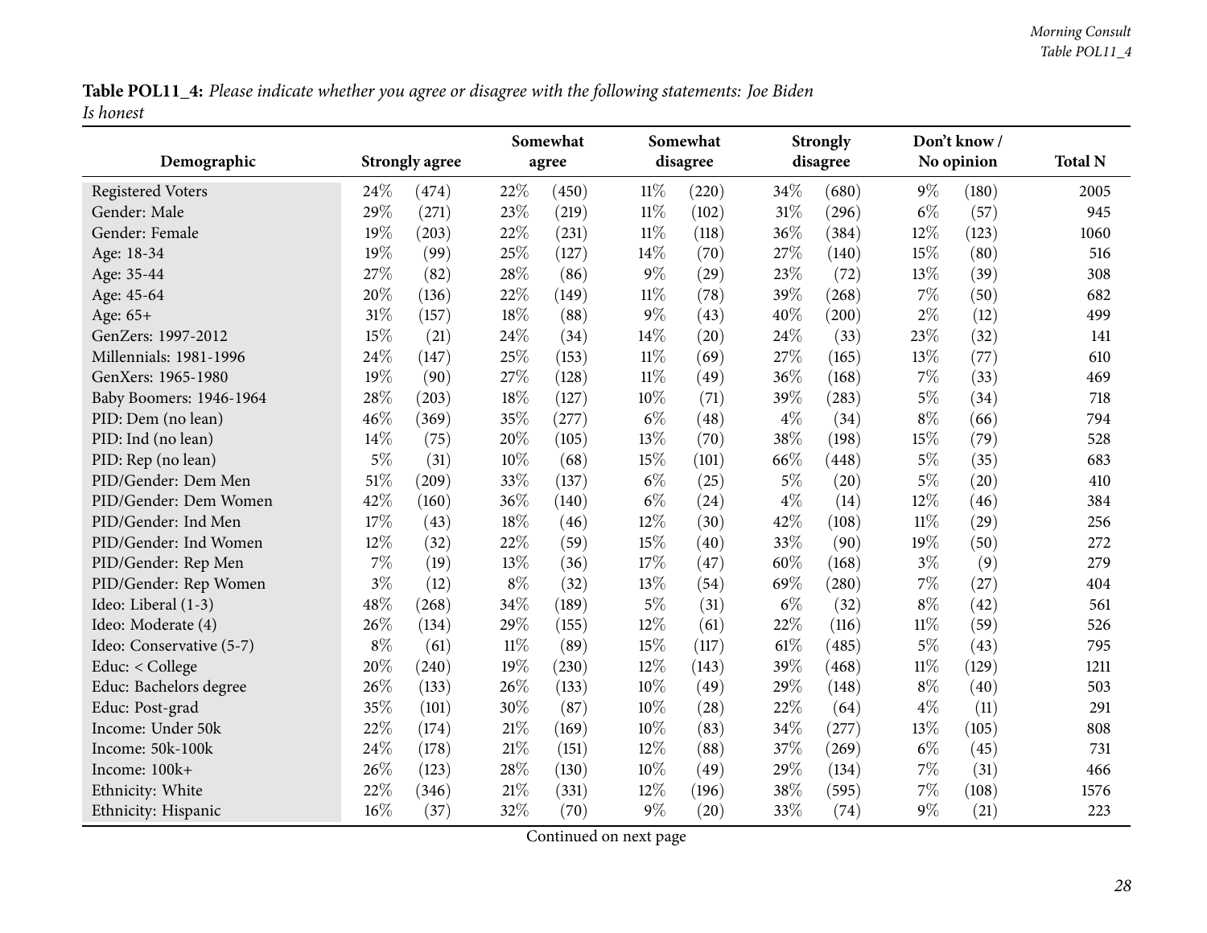**Table POL11_4:** *Please indicate whether you agree or disagree with the following statements: Joe Biden Is honest*

| Demographic | Strongly agree | | Somewhat agree | | Somewhat disagree | | Strongly disagree | | Don't know / No opinion | | Total N |
|---|---|---|---|---|---|---|---|---|---|---|---|
| Registered Voters | 24% | (474) | 22% | (450) | 11% | (220) | 34% | (680) | 9% | (180) | 2005 |
| Gender: Male | 29% | (271) | 23% | (219) | 11% | (102) | 31% | (296) | 6% | (57) | 945 |
| Gender: Female | 19% | (203) | 22% | (231) | 11% | (118) | 36% | (384) | 12% | (123) | 1060 |
| Age: 18-34 | 19% | (99) | 25% | (127) | 14% | (70) | 27% | (140) | 15% | (80) | 516 |
| Age: 35-44 | 27% | (82) | 28% | (86) | 9% | (29) | 23% | (72) | 13% | (39) | 308 |
| Age: 45-64 | 20% | (136) | 22% | (149) | 11% | (78) | 39% | (268) | 7% | (50) | 682 |
| Age: 65+ | 31% | (157) | 18% | (88) | 9% | (43) | 40% | (200) | 2% | (12) | 499 |
| GenZers: 1997-2012 | 15% | (21) | 24% | (34) | 14% | (20) | 24% | (33) | 23% | (32) | 141 |
| Millennials: 1981-1996 | 24% | (147) | 25% | (153) | 11% | (69) | 27% | (165) | 13% | (77) | 610 |
| GenXers: 1965-1980 | 19% | (90) | 27% | (128) | 11% | (49) | 36% | (168) | 7% | (33) | 469 |
| Baby Boomers: 1946-1964 | 28% | (203) | 18% | (127) | 10% | (71) | 39% | (283) | 5% | (34) | 718 |
| PID: Dem (no lean) | 46% | (369) | 35% | (277) | 6% | (48) | 4% | (34) | 8% | (66) | 794 |
| PID: Ind (no lean) | 14% | (75) | 20% | (105) | 13% | (70) | 38% | (198) | 15% | (79) | 528 |
| PID: Rep (no lean) | 5% | (31) | 10% | (68) | 15% | (101) | 66% | (448) | 5% | (35) | 683 |
| PID/Gender: Dem Men | 51% | (209) | 33% | (137) | 6% | (25) | 5% | (20) | 5% | (20) | 410 |
| PID/Gender: Dem Women | 42% | (160) | 36% | (140) | 6% | (24) | 4% | (14) | 12% | (46) | 384 |
| PID/Gender: Ind Men | 17% | (43) | 18% | (46) | 12% | (30) | 42% | (108) | 11% | (29) | 256 |
| PID/Gender: Ind Women | 12% | (32) | 22% | (59) | 15% | (40) | 33% | (90) | 19% | (50) | 272 |
| PID/Gender: Rep Men | 7% | (19) | 13% | (36) | 17% | (47) | 60% | (168) | 3% | (9) | 279 |
| PID/Gender: Rep Women | 3% | (12) | 8% | (32) | 13% | (54) | 69% | (280) | 7% | (27) | 404 |
| Ideo: Liberal (1-3) | 48% | (268) | 34% | (189) | 5% | (31) | 6% | (32) | 8% | (42) | 561 |
| Ideo: Moderate (4) | 26% | (134) | 29% | (155) | 12% | (61) | 22% | (116) | 11% | (59) | 526 |
| Ideo: Conservative (5-7) | 8% | (61) | 11% | (89) | 15% | (117) | 61% | (485) | 5% | (43) | 795 |
| Educ: < College | 20% | (240) | 19% | (230) | 12% | (143) | 39% | (468) | 11% | (129) | 1211 |
| Educ: Bachelors degree | 26% | (133) | 26% | (133) | 10% | (49) | 29% | (148) | 8% | (40) | 503 |
| Educ: Post-grad | 35% | (101) | 30% | (87) | 10% | (28) | 22% | (64) | 4% | (11) | 291 |
| Income: Under 50k | 22% | (174) | 21% | (169) | 10% | (83) | 34% | (277) | 13% | (105) | 808 |
| Income: 50k-100k | 24% | (178) | 21% | (151) | 12% | (88) | 37% | (269) | 6% | (45) | 731 |
| Income: 100k+ | 26% | (123) | 28% | (130) | 10% | (49) | 29% | (134) | 7% | (31) | 466 |
| Ethnicity: White | 22% | (346) | 21% | (331) | 12% | (196) | 38% | (595) | 7% | (108) | 1576 |
| Ethnicity: Hispanic | 16% | (37) | 32% | (70) | 9% | (20) | 33% | (74) | 9% | (21) | 223 |

Continued on next page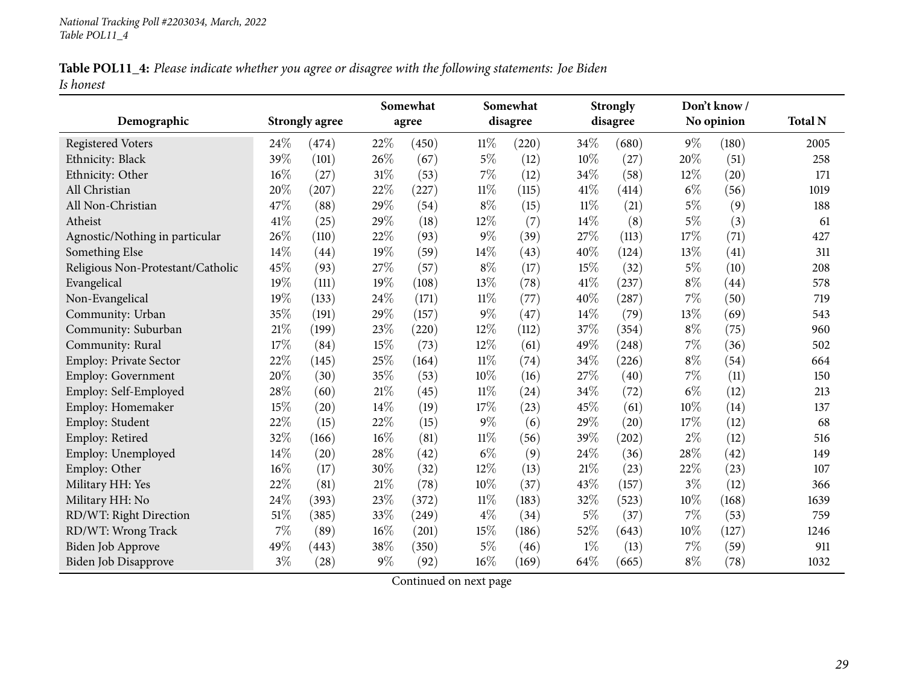**Table POL11_4:** *Please indicate whether you agree or disagree with the following statements: Joe Biden Is honest*

| Demographic | Strongly agree | | Somewhat agree | | Somewhat disagree | | Strongly disagree | | Don't know / No opinion | | Total N |
|---|---|---|---|---|---|---|---|---|---|---|---|
| Registered Voters | 24% | (474) | 22% | (450) | 11% | (220) | 34% | (680) | 9% | (180) | 2005 |
| Ethnicity: Black | 39% | (101) | 26% | (67) | 5% | (12) | 10% | (27) | 20% | (51) | 258 |
| Ethnicity: Other | 16% | (27) | 31% | (53) | 7% | (12) | 34% | (58) | 12% | (20) | 171 |
| All Christian | 20% | (207) | 22% | (227) | 11% | (115) | 41% | (414) | 6% | (56) | 1019 |
| All Non-Christian | 47% | (88) | 29% | (54) | 8% | (15) | 11% | (21) | 5% | (9) | 188 |
| Atheist | 41% | (25) | 29% | (18) | 12% | (7) | 14% | (8) | 5% | (3) | 61 |
| Agnostic/Nothing in particular | 26% | (110) | 22% | (93) | 9% | (39) | 27% | (113) | 17% | (71) | 427 |
| Something Else | 14% | (44) | 19% | (59) | 14% | (43) | 40% | (124) | 13% | (41) | 311 |
| Religious Non-Protestant/Catholic | 45% | (93) | 27% | (57) | 8% | (17) | 15% | (32) | 5% | (10) | 208 |
| Evangelical | 19% | (111) | 19% | (108) | 13% | (78) | 41% | (237) | 8% | (44) | 578 |
| Non-Evangelical | 19% | (133) | 24% | (171) | 11% | (77) | 40% | (287) | 7% | (50) | 719 |
| Community: Urban | 35% | (191) | 29% | (157) | 9% | (47) | 14% | (79) | 13% | (69) | 543 |
| Community: Suburban | 21% | (199) | 23% | (220) | 12% | (112) | 37% | (354) | 8% | (75) | 960 |
| Community: Rural | 17% | (84) | 15% | (73) | 12% | (61) | 49% | (248) | 7% | (36) | 502 |
| Employ: Private Sector | 22% | (145) | 25% | (164) | 11% | (74) | 34% | (226) | 8% | (54) | 664 |
| Employ: Government | 20% | (30) | 35% | (53) | 10% | (16) | 27% | (40) | 7% | (11) | 150 |
| Employ: Self-Employed | 28% | (60) | 21% | (45) | 11% | (24) | 34% | (72) | 6% | (12) | 213 |
| Employ: Homemaker | 15% | (20) | 14% | (19) | 17% | (23) | 45% | (61) | 10% | (14) | 137 |
| Employ: Student | 22% | (15) | 22% | (15) | 9% | (6) | 29% | (20) | 17% | (12) | 68 |
| Employ: Retired | 32% | (166) | 16% | (81) | 11% | (56) | 39% | (202) | 2% | (12) | 516 |
| Employ: Unemployed | 14% | (20) | 28% | (42) | 6% | (9) | 24% | (36) | 28% | (42) | 149 |
| Employ: Other | 16% | (17) | 30% | (32) | 12% | (13) | 21% | (23) | 22% | (23) | 107 |
| Military HH: Yes | 22% | (81) | 21% | (78) | 10% | (37) | 43% | (157) | 3% | (12) | 366 |
| Military HH: No | 24% | (393) | 23% | (372) | 11% | (183) | 32% | (523) | 10% | (168) | 1639 |
| RD/WT: Right Direction | 51% | (385) | 33% | (249) | 4% | (34) | 5% | (37) | 7% | (53) | 759 |
| RD/WT: Wrong Track | 7% | (89) | 16% | (201) | 15% | (186) | 52% | (643) | 10% | (127) | 1246 |
| Biden Job Approve | 49% | (443) | 38% | (350) | 5% | (46) | 1% | (13) | 7% | (59) | 911 |
| Biden Job Disapprove | 3% | (28) | 9% | (92) | 16% | (169) | 64% | (665) | 8% | (78) | 1032 |

Continued on next page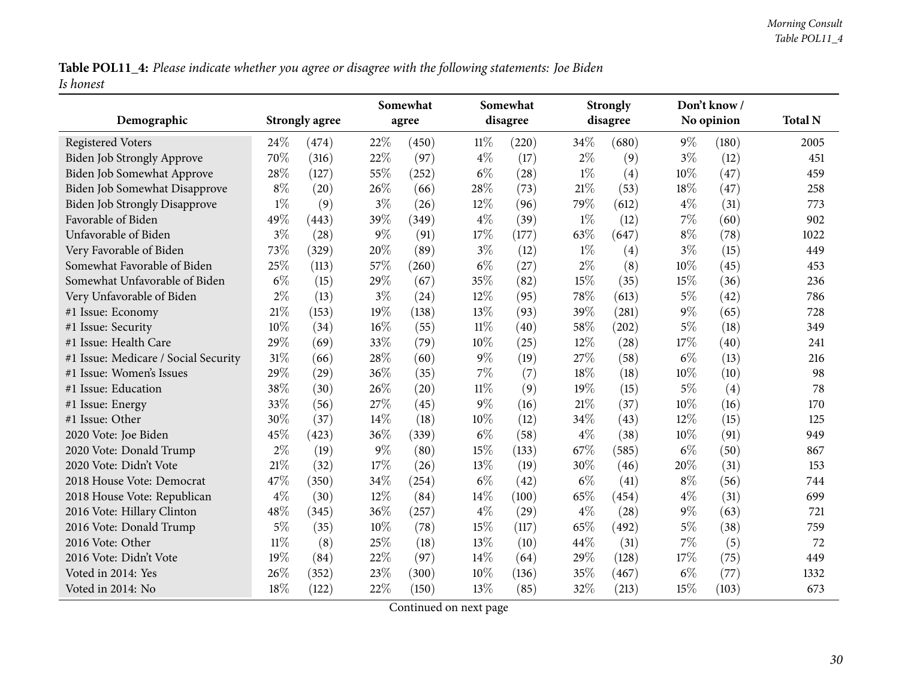**Table POL11_4:** *Please indicate whether you agree or disagree with the following statements: Joe Biden Is honest*

| Demographic | Strongly agree | | Somewhat agree | | Somewhat disagree | | Strongly disagree | | Don't know / No opinion | | Total N |
|---|---|---|---|---|---|---|---|---|---|---|---|
| Registered Voters | 24% | (474) | 22% | (450) | 11% | (220) | 34% | (680) | 9% | (180) | 2005 |
| Biden Job Strongly Approve | 70% | (316) | 22% | (97) | 4% | (17) | 2% | (9) | 3% | (12) | 451 |
| Biden Job Somewhat Approve | 28% | (127) | 55% | (252) | 6% | (28) | 1% | (4) | 10% | (47) | 459 |
| Biden Job Somewhat Disapprove | 8% | (20) | 26% | (66) | 28% | (73) | 21% | (53) | 18% | (47) | 258 |
| Biden Job Strongly Disapprove | 1% | (9) | 3% | (26) | 12% | (96) | 79% | (612) | 4% | (31) | 773 |
| Favorable of Biden | 49% | (443) | 39% | (349) | 4% | (39) | 1% | (12) | 7% | (60) | 902 |
| Unfavorable of Biden | 3% | (28) | 9% | (91) | 17% | (177) | 63% | (647) | 8% | (78) | 1022 |
| Very Favorable of Biden | 73% | (329) | 20% | (89) | 3% | (12) | 1% | (4) | 3% | (15) | 449 |
| Somewhat Favorable of Biden | 25% | (113) | 57% | (260) | 6% | (27) | 2% | (8) | 10% | (45) | 453 |
| Somewhat Unfavorable of Biden | 6% | (15) | 29% | (67) | 35% | (82) | 15% | (35) | 15% | (36) | 236 |
| Very Unfavorable of Biden | 2% | (13) | 3% | (24) | 12% | (95) | 78% | (613) | 5% | (42) | 786 |
| #1 Issue: Economy | 21% | (153) | 19% | (138) | 13% | (93) | 39% | (281) | 9% | (65) | 728 |
| #1 Issue: Security | 10% | (34) | 16% | (55) | 11% | (40) | 58% | (202) | 5% | (18) | 349 |
| #1 Issue: Health Care | 29% | (69) | 33% | (79) | 10% | (25) | 12% | (28) | 17% | (40) | 241 |
| #1 Issue: Medicare / Social Security | 31% | (66) | 28% | (60) | 9% | (19) | 27% | (58) | 6% | (13) | 216 |
| #1 Issue: Women's Issues | 29% | (29) | 36% | (35) | 7% | (7) | 18% | (18) | 10% | (10) | 98 |
| #1 Issue: Education | 38% | (30) | 26% | (20) | 11% | (9) | 19% | (15) | 5% | (4) | 78 |
| #1 Issue: Energy | 33% | (56) | 27% | (45) | 9% | (16) | 21% | (37) | 10% | (16) | 170 |
| #1 Issue: Other | 30% | (37) | 14% | (18) | 10% | (12) | 34% | (43) | 12% | (15) | 125 |
| 2020 Vote: Joe Biden | 45% | (423) | 36% | (339) | 6% | (58) | 4% | (38) | 10% | (91) | 949 |
| 2020 Vote: Donald Trump | 2% | (19) | 9% | (80) | 15% | (133) | 67% | (585) | 6% | (50) | 867 |
| 2020 Vote: Didn't Vote | 21% | (32) | 17% | (26) | 13% | (19) | 30% | (46) | 20% | (31) | 153 |
| 2018 House Vote: Democrat | 47% | (350) | 34% | (254) | 6% | (42) | 6% | (41) | 8% | (56) | 744 |
| 2018 House Vote: Republican | 4% | (30) | 12% | (84) | 14% | (100) | 65% | (454) | 4% | (31) | 699 |
| 2016 Vote: Hillary Clinton | 48% | (345) | 36% | (257) | 4% | (29) | 4% | (28) | 9% | (63) | 721 |
| 2016 Vote: Donald Trump | 5% | (35) | 10% | (78) | 15% | (117) | 65% | (492) | 5% | (38) | 759 |
| 2016 Vote: Other | 11% | (8) | 25% | (18) | 13% | (10) | 44% | (31) | 7% | (5) | 72 |
| 2016 Vote: Didn't Vote | 19% | (84) | 22% | (97) | 14% | (64) | 29% | (128) | 17% | (75) | 449 |
| Voted in 2014: Yes | 26% | (352) | 23% | (300) | 10% | (136) | 35% | (467) | 6% | (77) | 1332 |
| Voted in 2014: No | 18% | (122) | 22% | (150) | 13% | (85) | 32% | (213) | 15% | (103) | 673 |

Continued on next page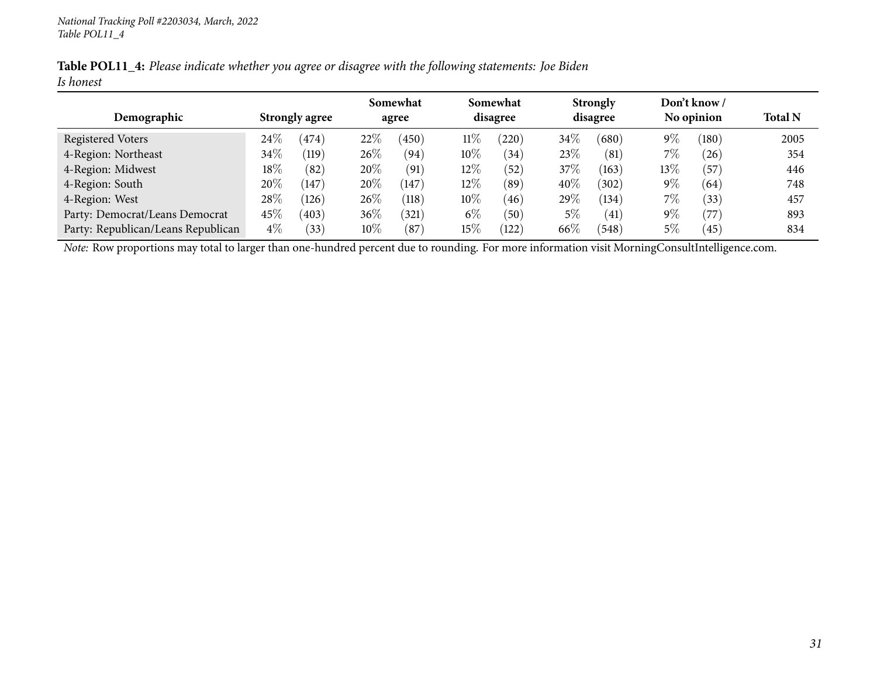*National Tracking Poll #2203034, March, 2022*
*Table POL11_4*

**Table POL11_4:** *Please indicate whether you agree or disagree with the following statements: Joe Biden Is honest*

| Demographic | Strongly agree | | Somewhat agree | | Somewhat disagree | | Strongly disagree | | Don't know / No opinion | | Total N |
|---|---|---|---|---|---|---|---|---|---|---|---|
| Registered Voters | 24% | (474) | 22% | (450) | 11% | (220) | 34% | (680) | 9% | (180) | 2005 |
| 4-Region: Northeast | 34% | (119) | 26% | (94) | 10% | (34) | 23% | (81) | 7% | (26) | 354 |
| 4-Region: Midwest | 18% | (82) | 20% | (91) | 12% | (52) | 37% | (163) | 13% | (57) | 446 |
| 4-Region: South | 20% | (147) | 20% | (147) | 12% | (89) | 40% | (302) | 9% | (64) | 748 |
| 4-Region: West | 28% | (126) | 26% | (118) | 10% | (46) | 29% | (134) | 7% | (33) | 457 |
| Party: Democrat/Leans Democrat | 45% | (403) | 36% | (321) | 6% | (50) | 5% | (41) | 9% | (77) | 893 |
| Party: Republican/Leans Republican | 4% | (33) | 10% | (87) | 15% | (122) | 66% | (548) | 5% | (45) | 834 |

*Note:* Row proportions may total to larger than one-hundred percent due to rounding. For more information visit MorningConsultIntelligence.com.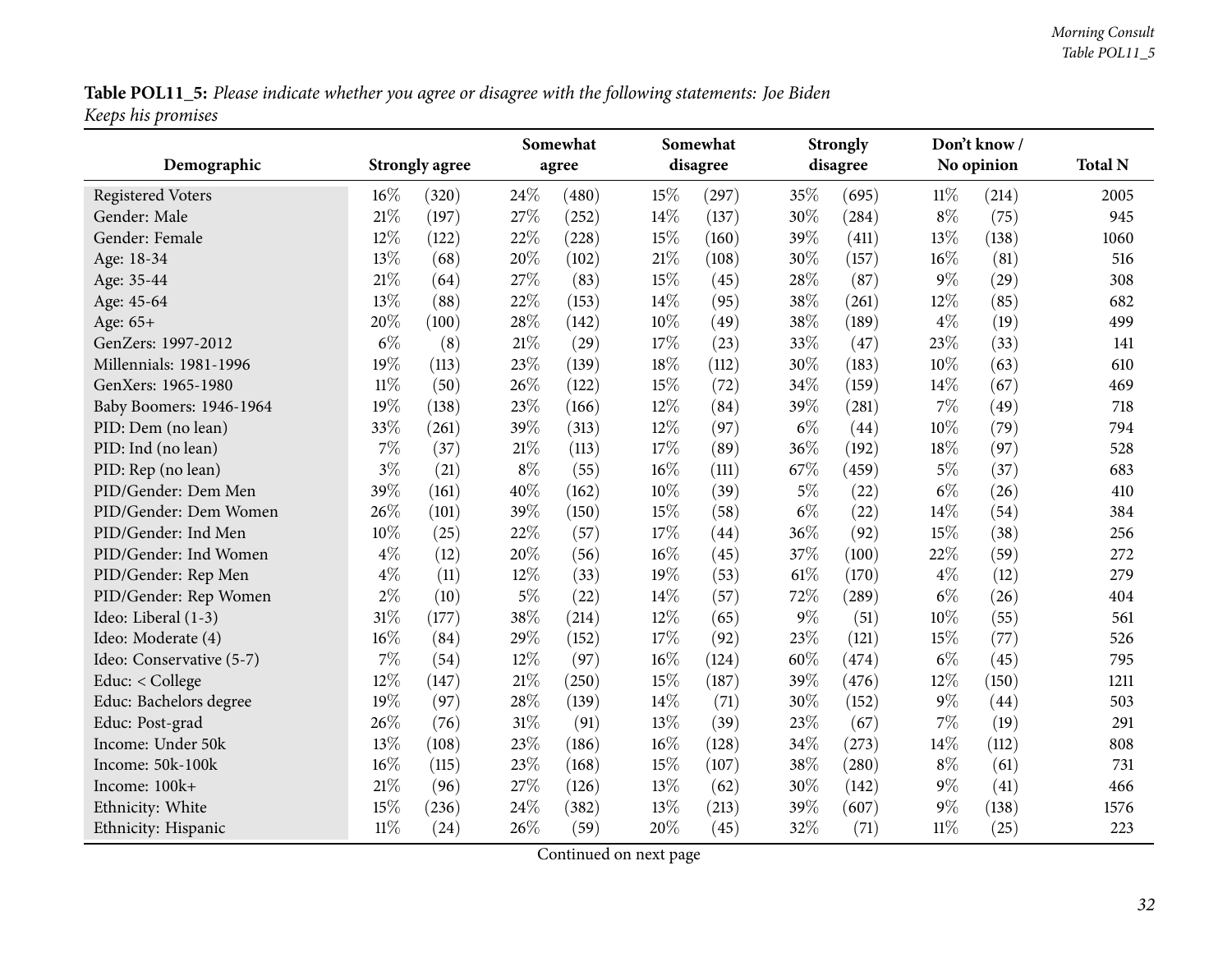**Table POL11_5:** *Please indicate whether you agree or disagree with the following statements: Joe Biden Keeps his promises*

| Demographic | Strongly agree | | Somewhat agree | | Somewhat disagree | | Strongly disagree | | Don't know / No opinion | | Total N |
|---|---|---|---|---|---|---|---|---|---|---|---|
| Registered Voters | 16% | (320) | 24% | (480) | 15% | (297) | 35% | (695) | 11% | (214) | 2005 |
| Gender: Male | 21% | (197) | 27% | (252) | 14% | (137) | 30% | (284) | 8% | (75) | 945 |
| Gender: Female | 12% | (122) | 22% | (228) | 15% | (160) | 39% | (411) | 13% | (138) | 1060 |
| Age: 18-34 | 13% | (68) | 20% | (102) | 21% | (108) | 30% | (157) | 16% | (81) | 516 |
| Age: 35-44 | 21% | (64) | 27% | (83) | 15% | (45) | 28% | (87) | 9% | (29) | 308 |
| Age: 45-64 | 13% | (88) | 22% | (153) | 14% | (95) | 38% | (261) | 12% | (85) | 682 |
| Age: 65+ | 20% | (100) | 28% | (142) | 10% | (49) | 38% | (189) | 4% | (19) | 499 |
| GenZers: 1997-2012 | 6% | (8) | 21% | (29) | 17% | (23) | 33% | (47) | 23% | (33) | 141 |
| Millennials: 1981-1996 | 19% | (113) | 23% | (139) | 18% | (112) | 30% | (183) | 10% | (63) | 610 |
| GenXers: 1965-1980 | 11% | (50) | 26% | (122) | 15% | (72) | 34% | (159) | 14% | (67) | 469 |
| Baby Boomers: 1946-1964 | 19% | (138) | 23% | (166) | 12% | (84) | 39% | (281) | 7% | (49) | 718 |
| PID: Dem (no lean) | 33% | (261) | 39% | (313) | 12% | (97) | 6% | (44) | 10% | (79) | 794 |
| PID: Ind (no lean) | 7% | (37) | 21% | (113) | 17% | (89) | 36% | (192) | 18% | (97) | 528 |
| PID: Rep (no lean) | 3% | (21) | 8% | (55) | 16% | (111) | 67% | (459) | 5% | (37) | 683 |
| PID/Gender: Dem Men | 39% | (161) | 40% | (162) | 10% | (39) | 5% | (22) | 6% | (26) | 410 |
| PID/Gender: Dem Women | 26% | (101) | 39% | (150) | 15% | (58) | 6% | (22) | 14% | (54) | 384 |
| PID/Gender: Ind Men | 10% | (25) | 22% | (57) | 17% | (44) | 36% | (92) | 15% | (38) | 256 |
| PID/Gender: Ind Women | 4% | (12) | 20% | (56) | 16% | (45) | 37% | (100) | 22% | (59) | 272 |
| PID/Gender: Rep Men | 4% | (11) | 12% | (33) | 19% | (53) | 61% | (170) | 4% | (12) | 279 |
| PID/Gender: Rep Women | 2% | (10) | 5% | (22) | 14% | (57) | 72% | (289) | 6% | (26) | 404 |
| Ideo: Liberal (1-3) | 31% | (177) | 38% | (214) | 12% | (65) | 9% | (51) | 10% | (55) | 561 |
| Ideo: Moderate (4) | 16% | (84) | 29% | (152) | 17% | (92) | 23% | (121) | 15% | (77) | 526 |
| Ideo: Conservative (5-7) | 7% | (54) | 12% | (97) | 16% | (124) | 60% | (474) | 6% | (45) | 795 |
| Educ: < College | 12% | (147) | 21% | (250) | 15% | (187) | 39% | (476) | 12% | (150) | 1211 |
| Educ: Bachelors degree | 19% | (97) | 28% | (139) | 14% | (71) | 30% | (152) | 9% | (44) | 503 |
| Educ: Post-grad | 26% | (76) | 31% | (91) | 13% | (39) | 23% | (67) | 7% | (19) | 291 |
| Income: Under 50k | 13% | (108) | 23% | (186) | 16% | (128) | 34% | (273) | 14% | (112) | 808 |
| Income: 50k-100k | 16% | (115) | 23% | (168) | 15% | (107) | 38% | (280) | 8% | (61) | 731 |
| Income: 100k+ | 21% | (96) | 27% | (126) | 13% | (62) | 30% | (142) | 9% | (41) | 466 |
| Ethnicity: White | 15% | (236) | 24% | (382) | 13% | (213) | 39% | (607) | 9% | (138) | 1576 |
| Ethnicity: Hispanic | 11% | (24) | 26% | (59) | 20% | (45) | 32% | (71) | 11% | (25) | 223 |

Continued on next page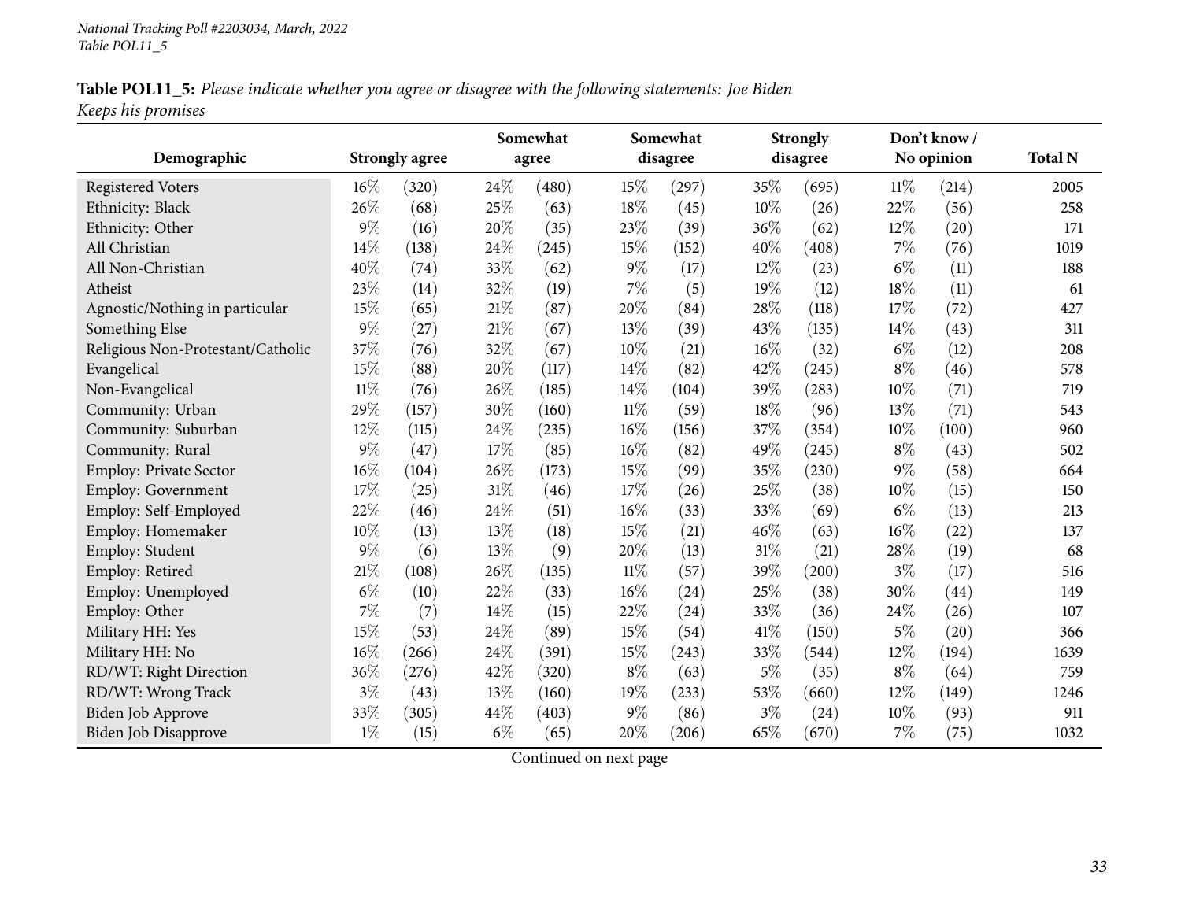**Table POL11_5:** *Please indicate whether you agree or disagree with the following statements: Joe Biden Keeps his promises*

| Demographic | Strongly agree | | Somewhat agree | | Somewhat disagree | | Strongly disagree | | Don't know / No opinion | | Total N |
|---|---|---|---|---|---|---|---|---|---|---|---|
| Registered Voters | 16% | (320) | 24% | (480) | 15% | (297) | 35% | (695) | 11% | (214) | 2005 |
| Ethnicity: Black | 26% | (68) | 25% | (63) | 18% | (45) | 10% | (26) | 22% | (56) | 258 |
| Ethnicity: Other | 9% | (16) | 20% | (35) | 23% | (39) | 36% | (62) | 12% | (20) | 171 |
| All Christian | 14% | (138) | 24% | (245) | 15% | (152) | 40% | (408) | 7% | (76) | 1019 |
| All Non-Christian | 40% | (74) | 33% | (62) | 9% | (17) | 12% | (23) | 6% | (11) | 188 |
| Atheist | 23% | (14) | 32% | (19) | 7% | (5) | 19% | (12) | 18% | (11) | 61 |
| Agnostic/Nothing in particular | 15% | (65) | 21% | (87) | 20% | (84) | 28% | (118) | 17% | (72) | 427 |
| Something Else | 9% | (27) | 21% | (67) | 13% | (39) | 43% | (135) | 14% | (43) | 311 |
| Religious Non-Protestant/Catholic | 37% | (76) | 32% | (67) | 10% | (21) | 16% | (32) | 6% | (12) | 208 |
| Evangelical | 15% | (88) | 20% | (117) | 14% | (82) | 42% | (245) | 8% | (46) | 578 |
| Non-Evangelical | 11% | (76) | 26% | (185) | 14% | (104) | 39% | (283) | 10% | (71) | 719 |
| Community: Urban | 29% | (157) | 30% | (160) | 11% | (59) | 18% | (96) | 13% | (71) | 543 |
| Community: Suburban | 12% | (115) | 24% | (235) | 16% | (156) | 37% | (354) | 10% | (100) | 960 |
| Community: Rural | 9% | (47) | 17% | (85) | 16% | (82) | 49% | (245) | 8% | (43) | 502 |
| Employ: Private Sector | 16% | (104) | 26% | (173) | 15% | (99) | 35% | (230) | 9% | (58) | 664 |
| Employ: Government | 17% | (25) | 31% | (46) | 17% | (26) | 25% | (38) | 10% | (15) | 150 |
| Employ: Self-Employed | 22% | (46) | 24% | (51) | 16% | (33) | 33% | (69) | 6% | (13) | 213 |
| Employ: Homemaker | 10% | (13) | 13% | (18) | 15% | (21) | 46% | (63) | 16% | (22) | 137 |
| Employ: Student | 9% | (6) | 13% | (9) | 20% | (13) | 31% | (21) | 28% | (19) | 68 |
| Employ: Retired | 21% | (108) | 26% | (135) | 11% | (57) | 39% | (200) | 3% | (17) | 516 |
| Employ: Unemployed | 6% | (10) | 22% | (33) | 16% | (24) | 25% | (38) | 30% | (44) | 149 |
| Employ: Other | 7% | (7) | 14% | (15) | 22% | (24) | 33% | (36) | 24% | (26) | 107 |
| Military HH: Yes | 15% | (53) | 24% | (89) | 15% | (54) | 41% | (150) | 5% | (20) | 366 |
| Military HH: No | 16% | (266) | 24% | (391) | 15% | (243) | 33% | (544) | 12% | (194) | 1639 |
| RD/WT: Right Direction | 36% | (276) | 42% | (320) | 8% | (63) | 5% | (35) | 8% | (64) | 759 |
| RD/WT: Wrong Track | 3% | (43) | 13% | (160) | 19% | (233) | 53% | (660) | 12% | (149) | 1246 |
| Biden Job Approve | 33% | (305) | 44% | (403) | 9% | (86) | 3% | (24) | 10% | (93) | 911 |
| Biden Job Disapprove | 1% | (15) | 6% | (65) | 20% | (206) | 65% | (670) | 7% | (75) | 1032 |

Continued on next page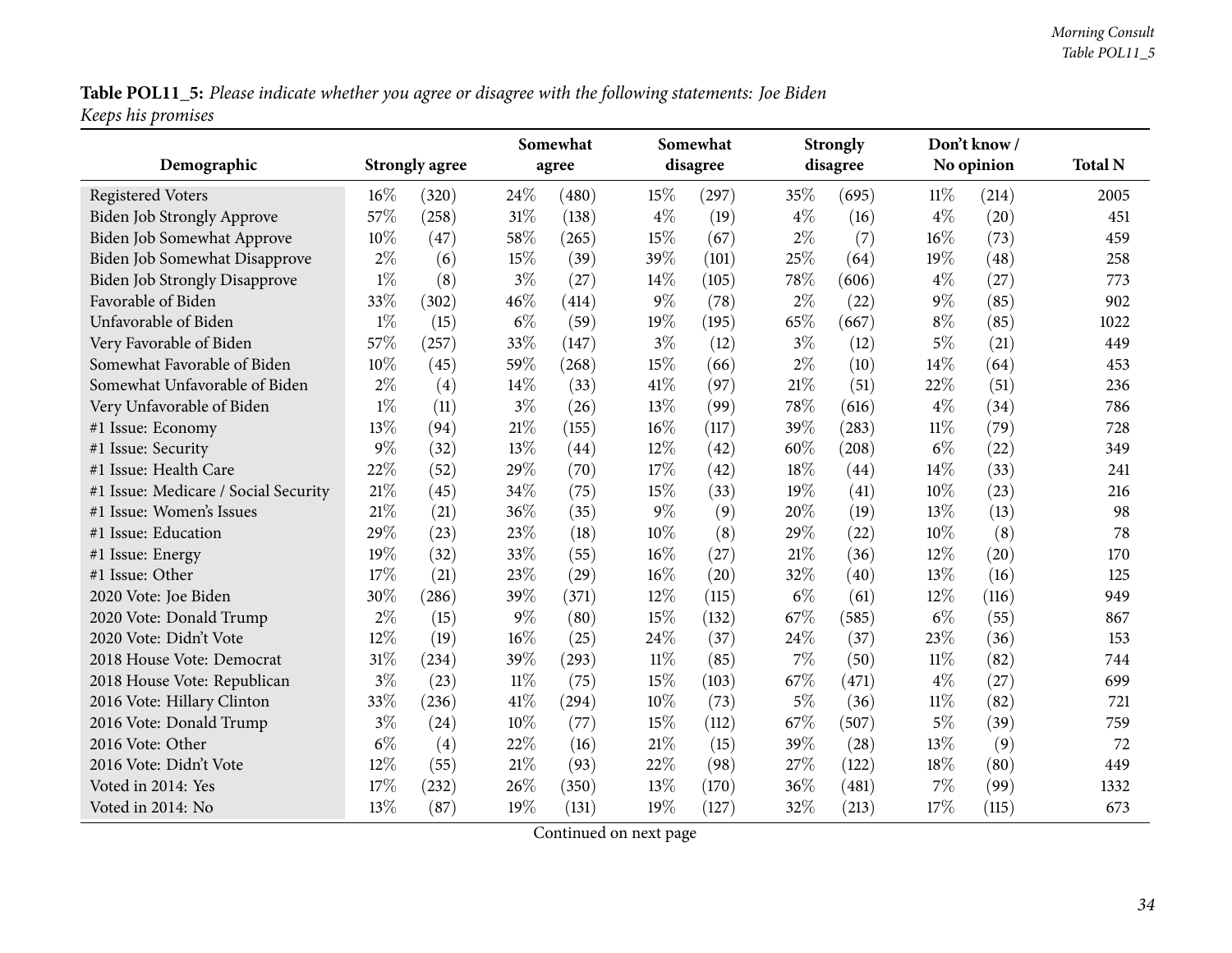**Table POL11_5:** *Please indicate whether you agree or disagree with the following statements: Joe Biden Keeps his promises*

| Demographic | Strongly agree | | Somewhat agree | | Somewhat disagree | | Strongly disagree | | Don't know / No opinion | | Total N |
|---|---|---|---|---|---|---|---|---|---|---|---|
| Registered Voters | 16% | (320) | 24% | (480) | 15% | (297) | 35% | (695) | 11% | (214) | 2005 |
| Biden Job Strongly Approve | 57% | (258) | 31% | (138) | 4% | (19) | 4% | (16) | 4% | (20) | 451 |
| Biden Job Somewhat Approve | 10% | (47) | 58% | (265) | 15% | (67) | 2% | (7) | 16% | (73) | 459 |
| Biden Job Somewhat Disapprove | 2% | (6) | 15% | (39) | 39% | (101) | 25% | (64) | 19% | (48) | 258 |
| Biden Job Strongly Disapprove | 1% | (8) | 3% | (27) | 14% | (105) | 78% | (606) | 4% | (27) | 773 |
| Favorable of Biden | 33% | (302) | 46% | (414) | 9% | (78) | 2% | (22) | 9% | (85) | 902 |
| Unfavorable of Biden | 1% | (15) | 6% | (59) | 19% | (195) | 65% | (667) | 8% | (85) | 1022 |
| Very Favorable of Biden | 57% | (257) | 33% | (147) | 3% | (12) | 3% | (12) | 5% | (21) | 449 |
| Somewhat Favorable of Biden | 10% | (45) | 59% | (268) | 15% | (66) | 2% | (10) | 14% | (64) | 453 |
| Somewhat Unfavorable of Biden | 2% | (4) | 14% | (33) | 41% | (97) | 21% | (51) | 22% | (51) | 236 |
| Very Unfavorable of Biden | 1% | (11) | 3% | (26) | 13% | (99) | 78% | (616) | 4% | (34) | 786 |
| #1 Issue: Economy | 13% | (94) | 21% | (155) | 16% | (117) | 39% | (283) | 11% | (79) | 728 |
| #1 Issue: Security | 9% | (32) | 13% | (44) | 12% | (42) | 60% | (208) | 6% | (22) | 349 |
| #1 Issue: Health Care | 22% | (52) | 29% | (70) | 17% | (42) | 18% | (44) | 14% | (33) | 241 |
| #1 Issue: Medicare / Social Security | 21% | (45) | 34% | (75) | 15% | (33) | 19% | (41) | 10% | (23) | 216 |
| #1 Issue: Women's Issues | 21% | (21) | 36% | (35) | 9% | (9) | 20% | (19) | 13% | (13) | 98 |
| #1 Issue: Education | 29% | (23) | 23% | (18) | 10% | (8) | 29% | (22) | 10% | (8) | 78 |
| #1 Issue: Energy | 19% | (32) | 33% | (55) | 16% | (27) | 21% | (36) | 12% | (20) | 170 |
| #1 Issue: Other | 17% | (21) | 23% | (29) | 16% | (20) | 32% | (40) | 13% | (16) | 125 |
| 2020 Vote: Joe Biden | 30% | (286) | 39% | (371) | 12% | (115) | 6% | (61) | 12% | (116) | 949 |
| 2020 Vote: Donald Trump | 2% | (15) | 9% | (80) | 15% | (132) | 67% | (585) | 6% | (55) | 867 |
| 2020 Vote: Didn't Vote | 12% | (19) | 16% | (25) | 24% | (37) | 24% | (37) | 23% | (36) | 153 |
| 2018 House Vote: Democrat | 31% | (234) | 39% | (293) | 11% | (85) | 7% | (50) | 11% | (82) | 744 |
| 2018 House Vote: Republican | 3% | (23) | 11% | (75) | 15% | (103) | 67% | (471) | 4% | (27) | 699 |
| 2016 Vote: Hillary Clinton | 33% | (236) | 41% | (294) | 10% | (73) | 5% | (36) | 11% | (82) | 721 |
| 2016 Vote: Donald Trump | 3% | (24) | 10% | (77) | 15% | (112) | 67% | (507) | 5% | (39) | 759 |
| 2016 Vote: Other | 6% | (4) | 22% | (16) | 21% | (15) | 39% | (28) | 13% | (9) | 72 |
| 2016 Vote: Didn't Vote | 12% | (55) | 21% | (93) | 22% | (98) | 27% | (122) | 18% | (80) | 449 |
| Voted in 2014: Yes | 17% | (232) | 26% | (350) | 13% | (170) | 36% | (481) | 7% | (99) | 1332 |
| Voted in 2014: No | 13% | (87) | 19% | (131) | 19% | (127) | 32% | (213) | 17% | (115) | 673 |

Continued on next page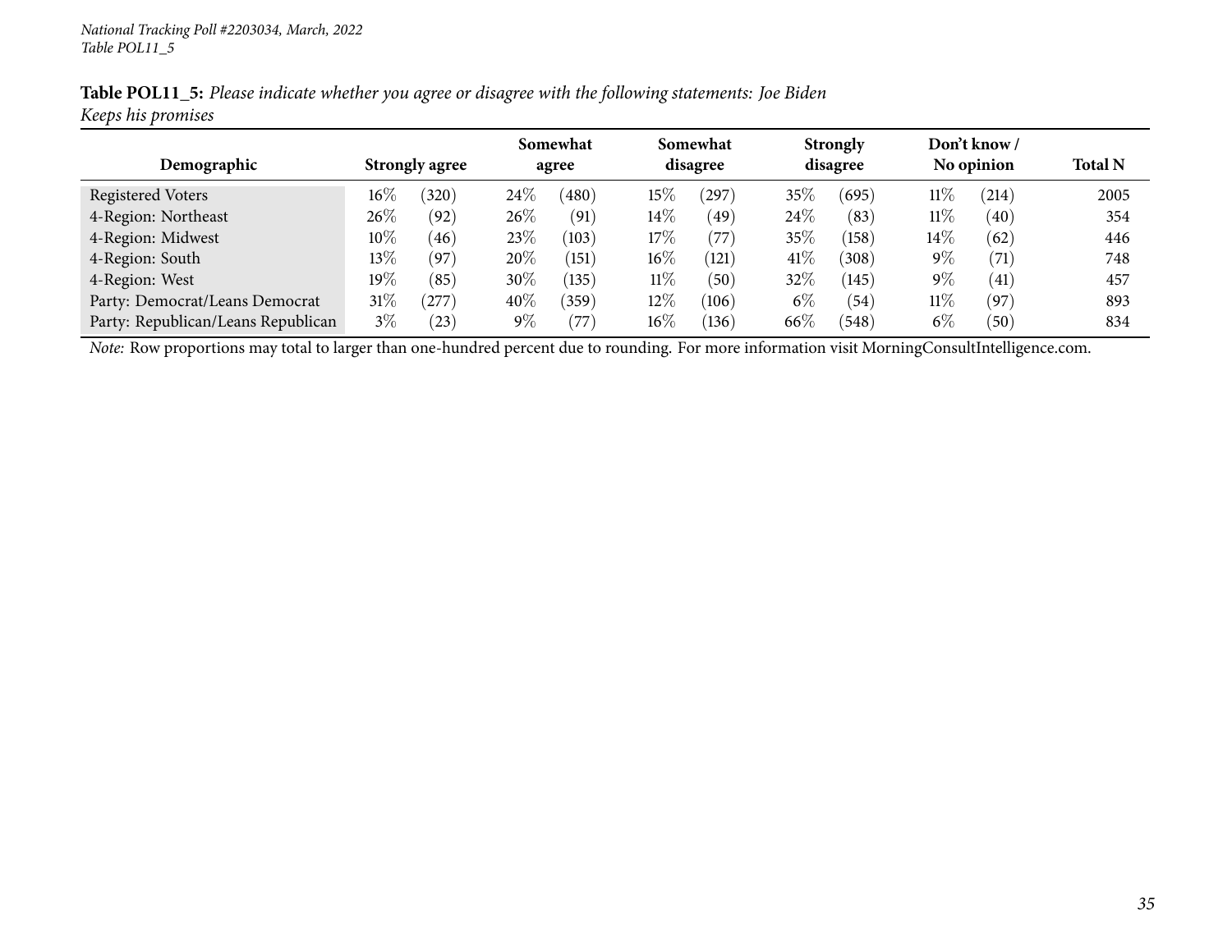*National Tracking Poll #2203034, March, 2022*
*Table POL11_5*

**Table POL11_5:** *Please indicate whether you agree or disagree with the following statements: Joe Biden Keeps his promises*

| Demographic | Strongly agree | | Somewhat agree | | Somewhat disagree | | Strongly disagree | | Don't know / No opinion | | Total N |
|---|---|---|---|---|---|---|---|---|---|---|---|
| Registered Voters | 16% | (320) | 24% | (480) | 15% | (297) | 35% | (695) | 11% | (214) | 2005 |
| 4-Region: Northeast | 26% | (92) | 26% | (91) | 14% | (49) | 24% | (83) | 11% | (40) | 354 |
| 4-Region: Midwest | 10% | (46) | 23% | (103) | 17% | (77) | 35% | (158) | 14% | (62) | 446 |
| 4-Region: South | 13% | (97) | 20% | (151) | 16% | (121) | 41% | (308) | 9% | (71) | 748 |
| 4-Region: West | 19% | (85) | 30% | (135) | 11% | (50) | 32% | (145) | 9% | (41) | 457 |
| Party: Democrat/Leans Democrat | 31% | (277) | 40% | (359) | 12% | (106) | 6% | (54) | 11% | (97) | 893 |
| Party: Republican/Leans Republican | 3% | (23) | 9% | (77) | 16% | (136) | 66% | (548) | 6% | (50) | 834 |

*Note:* Row proportions may total to larger than one-hundred percent due to rounding. For more information visit MorningConsultIntelligence.com.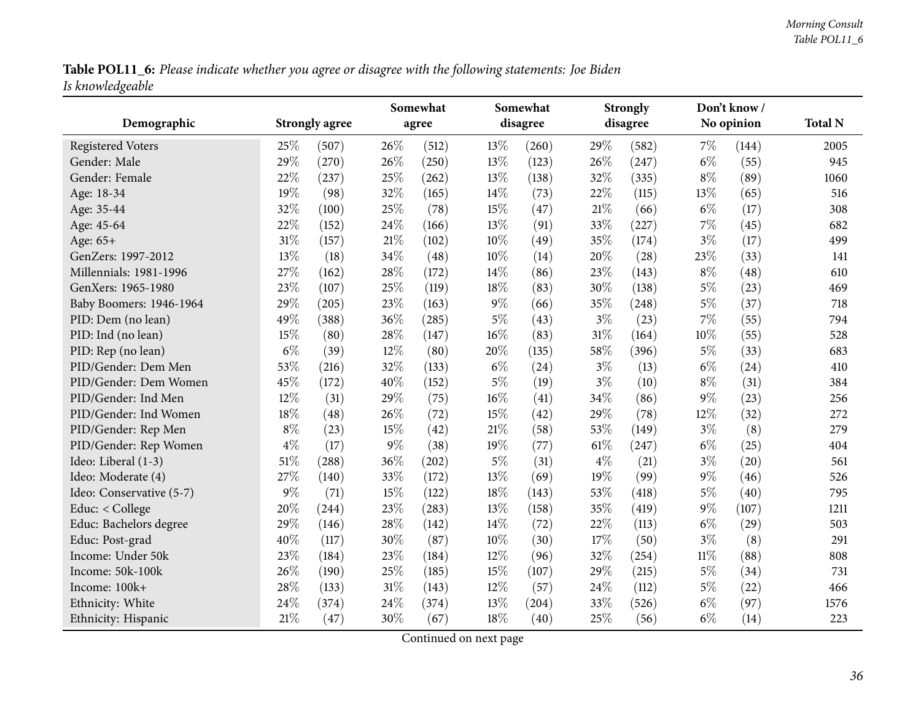**Table POL11_6:** *Please indicate whether you agree or disagree with the following statements: Joe Biden Is knowledgeable*

| Demographic | Strongly agree | | Somewhat agree | | Somewhat disagree | | Strongly disagree | | Don't know / No opinion | | Total N |
|---|---|---|---|---|---|---|---|---|---|---|---|
| Registered Voters | 25% | (507) | 26% | (512) | 13% | (260) | 29% | (582) | 7% | (144) | 2005 |
| Gender: Male | 29% | (270) | 26% | (250) | 13% | (123) | 26% | (247) | 6% | (55) | 945 |
| Gender: Female | 22% | (237) | 25% | (262) | 13% | (138) | 32% | (335) | 8% | (89) | 1060 |
| Age: 18-34 | 19% | (98) | 32% | (165) | 14% | (73) | 22% | (115) | 13% | (65) | 516 |
| Age: 35-44 | 32% | (100) | 25% | (78) | 15% | (47) | 21% | (66) | 6% | (17) | 308 |
| Age: 45-64 | 22% | (152) | 24% | (166) | 13% | (91) | 33% | (227) | 7% | (45) | 682 |
| Age: 65+ | 31% | (157) | 21% | (102) | 10% | (49) | 35% | (174) | 3% | (17) | 499 |
| GenZers: 1997-2012 | 13% | (18) | 34% | (48) | 10% | (14) | 20% | (28) | 23% | (33) | 141 |
| Millennials: 1981-1996 | 27% | (162) | 28% | (172) | 14% | (86) | 23% | (143) | 8% | (48) | 610 |
| GenXers: 1965-1980 | 23% | (107) | 25% | (119) | 18% | (83) | 30% | (138) | 5% | (23) | 469 |
| Baby Boomers: 1946-1964 | 29% | (205) | 23% | (163) | 9% | (66) | 35% | (248) | 5% | (37) | 718 |
| PID: Dem (no lean) | 49% | (388) | 36% | (285) | 5% | (43) | 3% | (23) | 7% | (55) | 794 |
| PID: Ind (no lean) | 15% | (80) | 28% | (147) | 16% | (83) | 31% | (164) | 10% | (55) | 528 |
| PID: Rep (no lean) | 6% | (39) | 12% | (80) | 20% | (135) | 58% | (396) | 5% | (33) | 683 |
| PID/Gender: Dem Men | 53% | (216) | 32% | (133) | 6% | (24) | 3% | (13) | 6% | (24) | 410 |
| PID/Gender: Dem Women | 45% | (172) | 40% | (152) | 5% | (19) | 3% | (10) | 8% | (31) | 384 |
| PID/Gender: Ind Men | 12% | (31) | 29% | (75) | 16% | (41) | 34% | (86) | 9% | (23) | 256 |
| PID/Gender: Ind Women | 18% | (48) | 26% | (72) | 15% | (42) | 29% | (78) | 12% | (32) | 272 |
| PID/Gender: Rep Men | 8% | (23) | 15% | (42) | 21% | (58) | 53% | (149) | 3% | (8) | 279 |
| PID/Gender: Rep Women | 4% | (17) | 9% | (38) | 19% | (77) | 61% | (247) | 6% | (25) | 404 |
| Ideo: Liberal (1-3) | 51% | (288) | 36% | (202) | 5% | (31) | 4% | (21) | 3% | (20) | 561 |
| Ideo: Moderate (4) | 27% | (140) | 33% | (172) | 13% | (69) | 19% | (99) | 9% | (46) | 526 |
| Ideo: Conservative (5-7) | 9% | (71) | 15% | (122) | 18% | (143) | 53% | (418) | 5% | (40) | 795 |
| Educ: < College | 20% | (244) | 23% | (283) | 13% | (158) | 35% | (419) | 9% | (107) | 1211 |
| Educ: Bachelors degree | 29% | (146) | 28% | (142) | 14% | (72) | 22% | (113) | 6% | (29) | 503 |
| Educ: Post-grad | 40% | (117) | 30% | (87) | 10% | (30) | 17% | (50) | 3% | (8) | 291 |
| Income: Under 50k | 23% | (184) | 23% | (184) | 12% | (96) | 32% | (254) | 11% | (88) | 808 |
| Income: 50k-100k | 26% | (190) | 25% | (185) | 15% | (107) | 29% | (215) | 5% | (34) | 731 |
| Income: 100k+ | 28% | (133) | 31% | (143) | 12% | (57) | 24% | (112) | 5% | (22) | 466 |
| Ethnicity: White | 24% | (374) | 24% | (374) | 13% | (204) | 33% | (526) | 6% | (97) | 1576 |
| Ethnicity: Hispanic | 21% | (47) | 30% | (67) | 18% | (40) | 25% | (56) | 6% | (14) | 223 |

Continued on next page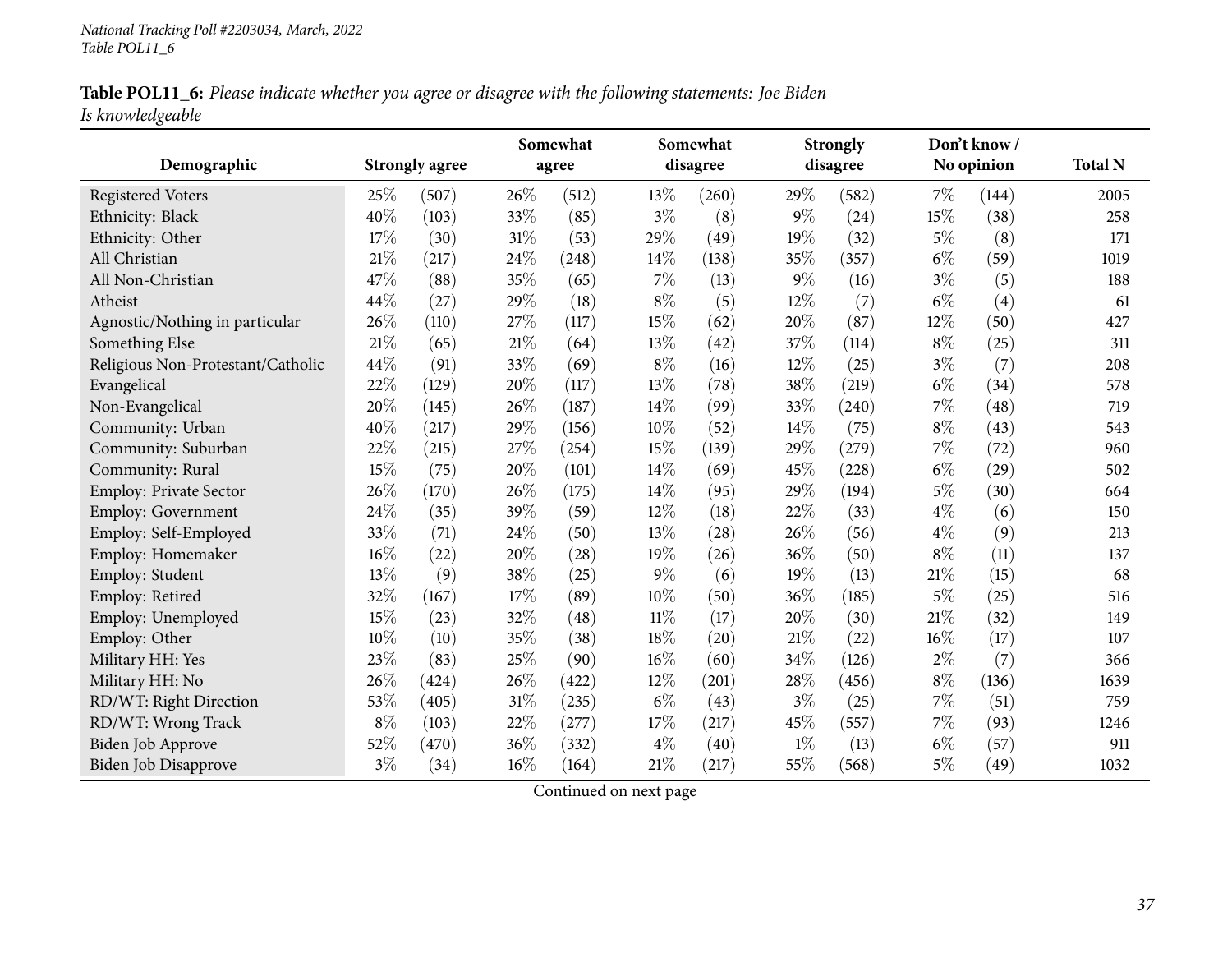**Table POL11_6:** *Please indicate whether you agree or disagree with the following statements: Joe Biden Is knowledgeable*

| Demographic | Strongly agree | | Somewhat agree | | Somewhat disagree | | Strongly disagree | | Don't know / No opinion | | Total N |
|---|---|---|---|---|---|---|---|---|---|---|---|
| Registered Voters | 25% | (507) | 26% | (512) | 13% | (260) | 29% | (582) | 7% | (144) | 2005 |
| Ethnicity: Black | 40% | (103) | 33% | (85) | 3% | (8) | 9% | (24) | 15% | (38) | 258 |
| Ethnicity: Other | 17% | (30) | 31% | (53) | 29% | (49) | 19% | (32) | 5% | (8) | 171 |
| All Christian | 21% | (217) | 24% | (248) | 14% | (138) | 35% | (357) | 6% | (59) | 1019 |
| All Non-Christian | 47% | (88) | 35% | (65) | 7% | (13) | 9% | (16) | 3% | (5) | 188 |
| Atheist | 44% | (27) | 29% | (18) | 8% | (5) | 12% | (7) | 6% | (4) | 61 |
| Agnostic/Nothing in particular | 26% | (110) | 27% | (117) | 15% | (62) | 20% | (87) | 12% | (50) | 427 |
| Something Else | 21% | (65) | 21% | (64) | 13% | (42) | 37% | (114) | 8% | (25) | 311 |
| Religious Non-Protestant/Catholic | 44% | (91) | 33% | (69) | 8% | (16) | 12% | (25) | 3% | (7) | 208 |
| Evangelical | 22% | (129) | 20% | (117) | 13% | (78) | 38% | (219) | 6% | (34) | 578 |
| Non-Evangelical | 20% | (145) | 26% | (187) | 14% | (99) | 33% | (240) | 7% | (48) | 719 |
| Community: Urban | 40% | (217) | 29% | (156) | 10% | (52) | 14% | (75) | 8% | (43) | 543 |
| Community: Suburban | 22% | (215) | 27% | (254) | 15% | (139) | 29% | (279) | 7% | (72) | 960 |
| Community: Rural | 15% | (75) | 20% | (101) | 14% | (69) | 45% | (228) | 6% | (29) | 502 |
| Employ: Private Sector | 26% | (170) | 26% | (175) | 14% | (95) | 29% | (194) | 5% | (30) | 664 |
| Employ: Government | 24% | (35) | 39% | (59) | 12% | (18) | 22% | (33) | 4% | (6) | 150 |
| Employ: Self-Employed | 33% | (71) | 24% | (50) | 13% | (28) | 26% | (56) | 4% | (9) | 213 |
| Employ: Homemaker | 16% | (22) | 20% | (28) | 19% | (26) | 36% | (50) | 8% | (11) | 137 |
| Employ: Student | 13% | (9) | 38% | (25) | 9% | (6) | 19% | (13) | 21% | (15) | 68 |
| Employ: Retired | 32% | (167) | 17% | (89) | 10% | (50) | 36% | (185) | 5% | (25) | 516 |
| Employ: Unemployed | 15% | (23) | 32% | (48) | 11% | (17) | 20% | (30) | 21% | (32) | 149 |
| Employ: Other | 10% | (10) | 35% | (38) | 18% | (20) | 21% | (22) | 16% | (17) | 107 |
| Military HH: Yes | 23% | (83) | 25% | (90) | 16% | (60) | 34% | (126) | 2% | (7) | 366 |
| Military HH: No | 26% | (424) | 26% | (422) | 12% | (201) | 28% | (456) | 8% | (136) | 1639 |
| RD/WT: Right Direction | 53% | (405) | 31% | (235) | 6% | (43) | 3% | (25) | 7% | (51) | 759 |
| RD/WT: Wrong Track | 8% | (103) | 22% | (277) | 17% | (217) | 45% | (557) | 7% | (93) | 1246 |
| Biden Job Approve | 52% | (470) | 36% | (332) | 4% | (40) | 1% | (13) | 6% | (57) | 911 |
| Biden Job Disapprove | 3% | (34) | 16% | (164) | 21% | (217) | 55% | (568) | 5% | (49) | 1032 |

Continued on next page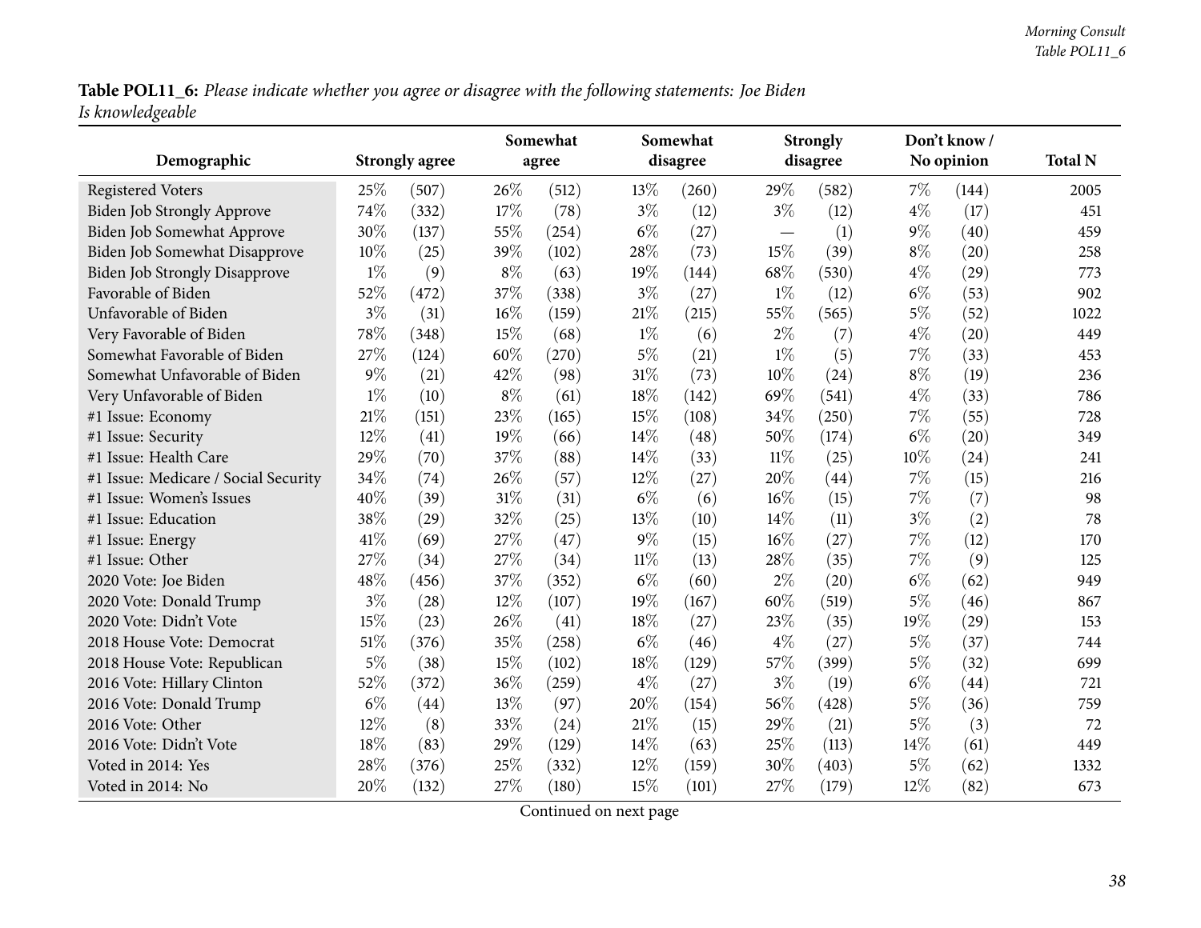**Table POL11_6:** *Please indicate whether you agree or disagree with the following statements: Joe Biden Is knowledgeable*

| Demographic | Strongly agree | | Somewhat agree | | Somewhat disagree | | Strongly disagree | | Don't know / No opinion | | Total N |
|---|---|---|---|---|---|---|---|---|---|---|---|
| Registered Voters | 25% | (507) | 26% | (512) | 13% | (260) | 29% | (582) | 7% | (144) | 2005 |
| Biden Job Strongly Approve | 74% | (332) | 17% | (78) | 3% | (12) | 3% | (12) | 4% | (17) | 451 |
| Biden Job Somewhat Approve | 30% | (137) | 55% | (254) | 6% | (27) | — | (1) | 9% | (40) | 459 |
| Biden Job Somewhat Disapprove | 10% | (25) | 39% | (102) | 28% | (73) | 15% | (39) | 8% | (20) | 258 |
| Biden Job Strongly Disapprove | 1% | (9) | 8% | (63) | 19% | (144) | 68% | (530) | 4% | (29) | 773 |
| Favorable of Biden | 52% | (472) | 37% | (338) | 3% | (27) | 1% | (12) | 6% | (53) | 902 |
| Unfavorable of Biden | 3% | (31) | 16% | (159) | 21% | (215) | 55% | (565) | 5% | (52) | 1022 |
| Very Favorable of Biden | 78% | (348) | 15% | (68) | 1% | (6) | 2% | (7) | 4% | (20) | 449 |
| Somewhat Favorable of Biden | 27% | (124) | 60% | (270) | 5% | (21) | 1% | (5) | 7% | (33) | 453 |
| Somewhat Unfavorable of Biden | 9% | (21) | 42% | (98) | 31% | (73) | 10% | (24) | 8% | (19) | 236 |
| Very Unfavorable of Biden | 1% | (10) | 8% | (61) | 18% | (142) | 69% | (541) | 4% | (33) | 786 |
| #1 Issue: Economy | 21% | (151) | 23% | (165) | 15% | (108) | 34% | (250) | 7% | (55) | 728 |
| #1 Issue: Security | 12% | (41) | 19% | (66) | 14% | (48) | 50% | (174) | 6% | (20) | 349 |
| #1 Issue: Health Care | 29% | (70) | 37% | (88) | 14% | (33) | 11% | (25) | 10% | (24) | 241 |
| #1 Issue: Medicare / Social Security | 34% | (74) | 26% | (57) | 12% | (27) | 20% | (44) | 7% | (15) | 216 |
| #1 Issue: Women's Issues | 40% | (39) | 31% | (31) | 6% | (6) | 16% | (15) | 7% | (7) | 98 |
| #1 Issue: Education | 38% | (29) | 32% | (25) | 13% | (10) | 14% | (11) | 3% | (2) | 78 |
| #1 Issue: Energy | 41% | (69) | 27% | (47) | 9% | (15) | 16% | (27) | 7% | (12) | 170 |
| #1 Issue: Other | 27% | (34) | 27% | (34) | 11% | (13) | 28% | (35) | 7% | (9) | 125 |
| 2020 Vote: Joe Biden | 48% | (456) | 37% | (352) | 6% | (60) | 2% | (20) | 6% | (62) | 949 |
| 2020 Vote: Donald Trump | 3% | (28) | 12% | (107) | 19% | (167) | 60% | (519) | 5% | (46) | 867 |
| 2020 Vote: Didn't Vote | 15% | (23) | 26% | (41) | 18% | (27) | 23% | (35) | 19% | (29) | 153 |
| 2018 House Vote: Democrat | 51% | (376) | 35% | (258) | 6% | (46) | 4% | (27) | 5% | (37) | 744 |
| 2018 House Vote: Republican | 5% | (38) | 15% | (102) | 18% | (129) | 57% | (399) | 5% | (32) | 699 |
| 2016 Vote: Hillary Clinton | 52% | (372) | 36% | (259) | 4% | (27) | 3% | (19) | 6% | (44) | 721 |
| 2016 Vote: Donald Trump | 6% | (44) | 13% | (97) | 20% | (154) | 56% | (428) | 5% | (36) | 759 |
| 2016 Vote: Other | 12% | (8) | 33% | (24) | 21% | (15) | 29% | (21) | 5% | (3) | 72 |
| 2016 Vote: Didn't Vote | 18% | (83) | 29% | (129) | 14% | (63) | 25% | (113) | 14% | (61) | 449 |
| Voted in 2014: Yes | 28% | (376) | 25% | (332) | 12% | (159) | 30% | (403) | 5% | (62) | 1332 |
| Voted in 2014: No | 20% | (132) | 27% | (180) | 15% | (101) | 27% | (179) | 12% | (82) | 673 |

Continued on next page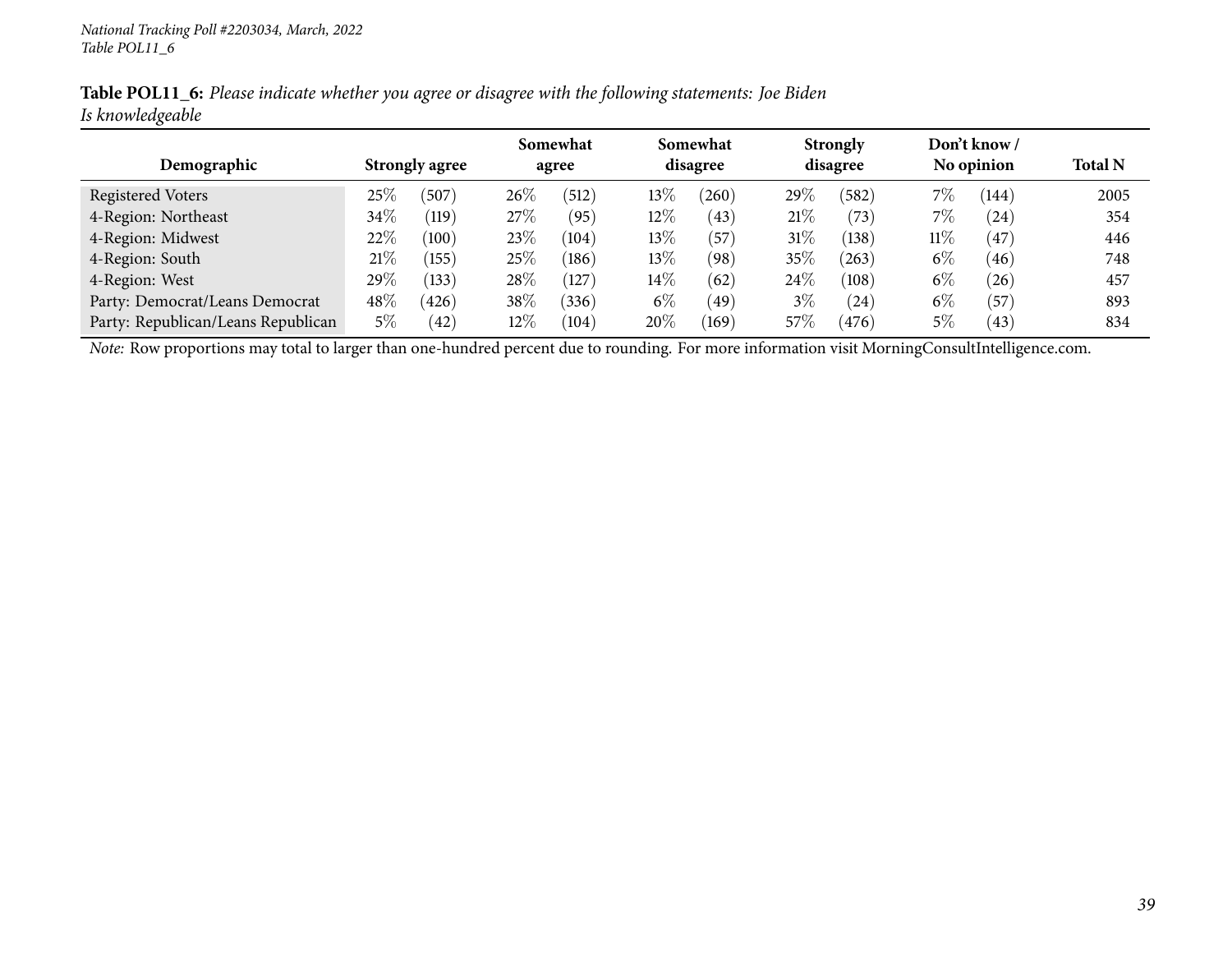**Table POL11_6:** *Please indicate whether you agree or disagree with the following statements: Joe Biden Is knowledgeable*

| Demographic | Strongly agree | | Somewhat agree | | Somewhat disagree | | Strongly disagree | | Don't know / No opinion | | Total N |
|---|---|---|---|---|---|---|---|---|---|---|---|
| Registered Voters | 25% | (507) | 26% | (512) | 13% | (260) | 29% | (582) | 7% | (144) | 2005 |
| 4-Region: Northeast | 34% | (119) | 27% | (95) | 12% | (43) | 21% | (73) | 7% | (24) | 354 |
| 4-Region: Midwest | 22% | (100) | 23% | (104) | 13% | (57) | 31% | (138) | 11% | (47) | 446 |
| 4-Region: South | 21% | (155) | 25% | (186) | 13% | (98) | 35% | (263) | 6% | (46) | 748 |
| 4-Region: West | 29% | (133) | 28% | (127) | 14% | (62) | 24% | (108) | 6% | (26) | 457 |
| Party: Democrat/Leans Democrat | 48% | (426) | 38% | (336) | 6% | (49) | 3% | (24) | 6% | (57) | 893 |
| Party: Republican/Leans Republican | 5% | (42) | 12% | (104) | 20% | (169) | 57% | (476) | 5% | (43) | 834 |

*Note:* Row proportions may total to larger than one-hundred percent due to rounding. For more information visit MorningConsultIntelligence.com.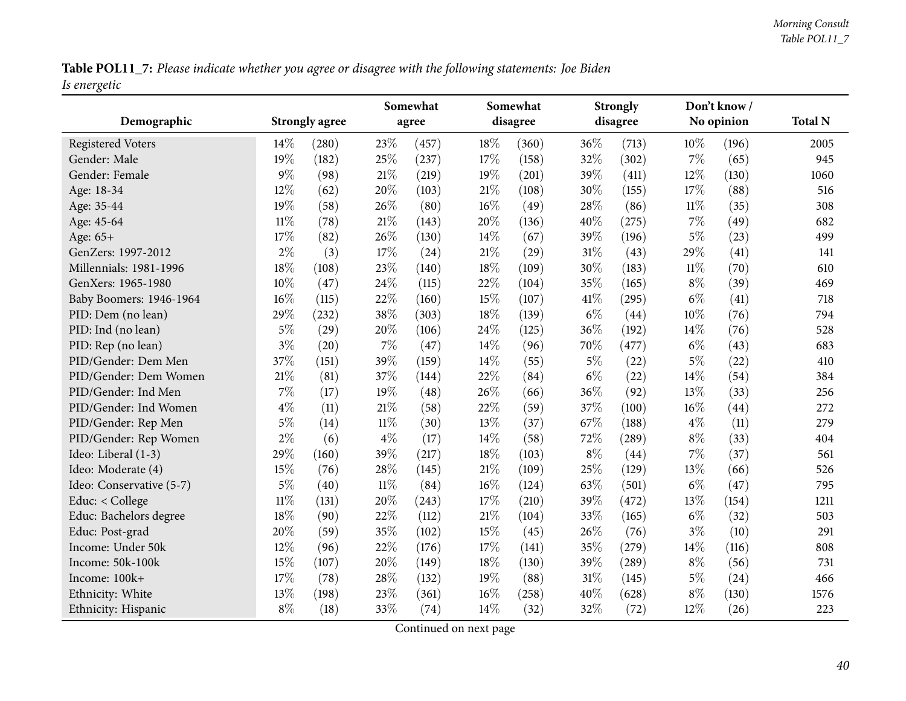**Table POL11_7:** *Please indicate whether you agree or disagree with the following statements: Joe Biden Is energetic*

| Demographic | Strongly agree | | Somewhat agree | | Somewhat disagree | | Strongly disagree | | Don't know / No opinion | | Total N |
|---|---|---|---|---|---|---|---|---|---|---|---|
| Registered Voters | 14% | (280) | 23% | (457) | 18% | (360) | 36% | (713) | 10% | (196) | 2005 |
| Gender: Male | 19% | (182) | 25% | (237) | 17% | (158) | 32% | (302) | 7% | (65) | 945 |
| Gender: Female | 9% | (98) | 21% | (219) | 19% | (201) | 39% | (411) | 12% | (130) | 1060 |
| Age: 18-34 | 12% | (62) | 20% | (103) | 21% | (108) | 30% | (155) | 17% | (88) | 516 |
| Age: 35-44 | 19% | (58) | 26% | (80) | 16% | (49) | 28% | (86) | 11% | (35) | 308 |
| Age: 45-64 | 11% | (78) | 21% | (143) | 20% | (136) | 40% | (275) | 7% | (49) | 682 |
| Age: 65+ | 17% | (82) | 26% | (130) | 14% | (67) | 39% | (196) | 5% | (23) | 499 |
| GenZers: 1997-2012 | 2% | (3) | 17% | (24) | 21% | (29) | 31% | (43) | 29% | (41) | 141 |
| Millennials: 1981-1996 | 18% | (108) | 23% | (140) | 18% | (109) | 30% | (183) | 11% | (70) | 610 |
| GenXers: 1965-1980 | 10% | (47) | 24% | (115) | 22% | (104) | 35% | (165) | 8% | (39) | 469 |
| Baby Boomers: 1946-1964 | 16% | (115) | 22% | (160) | 15% | (107) | 41% | (295) | 6% | (41) | 718 |
| PID: Dem (no lean) | 29% | (232) | 38% | (303) | 18% | (139) | 6% | (44) | 10% | (76) | 794 |
| PID: Ind (no lean) | 5% | (29) | 20% | (106) | 24% | (125) | 36% | (192) | 14% | (76) | 528 |
| PID: Rep (no lean) | 3% | (20) | 7% | (47) | 14% | (96) | 70% | (477) | 6% | (43) | 683 |
| PID/Gender: Dem Men | 37% | (151) | 39% | (159) | 14% | (55) | 5% | (22) | 5% | (22) | 410 |
| PID/Gender: Dem Women | 21% | (81) | 37% | (144) | 22% | (84) | 6% | (22) | 14% | (54) | 384 |
| PID/Gender: Ind Men | 7% | (17) | 19% | (48) | 26% | (66) | 36% | (92) | 13% | (33) | 256 |
| PID/Gender: Ind Women | 4% | (11) | 21% | (58) | 22% | (59) | 37% | (100) | 16% | (44) | 272 |
| PID/Gender: Rep Men | 5% | (14) | 11% | (30) | 13% | (37) | 67% | (188) | 4% | (11) | 279 |
| PID/Gender: Rep Women | 2% | (6) | 4% | (17) | 14% | (58) | 72% | (289) | 8% | (33) | 404 |
| Ideo: Liberal (1-3) | 29% | (160) | 39% | (217) | 18% | (103) | 8% | (44) | 7% | (37) | 561 |
| Ideo: Moderate (4) | 15% | (76) | 28% | (145) | 21% | (109) | 25% | (129) | 13% | (66) | 526 |
| Ideo: Conservative (5-7) | 5% | (40) | 11% | (84) | 16% | (124) | 63% | (501) | 6% | (47) | 795 |
| Educ: < College | 11% | (131) | 20% | (243) | 17% | (210) | 39% | (472) | 13% | (154) | 1211 |
| Educ: Bachelors degree | 18% | (90) | 22% | (112) | 21% | (104) | 33% | (165) | 6% | (32) | 503 |
| Educ: Post-grad | 20% | (59) | 35% | (102) | 15% | (45) | 26% | (76) | 3% | (10) | 291 |
| Income: Under 50k | 12% | (96) | 22% | (176) | 17% | (141) | 35% | (279) | 14% | (116) | 808 |
| Income: 50k-100k | 15% | (107) | 20% | (149) | 18% | (130) | 39% | (289) | 8% | (56) | 731 |
| Income: 100k+ | 17% | (78) | 28% | (132) | 19% | (88) | 31% | (145) | 5% | (24) | 466 |
| Ethnicity: White | 13% | (198) | 23% | (361) | 16% | (258) | 40% | (628) | 8% | (130) | 1576 |
| Ethnicity: Hispanic | 8% | (18) | 33% | (74) | 14% | (32) | 32% | (72) | 12% | (26) | 223 |

Continued on next page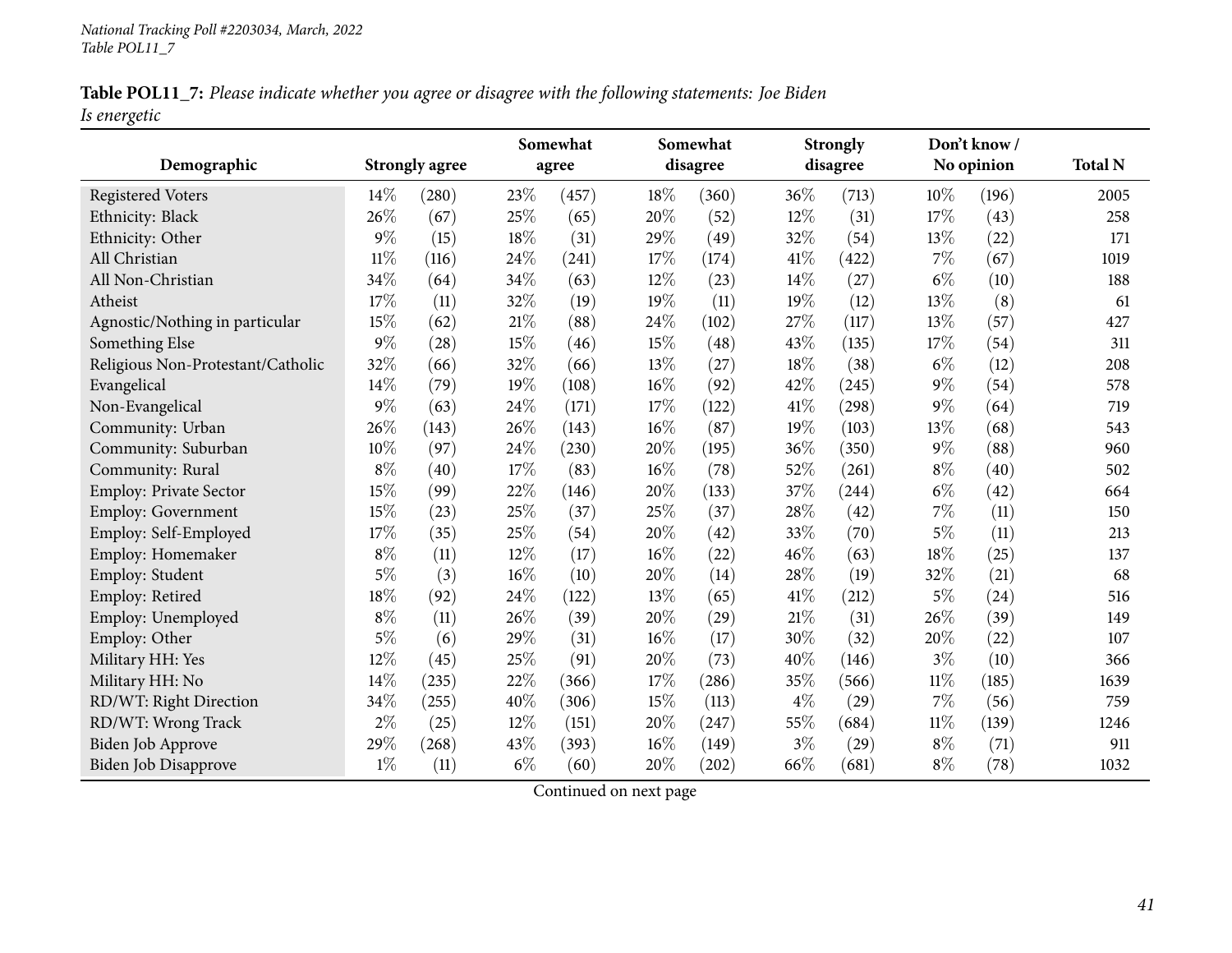**Table POL11_7:** *Please indicate whether you agree or disagree with the following statements: Joe Biden Is energetic*

| Demographic | Strongly agree | | Somewhat agree | | Somewhat disagree | | Strongly disagree | | Don't know / No opinion | | Total N |
|---|---|---|---|---|---|---|---|---|---|---|---|
| Registered Voters | 14% | (280) | 23% | (457) | 18% | (360) | 36% | (713) | 10% | (196) | 2005 |
| Ethnicity: Black | 26% | (67) | 25% | (65) | 20% | (52) | 12% | (31) | 17% | (43) | 258 |
| Ethnicity: Other | 9% | (15) | 18% | (31) | 29% | (49) | 32% | (54) | 13% | (22) | 171 |
| All Christian | 11% | (116) | 24% | (241) | 17% | (174) | 41% | (422) | 7% | (67) | 1019 |
| All Non-Christian | 34% | (64) | 34% | (63) | 12% | (23) | 14% | (27) | 6% | (10) | 188 |
| Atheist | 17% | (11) | 32% | (19) | 19% | (11) | 19% | (12) | 13% | (8) | 61 |
| Agnostic/Nothing in particular | 15% | (62) | 21% | (88) | 24% | (102) | 27% | (117) | 13% | (57) | 427 |
| Something Else | 9% | (28) | 15% | (46) | 15% | (48) | 43% | (135) | 17% | (54) | 311 |
| Religious Non-Protestant/Catholic | 32% | (66) | 32% | (66) | 13% | (27) | 18% | (38) | 6% | (12) | 208 |
| Evangelical | 14% | (79) | 19% | (108) | 16% | (92) | 42% | (245) | 9% | (54) | 578 |
| Non-Evangelical | 9% | (63) | 24% | (171) | 17% | (122) | 41% | (298) | 9% | (64) | 719 |
| Community: Urban | 26% | (143) | 26% | (143) | 16% | (87) | 19% | (103) | 13% | (68) | 543 |
| Community: Suburban | 10% | (97) | 24% | (230) | 20% | (195) | 36% | (350) | 9% | (88) | 960 |
| Community: Rural | 8% | (40) | 17% | (83) | 16% | (78) | 52% | (261) | 8% | (40) | 502 |
| Employ: Private Sector | 15% | (99) | 22% | (146) | 20% | (133) | 37% | (244) | 6% | (42) | 664 |
| Employ: Government | 15% | (23) | 25% | (37) | 25% | (37) | 28% | (42) | 7% | (11) | 150 |
| Employ: Self-Employed | 17% | (35) | 25% | (54) | 20% | (42) | 33% | (70) | 5% | (11) | 213 |
| Employ: Homemaker | 8% | (11) | 12% | (17) | 16% | (22) | 46% | (63) | 18% | (25) | 137 |
| Employ: Student | 5% | (3) | 16% | (10) | 20% | (14) | 28% | (19) | 32% | (21) | 68 |
| Employ: Retired | 18% | (92) | 24% | (122) | 13% | (65) | 41% | (212) | 5% | (24) | 516 |
| Employ: Unemployed | 8% | (11) | 26% | (39) | 20% | (29) | 21% | (31) | 26% | (39) | 149 |
| Employ: Other | 5% | (6) | 29% | (31) | 16% | (17) | 30% | (32) | 20% | (22) | 107 |
| Military HH: Yes | 12% | (45) | 25% | (91) | 20% | (73) | 40% | (146) | 3% | (10) | 366 |
| Military HH: No | 14% | (235) | 22% | (366) | 17% | (286) | 35% | (566) | 11% | (185) | 1639 |
| RD/WT: Right Direction | 34% | (255) | 40% | (306) | 15% | (113) | 4% | (29) | 7% | (56) | 759 |
| RD/WT: Wrong Track | 2% | (25) | 12% | (151) | 20% | (247) | 55% | (684) | 11% | (139) | 1246 |
| Biden Job Approve | 29% | (268) | 43% | (393) | 16% | (149) | 3% | (29) | 8% | (71) | 911 |
| Biden Job Disapprove | 1% | (11) | 6% | (60) | 20% | (202) | 66% | (681) | 8% | (78) | 1032 |

Continued on next page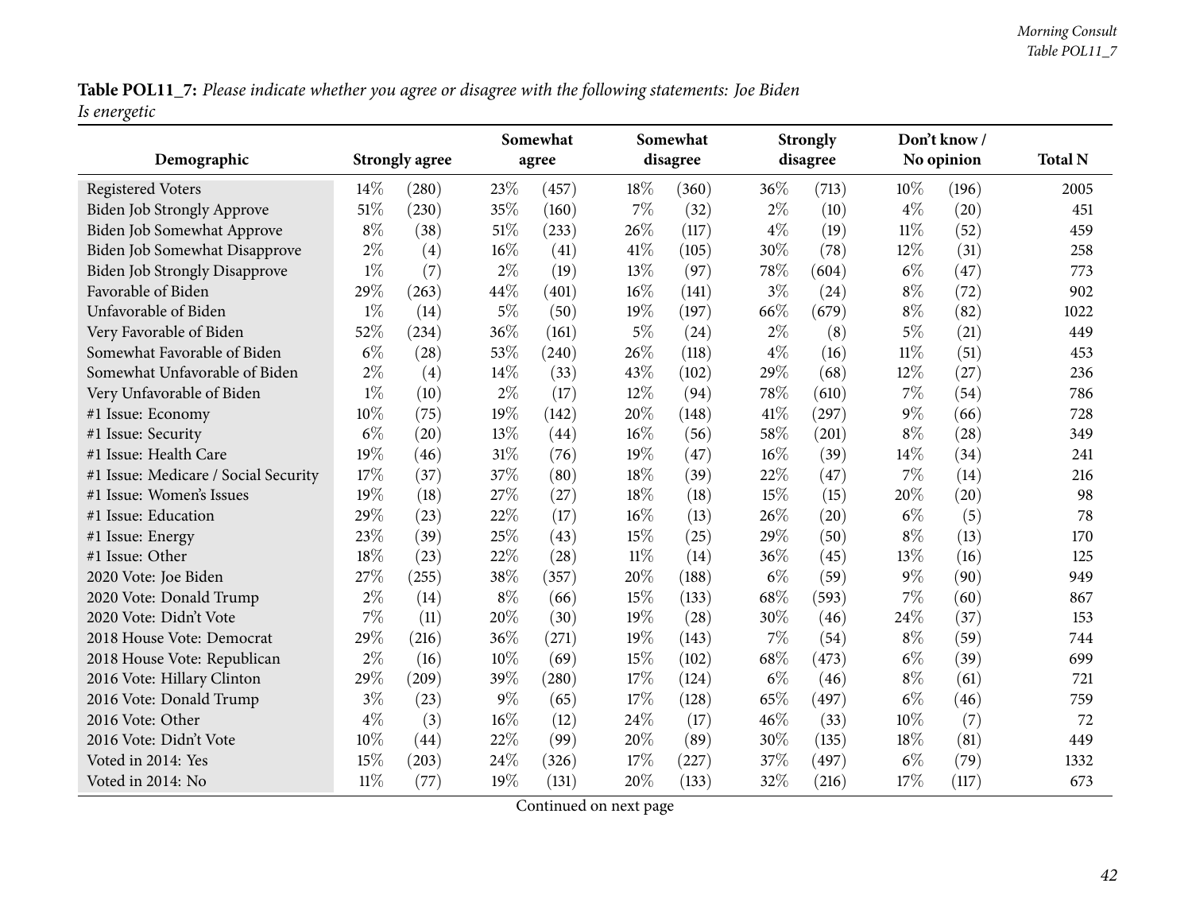**Table POL11_7:** *Please indicate whether you agree or disagree with the following statements: Joe Biden Is energetic*

| Demographic | Strongly agree | | Somewhat agree | | Somewhat disagree | | Strongly disagree | | Don't know / No opinion | | Total N |
|---|---|---|---|---|---|---|---|---|---|---|---|
| Registered Voters | 14% | (280) | 23% | (457) | 18% | (360) | 36% | (713) | 10% | (196) | 2005 |
| Biden Job Strongly Approve | 51% | (230) | 35% | (160) | 7% | (32) | 2% | (10) | 4% | (20) | 451 |
| Biden Job Somewhat Approve | 8% | (38) | 51% | (233) | 26% | (117) | 4% | (19) | 11% | (52) | 459 |
| Biden Job Somewhat Disapprove | 2% | (4) | 16% | (41) | 41% | (105) | 30% | (78) | 12% | (31) | 258 |
| Biden Job Strongly Disapprove | 1% | (7) | 2% | (19) | 13% | (97) | 78% | (604) | 6% | (47) | 773 |
| Favorable of Biden | 29% | (263) | 44% | (401) | 16% | (141) | 3% | (24) | 8% | (72) | 902 |
| Unfavorable of Biden | 1% | (14) | 5% | (50) | 19% | (197) | 66% | (679) | 8% | (82) | 1022 |
| Very Favorable of Biden | 52% | (234) | 36% | (161) | 5% | (24) | 2% | (8) | 5% | (21) | 449 |
| Somewhat Favorable of Biden | 6% | (28) | 53% | (240) | 26% | (118) | 4% | (16) | 11% | (51) | 453 |
| Somewhat Unfavorable of Biden | 2% | (4) | 14% | (33) | 43% | (102) | 29% | (68) | 12% | (27) | 236 |
| Very Unfavorable of Biden | 1% | (10) | 2% | (17) | 12% | (94) | 78% | (610) | 7% | (54) | 786 |
| #1 Issue: Economy | 10% | (75) | 19% | (142) | 20% | (148) | 41% | (297) | 9% | (66) | 728 |
| #1 Issue: Security | 6% | (20) | 13% | (44) | 16% | (56) | 58% | (201) | 8% | (28) | 349 |
| #1 Issue: Health Care | 19% | (46) | 31% | (76) | 19% | (47) | 16% | (39) | 14% | (34) | 241 |
| #1 Issue: Medicare / Social Security | 17% | (37) | 37% | (80) | 18% | (39) | 22% | (47) | 7% | (14) | 216 |
| #1 Issue: Women's Issues | 19% | (18) | 27% | (27) | 18% | (18) | 15% | (15) | 20% | (20) | 98 |
| #1 Issue: Education | 29% | (23) | 22% | (17) | 16% | (13) | 26% | (20) | 6% | (5) | 78 |
| #1 Issue: Energy | 23% | (39) | 25% | (43) | 15% | (25) | 29% | (50) | 8% | (13) | 170 |
| #1 Issue: Other | 18% | (23) | 22% | (28) | 11% | (14) | 36% | (45) | 13% | (16) | 125 |
| 2020 Vote: Joe Biden | 27% | (255) | 38% | (357) | 20% | (188) | 6% | (59) | 9% | (90) | 949 |
| 2020 Vote: Donald Trump | 2% | (14) | 8% | (66) | 15% | (133) | 68% | (593) | 7% | (60) | 867 |
| 2020 Vote: Didn't Vote | 7% | (11) | 20% | (30) | 19% | (28) | 30% | (46) | 24% | (37) | 153 |
| 2018 House Vote: Democrat | 29% | (216) | 36% | (271) | 19% | (143) | 7% | (54) | 8% | (59) | 744 |
| 2018 House Vote: Republican | 2% | (16) | 10% | (69) | 15% | (102) | 68% | (473) | 6% | (39) | 699 |
| 2016 Vote: Hillary Clinton | 29% | (209) | 39% | (280) | 17% | (124) | 6% | (46) | 8% | (61) | 721 |
| 2016 Vote: Donald Trump | 3% | (23) | 9% | (65) | 17% | (128) | 65% | (497) | 6% | (46) | 759 |
| 2016 Vote: Other | 4% | (3) | 16% | (12) | 24% | (17) | 46% | (33) | 10% | (7) | 72 |
| 2016 Vote: Didn't Vote | 10% | (44) | 22% | (99) | 20% | (89) | 30% | (135) | 18% | (81) | 449 |
| Voted in 2014: Yes | 15% | (203) | 24% | (326) | 17% | (227) | 37% | (497) | 6% | (79) | 1332 |
| Voted in 2014: No | 11% | (77) | 19% | (131) | 20% | (133) | 32% | (216) | 17% | (117) | 673 |

Continued on next page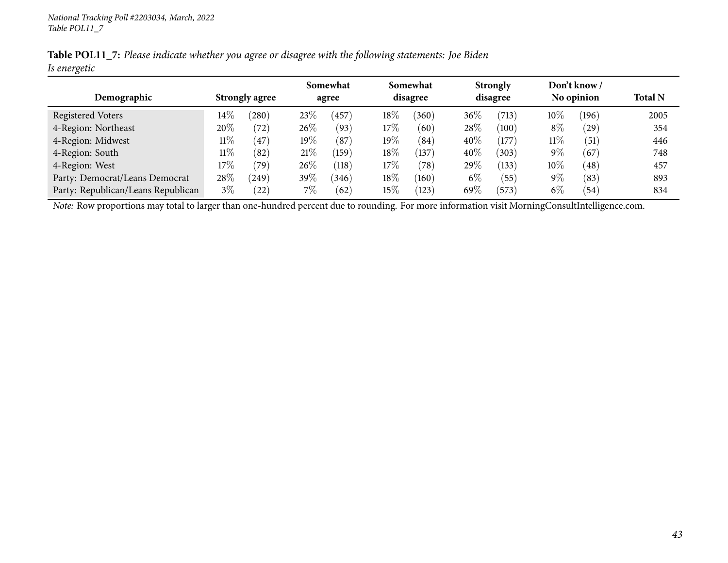**Table POL11_7:** *Please indicate whether you agree or disagree with the following statements: Joe Biden Is energetic*

| Demographic | Strongly agree | | Somewhat agree | | Somewhat disagree | | Strongly disagree | | Don't know / No opinion | | Total N |
|---|---|---|---|---|---|---|---|---|---|---|---|
| Registered Voters | 14% | (280) | 23% | (457) | 18% | (360) | 36% | (713) | 10% | (196) | 2005 |
| 4-Region: Northeast | 20% | (72) | 26% | (93) | 17% | (60) | 28% | (100) | 8% | (29) | 354 |
| 4-Region: Midwest | 11% | (47) | 19% | (87) | 19% | (84) | 40% | (177) | 11% | (51) | 446 |
| 4-Region: South | 11% | (82) | 21% | (159) | 18% | (137) | 40% | (303) | 9% | (67) | 748 |
| 4-Region: West | 17% | (79) | 26% | (118) | 17% | (78) | 29% | (133) | 10% | (48) | 457 |
| Party: Democrat/Leans Democrat | 28% | (249) | 39% | (346) | 18% | (160) | 6% | (55) | 9% | (83) | 893 |
| Party: Republican/Leans Republican | 3% | (22) | 7% | (62) | 15% | (123) | 69% | (573) | 6% | (54) | 834 |

*Note:* Row proportions may total to larger than one-hundred percent due to rounding. For more information visit MorningConsultIntelligence.com.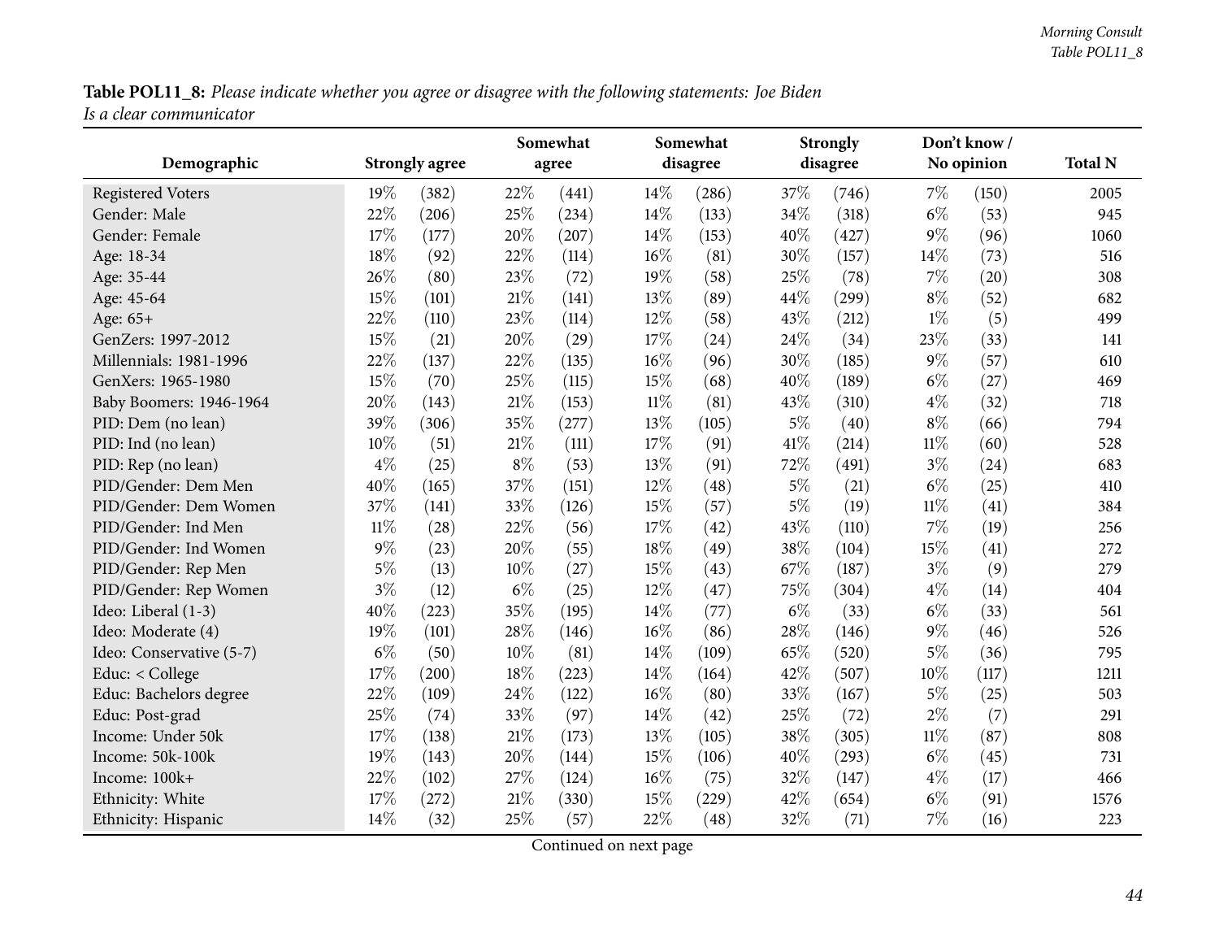**Table POL11_8:** *Please indicate whether you agree or disagree with the following statements: Joe Biden Is a clear communicator*

| Demographic | Strongly agree | | Somewhat agree | | Somewhat disagree | | Strongly disagree | | Don't know / No opinion | | Total N |
|---|---|---|---|---|---|---|---|---|---|---|---|
| Registered Voters | 19% | (382) | 22% | (441) | 14% | (286) | 37% | (746) | 7% | (150) | 2005 |
| Gender: Male | 22% | (206) | 25% | (234) | 14% | (133) | 34% | (318) | 6% | (53) | 945 |
| Gender: Female | 17% | (177) | 20% | (207) | 14% | (153) | 40% | (427) | 9% | (96) | 1060 |
| Age: 18-34 | 18% | (92) | 22% | (114) | 16% | (81) | 30% | (157) | 14% | (73) | 516 |
| Age: 35-44 | 26% | (80) | 23% | (72) | 19% | (58) | 25% | (78) | 7% | (20) | 308 |
| Age: 45-64 | 15% | (101) | 21% | (141) | 13% | (89) | 44% | (299) | 8% | (52) | 682 |
| Age: 65+ | 22% | (110) | 23% | (114) | 12% | (58) | 43% | (212) | 1% | (5) | 499 |
| GenZers: 1997-2012 | 15% | (21) | 20% | (29) | 17% | (24) | 24% | (34) | 23% | (33) | 141 |
| Millennials: 1981-1996 | 22% | (137) | 22% | (135) | 16% | (96) | 30% | (185) | 9% | (57) | 610 |
| GenXers: 1965-1980 | 15% | (70) | 25% | (115) | 15% | (68) | 40% | (189) | 6% | (27) | 469 |
| Baby Boomers: 1946-1964 | 20% | (143) | 21% | (153) | 11% | (81) | 43% | (310) | 4% | (32) | 718 |
| PID: Dem (no lean) | 39% | (306) | 35% | (277) | 13% | (105) | 5% | (40) | 8% | (66) | 794 |
| PID: Ind (no lean) | 10% | (51) | 21% | (111) | 17% | (91) | 41% | (214) | 11% | (60) | 528 |
| PID: Rep (no lean) | 4% | (25) | 8% | (53) | 13% | (91) | 72% | (491) | 3% | (24) | 683 |
| PID/Gender: Dem Men | 40% | (165) | 37% | (151) | 12% | (48) | 5% | (21) | 6% | (25) | 410 |
| PID/Gender: Dem Women | 37% | (141) | 33% | (126) | 15% | (57) | 5% | (19) | 11% | (41) | 384 |
| PID/Gender: Ind Men | 11% | (28) | 22% | (56) | 17% | (42) | 43% | (110) | 7% | (19) | 256 |
| PID/Gender: Ind Women | 9% | (23) | 20% | (55) | 18% | (49) | 38% | (104) | 15% | (41) | 272 |
| PID/Gender: Rep Men | 5% | (13) | 10% | (27) | 15% | (43) | 67% | (187) | 3% | (9) | 279 |
| PID/Gender: Rep Women | 3% | (12) | 6% | (25) | 12% | (47) | 75% | (304) | 4% | (14) | 404 |
| Ideo: Liberal (1-3) | 40% | (223) | 35% | (195) | 14% | (77) | 6% | (33) | 6% | (33) | 561 |
| Ideo: Moderate (4) | 19% | (101) | 28% | (146) | 16% | (86) | 28% | (146) | 9% | (46) | 526 |
| Ideo: Conservative (5-7) | 6% | (50) | 10% | (81) | 14% | (109) | 65% | (520) | 5% | (36) | 795 |
| Educ: < College | 17% | (200) | 18% | (223) | 14% | (164) | 42% | (507) | 10% | (117) | 1211 |
| Educ: Bachelors degree | 22% | (109) | 24% | (122) | 16% | (80) | 33% | (167) | 5% | (25) | 503 |
| Educ: Post-grad | 25% | (74) | 33% | (97) | 14% | (42) | 25% | (72) | 2% | (7) | 291 |
| Income: Under 50k | 17% | (138) | 21% | (173) | 13% | (105) | 38% | (305) | 11% | (87) | 808 |
| Income: 50k-100k | 19% | (143) | 20% | (144) | 15% | (106) | 40% | (293) | 6% | (45) | 731 |
| Income: 100k+ | 22% | (102) | 27% | (124) | 16% | (75) | 32% | (147) | 4% | (17) | 466 |
| Ethnicity: White | 17% | (272) | 21% | (330) | 15% | (229) | 42% | (654) | 6% | (91) | 1576 |
| Ethnicity: Hispanic | 14% | (32) | 25% | (57) | 22% | (48) | 32% | (71) | 7% | (16) | 223 |

Continued on next page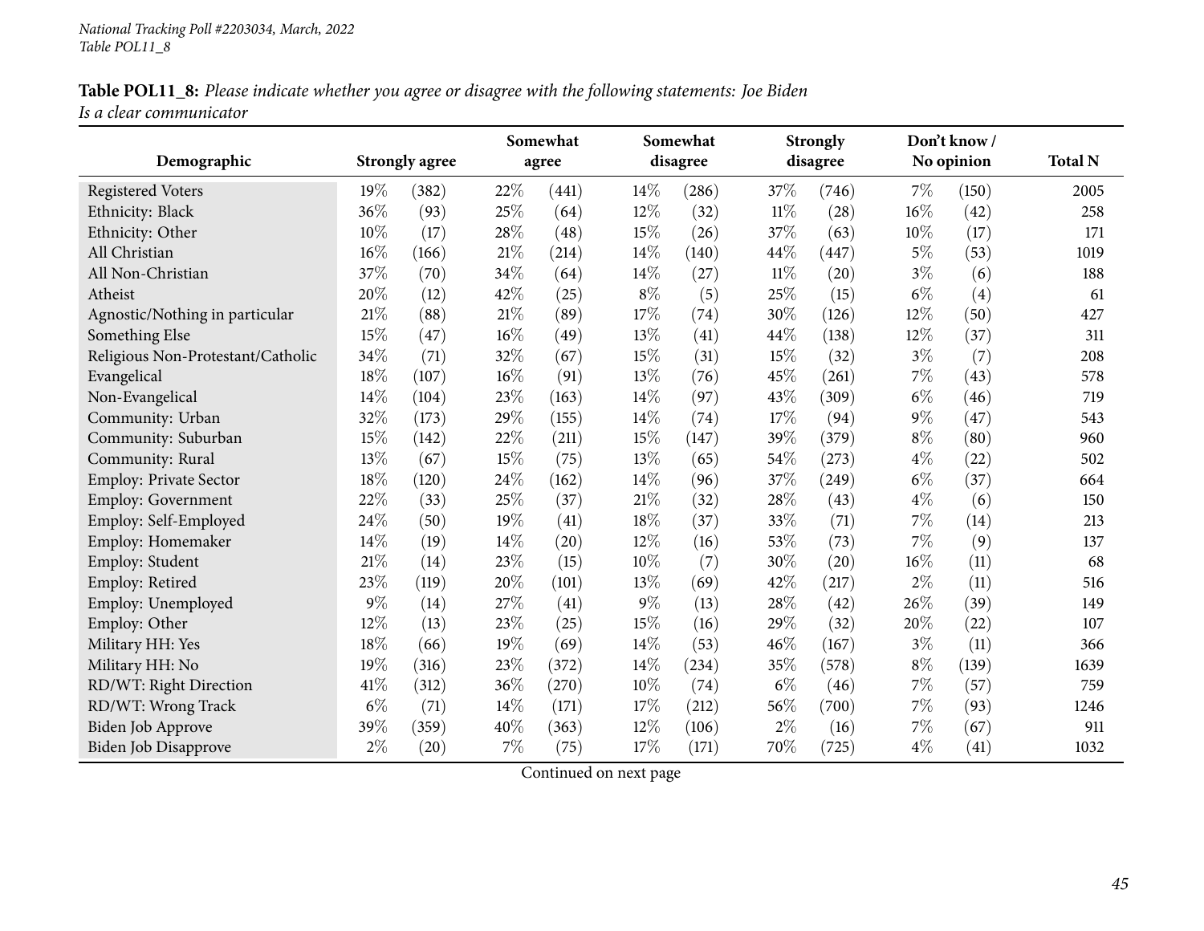**Table POL11_8:** *Please indicate whether you agree or disagree with the following statements: Joe Biden Is a clear communicator*

| Demographic | Strongly agree | | Somewhat agree | | Somewhat disagree | | Strongly disagree | | Don't know / No opinion | | Total N |
|---|---|---|---|---|---|---|---|---|---|---|---|
| Registered Voters | 19% | (382) | 22% | (441) | 14% | (286) | 37% | (746) | 7% | (150) | 2005 |
| Ethnicity: Black | 36% | (93) | 25% | (64) | 12% | (32) | 11% | (28) | 16% | (42) | 258 |
| Ethnicity: Other | 10% | (17) | 28% | (48) | 15% | (26) | 37% | (63) | 10% | (17) | 171 |
| All Christian | 16% | (166) | 21% | (214) | 14% | (140) | 44% | (447) | 5% | (53) | 1019 |
| All Non-Christian | 37% | (70) | 34% | (64) | 14% | (27) | 11% | (20) | 3% | (6) | 188 |
| Atheist | 20% | (12) | 42% | (25) | 8% | (5) | 25% | (15) | 6% | (4) | 61 |
| Agnostic/Nothing in particular | 21% | (88) | 21% | (89) | 17% | (74) | 30% | (126) | 12% | (50) | 427 |
| Something Else | 15% | (47) | 16% | (49) | 13% | (41) | 44% | (138) | 12% | (37) | 311 |
| Religious Non-Protestant/Catholic | 34% | (71) | 32% | (67) | 15% | (31) | 15% | (32) | 3% | (7) | 208 |
| Evangelical | 18% | (107) | 16% | (91) | 13% | (76) | 45% | (261) | 7% | (43) | 578 |
| Non-Evangelical | 14% | (104) | 23% | (163) | 14% | (97) | 43% | (309) | 6% | (46) | 719 |
| Community: Urban | 32% | (173) | 29% | (155) | 14% | (74) | 17% | (94) | 9% | (47) | 543 |
| Community: Suburban | 15% | (142) | 22% | (211) | 15% | (147) | 39% | (379) | 8% | (80) | 960 |
| Community: Rural | 13% | (67) | 15% | (75) | 13% | (65) | 54% | (273) | 4% | (22) | 502 |
| Employ: Private Sector | 18% | (120) | 24% | (162) | 14% | (96) | 37% | (249) | 6% | (37) | 664 |
| Employ: Government | 22% | (33) | 25% | (37) | 21% | (32) | 28% | (43) | 4% | (6) | 150 |
| Employ: Self-Employed | 24% | (50) | 19% | (41) | 18% | (37) | 33% | (71) | 7% | (14) | 213 |
| Employ: Homemaker | 14% | (19) | 14% | (20) | 12% | (16) | 53% | (73) | 7% | (9) | 137 |
| Employ: Student | 21% | (14) | 23% | (15) | 10% | (7) | 30% | (20) | 16% | (11) | 68 |
| Employ: Retired | 23% | (119) | 20% | (101) | 13% | (69) | 42% | (217) | 2% | (11) | 516 |
| Employ: Unemployed | 9% | (14) | 27% | (41) | 9% | (13) | 28% | (42) | 26% | (39) | 149 |
| Employ: Other | 12% | (13) | 23% | (25) | 15% | (16) | 29% | (32) | 20% | (22) | 107 |
| Military HH: Yes | 18% | (66) | 19% | (69) | 14% | (53) | 46% | (167) | 3% | (11) | 366 |
| Military HH: No | 19% | (316) | 23% | (372) | 14% | (234) | 35% | (578) | 8% | (139) | 1639 |
| RD/WT: Right Direction | 41% | (312) | 36% | (270) | 10% | (74) | 6% | (46) | 7% | (57) | 759 |
| RD/WT: Wrong Track | 6% | (71) | 14% | (171) | 17% | (212) | 56% | (700) | 7% | (93) | 1246 |
| Biden Job Approve | 39% | (359) | 40% | (363) | 12% | (106) | 2% | (16) | 7% | (67) | 911 |
| Biden Job Disapprove | 2% | (20) | 7% | (75) | 17% | (171) | 70% | (725) | 4% | (41) | 1032 |

Continued on next page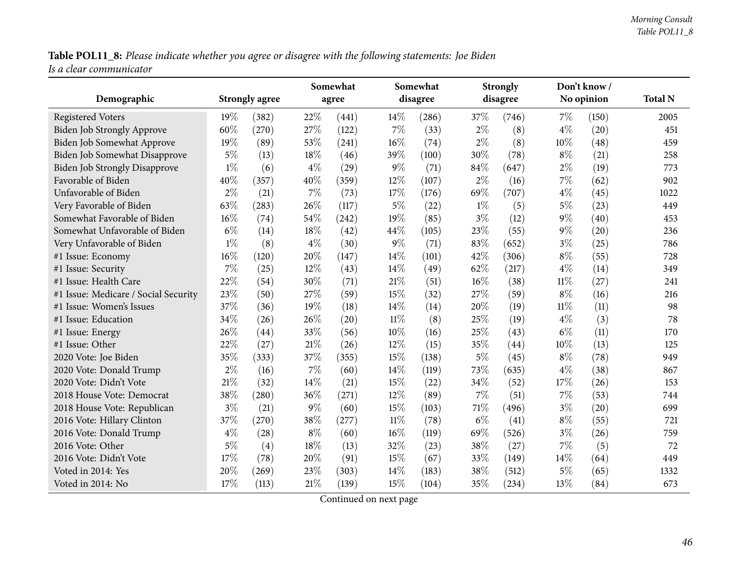**Table POL11_8:** *Please indicate whether you agree or disagree with the following statements: Joe Biden Is a clear communicator*

| Demographic | Strongly agree | | Somewhat agree | | Somewhat disagree | | Strongly disagree | | Don't know / No opinion | | Total N |
|---|---|---|---|---|---|---|---|---|---|---|---|
| Registered Voters | 19% | (382) | 22% | (441) | 14% | (286) | 37% | (746) | 7% | (150) | 2005 |
| Biden Job Strongly Approve | 60% | (270) | 27% | (122) | 7% | (33) | 2% | (8) | 4% | (20) | 451 |
| Biden Job Somewhat Approve | 19% | (89) | 53% | (241) | 16% | (74) | 2% | (8) | 10% | (48) | 459 |
| Biden Job Somewhat Disapprove | 5% | (13) | 18% | (46) | 39% | (100) | 30% | (78) | 8% | (21) | 258 |
| Biden Job Strongly Disapprove | 1% | (6) | 4% | (29) | 9% | (71) | 84% | (647) | 2% | (19) | 773 |
| Favorable of Biden | 40% | (357) | 40% | (359) | 12% | (107) | 2% | (16) | 7% | (62) | 902 |
| Unfavorable of Biden | 2% | (21) | 7% | (73) | 17% | (176) | 69% | (707) | 4% | (45) | 1022 |
| Very Favorable of Biden | 63% | (283) | 26% | (117) | 5% | (22) | 1% | (5) | 5% | (23) | 449 |
| Somewhat Favorable of Biden | 16% | (74) | 54% | (242) | 19% | (85) | 3% | (12) | 9% | (40) | 453 |
| Somewhat Unfavorable of Biden | 6% | (14) | 18% | (42) | 44% | (105) | 23% | (55) | 9% | (20) | 236 |
| Very Unfavorable of Biden | 1% | (8) | 4% | (30) | 9% | (71) | 83% | (652) | 3% | (25) | 786 |
| #1 Issue: Economy | 16% | (120) | 20% | (147) | 14% | (101) | 42% | (306) | 8% | (55) | 728 |
| #1 Issue: Security | 7% | (25) | 12% | (43) | 14% | (49) | 62% | (217) | 4% | (14) | 349 |
| #1 Issue: Health Care | 22% | (54) | 30% | (71) | 21% | (51) | 16% | (38) | 11% | (27) | 241 |
| #1 Issue: Medicare / Social Security | 23% | (50) | 27% | (59) | 15% | (32) | 27% | (59) | 8% | (16) | 216 |
| #1 Issue: Women's Issues | 37% | (36) | 19% | (18) | 14% | (14) | 20% | (19) | 11% | (11) | 98 |
| #1 Issue: Education | 34% | (26) | 26% | (20) | 11% | (8) | 25% | (19) | 4% | (3) | 78 |
| #1 Issue: Energy | 26% | (44) | 33% | (56) | 10% | (16) | 25% | (43) | 6% | (11) | 170 |
| #1 Issue: Other | 22% | (27) | 21% | (26) | 12% | (15) | 35% | (44) | 10% | (13) | 125 |
| 2020 Vote: Joe Biden | 35% | (333) | 37% | (355) | 15% | (138) | 5% | (45) | 8% | (78) | 949 |
| 2020 Vote: Donald Trump | 2% | (16) | 7% | (60) | 14% | (119) | 73% | (635) | 4% | (38) | 867 |
| 2020 Vote: Didn't Vote | 21% | (32) | 14% | (21) | 15% | (22) | 34% | (52) | 17% | (26) | 153 |
| 2018 House Vote: Democrat | 38% | (280) | 36% | (271) | 12% | (89) | 7% | (51) | 7% | (53) | 744 |
| 2018 House Vote: Republican | 3% | (21) | 9% | (60) | 15% | (103) | 71% | (496) | 3% | (20) | 699 |
| 2016 Vote: Hillary Clinton | 37% | (270) | 38% | (277) | 11% | (78) | 6% | (41) | 8% | (55) | 721 |
| 2016 Vote: Donald Trump | 4% | (28) | 8% | (60) | 16% | (119) | 69% | (526) | 3% | (26) | 759 |
| 2016 Vote: Other | 5% | (4) | 18% | (13) | 32% | (23) | 38% | (27) | 7% | (5) | 72 |
| 2016 Vote: Didn't Vote | 17% | (78) | 20% | (91) | 15% | (67) | 33% | (149) | 14% | (64) | 449 |
| Voted in 2014: Yes | 20% | (269) | 23% | (303) | 14% | (183) | 38% | (512) | 5% | (65) | 1332 |
| Voted in 2014: No | 17% | (113) | 21% | (139) | 15% | (104) | 35% | (234) | 13% | (84) | 673 |

Continued on next page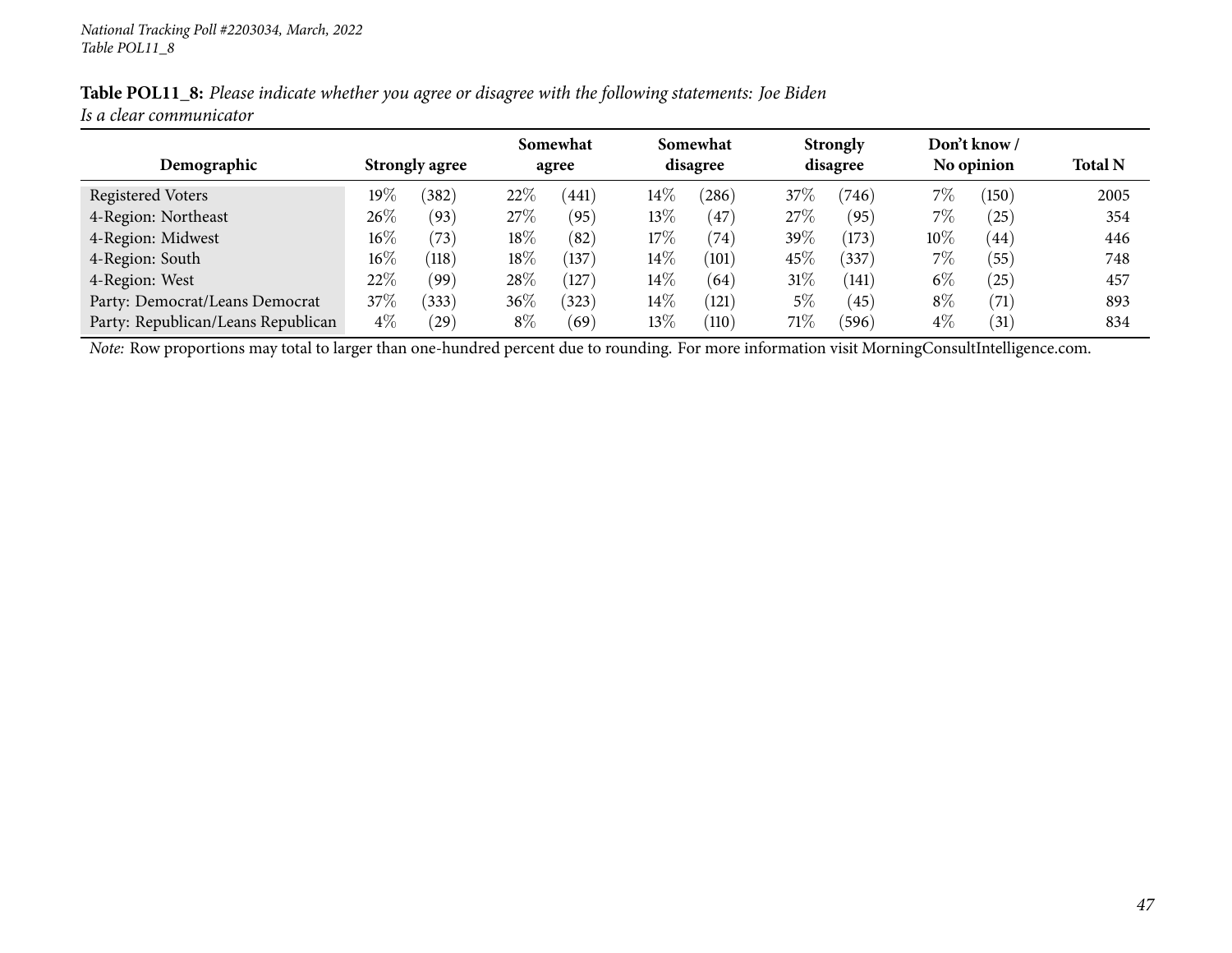*National Tracking Poll #2203034, March, 2022*
*Table POL11_8*

**Table POL11_8:** *Please indicate whether you agree or disagree with the following statements: Joe Biden Is a clear communicator*

| Demographic | Strongly agree | | Somewhat agree | | Somewhat disagree | | Strongly disagree | | Don't know / No opinion | | Total N |
|---|---|---|---|---|---|---|---|---|---|---|---|
| Registered Voters | 19% | (382) | 22% | (441) | 14% | (286) | 37% | (746) | 7% | (150) | 2005 |
| 4-Region: Northeast | 26% | (93) | 27% | (95) | 13% | (47) | 27% | (95) | 7% | (25) | 354 |
| 4-Region: Midwest | 16% | (73) | 18% | (82) | 17% | (74) | 39% | (173) | 10% | (44) | 446 |
| 4-Region: South | 16% | (118) | 18% | (137) | 14% | (101) | 45% | (337) | 7% | (55) | 748 |
| 4-Region: West | 22% | (99) | 28% | (127) | 14% | (64) | 31% | (141) | 6% | (25) | 457 |
| Party: Democrat/Leans Democrat | 37% | (333) | 36% | (323) | 14% | (121) | 5% | (45) | 8% | (71) | 893 |
| Party: Republican/Leans Republican | 4% | (29) | 8% | (69) | 13% | (110) | 71% | (596) | 4% | (31) | 834 |

*Note:* Row proportions may total to larger than one-hundred percent due to rounding. For more information visit MorningConsultIntelligence.com.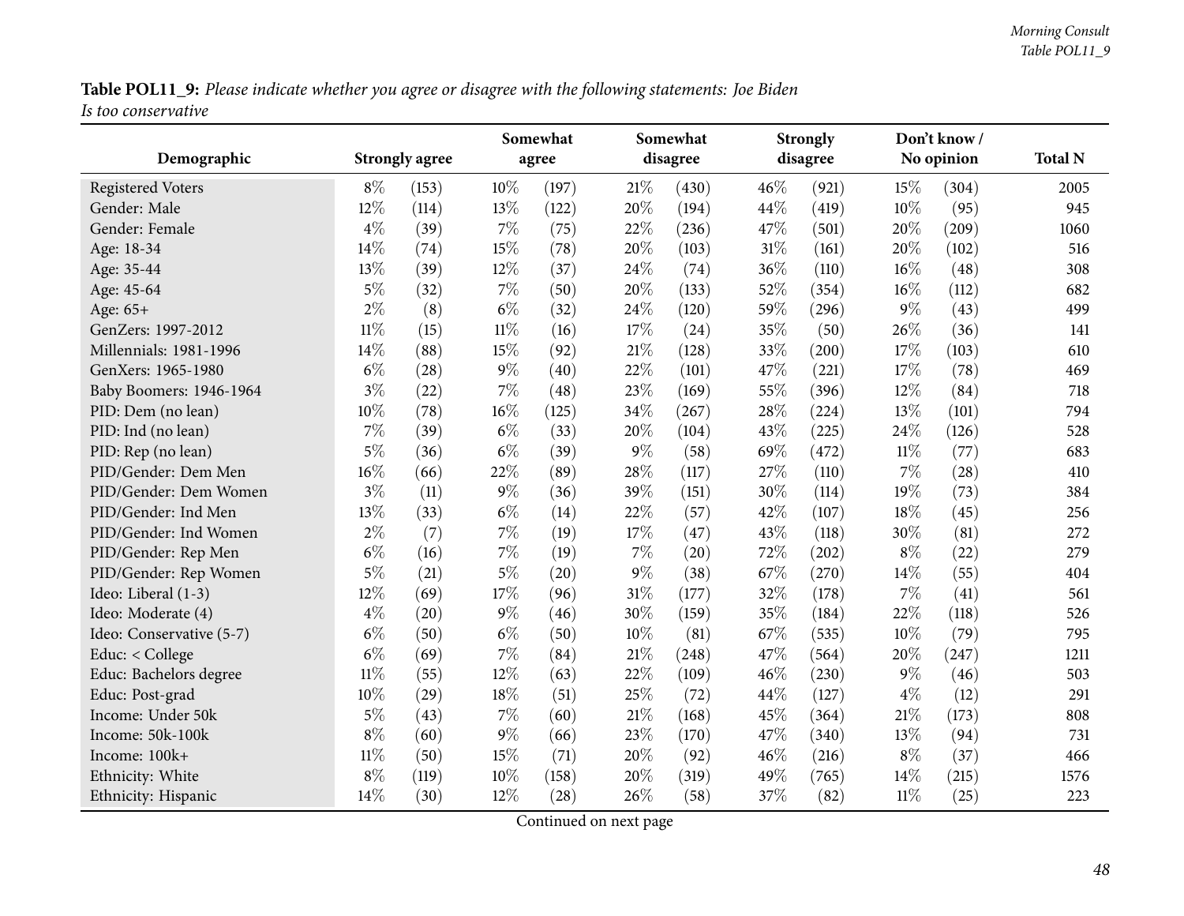**Table POL11_9:** *Please indicate whether you agree or disagree with the following statements: Joe Biden Is too conservative*

| Demographic | Strongly agree | | Somewhat agree | | Somewhat disagree | | Strongly disagree | | Don't know / No opinion | | Total N |
|---|---|---|---|---|---|---|---|---|---|---|---|
| Registered Voters | 8% | (153) | 10% | (197) | 21% | (430) | 46% | (921) | 15% | (304) | 2005 |
| Gender: Male | 12% | (114) | 13% | (122) | 20% | (194) | 44% | (419) | 10% | (95) | 945 |
| Gender: Female | 4% | (39) | 7% | (75) | 22% | (236) | 47% | (501) | 20% | (209) | 1060 |
| Age: 18-34 | 14% | (74) | 15% | (78) | 20% | (103) | 31% | (161) | 20% | (102) | 516 |
| Age: 35-44 | 13% | (39) | 12% | (37) | 24% | (74) | 36% | (110) | 16% | (48) | 308 |
| Age: 45-64 | 5% | (32) | 7% | (50) | 20% | (133) | 52% | (354) | 16% | (112) | 682 |
| Age: 65+ | 2% | (8) | 6% | (32) | 24% | (120) | 59% | (296) | 9% | (43) | 499 |
| GenZers: 1997-2012 | 11% | (15) | 11% | (16) | 17% | (24) | 35% | (50) | 26% | (36) | 141 |
| Millennials: 1981-1996 | 14% | (88) | 15% | (92) | 21% | (128) | 33% | (200) | 17% | (103) | 610 |
| GenXers: 1965-1980 | 6% | (28) | 9% | (40) | 22% | (101) | 47% | (221) | 17% | (78) | 469 |
| Baby Boomers: 1946-1964 | 3% | (22) | 7% | (48) | 23% | (169) | 55% | (396) | 12% | (84) | 718 |
| PID: Dem (no lean) | 10% | (78) | 16% | (125) | 34% | (267) | 28% | (224) | 13% | (101) | 794 |
| PID: Ind (no lean) | 7% | (39) | 6% | (33) | 20% | (104) | 43% | (225) | 24% | (126) | 528 |
| PID: Rep (no lean) | 5% | (36) | 6% | (39) | 9% | (58) | 69% | (472) | 11% | (77) | 683 |
| PID/Gender: Dem Men | 16% | (66) | 22% | (89) | 28% | (117) | 27% | (110) | 7% | (28) | 410 |
| PID/Gender: Dem Women | 3% | (11) | 9% | (36) | 39% | (151) | 30% | (114) | 19% | (73) | 384 |
| PID/Gender: Ind Men | 13% | (33) | 6% | (14) | 22% | (57) | 42% | (107) | 18% | (45) | 256 |
| PID/Gender: Ind Women | 2% | (7) | 7% | (19) | 17% | (47) | 43% | (118) | 30% | (81) | 272 |
| PID/Gender: Rep Men | 6% | (16) | 7% | (19) | 7% | (20) | 72% | (202) | 8% | (22) | 279 |
| PID/Gender: Rep Women | 5% | (21) | 5% | (20) | 9% | (38) | 67% | (270) | 14% | (55) | 404 |
| Ideo: Liberal (1-3) | 12% | (69) | 17% | (96) | 31% | (177) | 32% | (178) | 7% | (41) | 561 |
| Ideo: Moderate (4) | 4% | (20) | 9% | (46) | 30% | (159) | 35% | (184) | 22% | (118) | 526 |
| Ideo: Conservative (5-7) | 6% | (50) | 6% | (50) | 10% | (81) | 67% | (535) | 10% | (79) | 795 |
| Educ: < College | 6% | (69) | 7% | (84) | 21% | (248) | 47% | (564) | 20% | (247) | 1211 |
| Educ: Bachelors degree | 11% | (55) | 12% | (63) | 22% | (109) | 46% | (230) | 9% | (46) | 503 |
| Educ: Post-grad | 10% | (29) | 18% | (51) | 25% | (72) | 44% | (127) | 4% | (12) | 291 |
| Income: Under 50k | 5% | (43) | 7% | (60) | 21% | (168) | 45% | (364) | 21% | (173) | 808 |
| Income: 50k-100k | 8% | (60) | 9% | (66) | 23% | (170) | 47% | (340) | 13% | (94) | 731 |
| Income: 100k+ | 11% | (50) | 15% | (71) | 20% | (92) | 46% | (216) | 8% | (37) | 466 |
| Ethnicity: White | 8% | (119) | 10% | (158) | 20% | (319) | 49% | (765) | 14% | (215) | 1576 |
| Ethnicity: Hispanic | 14% | (30) | 12% | (28) | 26% | (58) | 37% | (82) | 11% | (25) | 223 |

Continued on next page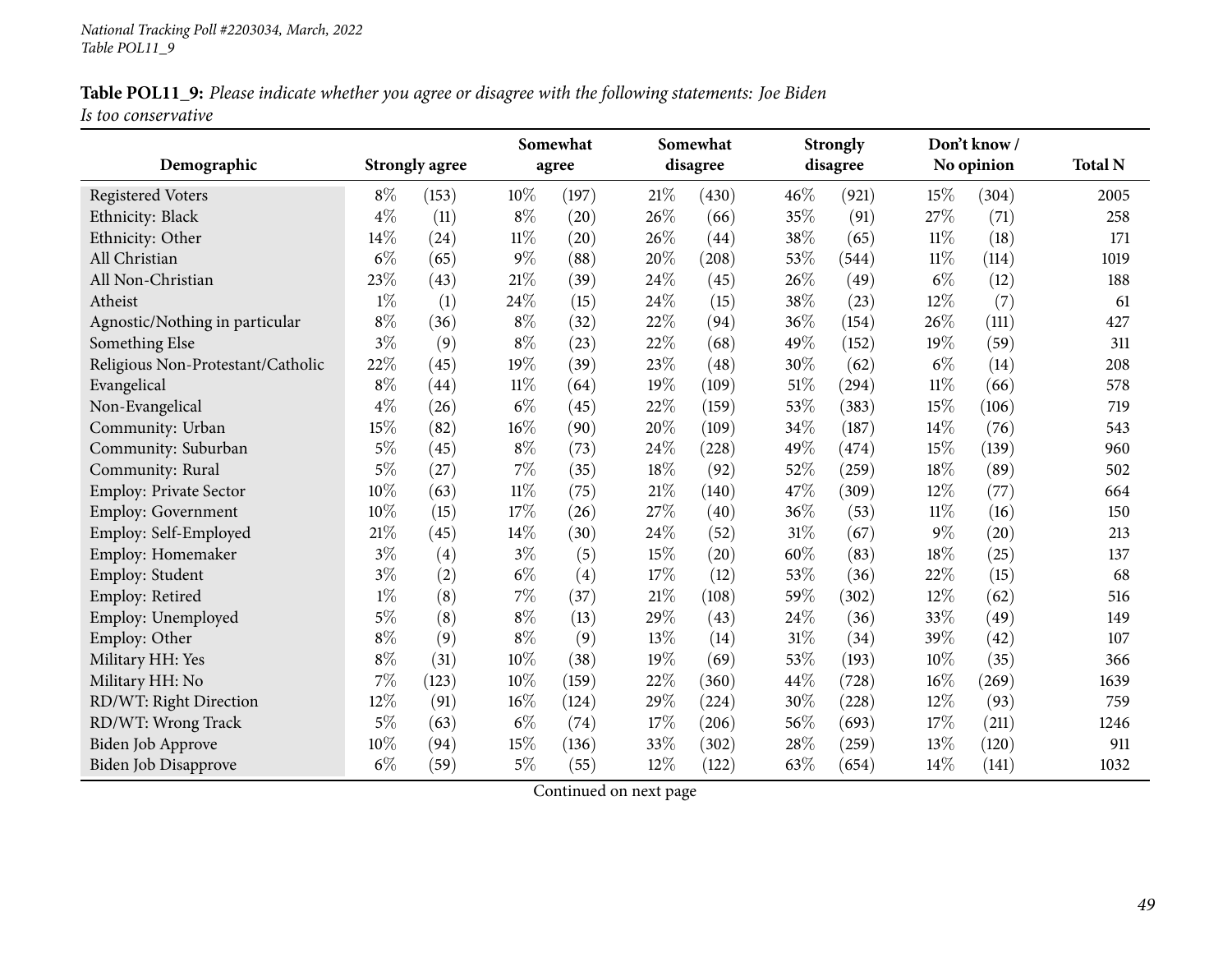National Tracking Poll #2203034, March, 2022
Table POL11_9

**Table POL11_9:** *Please indicate whether you agree or disagree with the following statements: Joe Biden Is too conservative*

| Demographic | Strongly agree | | Somewhat agree | | Somewhat disagree | | Strongly disagree | | Don't know / No opinion | | Total N |
|---|---|---|---|---|---|---|---|---|---|---|---|
| Registered Voters | 8% | (153) | 10% | (197) | 21% | (430) | 46% | (921) | 15% | (304) | 2005 |
| Ethnicity: Black | 4% | (11) | 8% | (20) | 26% | (66) | 35% | (91) | 27% | (71) | 258 |
| Ethnicity: Other | 14% | (24) | 11% | (20) | 26% | (44) | 38% | (65) | 11% | (18) | 171 |
| All Christian | 6% | (65) | 9% | (88) | 20% | (208) | 53% | (544) | 11% | (114) | 1019 |
| All Non-Christian | 23% | (43) | 21% | (39) | 24% | (45) | 26% | (49) | 6% | (12) | 188 |
| Atheist | 1% | (1) | 24% | (15) | 24% | (15) | 38% | (23) | 12% | (7) | 61 |
| Agnostic/Nothing in particular | 8% | (36) | 8% | (32) | 22% | (94) | 36% | (154) | 26% | (111) | 427 |
| Something Else | 3% | (9) | 8% | (23) | 22% | (68) | 49% | (152) | 19% | (59) | 311 |
| Religious Non-Protestant/Catholic | 22% | (45) | 19% | (39) | 23% | (48) | 30% | (62) | 6% | (14) | 208 |
| Evangelical | 8% | (44) | 11% | (64) | 19% | (109) | 51% | (294) | 11% | (66) | 578 |
| Non-Evangelical | 4% | (26) | 6% | (45) | 22% | (159) | 53% | (383) | 15% | (106) | 719 |
| Community: Urban | 15% | (82) | 16% | (90) | 20% | (109) | 34% | (187) | 14% | (76) | 543 |
| Community: Suburban | 5% | (45) | 8% | (73) | 24% | (228) | 49% | (474) | 15% | (139) | 960 |
| Community: Rural | 5% | (27) | 7% | (35) | 18% | (92) | 52% | (259) | 18% | (89) | 502 |
| Employ: Private Sector | 10% | (63) | 11% | (75) | 21% | (140) | 47% | (309) | 12% | (77) | 664 |
| Employ: Government | 10% | (15) | 17% | (26) | 27% | (40) | 36% | (53) | 11% | (16) | 150 |
| Employ: Self-Employed | 21% | (45) | 14% | (30) | 24% | (52) | 31% | (67) | 9% | (20) | 213 |
| Employ: Homemaker | 3% | (4) | 3% | (5) | 15% | (20) | 60% | (83) | 18% | (25) | 137 |
| Employ: Student | 3% | (2) | 6% | (4) | 17% | (12) | 53% | (36) | 22% | (15) | 68 |
| Employ: Retired | 1% | (8) | 7% | (37) | 21% | (108) | 59% | (302) | 12% | (62) | 516 |
| Employ: Unemployed | 5% | (8) | 8% | (13) | 29% | (43) | 24% | (36) | 33% | (49) | 149 |
| Employ: Other | 8% | (9) | 8% | (9) | 13% | (14) | 31% | (34) | 39% | (42) | 107 |
| Military HH: Yes | 8% | (31) | 10% | (38) | 19% | (69) | 53% | (193) | 10% | (35) | 366 |
| Military HH: No | 7% | (123) | 10% | (159) | 22% | (360) | 44% | (728) | 16% | (269) | 1639 |
| RD/WT: Right Direction | 12% | (91) | 16% | (124) | 29% | (224) | 30% | (228) | 12% | (93) | 759 |
| RD/WT: Wrong Track | 5% | (63) | 6% | (74) | 17% | (206) | 56% | (693) | 17% | (211) | 1246 |
| Biden Job Approve | 10% | (94) | 15% | (136) | 33% | (302) | 28% | (259) | 13% | (120) | 911 |
| Biden Job Disapprove | 6% | (59) | 5% | (55) | 12% | (122) | 63% | (654) | 14% | (141) | 1032 |

Continued on next page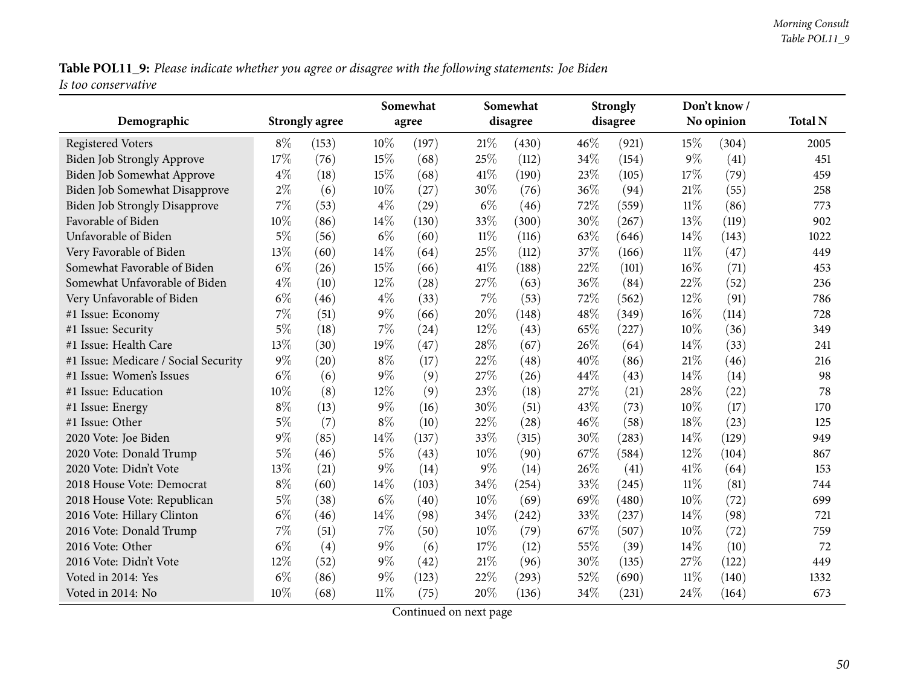**Table POL11_9:** *Please indicate whether you agree or disagree with the following statements: Joe Biden Is too conservative*

| Demographic | Strongly agree | | Somewhat agree | | Somewhat disagree | | Strongly disagree | | Don't know / No opinion | | Total N |
|---|---|---|---|---|---|---|---|---|---|---|---|
| Registered Voters | 8% | (153) | 10% | (197) | 21% | (430) | 46% | (921) | 15% | (304) | 2005 |
| Biden Job Strongly Approve | 17% | (76) | 15% | (68) | 25% | (112) | 34% | (154) | 9% | (41) | 451 |
| Biden Job Somewhat Approve | 4% | (18) | 15% | (68) | 41% | (190) | 23% | (105) | 17% | (79) | 459 |
| Biden Job Somewhat Disapprove | 2% | (6) | 10% | (27) | 30% | (76) | 36% | (94) | 21% | (55) | 258 |
| Biden Job Strongly Disapprove | 7% | (53) | 4% | (29) | 6% | (46) | 72% | (559) | 11% | (86) | 773 |
| Favorable of Biden | 10% | (86) | 14% | (130) | 33% | (300) | 30% | (267) | 13% | (119) | 902 |
| Unfavorable of Biden | 5% | (56) | 6% | (60) | 11% | (116) | 63% | (646) | 14% | (143) | 1022 |
| Very Favorable of Biden | 13% | (60) | 14% | (64) | 25% | (112) | 37% | (166) | 11% | (47) | 449 |
| Somewhat Favorable of Biden | 6% | (26) | 15% | (66) | 41% | (188) | 22% | (101) | 16% | (71) | 453 |
| Somewhat Unfavorable of Biden | 4% | (10) | 12% | (28) | 27% | (63) | 36% | (84) | 22% | (52) | 236 |
| Very Unfavorable of Biden | 6% | (46) | 4% | (33) | 7% | (53) | 72% | (562) | 12% | (91) | 786 |
| #1 Issue: Economy | 7% | (51) | 9% | (66) | 20% | (148) | 48% | (349) | 16% | (114) | 728 |
| #1 Issue: Security | 5% | (18) | 7% | (24) | 12% | (43) | 65% | (227) | 10% | (36) | 349 |
| #1 Issue: Health Care | 13% | (30) | 19% | (47) | 28% | (67) | 26% | (64) | 14% | (33) | 241 |
| #1 Issue: Medicare / Social Security | 9% | (20) | 8% | (17) | 22% | (48) | 40% | (86) | 21% | (46) | 216 |
| #1 Issue: Women's Issues | 6% | (6) | 9% | (9) | 27% | (26) | 44% | (43) | 14% | (14) | 98 |
| #1 Issue: Education | 10% | (8) | 12% | (9) | 23% | (18) | 27% | (21) | 28% | (22) | 78 |
| #1 Issue: Energy | 8% | (13) | 9% | (16) | 30% | (51) | 43% | (73) | 10% | (17) | 170 |
| #1 Issue: Other | 5% | (7) | 8% | (10) | 22% | (28) | 46% | (58) | 18% | (23) | 125 |
| 2020 Vote: Joe Biden | 9% | (85) | 14% | (137) | 33% | (315) | 30% | (283) | 14% | (129) | 949 |
| 2020 Vote: Donald Trump | 5% | (46) | 5% | (43) | 10% | (90) | 67% | (584) | 12% | (104) | 867 |
| 2020 Vote: Didn't Vote | 13% | (21) | 9% | (14) | 9% | (14) | 26% | (41) | 41% | (64) | 153 |
| 2018 House Vote: Democrat | 8% | (60) | 14% | (103) | 34% | (254) | 33% | (245) | 11% | (81) | 744 |
| 2018 House Vote: Republican | 5% | (38) | 6% | (40) | 10% | (69) | 69% | (480) | 10% | (72) | 699 |
| 2016 Vote: Hillary Clinton | 6% | (46) | 14% | (98) | 34% | (242) | 33% | (237) | 14% | (98) | 721 |
| 2016 Vote: Donald Trump | 7% | (51) | 7% | (50) | 10% | (79) | 67% | (507) | 10% | (72) | 759 |
| 2016 Vote: Other | 6% | (4) | 9% | (6) | 17% | (12) | 55% | (39) | 14% | (10) | 72 |
| 2016 Vote: Didn't Vote | 12% | (52) | 9% | (42) | 21% | (96) | 30% | (135) | 27% | (122) | 449 |
| Voted in 2014: Yes | 6% | (86) | 9% | (123) | 22% | (293) | 52% | (690) | 11% | (140) | 1332 |
| Voted in 2014: No | 10% | (68) | 11% | (75) | 20% | (136) | 34% | (231) | 24% | (164) | 673 |

Continued on next page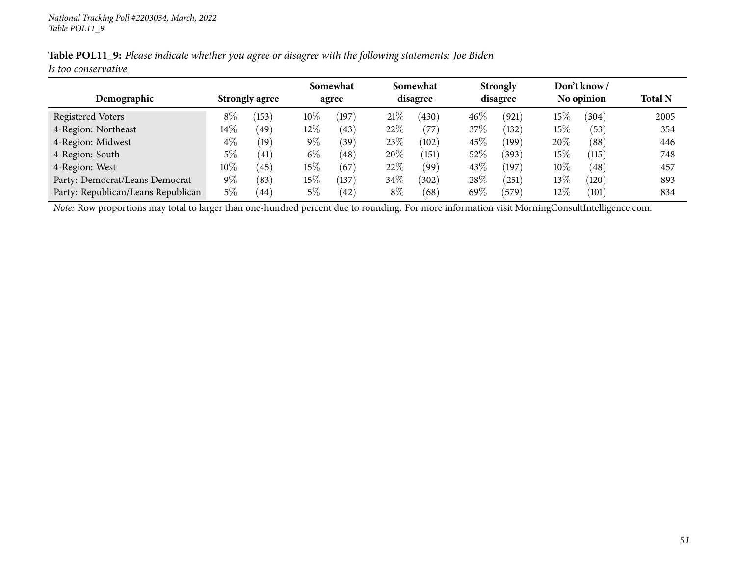**Table POL11_9:** *Please indicate whether you agree or disagree with the following statements: Joe Biden Is too conservative*

| Demographic | Strongly agree | | Somewhat agree | | Somewhat disagree | | Strongly disagree | | Don't know / No opinion | | Total N |
|---|---|---|---|---|---|---|---|---|---|---|---|
| Registered Voters | 8% | (153) | 10% | (197) | 21% | (430) | 46% | (921) | 15% | (304) | 2005 |
| 4-Region: Northeast | 14% | (49) | 12% | (43) | 22% | (77) | 37% | (132) | 15% | (53) | 354 |
| 4-Region: Midwest | 4% | (19) | 9% | (39) | 23% | (102) | 45% | (199) | 20% | (88) | 446 |
| 4-Region: South | 5% | (41) | 6% | (48) | 20% | (151) | 52% | (393) | 15% | (115) | 748 |
| 4-Region: West | 10% | (45) | 15% | (67) | 22% | (99) | 43% | (197) | 10% | (48) | 457 |
| Party: Democrat/Leans Democrat | 9% | (83) | 15% | (137) | 34% | (302) | 28% | (251) | 13% | (120) | 893 |
| Party: Republican/Leans Republican | 5% | (44) | 5% | (42) | 8% | (68) | 69% | (579) | 12% | (101) | 834 |

*Note:* Row proportions may total to larger than one-hundred percent due to rounding. For more information visit MorningConsultIntelligence.com.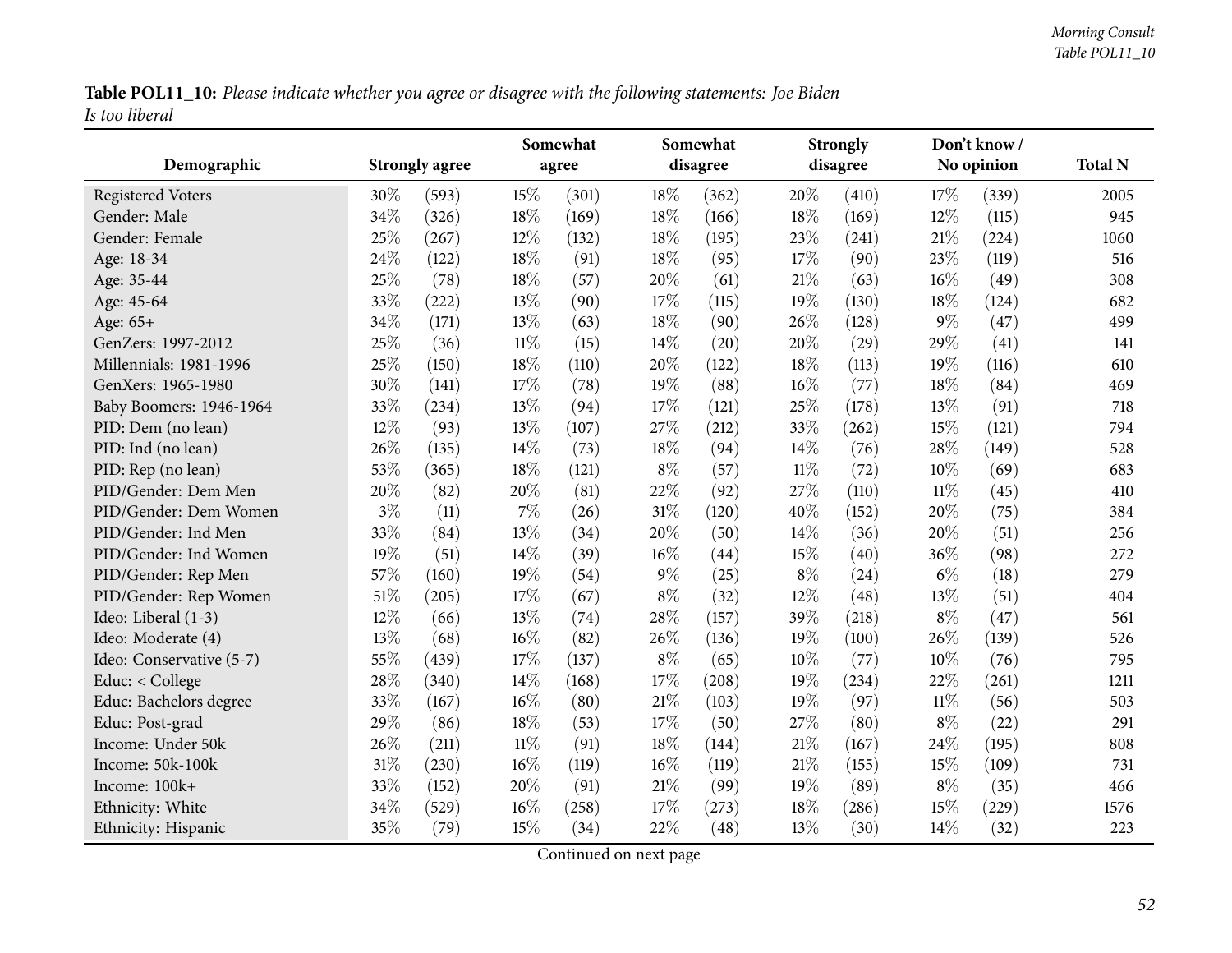**Table POL11_10:** *Please indicate whether you agree or disagree with the following statements: Joe Biden Is too liberal*

| Demographic | Strongly agree | | Somewhat agree | | Somewhat disagree | | Strongly disagree | | Don't know / No opinion | | Total N |
|---|---|---|---|---|---|---|---|---|---|---|---|
| Registered Voters | 30% | (593) | 15% | (301) | 18% | (362) | 20% | (410) | 17% | (339) | 2005 |
| Gender: Male | 34% | (326) | 18% | (169) | 18% | (166) | 18% | (169) | 12% | (115) | 945 |
| Gender: Female | 25% | (267) | 12% | (132) | 18% | (195) | 23% | (241) | 21% | (224) | 1060 |
| Age: 18-34 | 24% | (122) | 18% | (91) | 18% | (95) | 17% | (90) | 23% | (119) | 516 |
| Age: 35-44 | 25% | (78) | 18% | (57) | 20% | (61) | 21% | (63) | 16% | (49) | 308 |
| Age: 45-64 | 33% | (222) | 13% | (90) | 17% | (115) | 19% | (130) | 18% | (124) | 682 |
| Age: 65+ | 34% | (171) | 13% | (63) | 18% | (90) | 26% | (128) | 9% | (47) | 499 |
| GenZers: 1997-2012 | 25% | (36) | 11% | (15) | 14% | (20) | 20% | (29) | 29% | (41) | 141 |
| Millennials: 1981-1996 | 25% | (150) | 18% | (110) | 20% | (122) | 18% | (113) | 19% | (116) | 610 |
| GenXers: 1965-1980 | 30% | (141) | 17% | (78) | 19% | (88) | 16% | (77) | 18% | (84) | 469 |
| Baby Boomers: 1946-1964 | 33% | (234) | 13% | (94) | 17% | (121) | 25% | (178) | 13% | (91) | 718 |
| PID: Dem (no lean) | 12% | (93) | 13% | (107) | 27% | (212) | 33% | (262) | 15% | (121) | 794 |
| PID: Ind (no lean) | 26% | (135) | 14% | (73) | 18% | (94) | 14% | (76) | 28% | (149) | 528 |
| PID: Rep (no lean) | 53% | (365) | 18% | (121) | 8% | (57) | 11% | (72) | 10% | (69) | 683 |
| PID/Gender: Dem Men | 20% | (82) | 20% | (81) | 22% | (92) | 27% | (110) | 11% | (45) | 410 |
| PID/Gender: Dem Women | 3% | (11) | 7% | (26) | 31% | (120) | 40% | (152) | 20% | (75) | 384 |
| PID/Gender: Ind Men | 33% | (84) | 13% | (34) | 20% | (50) | 14% | (36) | 20% | (51) | 256 |
| PID/Gender: Ind Women | 19% | (51) | 14% | (39) | 16% | (44) | 15% | (40) | 36% | (98) | 272 |
| PID/Gender: Rep Men | 57% | (160) | 19% | (54) | 9% | (25) | 8% | (24) | 6% | (18) | 279 |
| PID/Gender: Rep Women | 51% | (205) | 17% | (67) | 8% | (32) | 12% | (48) | 13% | (51) | 404 |
| Ideo: Liberal (1-3) | 12% | (66) | 13% | (74) | 28% | (157) | 39% | (218) | 8% | (47) | 561 |
| Ideo: Moderate (4) | 13% | (68) | 16% | (82) | 26% | (136) | 19% | (100) | 26% | (139) | 526 |
| Ideo: Conservative (5-7) | 55% | (439) | 17% | (137) | 8% | (65) | 10% | (77) | 10% | (76) | 795 |
| Educ: < College | 28% | (340) | 14% | (168) | 17% | (208) | 19% | (234) | 22% | (261) | 1211 |
| Educ: Bachelors degree | 33% | (167) | 16% | (80) | 21% | (103) | 19% | (97) | 11% | (56) | 503 |
| Educ: Post-grad | 29% | (86) | 18% | (53) | 17% | (50) | 27% | (80) | 8% | (22) | 291 |
| Income: Under 50k | 26% | (211) | 11% | (91) | 18% | (144) | 21% | (167) | 24% | (195) | 808 |
| Income: 50k-100k | 31% | (230) | 16% | (119) | 16% | (119) | 21% | (155) | 15% | (109) | 731 |
| Income: 100k+ | 33% | (152) | 20% | (91) | 21% | (99) | 19% | (89) | 8% | (35) | 466 |
| Ethnicity: White | 34% | (529) | 16% | (258) | 17% | (273) | 18% | (286) | 15% | (229) | 1576 |
| Ethnicity: Hispanic | 35% | (79) | 15% | (34) | 22% | (48) | 13% | (30) | 14% | (32) | 223 |

Continued on next page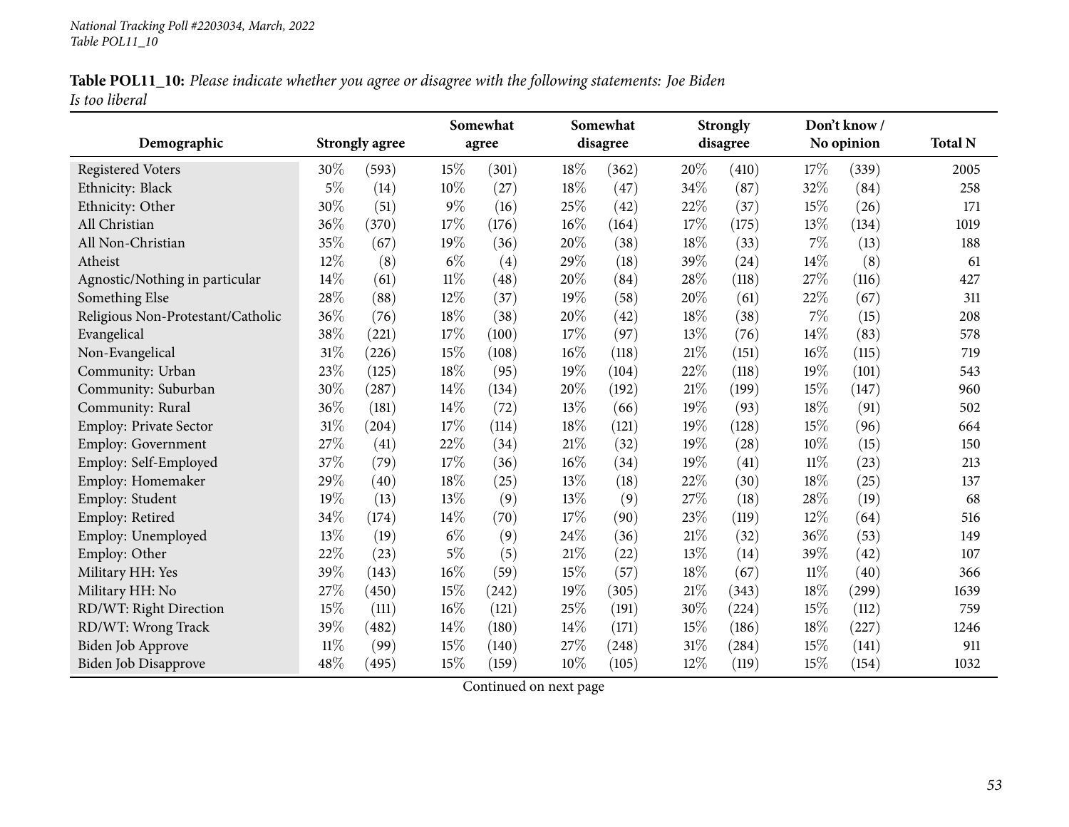**Table POL11_10:** *Please indicate whether you agree or disagree with the following statements: Joe Biden Is too liberal*

| Demographic | Strongly agree | | Somewhat agree | | Somewhat disagree | | Strongly disagree | | Don't know / No opinion | | Total N |
|---|---|---|---|---|---|---|---|---|---|---|---|
| Registered Voters | 30% | (593) | 15% | (301) | 18% | (362) | 20% | (410) | 17% | (339) | 2005 |
| Ethnicity: Black | 5% | (14) | 10% | (27) | 18% | (47) | 34% | (87) | 32% | (84) | 258 |
| Ethnicity: Other | 30% | (51) | 9% | (16) | 25% | (42) | 22% | (37) | 15% | (26) | 171 |
| All Christian | 36% | (370) | 17% | (176) | 16% | (164) | 17% | (175) | 13% | (134) | 1019 |
| All Non-Christian | 35% | (67) | 19% | (36) | 20% | (38) | 18% | (33) | 7% | (13) | 188 |
| Atheist | 12% | (8) | 6% | (4) | 29% | (18) | 39% | (24) | 14% | (8) | 61 |
| Agnostic/Nothing in particular | 14% | (61) | 11% | (48) | 20% | (84) | 28% | (118) | 27% | (116) | 427 |
| Something Else | 28% | (88) | 12% | (37) | 19% | (58) | 20% | (61) | 22% | (67) | 311 |
| Religious Non-Protestant/Catholic | 36% | (76) | 18% | (38) | 20% | (42) | 18% | (38) | 7% | (15) | 208 |
| Evangelical | 38% | (221) | 17% | (100) | 17% | (97) | 13% | (76) | 14% | (83) | 578 |
| Non-Evangelical | 31% | (226) | 15% | (108) | 16% | (118) | 21% | (151) | 16% | (115) | 719 |
| Community: Urban | 23% | (125) | 18% | (95) | 19% | (104) | 22% | (118) | 19% | (101) | 543 |
| Community: Suburban | 30% | (287) | 14% | (134) | 20% | (192) | 21% | (199) | 15% | (147) | 960 |
| Community: Rural | 36% | (181) | 14% | (72) | 13% | (66) | 19% | (93) | 18% | (91) | 502 |
| Employ: Private Sector | 31% | (204) | 17% | (114) | 18% | (121) | 19% | (128) | 15% | (96) | 664 |
| Employ: Government | 27% | (41) | 22% | (34) | 21% | (32) | 19% | (28) | 10% | (15) | 150 |
| Employ: Self-Employed | 37% | (79) | 17% | (36) | 16% | (34) | 19% | (41) | 11% | (23) | 213 |
| Employ: Homemaker | 29% | (40) | 18% | (25) | 13% | (18) | 22% | (30) | 18% | (25) | 137 |
| Employ: Student | 19% | (13) | 13% | (9) | 13% | (9) | 27% | (18) | 28% | (19) | 68 |
| Employ: Retired | 34% | (174) | 14% | (70) | 17% | (90) | 23% | (119) | 12% | (64) | 516 |
| Employ: Unemployed | 13% | (19) | 6% | (9) | 24% | (36) | 21% | (32) | 36% | (53) | 149 |
| Employ: Other | 22% | (23) | 5% | (5) | 21% | (22) | 13% | (14) | 39% | (42) | 107 |
| Military HH: Yes | 39% | (143) | 16% | (59) | 15% | (57) | 18% | (67) | 11% | (40) | 366 |
| Military HH: No | 27% | (450) | 15% | (242) | 19% | (305) | 21% | (343) | 18% | (299) | 1639 |
| RD/WT: Right Direction | 15% | (111) | 16% | (121) | 25% | (191) | 30% | (224) | 15% | (112) | 759 |
| RD/WT: Wrong Track | 39% | (482) | 14% | (180) | 14% | (171) | 15% | (186) | 18% | (227) | 1246 |
| Biden Job Approve | 11% | (99) | 15% | (140) | 27% | (248) | 31% | (284) | 15% | (141) | 911 |
| Biden Job Disapprove | 48% | (495) | 15% | (159) | 10% | (105) | 12% | (119) | 15% | (154) | 1032 |

Continued on next page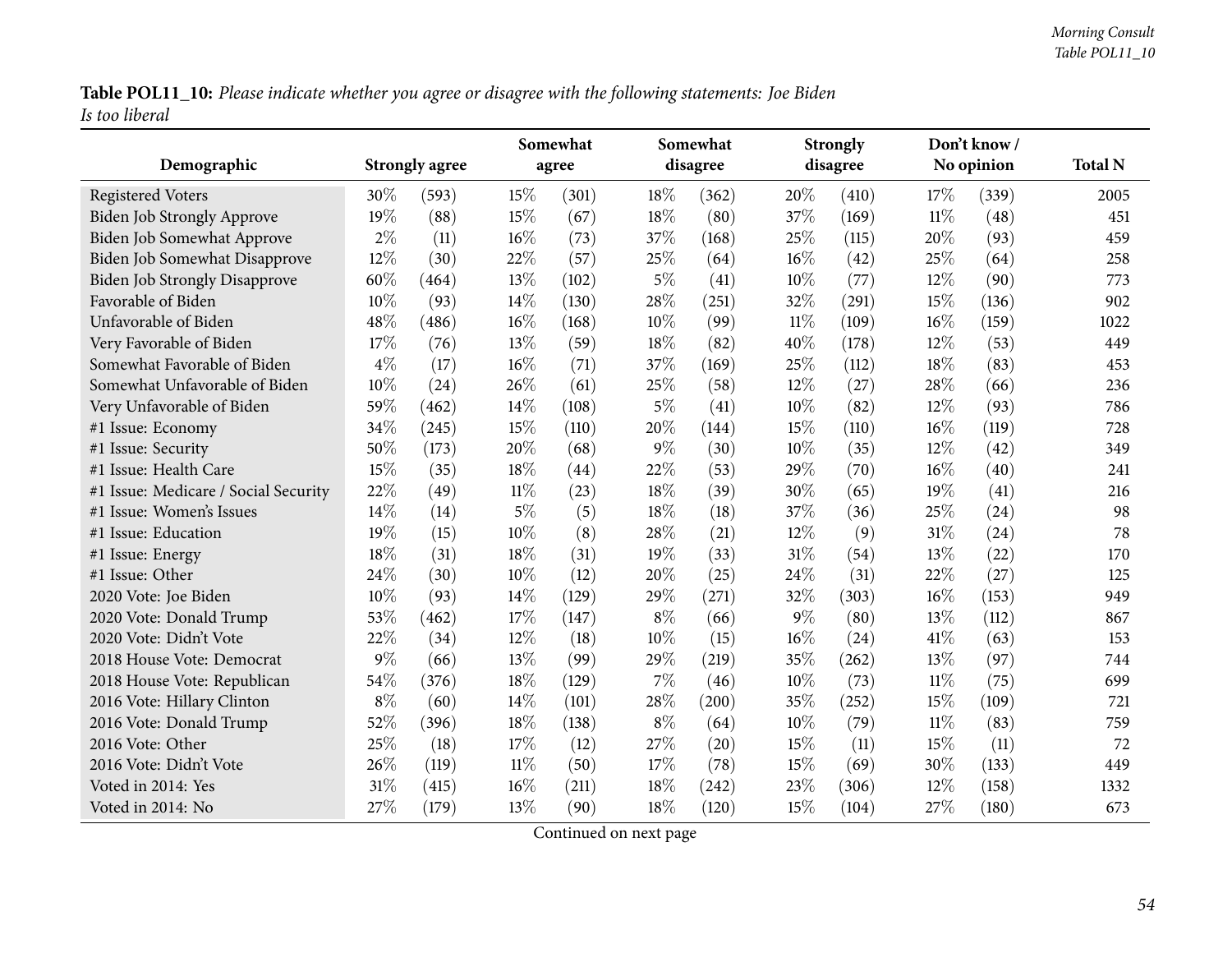**Table POL11_10:** *Please indicate whether you agree or disagree with the following statements: Joe Biden Is too liberal*

| Demographic | Strongly agree | | Somewhat agree | | Somewhat disagree | | Strongly disagree | | Don't know / No opinion | | Total N |
|---|---|---|---|---|---|---|---|---|---|---|---|
| Registered Voters | 30% | (593) | 15% | (301) | 18% | (362) | 20% | (410) | 17% | (339) | 2005 |
| Biden Job Strongly Approve | 19% | (88) | 15% | (67) | 18% | (80) | 37% | (169) | 11% | (48) | 451 |
| Biden Job Somewhat Approve | 2% | (11) | 16% | (73) | 37% | (168) | 25% | (115) | 20% | (93) | 459 |
| Biden Job Somewhat Disapprove | 12% | (30) | 22% | (57) | 25% | (64) | 16% | (42) | 25% | (64) | 258 |
| Biden Job Strongly Disapprove | 60% | (464) | 13% | (102) | 5% | (41) | 10% | (77) | 12% | (90) | 773 |
| Favorable of Biden | 10% | (93) | 14% | (130) | 28% | (251) | 32% | (291) | 15% | (136) | 902 |
| Unfavorable of Biden | 48% | (486) | 16% | (168) | 10% | (99) | 11% | (109) | 16% | (159) | 1022 |
| Very Favorable of Biden | 17% | (76) | 13% | (59) | 18% | (82) | 40% | (178) | 12% | (53) | 449 |
| Somewhat Favorable of Biden | 4% | (17) | 16% | (71) | 37% | (169) | 25% | (112) | 18% | (83) | 453 |
| Somewhat Unfavorable of Biden | 10% | (24) | 26% | (61) | 25% | (58) | 12% | (27) | 28% | (66) | 236 |
| Very Unfavorable of Biden | 59% | (462) | 14% | (108) | 5% | (41) | 10% | (82) | 12% | (93) | 786 |
| #1 Issue: Economy | 34% | (245) | 15% | (110) | 20% | (144) | 15% | (110) | 16% | (119) | 728 |
| #1 Issue: Security | 50% | (173) | 20% | (68) | 9% | (30) | 10% | (35) | 12% | (42) | 349 |
| #1 Issue: Health Care | 15% | (35) | 18% | (44) | 22% | (53) | 29% | (70) | 16% | (40) | 241 |
| #1 Issue: Medicare / Social Security | 22% | (49) | 11% | (23) | 18% | (39) | 30% | (65) | 19% | (41) | 216 |
| #1 Issue: Women's Issues | 14% | (14) | 5% | (5) | 18% | (18) | 37% | (36) | 25% | (24) | 98 |
| #1 Issue: Education | 19% | (15) | 10% | (8) | 28% | (21) | 12% | (9) | 31% | (24) | 78 |
| #1 Issue: Energy | 18% | (31) | 18% | (31) | 19% | (33) | 31% | (54) | 13% | (22) | 170 |
| #1 Issue: Other | 24% | (30) | 10% | (12) | 20% | (25) | 24% | (31) | 22% | (27) | 125 |
| 2020 Vote: Joe Biden | 10% | (93) | 14% | (129) | 29% | (271) | 32% | (303) | 16% | (153) | 949 |
| 2020 Vote: Donald Trump | 53% | (462) | 17% | (147) | 8% | (66) | 9% | (80) | 13% | (112) | 867 |
| 2020 Vote: Didn't Vote | 22% | (34) | 12% | (18) | 10% | (15) | 16% | (24) | 41% | (63) | 153 |
| 2018 House Vote: Democrat | 9% | (66) | 13% | (99) | 29% | (219) | 35% | (262) | 13% | (97) | 744 |
| 2018 House Vote: Republican | 54% | (376) | 18% | (129) | 7% | (46) | 10% | (73) | 11% | (75) | 699 |
| 2016 Vote: Hillary Clinton | 8% | (60) | 14% | (101) | 28% | (200) | 35% | (252) | 15% | (109) | 721 |
| 2016 Vote: Donald Trump | 52% | (396) | 18% | (138) | 8% | (64) | 10% | (79) | 11% | (83) | 759 |
| 2016 Vote: Other | 25% | (18) | 17% | (12) | 27% | (20) | 15% | (11) | 15% | (11) | 72 |
| 2016 Vote: Didn't Vote | 26% | (119) | 11% | (50) | 17% | (78) | 15% | (69) | 30% | (133) | 449 |
| Voted in 2014: Yes | 31% | (415) | 16% | (211) | 18% | (242) | 23% | (306) | 12% | (158) | 1332 |
| Voted in 2014: No | 27% | (179) | 13% | (90) | 18% | (120) | 15% | (104) | 27% | (180) | 673 |

Continued on next page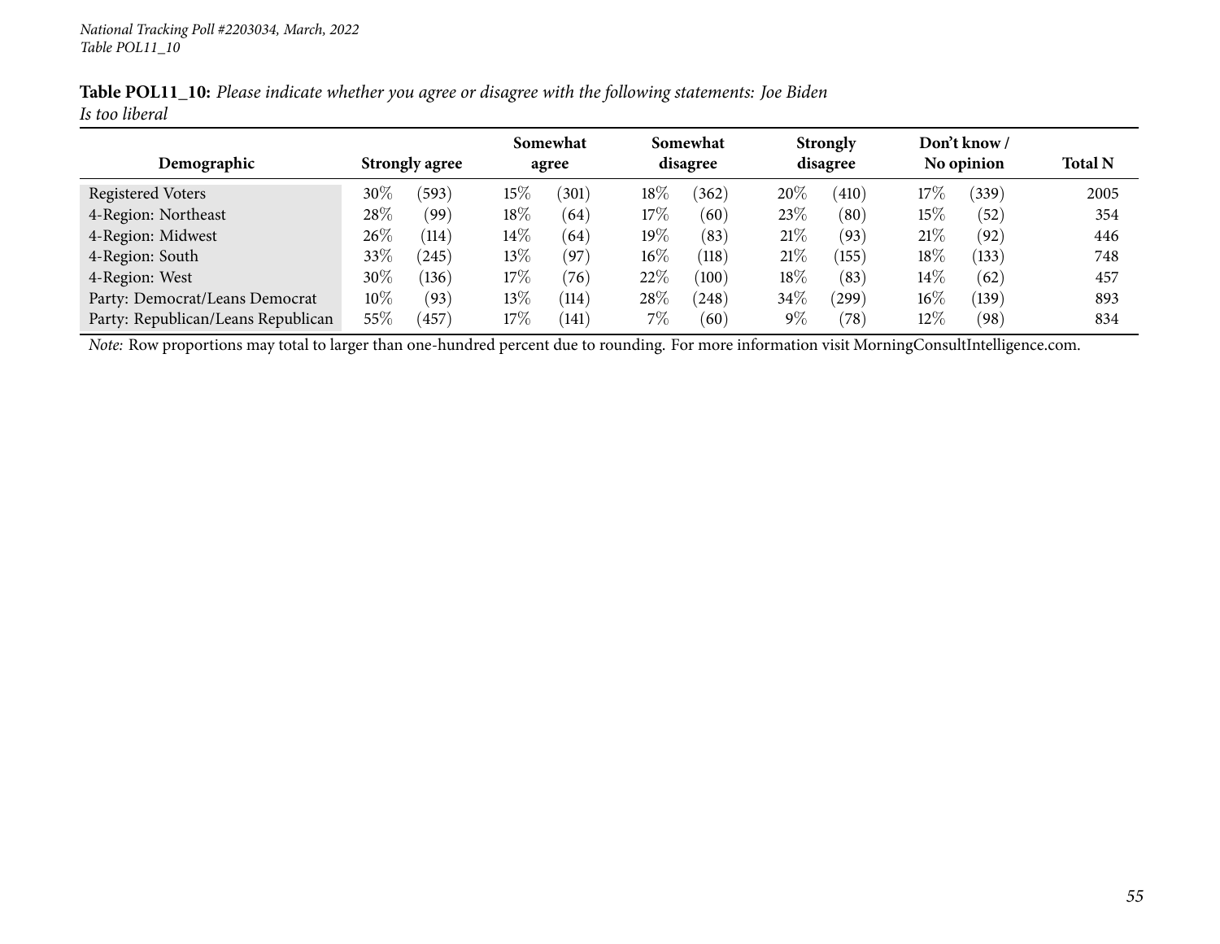**Table POL11_10:** *Please indicate whether you agree or disagree with the following statements: Joe Biden Is too liberal*

| Demographic | Strongly agree | | Somewhat agree | | Somewhat disagree | | Strongly disagree | | Don't know / No opinion | | Total N |
|---|---|---|---|---|---|---|---|---|---|---|---|
| Registered Voters | 30% | (593) | 15% | (301) | 18% | (362) | 20% | (410) | 17% | (339) | 2005 |
| 4-Region: Northeast | 28% | (99) | 18% | (64) | 17% | (60) | 23% | (80) | 15% | (52) | 354 |
| 4-Region: Midwest | 26% | (114) | 14% | (64) | 19% | (83) | 21% | (93) | 21% | (92) | 446 |
| 4-Region: South | 33% | (245) | 13% | (97) | 16% | (118) | 21% | (155) | 18% | (133) | 748 |
| 4-Region: West | 30% | (136) | 17% | (76) | 22% | (100) | 18% | (83) | 14% | (62) | 457 |
| Party: Democrat/Leans Democrat | 10% | (93) | 13% | (114) | 28% | (248) | 34% | (299) | 16% | (139) | 893 |
| Party: Republican/Leans Republican | 55% | (457) | 17% | (141) | 7% | (60) | 9% | (78) | 12% | (98) | 834 |

*Note:* Row proportions may total to larger than one-hundred percent due to rounding. For more information visit MorningConsultIntelligence.com.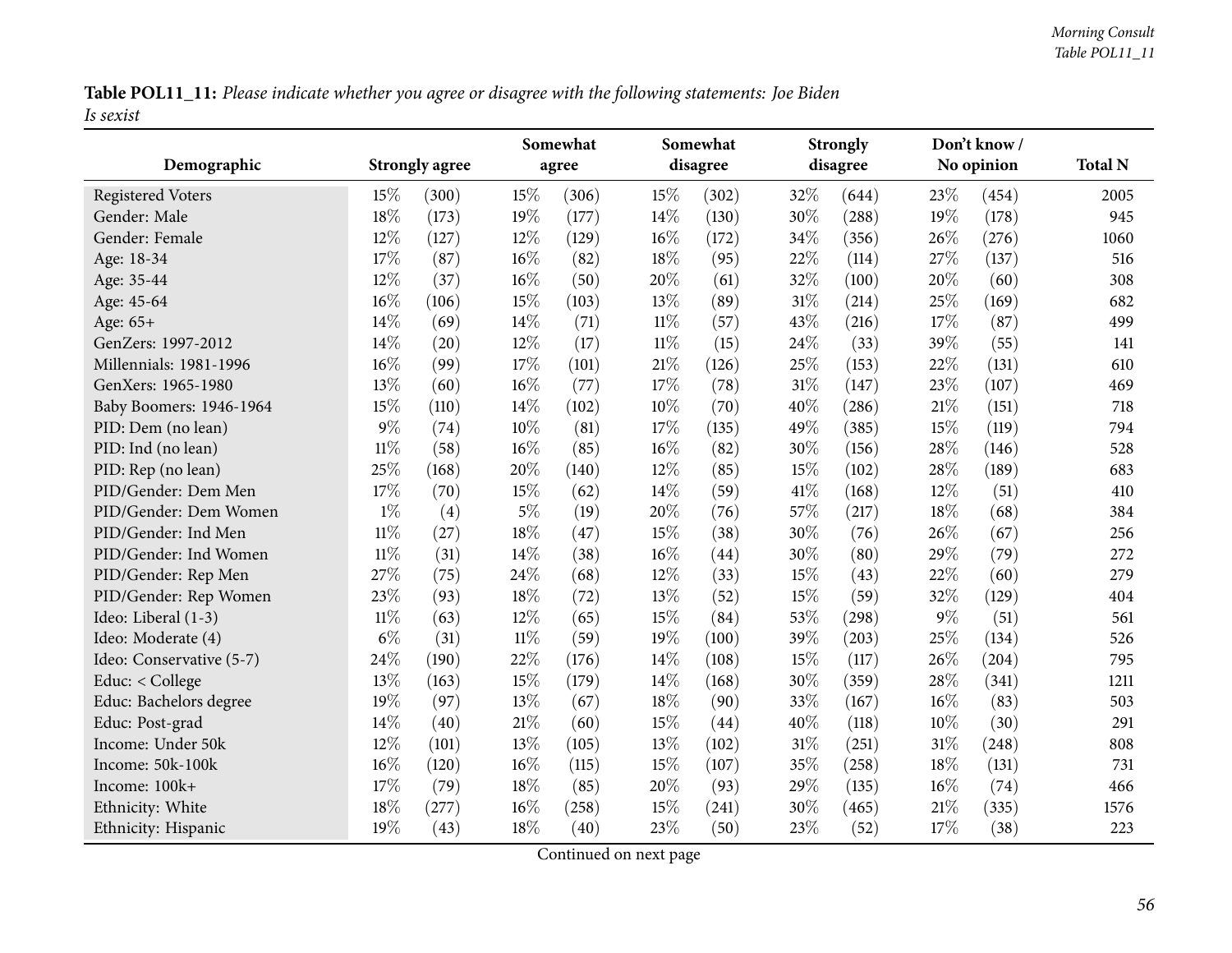**Table POL11_11:** *Please indicate whether you agree or disagree with the following statements: Joe Biden Is sexist*

| Demographic | Strongly agree | | Somewhat agree | | Somewhat disagree | | Strongly disagree | | Don't know / No opinion | | Total N |
|---|---|---|---|---|---|---|---|---|---|---|---|
| Registered Voters | 15% | (300) | 15% | (306) | 15% | (302) | 32% | (644) | 23% | (454) | 2005 |
| Gender: Male | 18% | (173) | 19% | (177) | 14% | (130) | 30% | (288) | 19% | (178) | 945 |
| Gender: Female | 12% | (127) | 12% | (129) | 16% | (172) | 34% | (356) | 26% | (276) | 1060 |
| Age: 18-34 | 17% | (87) | 16% | (82) | 18% | (95) | 22% | (114) | 27% | (137) | 516 |
| Age: 35-44 | 12% | (37) | 16% | (50) | 20% | (61) | 32% | (100) | 20% | (60) | 308 |
| Age: 45-64 | 16% | (106) | 15% | (103) | 13% | (89) | 31% | (214) | 25% | (169) | 682 |
| Age: 65+ | 14% | (69) | 14% | (71) | 11% | (57) | 43% | (216) | 17% | (87) | 499 |
| GenZers: 1997-2012 | 14% | (20) | 12% | (17) | 11% | (15) | 24% | (33) | 39% | (55) | 141 |
| Millennials: 1981-1996 | 16% | (99) | 17% | (101) | 21% | (126) | 25% | (153) | 22% | (131) | 610 |
| GenXers: 1965-1980 | 13% | (60) | 16% | (77) | 17% | (78) | 31% | (147) | 23% | (107) | 469 |
| Baby Boomers: 1946-1964 | 15% | (110) | 14% | (102) | 10% | (70) | 40% | (286) | 21% | (151) | 718 |
| PID: Dem (no lean) | 9% | (74) | 10% | (81) | 17% | (135) | 49% | (385) | 15% | (119) | 794 |
| PID: Ind (no lean) | 11% | (58) | 16% | (85) | 16% | (82) | 30% | (156) | 28% | (146) | 528 |
| PID: Rep (no lean) | 25% | (168) | 20% | (140) | 12% | (85) | 15% | (102) | 28% | (189) | 683 |
| PID/Gender: Dem Men | 17% | (70) | 15% | (62) | 14% | (59) | 41% | (168) | 12% | (51) | 410 |
| PID/Gender: Dem Women | 1% | (4) | 5% | (19) | 20% | (76) | 57% | (217) | 18% | (68) | 384 |
| PID/Gender: Ind Men | 11% | (27) | 18% | (47) | 15% | (38) | 30% | (76) | 26% | (67) | 256 |
| PID/Gender: Ind Women | 11% | (31) | 14% | (38) | 16% | (44) | 30% | (80) | 29% | (79) | 272 |
| PID/Gender: Rep Men | 27% | (75) | 24% | (68) | 12% | (33) | 15% | (43) | 22% | (60) | 279 |
| PID/Gender: Rep Women | 23% | (93) | 18% | (72) | 13% | (52) | 15% | (59) | 32% | (129) | 404 |
| Ideo: Liberal (1-3) | 11% | (63) | 12% | (65) | 15% | (84) | 53% | (298) | 9% | (51) | 561 |
| Ideo: Moderate (4) | 6% | (31) | 11% | (59) | 19% | (100) | 39% | (203) | 25% | (134) | 526 |
| Ideo: Conservative (5-7) | 24% | (190) | 22% | (176) | 14% | (108) | 15% | (117) | 26% | (204) | 795 |
| Educ: < College | 13% | (163) | 15% | (179) | 14% | (168) | 30% | (359) | 28% | (341) | 1211 |
| Educ: Bachelors degree | 19% | (97) | 13% | (67) | 18% | (90) | 33% | (167) | 16% | (83) | 503 |
| Educ: Post-grad | 14% | (40) | 21% | (60) | 15% | (44) | 40% | (118) | 10% | (30) | 291 |
| Income: Under 50k | 12% | (101) | 13% | (105) | 13% | (102) | 31% | (251) | 31% | (248) | 808 |
| Income: 50k-100k | 16% | (120) | 16% | (115) | 15% | (107) | 35% | (258) | 18% | (131) | 731 |
| Income: 100k+ | 17% | (79) | 18% | (85) | 20% | (93) | 29% | (135) | 16% | (74) | 466 |
| Ethnicity: White | 18% | (277) | 16% | (258) | 15% | (241) | 30% | (465) | 21% | (335) | 1576 |
| Ethnicity: Hispanic | 19% | (43) | 18% | (40) | 23% | (50) | 23% | (52) | 17% | (38) | 223 |

Continued on next page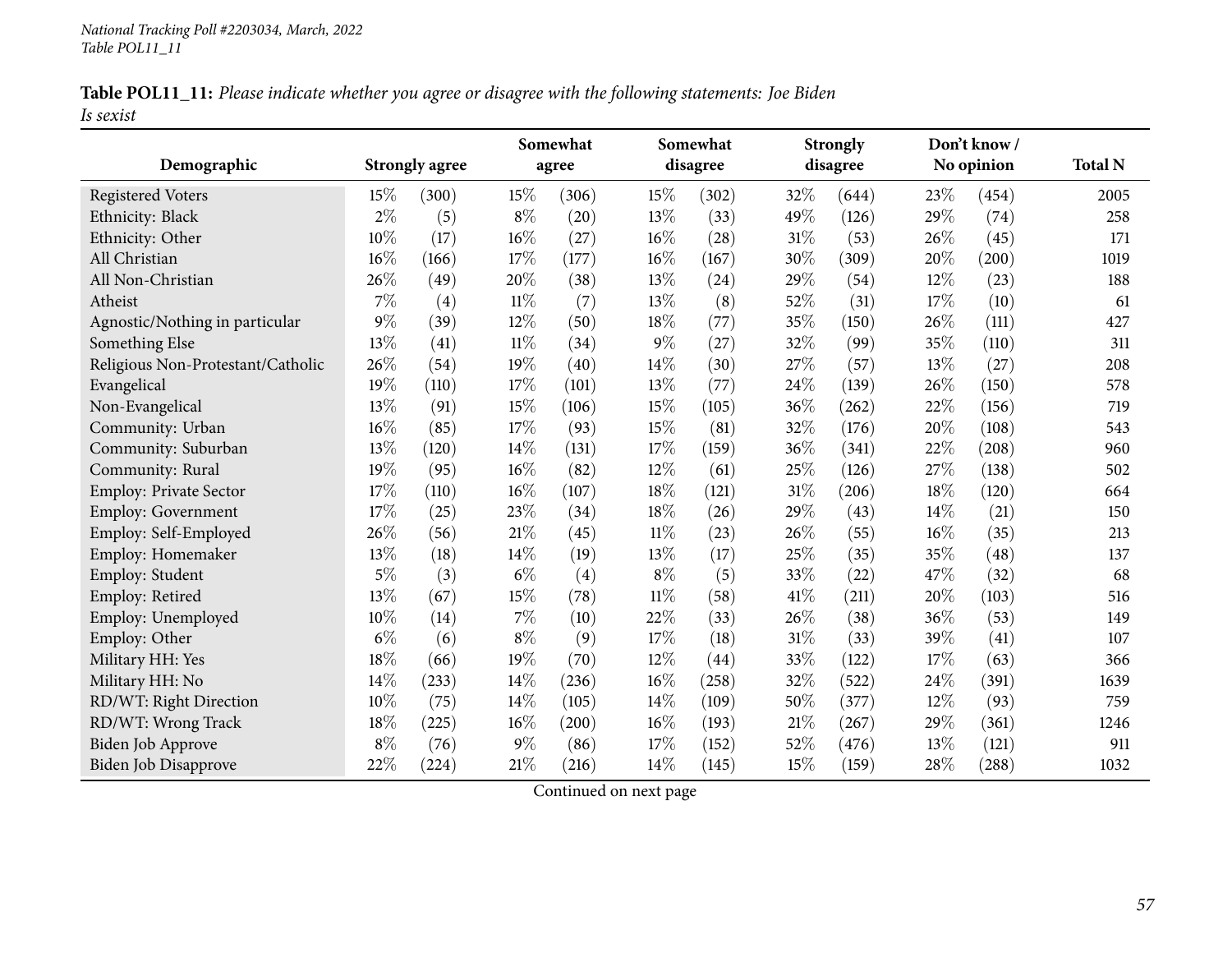**Table POL11_11:** *Please indicate whether you agree or disagree with the following statements: Joe Biden Is sexist*

| Demographic | Strongly agree | | Somewhat agree | | Somewhat disagree | | Strongly disagree | | Don't know / No opinion | | Total N |
|---|---|---|---|---|---|---|---|---|---|---|---|
| Registered Voters | 15% | (300) | 15% | (306) | 15% | (302) | 32% | (644) | 23% | (454) | 2005 |
| Ethnicity: Black | 2% | (5) | 8% | (20) | 13% | (33) | 49% | (126) | 29% | (74) | 258 |
| Ethnicity: Other | 10% | (17) | 16% | (27) | 16% | (28) | 31% | (53) | 26% | (45) | 171 |
| All Christian | 16% | (166) | 17% | (177) | 16% | (167) | 30% | (309) | 20% | (200) | 1019 |
| All Non-Christian | 26% | (49) | 20% | (38) | 13% | (24) | 29% | (54) | 12% | (23) | 188 |
| Atheist | 7% | (4) | 11% | (7) | 13% | (8) | 52% | (31) | 17% | (10) | 61 |
| Agnostic/Nothing in particular | 9% | (39) | 12% | (50) | 18% | (77) | 35% | (150) | 26% | (111) | 427 |
| Something Else | 13% | (41) | 11% | (34) | 9% | (27) | 32% | (99) | 35% | (110) | 311 |
| Religious Non-Protestant/Catholic | 26% | (54) | 19% | (40) | 14% | (30) | 27% | (57) | 13% | (27) | 208 |
| Evangelical | 19% | (110) | 17% | (101) | 13% | (77) | 24% | (139) | 26% | (150) | 578 |
| Non-Evangelical | 13% | (91) | 15% | (106) | 15% | (105) | 36% | (262) | 22% | (156) | 719 |
| Community: Urban | 16% | (85) | 17% | (93) | 15% | (81) | 32% | (176) | 20% | (108) | 543 |
| Community: Suburban | 13% | (120) | 14% | (131) | 17% | (159) | 36% | (341) | 22% | (208) | 960 |
| Community: Rural | 19% | (95) | 16% | (82) | 12% | (61) | 25% | (126) | 27% | (138) | 502 |
| Employ: Private Sector | 17% | (110) | 16% | (107) | 18% | (121) | 31% | (206) | 18% | (120) | 664 |
| Employ: Government | 17% | (25) | 23% | (34) | 18% | (26) | 29% | (43) | 14% | (21) | 150 |
| Employ: Self-Employed | 26% | (56) | 21% | (45) | 11% | (23) | 26% | (55) | 16% | (35) | 213 |
| Employ: Homemaker | 13% | (18) | 14% | (19) | 13% | (17) | 25% | (35) | 35% | (48) | 137 |
| Employ: Student | 5% | (3) | 6% | (4) | 8% | (5) | 33% | (22) | 47% | (32) | 68 |
| Employ: Retired | 13% | (67) | 15% | (78) | 11% | (58) | 41% | (211) | 20% | (103) | 516 |
| Employ: Unemployed | 10% | (14) | 7% | (10) | 22% | (33) | 26% | (38) | 36% | (53) | 149 |
| Employ: Other | 6% | (6) | 8% | (9) | 17% | (18) | 31% | (33) | 39% | (41) | 107 |
| Military HH: Yes | 18% | (66) | 19% | (70) | 12% | (44) | 33% | (122) | 17% | (63) | 366 |
| Military HH: No | 14% | (233) | 14% | (236) | 16% | (258) | 32% | (522) | 24% | (391) | 1639 |
| RD/WT: Right Direction | 10% | (75) | 14% | (105) | 14% | (109) | 50% | (377) | 12% | (93) | 759 |
| RD/WT: Wrong Track | 18% | (225) | 16% | (200) | 16% | (193) | 21% | (267) | 29% | (361) | 1246 |
| Biden Job Approve | 8% | (76) | 9% | (86) | 17% | (152) | 52% | (476) | 13% | (121) | 911 |
| Biden Job Disapprove | 22% | (224) | 21% | (216) | 14% | (145) | 15% | (159) | 28% | (288) | 1032 |

Continued on next page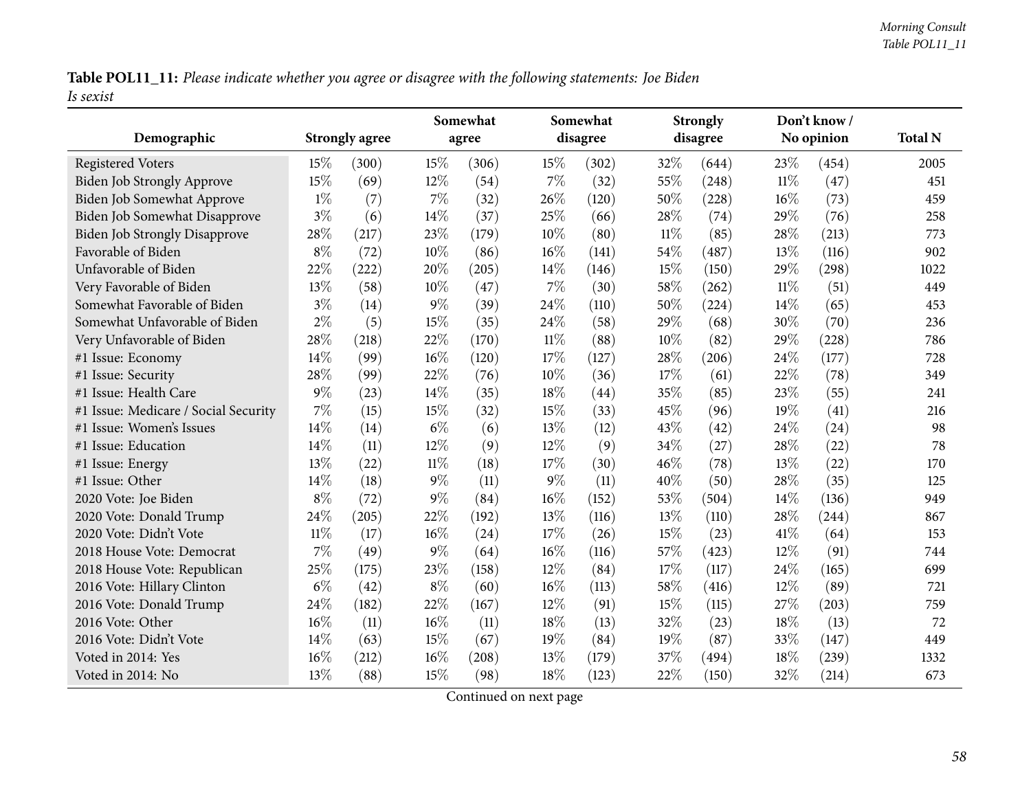**Table POL11_11:** *Please indicate whether you agree or disagree with the following statements: Joe Biden Is sexist*

| Demographic | Strongly agree | | Somewhat agree | | Somewhat disagree | | Strongly disagree | | Don't know / No opinion | | Total N |
|---|---|---|---|---|---|---|---|---|---|---|---|
| Registered Voters | 15% | (300) | 15% | (306) | 15% | (302) | 32% | (644) | 23% | (454) | 2005 |
| Biden Job Strongly Approve | 15% | (69) | 12% | (54) | 7% | (32) | 55% | (248) | 11% | (47) | 451 |
| Biden Job Somewhat Approve | 1% | (7) | 7% | (32) | 26% | (120) | 50% | (228) | 16% | (73) | 459 |
| Biden Job Somewhat Disapprove | 3% | (6) | 14% | (37) | 25% | (66) | 28% | (74) | 29% | (76) | 258 |
| Biden Job Strongly Disapprove | 28% | (217) | 23% | (179) | 10% | (80) | 11% | (85) | 28% | (213) | 773 |
| Favorable of Biden | 8% | (72) | 10% | (86) | 16% | (141) | 54% | (487) | 13% | (116) | 902 |
| Unfavorable of Biden | 22% | (222) | 20% | (205) | 14% | (146) | 15% | (150) | 29% | (298) | 1022 |
| Very Favorable of Biden | 13% | (58) | 10% | (47) | 7% | (30) | 58% | (262) | 11% | (51) | 449 |
| Somewhat Favorable of Biden | 3% | (14) | 9% | (39) | 24% | (110) | 50% | (224) | 14% | (65) | 453 |
| Somewhat Unfavorable of Biden | 2% | (5) | 15% | (35) | 24% | (58) | 29% | (68) | 30% | (70) | 236 |
| Very Unfavorable of Biden | 28% | (218) | 22% | (170) | 11% | (88) | 10% | (82) | 29% | (228) | 786 |
| #1 Issue: Economy | 14% | (99) | 16% | (120) | 17% | (127) | 28% | (206) | 24% | (177) | 728 |
| #1 Issue: Security | 28% | (99) | 22% | (76) | 10% | (36) | 17% | (61) | 22% | (78) | 349 |
| #1 Issue: Health Care | 9% | (23) | 14% | (35) | 18% | (44) | 35% | (85) | 23% | (55) | 241 |
| #1 Issue: Medicare / Social Security | 7% | (15) | 15% | (32) | 15% | (33) | 45% | (96) | 19% | (41) | 216 |
| #1 Issue: Women's Issues | 14% | (14) | 6% | (6) | 13% | (12) | 43% | (42) | 24% | (24) | 98 |
| #1 Issue: Education | 14% | (11) | 12% | (9) | 12% | (9) | 34% | (27) | 28% | (22) | 78 |
| #1 Issue: Energy | 13% | (22) | 11% | (18) | 17% | (30) | 46% | (78) | 13% | (22) | 170 |
| #1 Issue: Other | 14% | (18) | 9% | (11) | 9% | (11) | 40% | (50) | 28% | (35) | 125 |
| 2020 Vote: Joe Biden | 8% | (72) | 9% | (84) | 16% | (152) | 53% | (504) | 14% | (136) | 949 |
| 2020 Vote: Donald Trump | 24% | (205) | 22% | (192) | 13% | (116) | 13% | (110) | 28% | (244) | 867 |
| 2020 Vote: Didn't Vote | 11% | (17) | 16% | (24) | 17% | (26) | 15% | (23) | 41% | (64) | 153 |
| 2018 House Vote: Democrat | 7% | (49) | 9% | (64) | 16% | (116) | 57% | (423) | 12% | (91) | 744 |
| 2018 House Vote: Republican | 25% | (175) | 23% | (158) | 12% | (84) | 17% | (117) | 24% | (165) | 699 |
| 2016 Vote: Hillary Clinton | 6% | (42) | 8% | (60) | 16% | (113) | 58% | (416) | 12% | (89) | 721 |
| 2016 Vote: Donald Trump | 24% | (182) | 22% | (167) | 12% | (91) | 15% | (115) | 27% | (203) | 759 |
| 2016 Vote: Other | 16% | (11) | 16% | (11) | 18% | (13) | 32% | (23) | 18% | (13) | 72 |
| 2016 Vote: Didn't Vote | 14% | (63) | 15% | (67) | 19% | (84) | 19% | (87) | 33% | (147) | 449 |
| Voted in 2014: Yes | 16% | (212) | 16% | (208) | 13% | (179) | 37% | (494) | 18% | (239) | 1332 |
| Voted in 2014: No | 13% | (88) | 15% | (98) | 18% | (123) | 22% | (150) | 32% | (214) | 673 |

Continued on next page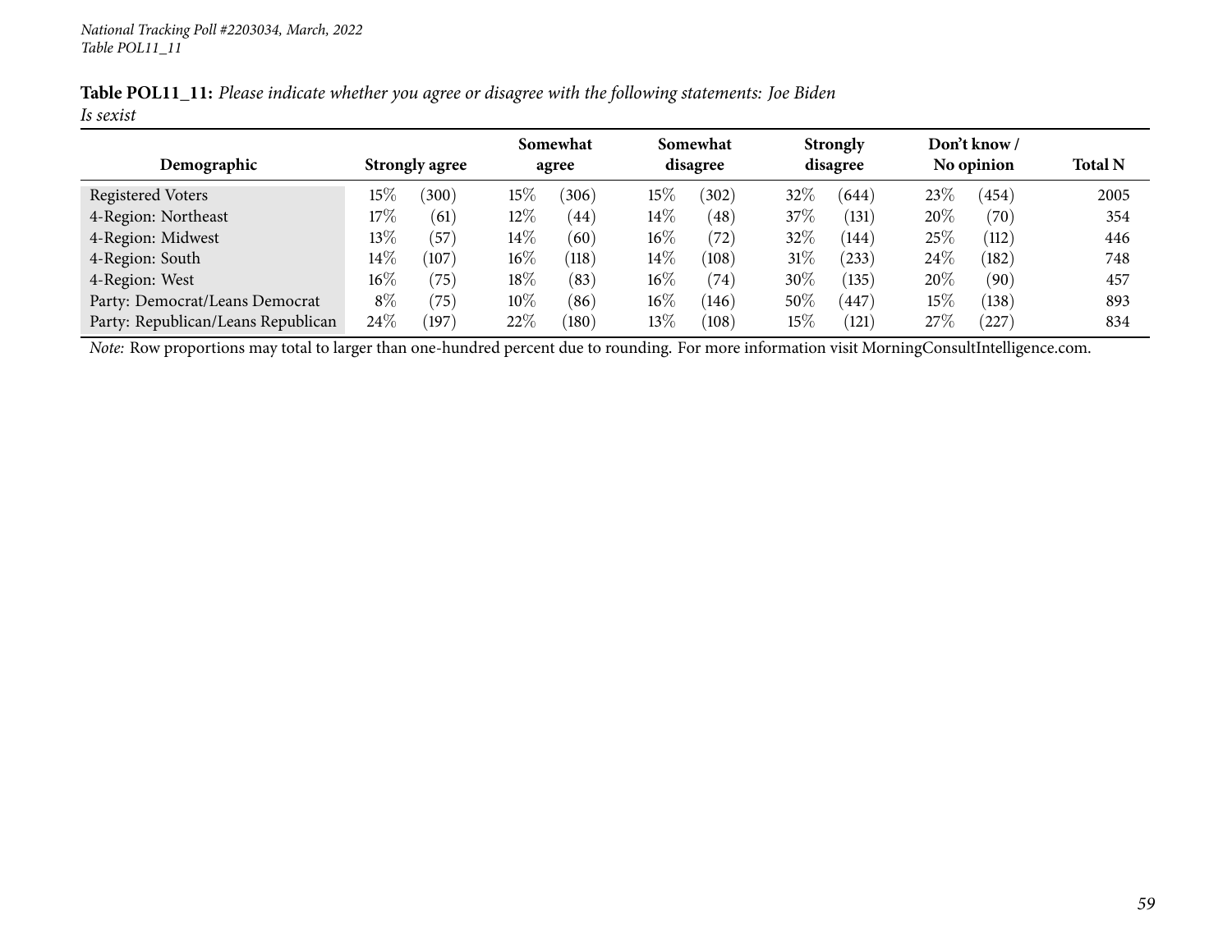**Table POL11_11:** *Please indicate whether you agree or disagree with the following statements: Joe Biden Is sexist*

| Demographic | Strongly agree | | Somewhat agree | | Somewhat disagree | | Strongly disagree | | Don't know / No opinion | | Total N |
|---|---|---|---|---|---|---|---|---|---|---|---|
| Registered Voters | 15% | (300) | 15% | (306) | 15% | (302) | 32% | (644) | 23% | (454) | 2005 |
| 4-Region: Northeast | 17% | (61) | 12% | (44) | 14% | (48) | 37% | (131) | 20% | (70) | 354 |
| 4-Region: Midwest | 13% | (57) | 14% | (60) | 16% | (72) | 32% | (144) | 25% | (112) | 446 |
| 4-Region: South | 14% | (107) | 16% | (118) | 14% | (108) | 31% | (233) | 24% | (182) | 748 |
| 4-Region: West | 16% | (75) | 18% | (83) | 16% | (74) | 30% | (135) | 20% | (90) | 457 |
| Party: Democrat/Leans Democrat | 8% | (75) | 10% | (86) | 16% | (146) | 50% | (447) | 15% | (138) | 893 |
| Party: Republican/Leans Republican | 24% | (197) | 22% | (180) | 13% | (108) | 15% | (121) | 27% | (227) | 834 |

*Note:* Row proportions may total to larger than one-hundred percent due to rounding. For more information visit MorningConsultIntelligence.com.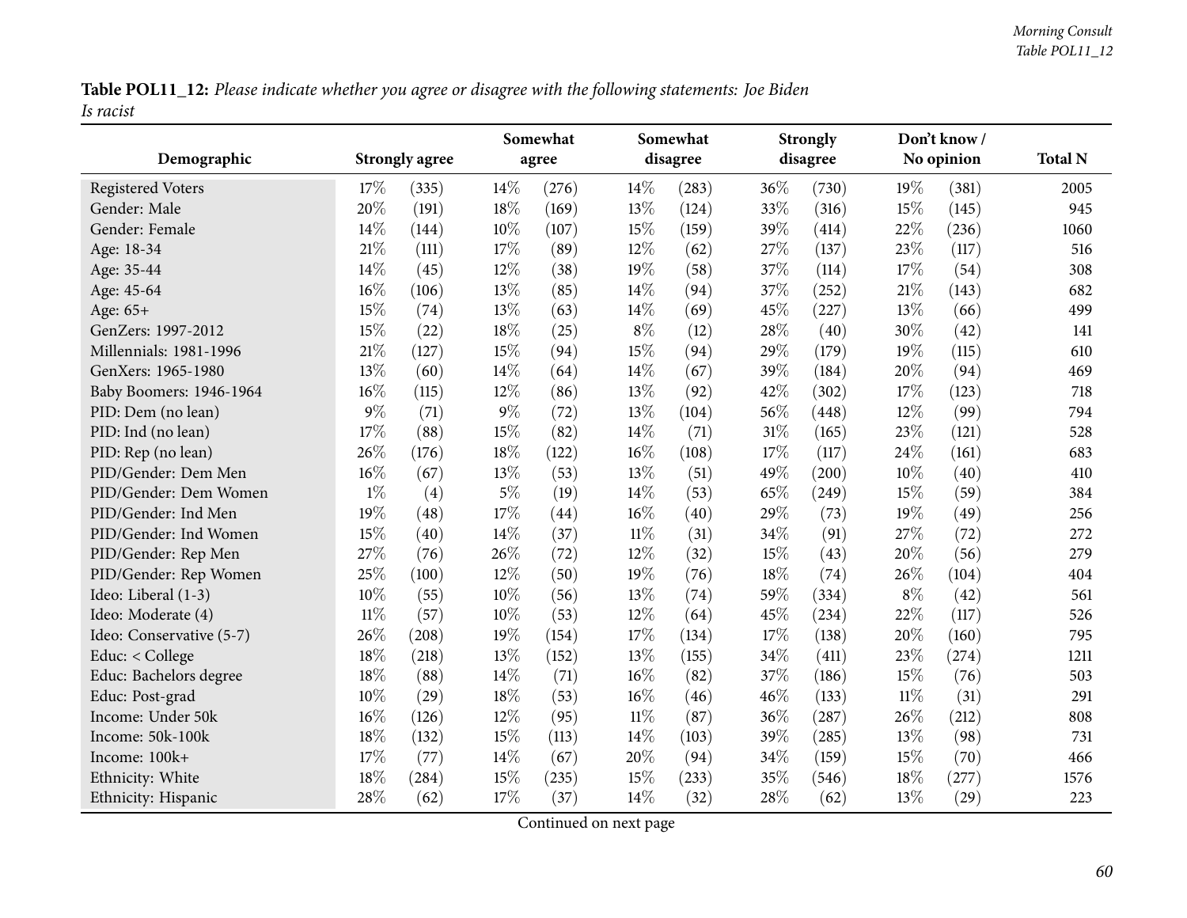**Table POL11_12:** *Please indicate whether you agree or disagree with the following statements: Joe Biden Is racist*

| Demographic | Strongly agree | | Somewhat agree | | Somewhat disagree | | Strongly disagree | | Don't know / No opinion | | Total N |
|---|---|---|---|---|---|---|---|---|---|---|---|
| Registered Voters | 17% | (335) | 14% | (276) | 14% | (283) | 36% | (730) | 19% | (381) | 2005 |
| Gender: Male | 20% | (191) | 18% | (169) | 13% | (124) | 33% | (316) | 15% | (145) | 945 |
| Gender: Female | 14% | (144) | 10% | (107) | 15% | (159) | 39% | (414) | 22% | (236) | 1060 |
| Age: 18-34 | 21% | (111) | 17% | (89) | 12% | (62) | 27% | (137) | 23% | (117) | 516 |
| Age: 35-44 | 14% | (45) | 12% | (38) | 19% | (58) | 37% | (114) | 17% | (54) | 308 |
| Age: 45-64 | 16% | (106) | 13% | (85) | 14% | (94) | 37% | (252) | 21% | (143) | 682 |
| Age: 65+ | 15% | (74) | 13% | (63) | 14% | (69) | 45% | (227) | 13% | (66) | 499 |
| GenZers: 1997-2012 | 15% | (22) | 18% | (25) | 8% | (12) | 28% | (40) | 30% | (42) | 141 |
| Millennials: 1981-1996 | 21% | (127) | 15% | (94) | 15% | (94) | 29% | (179) | 19% | (115) | 610 |
| GenXers: 1965-1980 | 13% | (60) | 14% | (64) | 14% | (67) | 39% | (184) | 20% | (94) | 469 |
| Baby Boomers: 1946-1964 | 16% | (115) | 12% | (86) | 13% | (92) | 42% | (302) | 17% | (123) | 718 |
| PID: Dem (no lean) | 9% | (71) | 9% | (72) | 13% | (104) | 56% | (448) | 12% | (99) | 794 |
| PID: Ind (no lean) | 17% | (88) | 15% | (82) | 14% | (71) | 31% | (165) | 23% | (121) | 528 |
| PID: Rep (no lean) | 26% | (176) | 18% | (122) | 16% | (108) | 17% | (117) | 24% | (161) | 683 |
| PID/Gender: Dem Men | 16% | (67) | 13% | (53) | 13% | (51) | 49% | (200) | 10% | (40) | 410 |
| PID/Gender: Dem Women | 1% | (4) | 5% | (19) | 14% | (53) | 65% | (249) | 15% | (59) | 384 |
| PID/Gender: Ind Men | 19% | (48) | 17% | (44) | 16% | (40) | 29% | (73) | 19% | (49) | 256 |
| PID/Gender: Ind Women | 15% | (40) | 14% | (37) | 11% | (31) | 34% | (91) | 27% | (72) | 272 |
| PID/Gender: Rep Men | 27% | (76) | 26% | (72) | 12% | (32) | 15% | (43) | 20% | (56) | 279 |
| PID/Gender: Rep Women | 25% | (100) | 12% | (50) | 19% | (76) | 18% | (74) | 26% | (104) | 404 |
| Ideo: Liberal (1-3) | 10% | (55) | 10% | (56) | 13% | (74) | 59% | (334) | 8% | (42) | 561 |
| Ideo: Moderate (4) | 11% | (57) | 10% | (53) | 12% | (64) | 45% | (234) | 22% | (117) | 526 |
| Ideo: Conservative (5-7) | 26% | (208) | 19% | (154) | 17% | (134) | 17% | (138) | 20% | (160) | 795 |
| Educ: < College | 18% | (218) | 13% | (152) | 13% | (155) | 34% | (411) | 23% | (274) | 1211 |
| Educ: Bachelors degree | 18% | (88) | 14% | (71) | 16% | (82) | 37% | (186) | 15% | (76) | 503 |
| Educ: Post-grad | 10% | (29) | 18% | (53) | 16% | (46) | 46% | (133) | 11% | (31) | 291 |
| Income: Under 50k | 16% | (126) | 12% | (95) | 11% | (87) | 36% | (287) | 26% | (212) | 808 |
| Income: 50k-100k | 18% | (132) | 15% | (113) | 14% | (103) | 39% | (285) | 13% | (98) | 731 |
| Income: 100k+ | 17% | (77) | 14% | (67) | 20% | (94) | 34% | (159) | 15% | (70) | 466 |
| Ethnicity: White | 18% | (284) | 15% | (235) | 15% | (233) | 35% | (546) | 18% | (277) | 1576 |
| Ethnicity: Hispanic | 28% | (62) | 17% | (37) | 14% | (32) | 28% | (62) | 13% | (29) | 223 |

Continued on next page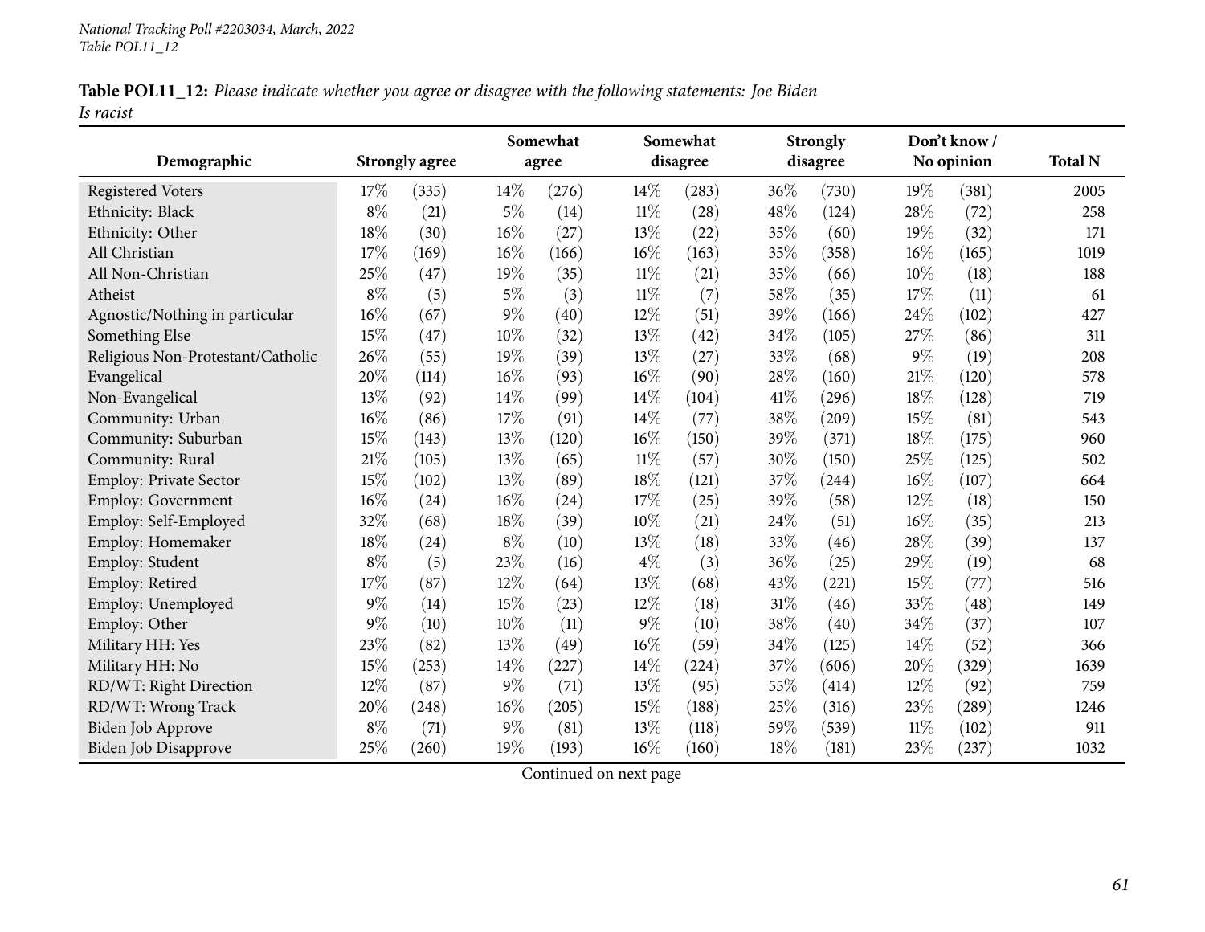National Tracking Poll #2203034, March, 2022
Table POL11_12

**Table POL11_12:** *Please indicate whether you agree or disagree with the following statements: Joe Biden Is racist*

| Demographic | Strongly agree | | Somewhat agree | | Somewhat disagree | | Strongly disagree | | Don't know / No opinion | | Total N |
|---|---|---|---|---|---|---|---|---|---|---|---|
| Registered Voters | 17% | (335) | 14% | (276) | 14% | (283) | 36% | (730) | 19% | (381) | 2005 |
| Ethnicity: Black | 8% | (21) | 5% | (14) | 11% | (28) | 48% | (124) | 28% | (72) | 258 |
| Ethnicity: Other | 18% | (30) | 16% | (27) | 13% | (22) | 35% | (60) | 19% | (32) | 171 |
| All Christian | 17% | (169) | 16% | (166) | 16% | (163) | 35% | (358) | 16% | (165) | 1019 |
| All Non-Christian | 25% | (47) | 19% | (35) | 11% | (21) | 35% | (66) | 10% | (18) | 188 |
| Atheist | 8% | (5) | 5% | (3) | 11% | (7) | 58% | (35) | 17% | (11) | 61 |
| Agnostic/Nothing in particular | 16% | (67) | 9% | (40) | 12% | (51) | 39% | (166) | 24% | (102) | 427 |
| Something Else | 15% | (47) | 10% | (32) | 13% | (42) | 34% | (105) | 27% | (86) | 311 |
| Religious Non-Protestant/Catholic | 26% | (55) | 19% | (39) | 13% | (27) | 33% | (68) | 9% | (19) | 208 |
| Evangelical | 20% | (114) | 16% | (93) | 16% | (90) | 28% | (160) | 21% | (120) | 578 |
| Non-Evangelical | 13% | (92) | 14% | (99) | 14% | (104) | 41% | (296) | 18% | (128) | 719 |
| Community: Urban | 16% | (86) | 17% | (91) | 14% | (77) | 38% | (209) | 15% | (81) | 543 |
| Community: Suburban | 15% | (143) | 13% | (120) | 16% | (150) | 39% | (371) | 18% | (175) | 960 |
| Community: Rural | 21% | (105) | 13% | (65) | 11% | (57) | 30% | (150) | 25% | (125) | 502 |
| Employ: Private Sector | 15% | (102) | 13% | (89) | 18% | (121) | 37% | (244) | 16% | (107) | 664 |
| Employ: Government | 16% | (24) | 16% | (24) | 17% | (25) | 39% | (58) | 12% | (18) | 150 |
| Employ: Self-Employed | 32% | (68) | 18% | (39) | 10% | (21) | 24% | (51) | 16% | (35) | 213 |
| Employ: Homemaker | 18% | (24) | 8% | (10) | 13% | (18) | 33% | (46) | 28% | (39) | 137 |
| Employ: Student | 8% | (5) | 23% | (16) | 4% | (3) | 36% | (25) | 29% | (19) | 68 |
| Employ: Retired | 17% | (87) | 12% | (64) | 13% | (68) | 43% | (221) | 15% | (77) | 516 |
| Employ: Unemployed | 9% | (14) | 15% | (23) | 12% | (18) | 31% | (46) | 33% | (48) | 149 |
| Employ: Other | 9% | (10) | 10% | (11) | 9% | (10) | 38% | (40) | 34% | (37) | 107 |
| Military HH: Yes | 23% | (82) | 13% | (49) | 16% | (59) | 34% | (125) | 14% | (52) | 366 |
| Military HH: No | 15% | (253) | 14% | (227) | 14% | (224) | 37% | (606) | 20% | (329) | 1639 |
| RD/WT: Right Direction | 12% | (87) | 9% | (71) | 13% | (95) | 55% | (414) | 12% | (92) | 759 |
| RD/WT: Wrong Track | 20% | (248) | 16% | (205) | 15% | (188) | 25% | (316) | 23% | (289) | 1246 |
| Biden Job Approve | 8% | (71) | 9% | (81) | 13% | (118) | 59% | (539) | 11% | (102) | 911 |
| Biden Job Disapprove | 25% | (260) | 19% | (193) | 16% | (160) | 18% | (181) | 23% | (237) | 1032 |

Continued on next page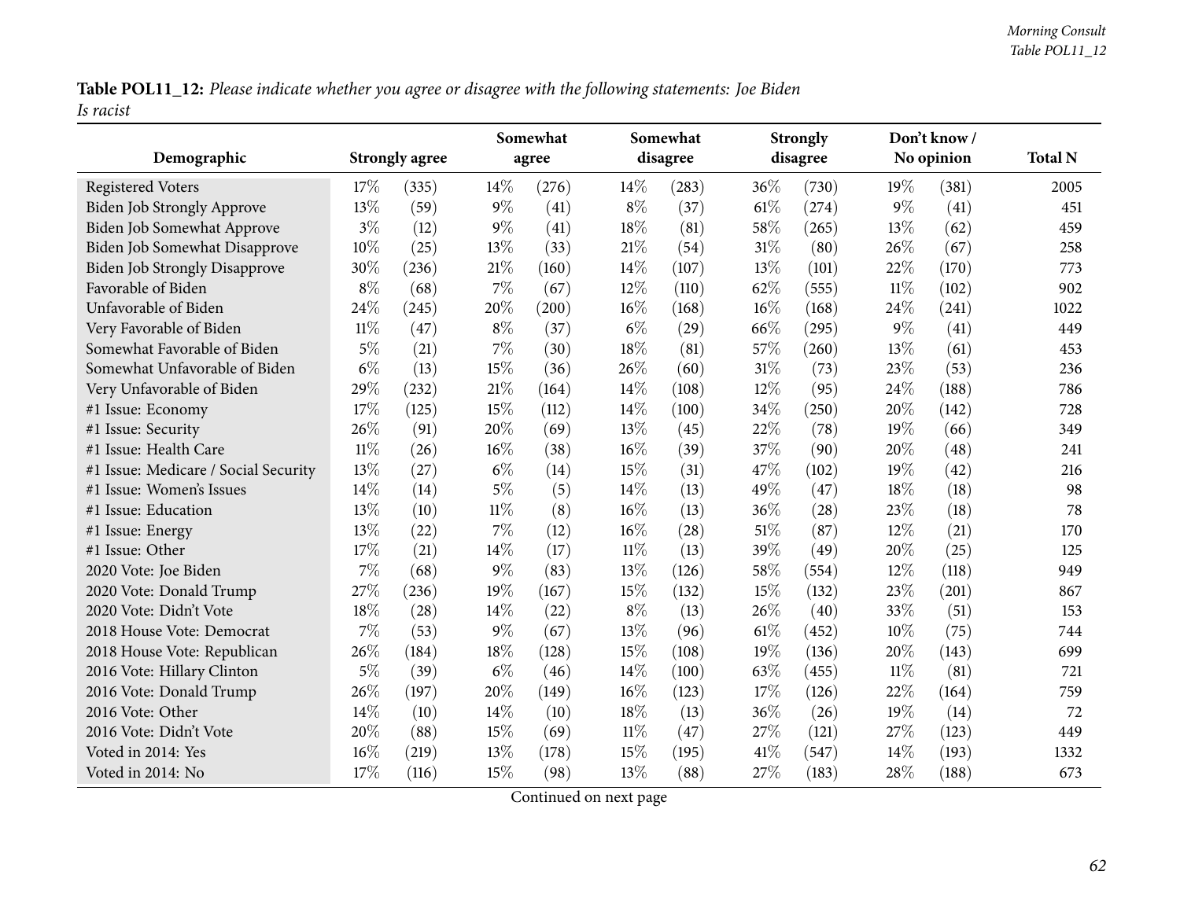**Table POL11_12:** *Please indicate whether you agree or disagree with the following statements: Joe Biden Is racist*

| Demographic | Strongly agree | | Somewhat agree | | Somewhat disagree | | Strongly disagree | | Don't know / No opinion | | Total N |
|---|---|---|---|---|---|---|---|---|---|---|---|
| Registered Voters | 17% | (335) | 14% | (276) | 14% | (283) | 36% | (730) | 19% | (381) | 2005 |
| Biden Job Strongly Approve | 13% | (59) | 9% | (41) | 8% | (37) | 61% | (274) | 9% | (41) | 451 |
| Biden Job Somewhat Approve | 3% | (12) | 9% | (41) | 18% | (81) | 58% | (265) | 13% | (62) | 459 |
| Biden Job Somewhat Disapprove | 10% | (25) | 13% | (33) | 21% | (54) | 31% | (80) | 26% | (67) | 258 |
| Biden Job Strongly Disapprove | 30% | (236) | 21% | (160) | 14% | (107) | 13% | (101) | 22% | (170) | 773 |
| Favorable of Biden | 8% | (68) | 7% | (67) | 12% | (110) | 62% | (555) | 11% | (102) | 902 |
| Unfavorable of Biden | 24% | (245) | 20% | (200) | 16% | (168) | 16% | (168) | 24% | (241) | 1022 |
| Very Favorable of Biden | 11% | (47) | 8% | (37) | 6% | (29) | 66% | (295) | 9% | (41) | 449 |
| Somewhat Favorable of Biden | 5% | (21) | 7% | (30) | 18% | (81) | 57% | (260) | 13% | (61) | 453 |
| Somewhat Unfavorable of Biden | 6% | (13) | 15% | (36) | 26% | (60) | 31% | (73) | 23% | (53) | 236 |
| Very Unfavorable of Biden | 29% | (232) | 21% | (164) | 14% | (108) | 12% | (95) | 24% | (188) | 786 |
| #1 Issue: Economy | 17% | (125) | 15% | (112) | 14% | (100) | 34% | (250) | 20% | (142) | 728 |
| #1 Issue: Security | 26% | (91) | 20% | (69) | 13% | (45) | 22% | (78) | 19% | (66) | 349 |
| #1 Issue: Health Care | 11% | (26) | 16% | (38) | 16% | (39) | 37% | (90) | 20% | (48) | 241 |
| #1 Issue: Medicare / Social Security | 13% | (27) | 6% | (14) | 15% | (31) | 47% | (102) | 19% | (42) | 216 |
| #1 Issue: Women's Issues | 14% | (14) | 5% | (5) | 14% | (13) | 49% | (47) | 18% | (18) | 98 |
| #1 Issue: Education | 13% | (10) | 11% | (8) | 16% | (13) | 36% | (28) | 23% | (18) | 78 |
| #1 Issue: Energy | 13% | (22) | 7% | (12) | 16% | (28) | 51% | (87) | 12% | (21) | 170 |
| #1 Issue: Other | 17% | (21) | 14% | (17) | 11% | (13) | 39% | (49) | 20% | (25) | 125 |
| 2020 Vote: Joe Biden | 7% | (68) | 9% | (83) | 13% | (126) | 58% | (554) | 12% | (118) | 949 |
| 2020 Vote: Donald Trump | 27% | (236) | 19% | (167) | 15% | (132) | 15% | (132) | 23% | (201) | 867 |
| 2020 Vote: Didn't Vote | 18% | (28) | 14% | (22) | 8% | (13) | 26% | (40) | 33% | (51) | 153 |
| 2018 House Vote: Democrat | 7% | (53) | 9% | (67) | 13% | (96) | 61% | (452) | 10% | (75) | 744 |
| 2018 House Vote: Republican | 26% | (184) | 18% | (128) | 15% | (108) | 19% | (136) | 20% | (143) | 699 |
| 2016 Vote: Hillary Clinton | 5% | (39) | 6% | (46) | 14% | (100) | 63% | (455) | 11% | (81) | 721 |
| 2016 Vote: Donald Trump | 26% | (197) | 20% | (149) | 16% | (123) | 17% | (126) | 22% | (164) | 759 |
| 2016 Vote: Other | 14% | (10) | 14% | (10) | 18% | (13) | 36% | (26) | 19% | (14) | 72 |
| 2016 Vote: Didn't Vote | 20% | (88) | 15% | (69) | 11% | (47) | 27% | (121) | 27% | (123) | 449 |
| Voted in 2014: Yes | 16% | (219) | 13% | (178) | 15% | (195) | 41% | (547) | 14% | (193) | 1332 |
| Voted in 2014: No | 17% | (116) | 15% | (98) | 13% | (88) | 27% | (183) | 28% | (188) | 673 |

Continued on next page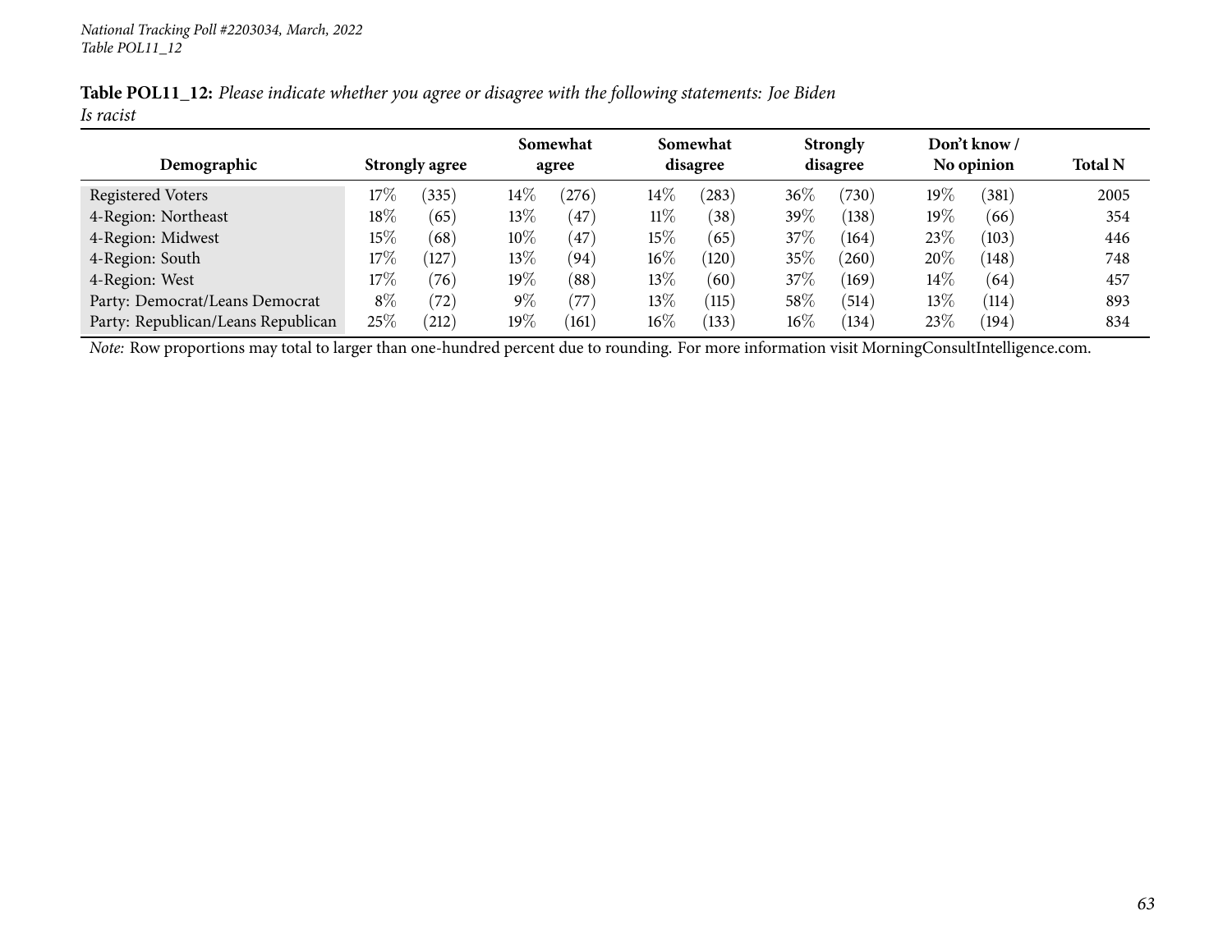**Table POL11_12:** *Please indicate whether you agree or disagree with the following statements: Joe Biden Is racist*

| Demographic | Strongly agree | | Somewhat agree | | Somewhat disagree | | Strongly disagree | | Don't know / No opinion | | Total N |
|---|---|---|---|---|---|---|---|---|---|---|---|
| Registered Voters | 17% | (335) | 14% | (276) | 14% | (283) | 36% | (730) | 19% | (381) | 2005 |
| 4-Region: Northeast | 18% | (65) | 13% | (47) | 11% | (38) | 39% | (138) | 19% | (66) | 354 |
| 4-Region: Midwest | 15% | (68) | 10% | (47) | 15% | (65) | 37% | (164) | 23% | (103) | 446 |
| 4-Region: South | 17% | (127) | 13% | (94) | 16% | (120) | 35% | (260) | 20% | (148) | 748 |
| 4-Region: West | 17% | (76) | 19% | (88) | 13% | (60) | 37% | (169) | 14% | (64) | 457 |
| Party: Democrat/Leans Democrat | 8% | (72) | 9% | (77) | 13% | (115) | 58% | (514) | 13% | (114) | 893 |
| Party: Republican/Leans Republican | 25% | (212) | 19% | (161) | 16% | (133) | 16% | (134) | 23% | (194) | 834 |

*Note:* Row proportions may total to larger than one-hundred percent due to rounding. For more information visit MorningConsultIntelligence.com.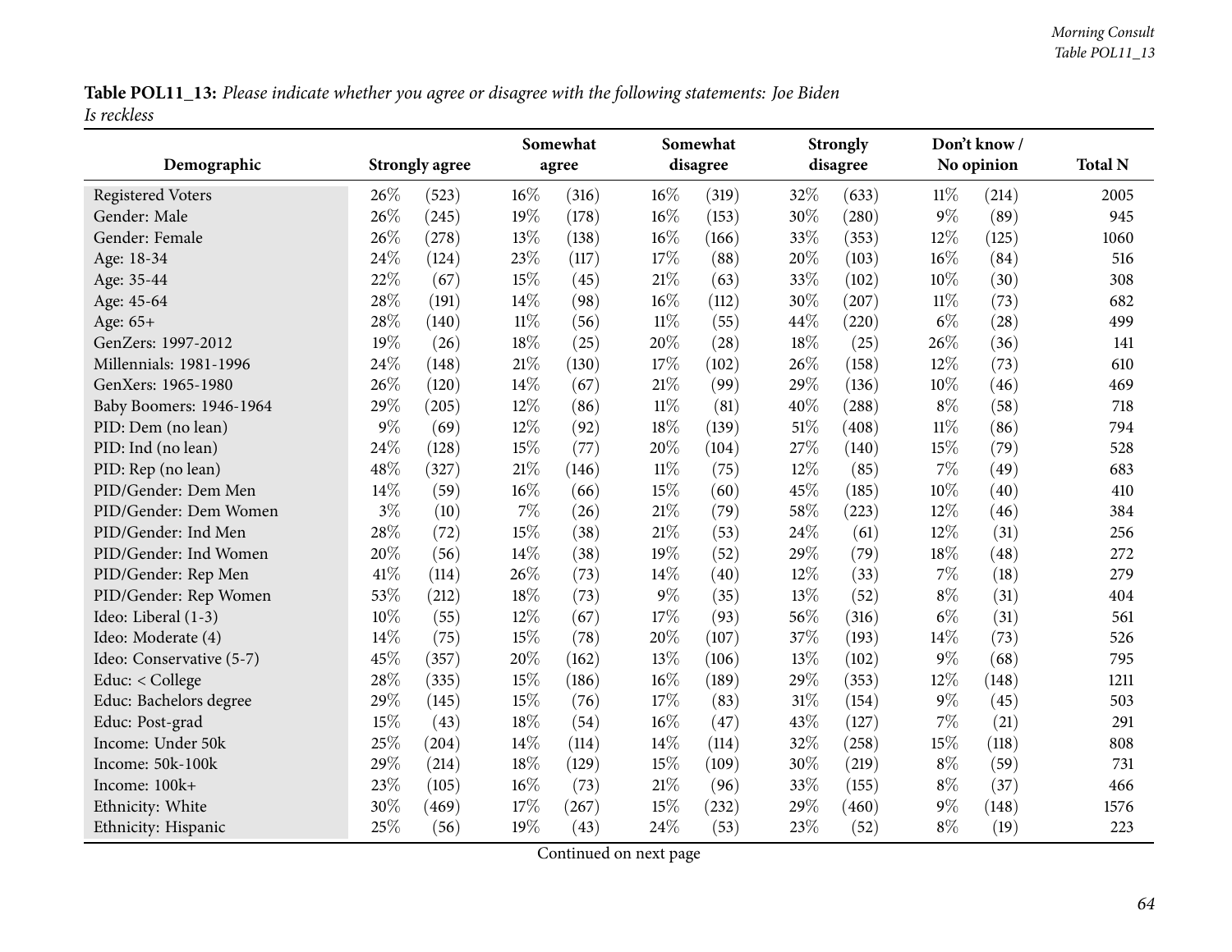**Table POL11_13:** *Please indicate whether you agree or disagree with the following statements: Joe Biden Is reckless*

| Demographic | Strongly agree | | Somewhat agree | | Somewhat disagree | | Strongly disagree | | Don't know / No opinion | | Total N |
|---|---|---|---|---|---|---|---|---|---|---|---|
| Registered Voters | 26% | (523) | 16% | (316) | 16% | (319) | 32% | (633) | 11% | (214) | 2005 |
| Gender: Male | 26% | (245) | 19% | (178) | 16% | (153) | 30% | (280) | 9% | (89) | 945 |
| Gender: Female | 26% | (278) | 13% | (138) | 16% | (166) | 33% | (353) | 12% | (125) | 1060 |
| Age: 18-34 | 24% | (124) | 23% | (117) | 17% | (88) | 20% | (103) | 16% | (84) | 516 |
| Age: 35-44 | 22% | (67) | 15% | (45) | 21% | (63) | 33% | (102) | 10% | (30) | 308 |
| Age: 45-64 | 28% | (191) | 14% | (98) | 16% | (112) | 30% | (207) | 11% | (73) | 682 |
| Age: 65+ | 28% | (140) | 11% | (56) | 11% | (55) | 44% | (220) | 6% | (28) | 499 |
| GenZers: 1997-2012 | 19% | (26) | 18% | (25) | 20% | (28) | 18% | (25) | 26% | (36) | 141 |
| Millennials: 1981-1996 | 24% | (148) | 21% | (130) | 17% | (102) | 26% | (158) | 12% | (73) | 610 |
| GenXers: 1965-1980 | 26% | (120) | 14% | (67) | 21% | (99) | 29% | (136) | 10% | (46) | 469 |
| Baby Boomers: 1946-1964 | 29% | (205) | 12% | (86) | 11% | (81) | 40% | (288) | 8% | (58) | 718 |
| PID: Dem (no lean) | 9% | (69) | 12% | (92) | 18% | (139) | 51% | (408) | 11% | (86) | 794 |
| PID: Ind (no lean) | 24% | (128) | 15% | (77) | 20% | (104) | 27% | (140) | 15% | (79) | 528 |
| PID: Rep (no lean) | 48% | (327) | 21% | (146) | 11% | (75) | 12% | (85) | 7% | (49) | 683 |
| PID/Gender: Dem Men | 14% | (59) | 16% | (66) | 15% | (60) | 45% | (185) | 10% | (40) | 410 |
| PID/Gender: Dem Women | 3% | (10) | 7% | (26) | 21% | (79) | 58% | (223) | 12% | (46) | 384 |
| PID/Gender: Ind Men | 28% | (72) | 15% | (38) | 21% | (53) | 24% | (61) | 12% | (31) | 256 |
| PID/Gender: Ind Women | 20% | (56) | 14% | (38) | 19% | (52) | 29% | (79) | 18% | (48) | 272 |
| PID/Gender: Rep Men | 41% | (114) | 26% | (73) | 14% | (40) | 12% | (33) | 7% | (18) | 279 |
| PID/Gender: Rep Women | 53% | (212) | 18% | (73) | 9% | (35) | 13% | (52) | 8% | (31) | 404 |
| Ideo: Liberal (1-3) | 10% | (55) | 12% | (67) | 17% | (93) | 56% | (316) | 6% | (31) | 561 |
| Ideo: Moderate (4) | 14% | (75) | 15% | (78) | 20% | (107) | 37% | (193) | 14% | (73) | 526 |
| Ideo: Conservative (5-7) | 45% | (357) | 20% | (162) | 13% | (106) | 13% | (102) | 9% | (68) | 795 |
| Educ: < College | 28% | (335) | 15% | (186) | 16% | (189) | 29% | (353) | 12% | (148) | 1211 |
| Educ: Bachelors degree | 29% | (145) | 15% | (76) | 17% | (83) | 31% | (154) | 9% | (45) | 503 |
| Educ: Post-grad | 15% | (43) | 18% | (54) | 16% | (47) | 43% | (127) | 7% | (21) | 291 |
| Income: Under 50k | 25% | (204) | 14% | (114) | 14% | (114) | 32% | (258) | 15% | (118) | 808 |
| Income: 50k-100k | 29% | (214) | 18% | (129) | 15% | (109) | 30% | (219) | 8% | (59) | 731 |
| Income: 100k+ | 23% | (105) | 16% | (73) | 21% | (96) | 33% | (155) | 8% | (37) | 466 |
| Ethnicity: White | 30% | (469) | 17% | (267) | 15% | (232) | 29% | (460) | 9% | (148) | 1576 |
| Ethnicity: Hispanic | 25% | (56) | 19% | (43) | 24% | (53) | 23% | (52) | 8% | (19) | 223 |

Continued on next page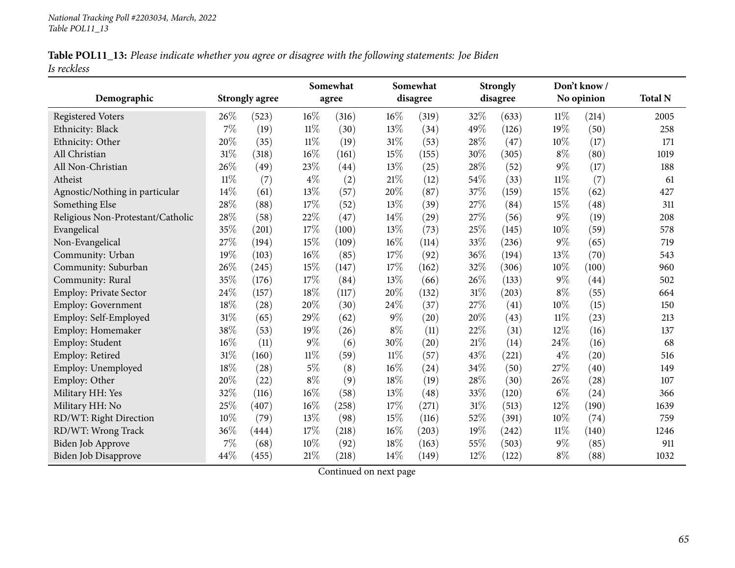**Table POL11_13:** *Please indicate whether you agree or disagree with the following statements: Joe Biden Is reckless*

| Demographic | Strongly agree | | Somewhat agree | | Somewhat disagree | | Strongly disagree | | Don't know / No opinion | | Total N |
|---|---|---|---|---|---|---|---|---|---|---|---|
| Registered Voters | 26% | (523) | 16% | (316) | 16% | (319) | 32% | (633) | 11% | (214) | 2005 |
| Ethnicity: Black | 7% | (19) | 11% | (30) | 13% | (34) | 49% | (126) | 19% | (50) | 258 |
| Ethnicity: Other | 20% | (35) | 11% | (19) | 31% | (53) | 28% | (47) | 10% | (17) | 171 |
| All Christian | 31% | (318) | 16% | (161) | 15% | (155) | 30% | (305) | 8% | (80) | 1019 |
| All Non-Christian | 26% | (49) | 23% | (44) | 13% | (25) | 28% | (52) | 9% | (17) | 188 |
| Atheist | 11% | (7) | 4% | (2) | 21% | (12) | 54% | (33) | 11% | (7) | 61 |
| Agnostic/Nothing in particular | 14% | (61) | 13% | (57) | 20% | (87) | 37% | (159) | 15% | (62) | 427 |
| Something Else | 28% | (88) | 17% | (52) | 13% | (39) | 27% | (84) | 15% | (48) | 311 |
| Religious Non-Protestant/Catholic | 28% | (58) | 22% | (47) | 14% | (29) | 27% | (56) | 9% | (19) | 208 |
| Evangelical | 35% | (201) | 17% | (100) | 13% | (73) | 25% | (145) | 10% | (59) | 578 |
| Non-Evangelical | 27% | (194) | 15% | (109) | 16% | (114) | 33% | (236) | 9% | (65) | 719 |
| Community: Urban | 19% | (103) | 16% | (85) | 17% | (92) | 36% | (194) | 13% | (70) | 543 |
| Community: Suburban | 26% | (245) | 15% | (147) | 17% | (162) | 32% | (306) | 10% | (100) | 960 |
| Community: Rural | 35% | (176) | 17% | (84) | 13% | (66) | 26% | (133) | 9% | (44) | 502 |
| Employ: Private Sector | 24% | (157) | 18% | (117) | 20% | (132) | 31% | (203) | 8% | (55) | 664 |
| Employ: Government | 18% | (28) | 20% | (30) | 24% | (37) | 27% | (41) | 10% | (15) | 150 |
| Employ: Self-Employed | 31% | (65) | 29% | (62) | 9% | (20) | 20% | (43) | 11% | (23) | 213 |
| Employ: Homemaker | 38% | (53) | 19% | (26) | 8% | (11) | 22% | (31) | 12% | (16) | 137 |
| Employ: Student | 16% | (11) | 9% | (6) | 30% | (20) | 21% | (14) | 24% | (16) | 68 |
| Employ: Retired | 31% | (160) | 11% | (59) | 11% | (57) | 43% | (221) | 4% | (20) | 516 |
| Employ: Unemployed | 18% | (28) | 5% | (8) | 16% | (24) | 34% | (50) | 27% | (40) | 149 |
| Employ: Other | 20% | (22) | 8% | (9) | 18% | (19) | 28% | (30) | 26% | (28) | 107 |
| Military HH: Yes | 32% | (116) | 16% | (58) | 13% | (48) | 33% | (120) | 6% | (24) | 366 |
| Military HH: No | 25% | (407) | 16% | (258) | 17% | (271) | 31% | (513) | 12% | (190) | 1639 |
| RD/WT: Right Direction | 10% | (79) | 13% | (98) | 15% | (116) | 52% | (391) | 10% | (74) | 759 |
| RD/WT: Wrong Track | 36% | (444) | 17% | (218) | 16% | (203) | 19% | (242) | 11% | (140) | 1246 |
| Biden Job Approve | 7% | (68) | 10% | (92) | 18% | (163) | 55% | (503) | 9% | (85) | 911 |
| Biden Job Disapprove | 44% | (455) | 21% | (218) | 14% | (149) | 12% | (122) | 8% | (88) | 1032 |

Continued on next page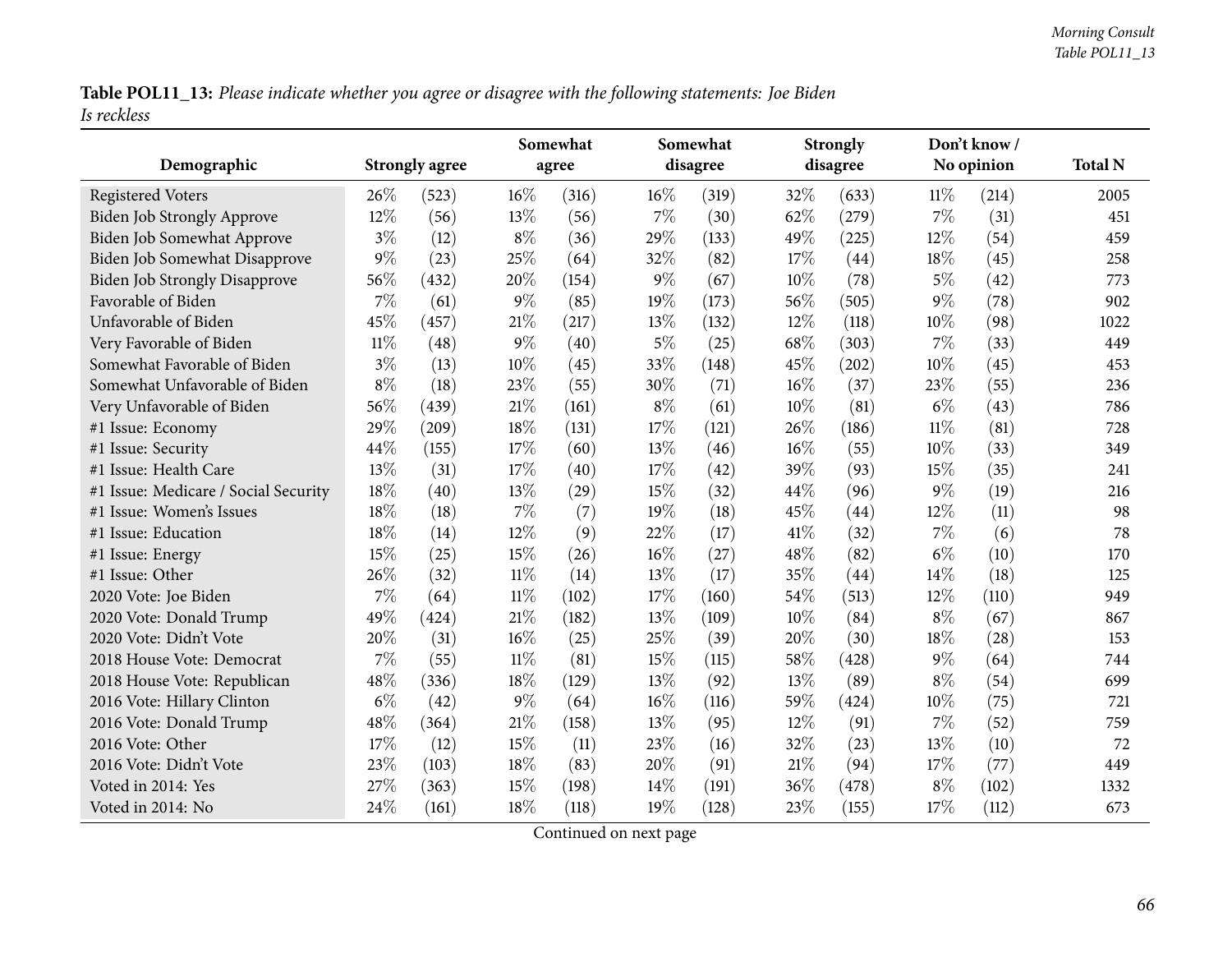**Table POL11_13:** *Please indicate whether you agree or disagree with the following statements: Joe Biden Is reckless*

| Demographic | Strongly agree | | Somewhat agree | | Somewhat disagree | | Strongly disagree | | Don't know / No opinion | | Total N |
|---|---|---|---|---|---|---|---|---|---|---|---|
| Registered Voters | 26% | (523) | 16% | (316) | 16% | (319) | 32% | (633) | 11% | (214) | 2005 |
| Biden Job Strongly Approve | 12% | (56) | 13% | (56) | 7% | (30) | 62% | (279) | 7% | (31) | 451 |
| Biden Job Somewhat Approve | 3% | (12) | 8% | (36) | 29% | (133) | 49% | (225) | 12% | (54) | 459 |
| Biden Job Somewhat Disapprove | 9% | (23) | 25% | (64) | 32% | (82) | 17% | (44) | 18% | (45) | 258 |
| Biden Job Strongly Disapprove | 56% | (432) | 20% | (154) | 9% | (67) | 10% | (78) | 5% | (42) | 773 |
| Favorable of Biden | 7% | (61) | 9% | (85) | 19% | (173) | 56% | (505) | 9% | (78) | 902 |
| Unfavorable of Biden | 45% | (457) | 21% | (217) | 13% | (132) | 12% | (118) | 10% | (98) | 1022 |
| Very Favorable of Biden | 11% | (48) | 9% | (40) | 5% | (25) | 68% | (303) | 7% | (33) | 449 |
| Somewhat Favorable of Biden | 3% | (13) | 10% | (45) | 33% | (148) | 45% | (202) | 10% | (45) | 453 |
| Somewhat Unfavorable of Biden | 8% | (18) | 23% | (55) | 30% | (71) | 16% | (37) | 23% | (55) | 236 |
| Very Unfavorable of Biden | 56% | (439) | 21% | (161) | 8% | (61) | 10% | (81) | 6% | (43) | 786 |
| #1 Issue: Economy | 29% | (209) | 18% | (131) | 17% | (121) | 26% | (186) | 11% | (81) | 728 |
| #1 Issue: Security | 44% | (155) | 17% | (60) | 13% | (46) | 16% | (55) | 10% | (33) | 349 |
| #1 Issue: Health Care | 13% | (31) | 17% | (40) | 17% | (42) | 39% | (93) | 15% | (35) | 241 |
| #1 Issue: Medicare / Social Security | 18% | (40) | 13% | (29) | 15% | (32) | 44% | (96) | 9% | (19) | 216 |
| #1 Issue: Women's Issues | 18% | (18) | 7% | (7) | 19% | (18) | 45% | (44) | 12% | (11) | 98 |
| #1 Issue: Education | 18% | (14) | 12% | (9) | 22% | (17) | 41% | (32) | 7% | (6) | 78 |
| #1 Issue: Energy | 15% | (25) | 15% | (26) | 16% | (27) | 48% | (82) | 6% | (10) | 170 |
| #1 Issue: Other | 26% | (32) | 11% | (14) | 13% | (17) | 35% | (44) | 14% | (18) | 125 |
| 2020 Vote: Joe Biden | 7% | (64) | 11% | (102) | 17% | (160) | 54% | (513) | 12% | (110) | 949 |
| 2020 Vote: Donald Trump | 49% | (424) | 21% | (182) | 13% | (109) | 10% | (84) | 8% | (67) | 867 |
| 2020 Vote: Didn't Vote | 20% | (31) | 16% | (25) | 25% | (39) | 20% | (30) | 18% | (28) | 153 |
| 2018 House Vote: Democrat | 7% | (55) | 11% | (81) | 15% | (115) | 58% | (428) | 9% | (64) | 744 |
| 2018 House Vote: Republican | 48% | (336) | 18% | (129) | 13% | (92) | 13% | (89) | 8% | (54) | 699 |
| 2016 Vote: Hillary Clinton | 6% | (42) | 9% | (64) | 16% | (116) | 59% | (424) | 10% | (75) | 721 |
| 2016 Vote: Donald Trump | 48% | (364) | 21% | (158) | 13% | (95) | 12% | (91) | 7% | (52) | 759 |
| 2016 Vote: Other | 17% | (12) | 15% | (11) | 23% | (16) | 32% | (23) | 13% | (10) | 72 |
| 2016 Vote: Didn't Vote | 23% | (103) | 18% | (83) | 20% | (91) | 21% | (94) | 17% | (77) | 449 |
| Voted in 2014: Yes | 27% | (363) | 15% | (198) | 14% | (191) | 36% | (478) | 8% | (102) | 1332 |
| Voted in 2014: No | 24% | (161) | 18% | (118) | 19% | (128) | 23% | (155) | 17% | (112) | 673 |

Continued on next page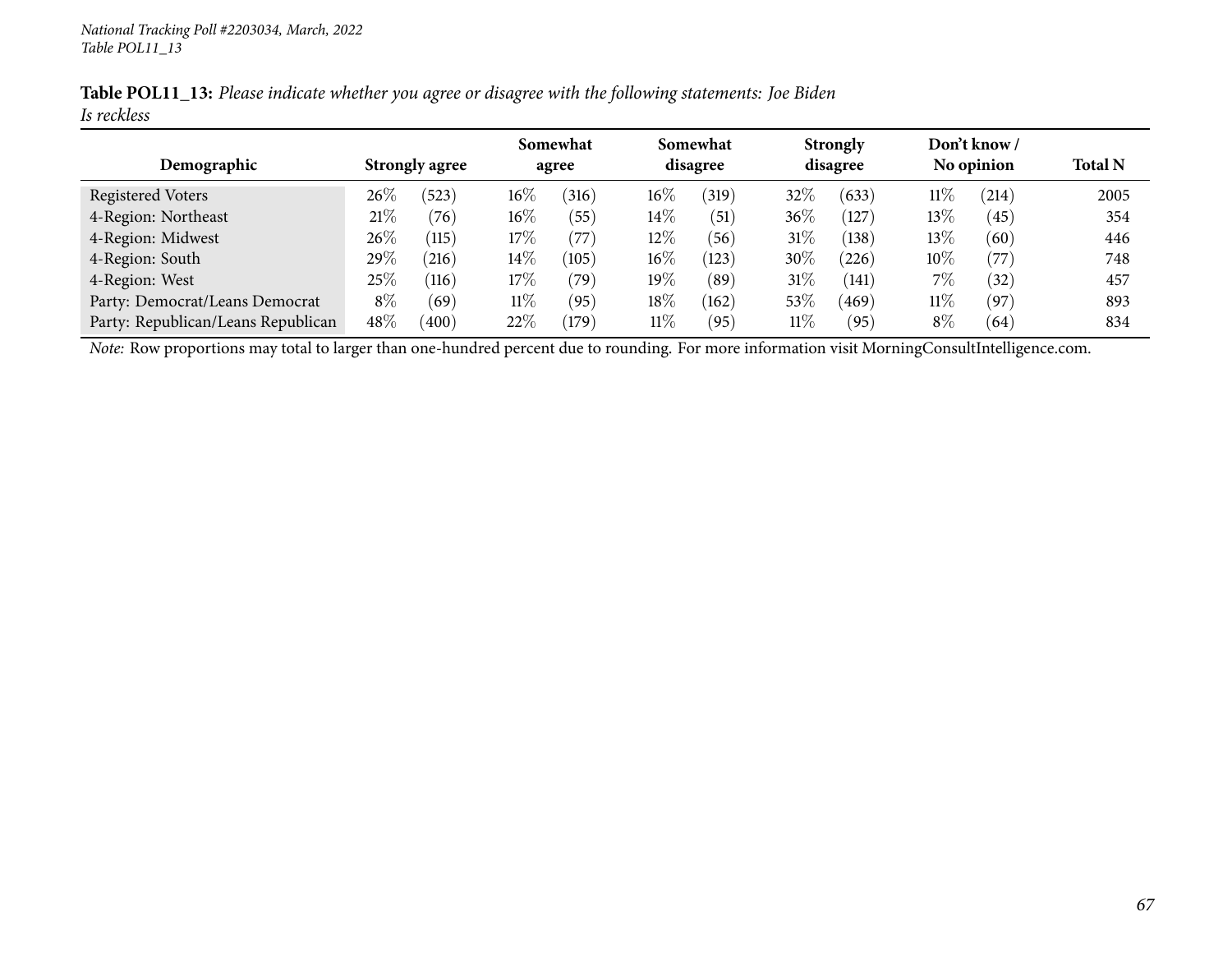**Table POL11_13:** *Please indicate whether you agree or disagree with the following statements: Joe Biden Is reckless*

| Demographic | Strongly agree | | Somewhat agree | | Somewhat disagree | | Strongly disagree | | Don't know / No opinion | | Total N |
|---|---|---|---|---|---|---|---|---|---|---|---|
| Registered Voters | 26% | (523) | 16% | (316) | 16% | (319) | 32% | (633) | 11% | (214) | 2005 |
| 4-Region: Northeast | 21% | (76) | 16% | (55) | 14% | (51) | 36% | (127) | 13% | (45) | 354 |
| 4-Region: Midwest | 26% | (115) | 17% | (77) | 12% | (56) | 31% | (138) | 13% | (60) | 446 |
| 4-Region: South | 29% | (216) | 14% | (105) | 16% | (123) | 30% | (226) | 10% | (77) | 748 |
| 4-Region: West | 25% | (116) | 17% | (79) | 19% | (89) | 31% | (141) | 7% | (32) | 457 |
| Party: Democrat/Leans Democrat | 8% | (69) | 11% | (95) | 18% | (162) | 53% | (469) | 11% | (97) | 893 |
| Party: Republican/Leans Republican | 48% | (400) | 22% | (179) | 11% | (95) | 11% | (95) | 8% | (64) | 834 |

*Note:* Row proportions may total to larger than one-hundred percent due to rounding. For more information visit MorningConsultIntelligence.com.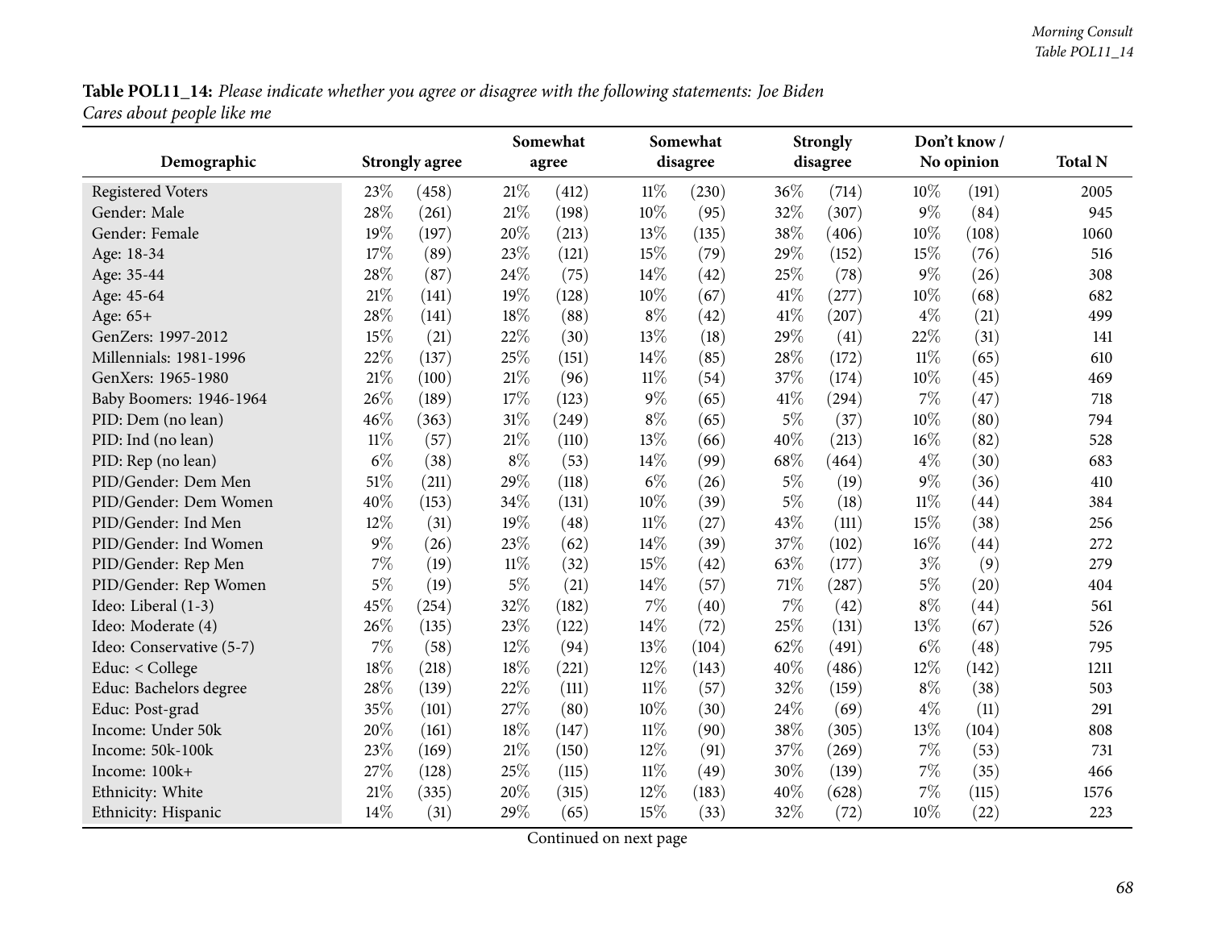**Table POL11_14:** *Please indicate whether you agree or disagree with the following statements: Joe Biden Cares about people like me*

| Demographic | Strongly agree | | Somewhat agree | | Somewhat disagree | | Strongly disagree | | Don't know / No opinion | | Total N |
|---|---|---|---|---|---|---|---|---|---|---|---|
| Registered Voters | 23% | (458) | 21% | (412) | 11% | (230) | 36% | (714) | 10% | (191) | 2005 |
| Gender: Male | 28% | (261) | 21% | (198) | 10% | (95) | 32% | (307) | 9% | (84) | 945 |
| Gender: Female | 19% | (197) | 20% | (213) | 13% | (135) | 38% | (406) | 10% | (108) | 1060 |
| Age: 18-34 | 17% | (89) | 23% | (121) | 15% | (79) | 29% | (152) | 15% | (76) | 516 |
| Age: 35-44 | 28% | (87) | 24% | (75) | 14% | (42) | 25% | (78) | 9% | (26) | 308 |
| Age: 45-64 | 21% | (141) | 19% | (128) | 10% | (67) | 41% | (277) | 10% | (68) | 682 |
| Age: 65+ | 28% | (141) | 18% | (88) | 8% | (42) | 41% | (207) | 4% | (21) | 499 |
| GenZers: 1997-2012 | 15% | (21) | 22% | (30) | 13% | (18) | 29% | (41) | 22% | (31) | 141 |
| Millennials: 1981-1996 | 22% | (137) | 25% | (151) | 14% | (85) | 28% | (172) | 11% | (65) | 610 |
| GenXers: 1965-1980 | 21% | (100) | 21% | (96) | 11% | (54) | 37% | (174) | 10% | (45) | 469 |
| Baby Boomers: 1946-1964 | 26% | (189) | 17% | (123) | 9% | (65) | 41% | (294) | 7% | (47) | 718 |
| PID: Dem (no lean) | 46% | (363) | 31% | (249) | 8% | (65) | 5% | (37) | 10% | (80) | 794 |
| PID: Ind (no lean) | 11% | (57) | 21% | (110) | 13% | (66) | 40% | (213) | 16% | (82) | 528 |
| PID: Rep (no lean) | 6% | (38) | 8% | (53) | 14% | (99) | 68% | (464) | 4% | (30) | 683 |
| PID/Gender: Dem Men | 51% | (211) | 29% | (118) | 6% | (26) | 5% | (19) | 9% | (36) | 410 |
| PID/Gender: Dem Women | 40% | (153) | 34% | (131) | 10% | (39) | 5% | (18) | 11% | (44) | 384 |
| PID/Gender: Ind Men | 12% | (31) | 19% | (48) | 11% | (27) | 43% | (111) | 15% | (38) | 256 |
| PID/Gender: Ind Women | 9% | (26) | 23% | (62) | 14% | (39) | 37% | (102) | 16% | (44) | 272 |
| PID/Gender: Rep Men | 7% | (19) | 11% | (32) | 15% | (42) | 63% | (177) | 3% | (9) | 279 |
| PID/Gender: Rep Women | 5% | (19) | 5% | (21) | 14% | (57) | 71% | (287) | 5% | (20) | 404 |
| Ideo: Liberal (1-3) | 45% | (254) | 32% | (182) | 7% | (40) | 7% | (42) | 8% | (44) | 561 |
| Ideo: Moderate (4) | 26% | (135) | 23% | (122) | 14% | (72) | 25% | (131) | 13% | (67) | 526 |
| Ideo: Conservative (5-7) | 7% | (58) | 12% | (94) | 13% | (104) | 62% | (491) | 6% | (48) | 795 |
| Educ: < College | 18% | (218) | 18% | (221) | 12% | (143) | 40% | (486) | 12% | (142) | 1211 |
| Educ: Bachelors degree | 28% | (139) | 22% | (111) | 11% | (57) | 32% | (159) | 8% | (38) | 503 |
| Educ: Post-grad | 35% | (101) | 27% | (80) | 10% | (30) | 24% | (69) | 4% | (11) | 291 |
| Income: Under 50k | 20% | (161) | 18% | (147) | 11% | (90) | 38% | (305) | 13% | (104) | 808 |
| Income: 50k-100k | 23% | (169) | 21% | (150) | 12% | (91) | 37% | (269) | 7% | (53) | 731 |
| Income: 100k+ | 27% | (128) | 25% | (115) | 11% | (49) | 30% | (139) | 7% | (35) | 466 |
| Ethnicity: White | 21% | (335) | 20% | (315) | 12% | (183) | 40% | (628) | 7% | (115) | 1576 |
| Ethnicity: Hispanic | 14% | (31) | 29% | (65) | 15% | (33) | 32% | (72) | 10% | (22) | 223 |

Continued on next page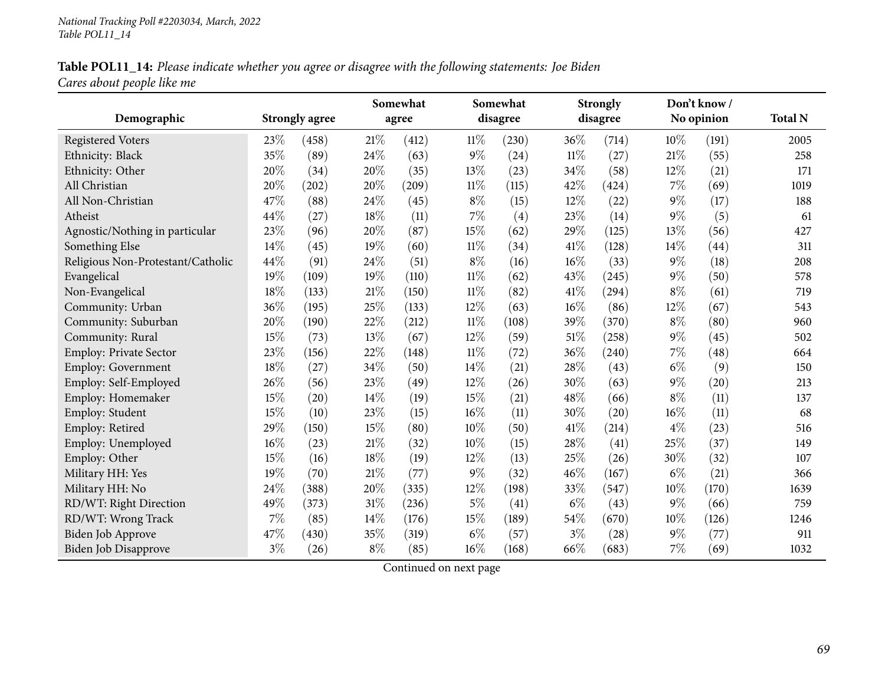**Table POL11_14:** *Please indicate whether you agree or disagree with the following statements: Joe Biden Cares about people like me*

| Demographic | Strongly agree | | Somewhat agree | | Somewhat disagree | | Strongly disagree | | Don't know / No opinion | | Total N |
|---|---|---|---|---|---|---|---|---|---|---|---|
| Registered Voters | 23% | (458) | 21% | (412) | 11% | (230) | 36% | (714) | 10% | (191) | 2005 |
| Ethnicity: Black | 35% | (89) | 24% | (63) | 9% | (24) | 11% | (27) | 21% | (55) | 258 |
| Ethnicity: Other | 20% | (34) | 20% | (35) | 13% | (23) | 34% | (58) | 12% | (21) | 171 |
| All Christian | 20% | (202) | 20% | (209) | 11% | (115) | 42% | (424) | 7% | (69) | 1019 |
| All Non-Christian | 47% | (88) | 24% | (45) | 8% | (15) | 12% | (22) | 9% | (17) | 188 |
| Atheist | 44% | (27) | 18% | (11) | 7% | (4) | 23% | (14) | 9% | (5) | 61 |
| Agnostic/Nothing in particular | 23% | (96) | 20% | (87) | 15% | (62) | 29% | (125) | 13% | (56) | 427 |
| Something Else | 14% | (45) | 19% | (60) | 11% | (34) | 41% | (128) | 14% | (44) | 311 |
| Religious Non-Protestant/Catholic | 44% | (91) | 24% | (51) | 8% | (16) | 16% | (33) | 9% | (18) | 208 |
| Evangelical | 19% | (109) | 19% | (110) | 11% | (62) | 43% | (245) | 9% | (50) | 578 |
| Non-Evangelical | 18% | (133) | 21% | (150) | 11% | (82) | 41% | (294) | 8% | (61) | 719 |
| Community: Urban | 36% | (195) | 25% | (133) | 12% | (63) | 16% | (86) | 12% | (67) | 543 |
| Community: Suburban | 20% | (190) | 22% | (212) | 11% | (108) | 39% | (370) | 8% | (80) | 960 |
| Community: Rural | 15% | (73) | 13% | (67) | 12% | (59) | 51% | (258) | 9% | (45) | 502 |
| Employ: Private Sector | 23% | (156) | 22% | (148) | 11% | (72) | 36% | (240) | 7% | (48) | 664 |
| Employ: Government | 18% | (27) | 34% | (50) | 14% | (21) | 28% | (43) | 6% | (9) | 150 |
| Employ: Self-Employed | 26% | (56) | 23% | (49) | 12% | (26) | 30% | (63) | 9% | (20) | 213 |
| Employ: Homemaker | 15% | (20) | 14% | (19) | 15% | (21) | 48% | (66) | 8% | (11) | 137 |
| Employ: Student | 15% | (10) | 23% | (15) | 16% | (11) | 30% | (20) | 16% | (11) | 68 |
| Employ: Retired | 29% | (150) | 15% | (80) | 10% | (50) | 41% | (214) | 4% | (23) | 516 |
| Employ: Unemployed | 16% | (23) | 21% | (32) | 10% | (15) | 28% | (41) | 25% | (37) | 149 |
| Employ: Other | 15% | (16) | 18% | (19) | 12% | (13) | 25% | (26) | 30% | (32) | 107 |
| Military HH: Yes | 19% | (70) | 21% | (77) | 9% | (32) | 46% | (167) | 6% | (21) | 366 |
| Military HH: No | 24% | (388) | 20% | (335) | 12% | (198) | 33% | (547) | 10% | (170) | 1639 |
| RD/WT: Right Direction | 49% | (373) | 31% | (236) | 5% | (41) | 6% | (43) | 9% | (66) | 759 |
| RD/WT: Wrong Track | 7% | (85) | 14% | (176) | 15% | (189) | 54% | (670) | 10% | (126) | 1246 |
| Biden Job Approve | 47% | (430) | 35% | (319) | 6% | (57) | 3% | (28) | 9% | (77) | 911 |
| Biden Job Disapprove | 3% | (26) | 8% | (85) | 16% | (168) | 66% | (683) | 7% | (69) | 1032 |

Continued on next page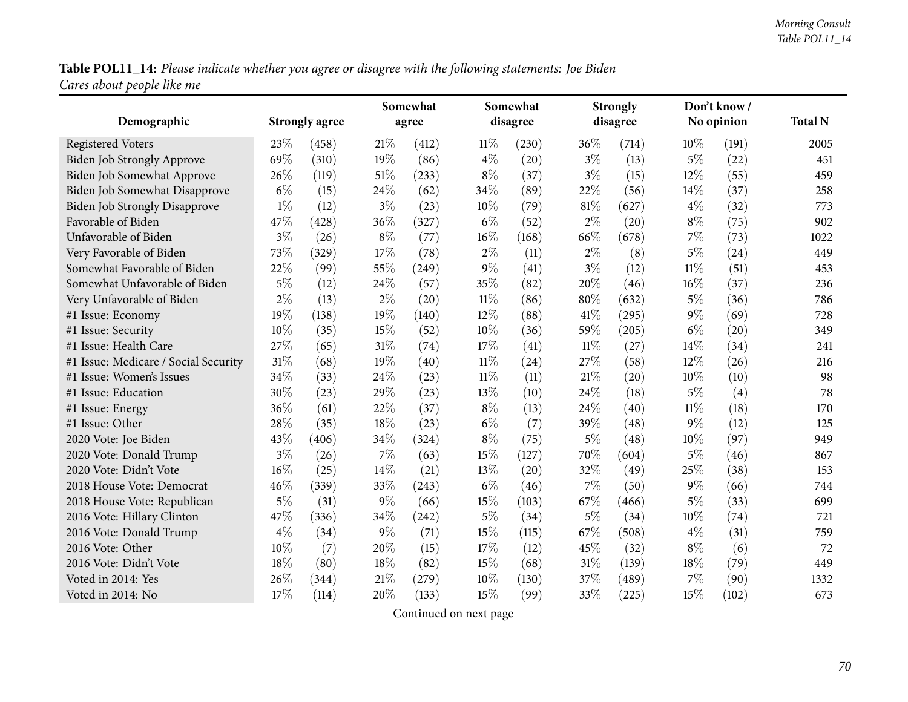**Table POL11_14:** *Please indicate whether you agree or disagree with the following statements: Joe Biden Cares about people like me*

| Demographic | Strongly agree | | Somewhat agree | | Somewhat disagree | | Strongly disagree | | Don't know / No opinion | | Total N |
|---|---|---|---|---|---|---|---|---|---|---|---|
| Registered Voters | 23% | (458) | 21% | (412) | 11% | (230) | 36% | (714) | 10% | (191) | 2005 |
| Biden Job Strongly Approve | 69% | (310) | 19% | (86) | 4% | (20) | 3% | (13) | 5% | (22) | 451 |
| Biden Job Somewhat Approve | 26% | (119) | 51% | (233) | 8% | (37) | 3% | (15) | 12% | (55) | 459 |
| Biden Job Somewhat Disapprove | 6% | (15) | 24% | (62) | 34% | (89) | 22% | (56) | 14% | (37) | 258 |
| Biden Job Strongly Disapprove | 1% | (12) | 3% | (23) | 10% | (79) | 81% | (627) | 4% | (32) | 773 |
| Favorable of Biden | 47% | (428) | 36% | (327) | 6% | (52) | 2% | (20) | 8% | (75) | 902 |
| Unfavorable of Biden | 3% | (26) | 8% | (77) | 16% | (168) | 66% | (678) | 7% | (73) | 1022 |
| Very Favorable of Biden | 73% | (329) | 17% | (78) | 2% | (11) | 2% | (8) | 5% | (24) | 449 |
| Somewhat Favorable of Biden | 22% | (99) | 55% | (249) | 9% | (41) | 3% | (12) | 11% | (51) | 453 |
| Somewhat Unfavorable of Biden | 5% | (12) | 24% | (57) | 35% | (82) | 20% | (46) | 16% | (37) | 236 |
| Very Unfavorable of Biden | 2% | (13) | 2% | (20) | 11% | (86) | 80% | (632) | 5% | (36) | 786 |
| #1 Issue: Economy | 19% | (138) | 19% | (140) | 12% | (88) | 41% | (295) | 9% | (69) | 728 |
| #1 Issue: Security | 10% | (35) | 15% | (52) | 10% | (36) | 59% | (205) | 6% | (20) | 349 |
| #1 Issue: Health Care | 27% | (65) | 31% | (74) | 17% | (41) | 11% | (27) | 14% | (34) | 241 |
| #1 Issue: Medicare / Social Security | 31% | (68) | 19% | (40) | 11% | (24) | 27% | (58) | 12% | (26) | 216 |
| #1 Issue: Women's Issues | 34% | (33) | 24% | (23) | 11% | (11) | 21% | (20) | 10% | (10) | 98 |
| #1 Issue: Education | 30% | (23) | 29% | (23) | 13% | (10) | 24% | (18) | 5% | (4) | 78 |
| #1 Issue: Energy | 36% | (61) | 22% | (37) | 8% | (13) | 24% | (40) | 11% | (18) | 170 |
| #1 Issue: Other | 28% | (35) | 18% | (23) | 6% | (7) | 39% | (48) | 9% | (12) | 125 |
| 2020 Vote: Joe Biden | 43% | (406) | 34% | (324) | 8% | (75) | 5% | (48) | 10% | (97) | 949 |
| 2020 Vote: Donald Trump | 3% | (26) | 7% | (63) | 15% | (127) | 70% | (604) | 5% | (46) | 867 |
| 2020 Vote: Didn't Vote | 16% | (25) | 14% | (21) | 13% | (20) | 32% | (49) | 25% | (38) | 153 |
| 2018 House Vote: Democrat | 46% | (339) | 33% | (243) | 6% | (46) | 7% | (50) | 9% | (66) | 744 |
| 2018 House Vote: Republican | 5% | (31) | 9% | (66) | 15% | (103) | 67% | (466) | 5% | (33) | 699 |
| 2016 Vote: Hillary Clinton | 47% | (336) | 34% | (242) | 5% | (34) | 5% | (34) | 10% | (74) | 721 |
| 2016 Vote: Donald Trump | 4% | (34) | 9% | (71) | 15% | (115) | 67% | (508) | 4% | (31) | 759 |
| 2016 Vote: Other | 10% | (7) | 20% | (15) | 17% | (12) | 45% | (32) | 8% | (6) | 72 |
| 2016 Vote: Didn't Vote | 18% | (80) | 18% | (82) | 15% | (68) | 31% | (139) | 18% | (79) | 449 |
| Voted in 2014: Yes | 26% | (344) | 21% | (279) | 10% | (130) | 37% | (489) | 7% | (90) | 1332 |
| Voted in 2014: No | 17% | (114) | 20% | (133) | 15% | (99) | 33% | (225) | 15% | (102) | 673 |

Continued on next page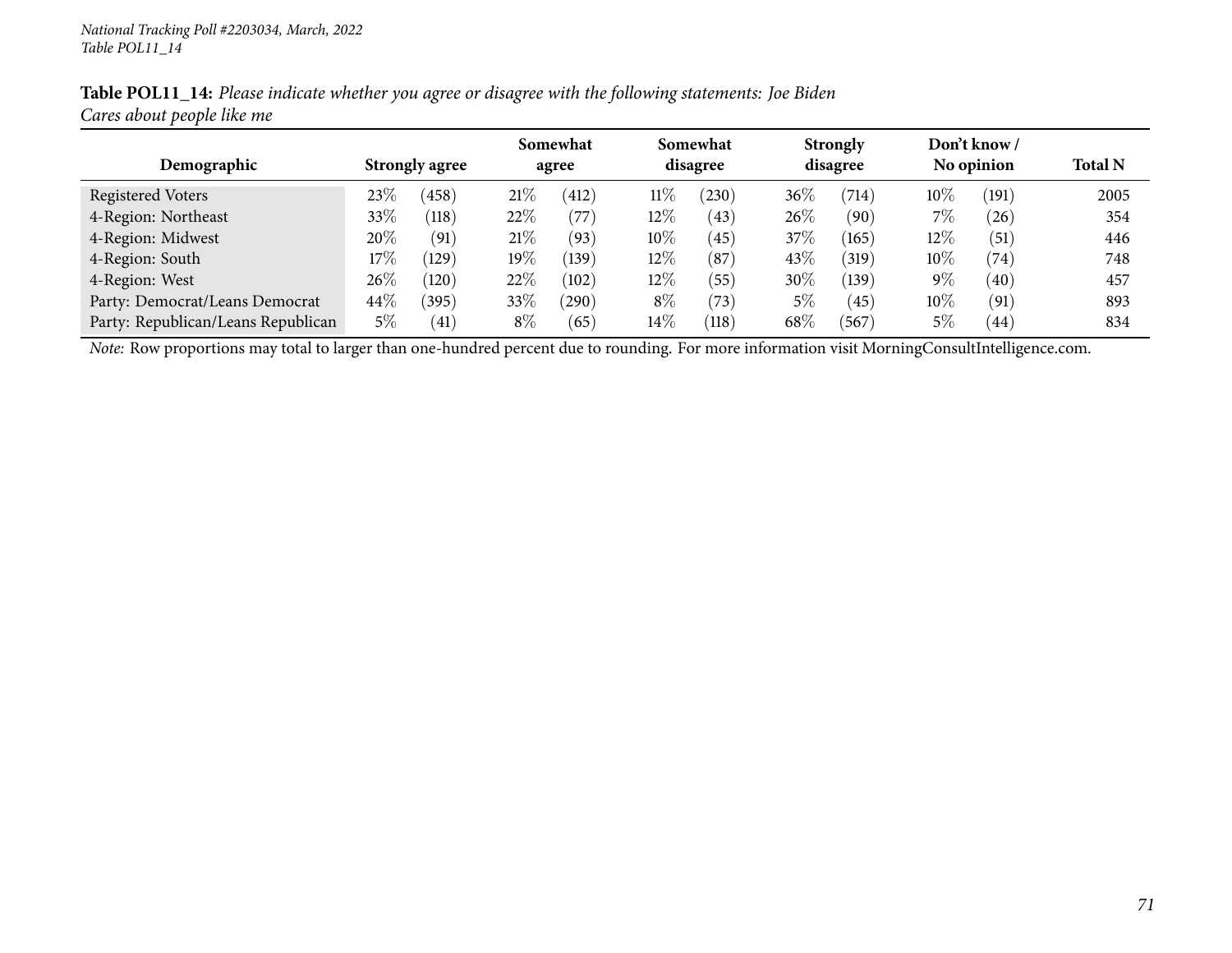**Table POL11_14:** *Please indicate whether you agree or disagree with the following statements: Joe Biden Cares about people like me*

| Demographic | Strongly agree | | Somewhat agree | | Somewhat disagree | | Strongly disagree | | Don't know / No opinion | | Total N |
|---|---|---|---|---|---|---|---|---|---|---|---|
| Registered Voters | 23% | (458) | 21% | (412) | 11% | (230) | 36% | (714) | 10% | (191) | 2005 |
| 4-Region: Northeast | 33% | (118) | 22% | (77) | 12% | (43) | 26% | (90) | 7% | (26) | 354 |
| 4-Region: Midwest | 20% | (91) | 21% | (93) | 10% | (45) | 37% | (165) | 12% | (51) | 446 |
| 4-Region: South | 17% | (129) | 19% | (139) | 12% | (87) | 43% | (319) | 10% | (74) | 748 |
| 4-Region: West | 26% | (120) | 22% | (102) | 12% | (55) | 30% | (139) | 9% | (40) | 457 |
| Party: Democrat/Leans Democrat | 44% | (395) | 33% | (290) | 8% | (73) | 5% | (45) | 10% | (91) | 893 |
| Party: Republican/Leans Republican | 5% | (41) | 8% | (65) | 14% | (118) | 68% | (567) | 5% | (44) | 834 |

*Note:* Row proportions may total to larger than one-hundred percent due to rounding. For more information visit MorningConsultIntelligence.com.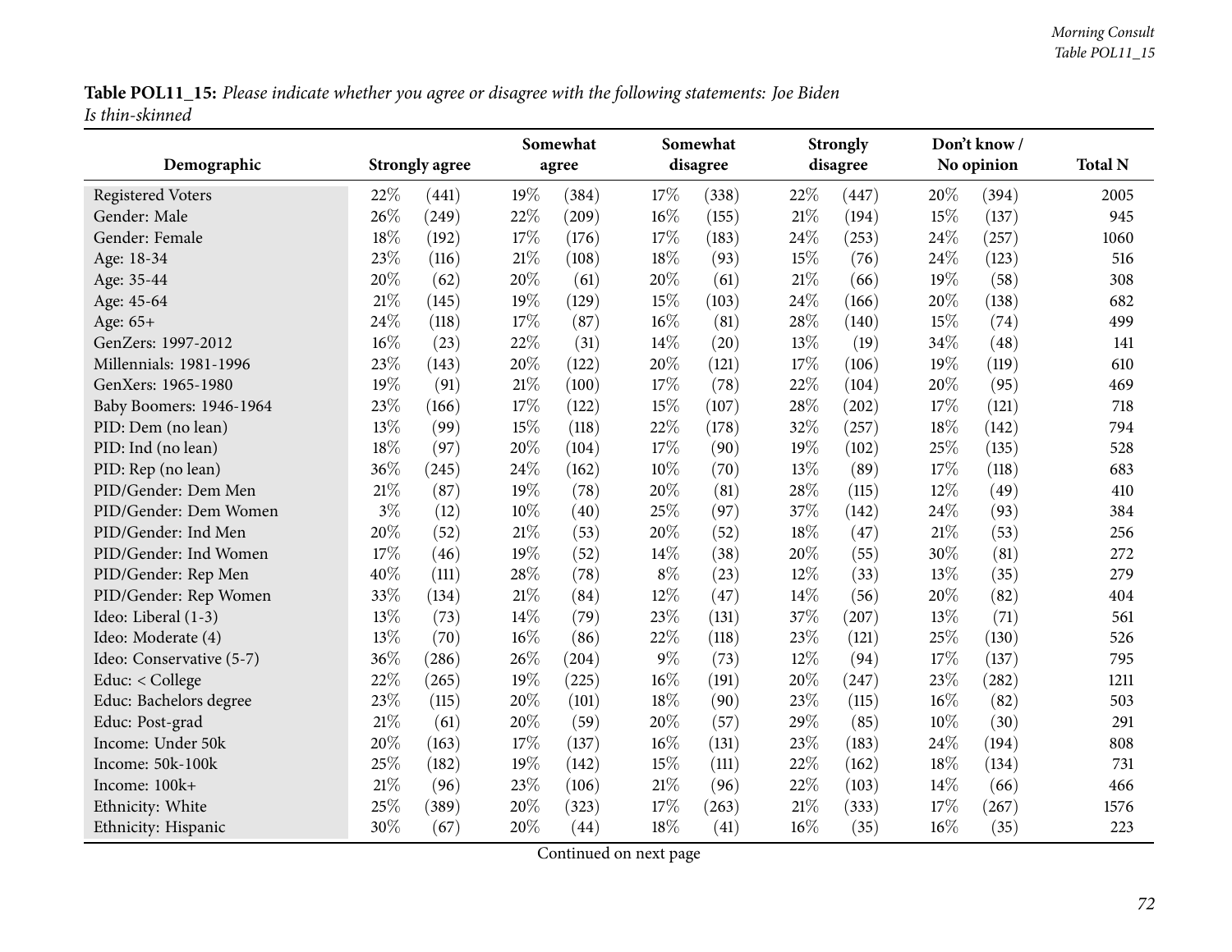**Table POL11_15:** *Please indicate whether you agree or disagree with the following statements: Joe Biden Is thin-skinned*

| Demographic | Strongly agree | | Somewhat agree | | Somewhat disagree | | Strongly disagree | | Don't know / No opinion | | Total N |
|---|---|---|---|---|---|---|---|---|---|---|---|
| Registered Voters | 22% | (441) | 19% | (384) | 17% | (338) | 22% | (447) | 20% | (394) | 2005 |
| Gender: Male | 26% | (249) | 22% | (209) | 16% | (155) | 21% | (194) | 15% | (137) | 945 |
| Gender: Female | 18% | (192) | 17% | (176) | 17% | (183) | 24% | (253) | 24% | (257) | 1060 |
| Age: 18-34 | 23% | (116) | 21% | (108) | 18% | (93) | 15% | (76) | 24% | (123) | 516 |
| Age: 35-44 | 20% | (62) | 20% | (61) | 20% | (61) | 21% | (66) | 19% | (58) | 308 |
| Age: 45-64 | 21% | (145) | 19% | (129) | 15% | (103) | 24% | (166) | 20% | (138) | 682 |
| Age: 65+ | 24% | (118) | 17% | (87) | 16% | (81) | 28% | (140) | 15% | (74) | 499 |
| GenZers: 1997-2012 | 16% | (23) | 22% | (31) | 14% | (20) | 13% | (19) | 34% | (48) | 141 |
| Millennials: 1981-1996 | 23% | (143) | 20% | (122) | 20% | (121) | 17% | (106) | 19% | (119) | 610 |
| GenXers: 1965-1980 | 19% | (91) | 21% | (100) | 17% | (78) | 22% | (104) | 20% | (95) | 469 |
| Baby Boomers: 1946-1964 | 23% | (166) | 17% | (122) | 15% | (107) | 28% | (202) | 17% | (121) | 718 |
| PID: Dem (no lean) | 13% | (99) | 15% | (118) | 22% | (178) | 32% | (257) | 18% | (142) | 794 |
| PID: Ind (no lean) | 18% | (97) | 20% | (104) | 17% | (90) | 19% | (102) | 25% | (135) | 528 |
| PID: Rep (no lean) | 36% | (245) | 24% | (162) | 10% | (70) | 13% | (89) | 17% | (118) | 683 |
| PID/Gender: Dem Men | 21% | (87) | 19% | (78) | 20% | (81) | 28% | (115) | 12% | (49) | 410 |
| PID/Gender: Dem Women | 3% | (12) | 10% | (40) | 25% | (97) | 37% | (142) | 24% | (93) | 384 |
| PID/Gender: Ind Men | 20% | (52) | 21% | (53) | 20% | (52) | 18% | (47) | 21% | (53) | 256 |
| PID/Gender: Ind Women | 17% | (46) | 19% | (52) | 14% | (38) | 20% | (55) | 30% | (81) | 272 |
| PID/Gender: Rep Men | 40% | (111) | 28% | (78) | 8% | (23) | 12% | (33) | 13% | (35) | 279 |
| PID/Gender: Rep Women | 33% | (134) | 21% | (84) | 12% | (47) | 14% | (56) | 20% | (82) | 404 |
| Ideo: Liberal (1-3) | 13% | (73) | 14% | (79) | 23% | (131) | 37% | (207) | 13% | (71) | 561 |
| Ideo: Moderate (4) | 13% | (70) | 16% | (86) | 22% | (118) | 23% | (121) | 25% | (130) | 526 |
| Ideo: Conservative (5-7) | 36% | (286) | 26% | (204) | 9% | (73) | 12% | (94) | 17% | (137) | 795 |
| Educ: < College | 22% | (265) | 19% | (225) | 16% | (191) | 20% | (247) | 23% | (282) | 1211 |
| Educ: Bachelors degree | 23% | (115) | 20% | (101) | 18% | (90) | 23% | (115) | 16% | (82) | 503 |
| Educ: Post-grad | 21% | (61) | 20% | (59) | 20% | (57) | 29% | (85) | 10% | (30) | 291 |
| Income: Under 50k | 20% | (163) | 17% | (137) | 16% | (131) | 23% | (183) | 24% | (194) | 808 |
| Income: 50k-100k | 25% | (182) | 19% | (142) | 15% | (111) | 22% | (162) | 18% | (134) | 731 |
| Income: 100k+ | 21% | (96) | 23% | (106) | 21% | (96) | 22% | (103) | 14% | (66) | 466 |
| Ethnicity: White | 25% | (389) | 20% | (323) | 17% | (263) | 21% | (333) | 17% | (267) | 1576 |
| Ethnicity: Hispanic | 30% | (67) | 20% | (44) | 18% | (41) | 16% | (35) | 16% | (35) | 223 |

Continued on next page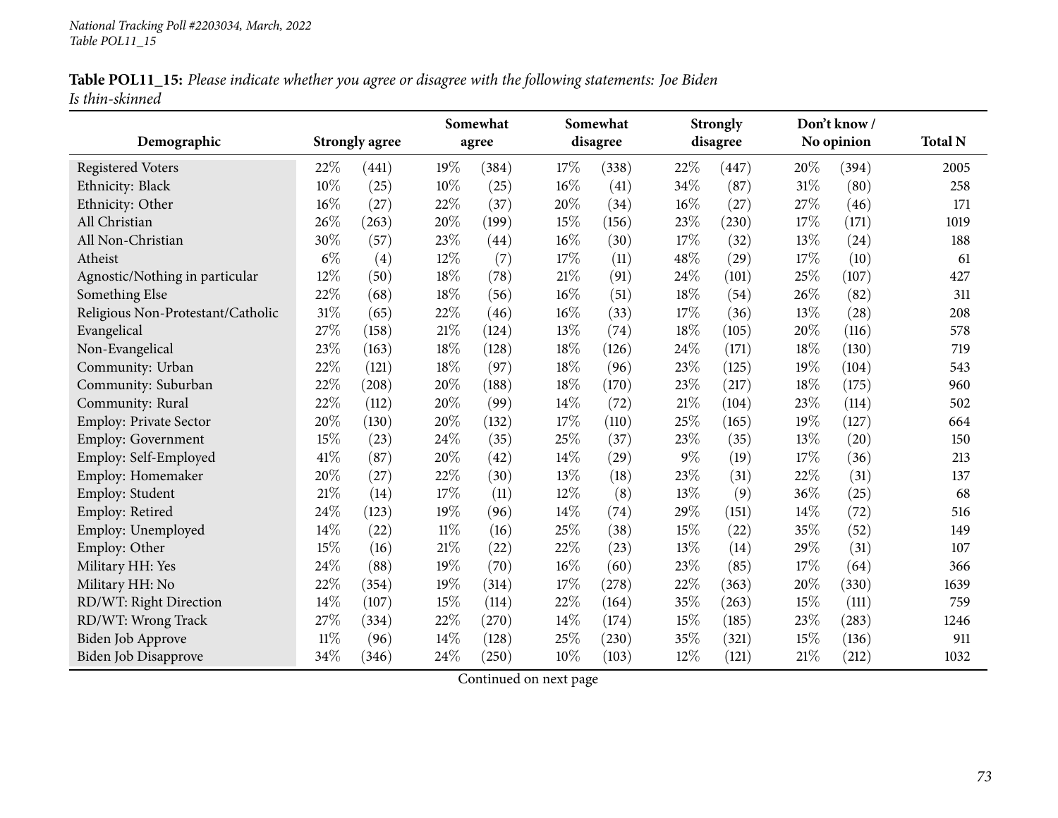**Table POL11_15:** *Please indicate whether you agree or disagree with the following statements: Joe Biden Is thin-skinned*

| Demographic | Strongly agree | | Somewhat agree | | Somewhat disagree | | Strongly disagree | | Don't know / No opinion | | Total N |
|---|---|---|---|---|---|---|---|---|---|---|---|
| Registered Voters | 22% | (441) | 19% | (384) | 17% | (338) | 22% | (447) | 20% | (394) | 2005 |
| Ethnicity: Black | 10% | (25) | 10% | (25) | 16% | (41) | 34% | (87) | 31% | (80) | 258 |
| Ethnicity: Other | 16% | (27) | 22% | (37) | 20% | (34) | 16% | (27) | 27% | (46) | 171 |
| All Christian | 26% | (263) | 20% | (199) | 15% | (156) | 23% | (230) | 17% | (171) | 1019 |
| All Non-Christian | 30% | (57) | 23% | (44) | 16% | (30) | 17% | (32) | 13% | (24) | 188 |
| Atheist | 6% | (4) | 12% | (7) | 17% | (11) | 48% | (29) | 17% | (10) | 61 |
| Agnostic/Nothing in particular | 12% | (50) | 18% | (78) | 21% | (91) | 24% | (101) | 25% | (107) | 427 |
| Something Else | 22% | (68) | 18% | (56) | 16% | (51) | 18% | (54) | 26% | (82) | 311 |
| Religious Non-Protestant/Catholic | 31% | (65) | 22% | (46) | 16% | (33) | 17% | (36) | 13% | (28) | 208 |
| Evangelical | 27% | (158) | 21% | (124) | 13% | (74) | 18% | (105) | 20% | (116) | 578 |
| Non-Evangelical | 23% | (163) | 18% | (128) | 18% | (126) | 24% | (171) | 18% | (130) | 719 |
| Community: Urban | 22% | (121) | 18% | (97) | 18% | (96) | 23% | (125) | 19% | (104) | 543 |
| Community: Suburban | 22% | (208) | 20% | (188) | 18% | (170) | 23% | (217) | 18% | (175) | 960 |
| Community: Rural | 22% | (112) | 20% | (99) | 14% | (72) | 21% | (104) | 23% | (114) | 502 |
| Employ: Private Sector | 20% | (130) | 20% | (132) | 17% | (110) | 25% | (165) | 19% | (127) | 664 |
| Employ: Government | 15% | (23) | 24% | (35) | 25% | (37) | 23% | (35) | 13% | (20) | 150 |
| Employ: Self-Employed | 41% | (87) | 20% | (42) | 14% | (29) | 9% | (19) | 17% | (36) | 213 |
| Employ: Homemaker | 20% | (27) | 22% | (30) | 13% | (18) | 23% | (31) | 22% | (31) | 137 |
| Employ: Student | 21% | (14) | 17% | (11) | 12% | (8) | 13% | (9) | 36% | (25) | 68 |
| Employ: Retired | 24% | (123) | 19% | (96) | 14% | (74) | 29% | (151) | 14% | (72) | 516 |
| Employ: Unemployed | 14% | (22) | 11% | (16) | 25% | (38) | 15% | (22) | 35% | (52) | 149 |
| Employ: Other | 15% | (16) | 21% | (22) | 22% | (23) | 13% | (14) | 29% | (31) | 107 |
| Military HH: Yes | 24% | (88) | 19% | (70) | 16% | (60) | 23% | (85) | 17% | (64) | 366 |
| Military HH: No | 22% | (354) | 19% | (314) | 17% | (278) | 22% | (363) | 20% | (330) | 1639 |
| RD/WT: Right Direction | 14% | (107) | 15% | (114) | 22% | (164) | 35% | (263) | 15% | (111) | 759 |
| RD/WT: Wrong Track | 27% | (334) | 22% | (270) | 14% | (174) | 15% | (185) | 23% | (283) | 1246 |
| Biden Job Approve | 11% | (96) | 14% | (128) | 25% | (230) | 35% | (321) | 15% | (136) | 911 |
| Biden Job Disapprove | 34% | (346) | 24% | (250) | 10% | (103) | 12% | (121) | 21% | (212) | 1032 |

Continued on next page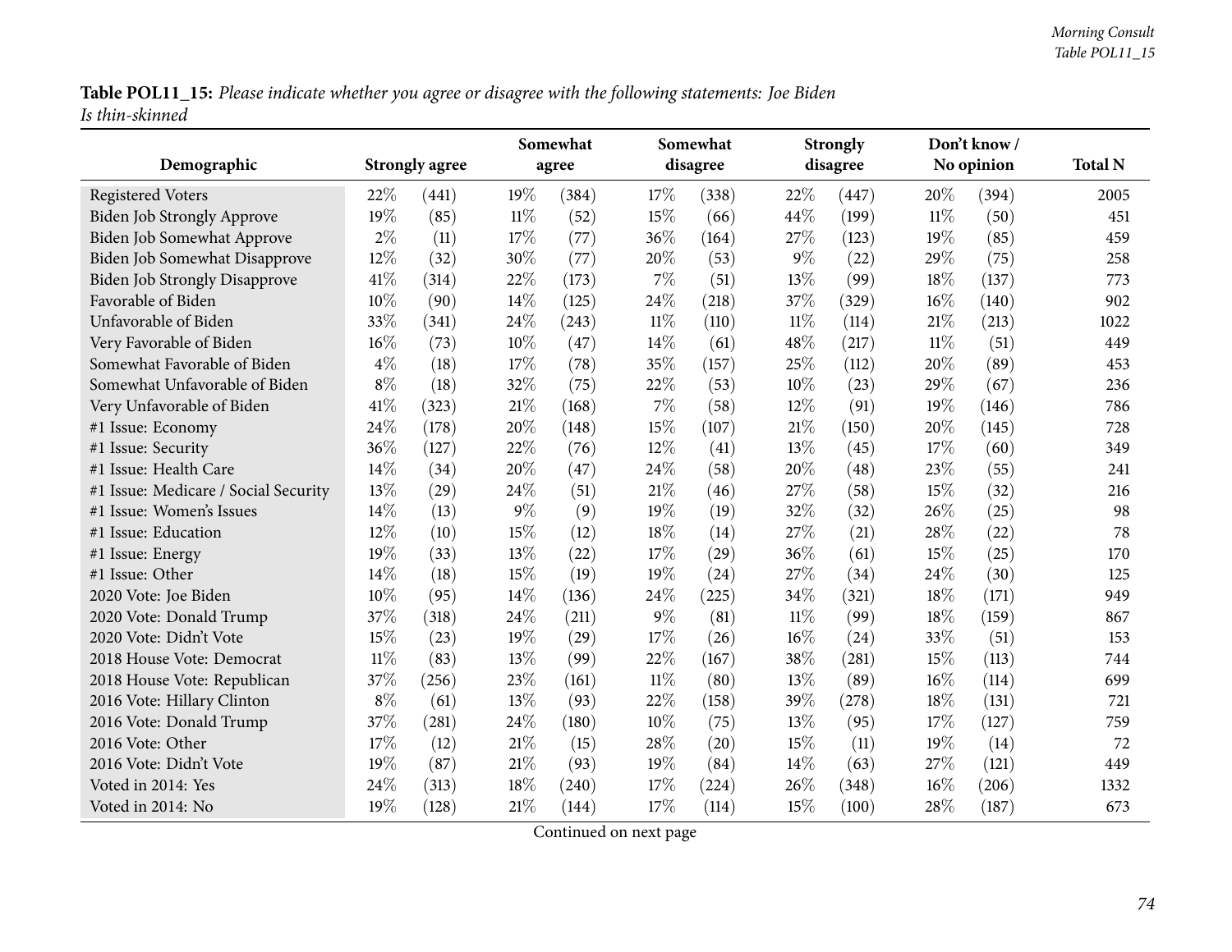**Table POL11_15:** *Please indicate whether you agree or disagree with the following statements: Joe Biden Is thin-skinned*

| Demographic | Strongly agree | | Somewhat agree | | Somewhat disagree | | Strongly disagree | | Don't know / No opinion | | Total N |
|---|---|---|---|---|---|---|---|---|---|---|---|
| Registered Voters | 22% | (441) | 19% | (384) | 17% | (338) | 22% | (447) | 20% | (394) | 2005 |
| Biden Job Strongly Approve | 19% | (85) | 11% | (52) | 15% | (66) | 44% | (199) | 11% | (50) | 451 |
| Biden Job Somewhat Approve | 2% | (11) | 17% | (77) | 36% | (164) | 27% | (123) | 19% | (85) | 459 |
| Biden Job Somewhat Disapprove | 12% | (32) | 30% | (77) | 20% | (53) | 9% | (22) | 29% | (75) | 258 |
| Biden Job Strongly Disapprove | 41% | (314) | 22% | (173) | 7% | (51) | 13% | (99) | 18% | (137) | 773 |
| Favorable of Biden | 10% | (90) | 14% | (125) | 24% | (218) | 37% | (329) | 16% | (140) | 902 |
| Unfavorable of Biden | 33% | (341) | 24% | (243) | 11% | (110) | 11% | (114) | 21% | (213) | 1022 |
| Very Favorable of Biden | 16% | (73) | 10% | (47) | 14% | (61) | 48% | (217) | 11% | (51) | 449 |
| Somewhat Favorable of Biden | 4% | (18) | 17% | (78) | 35% | (157) | 25% | (112) | 20% | (89) | 453 |
| Somewhat Unfavorable of Biden | 8% | (18) | 32% | (75) | 22% | (53) | 10% | (23) | 29% | (67) | 236 |
| Very Unfavorable of Biden | 41% | (323) | 21% | (168) | 7% | (58) | 12% | (91) | 19% | (146) | 786 |
| #1 Issue: Economy | 24% | (178) | 20% | (148) | 15% | (107) | 21% | (150) | 20% | (145) | 728 |
| #1 Issue: Security | 36% | (127) | 22% | (76) | 12% | (41) | 13% | (45) | 17% | (60) | 349 |
| #1 Issue: Health Care | 14% | (34) | 20% | (47) | 24% | (58) | 20% | (48) | 23% | (55) | 241 |
| #1 Issue: Medicare / Social Security | 13% | (29) | 24% | (51) | 21% | (46) | 27% | (58) | 15% | (32) | 216 |
| #1 Issue: Women's Issues | 14% | (13) | 9% | (9) | 19% | (19) | 32% | (32) | 26% | (25) | 98 |
| #1 Issue: Education | 12% | (10) | 15% | (12) | 18% | (14) | 27% | (21) | 28% | (22) | 78 |
| #1 Issue: Energy | 19% | (33) | 13% | (22) | 17% | (29) | 36% | (61) | 15% | (25) | 170 |
| #1 Issue: Other | 14% | (18) | 15% | (19) | 19% | (24) | 27% | (34) | 24% | (30) | 125 |
| 2020 Vote: Joe Biden | 10% | (95) | 14% | (136) | 24% | (225) | 34% | (321) | 18% | (171) | 949 |
| 2020 Vote: Donald Trump | 37% | (318) | 24% | (211) | 9% | (81) | 11% | (99) | 18% | (159) | 867 |
| 2020 Vote: Didn't Vote | 15% | (23) | 19% | (29) | 17% | (26) | 16% | (24) | 33% | (51) | 153 |
| 2018 House Vote: Democrat | 11% | (83) | 13% | (99) | 22% | (167) | 38% | (281) | 15% | (113) | 744 |
| 2018 House Vote: Republican | 37% | (256) | 23% | (161) | 11% | (80) | 13% | (89) | 16% | (114) | 699 |
| 2016 Vote: Hillary Clinton | 8% | (61) | 13% | (93) | 22% | (158) | 39% | (278) | 18% | (131) | 721 |
| 2016 Vote: Donald Trump | 37% | (281) | 24% | (180) | 10% | (75) | 13% | (95) | 17% | (127) | 759 |
| 2016 Vote: Other | 17% | (12) | 21% | (15) | 28% | (20) | 15% | (11) | 19% | (14) | 72 |
| 2016 Vote: Didn't Vote | 19% | (87) | 21% | (93) | 19% | (84) | 14% | (63) | 27% | (121) | 449 |
| Voted in 2014: Yes | 24% | (313) | 18% | (240) | 17% | (224) | 26% | (348) | 16% | (206) | 1332 |
| Voted in 2014: No | 19% | (128) | 21% | (144) | 17% | (114) | 15% | (100) | 28% | (187) | 673 |

Continued on next page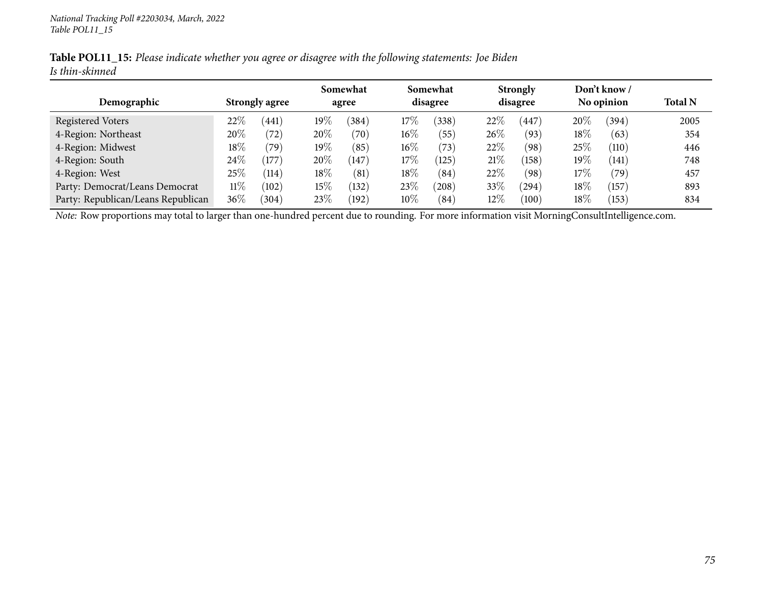**Table POL11_15:** *Please indicate whether you agree or disagree with the following statements: Joe Biden Is thin-skinned*

| Demographic | Strongly agree | | Somewhat agree | | Somewhat disagree | | Strongly disagree | | Don't know / No opinion | | Total N |
|---|---|---|---|---|---|---|---|---|---|---|---|
| Registered Voters | 22% | (441) | 19% | (384) | 17% | (338) | 22% | (447) | 20% | (394) | 2005 |
| 4-Region: Northeast | 20% | (72) | 20% | (70) | 16% | (55) | 26% | (93) | 18% | (63) | 354 |
| 4-Region: Midwest | 18% | (79) | 19% | (85) | 16% | (73) | 22% | (98) | 25% | (110) | 446 |
| 4-Region: South | 24% | (177) | 20% | (147) | 17% | (125) | 21% | (158) | 19% | (141) | 748 |
| 4-Region: West | 25% | (114) | 18% | (81) | 18% | (84) | 22% | (98) | 17% | (79) | 457 |
| Party: Democrat/Leans Democrat | 11% | (102) | 15% | (132) | 23% | (208) | 33% | (294) | 18% | (157) | 893 |
| Party: Republican/Leans Republican | 36% | (304) | 23% | (192) | 10% | (84) | 12% | (100) | 18% | (153) | 834 |

*Note:* Row proportions may total to larger than one-hundred percent due to rounding. For more information visit MorningConsultIntelligence.com.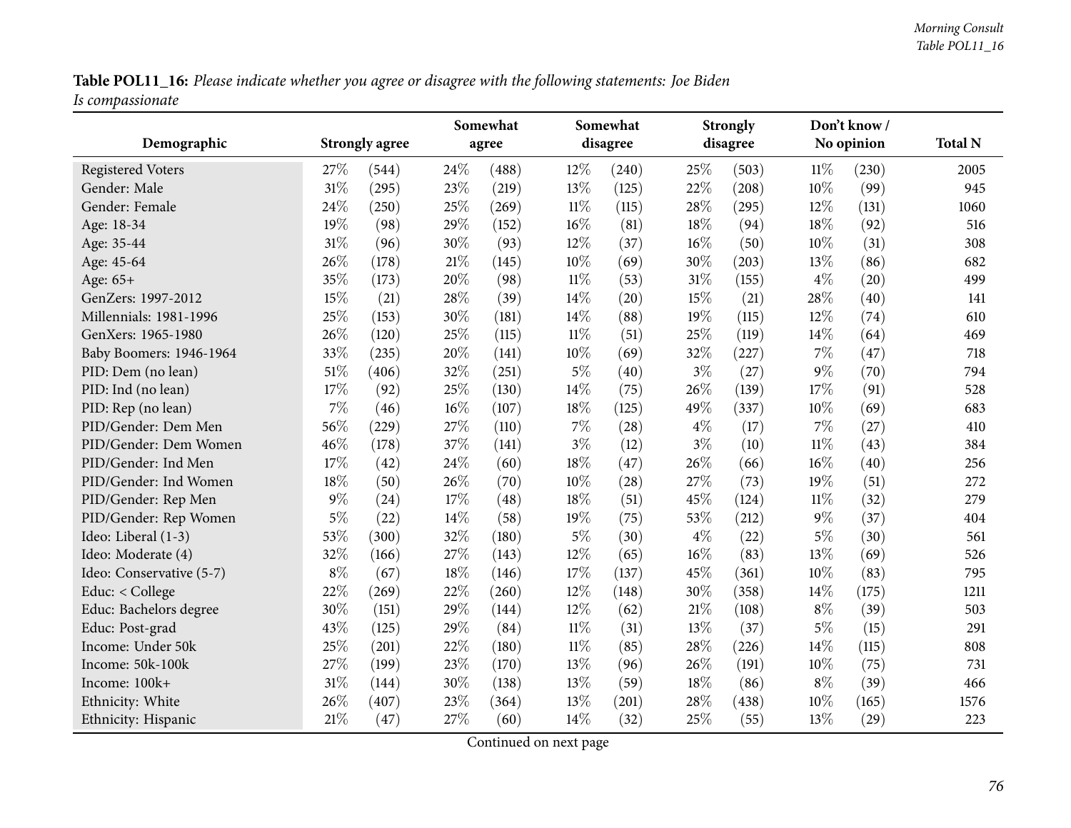**Table POL11_16:** *Please indicate whether you agree or disagree with the following statements: Joe Biden Is compassionate*

| Demographic | Strongly agree | | Somewhat agree | | Somewhat disagree | | Strongly disagree | | Don't know / No opinion | | Total N |
|---|---|---|---|---|---|---|---|---|---|---|---|
| Registered Voters | 27% | (544) | 24% | (488) | 12% | (240) | 25% | (503) | 11% | (230) | 2005 |
| Gender: Male | 31% | (295) | 23% | (219) | 13% | (125) | 22% | (208) | 10% | (99) | 945 |
| Gender: Female | 24% | (250) | 25% | (269) | 11% | (115) | 28% | (295) | 12% | (131) | 1060 |
| Age: 18-34 | 19% | (98) | 29% | (152) | 16% | (81) | 18% | (94) | 18% | (92) | 516 |
| Age: 35-44 | 31% | (96) | 30% | (93) | 12% | (37) | 16% | (50) | 10% | (31) | 308 |
| Age: 45-64 | 26% | (178) | 21% | (145) | 10% | (69) | 30% | (203) | 13% | (86) | 682 |
| Age: 65+ | 35% | (173) | 20% | (98) | 11% | (53) | 31% | (155) | 4% | (20) | 499 |
| GenZers: 1997-2012 | 15% | (21) | 28% | (39) | 14% | (20) | 15% | (21) | 28% | (40) | 141 |
| Millennials: 1981-1996 | 25% | (153) | 30% | (181) | 14% | (88) | 19% | (115) | 12% | (74) | 610 |
| GenXers: 1965-1980 | 26% | (120) | 25% | (115) | 11% | (51) | 25% | (119) | 14% | (64) | 469 |
| Baby Boomers: 1946-1964 | 33% | (235) | 20% | (141) | 10% | (69) | 32% | (227) | 7% | (47) | 718 |
| PID: Dem (no lean) | 51% | (406) | 32% | (251) | 5% | (40) | 3% | (27) | 9% | (70) | 794 |
| PID: Ind (no lean) | 17% | (92) | 25% | (130) | 14% | (75) | 26% | (139) | 17% | (91) | 528 |
| PID: Rep (no lean) | 7% | (46) | 16% | (107) | 18% | (125) | 49% | (337) | 10% | (69) | 683 |
| PID/Gender: Dem Men | 56% | (229) | 27% | (110) | 7% | (28) | 4% | (17) | 7% | (27) | 410 |
| PID/Gender: Dem Women | 46% | (178) | 37% | (141) | 3% | (12) | 3% | (10) | 11% | (43) | 384 |
| PID/Gender: Ind Men | 17% | (42) | 24% | (60) | 18% | (47) | 26% | (66) | 16% | (40) | 256 |
| PID/Gender: Ind Women | 18% | (50) | 26% | (70) | 10% | (28) | 27% | (73) | 19% | (51) | 272 |
| PID/Gender: Rep Men | 9% | (24) | 17% | (48) | 18% | (51) | 45% | (124) | 11% | (32) | 279 |
| PID/Gender: Rep Women | 5% | (22) | 14% | (58) | 19% | (75) | 53% | (212) | 9% | (37) | 404 |
| Ideo: Liberal (1-3) | 53% | (300) | 32% | (180) | 5% | (30) | 4% | (22) | 5% | (30) | 561 |
| Ideo: Moderate (4) | 32% | (166) | 27% | (143) | 12% | (65) | 16% | (83) | 13% | (69) | 526 |
| Ideo: Conservative (5-7) | 8% | (67) | 18% | (146) | 17% | (137) | 45% | (361) | 10% | (83) | 795 |
| Educ: < College | 22% | (269) | 22% | (260) | 12% | (148) | 30% | (358) | 14% | (175) | 1211 |
| Educ: Bachelors degree | 30% | (151) | 29% | (144) | 12% | (62) | 21% | (108) | 8% | (39) | 503 |
| Educ: Post-grad | 43% | (125) | 29% | (84) | 11% | (31) | 13% | (37) | 5% | (15) | 291 |
| Income: Under 50k | 25% | (201) | 22% | (180) | 11% | (85) | 28% | (226) | 14% | (115) | 808 |
| Income: 50k-100k | 27% | (199) | 23% | (170) | 13% | (96) | 26% | (191) | 10% | (75) | 731 |
| Income: 100k+ | 31% | (144) | 30% | (138) | 13% | (59) | 18% | (86) | 8% | (39) | 466 |
| Ethnicity: White | 26% | (407) | 23% | (364) | 13% | (201) | 28% | (438) | 10% | (165) | 1576 |
| Ethnicity: Hispanic | 21% | (47) | 27% | (60) | 14% | (32) | 25% | (55) | 13% | (29) | 223 |

Continued on next page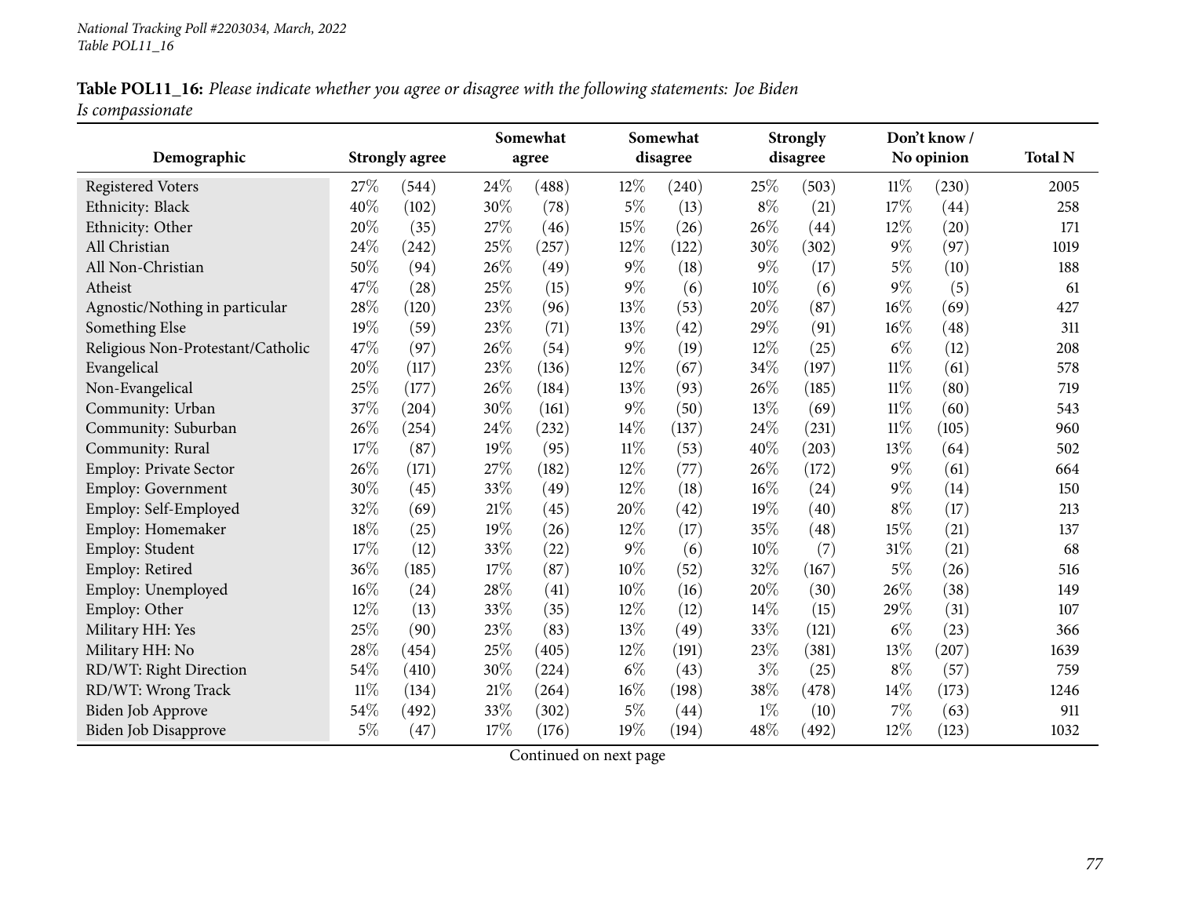**Table POL11_16:** *Please indicate whether you agree or disagree with the following statements: Joe Biden Is compassionate*

| Demographic | Strongly agree | | Somewhat agree | | Somewhat disagree | | Strongly disagree | | Don't know / No opinion | | Total N |
|---|---|---|---|---|---|---|---|---|---|---|---|
| Registered Voters | 27% | (544) | 24% | (488) | 12% | (240) | 25% | (503) | 11% | (230) | 2005 |
| Ethnicity: Black | 40% | (102) | 30% | (78) | 5% | (13) | 8% | (21) | 17% | (44) | 258 |
| Ethnicity: Other | 20% | (35) | 27% | (46) | 15% | (26) | 26% | (44) | 12% | (20) | 171 |
| All Christian | 24% | (242) | 25% | (257) | 12% | (122) | 30% | (302) | 9% | (97) | 1019 |
| All Non-Christian | 50% | (94) | 26% | (49) | 9% | (18) | 9% | (17) | 5% | (10) | 188 |
| Atheist | 47% | (28) | 25% | (15) | 9% | (6) | 10% | (6) | 9% | (5) | 61 |
| Agnostic/Nothing in particular | 28% | (120) | 23% | (96) | 13% | (53) | 20% | (87) | 16% | (69) | 427 |
| Something Else | 19% | (59) | 23% | (71) | 13% | (42) | 29% | (91) | 16% | (48) | 311 |
| Religious Non-Protestant/Catholic | 47% | (97) | 26% | (54) | 9% | (19) | 12% | (25) | 6% | (12) | 208 |
| Evangelical | 20% | (117) | 23% | (136) | 12% | (67) | 34% | (197) | 11% | (61) | 578 |
| Non-Evangelical | 25% | (177) | 26% | (184) | 13% | (93) | 26% | (185) | 11% | (80) | 719 |
| Community: Urban | 37% | (204) | 30% | (161) | 9% | (50) | 13% | (69) | 11% | (60) | 543 |
| Community: Suburban | 26% | (254) | 24% | (232) | 14% | (137) | 24% | (231) | 11% | (105) | 960 |
| Community: Rural | 17% | (87) | 19% | (95) | 11% | (53) | 40% | (203) | 13% | (64) | 502 |
| Employ: Private Sector | 26% | (171) | 27% | (182) | 12% | (77) | 26% | (172) | 9% | (61) | 664 |
| Employ: Government | 30% | (45) | 33% | (49) | 12% | (18) | 16% | (24) | 9% | (14) | 150 |
| Employ: Self-Employed | 32% | (69) | 21% | (45) | 20% | (42) | 19% | (40) | 8% | (17) | 213 |
| Employ: Homemaker | 18% | (25) | 19% | (26) | 12% | (17) | 35% | (48) | 15% | (21) | 137 |
| Employ: Student | 17% | (12) | 33% | (22) | 9% | (6) | 10% | (7) | 31% | (21) | 68 |
| Employ: Retired | 36% | (185) | 17% | (87) | 10% | (52) | 32% | (167) | 5% | (26) | 516 |
| Employ: Unemployed | 16% | (24) | 28% | (41) | 10% | (16) | 20% | (30) | 26% | (38) | 149 |
| Employ: Other | 12% | (13) | 33% | (35) | 12% | (12) | 14% | (15) | 29% | (31) | 107 |
| Military HH: Yes | 25% | (90) | 23% | (83) | 13% | (49) | 33% | (121) | 6% | (23) | 366 |
| Military HH: No | 28% | (454) | 25% | (405) | 12% | (191) | 23% | (381) | 13% | (207) | 1639 |
| RD/WT: Right Direction | 54% | (410) | 30% | (224) | 6% | (43) | 3% | (25) | 8% | (57) | 759 |
| RD/WT: Wrong Track | 11% | (134) | 21% | (264) | 16% | (198) | 38% | (478) | 14% | (173) | 1246 |
| Biden Job Approve | 54% | (492) | 33% | (302) | 5% | (44) | 1% | (10) | 7% | (63) | 911 |
| Biden Job Disapprove | 5% | (47) | 17% | (176) | 19% | (194) | 48% | (492) | 12% | (123) | 1032 |

Continued on next page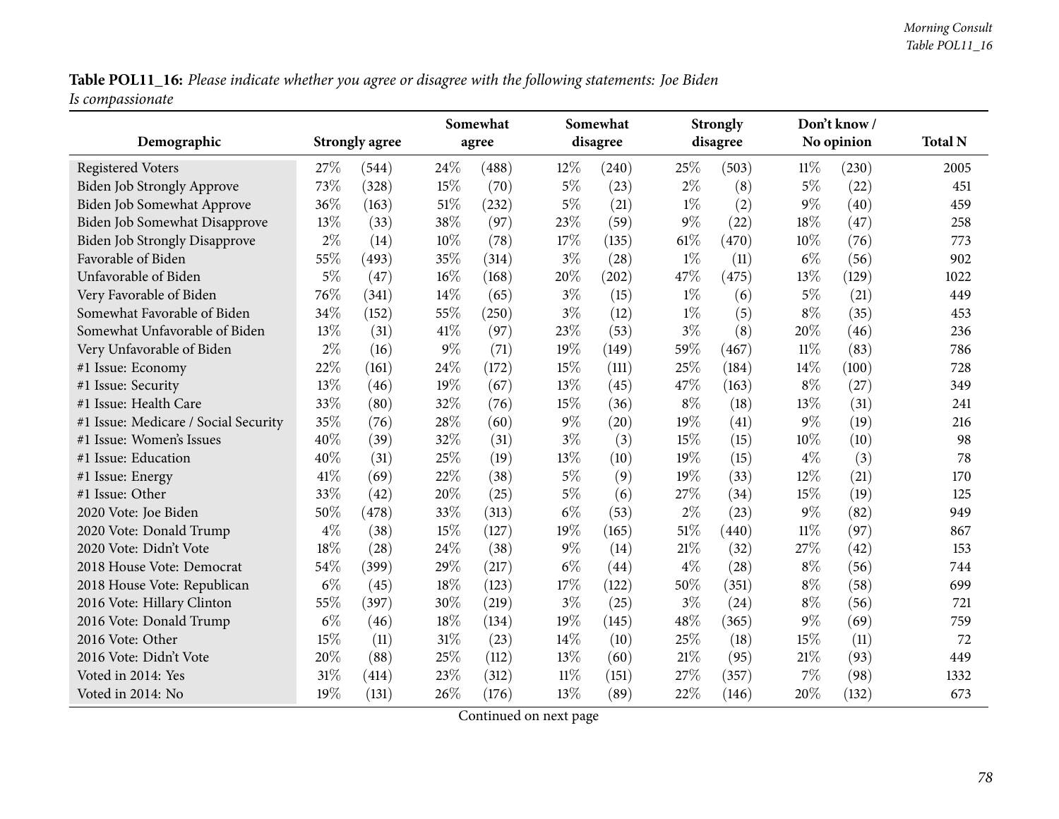**Table POL11_16:** *Please indicate whether you agree or disagree with the following statements: Joe Biden Is compassionate*

| Demographic | Strongly agree | | Somewhat agree | | Somewhat disagree | | Strongly disagree | | Don't know / No opinion | | Total N |
|---|---|---|---|---|---|---|---|---|---|---|---|
| Registered Voters | 27% | (544) | 24% | (488) | 12% | (240) | 25% | (503) | 11% | (230) | 2005 |
| Biden Job Strongly Approve | 73% | (328) | 15% | (70) | 5% | (23) | 2% | (8) | 5% | (22) | 451 |
| Biden Job Somewhat Approve | 36% | (163) | 51% | (232) | 5% | (21) | 1% | (2) | 9% | (40) | 459 |
| Biden Job Somewhat Disapprove | 13% | (33) | 38% | (97) | 23% | (59) | 9% | (22) | 18% | (47) | 258 |
| Biden Job Strongly Disapprove | 2% | (14) | 10% | (78) | 17% | (135) | 61% | (470) | 10% | (76) | 773 |
| Favorable of Biden | 55% | (493) | 35% | (314) | 3% | (28) | 1% | (11) | 6% | (56) | 902 |
| Unfavorable of Biden | 5% | (47) | 16% | (168) | 20% | (202) | 47% | (475) | 13% | (129) | 1022 |
| Very Favorable of Biden | 76% | (341) | 14% | (65) | 3% | (15) | 1% | (6) | 5% | (21) | 449 |
| Somewhat Favorable of Biden | 34% | (152) | 55% | (250) | 3% | (12) | 1% | (5) | 8% | (35) | 453 |
| Somewhat Unfavorable of Biden | 13% | (31) | 41% | (97) | 23% | (53) | 3% | (8) | 20% | (46) | 236 |
| Very Unfavorable of Biden | 2% | (16) | 9% | (71) | 19% | (149) | 59% | (467) | 11% | (83) | 786 |
| #1 Issue: Economy | 22% | (161) | 24% | (172) | 15% | (111) | 25% | (184) | 14% | (100) | 728 |
| #1 Issue: Security | 13% | (46) | 19% | (67) | 13% | (45) | 47% | (163) | 8% | (27) | 349 |
| #1 Issue: Health Care | 33% | (80) | 32% | (76) | 15% | (36) | 8% | (18) | 13% | (31) | 241 |
| #1 Issue: Medicare / Social Security | 35% | (76) | 28% | (60) | 9% | (20) | 19% | (41) | 9% | (19) | 216 |
| #1 Issue: Women's Issues | 40% | (39) | 32% | (31) | 3% | (3) | 15% | (15) | 10% | (10) | 98 |
| #1 Issue: Education | 40% | (31) | 25% | (19) | 13% | (10) | 19% | (15) | 4% | (3) | 78 |
| #1 Issue: Energy | 41% | (69) | 22% | (38) | 5% | (9) | 19% | (33) | 12% | (21) | 170 |
| #1 Issue: Other | 33% | (42) | 20% | (25) | 5% | (6) | 27% | (34) | 15% | (19) | 125 |
| 2020 Vote: Joe Biden | 50% | (478) | 33% | (313) | 6% | (53) | 2% | (23) | 9% | (82) | 949 |
| 2020 Vote: Donald Trump | 4% | (38) | 15% | (127) | 19% | (165) | 51% | (440) | 11% | (97) | 867 |
| 2020 Vote: Didn't Vote | 18% | (28) | 24% | (38) | 9% | (14) | 21% | (32) | 27% | (42) | 153 |
| 2018 House Vote: Democrat | 54% | (399) | 29% | (217) | 6% | (44) | 4% | (28) | 8% | (56) | 744 |
| 2018 House Vote: Republican | 6% | (45) | 18% | (123) | 17% | (122) | 50% | (351) | 8% | (58) | 699 |
| 2016 Vote: Hillary Clinton | 55% | (397) | 30% | (219) | 3% | (25) | 3% | (24) | 8% | (56) | 721 |
| 2016 Vote: Donald Trump | 6% | (46) | 18% | (134) | 19% | (145) | 48% | (365) | 9% | (69) | 759 |
| 2016 Vote: Other | 15% | (11) | 31% | (23) | 14% | (10) | 25% | (18) | 15% | (11) | 72 |
| 2016 Vote: Didn't Vote | 20% | (88) | 25% | (112) | 13% | (60) | 21% | (95) | 21% | (93) | 449 |
| Voted in 2014: Yes | 31% | (414) | 23% | (312) | 11% | (151) | 27% | (357) | 7% | (98) | 1332 |
| Voted in 2014: No | 19% | (131) | 26% | (176) | 13% | (89) | 22% | (146) | 20% | (132) | 673 |

Continued on next page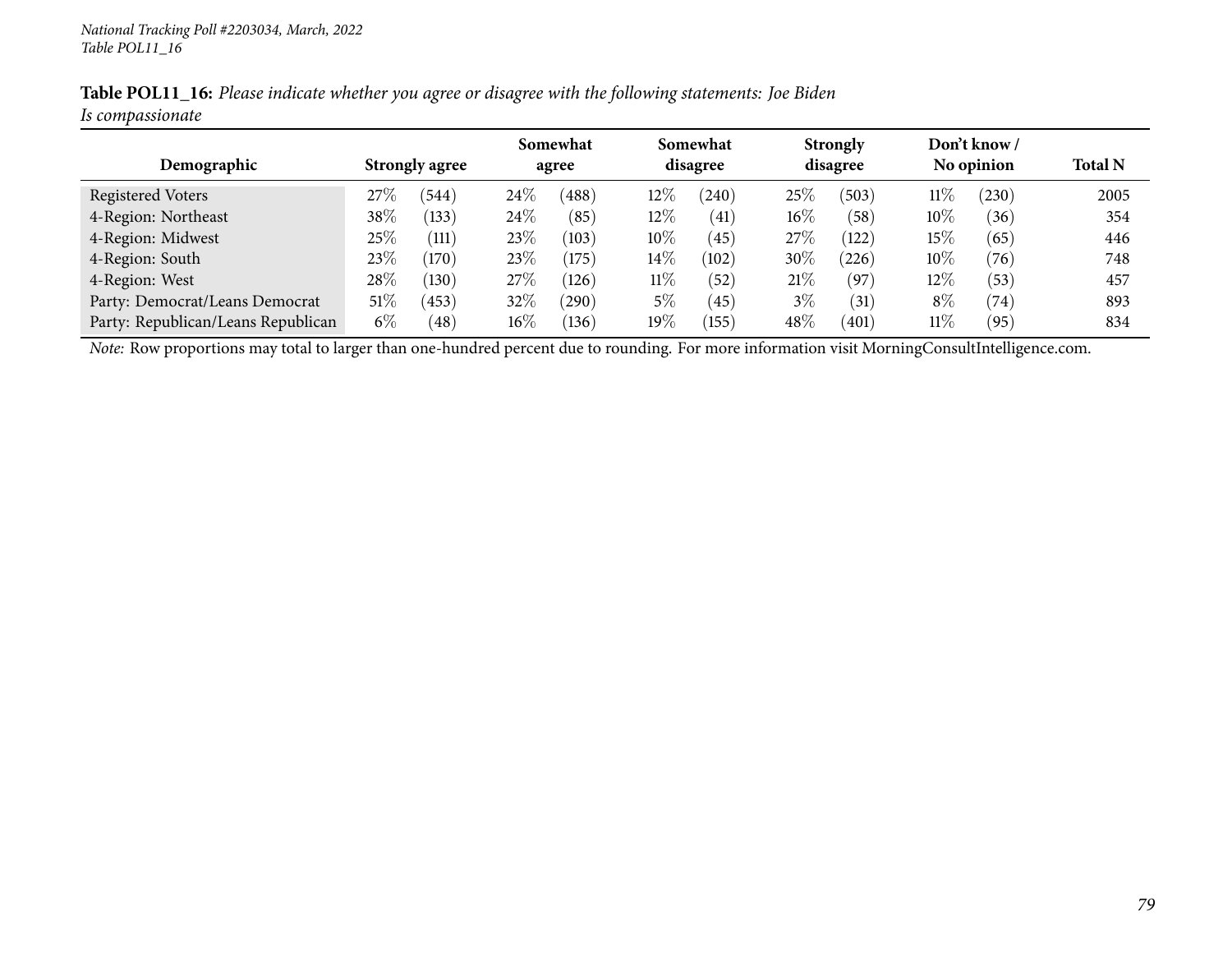**Table POL11_16:** *Please indicate whether you agree or disagree with the following statements: Joe Biden Is compassionate*

| Demographic | Strongly agree | | Somewhat agree | | Somewhat disagree | | Strongly disagree | | Don't know / No opinion | | Total N |
|---|---|---|---|---|---|---|---|---|---|---|---|
| Registered Voters | 27% | (544) | 24% | (488) | 12% | (240) | 25% | (503) | 11% | (230) | 2005 |
| 4-Region: Northeast | 38% | (133) | 24% | (85) | 12% | (41) | 16% | (58) | 10% | (36) | 354 |
| 4-Region: Midwest | 25% | (111) | 23% | (103) | 10% | (45) | 27% | (122) | 15% | (65) | 446 |
| 4-Region: South | 23% | (170) | 23% | (175) | 14% | (102) | 30% | (226) | 10% | (76) | 748 |
| 4-Region: West | 28% | (130) | 27% | (126) | 11% | (52) | 21% | (97) | 12% | (53) | 457 |
| Party: Democrat/Leans Democrat | 51% | (453) | 32% | (290) | 5% | (45) | 3% | (31) | 8% | (74) | 893 |
| Party: Republican/Leans Republican | 6% | (48) | 16% | (136) | 19% | (155) | 48% | (401) | 11% | (95) | 834 |

*Note:* Row proportions may total to larger than one-hundred percent due to rounding. For more information visit MorningConsultIntelligence.com.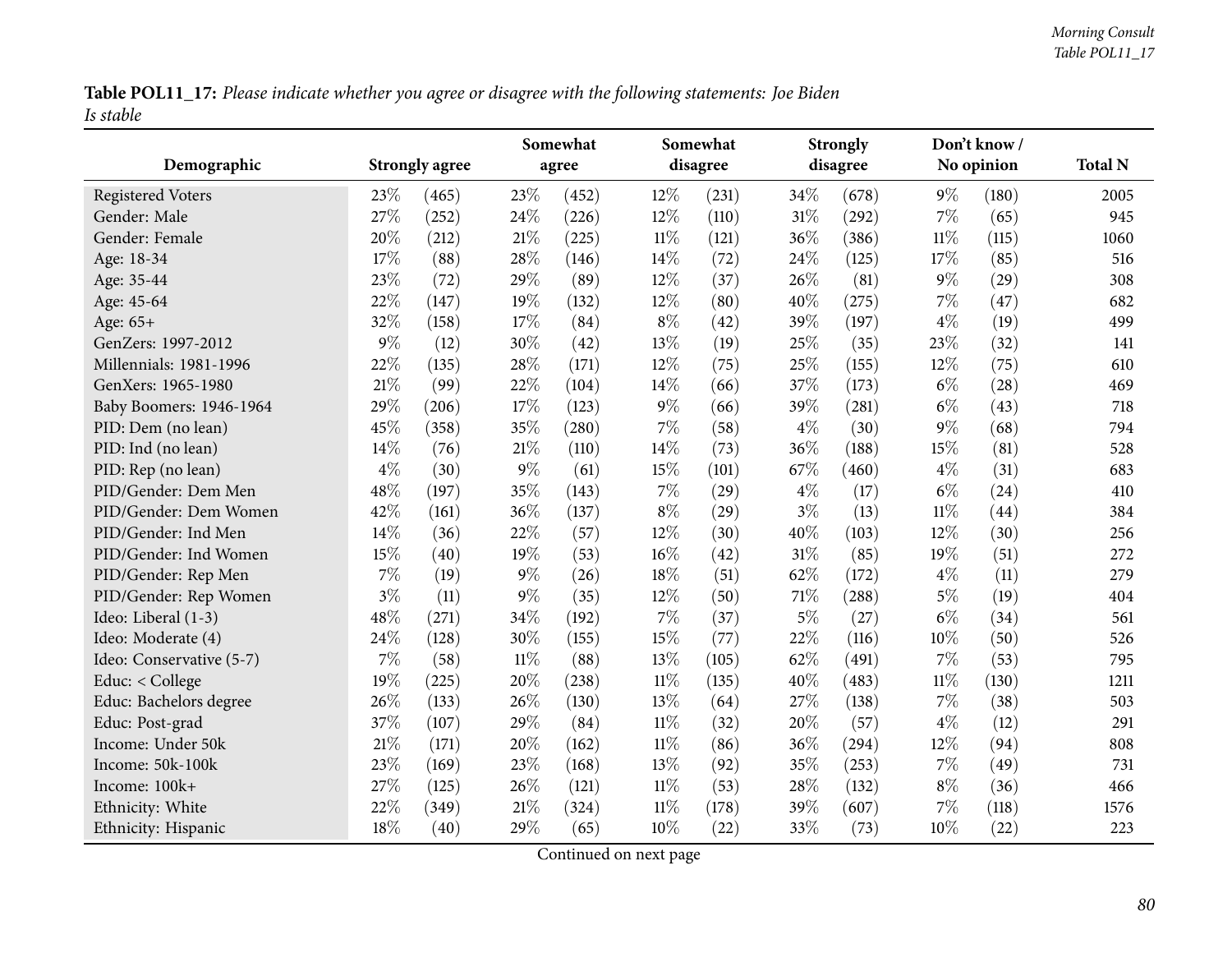**Table POL11_17:** *Please indicate whether you agree or disagree with the following statements: Joe Biden Is stable*

| Demographic | Strongly agree | | Somewhat agree | | Somewhat disagree | | Strongly disagree | | Don't know / No opinion | | Total N |
|---|---|---|---|---|---|---|---|---|---|---|---|
| Registered Voters | 23% | (465) | 23% | (452) | 12% | (231) | 34% | (678) | 9% | (180) | 2005 |
| Gender: Male | 27% | (252) | 24% | (226) | 12% | (110) | 31% | (292) | 7% | (65) | 945 |
| Gender: Female | 20% | (212) | 21% | (225) | 11% | (121) | 36% | (386) | 11% | (115) | 1060 |
| Age: 18-34 | 17% | (88) | 28% | (146) | 14% | (72) | 24% | (125) | 17% | (85) | 516 |
| Age: 35-44 | 23% | (72) | 29% | (89) | 12% | (37) | 26% | (81) | 9% | (29) | 308 |
| Age: 45-64 | 22% | (147) | 19% | (132) | 12% | (80) | 40% | (275) | 7% | (47) | 682 |
| Age: 65+ | 32% | (158) | 17% | (84) | 8% | (42) | 39% | (197) | 4% | (19) | 499 |
| GenZers: 1997-2012 | 9% | (12) | 30% | (42) | 13% | (19) | 25% | (35) | 23% | (32) | 141 |
| Millennials: 1981-1996 | 22% | (135) | 28% | (171) | 12% | (75) | 25% | (155) | 12% | (75) | 610 |
| GenXers: 1965-1980 | 21% | (99) | 22% | (104) | 14% | (66) | 37% | (173) | 6% | (28) | 469 |
| Baby Boomers: 1946-1964 | 29% | (206) | 17% | (123) | 9% | (66) | 39% | (281) | 6% | (43) | 718 |
| PID: Dem (no lean) | 45% | (358) | 35% | (280) | 7% | (58) | 4% | (30) | 9% | (68) | 794 |
| PID: Ind (no lean) | 14% | (76) | 21% | (110) | 14% | (73) | 36% | (188) | 15% | (81) | 528 |
| PID: Rep (no lean) | 4% | (30) | 9% | (61) | 15% | (101) | 67% | (460) | 4% | (31) | 683 |
| PID/Gender: Dem Men | 48% | (197) | 35% | (143) | 7% | (29) | 4% | (17) | 6% | (24) | 410 |
| PID/Gender: Dem Women | 42% | (161) | 36% | (137) | 8% | (29) | 3% | (13) | 11% | (44) | 384 |
| PID/Gender: Ind Men | 14% | (36) | 22% | (57) | 12% | (30) | 40% | (103) | 12% | (30) | 256 |
| PID/Gender: Ind Women | 15% | (40) | 19% | (53) | 16% | (42) | 31% | (85) | 19% | (51) | 272 |
| PID/Gender: Rep Men | 7% | (19) | 9% | (26) | 18% | (51) | 62% | (172) | 4% | (11) | 279 |
| PID/Gender: Rep Women | 3% | (11) | 9% | (35) | 12% | (50) | 71% | (288) | 5% | (19) | 404 |
| Ideo: Liberal (1-3) | 48% | (271) | 34% | (192) | 7% | (37) | 5% | (27) | 6% | (34) | 561 |
| Ideo: Moderate (4) | 24% | (128) | 30% | (155) | 15% | (77) | 22% | (116) | 10% | (50) | 526 |
| Ideo: Conservative (5-7) | 7% | (58) | 11% | (88) | 13% | (105) | 62% | (491) | 7% | (53) | 795 |
| Educ: < College | 19% | (225) | 20% | (238) | 11% | (135) | 40% | (483) | 11% | (130) | 1211 |
| Educ: Bachelors degree | 26% | (133) | 26% | (130) | 13% | (64) | 27% | (138) | 7% | (38) | 503 |
| Educ: Post-grad | 37% | (107) | 29% | (84) | 11% | (32) | 20% | (57) | 4% | (12) | 291 |
| Income: Under 50k | 21% | (171) | 20% | (162) | 11% | (86) | 36% | (294) | 12% | (94) | 808 |
| Income: 50k-100k | 23% | (169) | 23% | (168) | 13% | (92) | 35% | (253) | 7% | (49) | 731 |
| Income: 100k+ | 27% | (125) | 26% | (121) | 11% | (53) | 28% | (132) | 8% | (36) | 466 |
| Ethnicity: White | 22% | (349) | 21% | (324) | 11% | (178) | 39% | (607) | 7% | (118) | 1576 |
| Ethnicity: Hispanic | 18% | (40) | 29% | (65) | 10% | (22) | 33% | (73) | 10% | (22) | 223 |

Continued on next page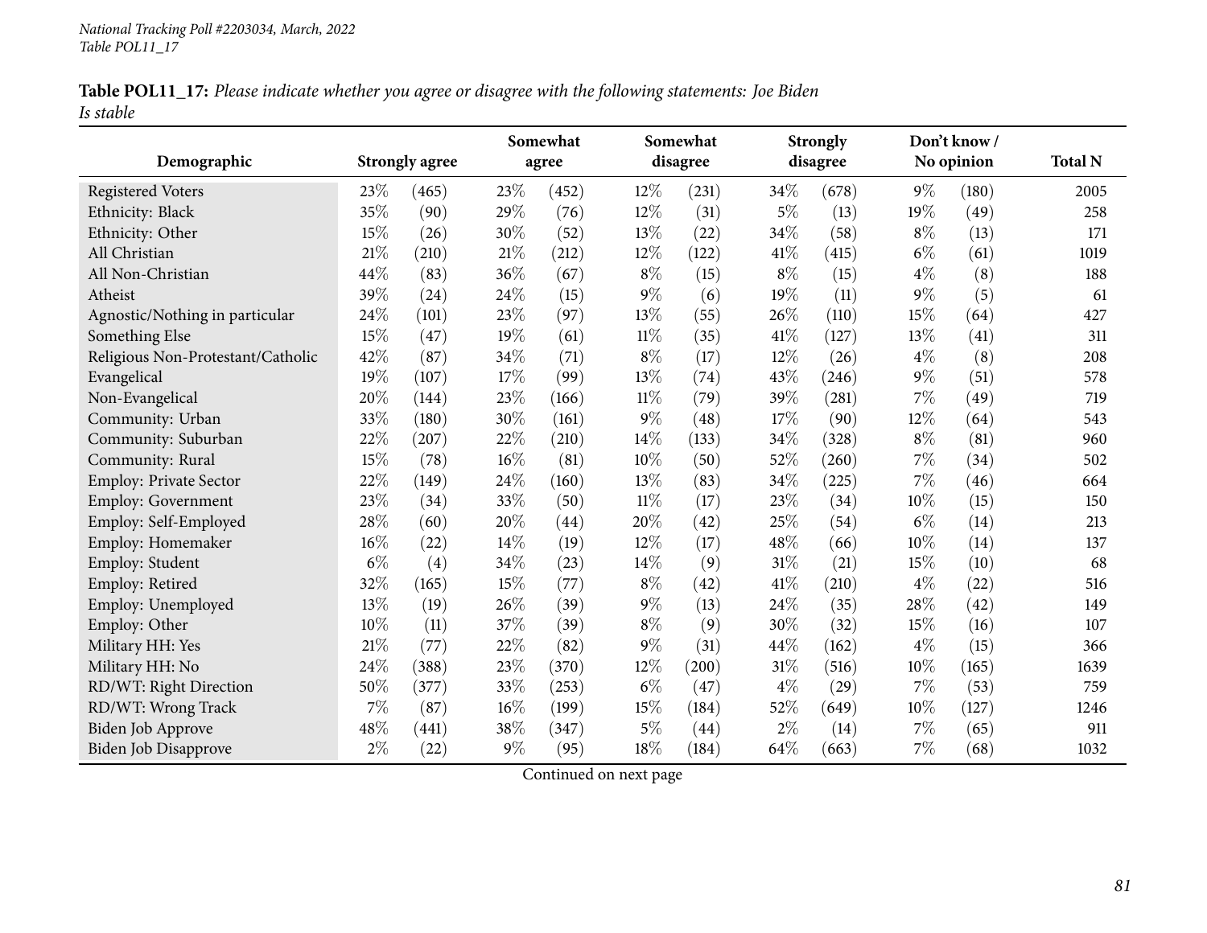**Table POL11_17:** *Please indicate whether you agree or disagree with the following statements: Joe Biden Is stable*

| Demographic | Strongly agree | | Somewhat agree | | Somewhat disagree | | Strongly disagree | | Don't know / No opinion | | Total N |
|---|---|---|---|---|---|---|---|---|---|---|---|
| Registered Voters | 23% | (465) | 23% | (452) | 12% | (231) | 34% | (678) | 9% | (180) | 2005 |
| Ethnicity: Black | 35% | (90) | 29% | (76) | 12% | (31) | 5% | (13) | 19% | (49) | 258 |
| Ethnicity: Other | 15% | (26) | 30% | (52) | 13% | (22) | 34% | (58) | 8% | (13) | 171 |
| All Christian | 21% | (210) | 21% | (212) | 12% | (122) | 41% | (415) | 6% | (61) | 1019 |
| All Non-Christian | 44% | (83) | 36% | (67) | 8% | (15) | 8% | (15) | 4% | (8) | 188 |
| Atheist | 39% | (24) | 24% | (15) | 9% | (6) | 19% | (11) | 9% | (5) | 61 |
| Agnostic/Nothing in particular | 24% | (101) | 23% | (97) | 13% | (55) | 26% | (110) | 15% | (64) | 427 |
| Something Else | 15% | (47) | 19% | (61) | 11% | (35) | 41% | (127) | 13% | (41) | 311 |
| Religious Non-Protestant/Catholic | 42% | (87) | 34% | (71) | 8% | (17) | 12% | (26) | 4% | (8) | 208 |
| Evangelical | 19% | (107) | 17% | (99) | 13% | (74) | 43% | (246) | 9% | (51) | 578 |
| Non-Evangelical | 20% | (144) | 23% | (166) | 11% | (79) | 39% | (281) | 7% | (49) | 719 |
| Community: Urban | 33% | (180) | 30% | (161) | 9% | (48) | 17% | (90) | 12% | (64) | 543 |
| Community: Suburban | 22% | (207) | 22% | (210) | 14% | (133) | 34% | (328) | 8% | (81) | 960 |
| Community: Rural | 15% | (78) | 16% | (81) | 10% | (50) | 52% | (260) | 7% | (34) | 502 |
| Employ: Private Sector | 22% | (149) | 24% | (160) | 13% | (83) | 34% | (225) | 7% | (46) | 664 |
| Employ: Government | 23% | (34) | 33% | (50) | 11% | (17) | 23% | (34) | 10% | (15) | 150 |
| Employ: Self-Employed | 28% | (60) | 20% | (44) | 20% | (42) | 25% | (54) | 6% | (14) | 213 |
| Employ: Homemaker | 16% | (22) | 14% | (19) | 12% | (17) | 48% | (66) | 10% | (14) | 137 |
| Employ: Student | 6% | (4) | 34% | (23) | 14% | (9) | 31% | (21) | 15% | (10) | 68 |
| Employ: Retired | 32% | (165) | 15% | (77) | 8% | (42) | 41% | (210) | 4% | (22) | 516 |
| Employ: Unemployed | 13% | (19) | 26% | (39) | 9% | (13) | 24% | (35) | 28% | (42) | 149 |
| Employ: Other | 10% | (11) | 37% | (39) | 8% | (9) | 30% | (32) | 15% | (16) | 107 |
| Military HH: Yes | 21% | (77) | 22% | (82) | 9% | (31) | 44% | (162) | 4% | (15) | 366 |
| Military HH: No | 24% | (388) | 23% | (370) | 12% | (200) | 31% | (516) | 10% | (165) | 1639 |
| RD/WT: Right Direction | 50% | (377) | 33% | (253) | 6% | (47) | 4% | (29) | 7% | (53) | 759 |
| RD/WT: Wrong Track | 7% | (87) | 16% | (199) | 15% | (184) | 52% | (649) | 10% | (127) | 1246 |
| Biden Job Approve | 48% | (441) | 38% | (347) | 5% | (44) | 2% | (14) | 7% | (65) | 911 |
| Biden Job Disapprove | 2% | (22) | 9% | (95) | 18% | (184) | 64% | (663) | 7% | (68) | 1032 |

Continued on next page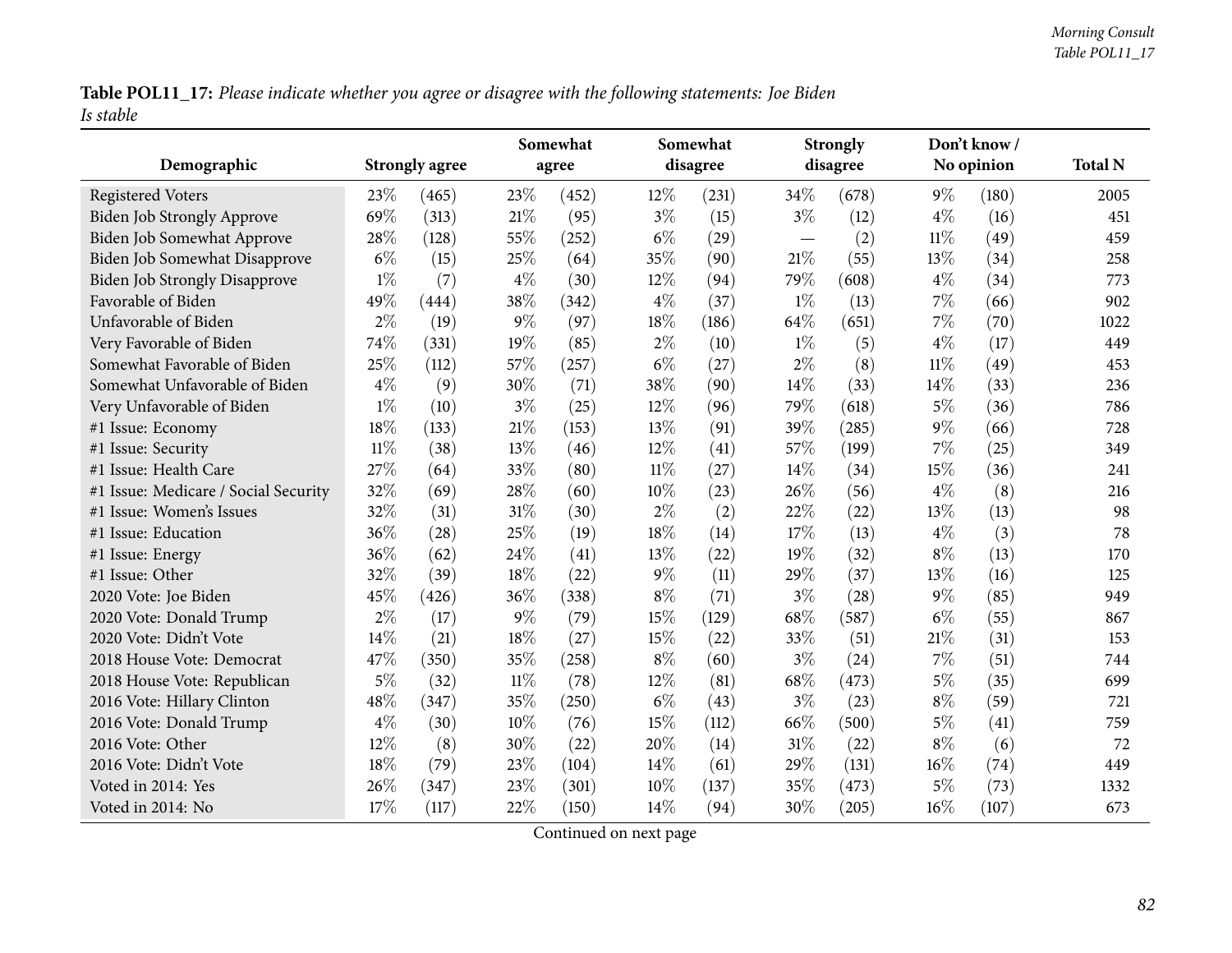**Table POL11_17:** *Please indicate whether you agree or disagree with the following statements: Joe Biden Is stable*

| Demographic | Strongly agree | | Somewhat agree | | Somewhat disagree | | Strongly disagree | | Don't know / No opinion | | Total N |
|---|---|---|---|---|---|---|---|---|---|---|---|
| Registered Voters | 23% | (465) | 23% | (452) | 12% | (231) | 34% | (678) | 9% | (180) | 2005 |
| Biden Job Strongly Approve | 69% | (313) | 21% | (95) | 3% | (15) | 3% | (12) | 4% | (16) | 451 |
| Biden Job Somewhat Approve | 28% | (128) | 55% | (252) | 6% | (29) | — | (2) | 11% | (49) | 459 |
| Biden Job Somewhat Disapprove | 6% | (15) | 25% | (64) | 35% | (90) | 21% | (55) | 13% | (34) | 258 |
| Biden Job Strongly Disapprove | 1% | (7) | 4% | (30) | 12% | (94) | 79% | (608) | 4% | (34) | 773 |
| Favorable of Biden | 49% | (444) | 38% | (342) | 4% | (37) | 1% | (13) | 7% | (66) | 902 |
| Unfavorable of Biden | 2% | (19) | 9% | (97) | 18% | (186) | 64% | (651) | 7% | (70) | 1022 |
| Very Favorable of Biden | 74% | (331) | 19% | (85) | 2% | (10) | 1% | (5) | 4% | (17) | 449 |
| Somewhat Favorable of Biden | 25% | (112) | 57% | (257) | 6% | (27) | 2% | (8) | 11% | (49) | 453 |
| Somewhat Unfavorable of Biden | 4% | (9) | 30% | (71) | 38% | (90) | 14% | (33) | 14% | (33) | 236 |
| Very Unfavorable of Biden | 1% | (10) | 3% | (25) | 12% | (96) | 79% | (618) | 5% | (36) | 786 |
| #1 Issue: Economy | 18% | (133) | 21% | (153) | 13% | (91) | 39% | (285) | 9% | (66) | 728 |
| #1 Issue: Security | 11% | (38) | 13% | (46) | 12% | (41) | 57% | (199) | 7% | (25) | 349 |
| #1 Issue: Health Care | 27% | (64) | 33% | (80) | 11% | (27) | 14% | (34) | 15% | (36) | 241 |
| #1 Issue: Medicare / Social Security | 32% | (69) | 28% | (60) | 10% | (23) | 26% | (56) | 4% | (8) | 216 |
| #1 Issue: Women's Issues | 32% | (31) | 31% | (30) | 2% | (2) | 22% | (22) | 13% | (13) | 98 |
| #1 Issue: Education | 36% | (28) | 25% | (19) | 18% | (14) | 17% | (13) | 4% | (3) | 78 |
| #1 Issue: Energy | 36% | (62) | 24% | (41) | 13% | (22) | 19% | (32) | 8% | (13) | 170 |
| #1 Issue: Other | 32% | (39) | 18% | (22) | 9% | (11) | 29% | (37) | 13% | (16) | 125 |
| 2020 Vote: Joe Biden | 45% | (426) | 36% | (338) | 8% | (71) | 3% | (28) | 9% | (85) | 949 |
| 2020 Vote: Donald Trump | 2% | (17) | 9% | (79) | 15% | (129) | 68% | (587) | 6% | (55) | 867 |
| 2020 Vote: Didn't Vote | 14% | (21) | 18% | (27) | 15% | (22) | 33% | (51) | 21% | (31) | 153 |
| 2018 House Vote: Democrat | 47% | (350) | 35% | (258) | 8% | (60) | 3% | (24) | 7% | (51) | 744 |
| 2018 House Vote: Republican | 5% | (32) | 11% | (78) | 12% | (81) | 68% | (473) | 5% | (35) | 699 |
| 2016 Vote: Hillary Clinton | 48% | (347) | 35% | (250) | 6% | (43) | 3% | (23) | 8% | (59) | 721 |
| 2016 Vote: Donald Trump | 4% | (30) | 10% | (76) | 15% | (112) | 66% | (500) | 5% | (41) | 759 |
| 2016 Vote: Other | 12% | (8) | 30% | (22) | 20% | (14) | 31% | (22) | 8% | (6) | 72 |
| 2016 Vote: Didn't Vote | 18% | (79) | 23% | (104) | 14% | (61) | 29% | (131) | 16% | (74) | 449 |
| Voted in 2014: Yes | 26% | (347) | 23% | (301) | 10% | (137) | 35% | (473) | 5% | (73) | 1332 |
| Voted in 2014: No | 17% | (117) | 22% | (150) | 14% | (94) | 30% | (205) | 16% | (107) | 673 |

Continued on next page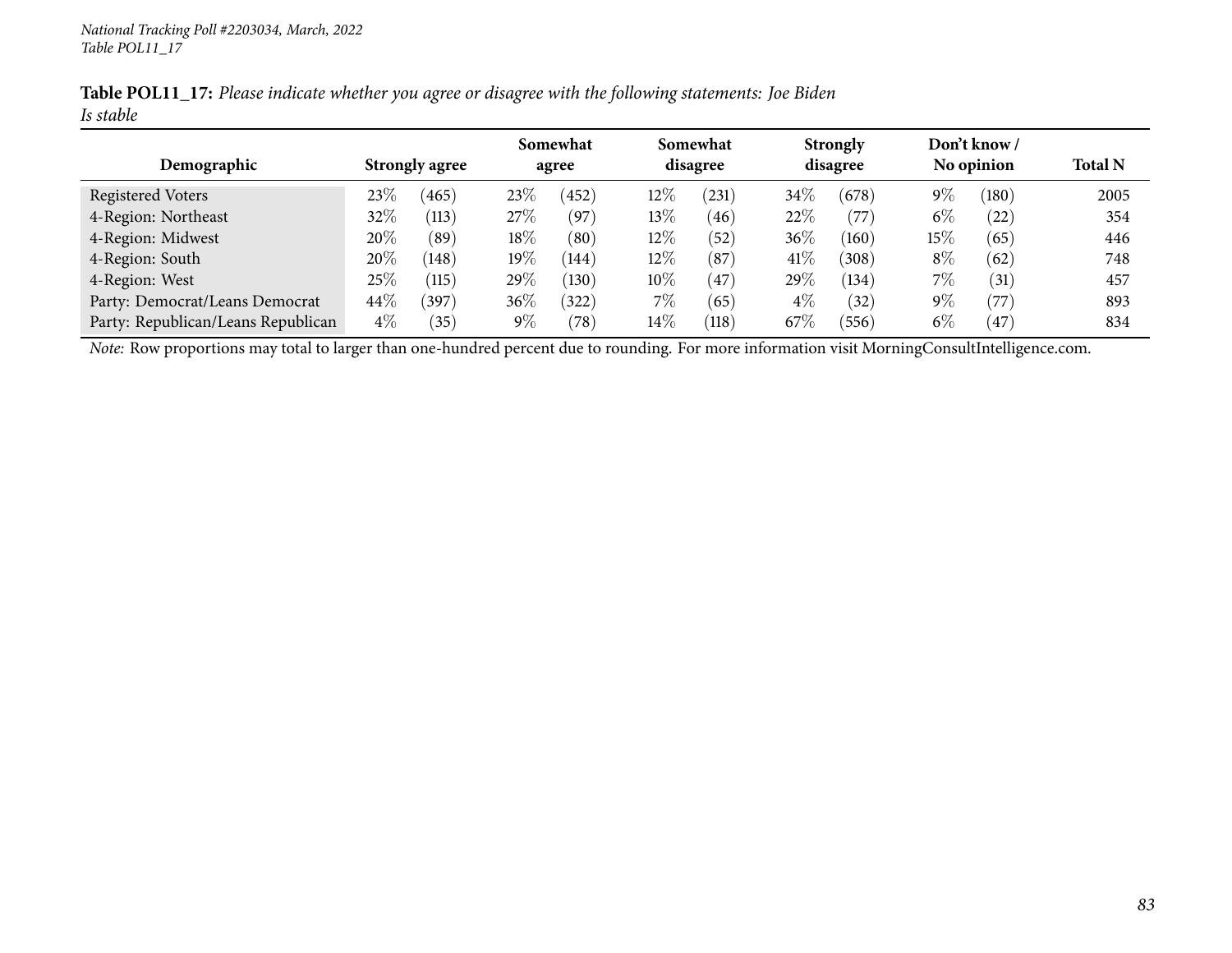**Table POL11_17:** *Please indicate whether you agree or disagree with the following statements: Joe Biden Is stable*

| Demographic | Strongly agree | | Somewhat agree | | Somewhat disagree | | Strongly disagree | | Don't know / No opinion | | Total N |
|---|---|---|---|---|---|---|---|---|---|---|---|
| Registered Voters | 23% | (465) | 23% | (452) | 12% | (231) | 34% | (678) | 9% | (180) | 2005 |
| 4-Region: Northeast | 32% | (113) | 27% | (97) | 13% | (46) | 22% | (77) | 6% | (22) | 354 |
| 4-Region: Midwest | 20% | (89) | 18% | (80) | 12% | (52) | 36% | (160) | 15% | (65) | 446 |
| 4-Region: South | 20% | (148) | 19% | (144) | 12% | (87) | 41% | (308) | 8% | (62) | 748 |
| 4-Region: West | 25% | (115) | 29% | (130) | 10% | (47) | 29% | (134) | 7% | (31) | 457 |
| Party: Democrat/Leans Democrat | 44% | (397) | 36% | (322) | 7% | (65) | 4% | (32) | 9% | (77) | 893 |
| Party: Republican/Leans Republican | 4% | (35) | 9% | (78) | 14% | (118) | 67% | (556) | 6% | (47) | 834 |

*Note:* Row proportions may total to larger than one-hundred percent due to rounding. For more information visit MorningConsultIntelligence.com.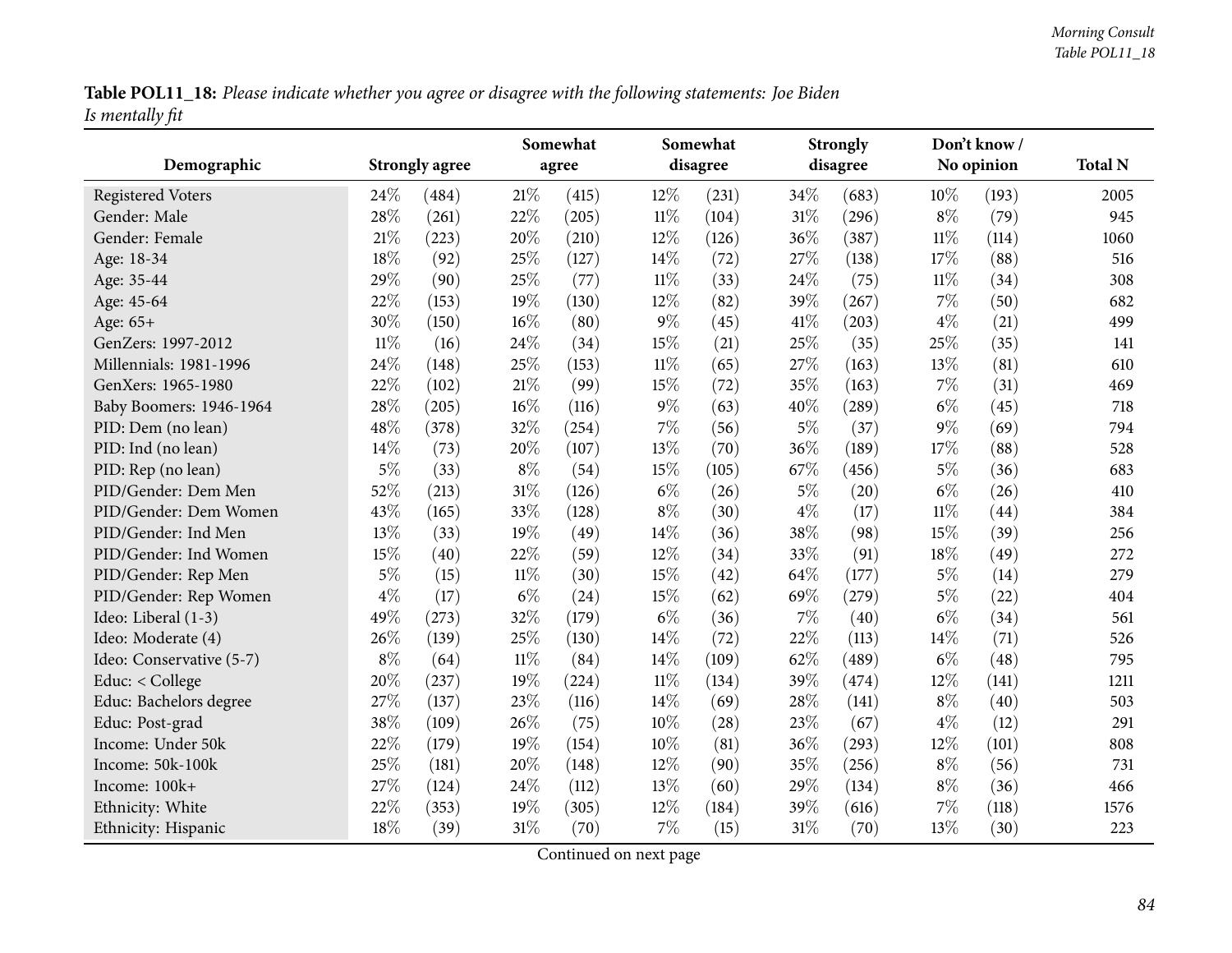**Table POL11_18:** *Please indicate whether you agree or disagree with the following statements: Joe Biden Is mentally fit*

| Demographic | Strongly agree | | Somewhat agree | | Somewhat disagree | | Strongly disagree | | Don't know / No opinion | | Total N |
|---|---|---|---|---|---|---|---|---|---|---|---|
| Registered Voters | 24% | (484) | 21% | (415) | 12% | (231) | 34% | (683) | 10% | (193) | 2005 |
| Gender: Male | 28% | (261) | 22% | (205) | 11% | (104) | 31% | (296) | 8% | (79) | 945 |
| Gender: Female | 21% | (223) | 20% | (210) | 12% | (126) | 36% | (387) | 11% | (114) | 1060 |
| Age: 18-34 | 18% | (92) | 25% | (127) | 14% | (72) | 27% | (138) | 17% | (88) | 516 |
| Age: 35-44 | 29% | (90) | 25% | (77) | 11% | (33) | 24% | (75) | 11% | (34) | 308 |
| Age: 45-64 | 22% | (153) | 19% | (130) | 12% | (82) | 39% | (267) | 7% | (50) | 682 |
| Age: 65+ | 30% | (150) | 16% | (80) | 9% | (45) | 41% | (203) | 4% | (21) | 499 |
| GenZers: 1997-2012 | 11% | (16) | 24% | (34) | 15% | (21) | 25% | (35) | 25% | (35) | 141 |
| Millennials: 1981-1996 | 24% | (148) | 25% | (153) | 11% | (65) | 27% | (163) | 13% | (81) | 610 |
| GenXers: 1965-1980 | 22% | (102) | 21% | (99) | 15% | (72) | 35% | (163) | 7% | (31) | 469 |
| Baby Boomers: 1946-1964 | 28% | (205) | 16% | (116) | 9% | (63) | 40% | (289) | 6% | (45) | 718 |
| PID: Dem (no lean) | 48% | (378) | 32% | (254) | 7% | (56) | 5% | (37) | 9% | (69) | 794 |
| PID: Ind (no lean) | 14% | (73) | 20% | (107) | 13% | (70) | 36% | (189) | 17% | (88) | 528 |
| PID: Rep (no lean) | 5% | (33) | 8% | (54) | 15% | (105) | 67% | (456) | 5% | (36) | 683 |
| PID/Gender: Dem Men | 52% | (213) | 31% | (126) | 6% | (26) | 5% | (20) | 6% | (26) | 410 |
| PID/Gender: Dem Women | 43% | (165) | 33% | (128) | 8% | (30) | 4% | (17) | 11% | (44) | 384 |
| PID/Gender: Ind Men | 13% | (33) | 19% | (49) | 14% | (36) | 38% | (98) | 15% | (39) | 256 |
| PID/Gender: Ind Women | 15% | (40) | 22% | (59) | 12% | (34) | 33% | (91) | 18% | (49) | 272 |
| PID/Gender: Rep Men | 5% | (15) | 11% | (30) | 15% | (42) | 64% | (177) | 5% | (14) | 279 |
| PID/Gender: Rep Women | 4% | (17) | 6% | (24) | 15% | (62) | 69% | (279) | 5% | (22) | 404 |
| Ideo: Liberal (1-3) | 49% | (273) | 32% | (179) | 6% | (36) | 7% | (40) | 6% | (34) | 561 |
| Ideo: Moderate (4) | 26% | (139) | 25% | (130) | 14% | (72) | 22% | (113) | 14% | (71) | 526 |
| Ideo: Conservative (5-7) | 8% | (64) | 11% | (84) | 14% | (109) | 62% | (489) | 6% | (48) | 795 |
| Educ: < College | 20% | (237) | 19% | (224) | 11% | (134) | 39% | (474) | 12% | (141) | 1211 |
| Educ: Bachelors degree | 27% | (137) | 23% | (116) | 14% | (69) | 28% | (141) | 8% | (40) | 503 |
| Educ: Post-grad | 38% | (109) | 26% | (75) | 10% | (28) | 23% | (67) | 4% | (12) | 291 |
| Income: Under 50k | 22% | (179) | 19% | (154) | 10% | (81) | 36% | (293) | 12% | (101) | 808 |
| Income: 50k-100k | 25% | (181) | 20% | (148) | 12% | (90) | 35% | (256) | 8% | (56) | 731 |
| Income: 100k+ | 27% | (124) | 24% | (112) | 13% | (60) | 29% | (134) | 8% | (36) | 466 |
| Ethnicity: White | 22% | (353) | 19% | (305) | 12% | (184) | 39% | (616) | 7% | (118) | 1576 |
| Ethnicity: Hispanic | 18% | (39) | 31% | (70) | 7% | (15) | 31% | (70) | 13% | (30) | 223 |

Continued on next page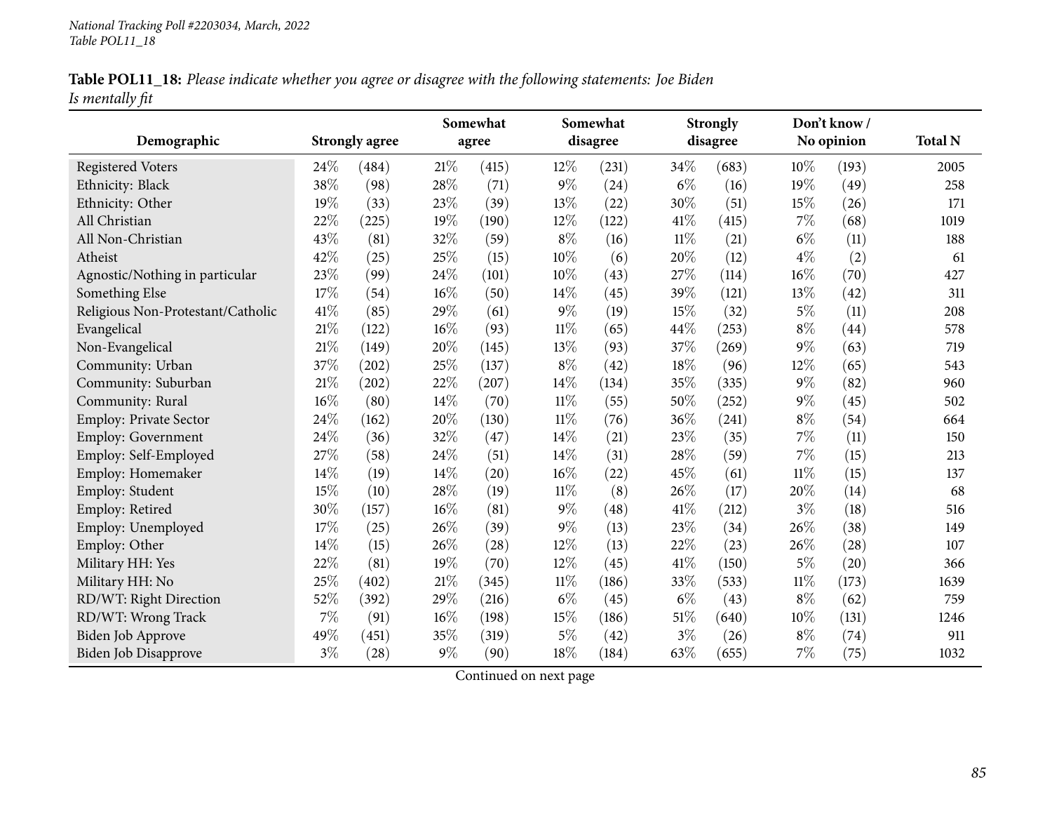**Table POL11_18:** *Please indicate whether you agree or disagree with the following statements: Joe Biden Is mentally fit*

| Demographic | Strongly agree | | Somewhat agree | | Somewhat disagree | | Strongly disagree | | Don't know / No opinion | | Total N |
|---|---|---|---|---|---|---|---|---|---|---|---|
| Registered Voters | 24% | (484) | 21% | (415) | 12% | (231) | 34% | (683) | 10% | (193) | 2005 |
| Ethnicity: Black | 38% | (98) | 28% | (71) | 9% | (24) | 6% | (16) | 19% | (49) | 258 |
| Ethnicity: Other | 19% | (33) | 23% | (39) | 13% | (22) | 30% | (51) | 15% | (26) | 171 |
| All Christian | 22% | (225) | 19% | (190) | 12% | (122) | 41% | (415) | 7% | (68) | 1019 |
| All Non-Christian | 43% | (81) | 32% | (59) | 8% | (16) | 11% | (21) | 6% | (11) | 188 |
| Atheist | 42% | (25) | 25% | (15) | 10% | (6) | 20% | (12) | 4% | (2) | 61 |
| Agnostic/Nothing in particular | 23% | (99) | 24% | (101) | 10% | (43) | 27% | (114) | 16% | (70) | 427 |
| Something Else | 17% | (54) | 16% | (50) | 14% | (45) | 39% | (121) | 13% | (42) | 311 |
| Religious Non-Protestant/Catholic | 41% | (85) | 29% | (61) | 9% | (19) | 15% | (32) | 5% | (11) | 208 |
| Evangelical | 21% | (122) | 16% | (93) | 11% | (65) | 44% | (253) | 8% | (44) | 578 |
| Non-Evangelical | 21% | (149) | 20% | (145) | 13% | (93) | 37% | (269) | 9% | (63) | 719 |
| Community: Urban | 37% | (202) | 25% | (137) | 8% | (42) | 18% | (96) | 12% | (65) | 543 |
| Community: Suburban | 21% | (202) | 22% | (207) | 14% | (134) | 35% | (335) | 9% | (82) | 960 |
| Community: Rural | 16% | (80) | 14% | (70) | 11% | (55) | 50% | (252) | 9% | (45) | 502 |
| Employ: Private Sector | 24% | (162) | 20% | (130) | 11% | (76) | 36% | (241) | 8% | (54) | 664 |
| Employ: Government | 24% | (36) | 32% | (47) | 14% | (21) | 23% | (35) | 7% | (11) | 150 |
| Employ: Self-Employed | 27% | (58) | 24% | (51) | 14% | (31) | 28% | (59) | 7% | (15) | 213 |
| Employ: Homemaker | 14% | (19) | 14% | (20) | 16% | (22) | 45% | (61) | 11% | (15) | 137 |
| Employ: Student | 15% | (10) | 28% | (19) | 11% | (8) | 26% | (17) | 20% | (14) | 68 |
| Employ: Retired | 30% | (157) | 16% | (81) | 9% | (48) | 41% | (212) | 3% | (18) | 516 |
| Employ: Unemployed | 17% | (25) | 26% | (39) | 9% | (13) | 23% | (34) | 26% | (38) | 149 |
| Employ: Other | 14% | (15) | 26% | (28) | 12% | (13) | 22% | (23) | 26% | (28) | 107 |
| Military HH: Yes | 22% | (81) | 19% | (70) | 12% | (45) | 41% | (150) | 5% | (20) | 366 |
| Military HH: No | 25% | (402) | 21% | (345) | 11% | (186) | 33% | (533) | 11% | (173) | 1639 |
| RD/WT: Right Direction | 52% | (392) | 29% | (216) | 6% | (45) | 6% | (43) | 8% | (62) | 759 |
| RD/WT: Wrong Track | 7% | (91) | 16% | (198) | 15% | (186) | 51% | (640) | 10% | (131) | 1246 |
| Biden Job Approve | 49% | (451) | 35% | (319) | 5% | (42) | 3% | (26) | 8% | (74) | 911 |
| Biden Job Disapprove | 3% | (28) | 9% | (90) | 18% | (184) | 63% | (655) | 7% | (75) | 1032 |

Continued on next page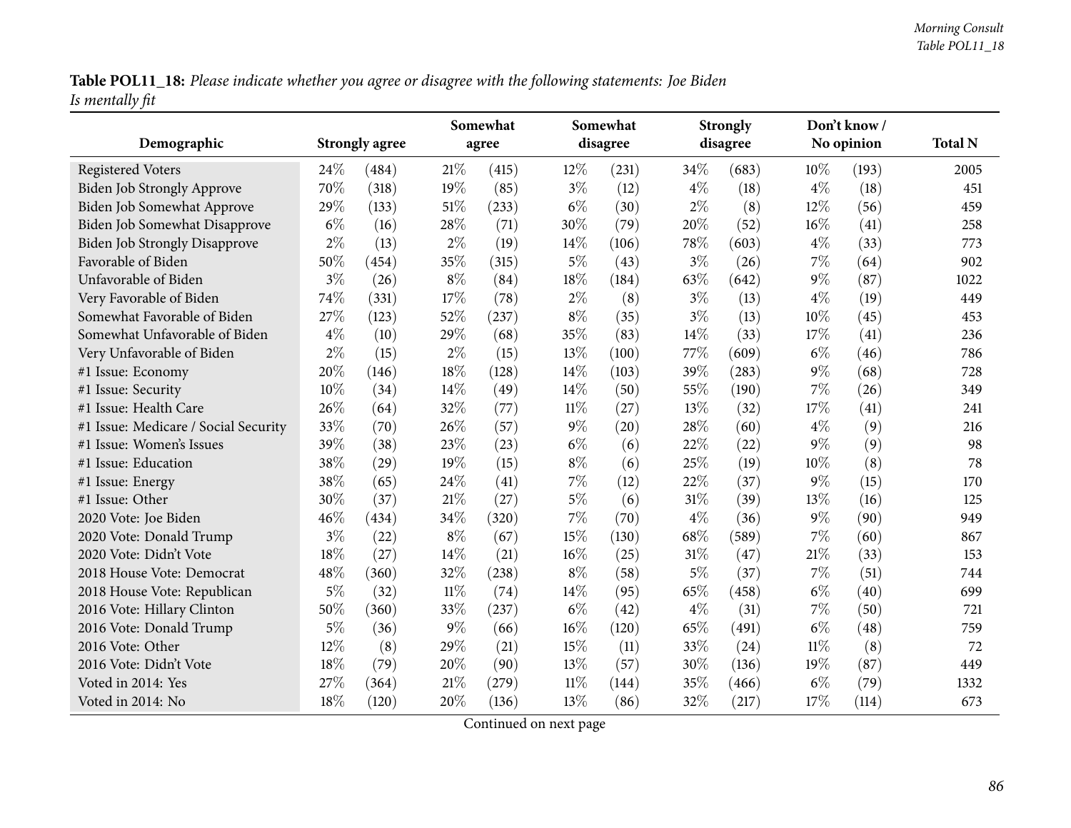**Table POL11_18:** *Please indicate whether you agree or disagree with the following statements: Joe Biden Is mentally fit*

| Demographic | Strongly agree | | Somewhat agree | | Somewhat disagree | | Strongly disagree | | Don't know / No opinion | | Total N |
|---|---|---|---|---|---|---|---|---|---|---|---|
| Registered Voters | 24% | (484) | 21% | (415) | 12% | (231) | 34% | (683) | 10% | (193) | 2005 |
| Biden Job Strongly Approve | 70% | (318) | 19% | (85) | 3% | (12) | 4% | (18) | 4% | (18) | 451 |
| Biden Job Somewhat Approve | 29% | (133) | 51% | (233) | 6% | (30) | 2% | (8) | 12% | (56) | 459 |
| Biden Job Somewhat Disapprove | 6% | (16) | 28% | (71) | 30% | (79) | 20% | (52) | 16% | (41) | 258 |
| Biden Job Strongly Disapprove | 2% | (13) | 2% | (19) | 14% | (106) | 78% | (603) | 4% | (33) | 773 |
| Favorable of Biden | 50% | (454) | 35% | (315) | 5% | (43) | 3% | (26) | 7% | (64) | 902 |
| Unfavorable of Biden | 3% | (26) | 8% | (84) | 18% | (184) | 63% | (642) | 9% | (87) | 1022 |
| Very Favorable of Biden | 74% | (331) | 17% | (78) | 2% | (8) | 3% | (13) | 4% | (19) | 449 |
| Somewhat Favorable of Biden | 27% | (123) | 52% | (237) | 8% | (35) | 3% | (13) | 10% | (45) | 453 |
| Somewhat Unfavorable of Biden | 4% | (10) | 29% | (68) | 35% | (83) | 14% | (33) | 17% | (41) | 236 |
| Very Unfavorable of Biden | 2% | (15) | 2% | (15) | 13% | (100) | 77% | (609) | 6% | (46) | 786 |
| #1 Issue: Economy | 20% | (146) | 18% | (128) | 14% | (103) | 39% | (283) | 9% | (68) | 728 |
| #1 Issue: Security | 10% | (34) | 14% | (49) | 14% | (50) | 55% | (190) | 7% | (26) | 349 |
| #1 Issue: Health Care | 26% | (64) | 32% | (77) | 11% | (27) | 13% | (32) | 17% | (41) | 241 |
| #1 Issue: Medicare / Social Security | 33% | (70) | 26% | (57) | 9% | (20) | 28% | (60) | 4% | (9) | 216 |
| #1 Issue: Women's Issues | 39% | (38) | 23% | (23) | 6% | (6) | 22% | (22) | 9% | (9) | 98 |
| #1 Issue: Education | 38% | (29) | 19% | (15) | 8% | (6) | 25% | (19) | 10% | (8) | 78 |
| #1 Issue: Energy | 38% | (65) | 24% | (41) | 7% | (12) | 22% | (37) | 9% | (15) | 170 |
| #1 Issue: Other | 30% | (37) | 21% | (27) | 5% | (6) | 31% | (39) | 13% | (16) | 125 |
| 2020 Vote: Joe Biden | 46% | (434) | 34% | (320) | 7% | (70) | 4% | (36) | 9% | (90) | 949 |
| 2020 Vote: Donald Trump | 3% | (22) | 8% | (67) | 15% | (130) | 68% | (589) | 7% | (60) | 867 |
| 2020 Vote: Didn't Vote | 18% | (27) | 14% | (21) | 16% | (25) | 31% | (47) | 21% | (33) | 153 |
| 2018 House Vote: Democrat | 48% | (360) | 32% | (238) | 8% | (58) | 5% | (37) | 7% | (51) | 744 |
| 2018 House Vote: Republican | 5% | (32) | 11% | (74) | 14% | (95) | 65% | (458) | 6% | (40) | 699 |
| 2016 Vote: Hillary Clinton | 50% | (360) | 33% | (237) | 6% | (42) | 4% | (31) | 7% | (50) | 721 |
| 2016 Vote: Donald Trump | 5% | (36) | 9% | (66) | 16% | (120) | 65% | (491) | 6% | (48) | 759 |
| 2016 Vote: Other | 12% | (8) | 29% | (21) | 15% | (11) | 33% | (24) | 11% | (8) | 72 |
| 2016 Vote: Didn't Vote | 18% | (79) | 20% | (90) | 13% | (57) | 30% | (136) | 19% | (87) | 449 |
| Voted in 2014: Yes | 27% | (364) | 21% | (279) | 11% | (144) | 35% | (466) | 6% | (79) | 1332 |
| Voted in 2014: No | 18% | (120) | 20% | (136) | 13% | (86) | 32% | (217) | 17% | (114) | 673 |

Continued on next page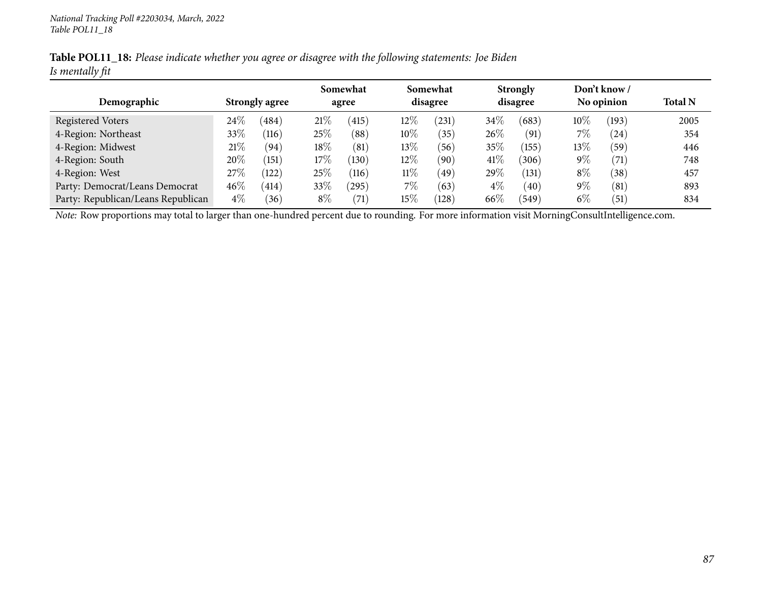**Table POL11_18:** *Please indicate whether you agree or disagree with the following statements: Joe Biden Is mentally fit*

| Demographic | Strongly agree | | Somewhat agree | | Somewhat disagree | | Strongly disagree | | Don't know / No opinion | | Total N |
|---|---|---|---|---|---|---|---|---|---|---|---|
| Registered Voters | 24% | (484) | 21% | (415) | 12% | (231) | 34% | (683) | 10% | (193) | 2005 |
| 4-Region: Northeast | 33% | (116) | 25% | (88) | 10% | (35) | 26% | (91) | 7% | (24) | 354 |
| 4-Region: Midwest | 21% | (94) | 18% | (81) | 13% | (56) | 35% | (155) | 13% | (59) | 446 |
| 4-Region: South | 20% | (151) | 17% | (130) | 12% | (90) | 41% | (306) | 9% | (71) | 748 |
| 4-Region: West | 27% | (122) | 25% | (116) | 11% | (49) | 29% | (131) | 8% | (38) | 457 |
| Party: Democrat/Leans Democrat | 46% | (414) | 33% | (295) | 7% | (63) | 4% | (40) | 9% | (81) | 893 |
| Party: Republican/Leans Republican | 4% | (36) | 8% | (71) | 15% | (128) | 66% | (549) | 6% | (51) | 834 |

*Note:* Row proportions may total to larger than one-hundred percent due to rounding. For more information visit MorningConsultIntelligence.com.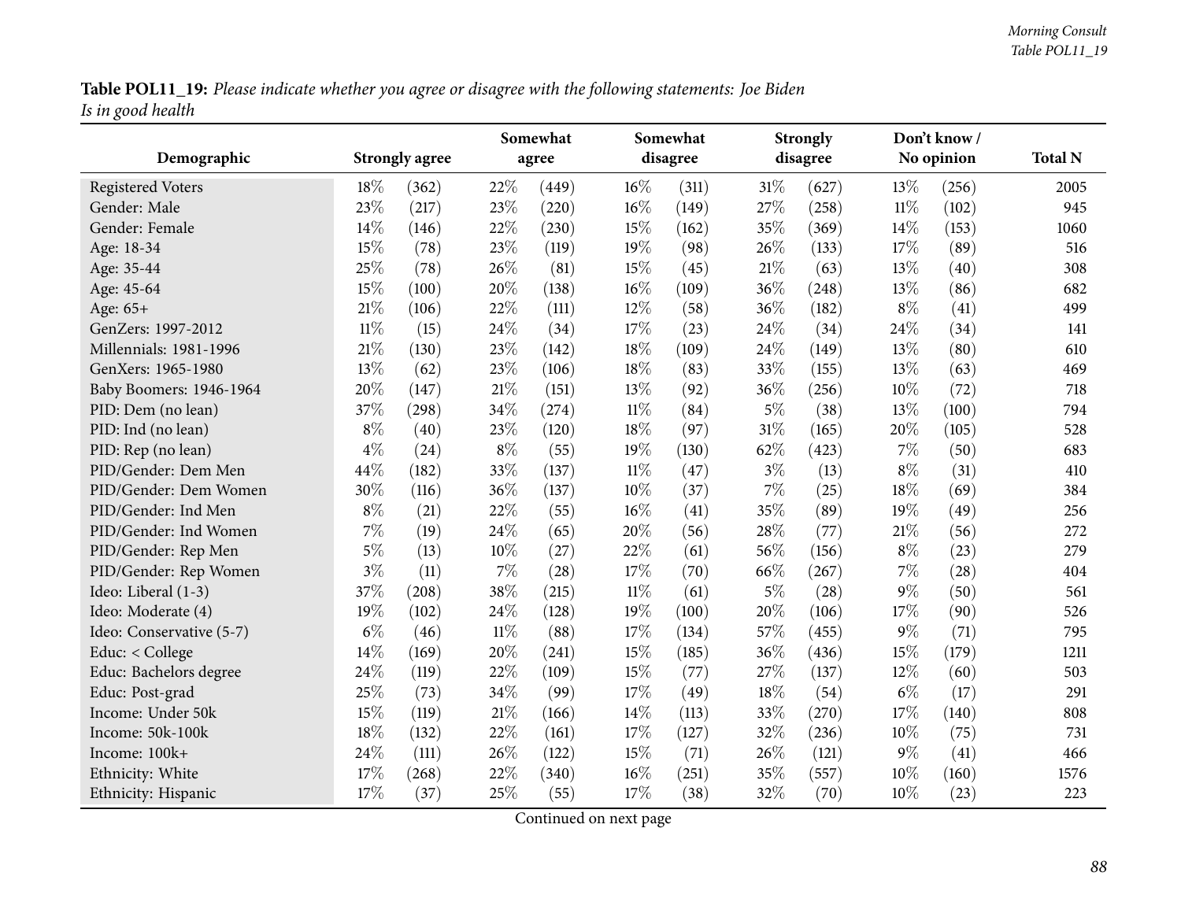**Table POL11_19:** *Please indicate whether you agree or disagree with the following statements: Joe Biden Is in good health*

| Demographic | Strongly agree | | Somewhat agree | | Somewhat disagree | | Strongly disagree | | Don't know / No opinion | | Total N |
|---|---|---|---|---|---|---|---|---|---|---|---|
| Registered Voters | 18% | (362) | 22% | (449) | 16% | (311) | 31% | (627) | 13% | (256) | 2005 |
| Gender: Male | 23% | (217) | 23% | (220) | 16% | (149) | 27% | (258) | 11% | (102) | 945 |
| Gender: Female | 14% | (146) | 22% | (230) | 15% | (162) | 35% | (369) | 14% | (153) | 1060 |
| Age: 18-34 | 15% | (78) | 23% | (119) | 19% | (98) | 26% | (133) | 17% | (89) | 516 |
| Age: 35-44 | 25% | (78) | 26% | (81) | 15% | (45) | 21% | (63) | 13% | (40) | 308 |
| Age: 45-64 | 15% | (100) | 20% | (138) | 16% | (109) | 36% | (248) | 13% | (86) | 682 |
| Age: 65+ | 21% | (106) | 22% | (111) | 12% | (58) | 36% | (182) | 8% | (41) | 499 |
| GenZers: 1997-2012 | 11% | (15) | 24% | (34) | 17% | (23) | 24% | (34) | 24% | (34) | 141 |
| Millennials: 1981-1996 | 21% | (130) | 23% | (142) | 18% | (109) | 24% | (149) | 13% | (80) | 610 |
| GenXers: 1965-1980 | 13% | (62) | 23% | (106) | 18% | (83) | 33% | (155) | 13% | (63) | 469 |
| Baby Boomers: 1946-1964 | 20% | (147) | 21% | (151) | 13% | (92) | 36% | (256) | 10% | (72) | 718 |
| PID: Dem (no lean) | 37% | (298) | 34% | (274) | 11% | (84) | 5% | (38) | 13% | (100) | 794 |
| PID: Ind (no lean) | 8% | (40) | 23% | (120) | 18% | (97) | 31% | (165) | 20% | (105) | 528 |
| PID: Rep (no lean) | 4% | (24) | 8% | (55) | 19% | (130) | 62% | (423) | 7% | (50) | 683 |
| PID/Gender: Dem Men | 44% | (182) | 33% | (137) | 11% | (47) | 3% | (13) | 8% | (31) | 410 |
| PID/Gender: Dem Women | 30% | (116) | 36% | (137) | 10% | (37) | 7% | (25) | 18% | (69) | 384 |
| PID/Gender: Ind Men | 8% | (21) | 22% | (55) | 16% | (41) | 35% | (89) | 19% | (49) | 256 |
| PID/Gender: Ind Women | 7% | (19) | 24% | (65) | 20% | (56) | 28% | (77) | 21% | (56) | 272 |
| PID/Gender: Rep Men | 5% | (13) | 10% | (27) | 22% | (61) | 56% | (156) | 8% | (23) | 279 |
| PID/Gender: Rep Women | 3% | (11) | 7% | (28) | 17% | (70) | 66% | (267) | 7% | (28) | 404 |
| Ideo: Liberal (1-3) | 37% | (208) | 38% | (215) | 11% | (61) | 5% | (28) | 9% | (50) | 561 |
| Ideo: Moderate (4) | 19% | (102) | 24% | (128) | 19% | (100) | 20% | (106) | 17% | (90) | 526 |
| Ideo: Conservative (5-7) | 6% | (46) | 11% | (88) | 17% | (134) | 57% | (455) | 9% | (71) | 795 |
| Educ: < College | 14% | (169) | 20% | (241) | 15% | (185) | 36% | (436) | 15% | (179) | 1211 |
| Educ: Bachelors degree | 24% | (119) | 22% | (109) | 15% | (77) | 27% | (137) | 12% | (60) | 503 |
| Educ: Post-grad | 25% | (73) | 34% | (99) | 17% | (49) | 18% | (54) | 6% | (17) | 291 |
| Income: Under 50k | 15% | (119) | 21% | (166) | 14% | (113) | 33% | (270) | 17% | (140) | 808 |
| Income: 50k-100k | 18% | (132) | 22% | (161) | 17% | (127) | 32% | (236) | 10% | (75) | 731 |
| Income: 100k+ | 24% | (111) | 26% | (122) | 15% | (71) | 26% | (121) | 9% | (41) | 466 |
| Ethnicity: White | 17% | (268) | 22% | (340) | 16% | (251) | 35% | (557) | 10% | (160) | 1576 |
| Ethnicity: Hispanic | 17% | (37) | 25% | (55) | 17% | (38) | 32% | (70) | 10% | (23) | 223 |

Continued on next page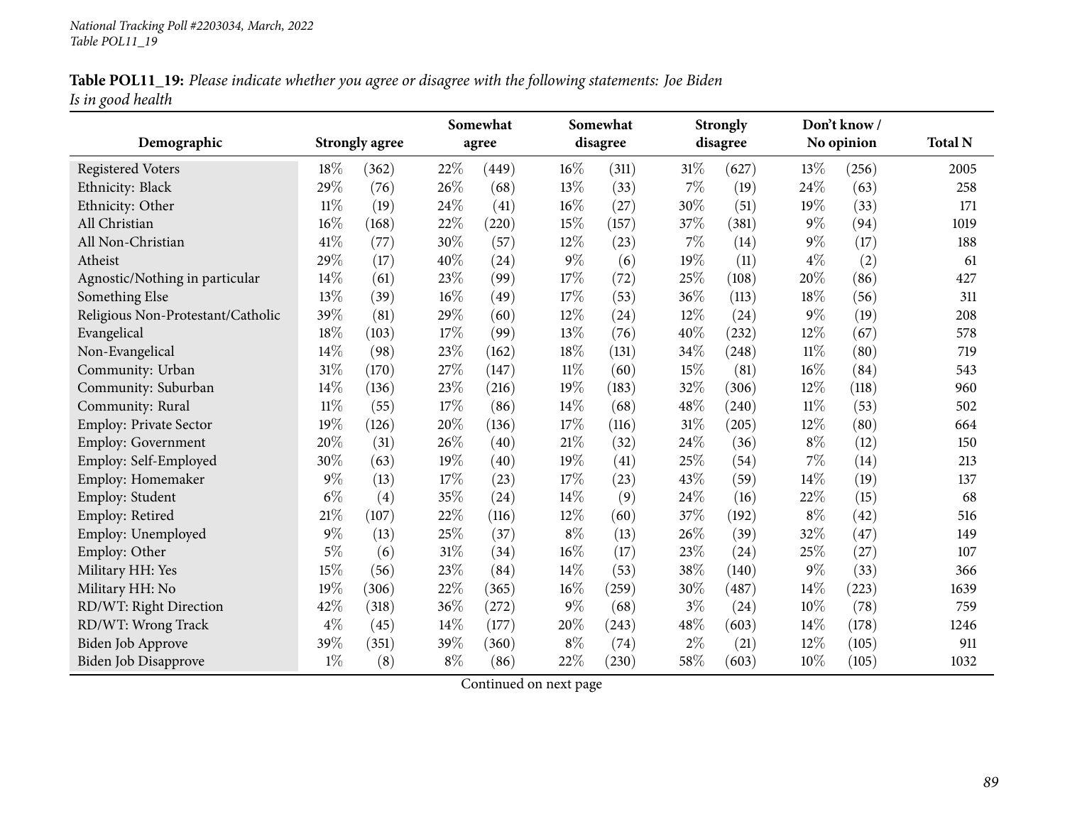**Table POL11_19:** *Please indicate whether you agree or disagree with the following statements: Joe Biden Is in good health*

| Demographic | Strongly agree | | Somewhat agree | | Somewhat disagree | | Strongly disagree | | Don't know / No opinion | | Total N |
|---|---|---|---|---|---|---|---|---|---|---|---|
| Registered Voters | 18% | (362) | 22% | (449) | 16% | (311) | 31% | (627) | 13% | (256) | 2005 |
| Ethnicity: Black | 29% | (76) | 26% | (68) | 13% | (33) | 7% | (19) | 24% | (63) | 258 |
| Ethnicity: Other | 11% | (19) | 24% | (41) | 16% | (27) | 30% | (51) | 19% | (33) | 171 |
| All Christian | 16% | (168) | 22% | (220) | 15% | (157) | 37% | (381) | 9% | (94) | 1019 |
| All Non-Christian | 41% | (77) | 30% | (57) | 12% | (23) | 7% | (14) | 9% | (17) | 188 |
| Atheist | 29% | (17) | 40% | (24) | 9% | (6) | 19% | (11) | 4% | (2) | 61 |
| Agnostic/Nothing in particular | 14% | (61) | 23% | (99) | 17% | (72) | 25% | (108) | 20% | (86) | 427 |
| Something Else | 13% | (39) | 16% | (49) | 17% | (53) | 36% | (113) | 18% | (56) | 311 |
| Religious Non-Protestant/Catholic | 39% | (81) | 29% | (60) | 12% | (24) | 12% | (24) | 9% | (19) | 208 |
| Evangelical | 18% | (103) | 17% | (99) | 13% | (76) | 40% | (232) | 12% | (67) | 578 |
| Non-Evangelical | 14% | (98) | 23% | (162) | 18% | (131) | 34% | (248) | 11% | (80) | 719 |
| Community: Urban | 31% | (170) | 27% | (147) | 11% | (60) | 15% | (81) | 16% | (84) | 543 |
| Community: Suburban | 14% | (136) | 23% | (216) | 19% | (183) | 32% | (306) | 12% | (118) | 960 |
| Community: Rural | 11% | (55) | 17% | (86) | 14% | (68) | 48% | (240) | 11% | (53) | 502 |
| Employ: Private Sector | 19% | (126) | 20% | (136) | 17% | (116) | 31% | (205) | 12% | (80) | 664 |
| Employ: Government | 20% | (31) | 26% | (40) | 21% | (32) | 24% | (36) | 8% | (12) | 150 |
| Employ: Self-Employed | 30% | (63) | 19% | (40) | 19% | (41) | 25% | (54) | 7% | (14) | 213 |
| Employ: Homemaker | 9% | (13) | 17% | (23) | 17% | (23) | 43% | (59) | 14% | (19) | 137 |
| Employ: Student | 6% | (4) | 35% | (24) | 14% | (9) | 24% | (16) | 22% | (15) | 68 |
| Employ: Retired | 21% | (107) | 22% | (116) | 12% | (60) | 37% | (192) | 8% | (42) | 516 |
| Employ: Unemployed | 9% | (13) | 25% | (37) | 8% | (13) | 26% | (39) | 32% | (47) | 149 |
| Employ: Other | 5% | (6) | 31% | (34) | 16% | (17) | 23% | (24) | 25% | (27) | 107 |
| Military HH: Yes | 15% | (56) | 23% | (84) | 14% | (53) | 38% | (140) | 9% | (33) | 366 |
| Military HH: No | 19% | (306) | 22% | (365) | 16% | (259) | 30% | (487) | 14% | (223) | 1639 |
| RD/WT: Right Direction | 42% | (318) | 36% | (272) | 9% | (68) | 3% | (24) | 10% | (78) | 759 |
| RD/WT: Wrong Track | 4% | (45) | 14% | (177) | 20% | (243) | 48% | (603) | 14% | (178) | 1246 |
| Biden Job Approve | 39% | (351) | 39% | (360) | 8% | (74) | 2% | (21) | 12% | (105) | 911 |
| Biden Job Disapprove | 1% | (8) | 8% | (86) | 22% | (230) | 58% | (603) | 10% | (105) | 1032 |

Continued on next page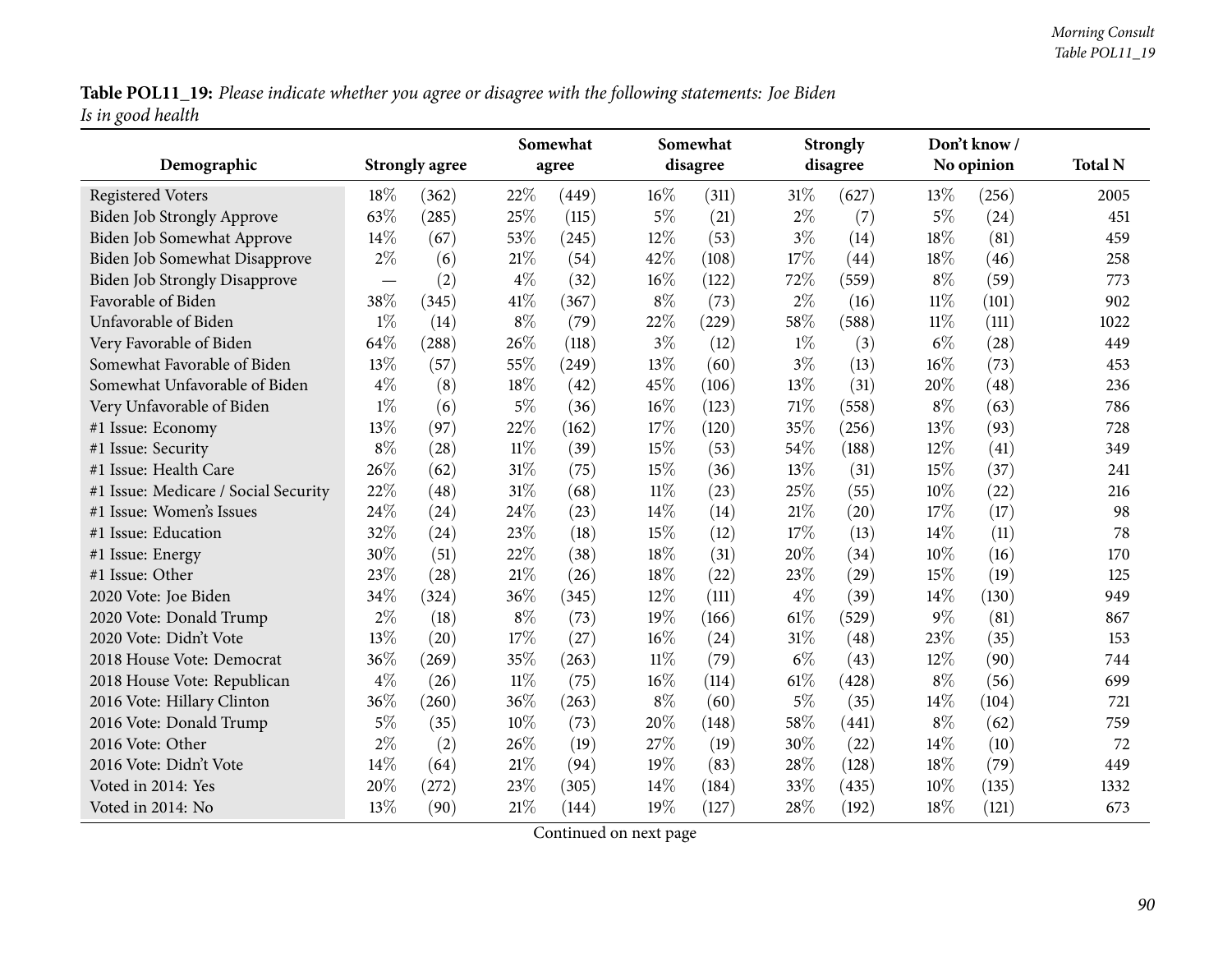**Table POL11_19:** *Please indicate whether you agree or disagree with the following statements: Joe Biden Is in good health*

| Demographic | Strongly agree | | Somewhat agree | | Somewhat disagree | | Strongly disagree | | Don't know / No opinion | | Total N |
|---|---|---|---|---|---|---|---|---|---|---|---|
| Registered Voters | 18% | (362) | 22% | (449) | 16% | (311) | 31% | (627) | 13% | (256) | 2005 |
| Biden Job Strongly Approve | 63% | (285) | 25% | (115) | 5% | (21) | 2% | (7) | 5% | (24) | 451 |
| Biden Job Somewhat Approve | 14% | (67) | 53% | (245) | 12% | (53) | 3% | (14) | 18% | (81) | 459 |
| Biden Job Somewhat Disapprove | 2% | (6) | 21% | (54) | 42% | (108) | 17% | (44) | 18% | (46) | 258 |
| Biden Job Strongly Disapprove | — | (2) | 4% | (32) | 16% | (122) | 72% | (559) | 8% | (59) | 773 |
| Favorable of Biden | 38% | (345) | 41% | (367) | 8% | (73) | 2% | (16) | 11% | (101) | 902 |
| Unfavorable of Biden | 1% | (14) | 8% | (79) | 22% | (229) | 58% | (588) | 11% | (111) | 1022 |
| Very Favorable of Biden | 64% | (288) | 26% | (118) | 3% | (12) | 1% | (3) | 6% | (28) | 449 |
| Somewhat Favorable of Biden | 13% | (57) | 55% | (249) | 13% | (60) | 3% | (13) | 16% | (73) | 453 |
| Somewhat Unfavorable of Biden | 4% | (8) | 18% | (42) | 45% | (106) | 13% | (31) | 20% | (48) | 236 |
| Very Unfavorable of Biden | 1% | (6) | 5% | (36) | 16% | (123) | 71% | (558) | 8% | (63) | 786 |
| #1 Issue: Economy | 13% | (97) | 22% | (162) | 17% | (120) | 35% | (256) | 13% | (93) | 728 |
| #1 Issue: Security | 8% | (28) | 11% | (39) | 15% | (53) | 54% | (188) | 12% | (41) | 349 |
| #1 Issue: Health Care | 26% | (62) | 31% | (75) | 15% | (36) | 13% | (31) | 15% | (37) | 241 |
| #1 Issue: Medicare / Social Security | 22% | (48) | 31% | (68) | 11% | (23) | 25% | (55) | 10% | (22) | 216 |
| #1 Issue: Women's Issues | 24% | (24) | 24% | (23) | 14% | (14) | 21% | (20) | 17% | (17) | 98 |
| #1 Issue: Education | 32% | (24) | 23% | (18) | 15% | (12) | 17% | (13) | 14% | (11) | 78 |
| #1 Issue: Energy | 30% | (51) | 22% | (38) | 18% | (31) | 20% | (34) | 10% | (16) | 170 |
| #1 Issue: Other | 23% | (28) | 21% | (26) | 18% | (22) | 23% | (29) | 15% | (19) | 125 |
| 2020 Vote: Joe Biden | 34% | (324) | 36% | (345) | 12% | (111) | 4% | (39) | 14% | (130) | 949 |
| 2020 Vote: Donald Trump | 2% | (18) | 8% | (73) | 19% | (166) | 61% | (529) | 9% | (81) | 867 |
| 2020 Vote: Didn't Vote | 13% | (20) | 17% | (27) | 16% | (24) | 31% | (48) | 23% | (35) | 153 |
| 2018 House Vote: Democrat | 36% | (269) | 35% | (263) | 11% | (79) | 6% | (43) | 12% | (90) | 744 |
| 2018 House Vote: Republican | 4% | (26) | 11% | (75) | 16% | (114) | 61% | (428) | 8% | (56) | 699 |
| 2016 Vote: Hillary Clinton | 36% | (260) | 36% | (263) | 8% | (60) | 5% | (35) | 14% | (104) | 721 |
| 2016 Vote: Donald Trump | 5% | (35) | 10% | (73) | 20% | (148) | 58% | (441) | 8% | (62) | 759 |
| 2016 Vote: Other | 2% | (2) | 26% | (19) | 27% | (19) | 30% | (22) | 14% | (10) | 72 |
| 2016 Vote: Didn't Vote | 14% | (64) | 21% | (94) | 19% | (83) | 28% | (128) | 18% | (79) | 449 |
| Voted in 2014: Yes | 20% | (272) | 23% | (305) | 14% | (184) | 33% | (435) | 10% | (135) | 1332 |
| Voted in 2014: No | 13% | (90) | 21% | (144) | 19% | (127) | 28% | (192) | 18% | (121) | 673 |

Continued on next page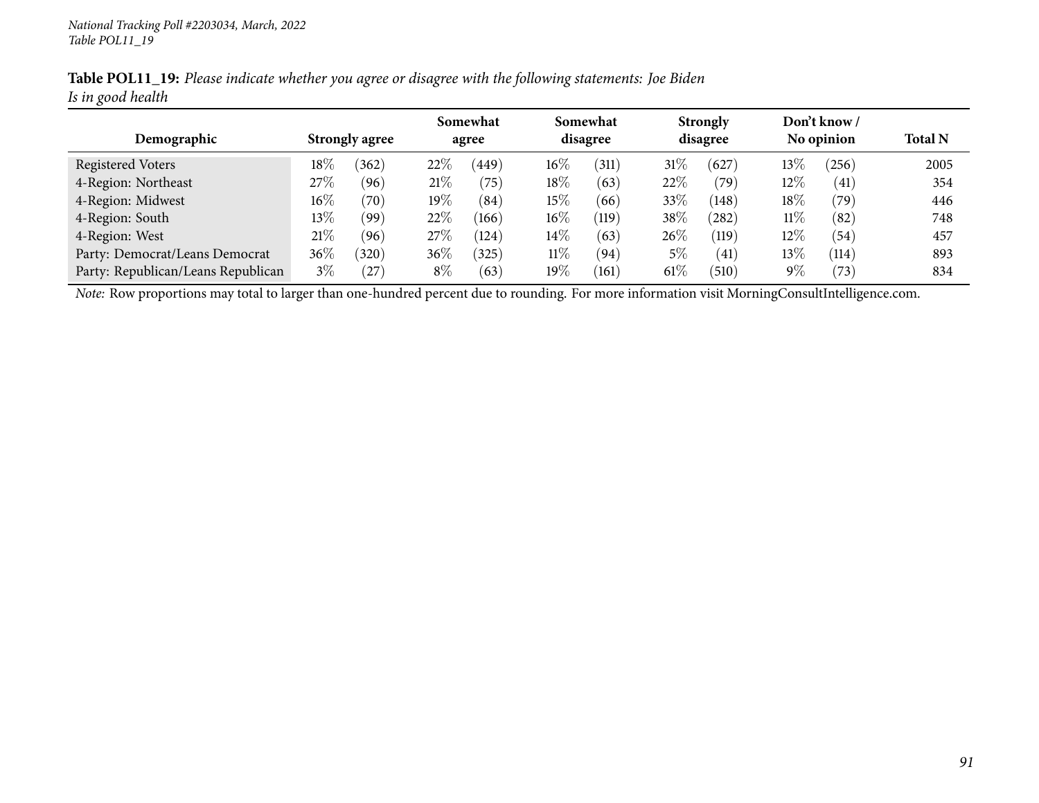*National Tracking Poll #2203034, March, 2022*
*Table POL11_19*

**Table POL11_19:** *Please indicate whether you agree or disagree with the following statements: Joe Biden Is in good health*

| Demographic | Strongly agree | | Somewhat agree | | Somewhat disagree | | Strongly disagree | | Don't know / No opinion | | Total N |
|---|---|---|---|---|---|---|---|---|---|---|---|
| Registered Voters | 18% | (362) | 22% | (449) | 16% | (311) | 31% | (627) | 13% | (256) | 2005 |
| 4-Region: Northeast | 27% | (96) | 21% | (75) | 18% | (63) | 22% | (79) | 12% | (41) | 354 |
| 4-Region: Midwest | 16% | (70) | 19% | (84) | 15% | (66) | 33% | (148) | 18% | (79) | 446 |
| 4-Region: South | 13% | (99) | 22% | (166) | 16% | (119) | 38% | (282) | 11% | (82) | 748 |
| 4-Region: West | 21% | (96) | 27% | (124) | 14% | (63) | 26% | (119) | 12% | (54) | 457 |
| Party: Democrat/Leans Democrat | 36% | (320) | 36% | (325) | 11% | (94) | 5% | (41) | 13% | (114) | 893 |
| Party: Republican/Leans Republican | 3% | (27) | 8% | (63) | 19% | (161) | 61% | (510) | 9% | (73) | 834 |

*Note:* Row proportions may total to larger than one-hundred percent due to rounding. For more information visit MorningConsultIntelligence.com.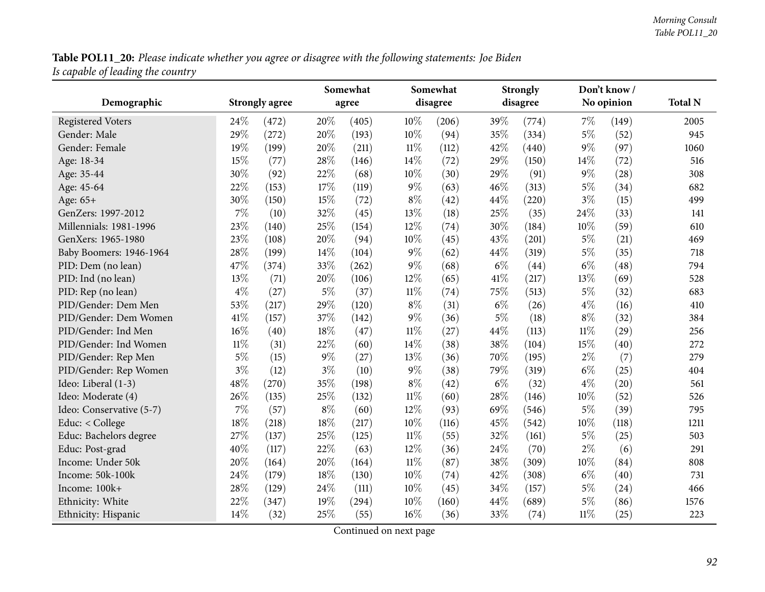**Table POL11_20:** *Please indicate whether you agree or disagree with the following statements: Joe Biden Is capable of leading the country*

| Demographic | Strongly agree | | Somewhat agree | | Somewhat disagree | | Strongly disagree | | Don't know / No opinion | | Total N |
|---|---|---|---|---|---|---|---|---|---|---|---|
| Registered Voters | 24% | (472) | 20% | (405) | 10% | (206) | 39% | (774) | 7% | (149) | 2005 |
| Gender: Male | 29% | (272) | 20% | (193) | 10% | (94) | 35% | (334) | 5% | (52) | 945 |
| Gender: Female | 19% | (199) | 20% | (211) | 11% | (112) | 42% | (440) | 9% | (97) | 1060 |
| Age: 18-34 | 15% | (77) | 28% | (146) | 14% | (72) | 29% | (150) | 14% | (72) | 516 |
| Age: 35-44 | 30% | (92) | 22% | (68) | 10% | (30) | 29% | (91) | 9% | (28) | 308 |
| Age: 45-64 | 22% | (153) | 17% | (119) | 9% | (63) | 46% | (313) | 5% | (34) | 682 |
| Age: 65+ | 30% | (150) | 15% | (72) | 8% | (42) | 44% | (220) | 3% | (15) | 499 |
| GenZers: 1997-2012 | 7% | (10) | 32% | (45) | 13% | (18) | 25% | (35) | 24% | (33) | 141 |
| Millennials: 1981-1996 | 23% | (140) | 25% | (154) | 12% | (74) | 30% | (184) | 10% | (59) | 610 |
| GenXers: 1965-1980 | 23% | (108) | 20% | (94) | 10% | (45) | 43% | (201) | 5% | (21) | 469 |
| Baby Boomers: 1946-1964 | 28% | (199) | 14% | (104) | 9% | (62) | 44% | (319) | 5% | (35) | 718 |
| PID: Dem (no lean) | 47% | (374) | 33% | (262) | 9% | (68) | 6% | (44) | 6% | (48) | 794 |
| PID: Ind (no lean) | 13% | (71) | 20% | (106) | 12% | (65) | 41% | (217) | 13% | (69) | 528 |
| PID: Rep (no lean) | 4% | (27) | 5% | (37) | 11% | (74) | 75% | (513) | 5% | (32) | 683 |
| PID/Gender: Dem Men | 53% | (217) | 29% | (120) | 8% | (31) | 6% | (26) | 4% | (16) | 410 |
| PID/Gender: Dem Women | 41% | (157) | 37% | (142) | 9% | (36) | 5% | (18) | 8% | (32) | 384 |
| PID/Gender: Ind Men | 16% | (40) | 18% | (47) | 11% | (27) | 44% | (113) | 11% | (29) | 256 |
| PID/Gender: Ind Women | 11% | (31) | 22% | (60) | 14% | (38) | 38% | (104) | 15% | (40) | 272 |
| PID/Gender: Rep Men | 5% | (15) | 9% | (27) | 13% | (36) | 70% | (195) | 2% | (7) | 279 |
| PID/Gender: Rep Women | 3% | (12) | 3% | (10) | 9% | (38) | 79% | (319) | 6% | (25) | 404 |
| Ideo: Liberal (1-3) | 48% | (270) | 35% | (198) | 8% | (42) | 6% | (32) | 4% | (20) | 561 |
| Ideo: Moderate (4) | 26% | (135) | 25% | (132) | 11% | (60) | 28% | (146) | 10% | (52) | 526 |
| Ideo: Conservative (5-7) | 7% | (57) | 8% | (60) | 12% | (93) | 69% | (546) | 5% | (39) | 795 |
| Educ: < College | 18% | (218) | 18% | (217) | 10% | (116) | 45% | (542) | 10% | (118) | 1211 |
| Educ: Bachelors degree | 27% | (137) | 25% | (125) | 11% | (55) | 32% | (161) | 5% | (25) | 503 |
| Educ: Post-grad | 40% | (117) | 22% | (63) | 12% | (36) | 24% | (70) | 2% | (6) | 291 |
| Income: Under 50k | 20% | (164) | 20% | (164) | 11% | (87) | 38% | (309) | 10% | (84) | 808 |
| Income: 50k-100k | 24% | (179) | 18% | (130) | 10% | (74) | 42% | (308) | 6% | (40) | 731 |
| Income: 100k+ | 28% | (129) | 24% | (111) | 10% | (45) | 34% | (157) | 5% | (24) | 466 |
| Ethnicity: White | 22% | (347) | 19% | (294) | 10% | (160) | 44% | (689) | 5% | (86) | 1576 |
| Ethnicity: Hispanic | 14% | (32) | 25% | (55) | 16% | (36) | 33% | (74) | 11% | (25) | 223 |

Continued on next page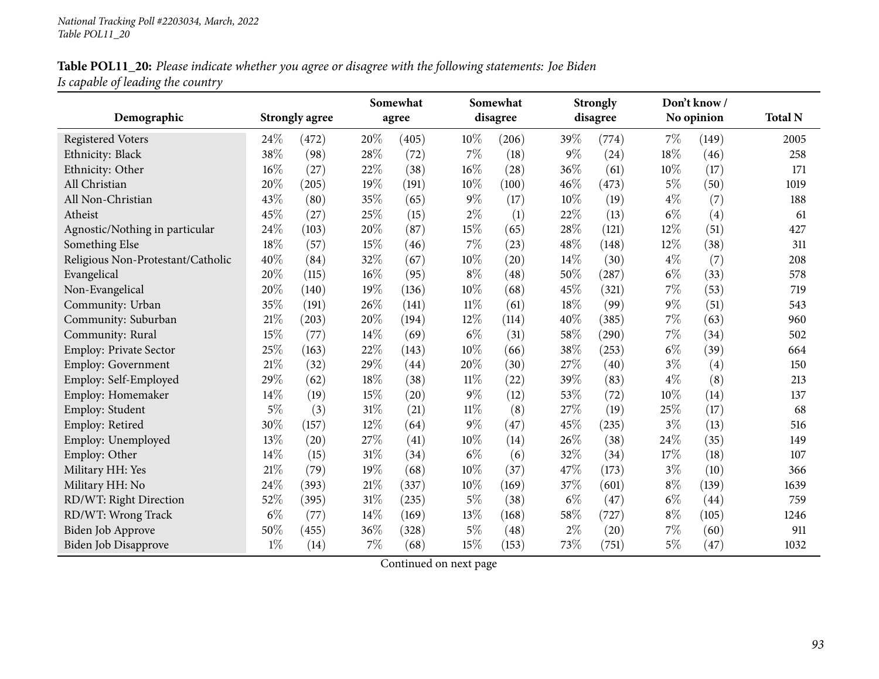**Table POL11_20:** *Please indicate whether you agree or disagree with the following statements: Joe Biden Is capable of leading the country*

| Demographic | Strongly agree | | Somewhat agree | | Somewhat disagree | | Strongly disagree | | Don't know / No opinion | | Total N |
|---|---|---|---|---|---|---|---|---|---|---|---|
| Registered Voters | 24% | (472) | 20% | (405) | 10% | (206) | 39% | (774) | 7% | (149) | 2005 |
| Ethnicity: Black | 38% | (98) | 28% | (72) | 7% | (18) | 9% | (24) | 18% | (46) | 258 |
| Ethnicity: Other | 16% | (27) | 22% | (38) | 16% | (28) | 36% | (61) | 10% | (17) | 171 |
| All Christian | 20% | (205) | 19% | (191) | 10% | (100) | 46% | (473) | 5% | (50) | 1019 |
| All Non-Christian | 43% | (80) | 35% | (65) | 9% | (17) | 10% | (19) | 4% | (7) | 188 |
| Atheist | 45% | (27) | 25% | (15) | 2% | (1) | 22% | (13) | 6% | (4) | 61 |
| Agnostic/Nothing in particular | 24% | (103) | 20% | (87) | 15% | (65) | 28% | (121) | 12% | (51) | 427 |
| Something Else | 18% | (57) | 15% | (46) | 7% | (23) | 48% | (148) | 12% | (38) | 311 |
| Religious Non-Protestant/Catholic | 40% | (84) | 32% | (67) | 10% | (20) | 14% | (30) | 4% | (7) | 208 |
| Evangelical | 20% | (115) | 16% | (95) | 8% | (48) | 50% | (287) | 6% | (33) | 578 |
| Non-Evangelical | 20% | (140) | 19% | (136) | 10% | (68) | 45% | (321) | 7% | (53) | 719 |
| Community: Urban | 35% | (191) | 26% | (141) | 11% | (61) | 18% | (99) | 9% | (51) | 543 |
| Community: Suburban | 21% | (203) | 20% | (194) | 12% | (114) | 40% | (385) | 7% | (63) | 960 |
| Community: Rural | 15% | (77) | 14% | (69) | 6% | (31) | 58% | (290) | 7% | (34) | 502 |
| Employ: Private Sector | 25% | (163) | 22% | (143) | 10% | (66) | 38% | (253) | 6% | (39) | 664 |
| Employ: Government | 21% | (32) | 29% | (44) | 20% | (30) | 27% | (40) | 3% | (4) | 150 |
| Employ: Self-Employed | 29% | (62) | 18% | (38) | 11% | (22) | 39% | (83) | 4% | (8) | 213 |
| Employ: Homemaker | 14% | (19) | 15% | (20) | 9% | (12) | 53% | (72) | 10% | (14) | 137 |
| Employ: Student | 5% | (3) | 31% | (21) | 11% | (8) | 27% | (19) | 25% | (17) | 68 |
| Employ: Retired | 30% | (157) | 12% | (64) | 9% | (47) | 45% | (235) | 3% | (13) | 516 |
| Employ: Unemployed | 13% | (20) | 27% | (41) | 10% | (14) | 26% | (38) | 24% | (35) | 149 |
| Employ: Other | 14% | (15) | 31% | (34) | 6% | (6) | 32% | (34) | 17% | (18) | 107 |
| Military HH: Yes | 21% | (79) | 19% | (68) | 10% | (37) | 47% | (173) | 3% | (10) | 366 |
| Military HH: No | 24% | (393) | 21% | (337) | 10% | (169) | 37% | (601) | 8% | (139) | 1639 |
| RD/WT: Right Direction | 52% | (395) | 31% | (235) | 5% | (38) | 6% | (47) | 6% | (44) | 759 |
| RD/WT: Wrong Track | 6% | (77) | 14% | (169) | 13% | (168) | 58% | (727) | 8% | (105) | 1246 |
| Biden Job Approve | 50% | (455) | 36% | (328) | 5% | (48) | 2% | (20) | 7% | (60) | 911 |
| Biden Job Disapprove | 1% | (14) | 7% | (68) | 15% | (153) | 73% | (751) | 5% | (47) | 1032 |

Continued on next page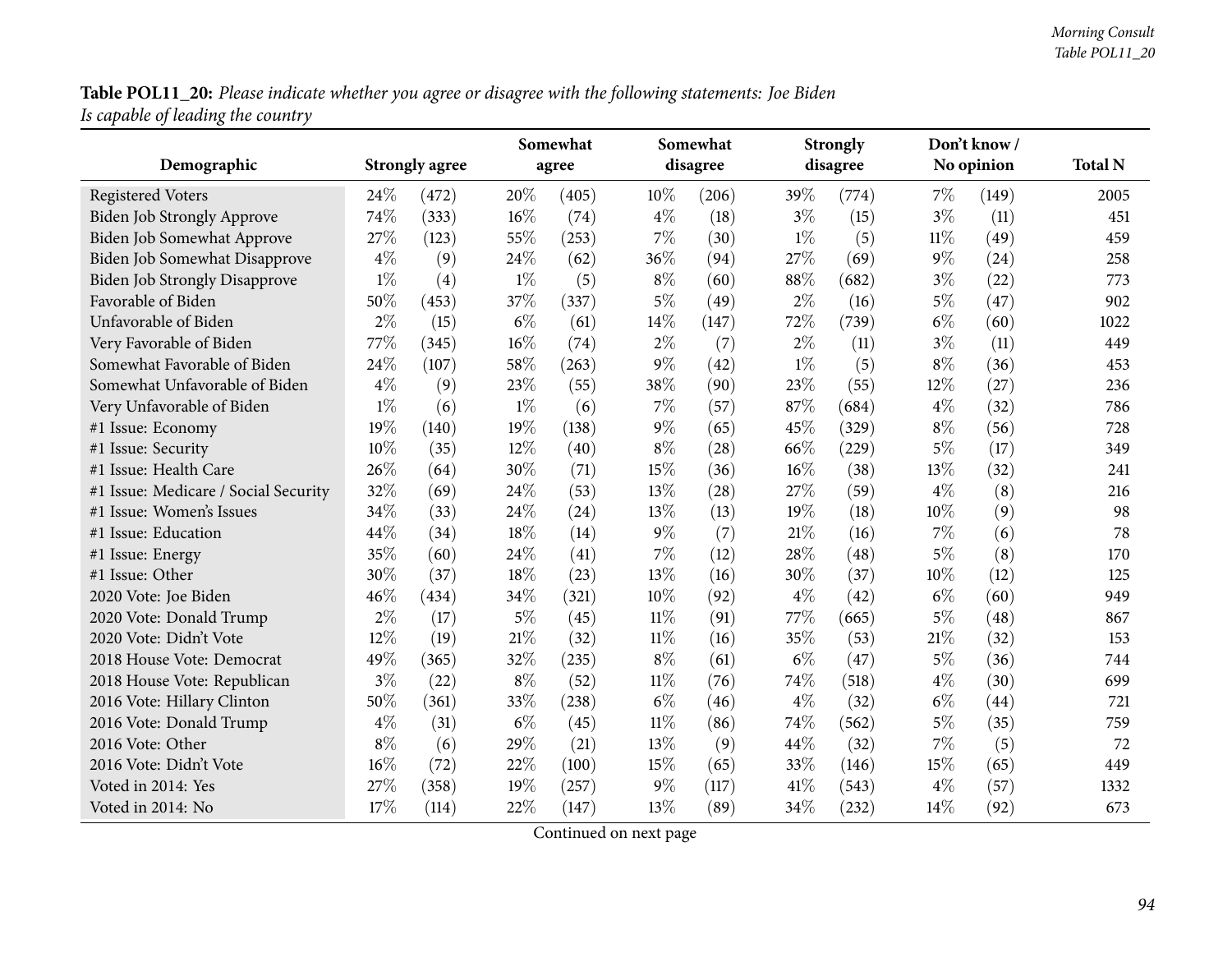**Table POL11_20:** *Please indicate whether you agree or disagree with the following statements: Joe Biden Is capable of leading the country*

| Demographic | Strongly agree | | Somewhat agree | | Somewhat disagree | | Strongly disagree | | Don't know / No opinion | | Total N |
|---|---|---|---|---|---|---|---|---|---|---|---|
| Registered Voters | 24% | (472) | 20% | (405) | 10% | (206) | 39% | (774) | 7% | (149) | 2005 |
| Biden Job Strongly Approve | 74% | (333) | 16% | (74) | 4% | (18) | 3% | (15) | 3% | (11) | 451 |
| Biden Job Somewhat Approve | 27% | (123) | 55% | (253) | 7% | (30) | 1% | (5) | 11% | (49) | 459 |
| Biden Job Somewhat Disapprove | 4% | (9) | 24% | (62) | 36% | (94) | 27% | (69) | 9% | (24) | 258 |
| Biden Job Strongly Disapprove | 1% | (4) | 1% | (5) | 8% | (60) | 88% | (682) | 3% | (22) | 773 |
| Favorable of Biden | 50% | (453) | 37% | (337) | 5% | (49) | 2% | (16) | 5% | (47) | 902 |
| Unfavorable of Biden | 2% | (15) | 6% | (61) | 14% | (147) | 72% | (739) | 6% | (60) | 1022 |
| Very Favorable of Biden | 77% | (345) | 16% | (74) | 2% | (7) | 2% | (11) | 3% | (11) | 449 |
| Somewhat Favorable of Biden | 24% | (107) | 58% | (263) | 9% | (42) | 1% | (5) | 8% | (36) | 453 |
| Somewhat Unfavorable of Biden | 4% | (9) | 23% | (55) | 38% | (90) | 23% | (55) | 12% | (27) | 236 |
| Very Unfavorable of Biden | 1% | (6) | 1% | (6) | 7% | (57) | 87% | (684) | 4% | (32) | 786 |
| #1 Issue: Economy | 19% | (140) | 19% | (138) | 9% | (65) | 45% | (329) | 8% | (56) | 728 |
| #1 Issue: Security | 10% | (35) | 12% | (40) | 8% | (28) | 66% | (229) | 5% | (17) | 349 |
| #1 Issue: Health Care | 26% | (64) | 30% | (71) | 15% | (36) | 16% | (38) | 13% | (32) | 241 |
| #1 Issue: Medicare / Social Security | 32% | (69) | 24% | (53) | 13% | (28) | 27% | (59) | 4% | (8) | 216 |
| #1 Issue: Women's Issues | 34% | (33) | 24% | (24) | 13% | (13) | 19% | (18) | 10% | (9) | 98 |
| #1 Issue: Education | 44% | (34) | 18% | (14) | 9% | (7) | 21% | (16) | 7% | (6) | 78 |
| #1 Issue: Energy | 35% | (60) | 24% | (41) | 7% | (12) | 28% | (48) | 5% | (8) | 170 |
| #1 Issue: Other | 30% | (37) | 18% | (23) | 13% | (16) | 30% | (37) | 10% | (12) | 125 |
| 2020 Vote: Joe Biden | 46% | (434) | 34% | (321) | 10% | (92) | 4% | (42) | 6% | (60) | 949 |
| 2020 Vote: Donald Trump | 2% | (17) | 5% | (45) | 11% | (91) | 77% | (665) | 5% | (48) | 867 |
| 2020 Vote: Didn't Vote | 12% | (19) | 21% | (32) | 11% | (16) | 35% | (53) | 21% | (32) | 153 |
| 2018 House Vote: Democrat | 49% | (365) | 32% | (235) | 8% | (61) | 6% | (47) | 5% | (36) | 744 |
| 2018 House Vote: Republican | 3% | (22) | 8% | (52) | 11% | (76) | 74% | (518) | 4% | (30) | 699 |
| 2016 Vote: Hillary Clinton | 50% | (361) | 33% | (238) | 6% | (46) | 4% | (32) | 6% | (44) | 721 |
| 2016 Vote: Donald Trump | 4% | (31) | 6% | (45) | 11% | (86) | 74% | (562) | 5% | (35) | 759 |
| 2016 Vote: Other | 8% | (6) | 29% | (21) | 13% | (9) | 44% | (32) | 7% | (5) | 72 |
| 2016 Vote: Didn't Vote | 16% | (72) | 22% | (100) | 15% | (65) | 33% | (146) | 15% | (65) | 449 |
| Voted in 2014: Yes | 27% | (358) | 19% | (257) | 9% | (117) | 41% | (543) | 4% | (57) | 1332 |
| Voted in 2014: No | 17% | (114) | 22% | (147) | 13% | (89) | 34% | (232) | 14% | (92) | 673 |

Continued on next page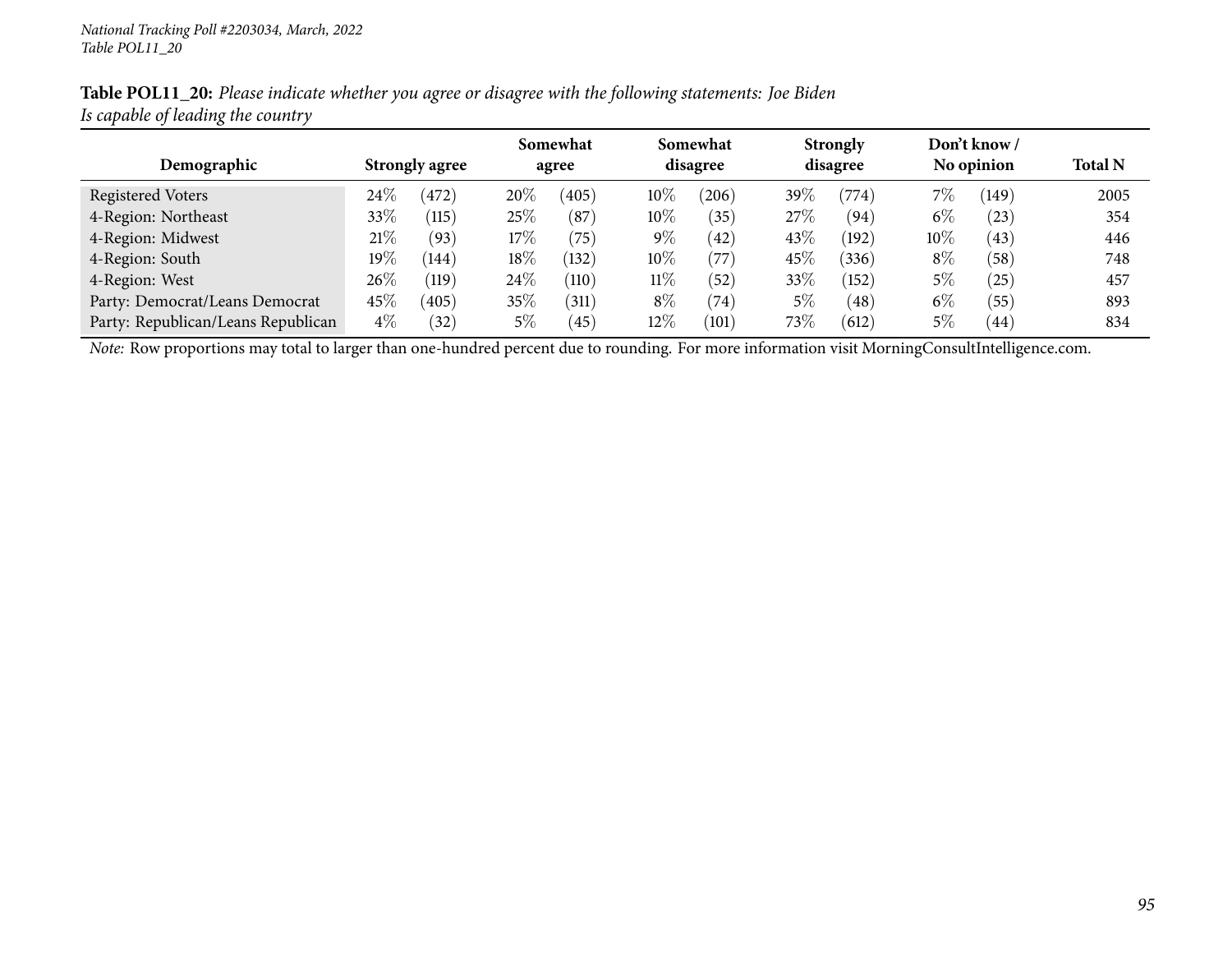*National Tracking Poll #2203034, March, 2022*
*Table POL11_20*

**Table POL11_20:** *Please indicate whether you agree or disagree with the following statements: Joe Biden Is capable of leading the country*

| Demographic | Strongly agree | | Somewhat agree | | Somewhat disagree | | Strongly disagree | | Don't know / No opinion | | Total N |
|---|---|---|---|---|---|---|---|---|---|---|---|
| Registered Voters | 24% | (472) | 20% | (405) | 10% | (206) | 39% | (774) | 7% | (149) | 2005 |
| 4-Region: Northeast | 33% | (115) | 25% | (87) | 10% | (35) | 27% | (94) | 6% | (23) | 354 |
| 4-Region: Midwest | 21% | (93) | 17% | (75) | 9% | (42) | 43% | (192) | 10% | (43) | 446 |
| 4-Region: South | 19% | (144) | 18% | (132) | 10% | (77) | 45% | (336) | 8% | (58) | 748 |
| 4-Region: West | 26% | (119) | 24% | (110) | 11% | (52) | 33% | (152) | 5% | (25) | 457 |
| Party: Democrat/Leans Democrat | 45% | (405) | 35% | (311) | 8% | (74) | 5% | (48) | 6% | (55) | 893 |
| Party: Republican/Leans Republican | 4% | (32) | 5% | (45) | 12% | (101) | 73% | (612) | 5% | (44) | 834 |

*Note:* Row proportions may total to larger than one-hundred percent due to rounding. For more information visit MorningConsultIntelligence.com.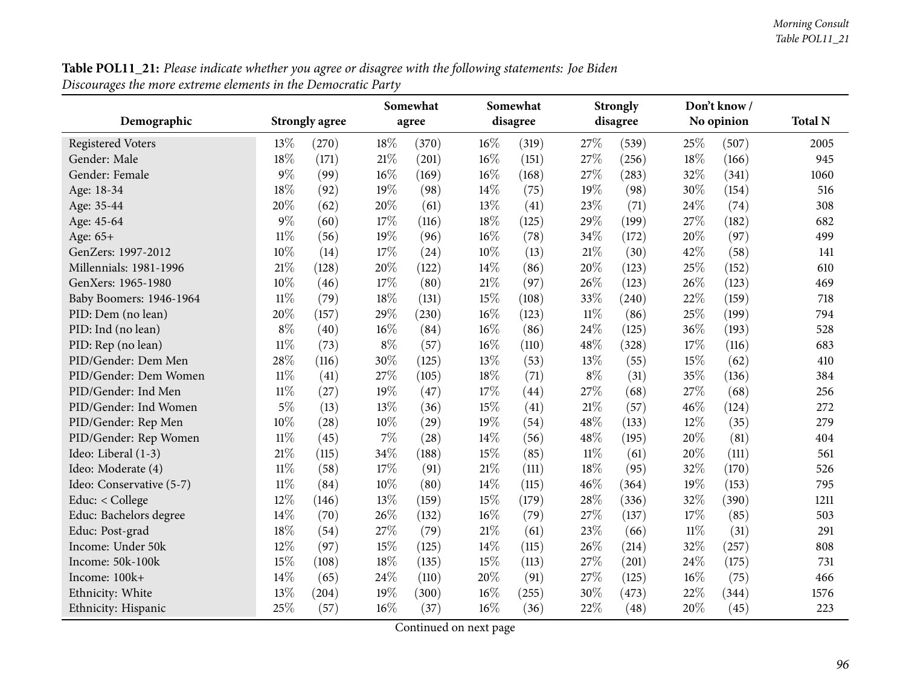**Table POL11_21:** *Please indicate whether you agree or disagree with the following statements: Joe Biden Discourages the more extreme elements in the Democratic Party*

| Demographic | Strongly agree | | Somewhat agree | | Somewhat disagree | | Strongly disagree | | Don't know / No opinion | | Total N |
|---|---|---|---|---|---|---|---|---|---|---|---|
| Registered Voters | 13% | (270) | 18% | (370) | 16% | (319) | 27% | (539) | 25% | (507) | 2005 |
| Gender: Male | 18% | (171) | 21% | (201) | 16% | (151) | 27% | (256) | 18% | (166) | 945 |
| Gender: Female | 9% | (99) | 16% | (169) | 16% | (168) | 27% | (283) | 32% | (341) | 1060 |
| Age: 18-34 | 18% | (92) | 19% | (98) | 14% | (75) | 19% | (98) | 30% | (154) | 516 |
| Age: 35-44 | 20% | (62) | 20% | (61) | 13% | (41) | 23% | (71) | 24% | (74) | 308 |
| Age: 45-64 | 9% | (60) | 17% | (116) | 18% | (125) | 29% | (199) | 27% | (182) | 682 |
| Age: 65+ | 11% | (56) | 19% | (96) | 16% | (78) | 34% | (172) | 20% | (97) | 499 |
| GenZers: 1997-2012 | 10% | (14) | 17% | (24) | 10% | (13) | 21% | (30) | 42% | (58) | 141 |
| Millennials: 1981-1996 | 21% | (128) | 20% | (122) | 14% | (86) | 20% | (123) | 25% | (152) | 610 |
| GenXers: 1965-1980 | 10% | (46) | 17% | (80) | 21% | (97) | 26% | (123) | 26% | (123) | 469 |
| Baby Boomers: 1946-1964 | 11% | (79) | 18% | (131) | 15% | (108) | 33% | (240) | 22% | (159) | 718 |
| PID: Dem (no lean) | 20% | (157) | 29% | (230) | 16% | (123) | 11% | (86) | 25% | (199) | 794 |
| PID: Ind (no lean) | 8% | (40) | 16% | (84) | 16% | (86) | 24% | (125) | 36% | (193) | 528 |
| PID: Rep (no lean) | 11% | (73) | 8% | (57) | 16% | (110) | 48% | (328) | 17% | (116) | 683 |
| PID/Gender: Dem Men | 28% | (116) | 30% | (125) | 13% | (53) | 13% | (55) | 15% | (62) | 410 |
| PID/Gender: Dem Women | 11% | (41) | 27% | (105) | 18% | (71) | 8% | (31) | 35% | (136) | 384 |
| PID/Gender: Ind Men | 11% | (27) | 19% | (47) | 17% | (44) | 27% | (68) | 27% | (68) | 256 |
| PID/Gender: Ind Women | 5% | (13) | 13% | (36) | 15% | (41) | 21% | (57) | 46% | (124) | 272 |
| PID/Gender: Rep Men | 10% | (28) | 10% | (29) | 19% | (54) | 48% | (133) | 12% | (35) | 279 |
| PID/Gender: Rep Women | 11% | (45) | 7% | (28) | 14% | (56) | 48% | (195) | 20% | (81) | 404 |
| Ideo: Liberal (1-3) | 21% | (115) | 34% | (188) | 15% | (85) | 11% | (61) | 20% | (111) | 561 |
| Ideo: Moderate (4) | 11% | (58) | 17% | (91) | 21% | (111) | 18% | (95) | 32% | (170) | 526 |
| Ideo: Conservative (5-7) | 11% | (84) | 10% | (80) | 14% | (115) | 46% | (364) | 19% | (153) | 795 |
| Educ: < College | 12% | (146) | 13% | (159) | 15% | (179) | 28% | (336) | 32% | (390) | 1211 |
| Educ: Bachelors degree | 14% | (70) | 26% | (132) | 16% | (79) | 27% | (137) | 17% | (85) | 503 |
| Educ: Post-grad | 18% | (54) | 27% | (79) | 21% | (61) | 23% | (66) | 11% | (31) | 291 |
| Income: Under 50k | 12% | (97) | 15% | (125) | 14% | (115) | 26% | (214) | 32% | (257) | 808 |
| Income: 50k-100k | 15% | (108) | 18% | (135) | 15% | (113) | 27% | (201) | 24% | (175) | 731 |
| Income: 100k+ | 14% | (65) | 24% | (110) | 20% | (91) | 27% | (125) | 16% | (75) | 466 |
| Ethnicity: White | 13% | (204) | 19% | (300) | 16% | (255) | 30% | (473) | 22% | (344) | 1576 |
| Ethnicity: Hispanic | 25% | (57) | 16% | (37) | 16% | (36) | 22% | (48) | 20% | (45) | 223 |

Continued on next page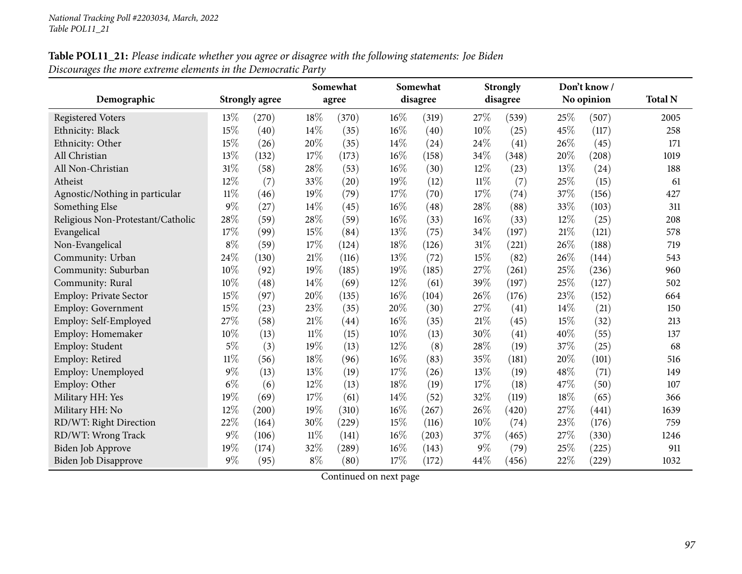National Tracking Poll #2203034, March, 2022
Table POL11_21

**Table POL11_21:** *Please indicate whether you agree or disagree with the following statements: Joe Biden Discourages the more extreme elements in the Democratic Party*

| Demographic | Strongly agree | | Somewhat agree | | Somewhat disagree | | Strongly disagree | | Don't know / No opinion | | Total N |
|---|---|---|---|---|---|---|---|---|---|---|---|
| Registered Voters | 13% | (270) | 18% | (370) | 16% | (319) | 27% | (539) | 25% | (507) | 2005 |
| Ethnicity: Black | 15% | (40) | 14% | (35) | 16% | (40) | 10% | (25) | 45% | (117) | 258 |
| Ethnicity: Other | 15% | (26) | 20% | (35) | 14% | (24) | 24% | (41) | 26% | (45) | 171 |
| All Christian | 13% | (132) | 17% | (173) | 16% | (158) | 34% | (348) | 20% | (208) | 1019 |
| All Non-Christian | 31% | (58) | 28% | (53) | 16% | (30) | 12% | (23) | 13% | (24) | 188 |
| Atheist | 12% | (7) | 33% | (20) | 19% | (12) | 11% | (7) | 25% | (15) | 61 |
| Agnostic/Nothing in particular | 11% | (46) | 19% | (79) | 17% | (70) | 17% | (74) | 37% | (156) | 427 |
| Something Else | 9% | (27) | 14% | (45) | 16% | (48) | 28% | (88) | 33% | (103) | 311 |
| Religious Non-Protestant/Catholic | 28% | (59) | 28% | (59) | 16% | (33) | 16% | (33) | 12% | (25) | 208 |
| Evangelical | 17% | (99) | 15% | (84) | 13% | (75) | 34% | (197) | 21% | (121) | 578 |
| Non-Evangelical | 8% | (59) | 17% | (124) | 18% | (126) | 31% | (221) | 26% | (188) | 719 |
| Community: Urban | 24% | (130) | 21% | (116) | 13% | (72) | 15% | (82) | 26% | (144) | 543 |
| Community: Suburban | 10% | (92) | 19% | (185) | 19% | (185) | 27% | (261) | 25% | (236) | 960 |
| Community: Rural | 10% | (48) | 14% | (69) | 12% | (61) | 39% | (197) | 25% | (127) | 502 |
| Employ: Private Sector | 15% | (97) | 20% | (135) | 16% | (104) | 26% | (176) | 23% | (152) | 664 |
| Employ: Government | 15% | (23) | 23% | (35) | 20% | (30) | 27% | (41) | 14% | (21) | 150 |
| Employ: Self-Employed | 27% | (58) | 21% | (44) | 16% | (35) | 21% | (45) | 15% | (32) | 213 |
| Employ: Homemaker | 10% | (13) | 11% | (15) | 10% | (13) | 30% | (41) | 40% | (55) | 137 |
| Employ: Student | 5% | (3) | 19% | (13) | 12% | (8) | 28% | (19) | 37% | (25) | 68 |
| Employ: Retired | 11% | (56) | 18% | (96) | 16% | (83) | 35% | (181) | 20% | (101) | 516 |
| Employ: Unemployed | 9% | (13) | 13% | (19) | 17% | (26) | 13% | (19) | 48% | (71) | 149 |
| Employ: Other | 6% | (6) | 12% | (13) | 18% | (19) | 17% | (18) | 47% | (50) | 107 |
| Military HH: Yes | 19% | (69) | 17% | (61) | 14% | (52) | 32% | (119) | 18% | (65) | 366 |
| Military HH: No | 12% | (200) | 19% | (310) | 16% | (267) | 26% | (420) | 27% | (441) | 1639 |
| RD/WT: Right Direction | 22% | (164) | 30% | (229) | 15% | (116) | 10% | (74) | 23% | (176) | 759 |
| RD/WT: Wrong Track | 9% | (106) | 11% | (141) | 16% | (203) | 37% | (465) | 27% | (330) | 1246 |
| Biden Job Approve | 19% | (174) | 32% | (289) | 16% | (143) | 9% | (79) | 25% | (225) | 911 |
| Biden Job Disapprove | 9% | (95) | 8% | (80) | 17% | (172) | 44% | (456) | 22% | (229) | 1032 |

Continued on next page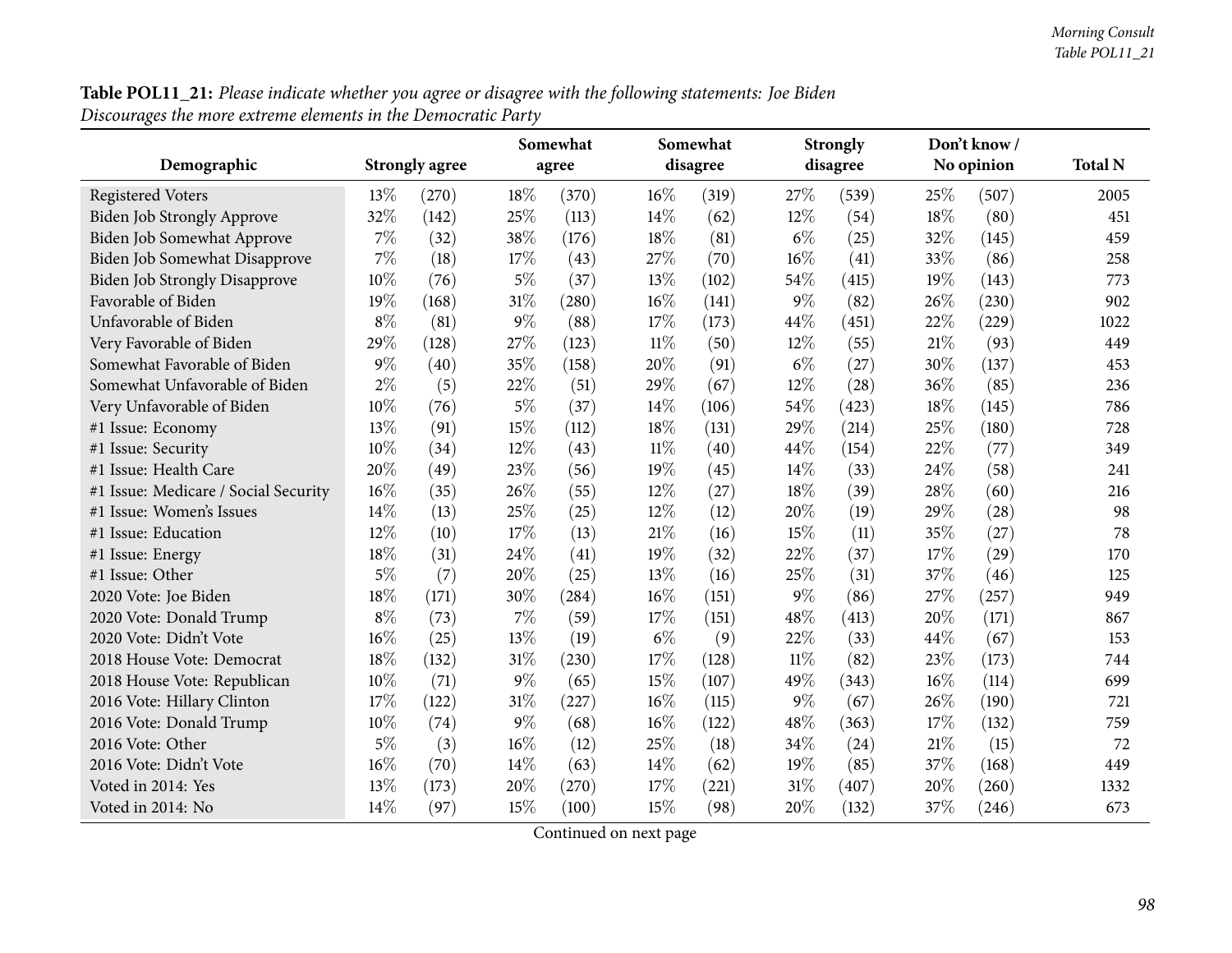**Table POL11_21:** *Please indicate whether you agree or disagree with the following statements: Joe Biden Discourages the more extreme elements in the Democratic Party*

| Demographic | Strongly agree | | Somewhat agree | | Somewhat disagree | | Strongly disagree | | Don't know / No opinion | | Total N |
|---|---|---|---|---|---|---|---|---|---|---|---|
| Registered Voters | 13% | (270) | 18% | (370) | 16% | (319) | 27% | (539) | 25% | (507) | 2005 |
| Biden Job Strongly Approve | 32% | (142) | 25% | (113) | 14% | (62) | 12% | (54) | 18% | (80) | 451 |
| Biden Job Somewhat Approve | 7% | (32) | 38% | (176) | 18% | (81) | 6% | (25) | 32% | (145) | 459 |
| Biden Job Somewhat Disapprove | 7% | (18) | 17% | (43) | 27% | (70) | 16% | (41) | 33% | (86) | 258 |
| Biden Job Strongly Disapprove | 10% | (76) | 5% | (37) | 13% | (102) | 54% | (415) | 19% | (143) | 773 |
| Favorable of Biden | 19% | (168) | 31% | (280) | 16% | (141) | 9% | (82) | 26% | (230) | 902 |
| Unfavorable of Biden | 8% | (81) | 9% | (88) | 17% | (173) | 44% | (451) | 22% | (229) | 1022 |
| Very Favorable of Biden | 29% | (128) | 27% | (123) | 11% | (50) | 12% | (55) | 21% | (93) | 449 |
| Somewhat Favorable of Biden | 9% | (40) | 35% | (158) | 20% | (91) | 6% | (27) | 30% | (137) | 453 |
| Somewhat Unfavorable of Biden | 2% | (5) | 22% | (51) | 29% | (67) | 12% | (28) | 36% | (85) | 236 |
| Very Unfavorable of Biden | 10% | (76) | 5% | (37) | 14% | (106) | 54% | (423) | 18% | (145) | 786 |
| #1 Issue: Economy | 13% | (91) | 15% | (112) | 18% | (131) | 29% | (214) | 25% | (180) | 728 |
| #1 Issue: Security | 10% | (34) | 12% | (43) | 11% | (40) | 44% | (154) | 22% | (77) | 349 |
| #1 Issue: Health Care | 20% | (49) | 23% | (56) | 19% | (45) | 14% | (33) | 24% | (58) | 241 |
| #1 Issue: Medicare / Social Security | 16% | (35) | 26% | (55) | 12% | (27) | 18% | (39) | 28% | (60) | 216 |
| #1 Issue: Women's Issues | 14% | (13) | 25% | (25) | 12% | (12) | 20% | (19) | 29% | (28) | 98 |
| #1 Issue: Education | 12% | (10) | 17% | (13) | 21% | (16) | 15% | (11) | 35% | (27) | 78 |
| #1 Issue: Energy | 18% | (31) | 24% | (41) | 19% | (32) | 22% | (37) | 17% | (29) | 170 |
| #1 Issue: Other | 5% | (7) | 20% | (25) | 13% | (16) | 25% | (31) | 37% | (46) | 125 |
| 2020 Vote: Joe Biden | 18% | (171) | 30% | (284) | 16% | (151) | 9% | (86) | 27% | (257) | 949 |
| 2020 Vote: Donald Trump | 8% | (73) | 7% | (59) | 17% | (151) | 48% | (413) | 20% | (171) | 867 |
| 2020 Vote: Didn't Vote | 16% | (25) | 13% | (19) | 6% | (9) | 22% | (33) | 44% | (67) | 153 |
| 2018 House Vote: Democrat | 18% | (132) | 31% | (230) | 17% | (128) | 11% | (82) | 23% | (173) | 744 |
| 2018 House Vote: Republican | 10% | (71) | 9% | (65) | 15% | (107) | 49% | (343) | 16% | (114) | 699 |
| 2016 Vote: Hillary Clinton | 17% | (122) | 31% | (227) | 16% | (115) | 9% | (67) | 26% | (190) | 721 |
| 2016 Vote: Donald Trump | 10% | (74) | 9% | (68) | 16% | (122) | 48% | (363) | 17% | (132) | 759 |
| 2016 Vote: Other | 5% | (3) | 16% | (12) | 25% | (18) | 34% | (24) | 21% | (15) | 72 |
| 2016 Vote: Didn't Vote | 16% | (70) | 14% | (63) | 14% | (62) | 19% | (85) | 37% | (168) | 449 |
| Voted in 2014: Yes | 13% | (173) | 20% | (270) | 17% | (221) | 31% | (407) | 20% | (260) | 1332 |
| Voted in 2014: No | 14% | (97) | 15% | (100) | 15% | (98) | 20% | (132) | 37% | (246) | 673 |

Continued on next page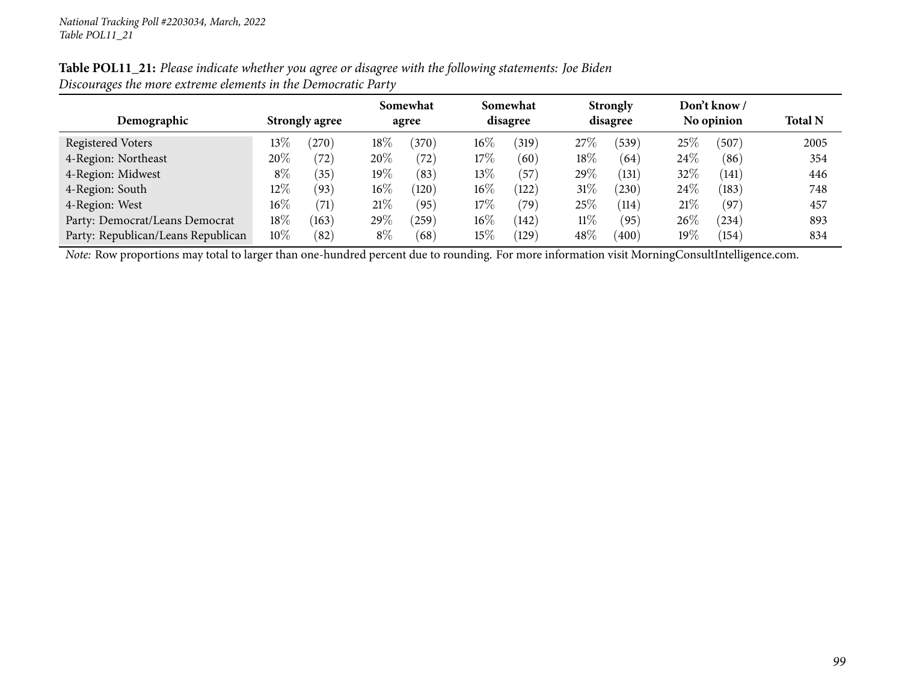**Table POL11_21:** *Please indicate whether you agree or disagree with the following statements: Joe Biden Discourages the more extreme elements in the Democratic Party*

| Demographic | Strongly agree | | Somewhat agree | | Somewhat disagree | | Strongly disagree | | Don't know / No opinion | | Total N |
|---|---|---|---|---|---|---|---|---|---|---|---|
| Registered Voters | 13% | (270) | 18% | (370) | 16% | (319) | 27% | (539) | 25% | (507) | 2005 |
| 4-Region: Northeast | 20% | (72) | 20% | (72) | 17% | (60) | 18% | (64) | 24% | (86) | 354 |
| 4-Region: Midwest | 8% | (35) | 19% | (83) | 13% | (57) | 29% | (131) | 32% | (141) | 446 |
| 4-Region: South | 12% | (93) | 16% | (120) | 16% | (122) | 31% | (230) | 24% | (183) | 748 |
| 4-Region: West | 16% | (71) | 21% | (95) | 17% | (79) | 25% | (114) | 21% | (97) | 457 |
| Party: Democrat/Leans Democrat | 18% | (163) | 29% | (259) | 16% | (142) | 11% | (95) | 26% | (234) | 893 |
| Party: Republican/Leans Republican | 10% | (82) | 8% | (68) | 15% | (129) | 48% | (400) | 19% | (154) | 834 |

*Note:* Row proportions may total to larger than one-hundred percent due to rounding. For more information visit MorningConsultIntelligence.com.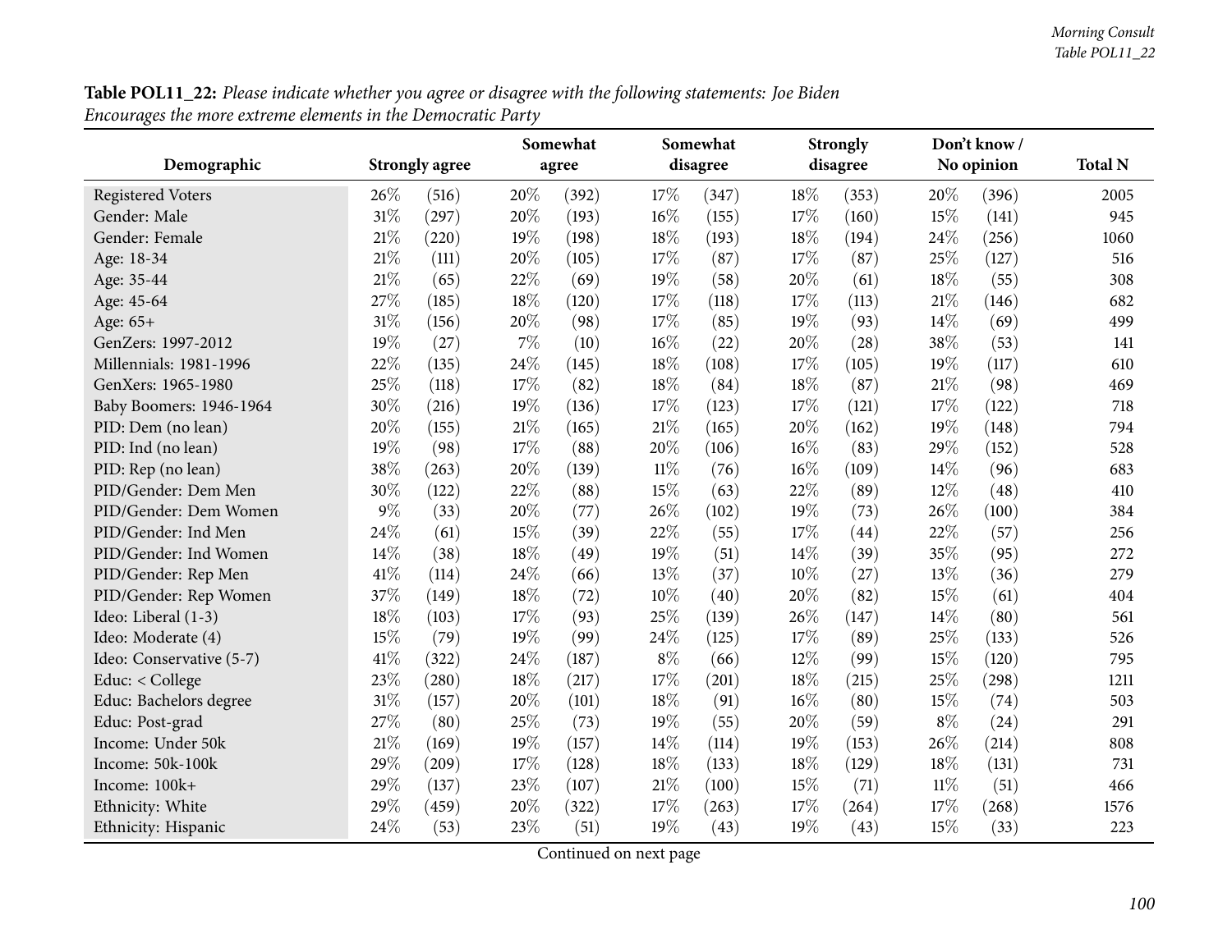**Table POL11_22:** *Please indicate whether you agree or disagree with the following statements: Joe Biden Encourages the more extreme elements in the Democratic Party*

| Demographic | Strongly agree | | Somewhat agree | | Somewhat disagree | | Strongly disagree | | Don't know / No opinion | | Total N |
|---|---|---|---|---|---|---|---|---|---|---|---|
| Registered Voters | 26% | (516) | 20% | (392) | 17% | (347) | 18% | (353) | 20% | (396) | 2005 |
| Gender: Male | 31% | (297) | 20% | (193) | 16% | (155) | 17% | (160) | 15% | (141) | 945 |
| Gender: Female | 21% | (220) | 19% | (198) | 18% | (193) | 18% | (194) | 24% | (256) | 1060 |
| Age: 18-34 | 21% | (111) | 20% | (105) | 17% | (87) | 17% | (87) | 25% | (127) | 516 |
| Age: 35-44 | 21% | (65) | 22% | (69) | 19% | (58) | 20% | (61) | 18% | (55) | 308 |
| Age: 45-64 | 27% | (185) | 18% | (120) | 17% | (118) | 17% | (113) | 21% | (146) | 682 |
| Age: 65+ | 31% | (156) | 20% | (98) | 17% | (85) | 19% | (93) | 14% | (69) | 499 |
| GenZers: 1997-2012 | 19% | (27) | 7% | (10) | 16% | (22) | 20% | (28) | 38% | (53) | 141 |
| Millennials: 1981-1996 | 22% | (135) | 24% | (145) | 18% | (108) | 17% | (105) | 19% | (117) | 610 |
| GenXers: 1965-1980 | 25% | (118) | 17% | (82) | 18% | (84) | 18% | (87) | 21% | (98) | 469 |
| Baby Boomers: 1946-1964 | 30% | (216) | 19% | (136) | 17% | (123) | 17% | (121) | 17% | (122) | 718 |
| PID: Dem (no lean) | 20% | (155) | 21% | (165) | 21% | (165) | 20% | (162) | 19% | (148) | 794 |
| PID: Ind (no lean) | 19% | (98) | 17% | (88) | 20% | (106) | 16% | (83) | 29% | (152) | 528 |
| PID: Rep (no lean) | 38% | (263) | 20% | (139) | 11% | (76) | 16% | (109) | 14% | (96) | 683 |
| PID/Gender: Dem Men | 30% | (122) | 22% | (88) | 15% | (63) | 22% | (89) | 12% | (48) | 410 |
| PID/Gender: Dem Women | 9% | (33) | 20% | (77) | 26% | (102) | 19% | (73) | 26% | (100) | 384 |
| PID/Gender: Ind Men | 24% | (61) | 15% | (39) | 22% | (55) | 17% | (44) | 22% | (57) | 256 |
| PID/Gender: Ind Women | 14% | (38) | 18% | (49) | 19% | (51) | 14% | (39) | 35% | (95) | 272 |
| PID/Gender: Rep Men | 41% | (114) | 24% | (66) | 13% | (37) | 10% | (27) | 13% | (36) | 279 |
| PID/Gender: Rep Women | 37% | (149) | 18% | (72) | 10% | (40) | 20% | (82) | 15% | (61) | 404 |
| Ideo: Liberal (1-3) | 18% | (103) | 17% | (93) | 25% | (139) | 26% | (147) | 14% | (80) | 561 |
| Ideo: Moderate (4) | 15% | (79) | 19% | (99) | 24% | (125) | 17% | (89) | 25% | (133) | 526 |
| Ideo: Conservative (5-7) | 41% | (322) | 24% | (187) | 8% | (66) | 12% | (99) | 15% | (120) | 795 |
| Educ: < College | 23% | (280) | 18% | (217) | 17% | (201) | 18% | (215) | 25% | (298) | 1211 |
| Educ: Bachelors degree | 31% | (157) | 20% | (101) | 18% | (91) | 16% | (80) | 15% | (74) | 503 |
| Educ: Post-grad | 27% | (80) | 25% | (73) | 19% | (55) | 20% | (59) | 8% | (24) | 291 |
| Income: Under 50k | 21% | (169) | 19% | (157) | 14% | (114) | 19% | (153) | 26% | (214) | 808 |
| Income: 50k-100k | 29% | (209) | 17% | (128) | 18% | (133) | 18% | (129) | 18% | (131) | 731 |
| Income: 100k+ | 29% | (137) | 23% | (107) | 21% | (100) | 15% | (71) | 11% | (51) | 466 |
| Ethnicity: White | 29% | (459) | 20% | (322) | 17% | (263) | 17% | (264) | 17% | (268) | 1576 |
| Ethnicity: Hispanic | 24% | (53) | 23% | (51) | 19% | (43) | 19% | (43) | 15% | (33) | 223 |

Continued on next page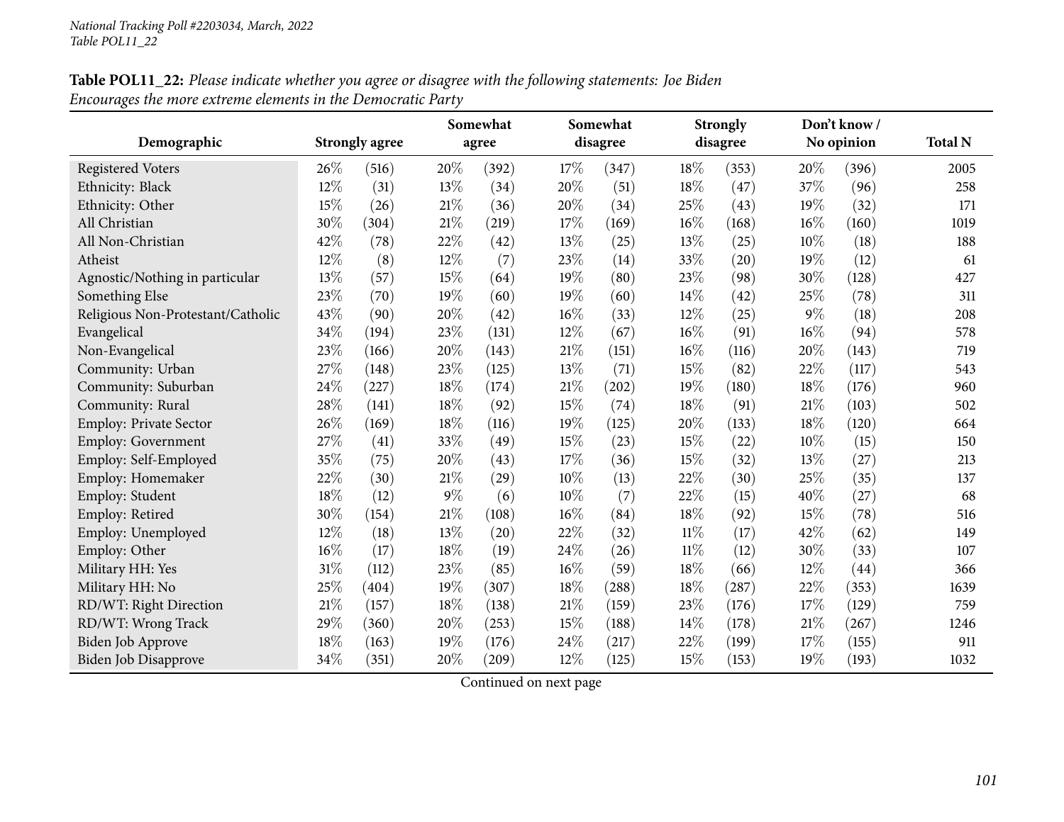**Table POL11_22:** *Please indicate whether you agree or disagree with the following statements: Joe Biden Encourages the more extreme elements in the Democratic Party*

| Demographic | Strongly agree | | Somewhat agree | | Somewhat disagree | | Strongly disagree | | Don't know / No opinion | | Total N |
|---|---|---|---|---|---|---|---|---|---|---|---|
| Registered Voters | 26% | (516) | 20% | (392) | 17% | (347) | 18% | (353) | 20% | (396) | 2005 |
| Ethnicity: Black | 12% | (31) | 13% | (34) | 20% | (51) | 18% | (47) | 37% | (96) | 258 |
| Ethnicity: Other | 15% | (26) | 21% | (36) | 20% | (34) | 25% | (43) | 19% | (32) | 171 |
| All Christian | 30% | (304) | 21% | (219) | 17% | (169) | 16% | (168) | 16% | (160) | 1019 |
| All Non-Christian | 42% | (78) | 22% | (42) | 13% | (25) | 13% | (25) | 10% | (18) | 188 |
| Atheist | 12% | (8) | 12% | (7) | 23% | (14) | 33% | (20) | 19% | (12) | 61 |
| Agnostic/Nothing in particular | 13% | (57) | 15% | (64) | 19% | (80) | 23% | (98) | 30% | (128) | 427 |
| Something Else | 23% | (70) | 19% | (60) | 19% | (60) | 14% | (42) | 25% | (78) | 311 |
| Religious Non-Protestant/Catholic | 43% | (90) | 20% | (42) | 16% | (33) | 12% | (25) | 9% | (18) | 208 |
| Evangelical | 34% | (194) | 23% | (131) | 12% | (67) | 16% | (91) | 16% | (94) | 578 |
| Non-Evangelical | 23% | (166) | 20% | (143) | 21% | (151) | 16% | (116) | 20% | (143) | 719 |
| Community: Urban | 27% | (148) | 23% | (125) | 13% | (71) | 15% | (82) | 22% | (117) | 543 |
| Community: Suburban | 24% | (227) | 18% | (174) | 21% | (202) | 19% | (180) | 18% | (176) | 960 |
| Community: Rural | 28% | (141) | 18% | (92) | 15% | (74) | 18% | (91) | 21% | (103) | 502 |
| Employ: Private Sector | 26% | (169) | 18% | (116) | 19% | (125) | 20% | (133) | 18% | (120) | 664 |
| Employ: Government | 27% | (41) | 33% | (49) | 15% | (23) | 15% | (22) | 10% | (15) | 150 |
| Employ: Self-Employed | 35% | (75) | 20% | (43) | 17% | (36) | 15% | (32) | 13% | (27) | 213 |
| Employ: Homemaker | 22% | (30) | 21% | (29) | 10% | (13) | 22% | (30) | 25% | (35) | 137 |
| Employ: Student | 18% | (12) | 9% | (6) | 10% | (7) | 22% | (15) | 40% | (27) | 68 |
| Employ: Retired | 30% | (154) | 21% | (108) | 16% | (84) | 18% | (92) | 15% | (78) | 516 |
| Employ: Unemployed | 12% | (18) | 13% | (20) | 22% | (32) | 11% | (17) | 42% | (62) | 149 |
| Employ: Other | 16% | (17) | 18% | (19) | 24% | (26) | 11% | (12) | 30% | (33) | 107 |
| Military HH: Yes | 31% | (112) | 23% | (85) | 16% | (59) | 18% | (66) | 12% | (44) | 366 |
| Military HH: No | 25% | (404) | 19% | (307) | 18% | (288) | 18% | (287) | 22% | (353) | 1639 |
| RD/WT: Right Direction | 21% | (157) | 18% | (138) | 21% | (159) | 23% | (176) | 17% | (129) | 759 |
| RD/WT: Wrong Track | 29% | (360) | 20% | (253) | 15% | (188) | 14% | (178) | 21% | (267) | 1246 |
| Biden Job Approve | 18% | (163) | 19% | (176) | 24% | (217) | 22% | (199) | 17% | (155) | 911 |
| Biden Job Disapprove | 34% | (351) | 20% | (209) | 12% | (125) | 15% | (153) | 19% | (193) | 1032 |

Continued on next page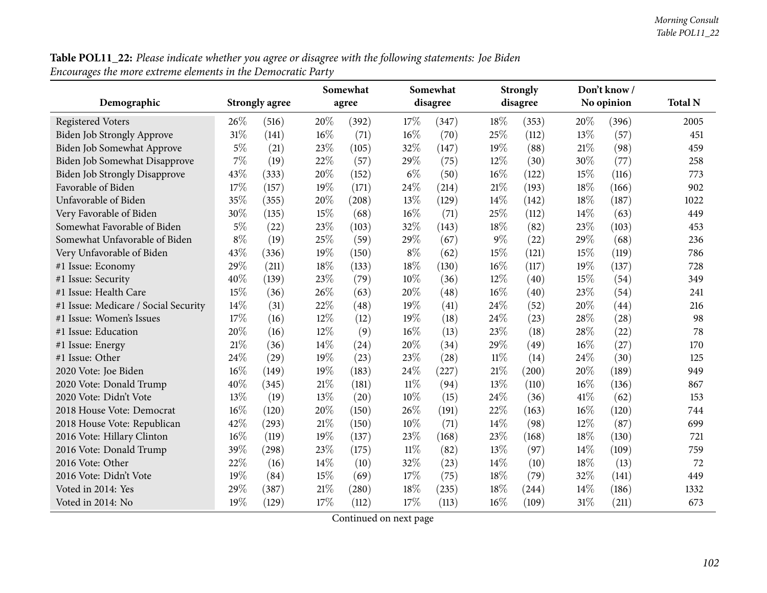**Table POL11_22:** *Please indicate whether you agree or disagree with the following statements: Joe Biden Encourages the more extreme elements in the Democratic Party*

| Demographic | Strongly agree | | Somewhat agree | | Somewhat disagree | | Strongly disagree | | Don't know / No opinion | | Total N |
|---|---|---|---|---|---|---|---|---|---|---|---|
| Registered Voters | 26% | (516) | 20% | (392) | 17% | (347) | 18% | (353) | 20% | (396) | 2005 |
| Biden Job Strongly Approve | 31% | (141) | 16% | (71) | 16% | (70) | 25% | (112) | 13% | (57) | 451 |
| Biden Job Somewhat Approve | 5% | (21) | 23% | (105) | 32% | (147) | 19% | (88) | 21% | (98) | 459 |
| Biden Job Somewhat Disapprove | 7% | (19) | 22% | (57) | 29% | (75) | 12% | (30) | 30% | (77) | 258 |
| Biden Job Strongly Disapprove | 43% | (333) | 20% | (152) | 6% | (50) | 16% | (122) | 15% | (116) | 773 |
| Favorable of Biden | 17% | (157) | 19% | (171) | 24% | (214) | 21% | (193) | 18% | (166) | 902 |
| Unfavorable of Biden | 35% | (355) | 20% | (208) | 13% | (129) | 14% | (142) | 18% | (187) | 1022 |
| Very Favorable of Biden | 30% | (135) | 15% | (68) | 16% | (71) | 25% | (112) | 14% | (63) | 449 |
| Somewhat Favorable of Biden | 5% | (22) | 23% | (103) | 32% | (143) | 18% | (82) | 23% | (103) | 453 |
| Somewhat Unfavorable of Biden | 8% | (19) | 25% | (59) | 29% | (67) | 9% | (22) | 29% | (68) | 236 |
| Very Unfavorable of Biden | 43% | (336) | 19% | (150) | 8% | (62) | 15% | (121) | 15% | (119) | 786 |
| #1 Issue: Economy | 29% | (211) | 18% | (133) | 18% | (130) | 16% | (117) | 19% | (137) | 728 |
| #1 Issue: Security | 40% | (139) | 23% | (79) | 10% | (36) | 12% | (40) | 15% | (54) | 349 |
| #1 Issue: Health Care | 15% | (36) | 26% | (63) | 20% | (48) | 16% | (40) | 23% | (54) | 241 |
| #1 Issue: Medicare / Social Security | 14% | (31) | 22% | (48) | 19% | (41) | 24% | (52) | 20% | (44) | 216 |
| #1 Issue: Women's Issues | 17% | (16) | 12% | (12) | 19% | (18) | 24% | (23) | 28% | (28) | 98 |
| #1 Issue: Education | 20% | (16) | 12% | (9) | 16% | (13) | 23% | (18) | 28% | (22) | 78 |
| #1 Issue: Energy | 21% | (36) | 14% | (24) | 20% | (34) | 29% | (49) | 16% | (27) | 170 |
| #1 Issue: Other | 24% | (29) | 19% | (23) | 23% | (28) | 11% | (14) | 24% | (30) | 125 |
| 2020 Vote: Joe Biden | 16% | (149) | 19% | (183) | 24% | (227) | 21% | (200) | 20% | (189) | 949 |
| 2020 Vote: Donald Trump | 40% | (345) | 21% | (181) | 11% | (94) | 13% | (110) | 16% | (136) | 867 |
| 2020 Vote: Didn't Vote | 13% | (19) | 13% | (20) | 10% | (15) | 24% | (36) | 41% | (62) | 153 |
| 2018 House Vote: Democrat | 16% | (120) | 20% | (150) | 26% | (191) | 22% | (163) | 16% | (120) | 744 |
| 2018 House Vote: Republican | 42% | (293) | 21% | (150) | 10% | (71) | 14% | (98) | 12% | (87) | 699 |
| 2016 Vote: Hillary Clinton | 16% | (119) | 19% | (137) | 23% | (168) | 23% | (168) | 18% | (130) | 721 |
| 2016 Vote: Donald Trump | 39% | (298) | 23% | (175) | 11% | (82) | 13% | (97) | 14% | (109) | 759 |
| 2016 Vote: Other | 22% | (16) | 14% | (10) | 32% | (23) | 14% | (10) | 18% | (13) | 72 |
| 2016 Vote: Didn't Vote | 19% | (84) | 15% | (69) | 17% | (75) | 18% | (79) | 32% | (141) | 449 |
| Voted in 2014: Yes | 29% | (387) | 21% | (280) | 18% | (235) | 18% | (244) | 14% | (186) | 1332 |
| Voted in 2014: No | 19% | (129) | 17% | (112) | 17% | (113) | 16% | (109) | 31% | (211) | 673 |

Continued on next page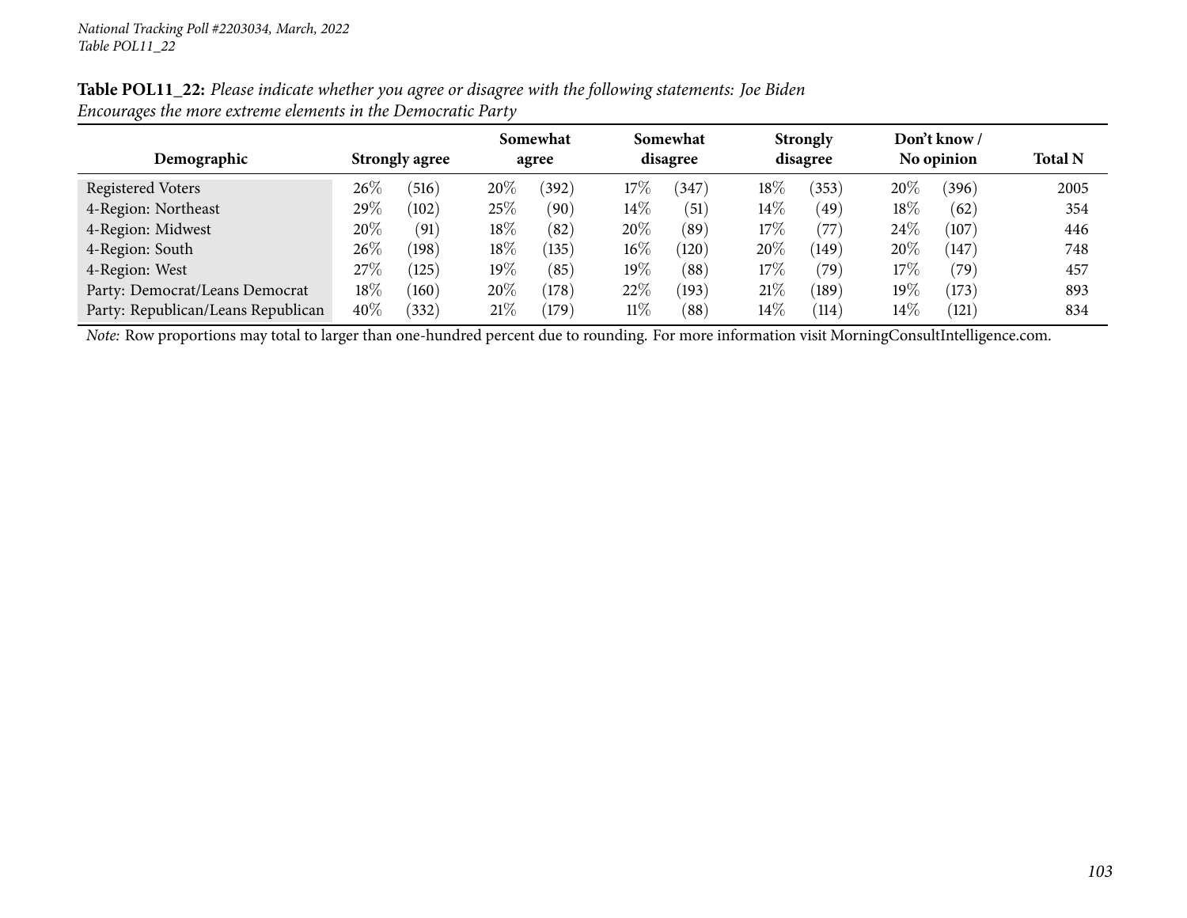**Table POL11_22:** *Please indicate whether you agree or disagree with the following statements: Joe Biden Encourages the more extreme elements in the Democratic Party*

| Demographic | Strongly agree | | Somewhat agree | | Somewhat disagree | | Strongly disagree | | Don't know / No opinion | | Total N |
|---|---|---|---|---|---|---|---|---|---|---|---|
| Registered Voters | 26% | (516) | 20% | (392) | 17% | (347) | 18% | (353) | 20% | (396) | 2005 |
| 4-Region: Northeast | 29% | (102) | 25% | (90) | 14% | (51) | 14% | (49) | 18% | (62) | 354 |
| 4-Region: Midwest | 20% | (91) | 18% | (82) | 20% | (89) | 17% | (77) | 24% | (107) | 446 |
| 4-Region: South | 26% | (198) | 18% | (135) | 16% | (120) | 20% | (149) | 20% | (147) | 748 |
| 4-Region: West | 27% | (125) | 19% | (85) | 19% | (88) | 17% | (79) | 17% | (79) | 457 |
| Party: Democrat/Leans Democrat | 18% | (160) | 20% | (178) | 22% | (193) | 21% | (189) | 19% | (173) | 893 |
| Party: Republican/Leans Republican | 40% | (332) | 21% | (179) | 11% | (88) | 14% | (114) | 14% | (121) | 834 |

*Note:* Row proportions may total to larger than one-hundred percent due to rounding. For more information visit MorningConsultIntelligence.com.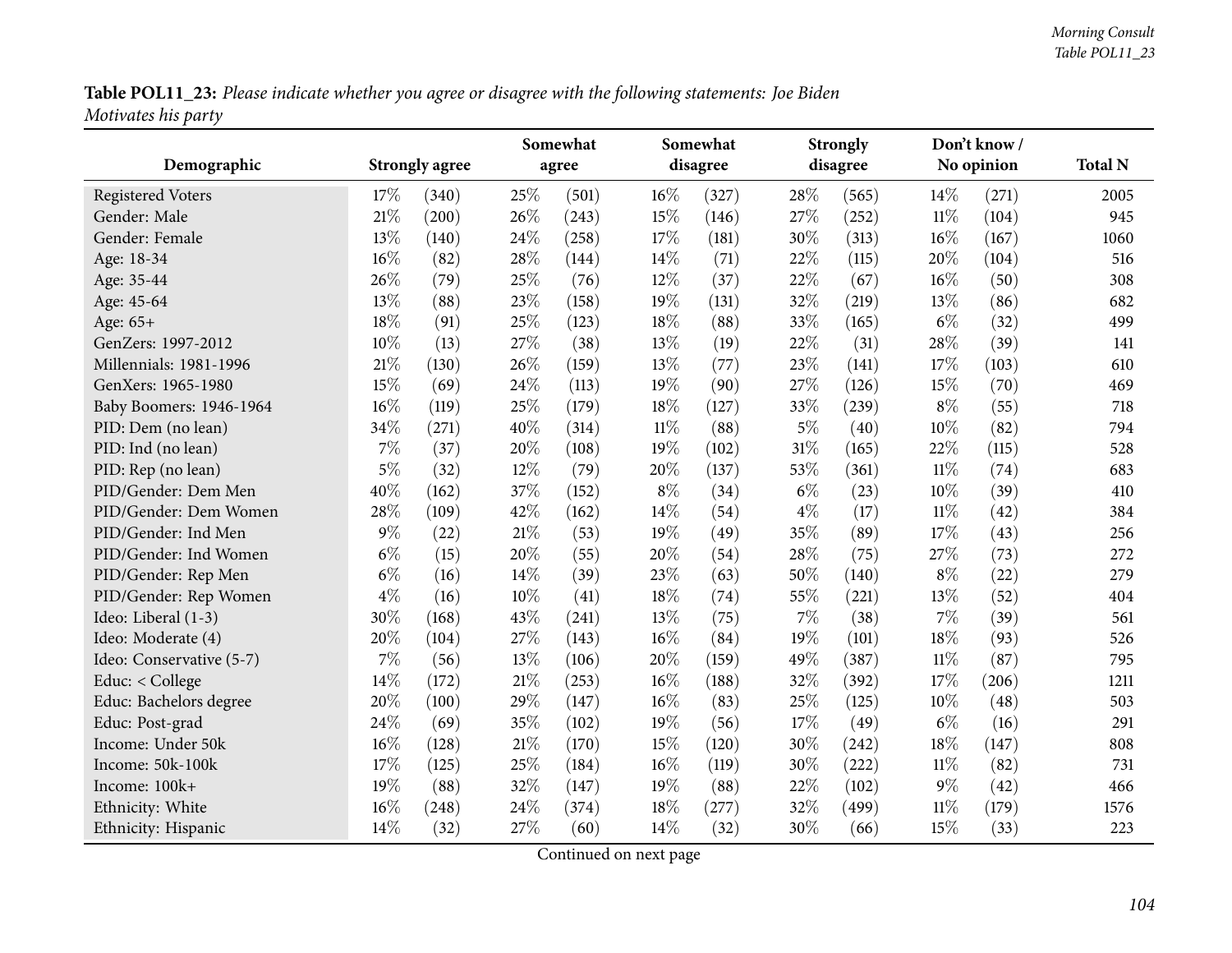**Table POL11_23:** *Please indicate whether you agree or disagree with the following statements: Joe Biden Motivates his party*

| Demographic | Strongly agree | | Somewhat agree | | Somewhat disagree | | Strongly disagree | | Don't know / No opinion | | Total N |
|---|---|---|---|---|---|---|---|---|---|---|---|
| Registered Voters | 17% | (340) | 25% | (501) | 16% | (327) | 28% | (565) | 14% | (271) | 2005 |
| Gender: Male | 21% | (200) | 26% | (243) | 15% | (146) | 27% | (252) | 11% | (104) | 945 |
| Gender: Female | 13% | (140) | 24% | (258) | 17% | (181) | 30% | (313) | 16% | (167) | 1060 |
| Age: 18-34 | 16% | (82) | 28% | (144) | 14% | (71) | 22% | (115) | 20% | (104) | 516 |
| Age: 35-44 | 26% | (79) | 25% | (76) | 12% | (37) | 22% | (67) | 16% | (50) | 308 |
| Age: 45-64 | 13% | (88) | 23% | (158) | 19% | (131) | 32% | (219) | 13% | (86) | 682 |
| Age: 65+ | 18% | (91) | 25% | (123) | 18% | (88) | 33% | (165) | 6% | (32) | 499 |
| GenZers: 1997-2012 | 10% | (13) | 27% | (38) | 13% | (19) | 22% | (31) | 28% | (39) | 141 |
| Millennials: 1981-1996 | 21% | (130) | 26% | (159) | 13% | (77) | 23% | (141) | 17% | (103) | 610 |
| GenXers: 1965-1980 | 15% | (69) | 24% | (113) | 19% | (90) | 27% | (126) | 15% | (70) | 469 |
| Baby Boomers: 1946-1964 | 16% | (119) | 25% | (179) | 18% | (127) | 33% | (239) | 8% | (55) | 718 |
| PID: Dem (no lean) | 34% | (271) | 40% | (314) | 11% | (88) | 5% | (40) | 10% | (82) | 794 |
| PID: Ind (no lean) | 7% | (37) | 20% | (108) | 19% | (102) | 31% | (165) | 22% | (115) | 528 |
| PID: Rep (no lean) | 5% | (32) | 12% | (79) | 20% | (137) | 53% | (361) | 11% | (74) | 683 |
| PID/Gender: Dem Men | 40% | (162) | 37% | (152) | 8% | (34) | 6% | (23) | 10% | (39) | 410 |
| PID/Gender: Dem Women | 28% | (109) | 42% | (162) | 14% | (54) | 4% | (17) | 11% | (42) | 384 |
| PID/Gender: Ind Men | 9% | (22) | 21% | (53) | 19% | (49) | 35% | (89) | 17% | (43) | 256 |
| PID/Gender: Ind Women | 6% | (15) | 20% | (55) | 20% | (54) | 28% | (75) | 27% | (73) | 272 |
| PID/Gender: Rep Men | 6% | (16) | 14% | (39) | 23% | (63) | 50% | (140) | 8% | (22) | 279 |
| PID/Gender: Rep Women | 4% | (16) | 10% | (41) | 18% | (74) | 55% | (221) | 13% | (52) | 404 |
| Ideo: Liberal (1-3) | 30% | (168) | 43% | (241) | 13% | (75) | 7% | (38) | 7% | (39) | 561 |
| Ideo: Moderate (4) | 20% | (104) | 27% | (143) | 16% | (84) | 19% | (101) | 18% | (93) | 526 |
| Ideo: Conservative (5-7) | 7% | (56) | 13% | (106) | 20% | (159) | 49% | (387) | 11% | (87) | 795 |
| Educ: < College | 14% | (172) | 21% | (253) | 16% | (188) | 32% | (392) | 17% | (206) | 1211 |
| Educ: Bachelors degree | 20% | (100) | 29% | (147) | 16% | (83) | 25% | (125) | 10% | (48) | 503 |
| Educ: Post-grad | 24% | (69) | 35% | (102) | 19% | (56) | 17% | (49) | 6% | (16) | 291 |
| Income: Under 50k | 16% | (128) | 21% | (170) | 15% | (120) | 30% | (242) | 18% | (147) | 808 |
| Income: 50k-100k | 17% | (125) | 25% | (184) | 16% | (119) | 30% | (222) | 11% | (82) | 731 |
| Income: 100k+ | 19% | (88) | 32% | (147) | 19% | (88) | 22% | (102) | 9% | (42) | 466 |
| Ethnicity: White | 16% | (248) | 24% | (374) | 18% | (277) | 32% | (499) | 11% | (179) | 1576 |
| Ethnicity: Hispanic | 14% | (32) | 27% | (60) | 14% | (32) | 30% | (66) | 15% | (33) | 223 |

Continued on next page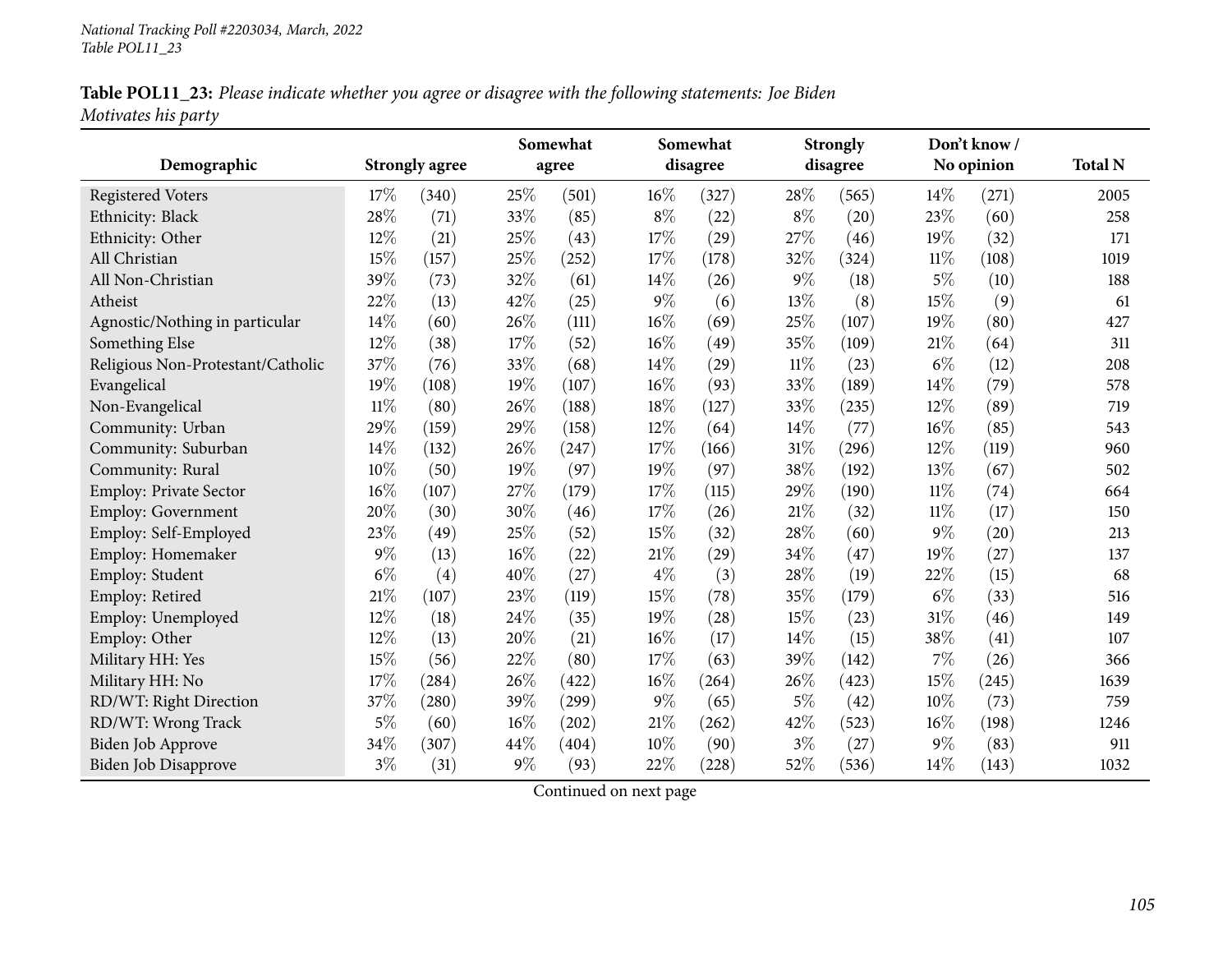**Table POL11_23:** *Please indicate whether you agree or disagree with the following statements: Joe Biden Motivates his party*

| Demographic | Strongly agree | | Somewhat agree | | Somewhat disagree | | Strongly disagree | | Don't know / No opinion | | Total N |
|---|---|---|---|---|---|---|---|---|---|---|---|
| Registered Voters | 17% | (340) | 25% | (501) | 16% | (327) | 28% | (565) | 14% | (271) | 2005 |
| Ethnicity: Black | 28% | (71) | 33% | (85) | 8% | (22) | 8% | (20) | 23% | (60) | 258 |
| Ethnicity: Other | 12% | (21) | 25% | (43) | 17% | (29) | 27% | (46) | 19% | (32) | 171 |
| All Christian | 15% | (157) | 25% | (252) | 17% | (178) | 32% | (324) | 11% | (108) | 1019 |
| All Non-Christian | 39% | (73) | 32% | (61) | 14% | (26) | 9% | (18) | 5% | (10) | 188 |
| Atheist | 22% | (13) | 42% | (25) | 9% | (6) | 13% | (8) | 15% | (9) | 61 |
| Agnostic/Nothing in particular | 14% | (60) | 26% | (111) | 16% | (69) | 25% | (107) | 19% | (80) | 427 |
| Something Else | 12% | (38) | 17% | (52) | 16% | (49) | 35% | (109) | 21% | (64) | 311 |
| Religious Non-Protestant/Catholic | 37% | (76) | 33% | (68) | 14% | (29) | 11% | (23) | 6% | (12) | 208 |
| Evangelical | 19% | (108) | 19% | (107) | 16% | (93) | 33% | (189) | 14% | (79) | 578 |
| Non-Evangelical | 11% | (80) | 26% | (188) | 18% | (127) | 33% | (235) | 12% | (89) | 719 |
| Community: Urban | 29% | (159) | 29% | (158) | 12% | (64) | 14% | (77) | 16% | (85) | 543 |
| Community: Suburban | 14% | (132) | 26% | (247) | 17% | (166) | 31% | (296) | 12% | (119) | 960 |
| Community: Rural | 10% | (50) | 19% | (97) | 19% | (97) | 38% | (192) | 13% | (67) | 502 |
| Employ: Private Sector | 16% | (107) | 27% | (179) | 17% | (115) | 29% | (190) | 11% | (74) | 664 |
| Employ: Government | 20% | (30) | 30% | (46) | 17% | (26) | 21% | (32) | 11% | (17) | 150 |
| Employ: Self-Employed | 23% | (49) | 25% | (52) | 15% | (32) | 28% | (60) | 9% | (20) | 213 |
| Employ: Homemaker | 9% | (13) | 16% | (22) | 21% | (29) | 34% | (47) | 19% | (27) | 137 |
| Employ: Student | 6% | (4) | 40% | (27) | 4% | (3) | 28% | (19) | 22% | (15) | 68 |
| Employ: Retired | 21% | (107) | 23% | (119) | 15% | (78) | 35% | (179) | 6% | (33) | 516 |
| Employ: Unemployed | 12% | (18) | 24% | (35) | 19% | (28) | 15% | (23) | 31% | (46) | 149 |
| Employ: Other | 12% | (13) | 20% | (21) | 16% | (17) | 14% | (15) | 38% | (41) | 107 |
| Military HH: Yes | 15% | (56) | 22% | (80) | 17% | (63) | 39% | (142) | 7% | (26) | 366 |
| Military HH: No | 17% | (284) | 26% | (422) | 16% | (264) | 26% | (423) | 15% | (245) | 1639 |
| RD/WT: Right Direction | 37% | (280) | 39% | (299) | 9% | (65) | 5% | (42) | 10% | (73) | 759 |
| RD/WT: Wrong Track | 5% | (60) | 16% | (202) | 21% | (262) | 42% | (523) | 16% | (198) | 1246 |
| Biden Job Approve | 34% | (307) | 44% | (404) | 10% | (90) | 3% | (27) | 9% | (83) | 911 |
| Biden Job Disapprove | 3% | (31) | 9% | (93) | 22% | (228) | 52% | (536) | 14% | (143) | 1032 |

Continued on next page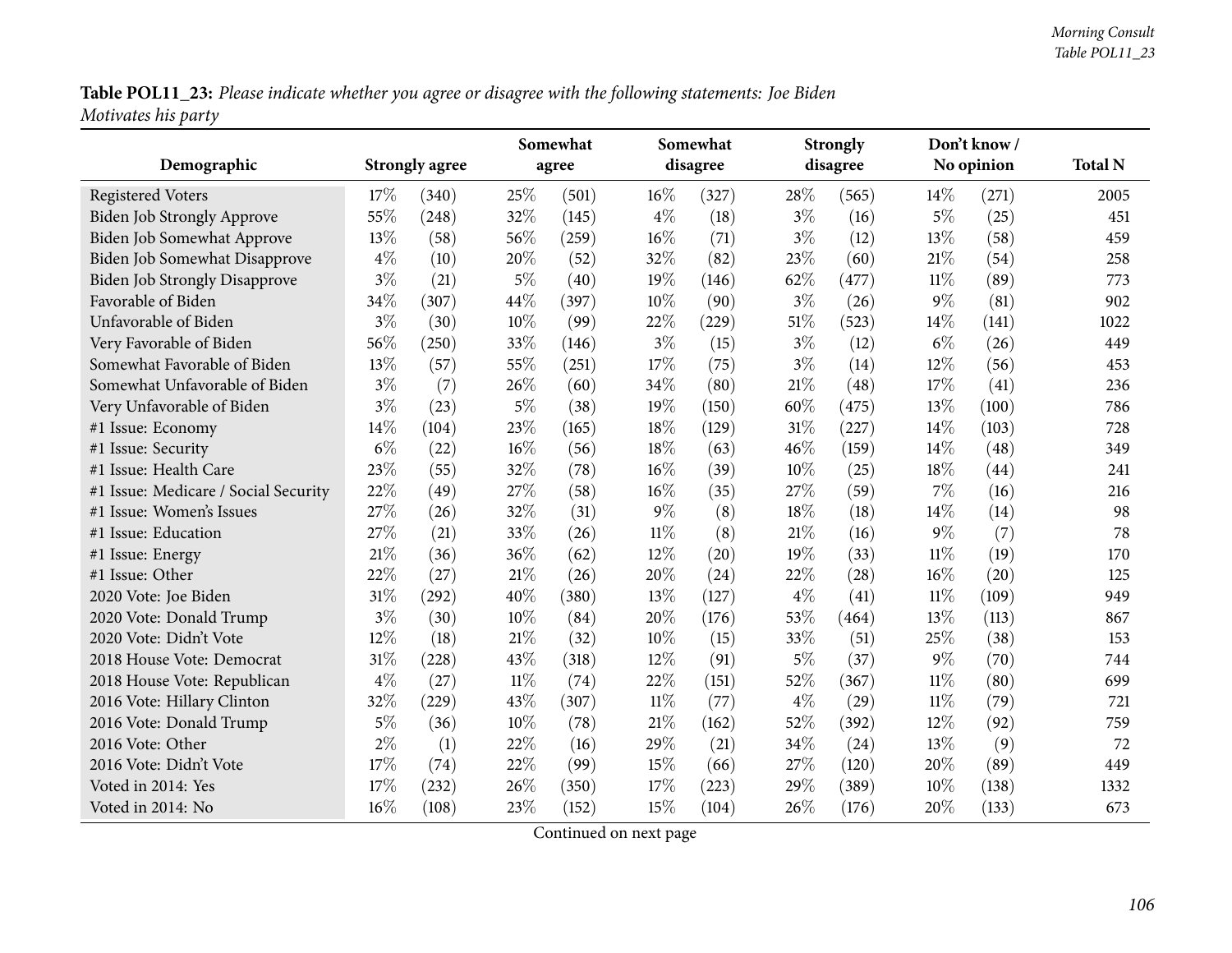**Table POL11_23:** *Please indicate whether you agree or disagree with the following statements: Joe Biden Motivates his party*

| Demographic | Strongly agree | | Somewhat agree | | Somewhat disagree | | Strongly disagree | | Don't know / No opinion | | Total N |
|---|---|---|---|---|---|---|---|---|---|---|---|
| Registered Voters | 17% | (340) | 25% | (501) | 16% | (327) | 28% | (565) | 14% | (271) | 2005 |
| Biden Job Strongly Approve | 55% | (248) | 32% | (145) | 4% | (18) | 3% | (16) | 5% | (25) | 451 |
| Biden Job Somewhat Approve | 13% | (58) | 56% | (259) | 16% | (71) | 3% | (12) | 13% | (58) | 459 |
| Biden Job Somewhat Disapprove | 4% | (10) | 20% | (52) | 32% | (82) | 23% | (60) | 21% | (54) | 258 |
| Biden Job Strongly Disapprove | 3% | (21) | 5% | (40) | 19% | (146) | 62% | (477) | 11% | (89) | 773 |
| Favorable of Biden | 34% | (307) | 44% | (397) | 10% | (90) | 3% | (26) | 9% | (81) | 902 |
| Unfavorable of Biden | 3% | (30) | 10% | (99) | 22% | (229) | 51% | (523) | 14% | (141) | 1022 |
| Very Favorable of Biden | 56% | (250) | 33% | (146) | 3% | (15) | 3% | (12) | 6% | (26) | 449 |
| Somewhat Favorable of Biden | 13% | (57) | 55% | (251) | 17% | (75) | 3% | (14) | 12% | (56) | 453 |
| Somewhat Unfavorable of Biden | 3% | (7) | 26% | (60) | 34% | (80) | 21% | (48) | 17% | (41) | 236 |
| Very Unfavorable of Biden | 3% | (23) | 5% | (38) | 19% | (150) | 60% | (475) | 13% | (100) | 786 |
| #1 Issue: Economy | 14% | (104) | 23% | (165) | 18% | (129) | 31% | (227) | 14% | (103) | 728 |
| #1 Issue: Security | 6% | (22) | 16% | (56) | 18% | (63) | 46% | (159) | 14% | (48) | 349 |
| #1 Issue: Health Care | 23% | (55) | 32% | (78) | 16% | (39) | 10% | (25) | 18% | (44) | 241 |
| #1 Issue: Medicare / Social Security | 22% | (49) | 27% | (58) | 16% | (35) | 27% | (59) | 7% | (16) | 216 |
| #1 Issue: Women's Issues | 27% | (26) | 32% | (31) | 9% | (8) | 18% | (18) | 14% | (14) | 98 |
| #1 Issue: Education | 27% | (21) | 33% | (26) | 11% | (8) | 21% | (16) | 9% | (7) | 78 |
| #1 Issue: Energy | 21% | (36) | 36% | (62) | 12% | (20) | 19% | (33) | 11% | (19) | 170 |
| #1 Issue: Other | 22% | (27) | 21% | (26) | 20% | (24) | 22% | (28) | 16% | (20) | 125 |
| 2020 Vote: Joe Biden | 31% | (292) | 40% | (380) | 13% | (127) | 4% | (41) | 11% | (109) | 949 |
| 2020 Vote: Donald Trump | 3% | (30) | 10% | (84) | 20% | (176) | 53% | (464) | 13% | (113) | 867 |
| 2020 Vote: Didn't Vote | 12% | (18) | 21% | (32) | 10% | (15) | 33% | (51) | 25% | (38) | 153 |
| 2018 House Vote: Democrat | 31% | (228) | 43% | (318) | 12% | (91) | 5% | (37) | 9% | (70) | 744 |
| 2018 House Vote: Republican | 4% | (27) | 11% | (74) | 22% | (151) | 52% | (367) | 11% | (80) | 699 |
| 2016 Vote: Hillary Clinton | 32% | (229) | 43% | (307) | 11% | (77) | 4% | (29) | 11% | (79) | 721 |
| 2016 Vote: Donald Trump | 5% | (36) | 10% | (78) | 21% | (162) | 52% | (392) | 12% | (92) | 759 |
| 2016 Vote: Other | 2% | (1) | 22% | (16) | 29% | (21) | 34% | (24) | 13% | (9) | 72 |
| 2016 Vote: Didn't Vote | 17% | (74) | 22% | (99) | 15% | (66) | 27% | (120) | 20% | (89) | 449 |
| Voted in 2014: Yes | 17% | (232) | 26% | (350) | 17% | (223) | 29% | (389) | 10% | (138) | 1332 |
| Voted in 2014: No | 16% | (108) | 23% | (152) | 15% | (104) | 26% | (176) | 20% | (133) | 673 |

Continued on next page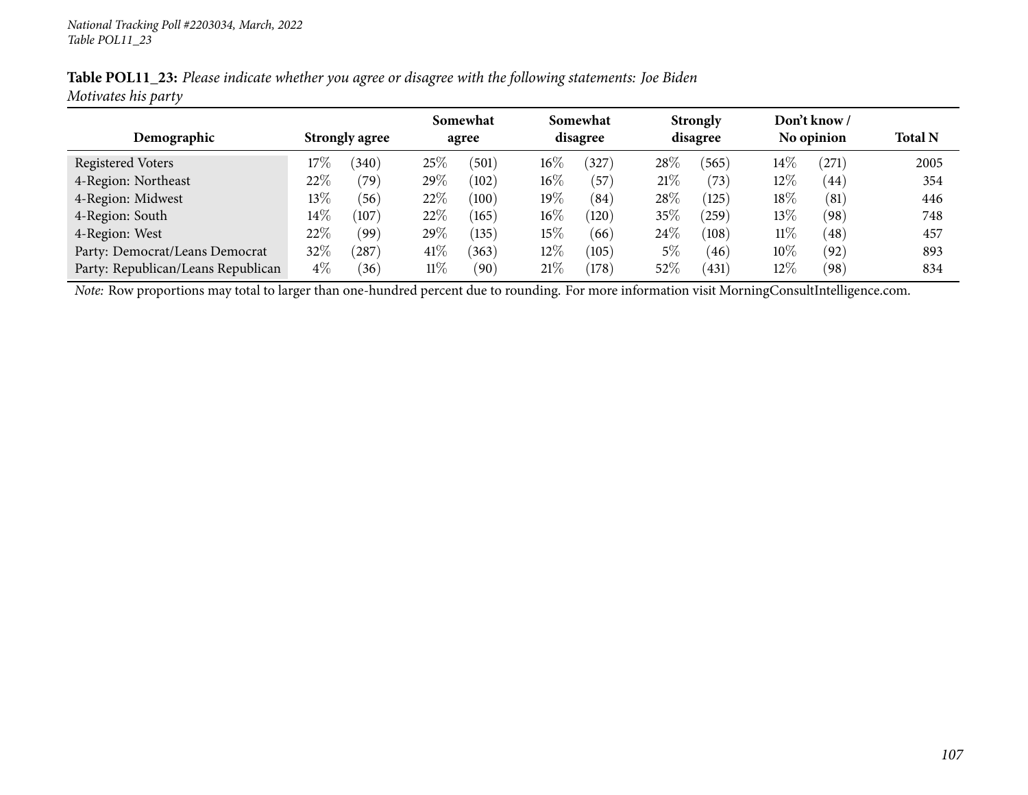**Table POL11_23:** *Please indicate whether you agree or disagree with the following statements: Joe Biden Motivates his party*

| Demographic | Strongly agree | | Somewhat agree | | Somewhat disagree | | Strongly disagree | | Don't know / No opinion | | Total N |
|---|---|---|---|---|---|---|---|---|---|---|---|
| Registered Voters | 17% | (340) | 25% | (501) | 16% | (327) | 28% | (565) | 14% | (271) | 2005 |
| 4-Region: Northeast | 22% | (79) | 29% | (102) | 16% | (57) | 21% | (73) | 12% | (44) | 354 |
| 4-Region: Midwest | 13% | (56) | 22% | (100) | 19% | (84) | 28% | (125) | 18% | (81) | 446 |
| 4-Region: South | 14% | (107) | 22% | (165) | 16% | (120) | 35% | (259) | 13% | (98) | 748 |
| 4-Region: West | 22% | (99) | 29% | (135) | 15% | (66) | 24% | (108) | 11% | (48) | 457 |
| Party: Democrat/Leans Democrat | 32% | (287) | 41% | (363) | 12% | (105) | 5% | (46) | 10% | (92) | 893 |
| Party: Republican/Leans Republican | 4% | (36) | 11% | (90) | 21% | (178) | 52% | (431) | 12% | (98) | 834 |

*Note:* Row proportions may total to larger than one-hundred percent due to rounding. For more information visit MorningConsultIntelligence.com.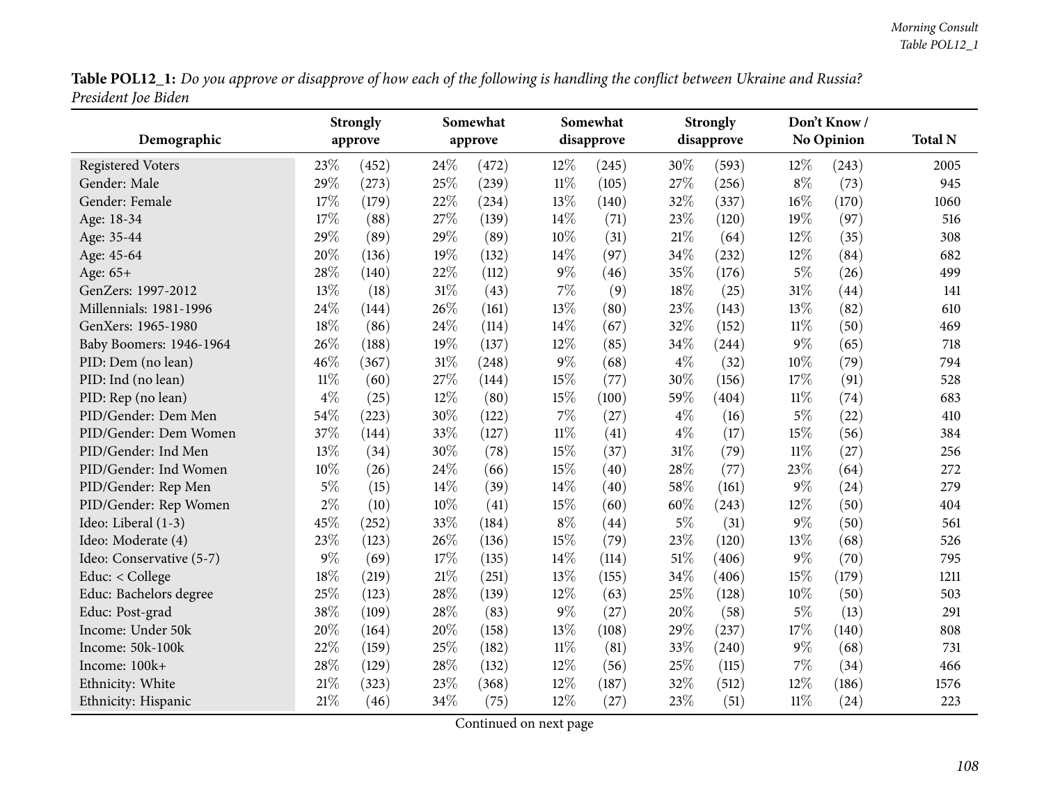**Table POL12_1:** *Do you approve or disapprove of how each of the following is handling the conflict between Ukraine and Russia? President Joe Biden*

| Demographic | Strongly approve | | Somewhat approve | | Somewhat disapprove | | Strongly disapprove | | Don't Know / No Opinion | | Total N |
|---|---|---|---|---|---|---|---|---|---|---|---|
| Registered Voters | 23% | (452) | 24% | (472) | 12% | (245) | 30% | (593) | 12% | (243) | 2005 |
| Gender: Male | 29% | (273) | 25% | (239) | 11% | (105) | 27% | (256) | 8% | (73) | 945 |
| Gender: Female | 17% | (179) | 22% | (234) | 13% | (140) | 32% | (337) | 16% | (170) | 1060 |
| Age: 18-34 | 17% | (88) | 27% | (139) | 14% | (71) | 23% | (120) | 19% | (97) | 516 |
| Age: 35-44 | 29% | (89) | 29% | (89) | 10% | (31) | 21% | (64) | 12% | (35) | 308 |
| Age: 45-64 | 20% | (136) | 19% | (132) | 14% | (97) | 34% | (232) | 12% | (84) | 682 |
| Age: 65+ | 28% | (140) | 22% | (112) | 9% | (46) | 35% | (176) | 5% | (26) | 499 |
| GenZers: 1997-2012 | 13% | (18) | 31% | (43) | 7% | (9) | 18% | (25) | 31% | (44) | 141 |
| Millennials: 1981-1996 | 24% | (144) | 26% | (161) | 13% | (80) | 23% | (143) | 13% | (82) | 610 |
| GenXers: 1965-1980 | 18% | (86) | 24% | (114) | 14% | (67) | 32% | (152) | 11% | (50) | 469 |
| Baby Boomers: 1946-1964 | 26% | (188) | 19% | (137) | 12% | (85) | 34% | (244) | 9% | (65) | 718 |
| PID: Dem (no lean) | 46% | (367) | 31% | (248) | 9% | (68) | 4% | (32) | 10% | (79) | 794 |
| PID: Ind (no lean) | 11% | (60) | 27% | (144) | 15% | (77) | 30% | (156) | 17% | (91) | 528 |
| PID: Rep (no lean) | 4% | (25) | 12% | (80) | 15% | (100) | 59% | (404) | 11% | (74) | 683 |
| PID/Gender: Dem Men | 54% | (223) | 30% | (122) | 7% | (27) | 4% | (16) | 5% | (22) | 410 |
| PID/Gender: Dem Women | 37% | (144) | 33% | (127) | 11% | (41) | 4% | (17) | 15% | (56) | 384 |
| PID/Gender: Ind Men | 13% | (34) | 30% | (78) | 15% | (37) | 31% | (79) | 11% | (27) | 256 |
| PID/Gender: Ind Women | 10% | (26) | 24% | (66) | 15% | (40) | 28% | (77) | 23% | (64) | 272 |
| PID/Gender: Rep Men | 5% | (15) | 14% | (39) | 14% | (40) | 58% | (161) | 9% | (24) | 279 |
| PID/Gender: Rep Women | 2% | (10) | 10% | (41) | 15% | (60) | 60% | (243) | 12% | (50) | 404 |
| Ideo: Liberal (1-3) | 45% | (252) | 33% | (184) | 8% | (44) | 5% | (31) | 9% | (50) | 561 |
| Ideo: Moderate (4) | 23% | (123) | 26% | (136) | 15% | (79) | 23% | (120) | 13% | (68) | 526 |
| Ideo: Conservative (5-7) | 9% | (69) | 17% | (135) | 14% | (114) | 51% | (406) | 9% | (70) | 795 |
| Educ: < College | 18% | (219) | 21% | (251) | 13% | (155) | 34% | (406) | 15% | (179) | 1211 |
| Educ: Bachelors degree | 25% | (123) | 28% | (139) | 12% | (63) | 25% | (128) | 10% | (50) | 503 |
| Educ: Post-grad | 38% | (109) | 28% | (83) | 9% | (27) | 20% | (58) | 5% | (13) | 291 |
| Income: Under 50k | 20% | (164) | 20% | (158) | 13% | (108) | 29% | (237) | 17% | (140) | 808 |
| Income: 50k-100k | 22% | (159) | 25% | (182) | 11% | (81) | 33% | (240) | 9% | (68) | 731 |
| Income: 100k+ | 28% | (129) | 28% | (132) | 12% | (56) | 25% | (115) | 7% | (34) | 466 |
| Ethnicity: White | 21% | (323) | 23% | (368) | 12% | (187) | 32% | (512) | 12% | (186) | 1576 |
| Ethnicity: Hispanic | 21% | (46) | 34% | (75) | 12% | (27) | 23% | (51) | 11% | (24) | 223 |

Continued on next page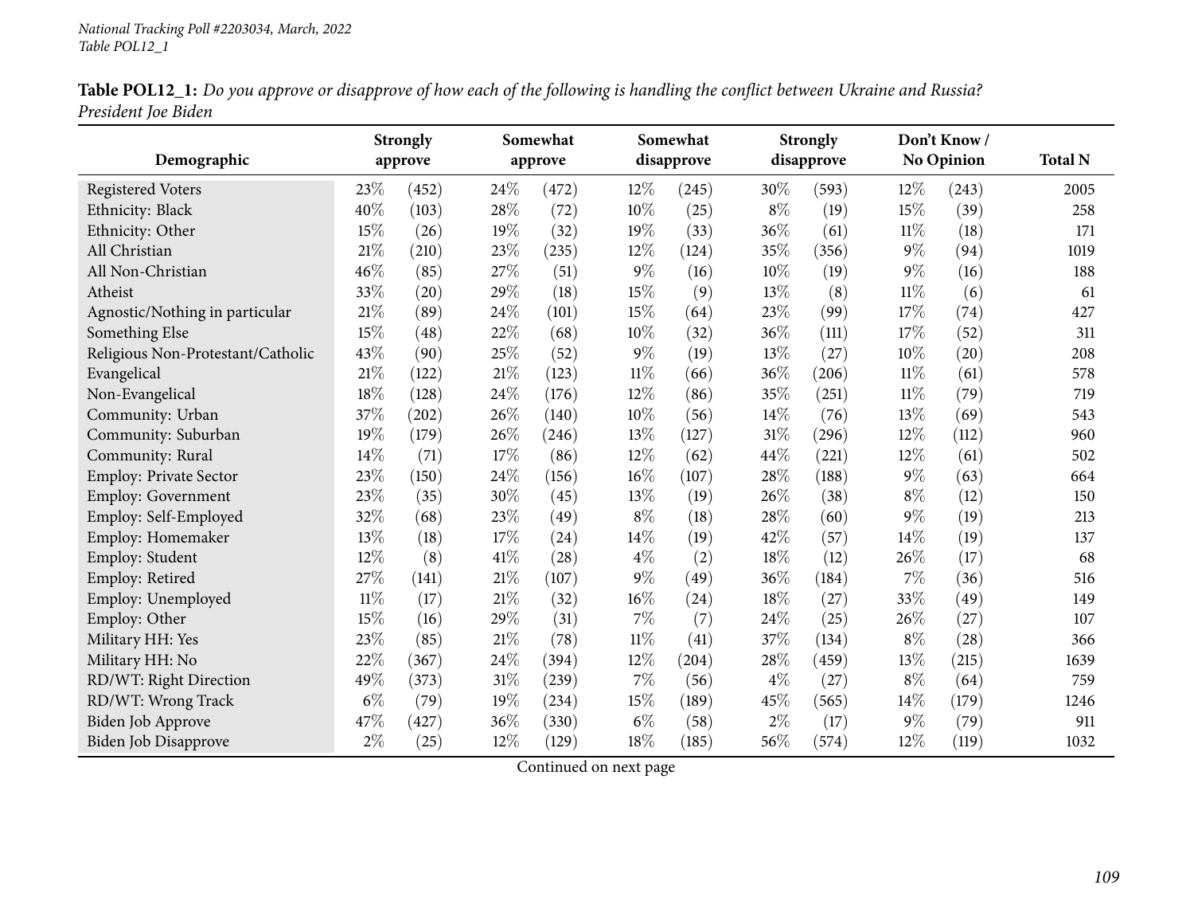**Table POL12_1:** *Do you approve or disapprove of how each of the following is handling the conflict between Ukraine and Russia? President Joe Biden*

| Demographic | Strongly approve | | Somewhat approve | | Somewhat disapprove | | Strongly disapprove | | Don't Know / No Opinion | | Total N |
|---|---|---|---|---|---|---|---|---|---|---|---|
| Registered Voters | 23% | (452) | 24% | (472) | 12% | (245) | 30% | (593) | 12% | (243) | 2005 |
| Ethnicity: Black | 40% | (103) | 28% | (72) | 10% | (25) | 8% | (19) | 15% | (39) | 258 |
| Ethnicity: Other | 15% | (26) | 19% | (32) | 19% | (33) | 36% | (61) | 11% | (18) | 171 |
| All Christian | 21% | (210) | 23% | (235) | 12% | (124) | 35% | (356) | 9% | (94) | 1019 |
| All Non-Christian | 46% | (85) | 27% | (51) | 9% | (16) | 10% | (19) | 9% | (16) | 188 |
| Atheist | 33% | (20) | 29% | (18) | 15% | (9) | 13% | (8) | 11% | (6) | 61 |
| Agnostic/Nothing in particular | 21% | (89) | 24% | (101) | 15% | (64) | 23% | (99) | 17% | (74) | 427 |
| Something Else | 15% | (48) | 22% | (68) | 10% | (32) | 36% | (111) | 17% | (52) | 311 |
| Religious Non-Protestant/Catholic | 43% | (90) | 25% | (52) | 9% | (19) | 13% | (27) | 10% | (20) | 208 |
| Evangelical | 21% | (122) | 21% | (123) | 11% | (66) | 36% | (206) | 11% | (61) | 578 |
| Non-Evangelical | 18% | (128) | 24% | (176) | 12% | (86) | 35% | (251) | 11% | (79) | 719 |
| Community: Urban | 37% | (202) | 26% | (140) | 10% | (56) | 14% | (76) | 13% | (69) | 543 |
| Community: Suburban | 19% | (179) | 26% | (246) | 13% | (127) | 31% | (296) | 12% | (112) | 960 |
| Community: Rural | 14% | (71) | 17% | (86) | 12% | (62) | 44% | (221) | 12% | (61) | 502 |
| Employ: Private Sector | 23% | (150) | 24% | (156) | 16% | (107) | 28% | (188) | 9% | (63) | 664 |
| Employ: Government | 23% | (35) | 30% | (45) | 13% | (19) | 26% | (38) | 8% | (12) | 150 |
| Employ: Self-Employed | 32% | (68) | 23% | (49) | 8% | (18) | 28% | (60) | 9% | (19) | 213 |
| Employ: Homemaker | 13% | (18) | 17% | (24) | 14% | (19) | 42% | (57) | 14% | (19) | 137 |
| Employ: Student | 12% | (8) | 41% | (28) | 4% | (2) | 18% | (12) | 26% | (17) | 68 |
| Employ: Retired | 27% | (141) | 21% | (107) | 9% | (49) | 36% | (184) | 7% | (36) | 516 |
| Employ: Unemployed | 11% | (17) | 21% | (32) | 16% | (24) | 18% | (27) | 33% | (49) | 149 |
| Employ: Other | 15% | (16) | 29% | (31) | 7% | (7) | 24% | (25) | 26% | (27) | 107 |
| Military HH: Yes | 23% | (85) | 21% | (78) | 11% | (41) | 37% | (134) | 8% | (28) | 366 |
| Military HH: No | 22% | (367) | 24% | (394) | 12% | (204) | 28% | (459) | 13% | (215) | 1639 |
| RD/WT: Right Direction | 49% | (373) | 31% | (239) | 7% | (56) | 4% | (27) | 8% | (64) | 759 |
| RD/WT: Wrong Track | 6% | (79) | 19% | (234) | 15% | (189) | 45% | (565) | 14% | (179) | 1246 |
| Biden Job Approve | 47% | (427) | 36% | (330) | 6% | (58) | 2% | (17) | 9% | (79) | 911 |
| Biden Job Disapprove | 2% | (25) | 12% | (129) | 18% | (185) | 56% | (574) | 12% | (119) | 1032 |

Continued on next page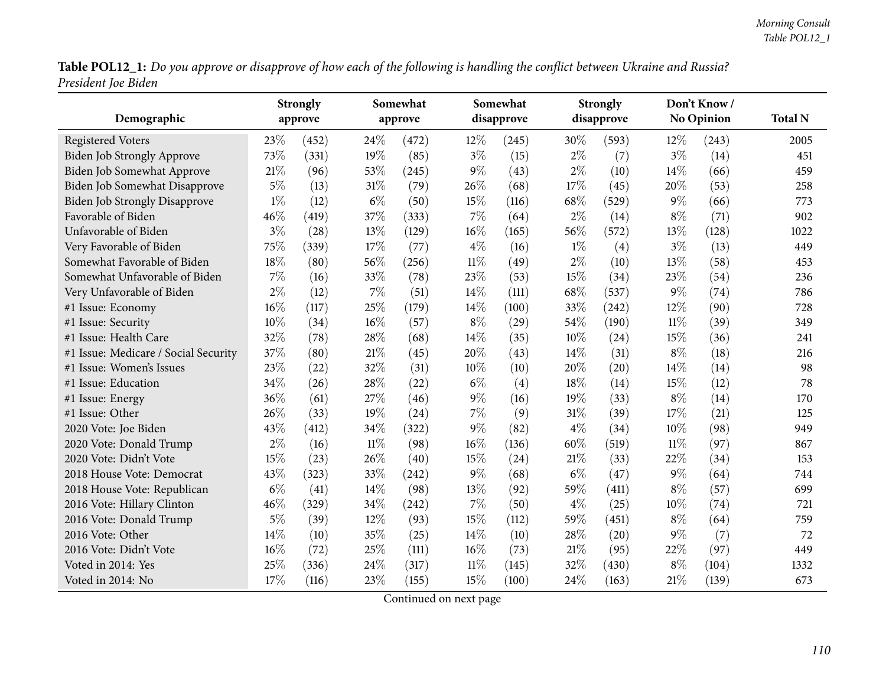**Table POL12_1:** *Do you approve or disapprove of how each of the following is handling the conflict between Ukraine and Russia? President Joe Biden*

| Demographic | Strongly approve | | Somewhat approve | | Somewhat disapprove | | Strongly disapprove | | Don't Know / No Opinion | | Total N |
|---|---|---|---|---|---|---|---|---|---|---|---|
| Registered Voters | 23% | (452) | 24% | (472) | 12% | (245) | 30% | (593) | 12% | (243) | 2005 |
| Biden Job Strongly Approve | 73% | (331) | 19% | (85) | 3% | (15) | 2% | (7) | 3% | (14) | 451 |
| Biden Job Somewhat Approve | 21% | (96) | 53% | (245) | 9% | (43) | 2% | (10) | 14% | (66) | 459 |
| Biden Job Somewhat Disapprove | 5% | (13) | 31% | (79) | 26% | (68) | 17% | (45) | 20% | (53) | 258 |
| Biden Job Strongly Disapprove | 1% | (12) | 6% | (50) | 15% | (116) | 68% | (529) | 9% | (66) | 773 |
| Favorable of Biden | 46% | (419) | 37% | (333) | 7% | (64) | 2% | (14) | 8% | (71) | 902 |
| Unfavorable of Biden | 3% | (28) | 13% | (129) | 16% | (165) | 56% | (572) | 13% | (128) | 1022 |
| Very Favorable of Biden | 75% | (339) | 17% | (77) | 4% | (16) | 1% | (4) | 3% | (13) | 449 |
| Somewhat Favorable of Biden | 18% | (80) | 56% | (256) | 11% | (49) | 2% | (10) | 13% | (58) | 453 |
| Somewhat Unfavorable of Biden | 7% | (16) | 33% | (78) | 23% | (53) | 15% | (34) | 23% | (54) | 236 |
| Very Unfavorable of Biden | 2% | (12) | 7% | (51) | 14% | (111) | 68% | (537) | 9% | (74) | 786 |
| #1 Issue: Economy | 16% | (117) | 25% | (179) | 14% | (100) | 33% | (242) | 12% | (90) | 728 |
| #1 Issue: Security | 10% | (34) | 16% | (57) | 8% | (29) | 54% | (190) | 11% | (39) | 349 |
| #1 Issue: Health Care | 32% | (78) | 28% | (68) | 14% | (35) | 10% | (24) | 15% | (36) | 241 |
| #1 Issue: Medicare / Social Security | 37% | (80) | 21% | (45) | 20% | (43) | 14% | (31) | 8% | (18) | 216 |
| #1 Issue: Women's Issues | 23% | (22) | 32% | (31) | 10% | (10) | 20% | (20) | 14% | (14) | 98 |
| #1 Issue: Education | 34% | (26) | 28% | (22) | 6% | (4) | 18% | (14) | 15% | (12) | 78 |
| #1 Issue: Energy | 36% | (61) | 27% | (46) | 9% | (16) | 19% | (33) | 8% | (14) | 170 |
| #1 Issue: Other | 26% | (33) | 19% | (24) | 7% | (9) | 31% | (39) | 17% | (21) | 125 |
| 2020 Vote: Joe Biden | 43% | (412) | 34% | (322) | 9% | (82) | 4% | (34) | 10% | (98) | 949 |
| 2020 Vote: Donald Trump | 2% | (16) | 11% | (98) | 16% | (136) | 60% | (519) | 11% | (97) | 867 |
| 2020 Vote: Didn't Vote | 15% | (23) | 26% | (40) | 15% | (24) | 21% | (33) | 22% | (34) | 153 |
| 2018 House Vote: Democrat | 43% | (323) | 33% | (242) | 9% | (68) | 6% | (47) | 9% | (64) | 744 |
| 2018 House Vote: Republican | 6% | (41) | 14% | (98) | 13% | (92) | 59% | (411) | 8% | (57) | 699 |
| 2016 Vote: Hillary Clinton | 46% | (329) | 34% | (242) | 7% | (50) | 4% | (25) | 10% | (74) | 721 |
| 2016 Vote: Donald Trump | 5% | (39) | 12% | (93) | 15% | (112) | 59% | (451) | 8% | (64) | 759 |
| 2016 Vote: Other | 14% | (10) | 35% | (25) | 14% | (10) | 28% | (20) | 9% | (7) | 72 |
| 2016 Vote: Didn't Vote | 16% | (72) | 25% | (111) | 16% | (73) | 21% | (95) | 22% | (97) | 449 |
| Voted in 2014: Yes | 25% | (336) | 24% | (317) | 11% | (145) | 32% | (430) | 8% | (104) | 1332 |
| Voted in 2014: No | 17% | (116) | 23% | (155) | 15% | (100) | 24% | (163) | 21% | (139) | 673 |

Continued on next page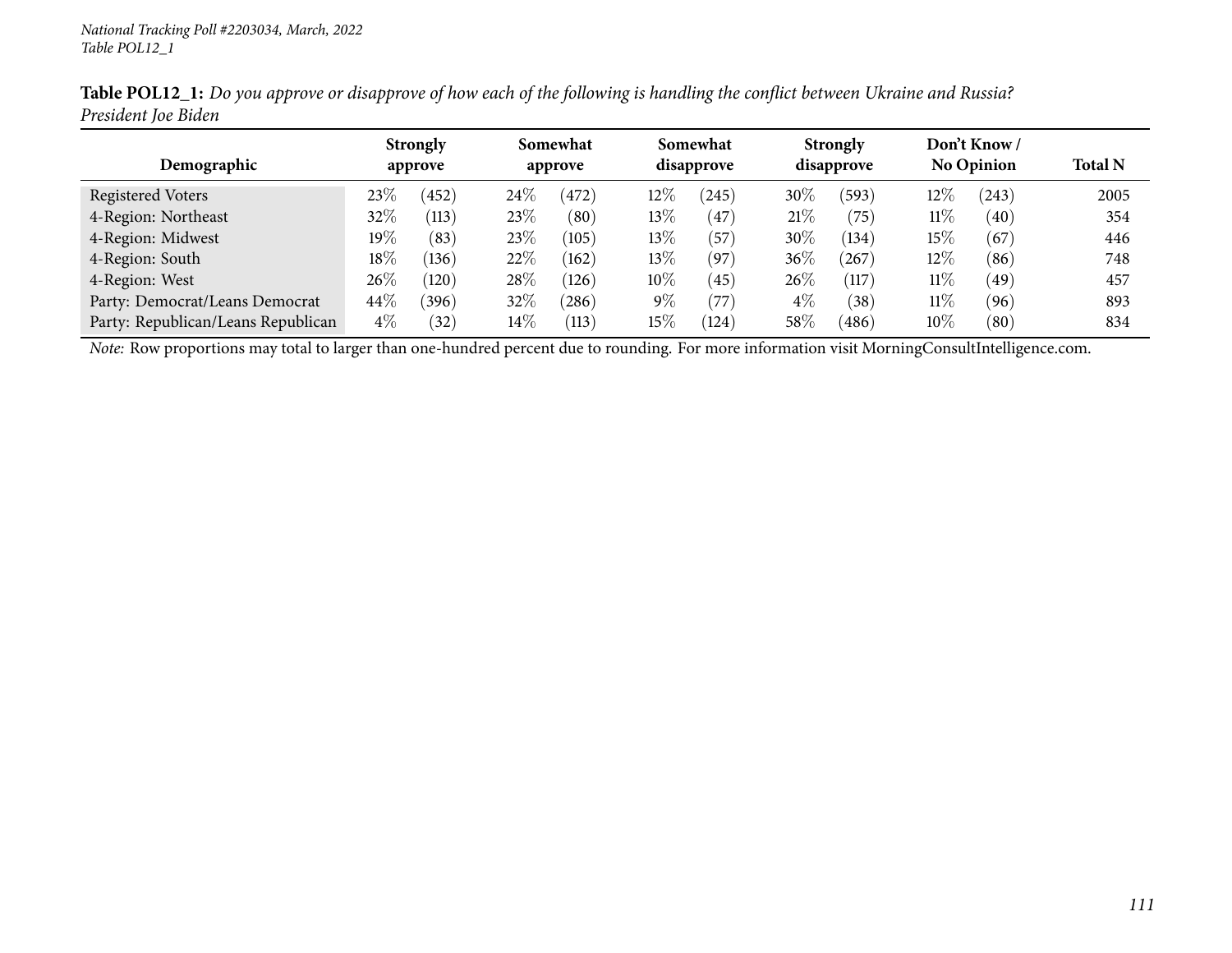**Table POL12_1:** *Do you approve or disapprove of how each of the following is handling the conflict between Ukraine and Russia? President Joe Biden*

| Demographic | Strongly approve | | Somewhat approve | | Somewhat disapprove | | Strongly disapprove | | Don't Know / No Opinion | | Total N |
|---|---|---|---|---|---|---|---|---|---|---|---|
| Registered Voters | 23% | (452) | 24% | (472) | 12% | (245) | 30% | (593) | 12% | (243) | 2005 |
| 4-Region: Northeast | 32% | (113) | 23% | (80) | 13% | (47) | 21% | (75) | 11% | (40) | 354 |
| 4-Region: Midwest | 19% | (83) | 23% | (105) | 13% | (57) | 30% | (134) | 15% | (67) | 446 |
| 4-Region: South | 18% | (136) | 22% | (162) | 13% | (97) | 36% | (267) | 12% | (86) | 748 |
| 4-Region: West | 26% | (120) | 28% | (126) | 10% | (45) | 26% | (117) | 11% | (49) | 457 |
| Party: Democrat/Leans Democrat | 44% | (396) | 32% | (286) | 9% | (77) | 4% | (38) | 11% | (96) | 893 |
| Party: Republican/Leans Republican | 4% | (32) | 14% | (113) | 15% | (124) | 58% | (486) | 10% | (80) | 834 |

*Note:* Row proportions may total to larger than one-hundred percent due to rounding. For more information visit MorningConsultIntelligence.com.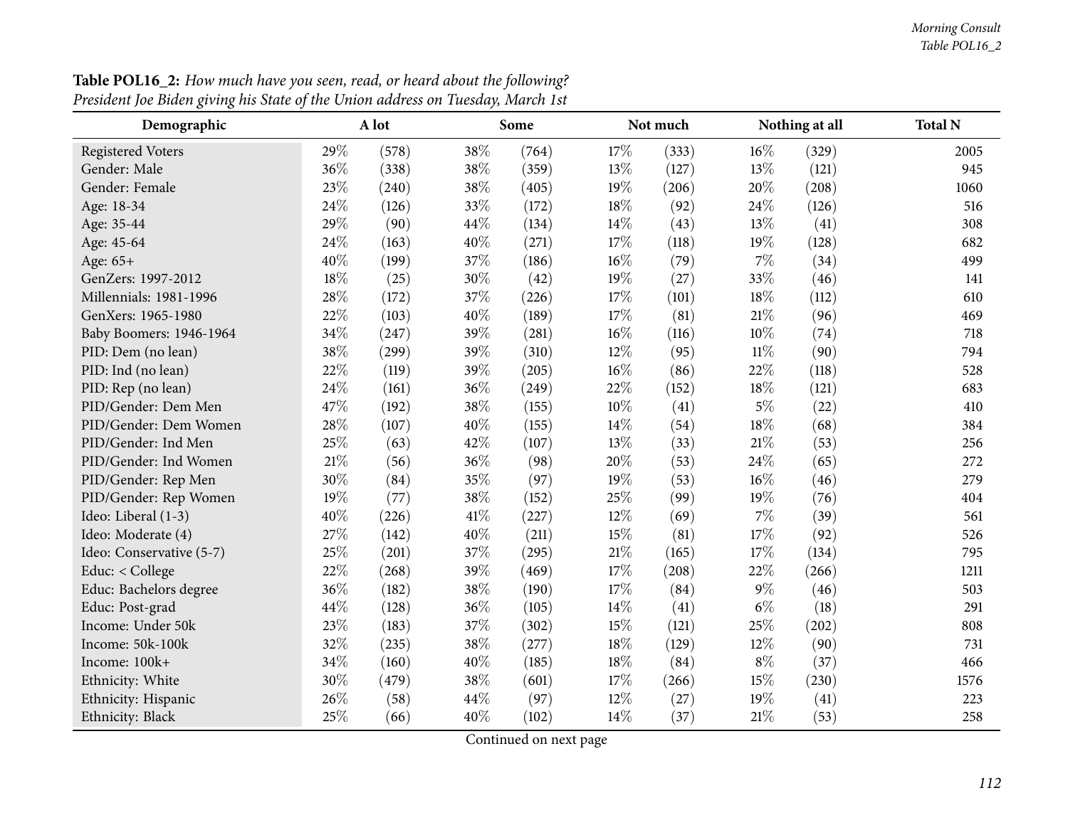**Table POL16_2:** *How much have you seen, read, or heard about the following?*
*President Joe Biden giving his State of the Union address on Tuesday, March 1st*

| Demographic | A lot | | Some | | Not much | | Nothing at all | | Total N |
|---|---|---|---|---|---|---|---|---|---|
| Registered Voters | 29% | (578) | 38% | (764) | 17% | (333) | 16% | (329) | 2005 |
| Gender: Male | 36% | (338) | 38% | (359) | 13% | (127) | 13% | (121) | 945 |
| Gender: Female | 23% | (240) | 38% | (405) | 19% | (206) | 20% | (208) | 1060 |
| Age: 18-34 | 24% | (126) | 33% | (172) | 18% | (92) | 24% | (126) | 516 |
| Age: 35-44 | 29% | (90) | 44% | (134) | 14% | (43) | 13% | (41) | 308 |
| Age: 45-64 | 24% | (163) | 40% | (271) | 17% | (118) | 19% | (128) | 682 |
| Age: 65+ | 40% | (199) | 37% | (186) | 16% | (79) | 7% | (34) | 499 |
| GenZers: 1997-2012 | 18% | (25) | 30% | (42) | 19% | (27) | 33% | (46) | 141 |
| Millennials: 1981-1996 | 28% | (172) | 37% | (226) | 17% | (101) | 18% | (112) | 610 |
| GenXers: 1965-1980 | 22% | (103) | 40% | (189) | 17% | (81) | 21% | (96) | 469 |
| Baby Boomers: 1946-1964 | 34% | (247) | 39% | (281) | 16% | (116) | 10% | (74) | 718 |
| PID: Dem (no lean) | 38% | (299) | 39% | (310) | 12% | (95) | 11% | (90) | 794 |
| PID: Ind (no lean) | 22% | (119) | 39% | (205) | 16% | (86) | 22% | (118) | 528 |
| PID: Rep (no lean) | 24% | (161) | 36% | (249) | 22% | (152) | 18% | (121) | 683 |
| PID/Gender: Dem Men | 47% | (192) | 38% | (155) | 10% | (41) | 5% | (22) | 410 |
| PID/Gender: Dem Women | 28% | (107) | 40% | (155) | 14% | (54) | 18% | (68) | 384 |
| PID/Gender: Ind Men | 25% | (63) | 42% | (107) | 13% | (33) | 21% | (53) | 256 |
| PID/Gender: Ind Women | 21% | (56) | 36% | (98) | 20% | (53) | 24% | (65) | 272 |
| PID/Gender: Rep Men | 30% | (84) | 35% | (97) | 19% | (53) | 16% | (46) | 279 |
| PID/Gender: Rep Women | 19% | (77) | 38% | (152) | 25% | (99) | 19% | (76) | 404 |
| Ideo: Liberal (1-3) | 40% | (226) | 41% | (227) | 12% | (69) | 7% | (39) | 561 |
| Ideo: Moderate (4) | 27% | (142) | 40% | (211) | 15% | (81) | 17% | (92) | 526 |
| Ideo: Conservative (5-7) | 25% | (201) | 37% | (295) | 21% | (165) | 17% | (134) | 795 |
| Educ: < College | 22% | (268) | 39% | (469) | 17% | (208) | 22% | (266) | 1211 |
| Educ: Bachelors degree | 36% | (182) | 38% | (190) | 17% | (84) | 9% | (46) | 503 |
| Educ: Post-grad | 44% | (128) | 36% | (105) | 14% | (41) | 6% | (18) | 291 |
| Income: Under 50k | 23% | (183) | 37% | (302) | 15% | (121) | 25% | (202) | 808 |
| Income: 50k-100k | 32% | (235) | 38% | (277) | 18% | (129) | 12% | (90) | 731 |
| Income: 100k+ | 34% | (160) | 40% | (185) | 18% | (84) | 8% | (37) | 466 |
| Ethnicity: White | 30% | (479) | 38% | (601) | 17% | (266) | 15% | (230) | 1576 |
| Ethnicity: Hispanic | 26% | (58) | 44% | (97) | 12% | (27) | 19% | (41) | 223 |
| Ethnicity: Black | 25% | (66) | 40% | (102) | 14% | (37) | 21% | (53) | 258 |

Continued on next page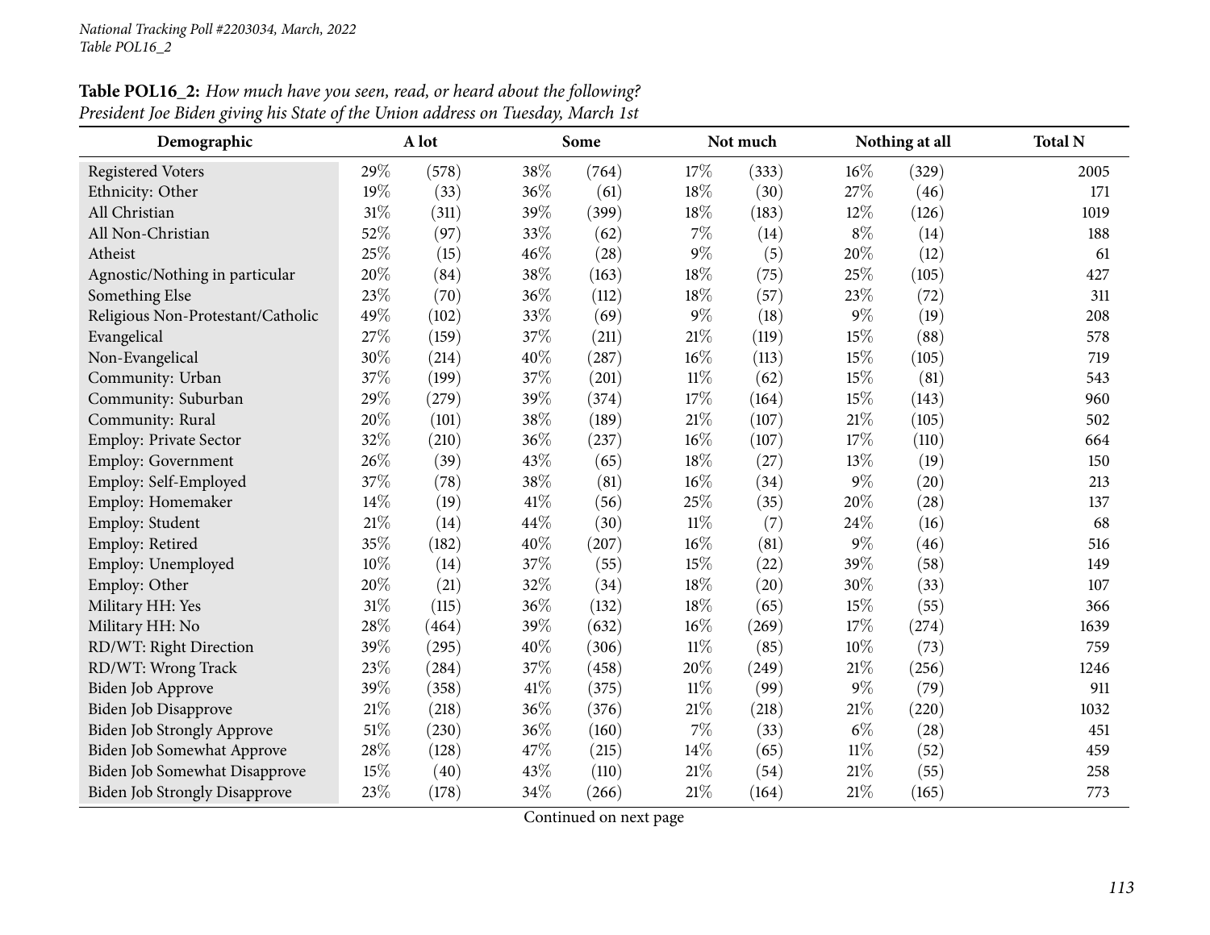**Table POL16_2:** *How much have you seen, read, or heard about the following?*
*President Joe Biden giving his State of the Union address on Tuesday, March 1st*

| Demographic | A lot | | Some | | Not much | | Nothing at all | | Total N |
|---|---|---|---|---|---|---|---|---|---|
| Registered Voters | 29% | (578) | 38% | (764) | 17% | (333) | 16% | (329) | 2005 |
| Ethnicity: Other | 19% | (33) | 36% | (61) | 18% | (30) | 27% | (46) | 171 |
| All Christian | 31% | (311) | 39% | (399) | 18% | (183) | 12% | (126) | 1019 |
| All Non-Christian | 52% | (97) | 33% | (62) | 7% | (14) | 8% | (14) | 188 |
| Atheist | 25% | (15) | 46% | (28) | 9% | (5) | 20% | (12) | 61 |
| Agnostic/Nothing in particular | 20% | (84) | 38% | (163) | 18% | (75) | 25% | (105) | 427 |
| Something Else | 23% | (70) | 36% | (112) | 18% | (57) | 23% | (72) | 311 |
| Religious Non-Protestant/Catholic | 49% | (102) | 33% | (69) | 9% | (18) | 9% | (19) | 208 |
| Evangelical | 27% | (159) | 37% | (211) | 21% | (119) | 15% | (88) | 578 |
| Non-Evangelical | 30% | (214) | 40% | (287) | 16% | (113) | 15% | (105) | 719 |
| Community: Urban | 37% | (199) | 37% | (201) | 11% | (62) | 15% | (81) | 543 |
| Community: Suburban | 29% | (279) | 39% | (374) | 17% | (164) | 15% | (143) | 960 |
| Community: Rural | 20% | (101) | 38% | (189) | 21% | (107) | 21% | (105) | 502 |
| Employ: Private Sector | 32% | (210) | 36% | (237) | 16% | (107) | 17% | (110) | 664 |
| Employ: Government | 26% | (39) | 43% | (65) | 18% | (27) | 13% | (19) | 150 |
| Employ: Self-Employed | 37% | (78) | 38% | (81) | 16% | (34) | 9% | (20) | 213 |
| Employ: Homemaker | 14% | (19) | 41% | (56) | 25% | (35) | 20% | (28) | 137 |
| Employ: Student | 21% | (14) | 44% | (30) | 11% | (7) | 24% | (16) | 68 |
| Employ: Retired | 35% | (182) | 40% | (207) | 16% | (81) | 9% | (46) | 516 |
| Employ: Unemployed | 10% | (14) | 37% | (55) | 15% | (22) | 39% | (58) | 149 |
| Employ: Other | 20% | (21) | 32% | (34) | 18% | (20) | 30% | (33) | 107 |
| Military HH: Yes | 31% | (115) | 36% | (132) | 18% | (65) | 15% | (55) | 366 |
| Military HH: No | 28% | (464) | 39% | (632) | 16% | (269) | 17% | (274) | 1639 |
| RD/WT: Right Direction | 39% | (295) | 40% | (306) | 11% | (85) | 10% | (73) | 759 |
| RD/WT: Wrong Track | 23% | (284) | 37% | (458) | 20% | (249) | 21% | (256) | 1246 |
| Biden Job Approve | 39% | (358) | 41% | (375) | 11% | (99) | 9% | (79) | 911 |
| Biden Job Disapprove | 21% | (218) | 36% | (376) | 21% | (218) | 21% | (220) | 1032 |
| Biden Job Strongly Approve | 51% | (230) | 36% | (160) | 7% | (33) | 6% | (28) | 451 |
| Biden Job Somewhat Approve | 28% | (128) | 47% | (215) | 14% | (65) | 11% | (52) | 459 |
| Biden Job Somewhat Disapprove | 15% | (40) | 43% | (110) | 21% | (54) | 21% | (55) | 258 |
| Biden Job Strongly Disapprove | 23% | (178) | 34% | (266) | 21% | (164) | 21% | (165) | 773 |

Continued on next page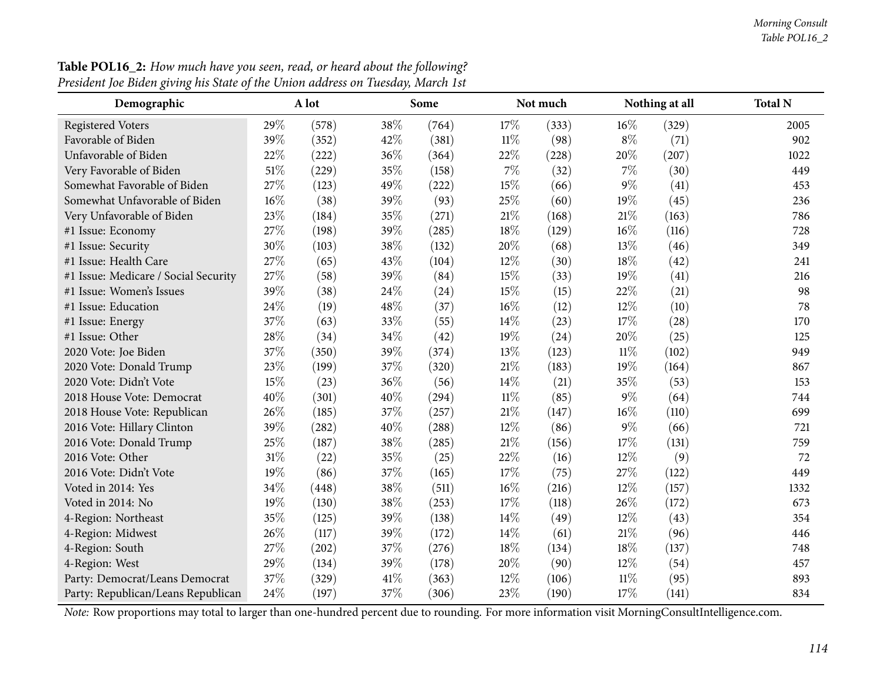**Table POL16_2:** *How much have you seen, read, or heard about the following?*
*President Joe Biden giving his State of the Union address on Tuesday, March 1st*

| Demographic | A lot | | Some | | Not much | | Nothing at all | | Total N |
|---|---|---|---|---|---|---|---|---|---|
| Registered Voters | 29% | (578) | 38% | (764) | 17% | (333) | 16% | (329) | 2005 |
| Favorable of Biden | 39% | (352) | 42% | (381) | 11% | (98) | 8% | (71) | 902 |
| Unfavorable of Biden | 22% | (222) | 36% | (364) | 22% | (228) | 20% | (207) | 1022 |
| Very Favorable of Biden | 51% | (229) | 35% | (158) | 7% | (32) | 7% | (30) | 449 |
| Somewhat Favorable of Biden | 27% | (123) | 49% | (222) | 15% | (66) | 9% | (41) | 453 |
| Somewhat Unfavorable of Biden | 16% | (38) | 39% | (93) | 25% | (60) | 19% | (45) | 236 |
| Very Unfavorable of Biden | 23% | (184) | 35% | (271) | 21% | (168) | 21% | (163) | 786 |
| #1 Issue: Economy | 27% | (198) | 39% | (285) | 18% | (129) | 16% | (116) | 728 |
| #1 Issue: Security | 30% | (103) | 38% | (132) | 20% | (68) | 13% | (46) | 349 |
| #1 Issue: Health Care | 27% | (65) | 43% | (104) | 12% | (30) | 18% | (42) | 241 |
| #1 Issue: Medicare / Social Security | 27% | (58) | 39% | (84) | 15% | (33) | 19% | (41) | 216 |
| #1 Issue: Women's Issues | 39% | (38) | 24% | (24) | 15% | (15) | 22% | (21) | 98 |
| #1 Issue: Education | 24% | (19) | 48% | (37) | 16% | (12) | 12% | (10) | 78 |
| #1 Issue: Energy | 37% | (63) | 33% | (55) | 14% | (23) | 17% | (28) | 170 |
| #1 Issue: Other | 28% | (34) | 34% | (42) | 19% | (24) | 20% | (25) | 125 |
| 2020 Vote: Joe Biden | 37% | (350) | 39% | (374) | 13% | (123) | 11% | (102) | 949 |
| 2020 Vote: Donald Trump | 23% | (199) | 37% | (320) | 21% | (183) | 19% | (164) | 867 |
| 2020 Vote: Didn't Vote | 15% | (23) | 36% | (56) | 14% | (21) | 35% | (53) | 153 |
| 2018 House Vote: Democrat | 40% | (301) | 40% | (294) | 11% | (85) | 9% | (64) | 744 |
| 2018 House Vote: Republican | 26% | (185) | 37% | (257) | 21% | (147) | 16% | (110) | 699 |
| 2016 Vote: Hillary Clinton | 39% | (282) | 40% | (288) | 12% | (86) | 9% | (66) | 721 |
| 2016 Vote: Donald Trump | 25% | (187) | 38% | (285) | 21% | (156) | 17% | (131) | 759 |
| 2016 Vote: Other | 31% | (22) | 35% | (25) | 22% | (16) | 12% | (9) | 72 |
| 2016 Vote: Didn't Vote | 19% | (86) | 37% | (165) | 17% | (75) | 27% | (122) | 449 |
| Voted in 2014: Yes | 34% | (448) | 38% | (511) | 16% | (216) | 12% | (157) | 1332 |
| Voted in 2014: No | 19% | (130) | 38% | (253) | 17% | (118) | 26% | (172) | 673 |
| 4-Region: Northeast | 35% | (125) | 39% | (138) | 14% | (49) | 12% | (43) | 354 |
| 4-Region: Midwest | 26% | (117) | 39% | (172) | 14% | (61) | 21% | (96) | 446 |
| 4-Region: South | 27% | (202) | 37% | (276) | 18% | (134) | 18% | (137) | 748 |
| 4-Region: West | 29% | (134) | 39% | (178) | 20% | (90) | 12% | (54) | 457 |
| Party: Democrat/Leans Democrat | 37% | (329) | 41% | (363) | 12% | (106) | 11% | (95) | 893 |
| Party: Republican/Leans Republican | 24% | (197) | 37% | (306) | 23% | (190) | 17% | (141) | 834 |

*Note:* Row proportions may total to larger than one-hundred percent due to rounding. For more information visit MorningConsultIntelligence.com.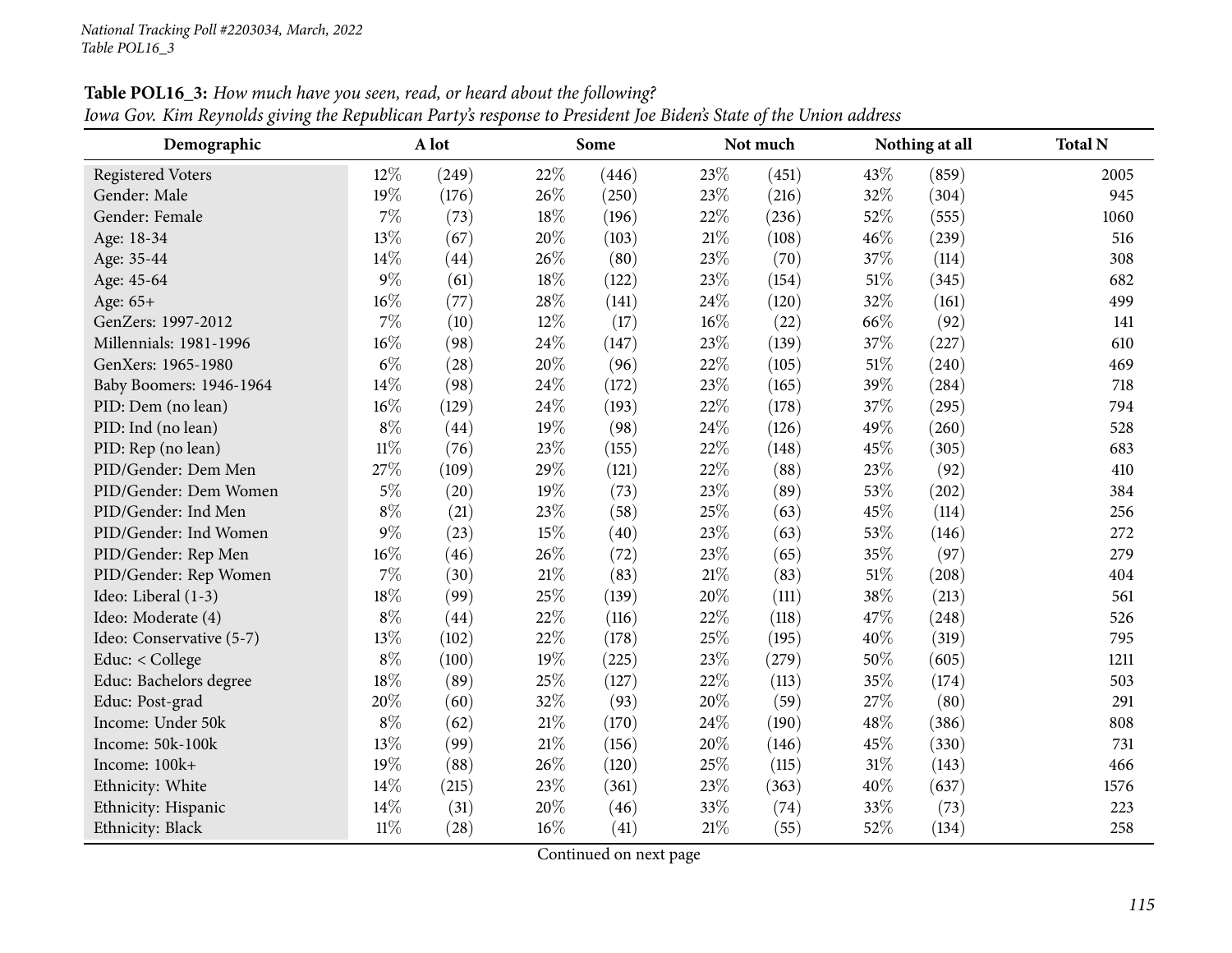**Table POL16_3:** *How much have you seen, read, or heard about the following?*
*Iowa Gov. Kim Reynolds giving the Republican Party's response to President Joe Biden's State of the Union address*

| Demographic | A lot | | Some | | Not much | | Nothing at all | | Total N |
|---|---|---|---|---|---|---|---|---|---|
| Registered Voters | 12% | (249) | 22% | (446) | 23% | (451) | 43% | (859) | 2005 |
| Gender: Male | 19% | (176) | 26% | (250) | 23% | (216) | 32% | (304) | 945 |
| Gender: Female | 7% | (73) | 18% | (196) | 22% | (236) | 52% | (555) | 1060 |
| Age: 18-34 | 13% | (67) | 20% | (103) | 21% | (108) | 46% | (239) | 516 |
| Age: 35-44 | 14% | (44) | 26% | (80) | 23% | (70) | 37% | (114) | 308 |
| Age: 45-64 | 9% | (61) | 18% | (122) | 23% | (154) | 51% | (345) | 682 |
| Age: 65+ | 16% | (77) | 28% | (141) | 24% | (120) | 32% | (161) | 499 |
| GenZers: 1997-2012 | 7% | (10) | 12% | (17) | 16% | (22) | 66% | (92) | 141 |
| Millennials: 1981-1996 | 16% | (98) | 24% | (147) | 23% | (139) | 37% | (227) | 610 |
| GenXers: 1965-1980 | 6% | (28) | 20% | (96) | 22% | (105) | 51% | (240) | 469 |
| Baby Boomers: 1946-1964 | 14% | (98) | 24% | (172) | 23% | (165) | 39% | (284) | 718 |
| PID: Dem (no lean) | 16% | (129) | 24% | (193) | 22% | (178) | 37% | (295) | 794 |
| PID: Ind (no lean) | 8% | (44) | 19% | (98) | 24% | (126) | 49% | (260) | 528 |
| PID: Rep (no lean) | 11% | (76) | 23% | (155) | 22% | (148) | 45% | (305) | 683 |
| PID/Gender: Dem Men | 27% | (109) | 29% | (121) | 22% | (88) | 23% | (92) | 410 |
| PID/Gender: Dem Women | 5% | (20) | 19% | (73) | 23% | (89) | 53% | (202) | 384 |
| PID/Gender: Ind Men | 8% | (21) | 23% | (58) | 25% | (63) | 45% | (114) | 256 |
| PID/Gender: Ind Women | 9% | (23) | 15% | (40) | 23% | (63) | 53% | (146) | 272 |
| PID/Gender: Rep Men | 16% | (46) | 26% | (72) | 23% | (65) | 35% | (97) | 279 |
| PID/Gender: Rep Women | 7% | (30) | 21% | (83) | 21% | (83) | 51% | (208) | 404 |
| Ideo: Liberal (1-3) | 18% | (99) | 25% | (139) | 20% | (111) | 38% | (213) | 561 |
| Ideo: Moderate (4) | 8% | (44) | 22% | (116) | 22% | (118) | 47% | (248) | 526 |
| Ideo: Conservative (5-7) | 13% | (102) | 22% | (178) | 25% | (195) | 40% | (319) | 795 |
| Educ: < College | 8% | (100) | 19% | (225) | 23% | (279) | 50% | (605) | 1211 |
| Educ: Bachelors degree | 18% | (89) | 25% | (127) | 22% | (113) | 35% | (174) | 503 |
| Educ: Post-grad | 20% | (60) | 32% | (93) | 20% | (59) | 27% | (80) | 291 |
| Income: Under 50k | 8% | (62) | 21% | (170) | 24% | (190) | 48% | (386) | 808 |
| Income: 50k-100k | 13% | (99) | 21% | (156) | 20% | (146) | 45% | (330) | 731 |
| Income: 100k+ | 19% | (88) | 26% | (120) | 25% | (115) | 31% | (143) | 466 |
| Ethnicity: White | 14% | (215) | 23% | (361) | 23% | (363) | 40% | (637) | 1576 |
| Ethnicity: Hispanic | 14% | (31) | 20% | (46) | 33% | (74) | 33% | (73) | 223 |
| Ethnicity: Black | 11% | (28) | 16% | (41) | 21% | (55) | 52% | (134) | 258 |

Continued on next page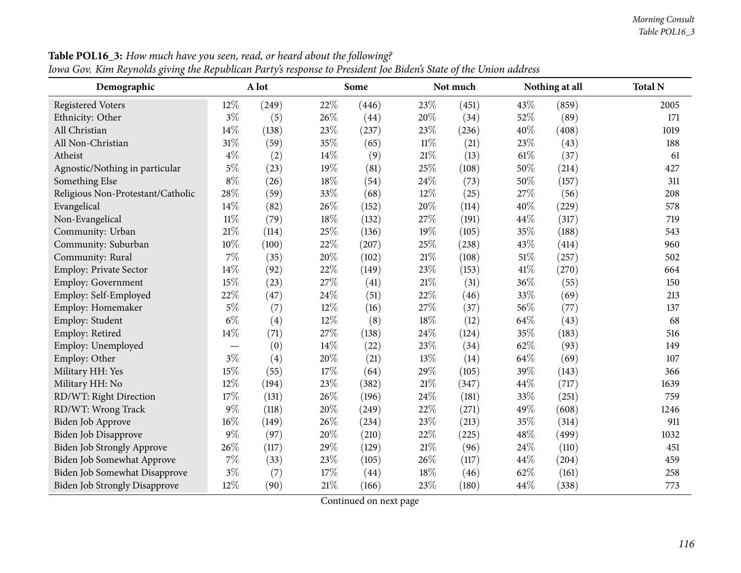**Table POL16_3:** *How much have you seen, read, or heard about the following?*
*Iowa Gov. Kim Reynolds giving the Republican Party's response to President Joe Biden's State of the Union address*

| Demographic | A lot | | Some | | Not much | | Nothing at all | | Total N |
|---|---|---|---|---|---|---|---|---|---|
| Registered Voters | 12% | (249) | 22% | (446) | 23% | (451) | 43% | (859) | 2005 |
| Ethnicity: Other | 3% | (5) | 26% | (44) | 20% | (34) | 52% | (89) | 171 |
| All Christian | 14% | (138) | 23% | (237) | 23% | (236) | 40% | (408) | 1019 |
| All Non-Christian | 31% | (59) | 35% | (65) | 11% | (21) | 23% | (43) | 188 |
| Atheist | 4% | (2) | 14% | (9) | 21% | (13) | 61% | (37) | 61 |
| Agnostic/Nothing in particular | 5% | (23) | 19% | (81) | 25% | (108) | 50% | (214) | 427 |
| Something Else | 8% | (26) | 18% | (54) | 24% | (73) | 50% | (157) | 311 |
| Religious Non-Protestant/Catholic | 28% | (59) | 33% | (68) | 12% | (25) | 27% | (56) | 208 |
| Evangelical | 14% | (82) | 26% | (152) | 20% | (114) | 40% | (229) | 578 |
| Non-Evangelical | 11% | (79) | 18% | (132) | 27% | (191) | 44% | (317) | 719 |
| Community: Urban | 21% | (114) | 25% | (136) | 19% | (105) | 35% | (188) | 543 |
| Community: Suburban | 10% | (100) | 22% | (207) | 25% | (238) | 43% | (414) | 960 |
| Community: Rural | 7% | (35) | 20% | (102) | 21% | (108) | 51% | (257) | 502 |
| Employ: Private Sector | 14% | (92) | 22% | (149) | 23% | (153) | 41% | (270) | 664 |
| Employ: Government | 15% | (23) | 27% | (41) | 21% | (31) | 36% | (55) | 150 |
| Employ: Self-Employed | 22% | (47) | 24% | (51) | 22% | (46) | 33% | (69) | 213 |
| Employ: Homemaker | 5% | (7) | 12% | (16) | 27% | (37) | 56% | (77) | 137 |
| Employ: Student | 6% | (4) | 12% | (8) | 18% | (12) | 64% | (43) | 68 |
| Employ: Retired | 14% | (71) | 27% | (138) | 24% | (124) | 35% | (183) | 516 |
| Employ: Unemployed | — | (0) | 14% | (22) | 23% | (34) | 62% | (93) | 149 |
| Employ: Other | 3% | (4) | 20% | (21) | 13% | (14) | 64% | (69) | 107 |
| Military HH: Yes | 15% | (55) | 17% | (64) | 29% | (105) | 39% | (143) | 366 |
| Military HH: No | 12% | (194) | 23% | (382) | 21% | (347) | 44% | (717) | 1639 |
| RD/WT: Right Direction | 17% | (131) | 26% | (196) | 24% | (181) | 33% | (251) | 759 |
| RD/WT: Wrong Track | 9% | (118) | 20% | (249) | 22% | (271) | 49% | (608) | 1246 |
| Biden Job Approve | 16% | (149) | 26% | (234) | 23% | (213) | 35% | (314) | 911 |
| Biden Job Disapprove | 9% | (97) | 20% | (210) | 22% | (225) | 48% | (499) | 1032 |
| Biden Job Strongly Approve | 26% | (117) | 29% | (129) | 21% | (96) | 24% | (110) | 451 |
| Biden Job Somewhat Approve | 7% | (33) | 23% | (105) | 26% | (117) | 44% | (204) | 459 |
| Biden Job Somewhat Disapprove | 3% | (7) | 17% | (44) | 18% | (46) | 62% | (161) | 258 |
| Biden Job Strongly Disapprove | 12% | (90) | 21% | (166) | 23% | (180) | 44% | (338) | 773 |

Continued on next page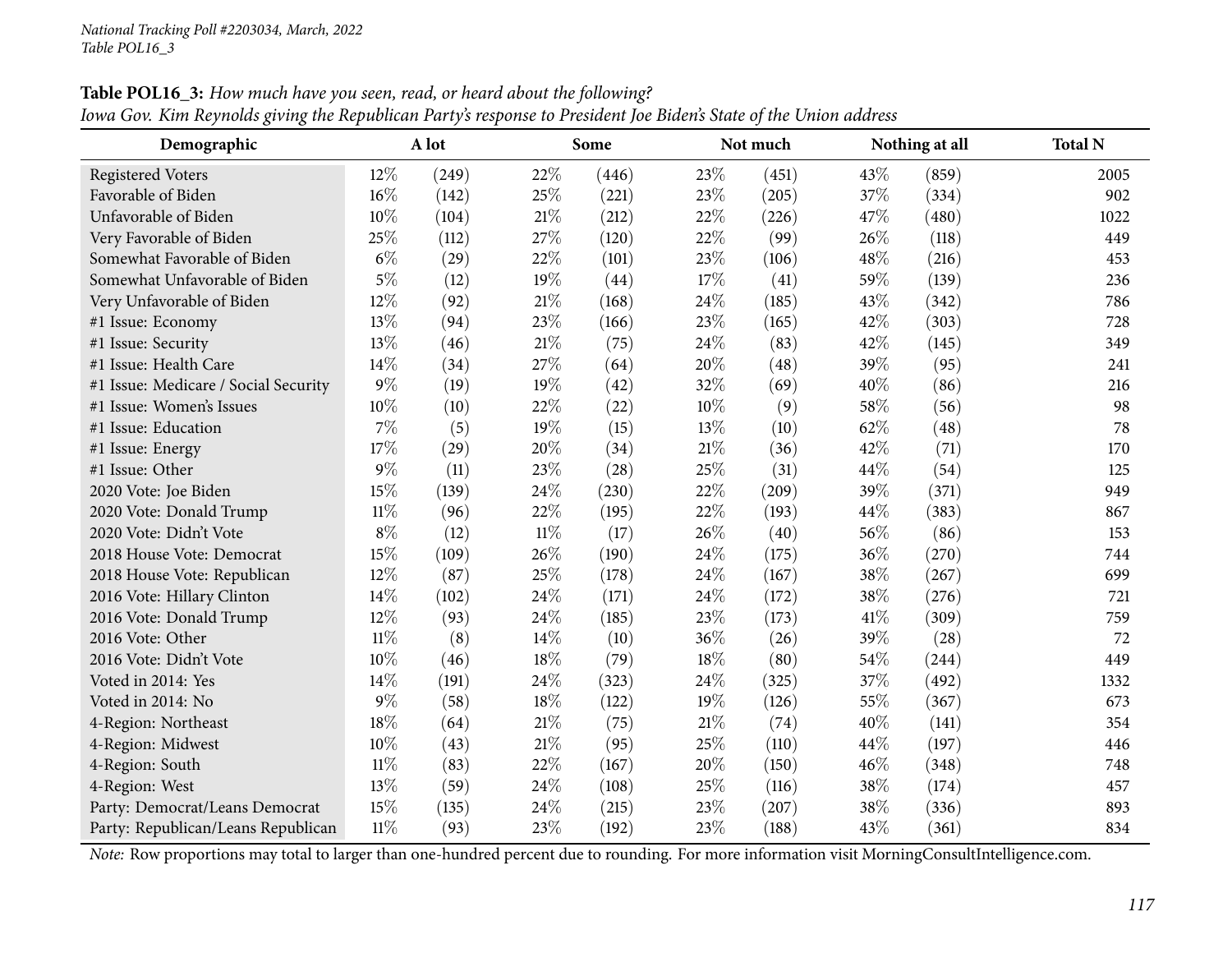**Table POL16_3:** *How much have you seen, read, or heard about the following?*
*Iowa Gov. Kim Reynolds giving the Republican Party's response to President Joe Biden's State of the Union address*

| Demographic | A lot | | Some | | Not much | | Nothing at all | | Total N |
|---|---|---|---|---|---|---|---|---|---|
| Registered Voters | 12% | (249) | 22% | (446) | 23% | (451) | 43% | (859) | 2005 |
| Favorable of Biden | 16% | (142) | 25% | (221) | 23% | (205) | 37% | (334) | 902 |
| Unfavorable of Biden | 10% | (104) | 21% | (212) | 22% | (226) | 47% | (480) | 1022 |
| Very Favorable of Biden | 25% | (112) | 27% | (120) | 22% | (99) | 26% | (118) | 449 |
| Somewhat Favorable of Biden | 6% | (29) | 22% | (101) | 23% | (106) | 48% | (216) | 453 |
| Somewhat Unfavorable of Biden | 5% | (12) | 19% | (44) | 17% | (41) | 59% | (139) | 236 |
| Very Unfavorable of Biden | 12% | (92) | 21% | (168) | 24% | (185) | 43% | (342) | 786 |
| #1 Issue: Economy | 13% | (94) | 23% | (166) | 23% | (165) | 42% | (303) | 728 |
| #1 Issue: Security | 13% | (46) | 21% | (75) | 24% | (83) | 42% | (145) | 349 |
| #1 Issue: Health Care | 14% | (34) | 27% | (64) | 20% | (48) | 39% | (95) | 241 |
| #1 Issue: Medicare / Social Security | 9% | (19) | 19% | (42) | 32% | (69) | 40% | (86) | 216 |
| #1 Issue: Women's Issues | 10% | (10) | 22% | (22) | 10% | (9) | 58% | (56) | 98 |
| #1 Issue: Education | 7% | (5) | 19% | (15) | 13% | (10) | 62% | (48) | 78 |
| #1 Issue: Energy | 17% | (29) | 20% | (34) | 21% | (36) | 42% | (71) | 170 |
| #1 Issue: Other | 9% | (11) | 23% | (28) | 25% | (31) | 44% | (54) | 125 |
| 2020 Vote: Joe Biden | 15% | (139) | 24% | (230) | 22% | (209) | 39% | (371) | 949 |
| 2020 Vote: Donald Trump | 11% | (96) | 22% | (195) | 22% | (193) | 44% | (383) | 867 |
| 2020 Vote: Didn't Vote | 8% | (12) | 11% | (17) | 26% | (40) | 56% | (86) | 153 |
| 2018 House Vote: Democrat | 15% | (109) | 26% | (190) | 24% | (175) | 36% | (270) | 744 |
| 2018 House Vote: Republican | 12% | (87) | 25% | (178) | 24% | (167) | 38% | (267) | 699 |
| 2016 Vote: Hillary Clinton | 14% | (102) | 24% | (171) | 24% | (172) | 38% | (276) | 721 |
| 2016 Vote: Donald Trump | 12% | (93) | 24% | (185) | 23% | (173) | 41% | (309) | 759 |
| 2016 Vote: Other | 11% | (8) | 14% | (10) | 36% | (26) | 39% | (28) | 72 |
| 2016 Vote: Didn't Vote | 10% | (46) | 18% | (79) | 18% | (80) | 54% | (244) | 449 |
| Voted in 2014: Yes | 14% | (191) | 24% | (323) | 24% | (325) | 37% | (492) | 1332 |
| Voted in 2014: No | 9% | (58) | 18% | (122) | 19% | (126) | 55% | (367) | 673 |
| 4-Region: Northeast | 18% | (64) | 21% | (75) | 21% | (74) | 40% | (141) | 354 |
| 4-Region: Midwest | 10% | (43) | 21% | (95) | 25% | (110) | 44% | (197) | 446 |
| 4-Region: South | 11% | (83) | 22% | (167) | 20% | (150) | 46% | (348) | 748 |
| 4-Region: West | 13% | (59) | 24% | (108) | 25% | (116) | 38% | (174) | 457 |
| Party: Democrat/Leans Democrat | 15% | (135) | 24% | (215) | 23% | (207) | 38% | (336) | 893 |
| Party: Republican/Leans Republican | 11% | (93) | 23% | (192) | 23% | (188) | 43% | (361) | 834 |

*Note:* Row proportions may total to larger than one-hundred percent due to rounding. For more information visit MorningConsultIntelligence.com.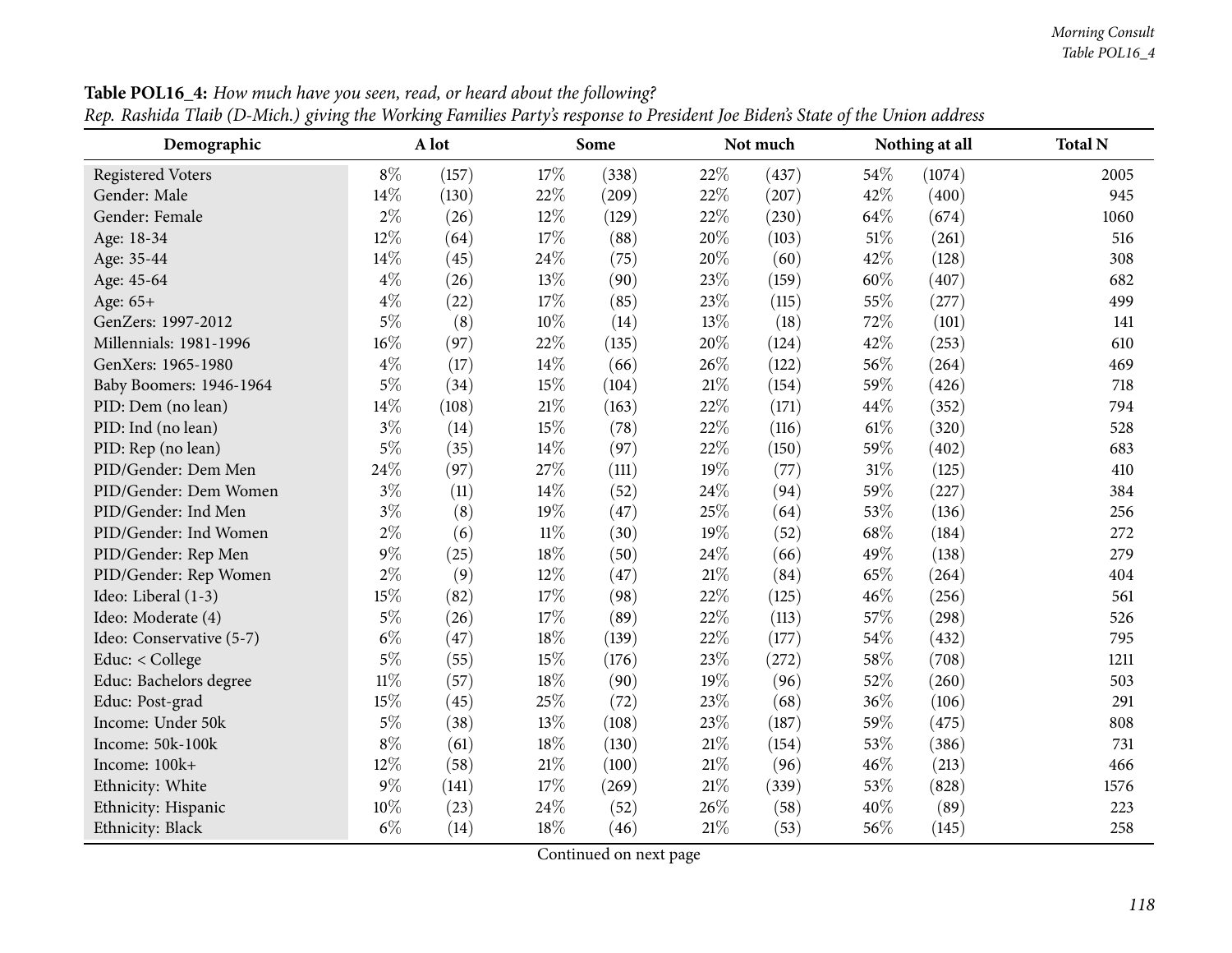**Table POL16_4:** *How much have you seen, read, or heard about the following?*
*Rep. Rashida Tlaib (D-Mich.) giving the Working Families Party's response to President Joe Biden's State of the Union address*

| Demographic | A lot | | Some | | Not much | | Nothing at all | | Total N |
|---|---|---|---|---|---|---|---|---|---|
| Registered Voters | 8% | (157) | 17% | (338) | 22% | (437) | 54% | (1074) | 2005 |
| Gender: Male | 14% | (130) | 22% | (209) | 22% | (207) | 42% | (400) | 945 |
| Gender: Female | 2% | (26) | 12% | (129) | 22% | (230) | 64% | (674) | 1060 |
| Age: 18-34 | 12% | (64) | 17% | (88) | 20% | (103) | 51% | (261) | 516 |
| Age: 35-44 | 14% | (45) | 24% | (75) | 20% | (60) | 42% | (128) | 308 |
| Age: 45-64 | 4% | (26) | 13% | (90) | 23% | (159) | 60% | (407) | 682 |
| Age: 65+ | 4% | (22) | 17% | (85) | 23% | (115) | 55% | (277) | 499 |
| GenZers: 1997-2012 | 5% | (8) | 10% | (14) | 13% | (18) | 72% | (101) | 141 |
| Millennials: 1981-1996 | 16% | (97) | 22% | (135) | 20% | (124) | 42% | (253) | 610 |
| GenXers: 1965-1980 | 4% | (17) | 14% | (66) | 26% | (122) | 56% | (264) | 469 |
| Baby Boomers: 1946-1964 | 5% | (34) | 15% | (104) | 21% | (154) | 59% | (426) | 718 |
| PID: Dem (no lean) | 14% | (108) | 21% | (163) | 22% | (171) | 44% | (352) | 794 |
| PID: Ind (no lean) | 3% | (14) | 15% | (78) | 22% | (116) | 61% | (320) | 528 |
| PID: Rep (no lean) | 5% | (35) | 14% | (97) | 22% | (150) | 59% | (402) | 683 |
| PID/Gender: Dem Men | 24% | (97) | 27% | (111) | 19% | (77) | 31% | (125) | 410 |
| PID/Gender: Dem Women | 3% | (11) | 14% | (52) | 24% | (94) | 59% | (227) | 384 |
| PID/Gender: Ind Men | 3% | (8) | 19% | (47) | 25% | (64) | 53% | (136) | 256 |
| PID/Gender: Ind Women | 2% | (6) | 11% | (30) | 19% | (52) | 68% | (184) | 272 |
| PID/Gender: Rep Men | 9% | (25) | 18% | (50) | 24% | (66) | 49% | (138) | 279 |
| PID/Gender: Rep Women | 2% | (9) | 12% | (47) | 21% | (84) | 65% | (264) | 404 |
| Ideo: Liberal (1-3) | 15% | (82) | 17% | (98) | 22% | (125) | 46% | (256) | 561 |
| Ideo: Moderate (4) | 5% | (26) | 17% | (89) | 22% | (113) | 57% | (298) | 526 |
| Ideo: Conservative (5-7) | 6% | (47) | 18% | (139) | 22% | (177) | 54% | (432) | 795 |
| Educ: < College | 5% | (55) | 15% | (176) | 23% | (272) | 58% | (708) | 1211 |
| Educ: Bachelors degree | 11% | (57) | 18% | (90) | 19% | (96) | 52% | (260) | 503 |
| Educ: Post-grad | 15% | (45) | 25% | (72) | 23% | (68) | 36% | (106) | 291 |
| Income: Under 50k | 5% | (38) | 13% | (108) | 23% | (187) | 59% | (475) | 808 |
| Income: 50k-100k | 8% | (61) | 18% | (130) | 21% | (154) | 53% | (386) | 731 |
| Income: 100k+ | 12% | (58) | 21% | (100) | 21% | (96) | 46% | (213) | 466 |
| Ethnicity: White | 9% | (141) | 17% | (269) | 21% | (339) | 53% | (828) | 1576 |
| Ethnicity: Hispanic | 10% | (23) | 24% | (52) | 26% | (58) | 40% | (89) | 223 |
| Ethnicity: Black | 6% | (14) | 18% | (46) | 21% | (53) | 56% | (145) | 258 |

Continued on next page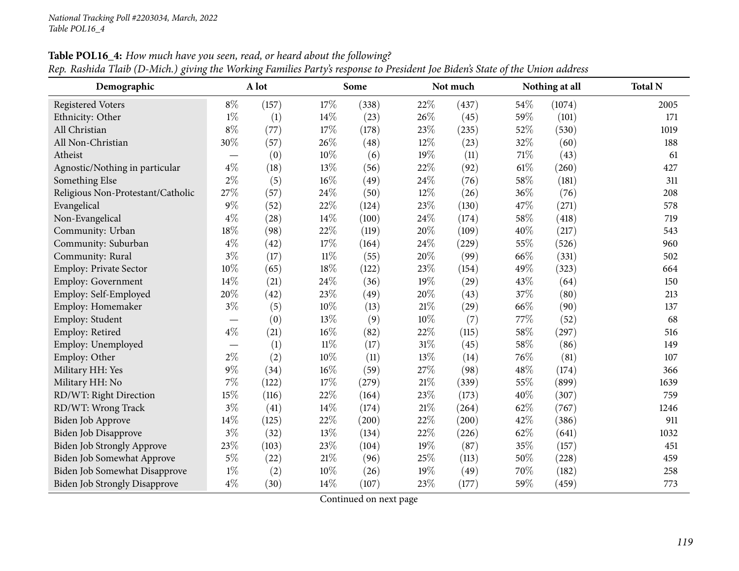**Table POL16_4:** *How much have you seen, read, or heard about the following?*
*Rep. Rashida Tlaib (D-Mich.) giving the Working Families Party's response to President Joe Biden's State of the Union address*

| Demographic | A lot | | Some | | Not much | | Nothing at all | | Total N |
|---|---|---|---|---|---|---|---|---|---|
| Registered Voters | 8% | (157) | 17% | (338) | 22% | (437) | 54% | (1074) | 2005 |
| Ethnicity: Other | 1% | (1) | 14% | (23) | 26% | (45) | 59% | (101) | 171 |
| All Christian | 8% | (77) | 17% | (178) | 23% | (235) | 52% | (530) | 1019 |
| All Non-Christian | 30% | (57) | 26% | (48) | 12% | (23) | 32% | (60) | 188 |
| Atheist | — | (0) | 10% | (6) | 19% | (11) | 71% | (43) | 61 |
| Agnostic/Nothing in particular | 4% | (18) | 13% | (56) | 22% | (92) | 61% | (260) | 427 |
| Something Else | 2% | (5) | 16% | (49) | 24% | (76) | 58% | (181) | 311 |
| Religious Non-Protestant/Catholic | 27% | (57) | 24% | (50) | 12% | (26) | 36% | (76) | 208 |
| Evangelical | 9% | (52) | 22% | (124) | 23% | (130) | 47% | (271) | 578 |
| Non-Evangelical | 4% | (28) | 14% | (100) | 24% | (174) | 58% | (418) | 719 |
| Community: Urban | 18% | (98) | 22% | (119) | 20% | (109) | 40% | (217) | 543 |
| Community: Suburban | 4% | (42) | 17% | (164) | 24% | (229) | 55% | (526) | 960 |
| Community: Rural | 3% | (17) | 11% | (55) | 20% | (99) | 66% | (331) | 502 |
| Employ: Private Sector | 10% | (65) | 18% | (122) | 23% | (154) | 49% | (323) | 664 |
| Employ: Government | 14% | (21) | 24% | (36) | 19% | (29) | 43% | (64) | 150 |
| Employ: Self-Employed | 20% | (42) | 23% | (49) | 20% | (43) | 37% | (80) | 213 |
| Employ: Homemaker | 3% | (5) | 10% | (13) | 21% | (29) | 66% | (90) | 137 |
| Employ: Student | — | (0) | 13% | (9) | 10% | (7) | 77% | (52) | 68 |
| Employ: Retired | 4% | (21) | 16% | (82) | 22% | (115) | 58% | (297) | 516 |
| Employ: Unemployed | — | (1) | 11% | (17) | 31% | (45) | 58% | (86) | 149 |
| Employ: Other | 2% | (2) | 10% | (11) | 13% | (14) | 76% | (81) | 107 |
| Military HH: Yes | 9% | (34) | 16% | (59) | 27% | (98) | 48% | (174) | 366 |
| Military HH: No | 7% | (122) | 17% | (279) | 21% | (339) | 55% | (899) | 1639 |
| RD/WT: Right Direction | 15% | (116) | 22% | (164) | 23% | (173) | 40% | (307) | 759 |
| RD/WT: Wrong Track | 3% | (41) | 14% | (174) | 21% | (264) | 62% | (767) | 1246 |
| Biden Job Approve | 14% | (125) | 22% | (200) | 22% | (200) | 42% | (386) | 911 |
| Biden Job Disapprove | 3% | (32) | 13% | (134) | 22% | (226) | 62% | (641) | 1032 |
| Biden Job Strongly Approve | 23% | (103) | 23% | (104) | 19% | (87) | 35% | (157) | 451 |
| Biden Job Somewhat Approve | 5% | (22) | 21% | (96) | 25% | (113) | 50% | (228) | 459 |
| Biden Job Somewhat Disapprove | 1% | (2) | 10% | (26) | 19% | (49) | 70% | (182) | 258 |
| Biden Job Strongly Disapprove | 4% | (30) | 14% | (107) | 23% | (177) | 59% | (459) | 773 |

Continued on next page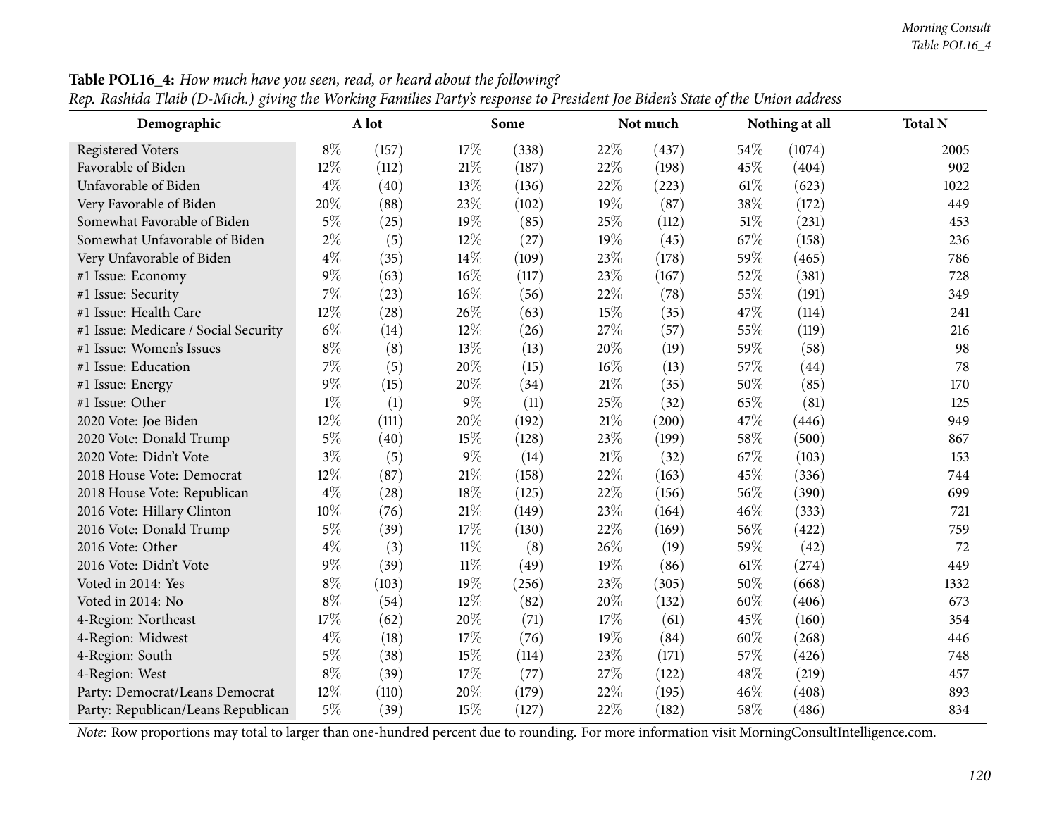**Table POL16_4:** *How much have you seen, read, or heard about the following?*
*Rep. Rashida Tlaib (D-Mich.) giving the Working Families Party's response to President Joe Biden's State of the Union address*

| Demographic | A lot | | Some | | Not much | | Nothing at all | | Total N |
|---|---|---|---|---|---|---|---|---|---|
| Registered Voters | 8% | (157) | 17% | (338) | 22% | (437) | 54% | (1074) | 2005 |
| Favorable of Biden | 12% | (112) | 21% | (187) | 22% | (198) | 45% | (404) | 902 |
| Unfavorable of Biden | 4% | (40) | 13% | (136) | 22% | (223) | 61% | (623) | 1022 |
| Very Favorable of Biden | 20% | (88) | 23% | (102) | 19% | (87) | 38% | (172) | 449 |
| Somewhat Favorable of Biden | 5% | (25) | 19% | (85) | 25% | (112) | 51% | (231) | 453 |
| Somewhat Unfavorable of Biden | 2% | (5) | 12% | (27) | 19% | (45) | 67% | (158) | 236 |
| Very Unfavorable of Biden | 4% | (35) | 14% | (109) | 23% | (178) | 59% | (465) | 786 |
| #1 Issue: Economy | 9% | (63) | 16% | (117) | 23% | (167) | 52% | (381) | 728 |
| #1 Issue: Security | 7% | (23) | 16% | (56) | 22% | (78) | 55% | (191) | 349 |
| #1 Issue: Health Care | 12% | (28) | 26% | (63) | 15% | (35) | 47% | (114) | 241 |
| #1 Issue: Medicare / Social Security | 6% | (14) | 12% | (26) | 27% | (57) | 55% | (119) | 216 |
| #1 Issue: Women's Issues | 8% | (8) | 13% | (13) | 20% | (19) | 59% | (58) | 98 |
| #1 Issue: Education | 7% | (5) | 20% | (15) | 16% | (13) | 57% | (44) | 78 |
| #1 Issue: Energy | 9% | (15) | 20% | (34) | 21% | (35) | 50% | (85) | 170 |
| #1 Issue: Other | 1% | (1) | 9% | (11) | 25% | (32) | 65% | (81) | 125 |
| 2020 Vote: Joe Biden | 12% | (111) | 20% | (192) | 21% | (200) | 47% | (446) | 949 |
| 2020 Vote: Donald Trump | 5% | (40) | 15% | (128) | 23% | (199) | 58% | (500) | 867 |
| 2020 Vote: Didn't Vote | 3% | (5) | 9% | (14) | 21% | (32) | 67% | (103) | 153 |
| 2018 House Vote: Democrat | 12% | (87) | 21% | (158) | 22% | (163) | 45% | (336) | 744 |
| 2018 House Vote: Republican | 4% | (28) | 18% | (125) | 22% | (156) | 56% | (390) | 699 |
| 2016 Vote: Hillary Clinton | 10% | (76) | 21% | (149) | 23% | (164) | 46% | (333) | 721 |
| 2016 Vote: Donald Trump | 5% | (39) | 17% | (130) | 22% | (169) | 56% | (422) | 759 |
| 2016 Vote: Other | 4% | (3) | 11% | (8) | 26% | (19) | 59% | (42) | 72 |
| 2016 Vote: Didn't Vote | 9% | (39) | 11% | (49) | 19% | (86) | 61% | (274) | 449 |
| Voted in 2014: Yes | 8% | (103) | 19% | (256) | 23% | (305) | 50% | (668) | 1332 |
| Voted in 2014: No | 8% | (54) | 12% | (82) | 20% | (132) | 60% | (406) | 673 |
| 4-Region: Northeast | 17% | (62) | 20% | (71) | 17% | (61) | 45% | (160) | 354 |
| 4-Region: Midwest | 4% | (18) | 17% | (76) | 19% | (84) | 60% | (268) | 446 |
| 4-Region: South | 5% | (38) | 15% | (114) | 23% | (171) | 57% | (426) | 748 |
| 4-Region: West | 8% | (39) | 17% | (77) | 27% | (122) | 48% | (219) | 457 |
| Party: Democrat/Leans Democrat | 12% | (110) | 20% | (179) | 22% | (195) | 46% | (408) | 893 |
| Party: Republican/Leans Republican | 5% | (39) | 15% | (127) | 22% | (182) | 58% | (486) | 834 |

*Note:* Row proportions may total to larger than one-hundred percent due to rounding. For more information visit MorningConsultIntelligence.com.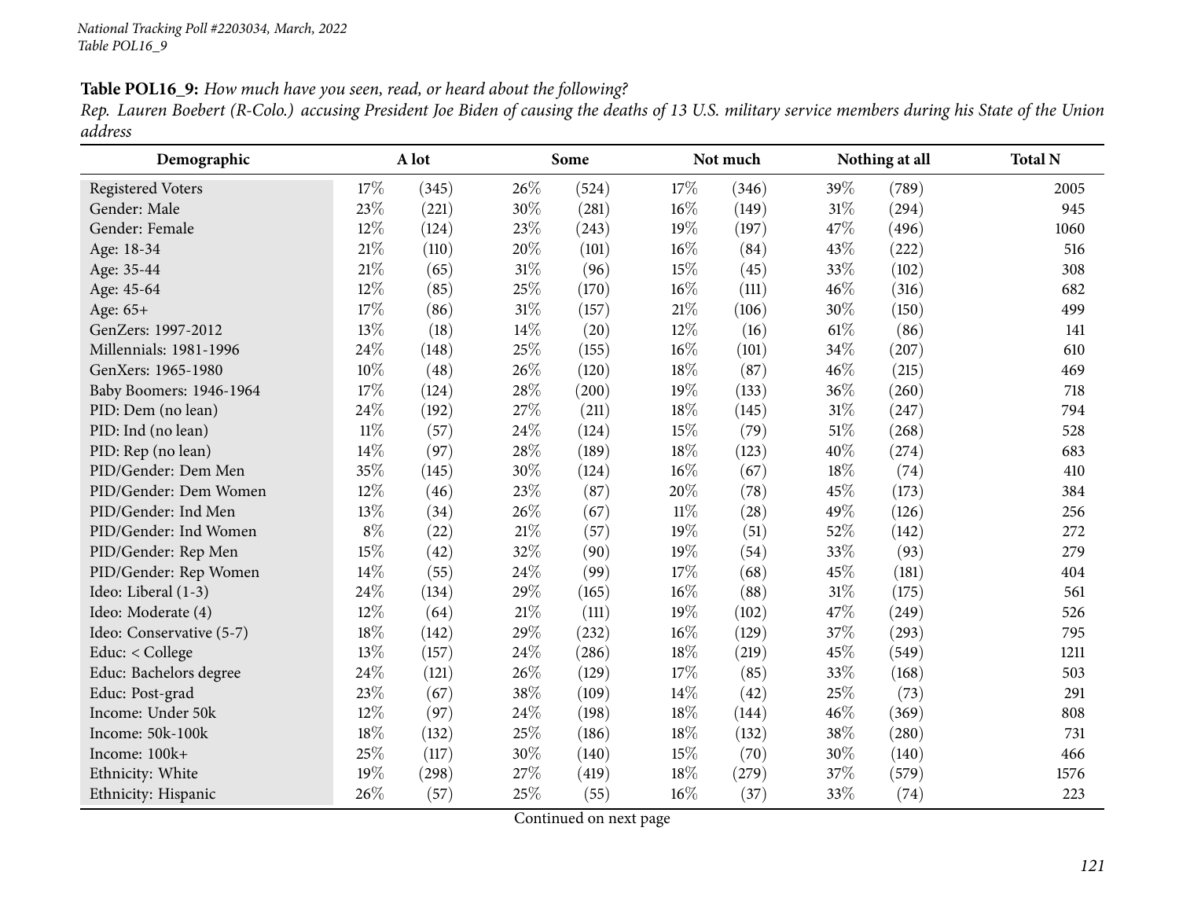**Table POL16_9:** *How much have you seen, read, or heard about the following?*
*Rep. Lauren Boebert (R-Colo.) accusing President Joe Biden of causing the deaths of 13 U.S. military service members during his State of the Union address*

| Demographic | A lot | | Some | | Not much | | Nothing at all | | Total N |
|---|---|---|---|---|---|---|---|---|---|
| Registered Voters | 17% | (345) | 26% | (524) | 17% | (346) | 39% | (789) | 2005 |
| Gender: Male | 23% | (221) | 30% | (281) | 16% | (149) | 31% | (294) | 945 |
| Gender: Female | 12% | (124) | 23% | (243) | 19% | (197) | 47% | (496) | 1060 |
| Age: 18-34 | 21% | (110) | 20% | (101) | 16% | (84) | 43% | (222) | 516 |
| Age: 35-44 | 21% | (65) | 31% | (96) | 15% | (45) | 33% | (102) | 308 |
| Age: 45-64 | 12% | (85) | 25% | (170) | 16% | (111) | 46% | (316) | 682 |
| Age: 65+ | 17% | (86) | 31% | (157) | 21% | (106) | 30% | (150) | 499 |
| GenZers: 1997-2012 | 13% | (18) | 14% | (20) | 12% | (16) | 61% | (86) | 141 |
| Millennials: 1981-1996 | 24% | (148) | 25% | (155) | 16% | (101) | 34% | (207) | 610 |
| GenXers: 1965-1980 | 10% | (48) | 26% | (120) | 18% | (87) | 46% | (215) | 469 |
| Baby Boomers: 1946-1964 | 17% | (124) | 28% | (200) | 19% | (133) | 36% | (260) | 718 |
| PID: Dem (no lean) | 24% | (192) | 27% | (211) | 18% | (145) | 31% | (247) | 794 |
| PID: Ind (no lean) | 11% | (57) | 24% | (124) | 15% | (79) | 51% | (268) | 528 |
| PID: Rep (no lean) | 14% | (97) | 28% | (189) | 18% | (123) | 40% | (274) | 683 |
| PID/Gender: Dem Men | 35% | (145) | 30% | (124) | 16% | (67) | 18% | (74) | 410 |
| PID/Gender: Dem Women | 12% | (46) | 23% | (87) | 20% | (78) | 45% | (173) | 384 |
| PID/Gender: Ind Men | 13% | (34) | 26% | (67) | 11% | (28) | 49% | (126) | 256 |
| PID/Gender: Ind Women | 8% | (22) | 21% | (57) | 19% | (51) | 52% | (142) | 272 |
| PID/Gender: Rep Men | 15% | (42) | 32% | (90) | 19% | (54) | 33% | (93) | 279 |
| PID/Gender: Rep Women | 14% | (55) | 24% | (99) | 17% | (68) | 45% | (181) | 404 |
| Ideo: Liberal (1-3) | 24% | (134) | 29% | (165) | 16% | (88) | 31% | (175) | 561 |
| Ideo: Moderate (4) | 12% | (64) | 21% | (111) | 19% | (102) | 47% | (249) | 526 |
| Ideo: Conservative (5-7) | 18% | (142) | 29% | (232) | 16% | (129) | 37% | (293) | 795 |
| Educ: < College | 13% | (157) | 24% | (286) | 18% | (219) | 45% | (549) | 1211 |
| Educ: Bachelors degree | 24% | (121) | 26% | (129) | 17% | (85) | 33% | (168) | 503 |
| Educ: Post-grad | 23% | (67) | 38% | (109) | 14% | (42) | 25% | (73) | 291 |
| Income: Under 50k | 12% | (97) | 24% | (198) | 18% | (144) | 46% | (369) | 808 |
| Income: 50k-100k | 18% | (132) | 25% | (186) | 18% | (132) | 38% | (280) | 731 |
| Income: 100k+ | 25% | (117) | 30% | (140) | 15% | (70) | 30% | (140) | 466 |
| Ethnicity: White | 19% | (298) | 27% | (419) | 18% | (279) | 37% | (579) | 1576 |
| Ethnicity: Hispanic | 26% | (57) | 25% | (55) | 16% | (37) | 33% | (74) | 223 |

Continued on next page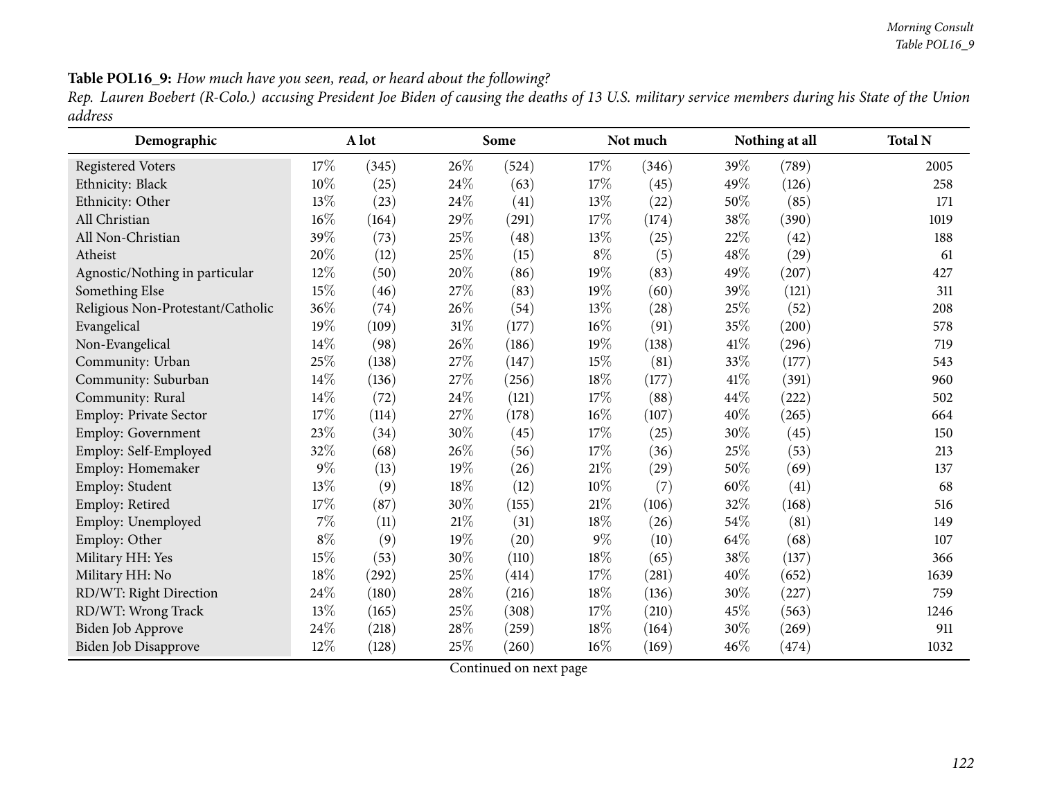**Table POL16_9:** *How much have you seen, read, or heard about the following?*

*Rep. Lauren Boebert (R-Colo.) accusing President Joe Biden of causing the deaths of 13 U.S. military service members during his State of the Union address*

| Demographic | A lot | | Some | | Not much | | Nothing at all | | Total N |
|---|---|---|---|---|---|---|---|---|---|
| Registered Voters | 17% | (345) | 26% | (524) | 17% | (346) | 39% | (789) | 2005 |
| Ethnicity: Black | 10% | (25) | 24% | (63) | 17% | (45) | 49% | (126) | 258 |
| Ethnicity: Other | 13% | (23) | 24% | (41) | 13% | (22) | 50% | (85) | 171 |
| All Christian | 16% | (164) | 29% | (291) | 17% | (174) | 38% | (390) | 1019 |
| All Non-Christian | 39% | (73) | 25% | (48) | 13% | (25) | 22% | (42) | 188 |
| Atheist | 20% | (12) | 25% | (15) | 8% | (5) | 48% | (29) | 61 |
| Agnostic/Nothing in particular | 12% | (50) | 20% | (86) | 19% | (83) | 49% | (207) | 427 |
| Something Else | 15% | (46) | 27% | (83) | 19% | (60) | 39% | (121) | 311 |
| Religious Non-Protestant/Catholic | 36% | (74) | 26% | (54) | 13% | (28) | 25% | (52) | 208 |
| Evangelical | 19% | (109) | 31% | (177) | 16% | (91) | 35% | (200) | 578 |
| Non-Evangelical | 14% | (98) | 26% | (186) | 19% | (138) | 41% | (296) | 719 |
| Community: Urban | 25% | (138) | 27% | (147) | 15% | (81) | 33% | (177) | 543 |
| Community: Suburban | 14% | (136) | 27% | (256) | 18% | (177) | 41% | (391) | 960 |
| Community: Rural | 14% | (72) | 24% | (121) | 17% | (88) | 44% | (222) | 502 |
| Employ: Private Sector | 17% | (114) | 27% | (178) | 16% | (107) | 40% | (265) | 664 |
| Employ: Government | 23% | (34) | 30% | (45) | 17% | (25) | 30% | (45) | 150 |
| Employ: Self-Employed | 32% | (68) | 26% | (56) | 17% | (36) | 25% | (53) | 213 |
| Employ: Homemaker | 9% | (13) | 19% | (26) | 21% | (29) | 50% | (69) | 137 |
| Employ: Student | 13% | (9) | 18% | (12) | 10% | (7) | 60% | (41) | 68 |
| Employ: Retired | 17% | (87) | 30% | (155) | 21% | (106) | 32% | (168) | 516 |
| Employ: Unemployed | 7% | (11) | 21% | (31) | 18% | (26) | 54% | (81) | 149 |
| Employ: Other | 8% | (9) | 19% | (20) | 9% | (10) | 64% | (68) | 107 |
| Military HH: Yes | 15% | (53) | 30% | (110) | 18% | (65) | 38% | (137) | 366 |
| Military HH: No | 18% | (292) | 25% | (414) | 17% | (281) | 40% | (652) | 1639 |
| RD/WT: Right Direction | 24% | (180) | 28% | (216) | 18% | (136) | 30% | (227) | 759 |
| RD/WT: Wrong Track | 13% | (165) | 25% | (308) | 17% | (210) | 45% | (563) | 1246 |
| Biden Job Approve | 24% | (218) | 28% | (259) | 18% | (164) | 30% | (269) | 911 |
| Biden Job Disapprove | 12% | (128) | 25% | (260) | 16% | (169) | 46% | (474) | 1032 |

Continued on next page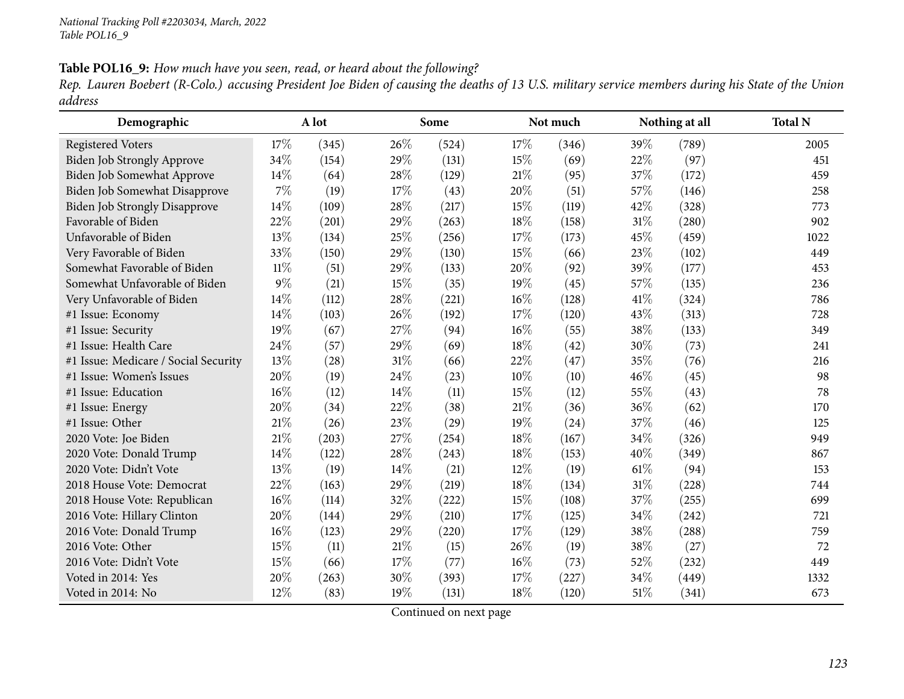**Table POL16_9:** *How much have you seen, read, or heard about the following?*
*Rep. Lauren Boebert (R-Colo.) accusing President Joe Biden of causing the deaths of 13 U.S. military service members during his State of the Union address*

| Demographic | A lot | | Some | | Not much | | Nothing at all | | Total N |
|---|---|---|---|---|---|---|---|---|---|
| Registered Voters | 17% | (345) | 26% | (524) | 17% | (346) | 39% | (789) | 2005 |
| Biden Job Strongly Approve | 34% | (154) | 29% | (131) | 15% | (69) | 22% | (97) | 451 |
| Biden Job Somewhat Approve | 14% | (64) | 28% | (129) | 21% | (95) | 37% | (172) | 459 |
| Biden Job Somewhat Disapprove | 7% | (19) | 17% | (43) | 20% | (51) | 57% | (146) | 258 |
| Biden Job Strongly Disapprove | 14% | (109) | 28% | (217) | 15% | (119) | 42% | (328) | 773 |
| Favorable of Biden | 22% | (201) | 29% | (263) | 18% | (158) | 31% | (280) | 902 |
| Unfavorable of Biden | 13% | (134) | 25% | (256) | 17% | (173) | 45% | (459) | 1022 |
| Very Favorable of Biden | 33% | (150) | 29% | (130) | 15% | (66) | 23% | (102) | 449 |
| Somewhat Favorable of Biden | 11% | (51) | 29% | (133) | 20% | (92) | 39% | (177) | 453 |
| Somewhat Unfavorable of Biden | 9% | (21) | 15% | (35) | 19% | (45) | 57% | (135) | 236 |
| Very Unfavorable of Biden | 14% | (112) | 28% | (221) | 16% | (128) | 41% | (324) | 786 |
| #1 Issue: Economy | 14% | (103) | 26% | (192) | 17% | (120) | 43% | (313) | 728 |
| #1 Issue: Security | 19% | (67) | 27% | (94) | 16% | (55) | 38% | (133) | 349 |
| #1 Issue: Health Care | 24% | (57) | 29% | (69) | 18% | (42) | 30% | (73) | 241 |
| #1 Issue: Medicare / Social Security | 13% | (28) | 31% | (66) | 22% | (47) | 35% | (76) | 216 |
| #1 Issue: Women's Issues | 20% | (19) | 24% | (23) | 10% | (10) | 46% | (45) | 98 |
| #1 Issue: Education | 16% | (12) | 14% | (11) | 15% | (12) | 55% | (43) | 78 |
| #1 Issue: Energy | 20% | (34) | 22% | (38) | 21% | (36) | 36% | (62) | 170 |
| #1 Issue: Other | 21% | (26) | 23% | (29) | 19% | (24) | 37% | (46) | 125 |
| 2020 Vote: Joe Biden | 21% | (203) | 27% | (254) | 18% | (167) | 34% | (326) | 949 |
| 2020 Vote: Donald Trump | 14% | (122) | 28% | (243) | 18% | (153) | 40% | (349) | 867 |
| 2020 Vote: Didn't Vote | 13% | (19) | 14% | (21) | 12% | (19) | 61% | (94) | 153 |
| 2018 House Vote: Democrat | 22% | (163) | 29% | (219) | 18% | (134) | 31% | (228) | 744 |
| 2018 House Vote: Republican | 16% | (114) | 32% | (222) | 15% | (108) | 37% | (255) | 699 |
| 2016 Vote: Hillary Clinton | 20% | (144) | 29% | (210) | 17% | (125) | 34% | (242) | 721 |
| 2016 Vote: Donald Trump | 16% | (123) | 29% | (220) | 17% | (129) | 38% | (288) | 759 |
| 2016 Vote: Other | 15% | (11) | 21% | (15) | 26% | (19) | 38% | (27) | 72 |
| 2016 Vote: Didn't Vote | 15% | (66) | 17% | (77) | 16% | (73) | 52% | (232) | 449 |
| Voted in 2014: Yes | 20% | (263) | 30% | (393) | 17% | (227) | 34% | (449) | 1332 |
| Voted in 2014: No | 12% | (83) | 19% | (131) | 18% | (120) | 51% | (341) | 673 |

Continued on next page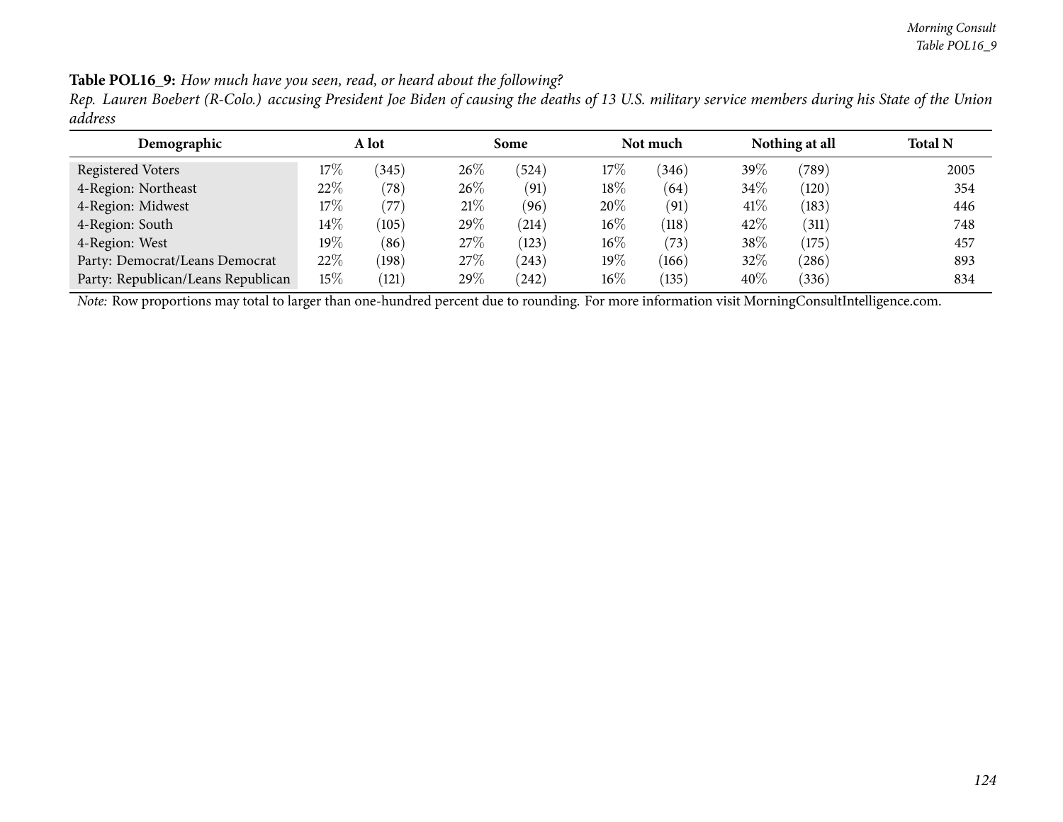**Table POL16_9:** *How much have you seen, read, or heard about the following?*

*Rep. Lauren Boebert (R-Colo.) accusing President Joe Biden of causing the deaths of 13 U.S. military service members during his State of the Union address*

| Demographic | A lot | | Some | | Not much | | Nothing at all | | Total N |
|---|---|---|---|---|---|---|---|---|---|
| Registered Voters | 17% | (345) | 26% | (524) | 17% | (346) | 39% | (789) | 2005 |
| 4-Region: Northeast | 22% | (78) | 26% | (91) | 18% | (64) | 34% | (120) | 354 |
| 4-Region: Midwest | 17% | (77) | 21% | (96) | 20% | (91) | 41% | (183) | 446 |
| 4-Region: South | 14% | (105) | 29% | (214) | 16% | (118) | 42% | (311) | 748 |
| 4-Region: West | 19% | (86) | 27% | (123) | 16% | (73) | 38% | (175) | 457 |
| Party: Democrat/Leans Democrat | 22% | (198) | 27% | (243) | 19% | (166) | 32% | (286) | 893 |
| Party: Republican/Leans Republican | 15% | (121) | 29% | (242) | 16% | (135) | 40% | (336) | 834 |

*Note:* Row proportions may total to larger than one-hundred percent due to rounding. For more information visit MorningConsultIntelligence.com.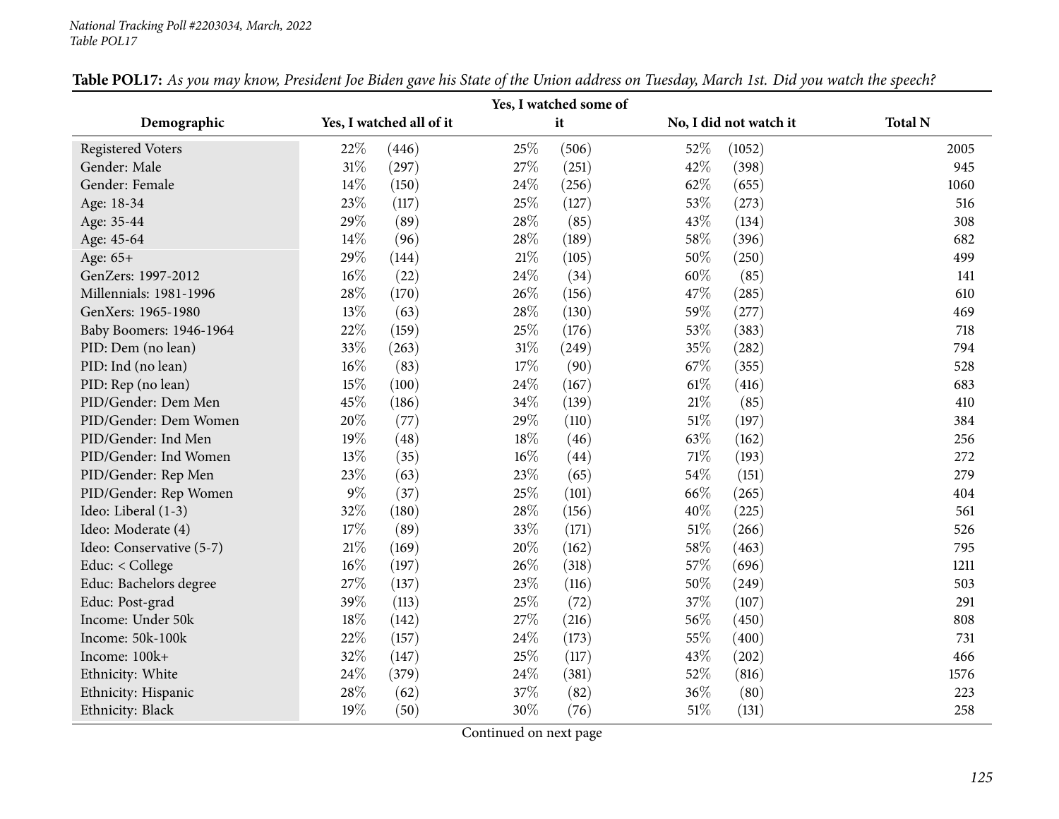**Table POL17:** *As you may know, President Joe Biden gave his State of the Union address on Tuesday, March 1st. Did you watch the speech?*

| Demographic | Yes, I watched all of it | | Yes, I watched some of it | | No, I did not watch it | | Total N |
|---|---|---|---|---|---|---|---|
| Registered Voters | 22% | (446) | 25% | (506) | 52% | (1052) | 2005 |
| Gender: Male | 31% | (297) | 27% | (251) | 42% | (398) | 945 |
| Gender: Female | 14% | (150) | 24% | (256) | 62% | (655) | 1060 |
| Age: 18-34 | 23% | (117) | 25% | (127) | 53% | (273) | 516 |
| Age: 35-44 | 29% | (89) | 28% | (85) | 43% | (134) | 308 |
| Age: 45-64 | 14% | (96) | 28% | (189) | 58% | (396) | 682 |
| Age: 65+ | 29% | (144) | 21% | (105) | 50% | (250) | 499 |
| GenZers: 1997-2012 | 16% | (22) | 24% | (34) | 60% | (85) | 141 |
| Millennials: 1981-1996 | 28% | (170) | 26% | (156) | 47% | (285) | 610 |
| GenXers: 1965-1980 | 13% | (63) | 28% | (130) | 59% | (277) | 469 |
| Baby Boomers: 1946-1964 | 22% | (159) | 25% | (176) | 53% | (383) | 718 |
| PID: Dem (no lean) | 33% | (263) | 31% | (249) | 35% | (282) | 794 |
| PID: Ind (no lean) | 16% | (83) | 17% | (90) | 67% | (355) | 528 |
| PID: Rep (no lean) | 15% | (100) | 24% | (167) | 61% | (416) | 683 |
| PID/Gender: Dem Men | 45% | (186) | 34% | (139) | 21% | (85) | 410 |
| PID/Gender: Dem Women | 20% | (77) | 29% | (110) | 51% | (197) | 384 |
| PID/Gender: Ind Men | 19% | (48) | 18% | (46) | 63% | (162) | 256 |
| PID/Gender: Ind Women | 13% | (35) | 16% | (44) | 71% | (193) | 272 |
| PID/Gender: Rep Men | 23% | (63) | 23% | (65) | 54% | (151) | 279 |
| PID/Gender: Rep Women | 9% | (37) | 25% | (101) | 66% | (265) | 404 |
| Ideo: Liberal (1-3) | 32% | (180) | 28% | (156) | 40% | (225) | 561 |
| Ideo: Moderate (4) | 17% | (89) | 33% | (171) | 51% | (266) | 526 |
| Ideo: Conservative (5-7) | 21% | (169) | 20% | (162) | 58% | (463) | 795 |
| Educ: < College | 16% | (197) | 26% | (318) | 57% | (696) | 1211 |
| Educ: Bachelors degree | 27% | (137) | 23% | (116) | 50% | (249) | 503 |
| Educ: Post-grad | 39% | (113) | 25% | (72) | 37% | (107) | 291 |
| Income: Under 50k | 18% | (142) | 27% | (216) | 56% | (450) | 808 |
| Income: 50k-100k | 22% | (157) | 24% | (173) | 55% | (400) | 731 |
| Income: 100k+ | 32% | (147) | 25% | (117) | 43% | (202) | 466 |
| Ethnicity: White | 24% | (379) | 24% | (381) | 52% | (816) | 1576 |
| Ethnicity: Hispanic | 28% | (62) | 37% | (82) | 36% | (80) | 223 |
| Ethnicity: Black | 19% | (50) | 30% | (76) | 51% | (131) | 258 |

Continued on next page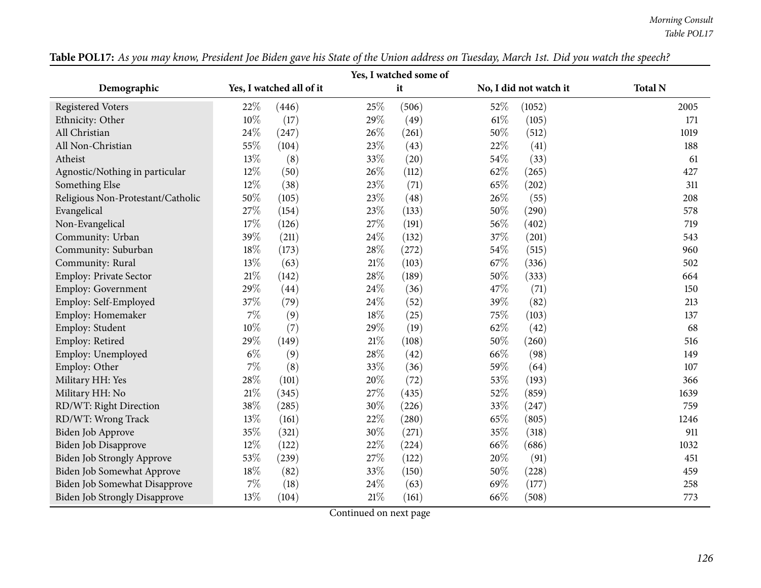**Table POL17:** *As you may know, President Joe Biden gave his State of the Union address on Tuesday, March 1st. Did you watch the speech?*

| Demographic | Yes, I watched all of it | | Yes, I watched some of it | | No, I did not watch it | | Total N |
|---|---|---|---|---|---|---|---|
| Registered Voters | 22% | (446) | 25% | (506) | 52% | (1052) | 2005 |
| Ethnicity: Other | 10% | (17) | 29% | (49) | 61% | (105) | 171 |
| All Christian | 24% | (247) | 26% | (261) | 50% | (512) | 1019 |
| All Non-Christian | 55% | (104) | 23% | (43) | 22% | (41) | 188 |
| Atheist | 13% | (8) | 33% | (20) | 54% | (33) | 61 |
| Agnostic/Nothing in particular | 12% | (50) | 26% | (112) | 62% | (265) | 427 |
| Something Else | 12% | (38) | 23% | (71) | 65% | (202) | 311 |
| Religious Non-Protestant/Catholic | 50% | (105) | 23% | (48) | 26% | (55) | 208 |
| Evangelical | 27% | (154) | 23% | (133) | 50% | (290) | 578 |
| Non-Evangelical | 17% | (126) | 27% | (191) | 56% | (402) | 719 |
| Community: Urban | 39% | (211) | 24% | (132) | 37% | (201) | 543 |
| Community: Suburban | 18% | (173) | 28% | (272) | 54% | (515) | 960 |
| Community: Rural | 13% | (63) | 21% | (103) | 67% | (336) | 502 |
| Employ: Private Sector | 21% | (142) | 28% | (189) | 50% | (333) | 664 |
| Employ: Government | 29% | (44) | 24% | (36) | 47% | (71) | 150 |
| Employ: Self-Employed | 37% | (79) | 24% | (52) | 39% | (82) | 213 |
| Employ: Homemaker | 7% | (9) | 18% | (25) | 75% | (103) | 137 |
| Employ: Student | 10% | (7) | 29% | (19) | 62% | (42) | 68 |
| Employ: Retired | 29% | (149) | 21% | (108) | 50% | (260) | 516 |
| Employ: Unemployed | 6% | (9) | 28% | (42) | 66% | (98) | 149 |
| Employ: Other | 7% | (8) | 33% | (36) | 59% | (64) | 107 |
| Military HH: Yes | 28% | (101) | 20% | (72) | 53% | (193) | 366 |
| Military HH: No | 21% | (345) | 27% | (435) | 52% | (859) | 1639 |
| RD/WT: Right Direction | 38% | (285) | 30% | (226) | 33% | (247) | 759 |
| RD/WT: Wrong Track | 13% | (161) | 22% | (280) | 65% | (805) | 1246 |
| Biden Job Approve | 35% | (321) | 30% | (271) | 35% | (318) | 911 |
| Biden Job Disapprove | 12% | (122) | 22% | (224) | 66% | (686) | 1032 |
| Biden Job Strongly Approve | 53% | (239) | 27% | (122) | 20% | (91) | 451 |
| Biden Job Somewhat Approve | 18% | (82) | 33% | (150) | 50% | (228) | 459 |
| Biden Job Somewhat Disapprove | 7% | (18) | 24% | (63) | 69% | (177) | 258 |
| Biden Job Strongly Disapprove | 13% | (104) | 21% | (161) | 66% | (508) | 773 |

Continued on next page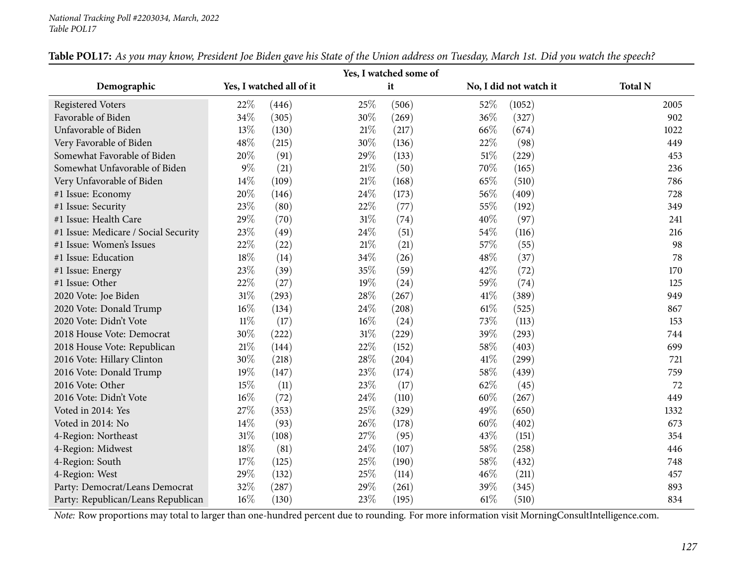**Table POL17:** *As you may know, President Joe Biden gave his State of the Union address on Tuesday, March 1st. Did you watch the speech?*

| Demographic | Yes, I watched all of it | | Yes, I watched some of it | | No, I did not watch it | | Total N |
|---|---|---|---|---|---|---|---|
| Registered Voters | 22% | (446) | 25% | (506) | 52% | (1052) | 2005 |
| Favorable of Biden | 34% | (305) | 30% | (269) | 36% | (327) | 902 |
| Unfavorable of Biden | 13% | (130) | 21% | (217) | 66% | (674) | 1022 |
| Very Favorable of Biden | 48% | (215) | 30% | (136) | 22% | (98) | 449 |
| Somewhat Favorable of Biden | 20% | (91) | 29% | (133) | 51% | (229) | 453 |
| Somewhat Unfavorable of Biden | 9% | (21) | 21% | (50) | 70% | (165) | 236 |
| Very Unfavorable of Biden | 14% | (109) | 21% | (168) | 65% | (510) | 786 |
| #1 Issue: Economy | 20% | (146) | 24% | (173) | 56% | (409) | 728 |
| #1 Issue: Security | 23% | (80) | 22% | (77) | 55% | (192) | 349 |
| #1 Issue: Health Care | 29% | (70) | 31% | (74) | 40% | (97) | 241 |
| #1 Issue: Medicare / Social Security | 23% | (49) | 24% | (51) | 54% | (116) | 216 |
| #1 Issue: Women's Issues | 22% | (22) | 21% | (21) | 57% | (55) | 98 |
| #1 Issue: Education | 18% | (14) | 34% | (26) | 48% | (37) | 78 |
| #1 Issue: Energy | 23% | (39) | 35% | (59) | 42% | (72) | 170 |
| #1 Issue: Other | 22% | (27) | 19% | (24) | 59% | (74) | 125 |
| 2020 Vote: Joe Biden | 31% | (293) | 28% | (267) | 41% | (389) | 949 |
| 2020 Vote: Donald Trump | 16% | (134) | 24% | (208) | 61% | (525) | 867 |
| 2020 Vote: Didn't Vote | 11% | (17) | 16% | (24) | 73% | (113) | 153 |
| 2018 House Vote: Democrat | 30% | (222) | 31% | (229) | 39% | (293) | 744 |
| 2018 House Vote: Republican | 21% | (144) | 22% | (152) | 58% | (403) | 699 |
| 2016 Vote: Hillary Clinton | 30% | (218) | 28% | (204) | 41% | (299) | 721 |
| 2016 Vote: Donald Trump | 19% | (147) | 23% | (174) | 58% | (439) | 759 |
| 2016 Vote: Other | 15% | (11) | 23% | (17) | 62% | (45) | 72 |
| 2016 Vote: Didn't Vote | 16% | (72) | 24% | (110) | 60% | (267) | 449 |
| Voted in 2014: Yes | 27% | (353) | 25% | (329) | 49% | (650) | 1332 |
| Voted in 2014: No | 14% | (93) | 26% | (178) | 60% | (402) | 673 |
| 4-Region: Northeast | 31% | (108) | 27% | (95) | 43% | (151) | 354 |
| 4-Region: Midwest | 18% | (81) | 24% | (107) | 58% | (258) | 446 |
| 4-Region: South | 17% | (125) | 25% | (190) | 58% | (432) | 748 |
| 4-Region: West | 29% | (132) | 25% | (114) | 46% | (211) | 457 |
| Party: Democrat/Leans Democrat | 32% | (287) | 29% | (261) | 39% | (345) | 893 |
| Party: Republican/Leans Republican | 16% | (130) | 23% | (195) | 61% | (510) | 834 |

*Note:* Row proportions may total to larger than one-hundred percent due to rounding. For more information visit MorningConsultIntelligence.com.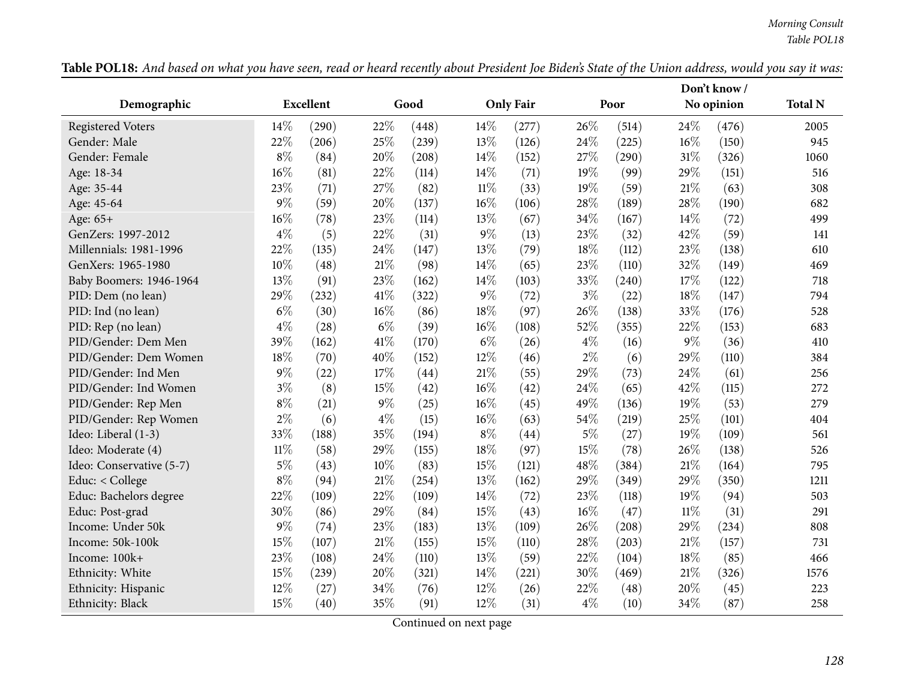**Table POL18:** *And based on what you have seen, read or heard recently about President Joe Biden's State of the Union address, would you say it was:*

| Demographic | Excellent | | Good | | Only Fair | | Poor | | Don't know / No opinion | | Total N |
|---|---|---|---|---|---|---|---|---|---|---|---|
| Registered Voters | 14% | (290) | 22% | (448) | 14% | (277) | 26% | (514) | 24% | (476) | 2005 |
| Gender: Male | 22% | (206) | 25% | (239) | 13% | (126) | 24% | (225) | 16% | (150) | 945 |
| Gender: Female | 8% | (84) | 20% | (208) | 14% | (152) | 27% | (290) | 31% | (326) | 1060 |
| Age: 18-34 | 16% | (81) | 22% | (114) | 14% | (71) | 19% | (99) | 29% | (151) | 516 |
| Age: 35-44 | 23% | (71) | 27% | (82) | 11% | (33) | 19% | (59) | 21% | (63) | 308 |
| Age: 45-64 | 9% | (59) | 20% | (137) | 16% | (106) | 28% | (189) | 28% | (190) | 682 |
| Age: 65+ | 16% | (78) | 23% | (114) | 13% | (67) | 34% | (167) | 14% | (72) | 499 |
| GenZers: 1997-2012 | 4% | (5) | 22% | (31) | 9% | (13) | 23% | (32) | 42% | (59) | 141 |
| Millennials: 1981-1996 | 22% | (135) | 24% | (147) | 13% | (79) | 18% | (112) | 23% | (138) | 610 |
| GenXers: 1965-1980 | 10% | (48) | 21% | (98) | 14% | (65) | 23% | (110) | 32% | (149) | 469 |
| Baby Boomers: 1946-1964 | 13% | (91) | 23% | (162) | 14% | (103) | 33% | (240) | 17% | (122) | 718 |
| PID: Dem (no lean) | 29% | (232) | 41% | (322) | 9% | (72) | 3% | (22) | 18% | (147) | 794 |
| PID: Ind (no lean) | 6% | (30) | 16% | (86) | 18% | (97) | 26% | (138) | 33% | (176) | 528 |
| PID: Rep (no lean) | 4% | (28) | 6% | (39) | 16% | (108) | 52% | (355) | 22% | (153) | 683 |
| PID/Gender: Dem Men | 39% | (162) | 41% | (170) | 6% | (26) | 4% | (16) | 9% | (36) | 410 |
| PID/Gender: Dem Women | 18% | (70) | 40% | (152) | 12% | (46) | 2% | (6) | 29% | (110) | 384 |
| PID/Gender: Ind Men | 9% | (22) | 17% | (44) | 21% | (55) | 29% | (73) | 24% | (61) | 256 |
| PID/Gender: Ind Women | 3% | (8) | 15% | (42) | 16% | (42) | 24% | (65) | 42% | (115) | 272 |
| PID/Gender: Rep Men | 8% | (21) | 9% | (25) | 16% | (45) | 49% | (136) | 19% | (53) | 279 |
| PID/Gender: Rep Women | 2% | (6) | 4% | (15) | 16% | (63) | 54% | (219) | 25% | (101) | 404 |
| Ideo: Liberal (1-3) | 33% | (188) | 35% | (194) | 8% | (44) | 5% | (27) | 19% | (109) | 561 |
| Ideo: Moderate (4) | 11% | (58) | 29% | (155) | 18% | (97) | 15% | (78) | 26% | (138) | 526 |
| Ideo: Conservative (5-7) | 5% | (43) | 10% | (83) | 15% | (121) | 48% | (384) | 21% | (164) | 795 |
| Educ: < College | 8% | (94) | 21% | (254) | 13% | (162) | 29% | (349) | 29% | (350) | 1211 |
| Educ: Bachelors degree | 22% | (109) | 22% | (109) | 14% | (72) | 23% | (118) | 19% | (94) | 503 |
| Educ: Post-grad | 30% | (86) | 29% | (84) | 15% | (43) | 16% | (47) | 11% | (31) | 291 |
| Income: Under 50k | 9% | (74) | 23% | (183) | 13% | (109) | 26% | (208) | 29% | (234) | 808 |
| Income: 50k-100k | 15% | (107) | 21% | (155) | 15% | (110) | 28% | (203) | 21% | (157) | 731 |
| Income: 100k+ | 23% | (108) | 24% | (110) | 13% | (59) | 22% | (104) | 18% | (85) | 466 |
| Ethnicity: White | 15% | (239) | 20% | (321) | 14% | (221) | 30% | (469) | 21% | (326) | 1576 |
| Ethnicity: Hispanic | 12% | (27) | 34% | (76) | 12% | (26) | 22% | (48) | 20% | (45) | 223 |
| Ethnicity: Black | 15% | (40) | 35% | (91) | 12% | (31) | 4% | (10) | 34% | (87) | 258 |

Continued on next page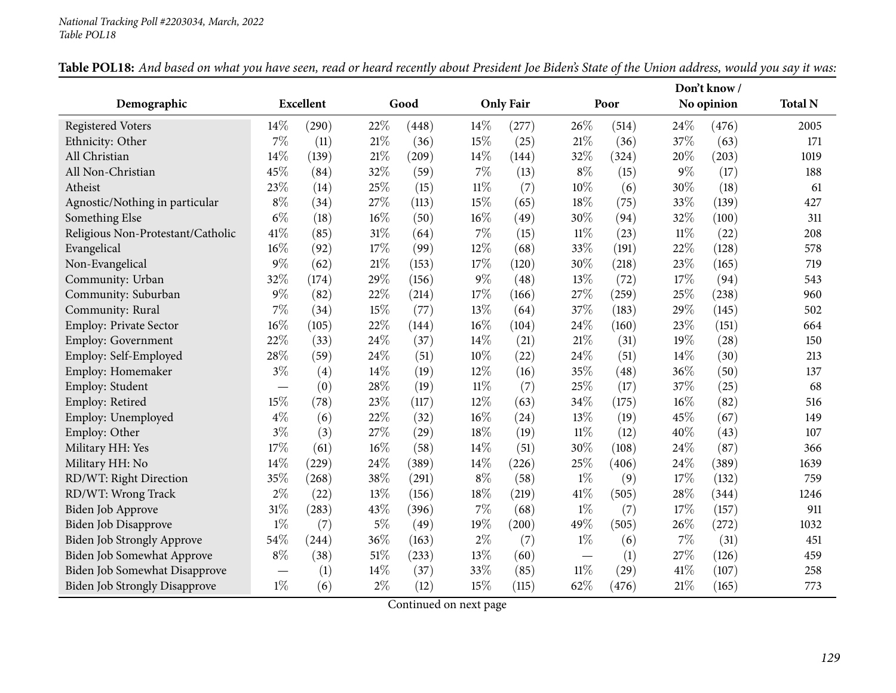*National Tracking Poll #2203034, March, 2022*
*Table POL18*

**Table POL18:** *And based on what you have seen, read or heard recently about President Joe Biden's State of the Union address, would you say it was:*

| Demographic | Excellent | | Good | | Only Fair | | Poor | | Don't know / No opinion | | Total N |
|---|---|---|---|---|---|---|---|---|---|---|---|
| Registered Voters | 14% | (290) | 22% | (448) | 14% | (277) | 26% | (514) | 24% | (476) | 2005 |
| Ethnicity: Other | 7% | (11) | 21% | (36) | 15% | (25) | 21% | (36) | 37% | (63) | 171 |
| All Christian | 14% | (139) | 21% | (209) | 14% | (144) | 32% | (324) | 20% | (203) | 1019 |
| All Non-Christian | 45% | (84) | 32% | (59) | 7% | (13) | 8% | (15) | 9% | (17) | 188 |
| Atheist | 23% | (14) | 25% | (15) | 11% | (7) | 10% | (6) | 30% | (18) | 61 |
| Agnostic/Nothing in particular | 8% | (34) | 27% | (113) | 15% | (65) | 18% | (75) | 33% | (139) | 427 |
| Something Else | 6% | (18) | 16% | (50) | 16% | (49) | 30% | (94) | 32% | (100) | 311 |
| Religious Non-Protestant/Catholic | 41% | (85) | 31% | (64) | 7% | (15) | 11% | (23) | 11% | (22) | 208 |
| Evangelical | 16% | (92) | 17% | (99) | 12% | (68) | 33% | (191) | 22% | (128) | 578 |
| Non-Evangelical | 9% | (62) | 21% | (153) | 17% | (120) | 30% | (218) | 23% | (165) | 719 |
| Community: Urban | 32% | (174) | 29% | (156) | 9% | (48) | 13% | (72) | 17% | (94) | 543 |
| Community: Suburban | 9% | (82) | 22% | (214) | 17% | (166) | 27% | (259) | 25% | (238) | 960 |
| Community: Rural | 7% | (34) | 15% | (77) | 13% | (64) | 37% | (183) | 29% | (145) | 502 |
| Employ: Private Sector | 16% | (105) | 22% | (144) | 16% | (104) | 24% | (160) | 23% | (151) | 664 |
| Employ: Government | 22% | (33) | 24% | (37) | 14% | (21) | 21% | (31) | 19% | (28) | 150 |
| Employ: Self-Employed | 28% | (59) | 24% | (51) | 10% | (22) | 24% | (51) | 14% | (30) | 213 |
| Employ: Homemaker | 3% | (4) | 14% | (19) | 12% | (16) | 35% | (48) | 36% | (50) | 137 |
| Employ: Student | — | (0) | 28% | (19) | 11% | (7) | 25% | (17) | 37% | (25) | 68 |
| Employ: Retired | 15% | (78) | 23% | (117) | 12% | (63) | 34% | (175) | 16% | (82) | 516 |
| Employ: Unemployed | 4% | (6) | 22% | (32) | 16% | (24) | 13% | (19) | 45% | (67) | 149 |
| Employ: Other | 3% | (3) | 27% | (29) | 18% | (19) | 11% | (12) | 40% | (43) | 107 |
| Military HH: Yes | 17% | (61) | 16% | (58) | 14% | (51) | 30% | (108) | 24% | (87) | 366 |
| Military HH: No | 14% | (229) | 24% | (389) | 14% | (226) | 25% | (406) | 24% | (389) | 1639 |
| RD/WT: Right Direction | 35% | (268) | 38% | (291) | 8% | (58) | 1% | (9) | 17% | (132) | 759 |
| RD/WT: Wrong Track | 2% | (22) | 13% | (156) | 18% | (219) | 41% | (505) | 28% | (344) | 1246 |
| Biden Job Approve | 31% | (283) | 43% | (396) | 7% | (68) | 1% | (7) | 17% | (157) | 911 |
| Biden Job Disapprove | 1% | (7) | 5% | (49) | 19% | (200) | 49% | (505) | 26% | (272) | 1032 |
| Biden Job Strongly Approve | 54% | (244) | 36% | (163) | 2% | (7) | 1% | (6) | 7% | (31) | 451 |
| Biden Job Somewhat Approve | 8% | (38) | 51% | (233) | 13% | (60) | — | (1) | 27% | (126) | 459 |
| Biden Job Somewhat Disapprove | — | (1) | 14% | (37) | 33% | (85) | 11% | (29) | 41% | (107) | 258 |
| Biden Job Strongly Disapprove | 1% | (6) | 2% | (12) | 15% | (115) | 62% | (476) | 21% | (165) | 773 |

Continued on next page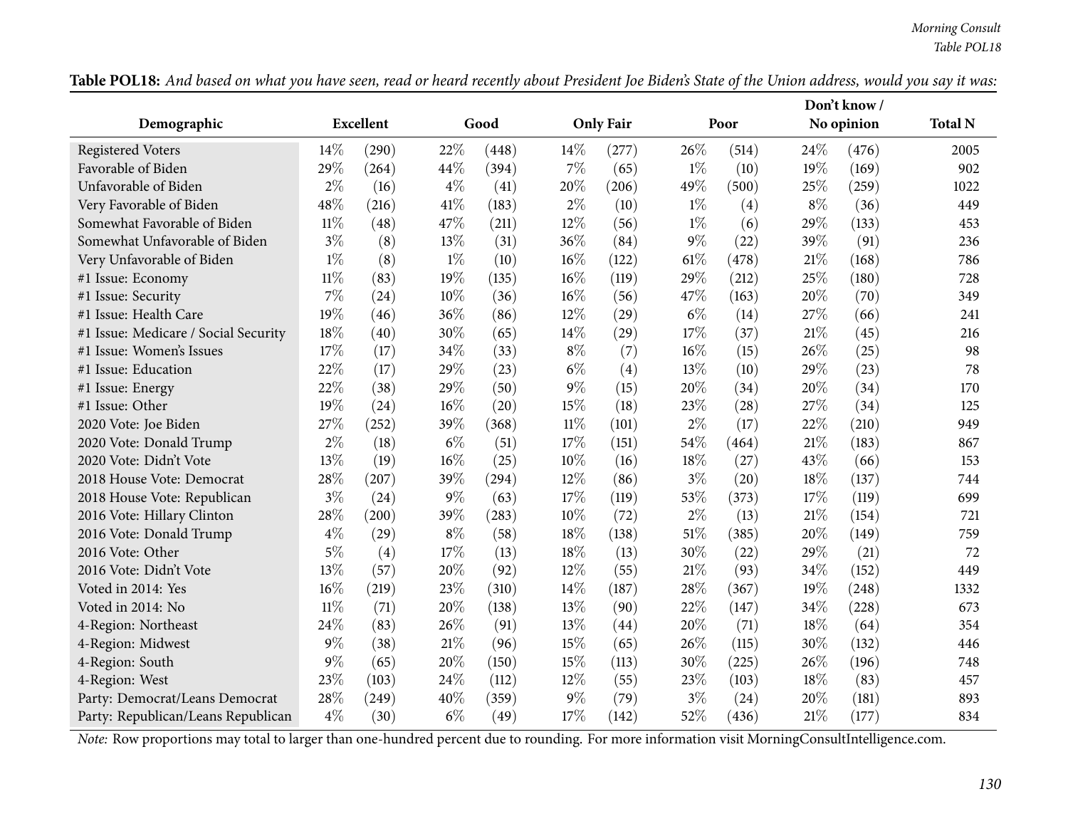**Table POL18:** *And based on what you have seen, read or heard recently about President Joe Biden's State of the Union address, would you say it was:*

| Demographic | Excellent | | Good | | Only Fair | | Poor | | Don't know / No opinion | | Total N |
|---|---|---|---|---|---|---|---|---|---|---|---|
| Registered Voters | 14% | (290) | 22% | (448) | 14% | (277) | 26% | (514) | 24% | (476) | 2005 |
| Favorable of Biden | 29% | (264) | 44% | (394) | 7% | (65) | 1% | (10) | 19% | (169) | 902 |
| Unfavorable of Biden | 2% | (16) | 4% | (41) | 20% | (206) | 49% | (500) | 25% | (259) | 1022 |
| Very Favorable of Biden | 48% | (216) | 41% | (183) | 2% | (10) | 1% | (4) | 8% | (36) | 449 |
| Somewhat Favorable of Biden | 11% | (48) | 47% | (211) | 12% | (56) | 1% | (6) | 29% | (133) | 453 |
| Somewhat Unfavorable of Biden | 3% | (8) | 13% | (31) | 36% | (84) | 9% | (22) | 39% | (91) | 236 |
| Very Unfavorable of Biden | 1% | (8) | 1% | (10) | 16% | (122) | 61% | (478) | 21% | (168) | 786 |
| #1 Issue: Economy | 11% | (83) | 19% | (135) | 16% | (119) | 29% | (212) | 25% | (180) | 728 |
| #1 Issue: Security | 7% | (24) | 10% | (36) | 16% | (56) | 47% | (163) | 20% | (70) | 349 |
| #1 Issue: Health Care | 19% | (46) | 36% | (86) | 12% | (29) | 6% | (14) | 27% | (66) | 241 |
| #1 Issue: Medicare / Social Security | 18% | (40) | 30% | (65) | 14% | (29) | 17% | (37) | 21% | (45) | 216 |
| #1 Issue: Women's Issues | 17% | (17) | 34% | (33) | 8% | (7) | 16% | (15) | 26% | (25) | 98 |
| #1 Issue: Education | 22% | (17) | 29% | (23) | 6% | (4) | 13% | (10) | 29% | (23) | 78 |
| #1 Issue: Energy | 22% | (38) | 29% | (50) | 9% | (15) | 20% | (34) | 20% | (34) | 170 |
| #1 Issue: Other | 19% | (24) | 16% | (20) | 15% | (18) | 23% | (28) | 27% | (34) | 125 |
| 2020 Vote: Joe Biden | 27% | (252) | 39% | (368) | 11% | (101) | 2% | (17) | 22% | (210) | 949 |
| 2020 Vote: Donald Trump | 2% | (18) | 6% | (51) | 17% | (151) | 54% | (464) | 21% | (183) | 867 |
| 2020 Vote: Didn't Vote | 13% | (19) | 16% | (25) | 10% | (16) | 18% | (27) | 43% | (66) | 153 |
| 2018 House Vote: Democrat | 28% | (207) | 39% | (294) | 12% | (86) | 3% | (20) | 18% | (137) | 744 |
| 2018 House Vote: Republican | 3% | (24) | 9% | (63) | 17% | (119) | 53% | (373) | 17% | (119) | 699 |
| 2016 Vote: Hillary Clinton | 28% | (200) | 39% | (283) | 10% | (72) | 2% | (13) | 21% | (154) | 721 |
| 2016 Vote: Donald Trump | 4% | (29) | 8% | (58) | 18% | (138) | 51% | (385) | 20% | (149) | 759 |
| 2016 Vote: Other | 5% | (4) | 17% | (13) | 18% | (13) | 30% | (22) | 29% | (21) | 72 |
| 2016 Vote: Didn't Vote | 13% | (57) | 20% | (92) | 12% | (55) | 21% | (93) | 34% | (152) | 449 |
| Voted in 2014: Yes | 16% | (219) | 23% | (310) | 14% | (187) | 28% | (367) | 19% | (248) | 1332 |
| Voted in 2014: No | 11% | (71) | 20% | (138) | 13% | (90) | 22% | (147) | 34% | (228) | 673 |
| 4-Region: Northeast | 24% | (83) | 26% | (91) | 13% | (44) | 20% | (71) | 18% | (64) | 354 |
| 4-Region: Midwest | 9% | (38) | 21% | (96) | 15% | (65) | 26% | (115) | 30% | (132) | 446 |
| 4-Region: South | 9% | (65) | 20% | (150) | 15% | (113) | 30% | (225) | 26% | (196) | 748 |
| 4-Region: West | 23% | (103) | 24% | (112) | 12% | (55) | 23% | (103) | 18% | (83) | 457 |
| Party: Democrat/Leans Democrat | 28% | (249) | 40% | (359) | 9% | (79) | 3% | (24) | 20% | (181) | 893 |
| Party: Republican/Leans Republican | 4% | (30) | 6% | (49) | 17% | (142) | 52% | (436) | 21% | (177) | 834 |

*Note:* Row proportions may total to larger than one-hundred percent due to rounding. For more information visit MorningConsultIntelligence.com.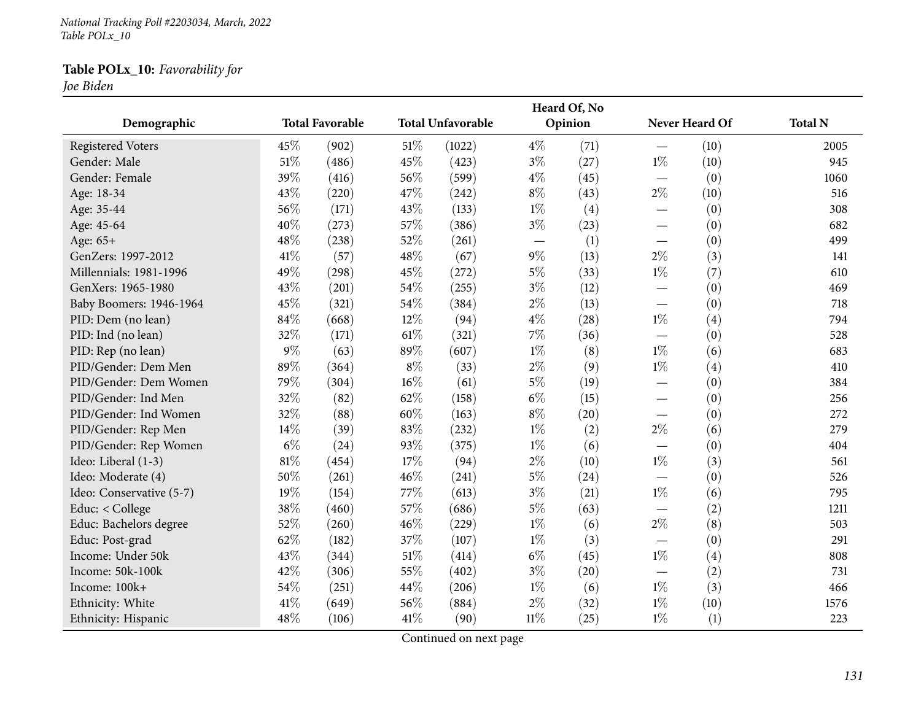National Tracking Poll #2203034, March, 2022
Table POLx_10

**Table POLx_10:** *Favorability for Joe Biden*

| Demographic | Total Favorable | | Total Unfavorable | | Heard Of, No Opinion | | Never Heard Of | | Total N |
|---|---|---|---|---|---|---|---|---|---|
| Registered Voters | 45% | (902) | 51% | (1022) | 4% | (71) | — | (10) | 2005 |
| Gender: Male | 51% | (486) | 45% | (423) | 3% | (27) | 1% | (10) | 945 |
| Gender: Female | 39% | (416) | 56% | (599) | 4% | (45) | — | (0) | 1060 |
| Age: 18-34 | 43% | (220) | 47% | (242) | 8% | (43) | 2% | (10) | 516 |
| Age: 35-44 | 56% | (171) | 43% | (133) | 1% | (4) | — | (0) | 308 |
| Age: 45-64 | 40% | (273) | 57% | (386) | 3% | (23) | — | (0) | 682 |
| Age: 65+ | 48% | (238) | 52% | (261) | — | (1) | — | (0) | 499 |
| GenZers: 1997-2012 | 41% | (57) | 48% | (67) | 9% | (13) | 2% | (3) | 141 |
| Millennials: 1981-1996 | 49% | (298) | 45% | (272) | 5% | (33) | 1% | (7) | 610 |
| GenXers: 1965-1980 | 43% | (201) | 54% | (255) | 3% | (12) | — | (0) | 469 |
| Baby Boomers: 1946-1964 | 45% | (321) | 54% | (384) | 2% | (13) | — | (0) | 718 |
| PID: Dem (no lean) | 84% | (668) | 12% | (94) | 4% | (28) | 1% | (4) | 794 |
| PID: Ind (no lean) | 32% | (171) | 61% | (321) | 7% | (36) | — | (0) | 528 |
| PID: Rep (no lean) | 9% | (63) | 89% | (607) | 1% | (8) | 1% | (6) | 683 |
| PID/Gender: Dem Men | 89% | (364) | 8% | (33) | 2% | (9) | 1% | (4) | 410 |
| PID/Gender: Dem Women | 79% | (304) | 16% | (61) | 5% | (19) | — | (0) | 384 |
| PID/Gender: Ind Men | 32% | (82) | 62% | (158) | 6% | (15) | — | (0) | 256 |
| PID/Gender: Ind Women | 32% | (88) | 60% | (163) | 8% | (20) | — | (0) | 272 |
| PID/Gender: Rep Men | 14% | (39) | 83% | (232) | 1% | (2) | 2% | (6) | 279 |
| PID/Gender: Rep Women | 6% | (24) | 93% | (375) | 1% | (6) | — | (0) | 404 |
| Ideo: Liberal (1-3) | 81% | (454) | 17% | (94) | 2% | (10) | 1% | (3) | 561 |
| Ideo: Moderate (4) | 50% | (261) | 46% | (241) | 5% | (24) | — | (0) | 526 |
| Ideo: Conservative (5-7) | 19% | (154) | 77% | (613) | 3% | (21) | 1% | (6) | 795 |
| Educ: < College | 38% | (460) | 57% | (686) | 5% | (63) | — | (2) | 1211 |
| Educ: Bachelors degree | 52% | (260) | 46% | (229) | 1% | (6) | 2% | (8) | 503 |
| Educ: Post-grad | 62% | (182) | 37% | (107) | 1% | (3) | — | (0) | 291 |
| Income: Under 50k | 43% | (344) | 51% | (414) | 6% | (45) | 1% | (4) | 808 |
| Income: 50k-100k | 42% | (306) | 55% | (402) | 3% | (20) | — | (2) | 731 |
| Income: 100k+ | 54% | (251) | 44% | (206) | 1% | (6) | 1% | (3) | 466 |
| Ethnicity: White | 41% | (649) | 56% | (884) | 2% | (32) | 1% | (10) | 1576 |
| Ethnicity: Hispanic | 48% | (106) | 41% | (90) | 11% | (25) | 1% | (1) | 223 |

Continued on next page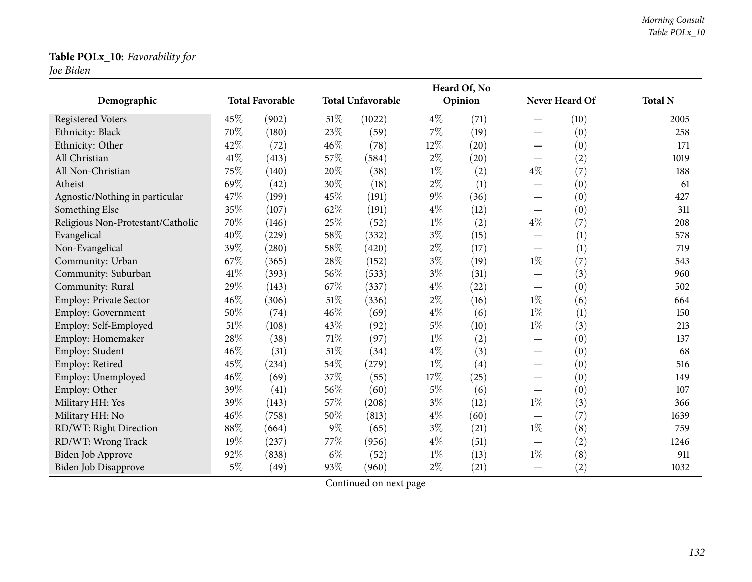**Table POLx_10:** *Favorability for Joe Biden*

| Demographic | Total Favorable | | Total Unfavorable | | Heard Of, No Opinion | | Never Heard Of | | Total N |
|---|---|---|---|---|---|---|---|---|---|
| Registered Voters | 45% | (902) | 51% | (1022) | 4% | (71) | — | (10) | 2005 |
| Ethnicity: Black | 70% | (180) | 23% | (59) | 7% | (19) | — | (0) | 258 |
| Ethnicity: Other | 42% | (72) | 46% | (78) | 12% | (20) | — | (0) | 171 |
| All Christian | 41% | (413) | 57% | (584) | 2% | (20) | — | (2) | 1019 |
| All Non-Christian | 75% | (140) | 20% | (38) | 1% | (2) | 4% | (7) | 188 |
| Atheist | 69% | (42) | 30% | (18) | 2% | (1) | — | (0) | 61 |
| Agnostic/Nothing in particular | 47% | (199) | 45% | (191) | 9% | (36) | — | (0) | 427 |
| Something Else | 35% | (107) | 62% | (191) | 4% | (12) | — | (0) | 311 |
| Religious Non-Protestant/Catholic | 70% | (146) | 25% | (52) | 1% | (2) | 4% | (7) | 208 |
| Evangelical | 40% | (229) | 58% | (332) | 3% | (15) | — | (1) | 578 |
| Non-Evangelical | 39% | (280) | 58% | (420) | 2% | (17) | — | (1) | 719 |
| Community: Urban | 67% | (365) | 28% | (152) | 3% | (19) | 1% | (7) | 543 |
| Community: Suburban | 41% | (393) | 56% | (533) | 3% | (31) | — | (3) | 960 |
| Community: Rural | 29% | (143) | 67% | (337) | 4% | (22) | — | (0) | 502 |
| Employ: Private Sector | 46% | (306) | 51% | (336) | 2% | (16) | 1% | (6) | 664 |
| Employ: Government | 50% | (74) | 46% | (69) | 4% | (6) | 1% | (1) | 150 |
| Employ: Self-Employed | 51% | (108) | 43% | (92) | 5% | (10) | 1% | (3) | 213 |
| Employ: Homemaker | 28% | (38) | 71% | (97) | 1% | (2) | — | (0) | 137 |
| Employ: Student | 46% | (31) | 51% | (34) | 4% | (3) | — | (0) | 68 |
| Employ: Retired | 45% | (234) | 54% | (279) | 1% | (4) | — | (0) | 516 |
| Employ: Unemployed | 46% | (69) | 37% | (55) | 17% | (25) | — | (0) | 149 |
| Employ: Other | 39% | (41) | 56% | (60) | 5% | (6) | — | (0) | 107 |
| Military HH: Yes | 39% | (143) | 57% | (208) | 3% | (12) | 1% | (3) | 366 |
| Military HH: No | 46% | (758) | 50% | (813) | 4% | (60) | — | (7) | 1639 |
| RD/WT: Right Direction | 88% | (664) | 9% | (65) | 3% | (21) | 1% | (8) | 759 |
| RD/WT: Wrong Track | 19% | (237) | 77% | (956) | 4% | (51) | — | (2) | 1246 |
| Biden Job Approve | 92% | (838) | 6% | (52) | 1% | (13) | 1% | (8) | 911 |
| Biden Job Disapprove | 5% | (49) | 93% | (960) | 2% | (21) | — | (2) | 1032 |

Continued on next page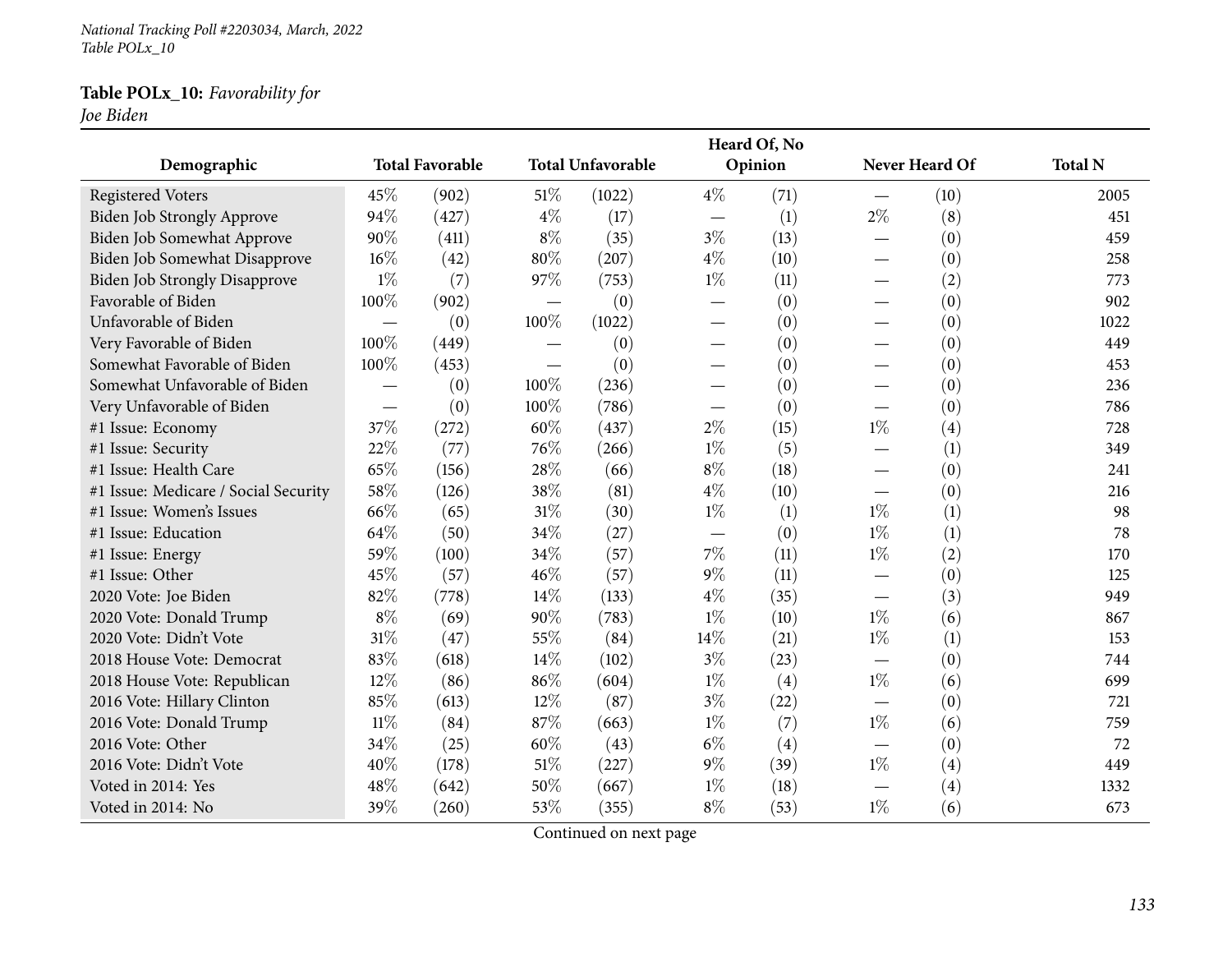National Tracking Poll #2203034, March, 2022
Table POLx_10

**Table POLx_10:** *Favorability for Joe Biden*

| Demographic | Total Favorable | | Total Unfavorable | | Heard Of, No Opinion | | Never Heard Of | | Total N |
|---|---|---|---|---|---|---|---|---|---|
| Registered Voters | 45% | (902) | 51% | (1022) | 4% | (71) | — | (10) | 2005 |
| Biden Job Strongly Approve | 94% | (427) | 4% | (17) | — | (1) | 2% | (8) | 451 |
| Biden Job Somewhat Approve | 90% | (411) | 8% | (35) | 3% | (13) | — | (0) | 459 |
| Biden Job Somewhat Disapprove | 16% | (42) | 80% | (207) | 4% | (10) | — | (0) | 258 |
| Biden Job Strongly Disapprove | 1% | (7) | 97% | (753) | 1% | (11) | — | (2) | 773 |
| Favorable of Biden | 100% | (902) | — | (0) | — | (0) | — | (0) | 902 |
| Unfavorable of Biden | — | (0) | 100% | (1022) | — | (0) | — | (0) | 1022 |
| Very Favorable of Biden | 100% | (449) | — | (0) | — | (0) | — | (0) | 449 |
| Somewhat Favorable of Biden | 100% | (453) | — | (0) | — | (0) | — | (0) | 453 |
| Somewhat Unfavorable of Biden | — | (0) | 100% | (236) | — | (0) | — | (0) | 236 |
| Very Unfavorable of Biden | — | (0) | 100% | (786) | — | (0) | — | (0) | 786 |
| #1 Issue: Economy | 37% | (272) | 60% | (437) | 2% | (15) | 1% | (4) | 728 |
| #1 Issue: Security | 22% | (77) | 76% | (266) | 1% | (5) | — | (1) | 349 |
| #1 Issue: Health Care | 65% | (156) | 28% | (66) | 8% | (18) | — | (0) | 241 |
| #1 Issue: Medicare / Social Security | 58% | (126) | 38% | (81) | 4% | (10) | — | (0) | 216 |
| #1 Issue: Women's Issues | 66% | (65) | 31% | (30) | 1% | (1) | 1% | (1) | 98 |
| #1 Issue: Education | 64% | (50) | 34% | (27) | — | (0) | 1% | (1) | 78 |
| #1 Issue: Energy | 59% | (100) | 34% | (57) | 7% | (11) | 1% | (2) | 170 |
| #1 Issue: Other | 45% | (57) | 46% | (57) | 9% | (11) | — | (0) | 125 |
| 2020 Vote: Joe Biden | 82% | (778) | 14% | (133) | 4% | (35) | — | (3) | 949 |
| 2020 Vote: Donald Trump | 8% | (69) | 90% | (783) | 1% | (10) | 1% | (6) | 867 |
| 2020 Vote: Didn't Vote | 31% | (47) | 55% | (84) | 14% | (21) | 1% | (1) | 153 |
| 2018 House Vote: Democrat | 83% | (618) | 14% | (102) | 3% | (23) | — | (0) | 744 |
| 2018 House Vote: Republican | 12% | (86) | 86% | (604) | 1% | (4) | 1% | (6) | 699 |
| 2016 Vote: Hillary Clinton | 85% | (613) | 12% | (87) | 3% | (22) | — | (0) | 721 |
| 2016 Vote: Donald Trump | 11% | (84) | 87% | (663) | 1% | (7) | 1% | (6) | 759 |
| 2016 Vote: Other | 34% | (25) | 60% | (43) | 6% | (4) | — | (0) | 72 |
| 2016 Vote: Didn't Vote | 40% | (178) | 51% | (227) | 9% | (39) | 1% | (4) | 449 |
| Voted in 2014: Yes | 48% | (642) | 50% | (667) | 1% | (18) | — | (4) | 1332 |
| Voted in 2014: No | 39% | (260) | 53% | (355) | 8% | (53) | 1% | (6) | 673 |

Continued on next page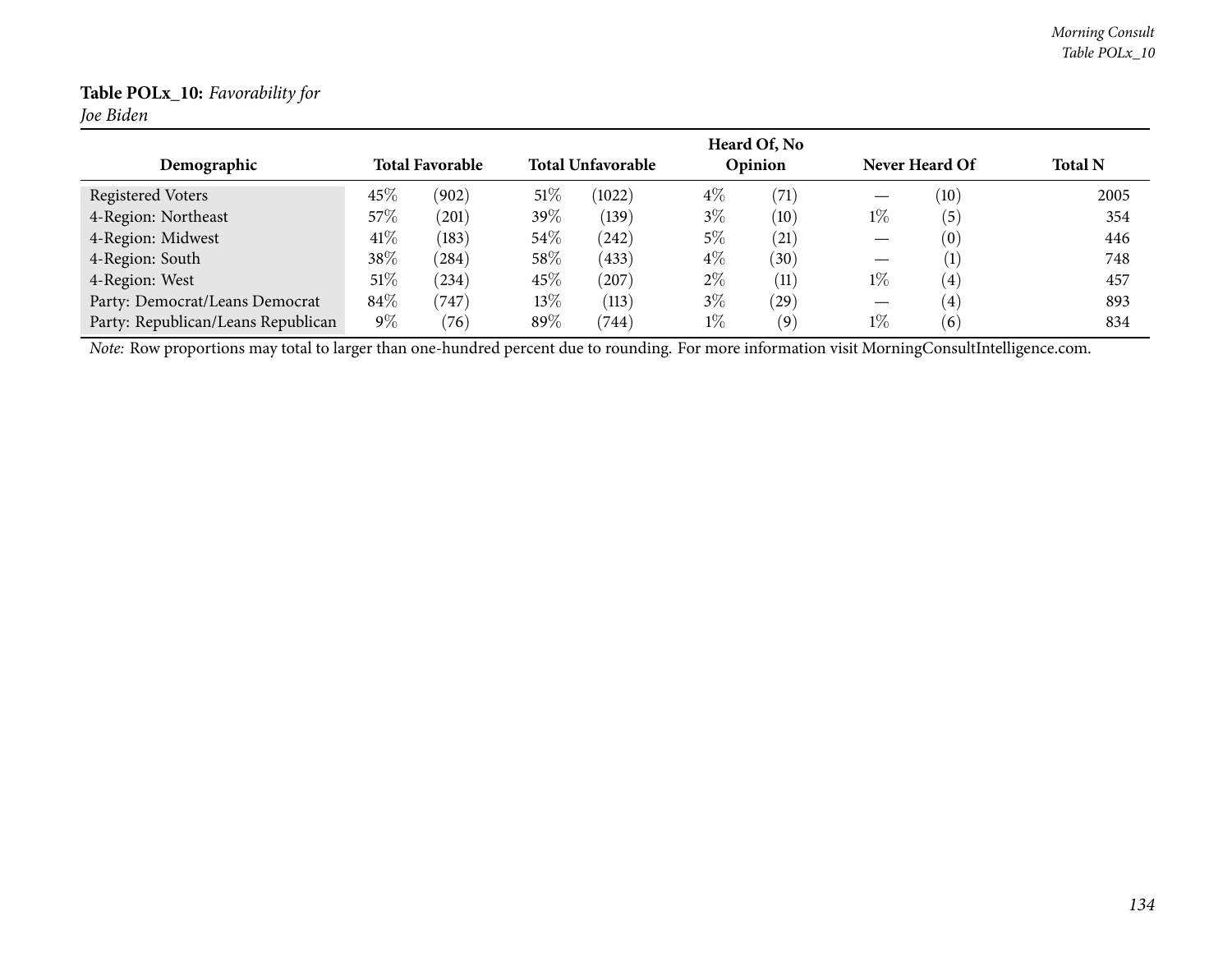**Table POLx_10:** *Favorability for Joe Biden*

| Demographic | Total Favorable | | Total Unfavorable | | Heard Of, No Opinion | | Never Heard Of | | Total N |
|---|---|---|---|---|---|---|---|---|---|
| Registered Voters | 45% | (902) | 51% | (1022) | 4% | (71) | — | (10) | 2005 |
| 4-Region: Northeast | 57% | (201) | 39% | (139) | 3% | (10) | 1% | (5) | 354 |
| 4-Region: Midwest | 41% | (183) | 54% | (242) | 5% | (21) | — | (0) | 446 |
| 4-Region: South | 38% | (284) | 58% | (433) | 4% | (30) | — | (1) | 748 |
| 4-Region: West | 51% | (234) | 45% | (207) | 2% | (11) | 1% | (4) | 457 |
| Party: Democrat/Leans Democrat | 84% | (747) | 13% | (113) | 3% | (29) | — | (4) | 893 |
| Party: Republican/Leans Republican | 9% | (76) | 89% | (744) | 1% | (9) | 1% | (6) | 834 |

*Note:* Row proportions may total to larger than one-hundred percent due to rounding. For more information visit MorningConsultIntelligence.com.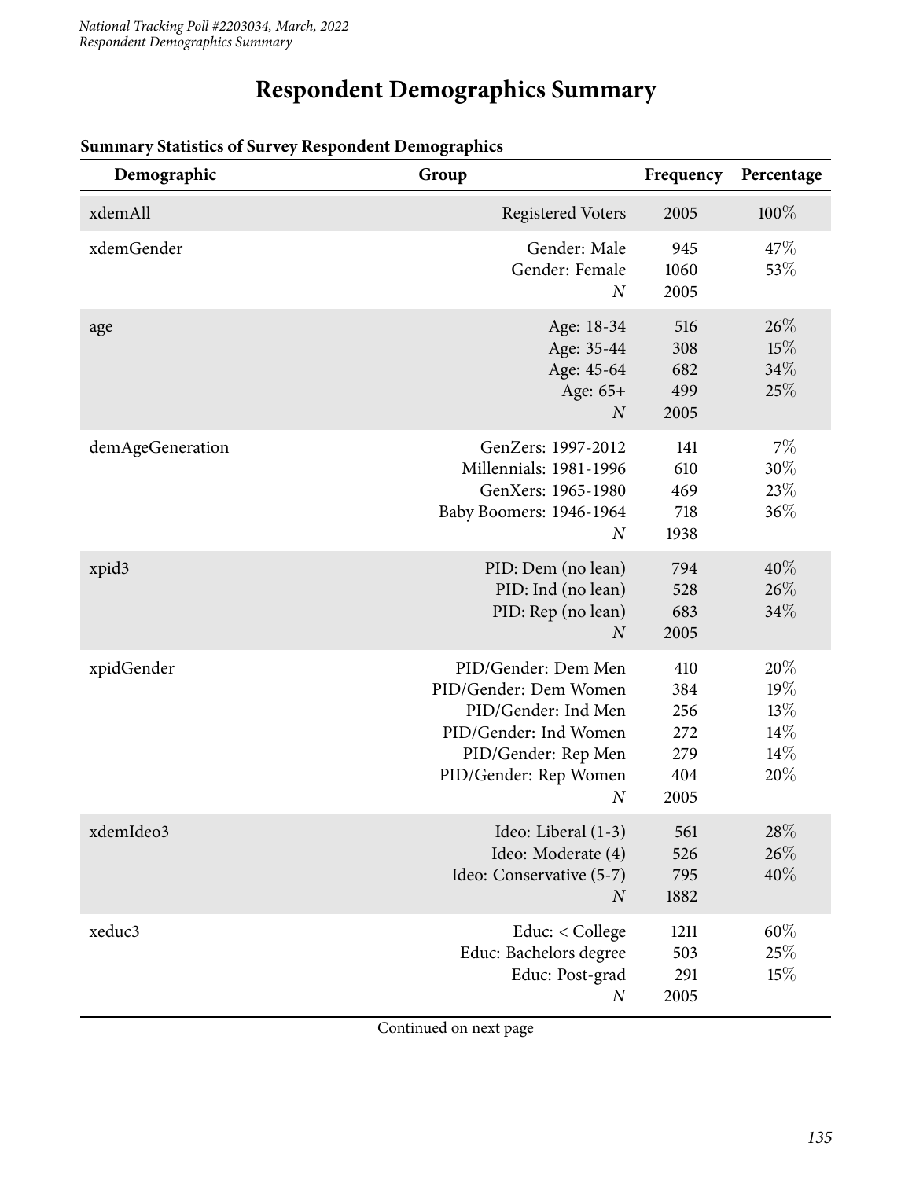# Respondent Demographics Summary

**Summary Statistics of Survey Respondent Demographics**

| Demographic | Group | Frequency | Percentage |
|---|---|---|---|
| xdemAll | Registered Voters | 2005 | 100% |
| xdemGender | Gender: Male | 945 | 47% |
| | Gender: Female | 1060 | 53% |
| | *N* | 2005 | |
| age | Age: 18-34 | 516 | 26% |
| | Age: 35-44 | 308 | 15% |
| | Age: 45-64 | 682 | 34% |
| | Age: 65+ | 499 | 25% |
| | *N* | 2005 | |
| demAgeGeneration | GenZers: 1997-2012 | 141 | 7% |
| | Millennials: 1981-1996 | 610 | 30% |
| | GenXers: 1965-1980 | 469 | 23% |
| | Baby Boomers: 1946-1964 | 718 | 36% |
| | *N* | 1938 | |
| xpid3 | PID: Dem (no lean) | 794 | 40% |
| | PID: Ind (no lean) | 528 | 26% |
| | PID: Rep (no lean) | 683 | 34% |
| | *N* | 2005 | |
| xpidGender | PID/Gender: Dem Men | 410 | 20% |
| | PID/Gender: Dem Women | 384 | 19% |
| | PID/Gender: Ind Men | 256 | 13% |
| | PID/Gender: Ind Women | 272 | 14% |
| | PID/Gender: Rep Men | 279 | 14% |
| | PID/Gender: Rep Women | 404 | 20% |
| | *N* | 2005 | |
| xdemIdeo3 | Ideo: Liberal (1-3) | 561 | 28% |
| | Ideo: Moderate (4) | 526 | 26% |
| | Ideo: Conservative (5-7) | 795 | 40% |
| | *N* | 1882 | |
| xeduc3 | Educ: < College | 1211 | 60% |
| | Educ: Bachelors degree | 503 | 25% |
| | Educ: Post-grad | 291 | 15% |
| | *N* | 2005 | |

Continued on next page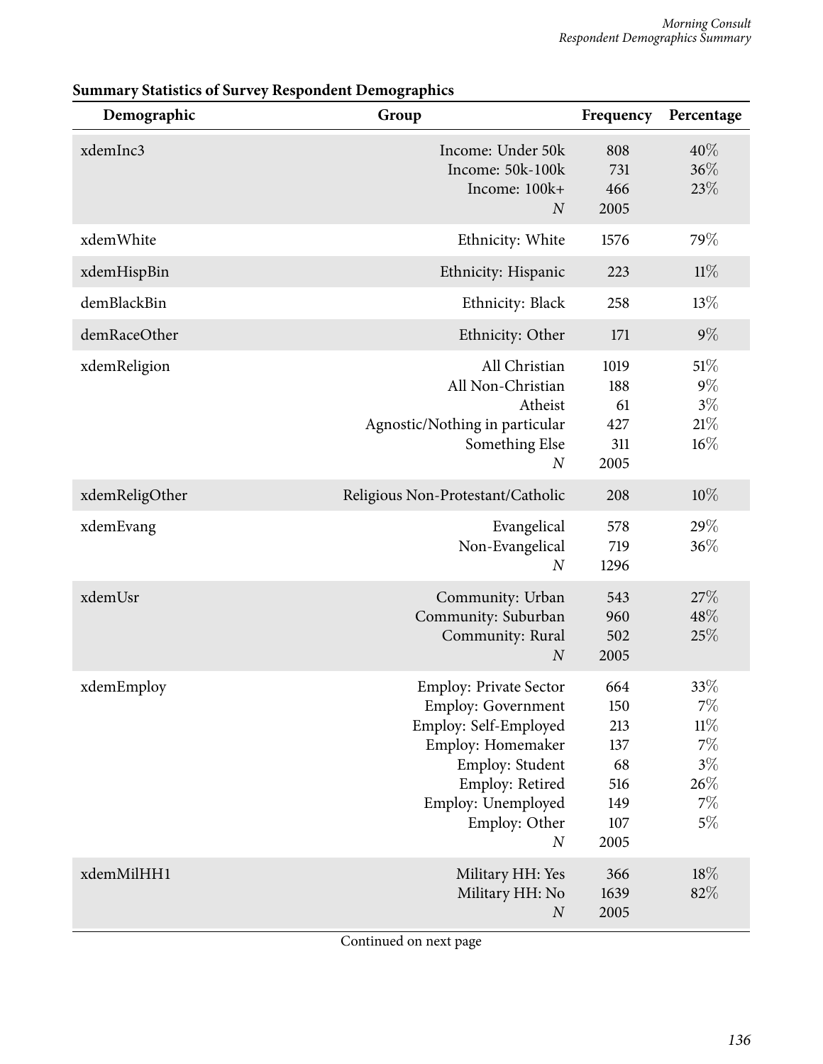**Summary Statistics of Survey Respondent Demographics**

| Demographic | Group | Frequency | Percentage |
|---|---|---|---|
| xdemInc3 | Income: Under 50k | 808 | 40% |
| | Income: 50k-100k | 731 | 36% |
| | Income: 100k+ | 466 | 23% |
| | *N* | 2005 | |
| xdemWhite | Ethnicity: White | 1576 | 79% |
| xdemHispBin | Ethnicity: Hispanic | 223 | 11% |
| demBlackBin | Ethnicity: Black | 258 | 13% |
| demRaceOther | Ethnicity: Other | 171 | 9% |
| xdemReligion | All Christian | 1019 | 51% |
| | All Non-Christian | 188 | 9% |
| | Atheist | 61 | 3% |
| | Agnostic/Nothing in particular | 427 | 21% |
| | Something Else | 311 | 16% |
| | *N* | 2005 | |
| xdemReligOther | Religious Non-Protestant/Catholic | 208 | 10% |
| xdemEvang | Evangelical | 578 | 29% |
| | Non-Evangelical | 719 | 36% |
| | *N* | 1296 | |
| xdemUsr | Community: Urban | 543 | 27% |
| | Community: Suburban | 960 | 48% |
| | Community: Rural | 502 | 25% |
| | *N* | 2005 | |
| xdemEmploy | Employ: Private Sector | 664 | 33% |
| | Employ: Government | 150 | 7% |
| | Employ: Self-Employed | 213 | 11% |
| | Employ: Homemaker | 137 | 7% |
| | Employ: Student | 68 | 3% |
| | Employ: Retired | 516 | 26% |
| | Employ: Unemployed | 149 | 7% |
| | Employ: Other | 107 | 5% |
| | *N* | 2005 | |
| xdemMilHH1 | Military HH: Yes | 366 | 18% |
| | Military HH: No | 1639 | 82% |
| | *N* | 2005 | |

Continued on next page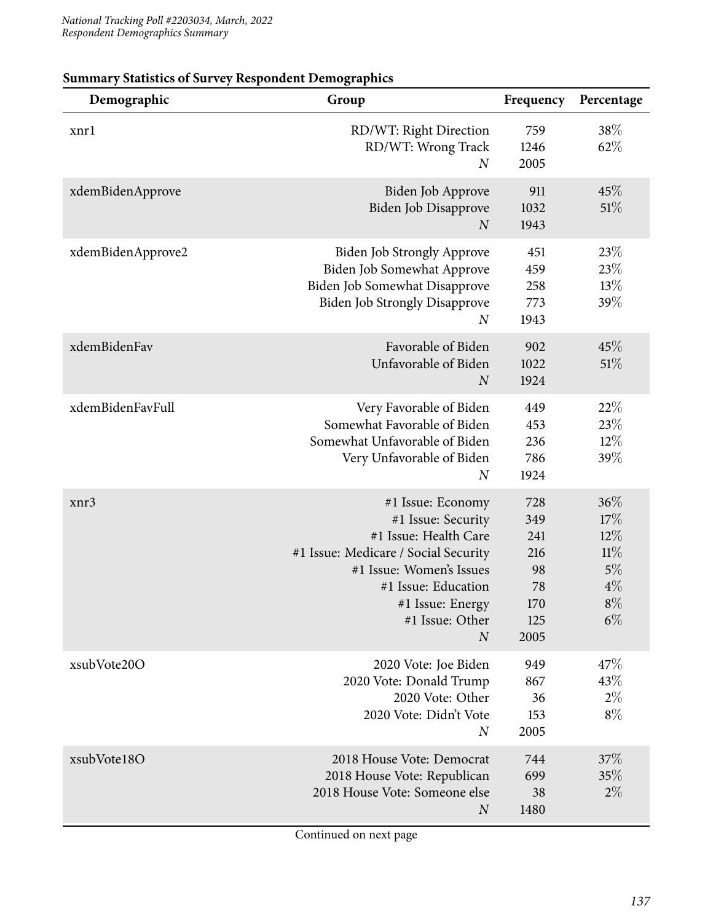**Summary Statistics of Survey Respondent Demographics**

| Demographic | Group | Frequency | Percentage |
|---|---|---|---|
| xnr1 | RD/WT: Right Direction | 759 | 38% |
| | RD/WT: Wrong Track | 1246 | 62% |
| | *N* | 2005 | |
| xdemBidenApprove | Biden Job Approve | 911 | 45% |
| | Biden Job Disapprove | 1032 | 51% |
| | *N* | 1943 | |
| xdemBidenApprove2 | Biden Job Strongly Approve | 451 | 23% |
| | Biden Job Somewhat Approve | 459 | 23% |
| | Biden Job Somewhat Disapprove | 258 | 13% |
| | Biden Job Strongly Disapprove | 773 | 39% |
| | *N* | 1943 | |
| xdemBidenFav | Favorable of Biden | 902 | 45% |
| | Unfavorable of Biden | 1022 | 51% |
| | *N* | 1924 | |
| xdemBidenFavFull | Very Favorable of Biden | 449 | 22% |
| | Somewhat Favorable of Biden | 453 | 23% |
| | Somewhat Unfavorable of Biden | 236 | 12% |
| | Very Unfavorable of Biden | 786 | 39% |
| | *N* | 1924 | |
| xnr3 | #1 Issue: Economy | 728 | 36% |
| | #1 Issue: Security | 349 | 17% |
| | #1 Issue: Health Care | 241 | 12% |
| | #1 Issue: Medicare / Social Security | 216 | 11% |
| | #1 Issue: Women's Issues | 98 | 5% |
| | #1 Issue: Education | 78 | 4% |
| | #1 Issue: Energy | 170 | 8% |
| | #1 Issue: Other | 125 | 6% |
| | *N* | 2005 | |
| xsubVote20O | 2020 Vote: Joe Biden | 949 | 47% |
| | 2020 Vote: Donald Trump | 867 | 43% |
| | 2020 Vote: Other | 36 | 2% |
| | 2020 Vote: Didn't Vote | 153 | 8% |
| | *N* | 2005 | |
| xsubVote18O | 2018 House Vote: Democrat | 744 | 37% |
| | 2018 House Vote: Republican | 699 | 35% |
| | 2018 House Vote: Someone else | 38 | 2% |
| | *N* | 1480 | |

Continued on next page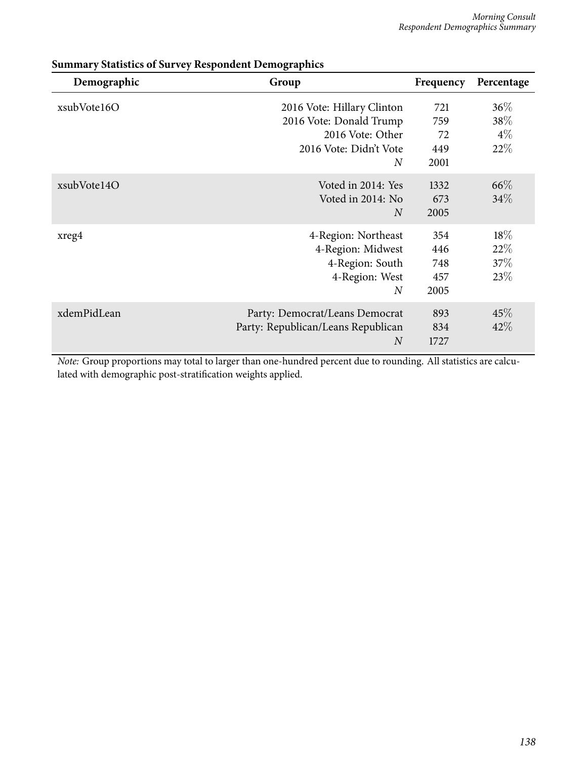## Summary Statistics of Survey Respondent Demographics

| Demographic | Group | Frequency | Percentage |
|---|---|---|---|
| xsubVote16O | 2016 Vote: Hillary Clinton | 721 | 36% |
| | 2016 Vote: Donald Trump | 759 | 38% |
| | 2016 Vote: Other | 72 | 4% |
| | 2016 Vote: Didn't Vote | 449 | 22% |
| | *N* | 2001 | |
| xsubVote14O | Voted in 2014: Yes | 1332 | 66% |
| | Voted in 2014: No | 673 | 34% |
| | *N* | 2005 | |
| xreg4 | 4-Region: Northeast | 354 | 18% |
| | 4-Region: Midwest | 446 | 22% |
| | 4-Region: South | 748 | 37% |
| | 4-Region: West | 457 | 23% |
| | *N* | 2005 | |
| xdemPidLean | Party: Democrat/Leans Democrat | 893 | 45% |
| | Party: Republican/Leans Republican | 834 | 42% |
| | *N* | 1727 | |

*Note:* Group proportions may total to larger than one-hundred percent due to rounding. All statistics are calculated with demographic post-stratification weights applied.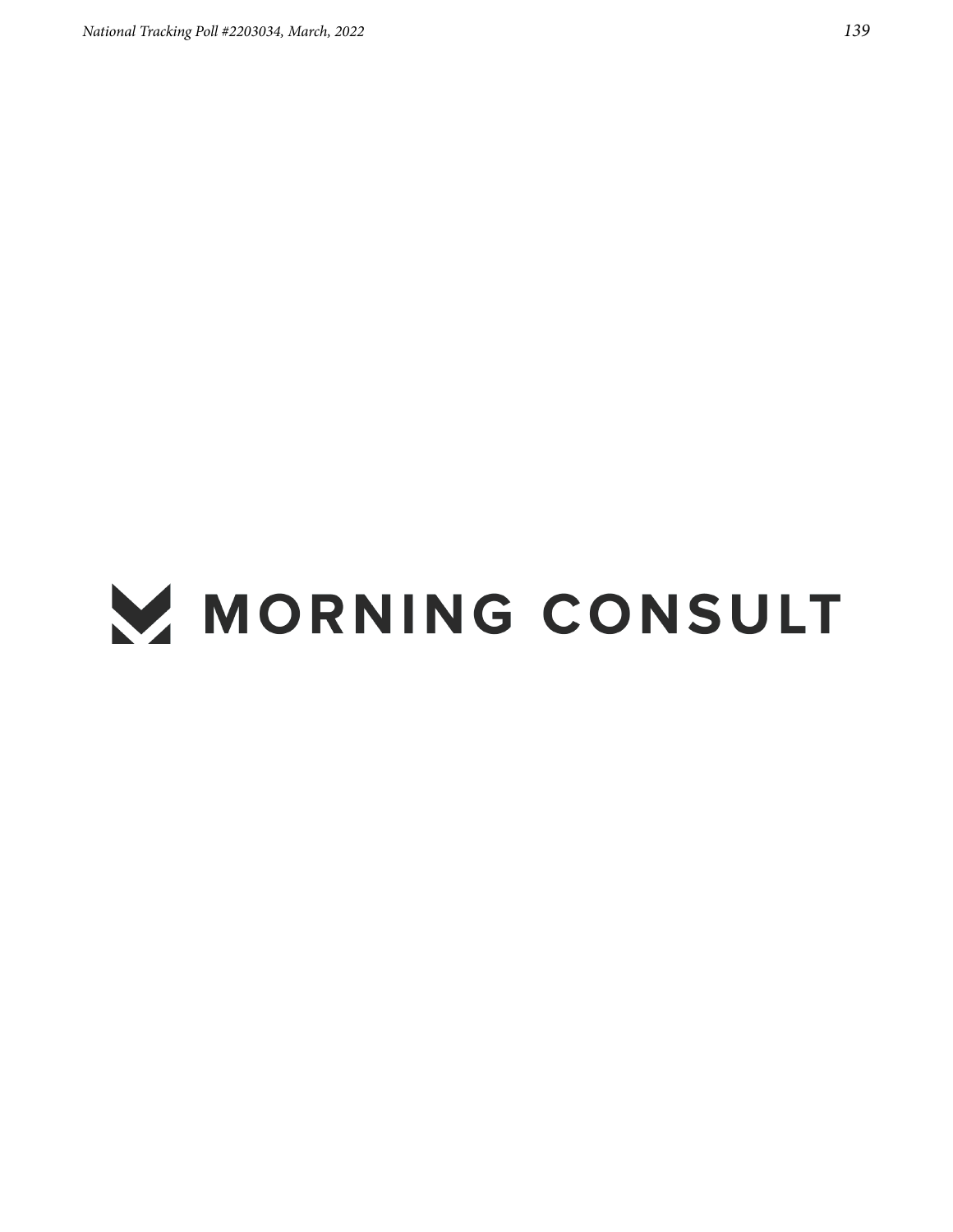MORNING CONSULT